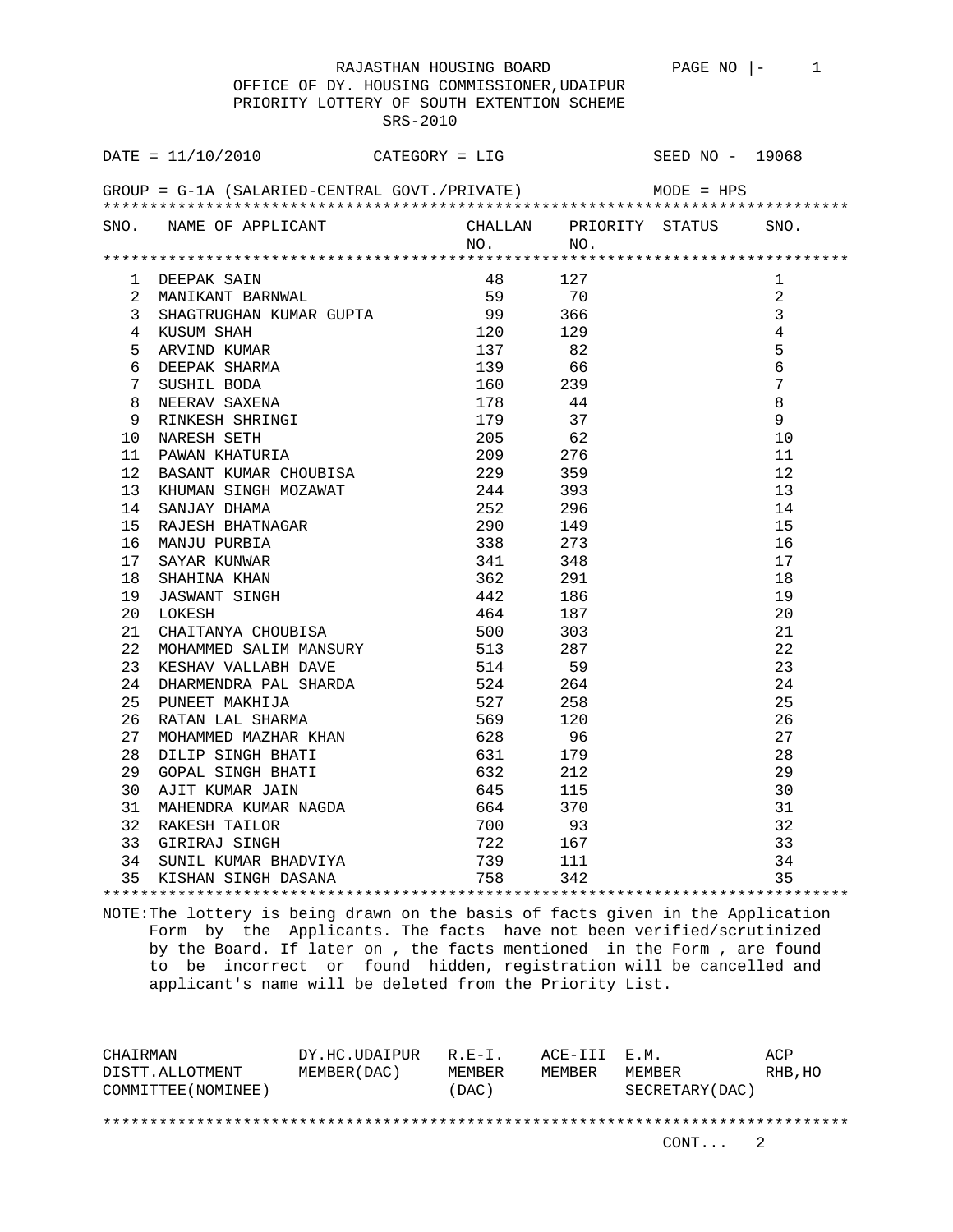RAJASTHAN HOUSING BOARD

OFFICE OF DY. HOUSING COMMISSIONER,UDAIPUR

PRIORITY LOTTERY OF SOUTH EXTENTION SCHEME

SRS-2010

DATE = 11/10/2010 CATEGORY = LIG SEED NO - 19068

GROUP = G-1A (SALARIED-CENTRAL GOVT./PRIVATE) MODE = HPS

| SNO. | NAME OF APPLICANT | CHALLAN NO. | PRIORITY NO. | STATUS | SNO. |
|---|---|---|---|---|---|
| 1 | DEEPAK SAIN | 48 | 127 | | 1 |
| 2 | MANIKANT BARNWAL | 59 | 70 | | 2 |
| 3 | SHAGTRUGHAN KUMAR GUPTA | 99 | 366 | | 3 |
| 4 | KUSUM SHAH | 120 | 129 | | 4 |
| 5 | ARVIND KUMAR | 137 | 82 | | 5 |
| 6 | DEEPAK SHARMA | 139 | 66 | | 6 |
| 7 | SUSHIL BODA | 160 | 239 | | 7 |
| 8 | NEERAV SAXENA | 178 | 44 | | 8 |
| 9 | RINKESH SHRINGI | 179 | 37 | | 9 |
| 10 | NARESH SETH | 205 | 62 | | 10 |
| 11 | PAWAN KHATURIA | 209 | 276 | | 11 |
| 12 | BASANT KUMAR CHOUBISA | 229 | 359 | | 12 |
| 13 | KHUMAN SINGH MOZAWAT | 244 | 393 | | 13 |
| 14 | SANJAY DHAMA | 252 | 296 | | 14 |
| 15 | RAJESH BHATNAGAR | 290 | 149 | | 15 |
| 16 | MANJU PURBIA | 338 | 273 | | 16 |
| 17 | SAYAR KUNWAR | 341 | 348 | | 17 |
| 18 | SHAHINA KHAN | 362 | 291 | | 18 |
| 19 | JASWANT SINGH | 442 | 186 | | 19 |
| 20 | LOKESH | 464 | 187 | | 20 |
| 21 | CHAITANYA CHOUBISA | 500 | 303 | | 21 |
| 22 | MOHAMMED SALIM MANSURY | 513 | 287 | | 22 |
| 23 | KESHAV VALLABH DAVE | 514 | 59 | | 23 |
| 24 | DHARMENDRA PAL SHARDA | 524 | 264 | | 24 |
| 25 | PUNEET MAKHIJA | 527 | 258 | | 25 |
| 26 | RATAN LAL SHARMA | 569 | 120 | | 26 |
| 27 | MOHAMMED MAZHAR KHAN | 628 | 96 | | 27 |
| 28 | DILIP SINGH BHATI | 631 | 179 | | 28 |
| 29 | GOPAL SINGH BHATI | 632 | 212 | | 29 |
| 30 | AJIT KUMAR JAIN | 645 | 115 | | 30 |
| 31 | MAHENDRA KUMAR NAGDA | 664 | 370 | | 31 |
| 32 | RAKESH TAILOR | 700 | 93 | | 32 |
| 33 | GIRIRAJ SINGH | 722 | 167 | | 33 |
| 34 | SUNIL KUMAR BHADVIYA | 739 | 111 | | 34 |
| 35 | KISHAN SINGH DASANA | 758 | 342 | | 35 |

NOTE:The lottery is being drawn on the basis of facts given in the Application Form by the Applicants. The facts have not been verified/scrutinized by the Board. If later on , the facts mentioned in the Form , are found to be incorrect or found hidden, registration will be cancelled and applicant's name will be deleted from the Priority List.

| CHAIRMAN DISTT.ALLOTMENT COMMITTEE(NOMINEE) | DY.HC.UDAIPUR MEMBER(DAC) | R.E-I. MEMBER (DAC) | ACE-III MEMBER | E.M. MEMBER SECRETARY(DAC) | ACP RHB,HO |
|---|---|---|---|---|---|

CONT... 2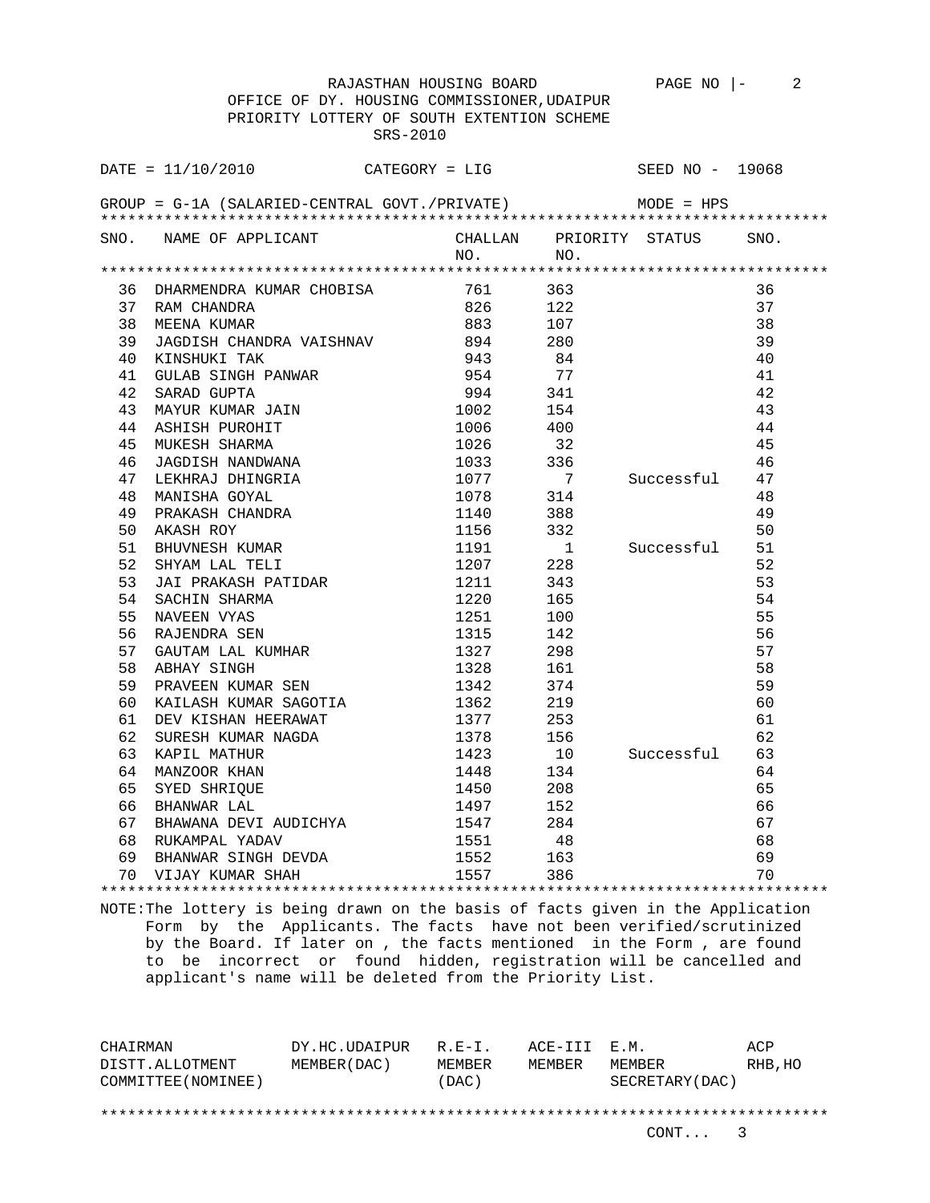RAJASTHAN HOUSING BOARD

OFFICE OF DY. HOUSING COMMISSIONER,UDAIPUR

PRIORITY LOTTERY OF SOUTH EXTENTION SCHEME

SRS-2010

DATE = 11/10/2010 CATEGORY = LIG SEED NO - 19068

GROUP = G-1A (SALARIED-CENTRAL GOVT./PRIVATE) MODE = HPS

| SNO. | NAME OF APPLICANT | CHALLAN NO. | PRIORITY NO. | STATUS | SNO. |
|---|---|---|---|---|---|
| 36 | DHARMENDRA KUMAR CHOBISA | 761 | 363 | | 36 |
| 37 | RAM CHANDRA | 826 | 122 | | 37 |
| 38 | MEENA KUMAR | 883 | 107 | | 38 |
| 39 | JAGDISH CHANDRA VAISHNAV | 894 | 280 | | 39 |
| 40 | KINSHUKI TAK | 943 | 84 | | 40 |
| 41 | GULAB SINGH PANWAR | 954 | 77 | | 41 |
| 42 | SARAD GUPTA | 994 | 341 | | 42 |
| 43 | MAYUR KUMAR JAIN | 1002 | 154 | | 43 |
| 44 | ASHISH PUROHIT | 1006 | 400 | | 44 |
| 45 | MUKESH SHARMA | 1026 | 32 | | 45 |
| 46 | JAGDISH NANDWANA | 1033 | 336 | | 46 |
| 47 | LEKHRAJ DHINGRIA | 1077 | 7 | Successful | 47 |
| 48 | MANISHA GOYAL | 1078 | 314 | | 48 |
| 49 | PRAKASH CHANDRA | 1140 | 388 | | 49 |
| 50 | AKASH ROY | 1156 | 332 | | 50 |
| 51 | BHUVNESH KUMAR | 1191 | 1 | Successful | 51 |
| 52 | SHYAM LAL TELI | 1207 | 228 | | 52 |
| 53 | JAI PRAKASH PATIDAR | 1211 | 343 | | 53 |
| 54 | SACHIN SHARMA | 1220 | 165 | | 54 |
| 55 | NAVEEN VYAS | 1251 | 100 | | 55 |
| 56 | RAJENDRA SEN | 1315 | 142 | | 56 |
| 57 | GAUTAM LAL KUMHAR | 1327 | 298 | | 57 |
| 58 | ABHAY SINGH | 1328 | 161 | | 58 |
| 59 | PRAVEEN KUMAR SEN | 1342 | 374 | | 59 |
| 60 | KAILASH KUMAR SAGOTIA | 1362 | 219 | | 60 |
| 61 | DEV KISHAN HEERAWAT | 1377 | 253 | | 61 |
| 62 | SURESH KUMAR NAGDA | 1378 | 156 | | 62 |
| 63 | KAPIL MATHUR | 1423 | 10 | Successful | 63 |
| 64 | MANZOOR KHAN | 1448 | 134 | | 64 |
| 65 | SYED SHRIQUE | 1450 | 208 | | 65 |
| 66 | BHANWAR LAL | 1497 | 152 | | 66 |
| 67 | BHAWANA DEVI AUDICHYA | 1547 | 284 | | 67 |
| 68 | RUKAMPAL YADAV | 1551 | 48 | | 68 |
| 69 | BHANWAR SINGH DEVDA | 1552 | 163 | | 69 |
| 70 | VIJAY KUMAR SHAH | 1557 | 386 | | 70 |

NOTE:The lottery is being drawn on the basis of facts given in the Application Form by the Applicants. The facts have not been verified/scrutinized by the Board. If later on , the facts mentioned in the Form , are found to be incorrect or found hidden, registration will be cancelled and applicant's name will be deleted from the Priority List.

| CHAIRMAN DISTT.ALLOTMENT COMMITTEE(NOMINEE) | DY.HC.UDAIPUR MEMBER(DAC) | R.E-I. MEMBER (DAC) | ACE-III MEMBER | E.M. MEMBER SECRETARY(DAC) | ACP RHB,HO |
|---|---|---|---|---|---|

CONT... 3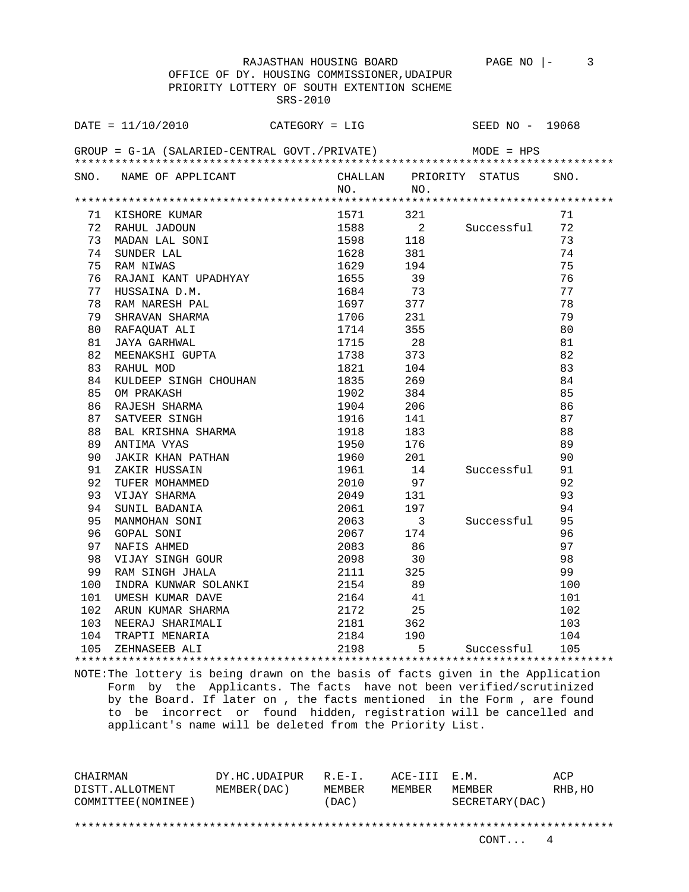RAJASTHAN HOUSING BOARD

OFFICE OF DY. HOUSING COMMISSIONER,UDAIPUR

PRIORITY LOTTERY OF SOUTH EXTENTION SCHEME

SRS-2010

DATE = 11/10/2010 CATEGORY = LIG SEED NO - 19068

GROUP = G-1A (SALARIED-CENTRAL GOVT./PRIVATE) MODE = HPS

| SNO. | NAME OF APPLICANT | CHALLAN NO. | PRIORITY NO. | STATUS | SNO. |
|---|---|---|---|---|---|
| 71 | KISHORE KUMAR | 1571 | 321 | | 71 |
| 72 | RAHUL JADOUN | 1588 | 2 | Successful | 72 |
| 73 | MADAN LAL SONI | 1598 | 118 | | 73 |
| 74 | SUNDER LAL | 1628 | 381 | | 74 |
| 75 | RAM NIWAS | 1629 | 194 | | 75 |
| 76 | RAJANI KANT UPADHYAY | 1655 | 39 | | 76 |
| 77 | HUSSAINA D.M. | 1684 | 73 | | 77 |
| 78 | RAM NARESH PAL | 1697 | 377 | | 78 |
| 79 | SHRAVAN SHARMA | 1706 | 231 | | 79 |
| 80 | RAFAQUAT ALI | 1714 | 355 | | 80 |
| 81 | JAYA GARHWAL | 1715 | 28 | | 81 |
| 82 | MEENAKSHI GUPTA | 1738 | 373 | | 82 |
| 83 | RAHUL MOD | 1821 | 104 | | 83 |
| 84 | KULDEEP SINGH CHOUHAN | 1835 | 269 | | 84 |
| 85 | OM PRAKASH | 1902 | 384 | | 85 |
| 86 | RAJESH SHARMA | 1904 | 206 | | 86 |
| 87 | SATVEER SINGH | 1916 | 141 | | 87 |
| 88 | BAL KRISHNA SHARMA | 1918 | 183 | | 88 |
| 89 | ANTIMA VYAS | 1950 | 176 | | 89 |
| 90 | JAKIR KHAN PATHAN | 1960 | 201 | | 90 |
| 91 | ZAKIR HUSSAIN | 1961 | 14 | Successful | 91 |
| 92 | TUFER MOHAMMED | 2010 | 97 | | 92 |
| 93 | VIJAY SHARMA | 2049 | 131 | | 93 |
| 94 | SUNIL BADANIA | 2061 | 197 | | 94 |
| 95 | MANMOHAN SONI | 2063 | 3 | Successful | 95 |
| 96 | GOPAL SONI | 2067 | 174 | | 96 |
| 97 | NAFIS AHMED | 2083 | 86 | | 97 |
| 98 | VIJAY SINGH GOUR | 2098 | 30 | | 98 |
| 99 | RAM SINGH JHALA | 2111 | 325 | | 99 |
| 100 | INDRA KUNWAR SOLANKI | 2154 | 89 | | 100 |
| 101 | UMESH KUMAR DAVE | 2164 | 41 | | 101 |
| 102 | ARUN KUMAR SHARMA | 2172 | 25 | | 102 |
| 103 | NEERAJ SHARIMALI | 2181 | 362 | | 103 |
| 104 | TRAPTI MENARIA | 2184 | 190 | | 104 |
| 105 | ZEHNASEEB ALI | 2198 | 5 | Successful | 105 |

NOTE:The lottery is being drawn on the basis of facts given in the Application Form by the Applicants. The facts have not been verified/scrutinized by the Board. If later on , the facts mentioned in the Form , are found to be incorrect or found hidden, registration will be cancelled and applicant's name will be deleted from the Priority List.

| CHAIRMAN DISTT.ALLOTMENT COMMITTEE(NOMINEE) | DY.HC.UDAIPUR MEMBER(DAC) | R.E-I. MEMBER (DAC) | ACE-III MEMBER | E.M. MEMBER SECRETARY(DAC) | ACP RHB,HO |
|---|---|---|---|---|---|

CONT... 4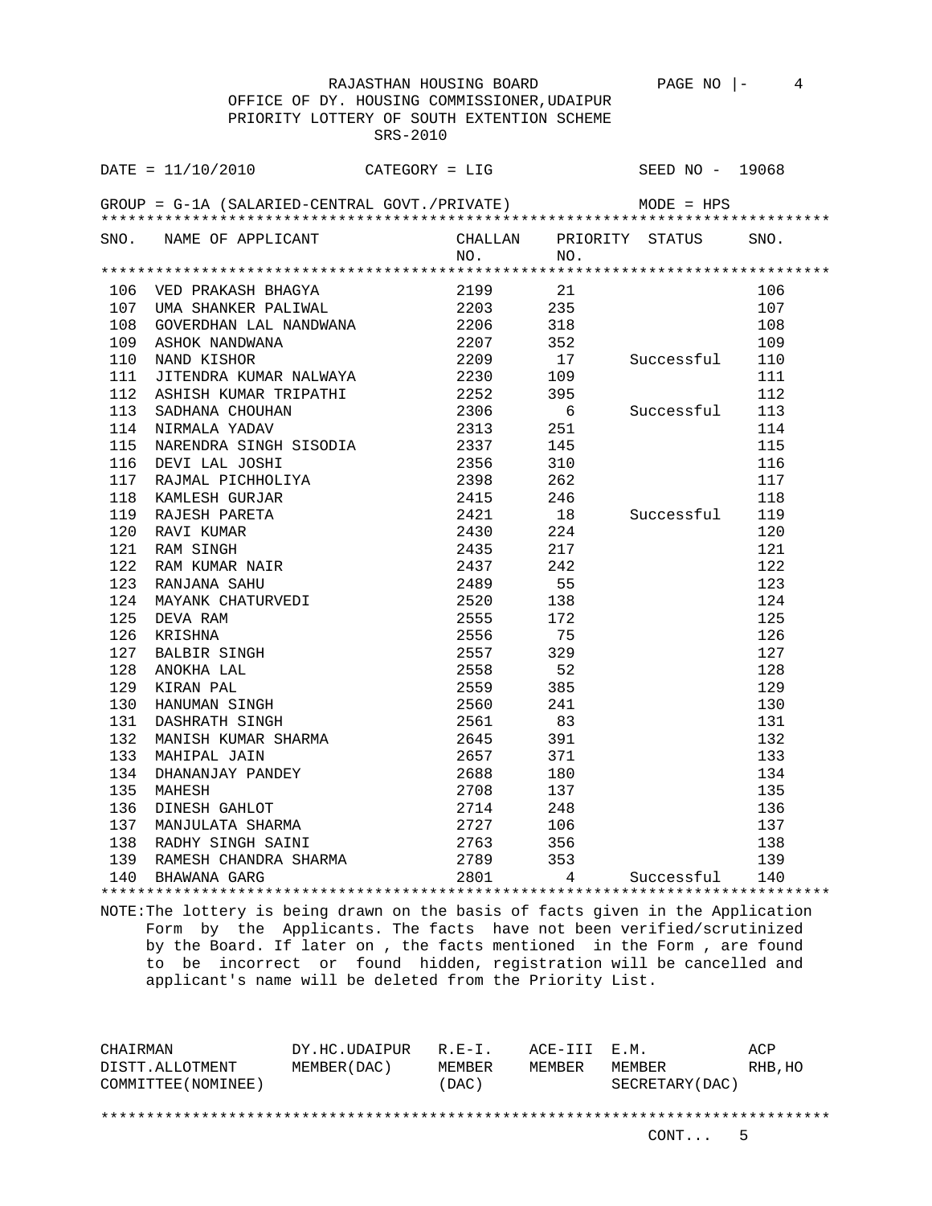RAJASTHAN HOUSING BOARD

OFFICE OF DY. HOUSING COMMISSIONER,UDAIPUR

PRIORITY LOTTERY OF SOUTH EXTENTION SCHEME

SRS-2010

DATE = 11/10/2010 CATEGORY = LIG SEED NO - 19068

GROUP = G-1A (SALARIED-CENTRAL GOVT./PRIVATE) MODE = HPS

| SNO. | NAME OF APPLICANT | CHALLAN NO. | PRIORITY NO. | STATUS | SNO. |
|---|---|---|---|---|---|
| 106 | VED PRAKASH BHAGYA | 2199 | 21 | | 106 |
| 107 | UMA SHANKER PALIWAL | 2203 | 235 | | 107 |
| 108 | GOVERDHAN LAL NANDWANA | 2206 | 318 | | 108 |
| 109 | ASHOK NANDWANA | 2207 | 352 | | 109 |
| 110 | NAND KISHOR | 2209 | 17 | Successful | 110 |
| 111 | JITENDRA KUMAR NALWAYA | 2230 | 109 | | 111 |
| 112 | ASHISH KUMAR TRIPATHI | 2252 | 395 | | 112 |
| 113 | SADHANA CHOUHAN | 2306 | 6 | Successful | 113 |
| 114 | NIRMALA YADAV | 2313 | 251 | | 114 |
| 115 | NARENDRA SINGH SISODIA | 2337 | 145 | | 115 |
| 116 | DEVI LAL JOSHI | 2356 | 310 | | 116 |
| 117 | RAJMAL PICHHOLIYA | 2398 | 262 | | 117 |
| 118 | KAMLESH GURJAR | 2415 | 246 | | 118 |
| 119 | RAJESH PARETA | 2421 | 18 | Successful | 119 |
| 120 | RAVI KUMAR | 2430 | 224 | | 120 |
| 121 | RAM SINGH | 2435 | 217 | | 121 |
| 122 | RAM KUMAR NAIR | 2437 | 242 | | 122 |
| 123 | RANJANA SAHU | 2489 | 55 | | 123 |
| 124 | MAYANK CHATURVEDI | 2520 | 138 | | 124 |
| 125 | DEVA RAM | 2555 | 172 | | 125 |
| 126 | KRISHNA | 2556 | 75 | | 126 |
| 127 | BALBIR SINGH | 2557 | 329 | | 127 |
| 128 | ANOKHA LAL | 2558 | 52 | | 128 |
| 129 | KIRAN PAL | 2559 | 385 | | 129 |
| 130 | HANUMAN SINGH | 2560 | 241 | | 130 |
| 131 | DASHRATH SINGH | 2561 | 83 | | 131 |
| 132 | MANISH KUMAR SHARMA | 2645 | 391 | | 132 |
| 133 | MAHIPAL JAIN | 2657 | 371 | | 133 |
| 134 | DHANANJAY PANDEY | 2688 | 180 | | 134 |
| 135 | MAHESH | 2708 | 137 | | 135 |
| 136 | DINESH GAHLOT | 2714 | 248 | | 136 |
| 137 | MANJULATA SHARMA | 2727 | 106 | | 137 |
| 138 | RADHY SINGH SAINI | 2763 | 356 | | 138 |
| 139 | RAMESH CHANDRA SHARMA | 2789 | 353 | | 139 |
| 140 | BHAWANA GARG | 2801 | 4 | Successful | 140 |

NOTE:The lottery is being drawn on the basis of facts given in the Application Form by the Applicants. The facts have not been verified/scrutinized by the Board. If later on , the facts mentioned in the Form , are found to be incorrect or found hidden, registration will be cancelled and applicant's name will be deleted from the Priority List.

| CHAIRMAN DISTT.ALLOTMENT COMMITTEE(NOMINEE) | DY.HC.UDAIPUR MEMBER(DAC) | R.E-I. MEMBER (DAC) | ACE-III MEMBER | E.M. MEMBER SECRETARY(DAC) | ACP RHB,HO |
|---|---|---|---|---|---|

CONT... 5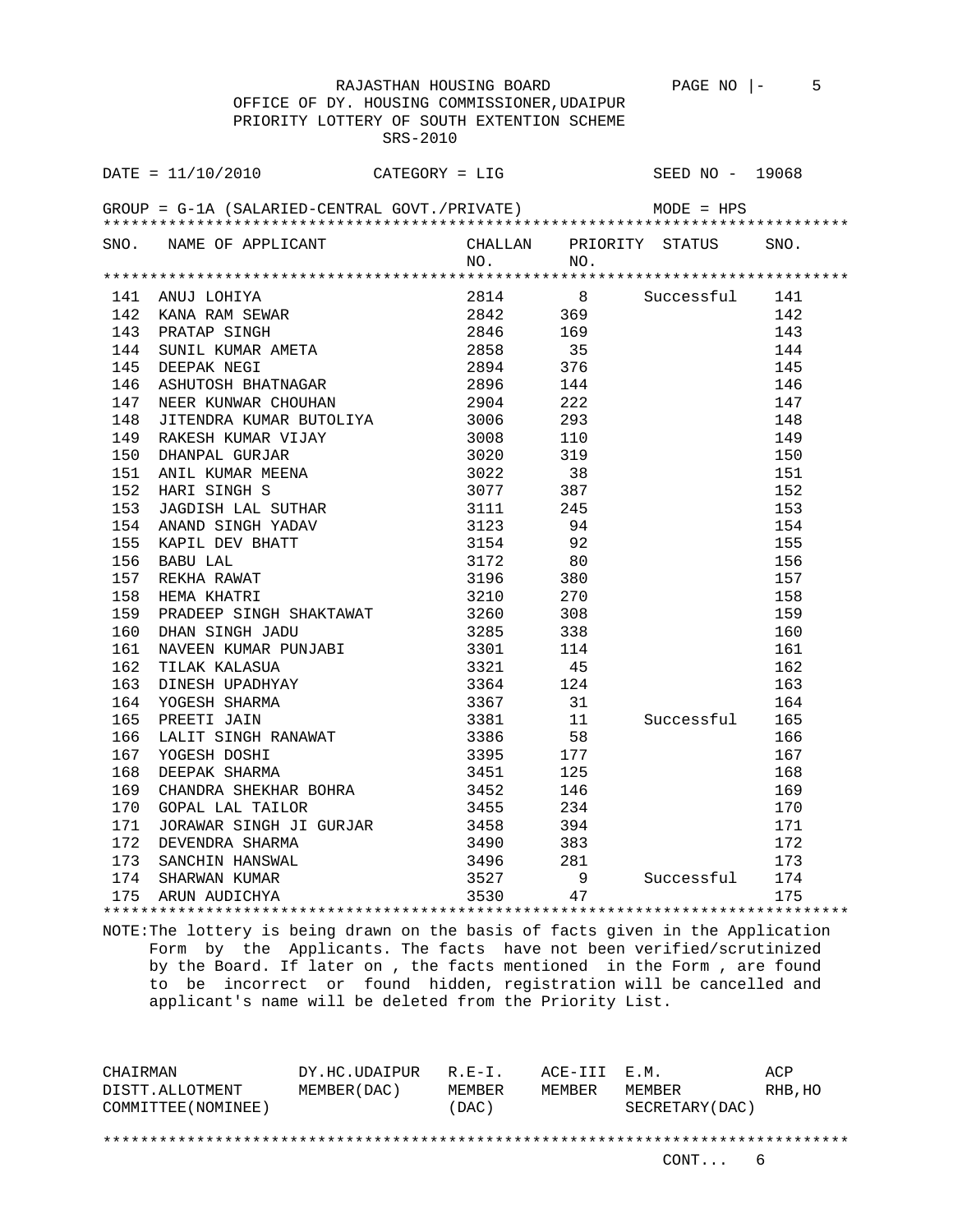RAJASTHAN HOUSING BOARD

OFFICE OF DY. HOUSING COMMISSIONER,UDAIPUR

PRIORITY LOTTERY OF SOUTH EXTENTION SCHEME

SRS-2010

DATE = 11/10/2010 CATEGORY = LIG SEED NO - 19068

GROUP = G-1A (SALARIED-CENTRAL GOVT./PRIVATE) MODE = HPS

| SNO. | NAME OF APPLICANT | CHALLAN NO. | PRIORITY NO. | STATUS | SNO. |
|---|---|---|---|---|---|
| 141 | ANUJ LOHIYA | 2814 | 8 | Successful | 141 |
| 142 | KANA RAM SEWAR | 2842 | 369 | | 142 |
| 143 | PRATAP SINGH | 2846 | 169 | | 143 |
| 144 | SUNIL KUMAR AMETA | 2858 | 35 | | 144 |
| 145 | DEEPAK NEGI | 2894 | 376 | | 145 |
| 146 | ASHUTOSH BHATNAGAR | 2896 | 144 | | 146 |
| 147 | NEER KUNWAR CHOUHAN | 2904 | 222 | | 147 |
| 148 | JITENDRA KUMAR BUTOLIYA | 3006 | 293 | | 148 |
| 149 | RAKESH KUMAR VIJAY | 3008 | 110 | | 149 |
| 150 | DHANPAL GURJAR | 3020 | 319 | | 150 |
| 151 | ANIL KUMAR MEENA | 3022 | 38 | | 151 |
| 152 | HARI SINGH S | 3077 | 387 | | 152 |
| 153 | JAGDISH LAL SUTHAR | 3111 | 245 | | 153 |
| 154 | ANAND SINGH YADAV | 3123 | 94 | | 154 |
| 155 | KAPIL DEV BHATT | 3154 | 92 | | 155 |
| 156 | BABU LAL | 3172 | 80 | | 156 |
| 157 | REKHA RAWAT | 3196 | 380 | | 157 |
| 158 | HEMA KHATRI | 3210 | 270 | | 158 |
| 159 | PRADEEP SINGH SHAKTAWAT | 3260 | 308 | | 159 |
| 160 | DHAN SINGH JADU | 3285 | 338 | | 160 |
| 161 | NAVEEN KUMAR PUNJABI | 3301 | 114 | | 161 |
| 162 | TILAK KALASUA | 3321 | 45 | | 162 |
| 163 | DINESH UPADHYAY | 3364 | 124 | | 163 |
| 164 | YOGESH SHARMA | 3367 | 31 | | 164 |
| 165 | PREETI JAIN | 3381 | 11 | Successful | 165 |
| 166 | LALIT SINGH RANAWAT | 3386 | 58 | | 166 |
| 167 | YOGESH DOSHI | 3395 | 177 | | 167 |
| 168 | DEEPAK SHARMA | 3451 | 125 | | 168 |
| 169 | CHANDRA SHEKHAR BOHRA | 3452 | 146 | | 169 |
| 170 | GOPAL LAL TAILOR | 3455 | 234 | | 170 |
| 171 | JORAWAR SINGH JI GURJAR | 3458 | 394 | | 171 |
| 172 | DEVENDRA SHARMA | 3490 | 383 | | 172 |
| 173 | SANCHIN HANSWAL | 3496 | 281 | | 173 |
| 174 | SHARWAN KUMAR | 3527 | 9 | Successful | 174 |
| 175 | ARUN AUDICHYA | 3530 | 47 | | 175 |

NOTE:The lottery is being drawn on the basis of facts given in the Application Form by the Applicants. The facts have not been verified/scrutinized by the Board. If later on , the facts mentioned in the Form , are found to be incorrect or found hidden, registration will be cancelled and applicant's name will be deleted from the Priority List.

| CHAIRMAN DISTT.ALLOTMENT COMMITTEE(NOMINEE) | DY.HC.UDAIPUR MEMBER(DAC) | R.E-I. MEMBER (DAC) | ACE-III MEMBER | E.M. MEMBER SECRETARY(DAC) | ACP RHB,HO |
|---|---|---|---|---|---|

CONT... 6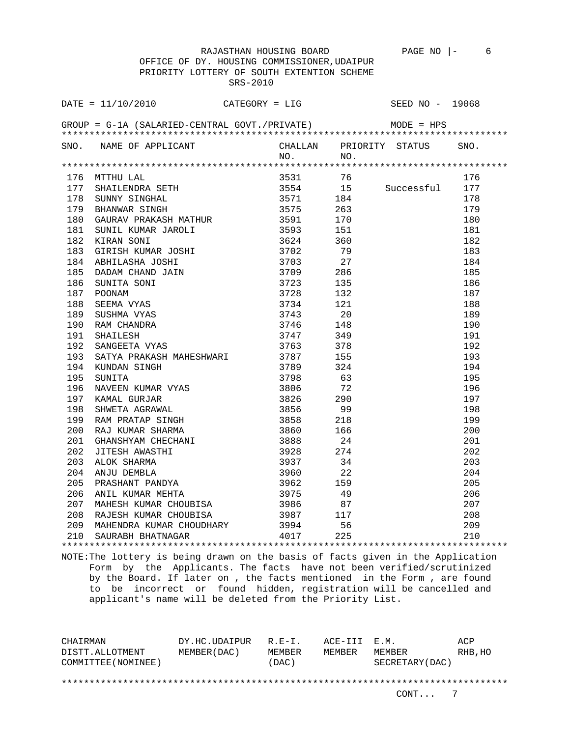RAJASTHAN HOUSING BOARD

OFFICE OF DY. HOUSING COMMISSIONER,UDAIPUR

PRIORITY LOTTERY OF SOUTH EXTENTION SCHEME

SRS-2010

DATE = 11/10/2010 CATEGORY = LIG SEED NO - 19068

GROUP = G-1A (SALARIED-CENTRAL GOVT./PRIVATE) MODE = HPS

| SNO. | NAME OF APPLICANT | CHALLAN NO. | PRIORITY NO. | STATUS | SNO. |
|---|---|---|---|---|---|
| 176 | MTTHU LAL | 3531 | 76 | | 176 |
| 177 | SHAILENDRA SETH | 3554 | 15 | Successful | 177 |
| 178 | SUNNY SINGHAL | 3571 | 184 | | 178 |
| 179 | BHANWAR SINGH | 3575 | 263 | | 179 |
| 180 | GAURAV PRAKASH MATHUR | 3591 | 170 | | 180 |
| 181 | SUNIL KUMAR JAROLI | 3593 | 151 | | 181 |
| 182 | KIRAN SONI | 3624 | 360 | | 182 |
| 183 | GIRISH KUMAR JOSHI | 3702 | 79 | | 183 |
| 184 | ABHILASHA JOSHI | 3703 | 27 | | 184 |
| 185 | DADAM CHAND JAIN | 3709 | 286 | | 185 |
| 186 | SUNITA SONI | 3723 | 135 | | 186 |
| 187 | POONAM | 3728 | 132 | | 187 |
| 188 | SEEMA VYAS | 3734 | 121 | | 188 |
| 189 | SUSHMA VYAS | 3743 | 20 | | 189 |
| 190 | RAM CHANDRA | 3746 | 148 | | 190 |
| 191 | SHAILESH | 3747 | 349 | | 191 |
| 192 | SANGEETA VYAS | 3763 | 378 | | 192 |
| 193 | SATYA PRAKASH MAHESHWARI | 3787 | 155 | | 193 |
| 194 | KUNDAN SINGH | 3789 | 324 | | 194 |
| 195 | SUNITA | 3798 | 63 | | 195 |
| 196 | NAVEEN KUMAR VYAS | 3806 | 72 | | 196 |
| 197 | KAMAL GURJAR | 3826 | 290 | | 197 |
| 198 | SHWETA AGRAWAL | 3856 | 99 | | 198 |
| 199 | RAM PRATAP SINGH | 3858 | 218 | | 199 |
| 200 | RAJ KUMAR SHARMA | 3860 | 166 | | 200 |
| 201 | GHANSHYAM CHECHANI | 3888 | 24 | | 201 |
| 202 | JITESH AWASTHI | 3928 | 274 | | 202 |
| 203 | ALOK SHARMA | 3937 | 34 | | 203 |
| 204 | ANJU DEMBLA | 3960 | 22 | | 204 |
| 205 | PRASHANT PANDYA | 3962 | 159 | | 205 |
| 206 | ANIL KUMAR MEHTA | 3975 | 49 | | 206 |
| 207 | MAHESH KUMAR CHOUBISA | 3986 | 87 | | 207 |
| 208 | RAJESH KUMAR CHOUBISA | 3987 | 117 | | 208 |
| 209 | MAHENDRA KUMAR CHOUDHARY | 3994 | 56 | | 209 |
| 210 | SAURABH BHATNAGAR | 4017 | 225 | | 210 |

NOTE:The lottery is being drawn on the basis of facts given in the Application Form by the Applicants. The facts have not been verified/scrutinized by the Board. If later on , the facts mentioned in the Form , are found to be incorrect or found hidden, registration will be cancelled and applicant's name will be deleted from the Priority List.

| CHAIRMAN DISTT.ALLOTMENT COMMITTEE(NOMINEE) | DY.HC.UDAIPUR MEMBER(DAC) | R.E-I. MEMBER (DAC) | ACE-III MEMBER | E.M. MEMBER SECRETARY(DAC) | ACP RHB,HO |
|---|---|---|---|---|---|

CONT... 7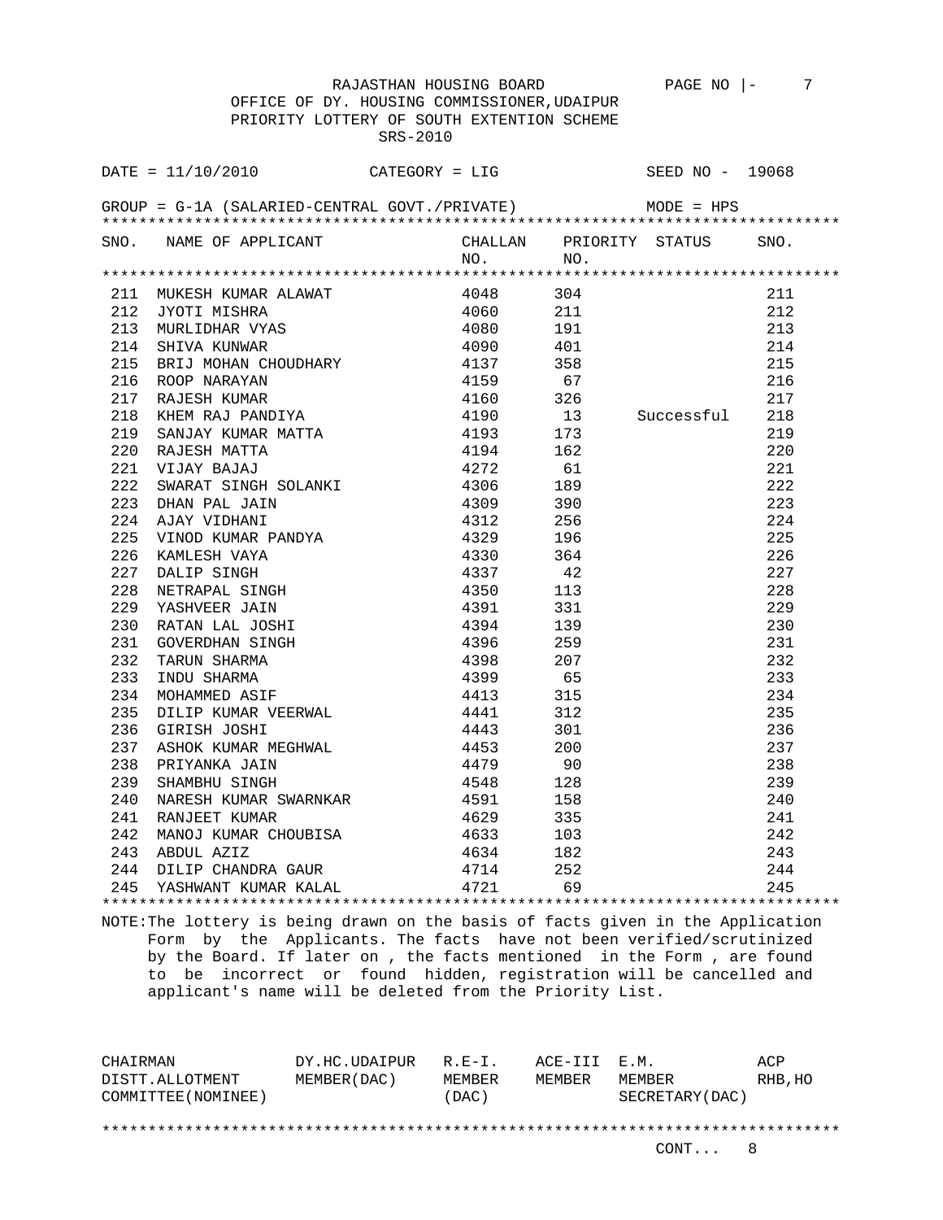RAJASTHAN HOUSING BOARD

OFFICE OF DY. HOUSING COMMISSIONER,UDAIPUR

PRIORITY LOTTERY OF SOUTH EXTENTION SCHEME

SRS-2010

DATE = 11/10/2010    CATEGORY = LIG    SEED NO - 19068

GROUP = G-1A (SALARIED-CENTRAL GOVT./PRIVATE)    MODE = HPS

| SNO. | NAME OF APPLICANT | CHALLAN NO. | PRIORITY NO. | STATUS | SNO. |
|---|---|---|---|---|---|
| 211 | MUKESH KUMAR ALAWAT | 4048 | 304 | | 211 |
| 212 | JYOTI MISHRA | 4060 | 211 | | 212 |
| 213 | MURLIDHAR VYAS | 4080 | 191 | | 213 |
| 214 | SHIVA KUNWAR | 4090 | 401 | | 214 |
| 215 | BRIJ MOHAN CHOUDHARY | 4137 | 358 | | 215 |
| 216 | ROOP NARAYAN | 4159 | 67 | | 216 |
| 217 | RAJESH KUMAR | 4160 | 326 | | 217 |
| 218 | KHEM RAJ PANDIYA | 4190 | 13 | Successful | 218 |
| 219 | SANJAY KUMAR MATTA | 4193 | 173 | | 219 |
| 220 | RAJESH MATTA | 4194 | 162 | | 220 |
| 221 | VIJAY BAJAJ | 4272 | 61 | | 221 |
| 222 | SWARAT SINGH SOLANKI | 4306 | 189 | | 222 |
| 223 | DHAN PAL JAIN | 4309 | 390 | | 223 |
| 224 | AJAY VIDHANI | 4312 | 256 | | 224 |
| 225 | VINOD KUMAR PANDYA | 4329 | 196 | | 225 |
| 226 | KAMLESH VAYA | 4330 | 364 | | 226 |
| 227 | DALIP SINGH | 4337 | 42 | | 227 |
| 228 | NETRAPAL SINGH | 4350 | 113 | | 228 |
| 229 | YASHVEER JAIN | 4391 | 331 | | 229 |
| 230 | RATAN LAL JOSHI | 4394 | 139 | | 230 |
| 231 | GOVERDHAN SINGH | 4396 | 259 | | 231 |
| 232 | TARUN SHARMA | 4398 | 207 | | 232 |
| 233 | INDU SHARMA | 4399 | 65 | | 233 |
| 234 | MOHAMMED ASIF | 4413 | 315 | | 234 |
| 235 | DILIP KUMAR VEERWAL | 4441 | 312 | | 235 |
| 236 | GIRISH JOSHI | 4443 | 301 | | 236 |
| 237 | ASHOK KUMAR MEGHWAL | 4453 | 200 | | 237 |
| 238 | PRIYANKA JAIN | 4479 | 90 | | 238 |
| 239 | SHAMBHU SINGH | 4548 | 128 | | 239 |
| 240 | NARESH KUMAR SWARNKAR | 4591 | 158 | | 240 |
| 241 | RANJEET KUMAR | 4629 | 335 | | 241 |
| 242 | MANOJ KUMAR CHOUBISA | 4633 | 103 | | 242 |
| 243 | ABDUL AZIZ | 4634 | 182 | | 243 |
| 244 | DILIP CHANDRA GAUR | 4714 | 252 | | 244 |
| 245 | YASHWANT KUMAR KALAL | 4721 | 69 | | 245 |

NOTE:The lottery is being drawn on the basis of facts given in the Application Form by the Applicants. The facts have not been verified/scrutinized by the Board. If later on , the facts mentioned in the Form , are found to be incorrect or found hidden, registration will be cancelled and applicant's name will be deleted from the Priority List.

| CHAIRMAN DISTT.ALLOTMENT COMMITTEE(NOMINEE) | DY.HC.UDAIPUR MEMBER(DAC) | R.E-I. MEMBER (DAC) | ACE-III MEMBER | E.M. MEMBER SECRETARY(DAC) | ACP RHB,HO |
|---|---|---|---|---|---|

CONT... 8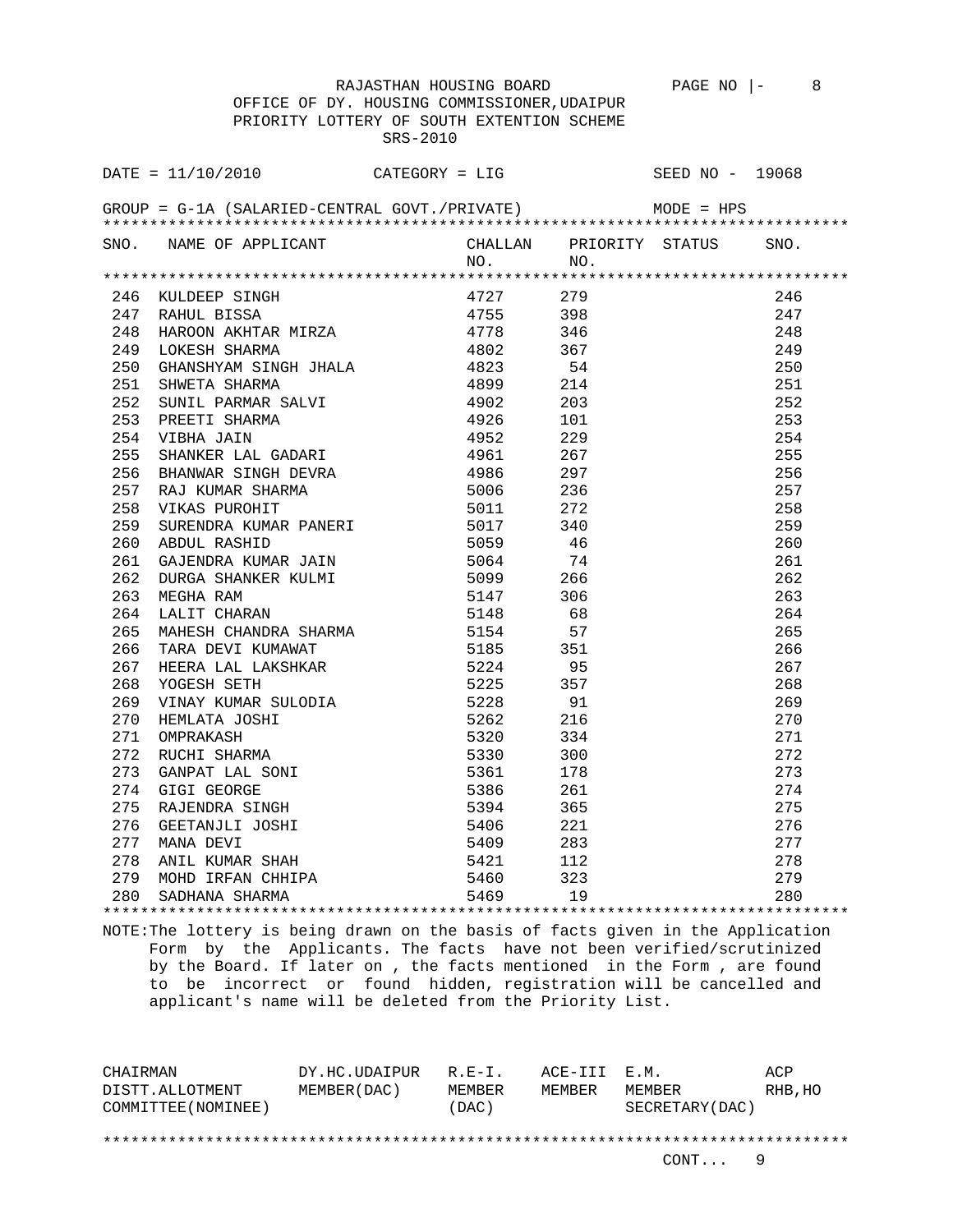RAJASTHAN HOUSING BOARD

OFFICE OF DY. HOUSING COMMISSIONER,UDAIPUR

PRIORITY LOTTERY OF SOUTH EXTENTION SCHEME

SRS-2010

DATE = 11/10/2010 CATEGORY = LIG SEED NO - 19068

GROUP = G-1A (SALARIED-CENTRAL GOVT./PRIVATE) MODE = HPS

| SNO. | NAME OF APPLICANT | CHALLAN NO. | PRIORITY NO. | STATUS | SNO. |
|---|---|---|---|---|---|
| 246 | KULDEEP SINGH | 4727 | 279 | | 246 |
| 247 | RAHUL BISSA | 4755 | 398 | | 247 |
| 248 | HAROON AKHTAR MIRZA | 4778 | 346 | | 248 |
| 249 | LOKESH SHARMA | 4802 | 367 | | 249 |
| 250 | GHANSHYAM SINGH JHALA | 4823 | 54 | | 250 |
| 251 | SHWETA SHARMA | 4899 | 214 | | 251 |
| 252 | SUNIL PARMAR SALVI | 4902 | 203 | | 252 |
| 253 | PREETI SHARMA | 4926 | 101 | | 253 |
| 254 | VIBHA JAIN | 4952 | 229 | | 254 |
| 255 | SHANKER LAL GADARI | 4961 | 267 | | 255 |
| 256 | BHANWAR SINGH DEVRA | 4986 | 297 | | 256 |
| 257 | RAJ KUMAR SHARMA | 5006 | 236 | | 257 |
| 258 | VIKAS PUROHIT | 5011 | 272 | | 258 |
| 259 | SURENDRA KUMAR PANERI | 5017 | 340 | | 259 |
| 260 | ABDUL RASHID | 5059 | 46 | | 260 |
| 261 | GAJENDRA KUMAR JAIN | 5064 | 74 | | 261 |
| 262 | DURGA SHANKER KULMI | 5099 | 266 | | 262 |
| 263 | MEGHA RAM | 5147 | 306 | | 263 |
| 264 | LALIT CHARAN | 5148 | 68 | | 264 |
| 265 | MAHESH CHANDRA SHARMA | 5154 | 57 | | 265 |
| 266 | TARA DEVI KUMAWAT | 5185 | 351 | | 266 |
| 267 | HEERA LAL LAKSHKAR | 5224 | 95 | | 267 |
| 268 | YOGESH SETH | 5225 | 357 | | 268 |
| 269 | VINAY KUMAR SULODIA | 5228 | 91 | | 269 |
| 270 | HEMLATA JOSHI | 5262 | 216 | | 270 |
| 271 | OMPRAKASH | 5320 | 334 | | 271 |
| 272 | RUCHI SHARMA | 5330 | 300 | | 272 |
| 273 | GANPAT LAL SONI | 5361 | 178 | | 273 |
| 274 | GIGI GEORGE | 5386 | 261 | | 274 |
| 275 | RAJENDRA SINGH | 5394 | 365 | | 275 |
| 276 | GEETANJLI JOSHI | 5406 | 221 | | 276 |
| 277 | MANA DEVI | 5409 | 283 | | 277 |
| 278 | ANIL KUMAR SHAH | 5421 | 112 | | 278 |
| 279 | MOHD IRFAN CHHIPA | 5460 | 323 | | 279 |
| 280 | SADHANA SHARMA | 5469 | 19 | | 280 |

NOTE:The lottery is being drawn on the basis of facts given in the Application Form by the Applicants. The facts have not been verified/scrutinized by the Board. If later on , the facts mentioned in the Form , are found to be incorrect or found hidden, registration will be cancelled and applicant's name will be deleted from the Priority List.

| CHAIRMAN DISTT.ALLOTMENT COMMITTEE(NOMINEE) | DY.HC.UDAIPUR MEMBER(DAC) | R.E-I. MEMBER (DAC) | ACE-III MEMBER | E.M. MEMBER SECRETARY(DAC) | ACP RHB,HO |
|---|---|---|---|---|---|

CONT... 9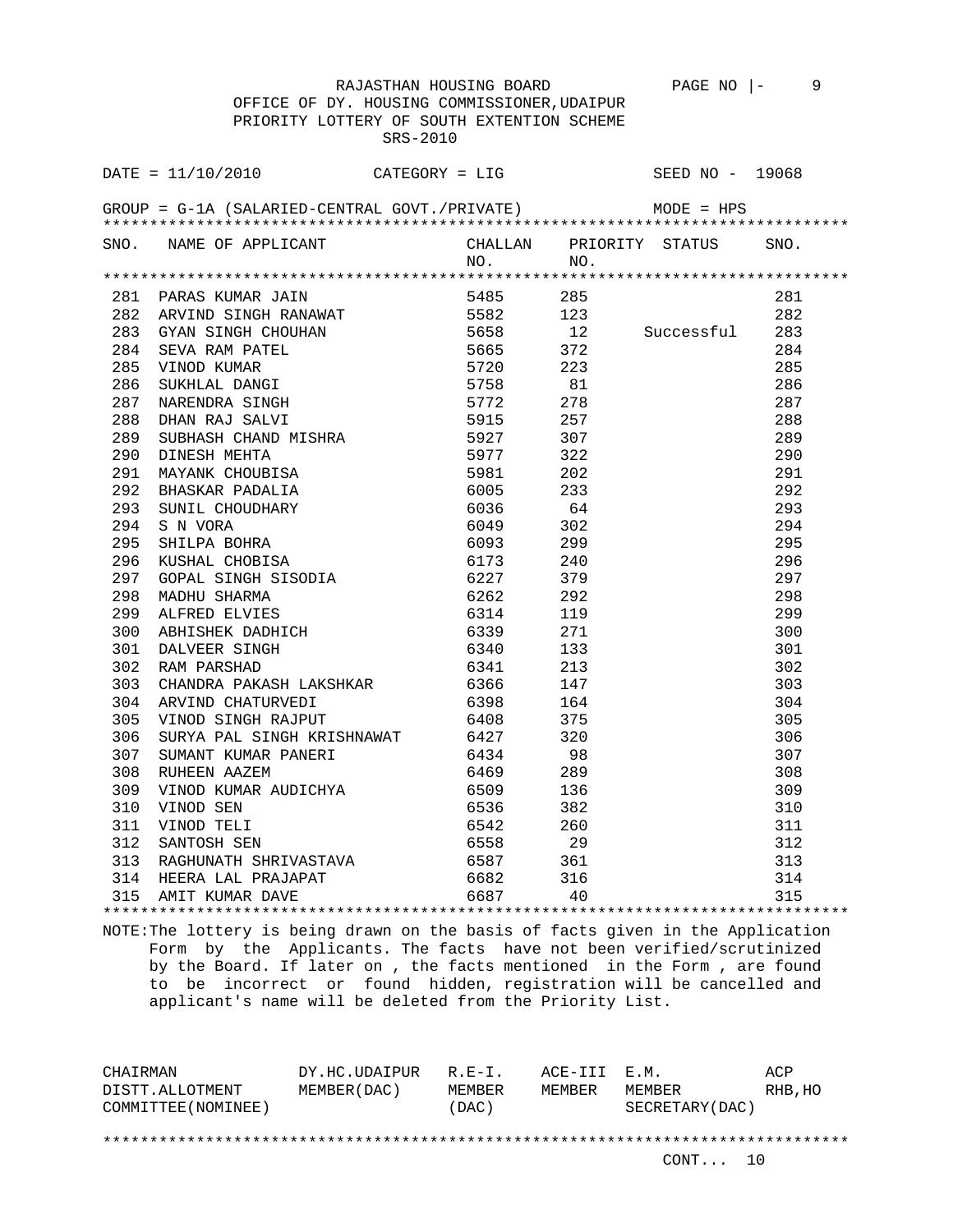RAJASTHAN HOUSING BOARD

OFFICE OF DY. HOUSING COMMISSIONER,UDAIPUR

PRIORITY LOTTERY OF SOUTH EXTENTION SCHEME

SRS-2010

DATE = 11/10/2010 CATEGORY = LIG SEED NO - 19068

GROUP = G-1A (SALARIED-CENTRAL GOVT./PRIVATE) MODE = HPS

| SNO. | NAME OF APPLICANT | CHALLAN NO. | PRIORITY NO. | STATUS | SNO. |
|---|---|---|---|---|---|
| 281 | PARAS KUMAR JAIN | 5485 | 285 | | 281 |
| 282 | ARVIND SINGH RANAWAT | 5582 | 123 | | 282 |
| 283 | GYAN SINGH CHOUHAN | 5658 | 12 | Successful | 283 |
| 284 | SEVA RAM PATEL | 5665 | 372 | | 284 |
| 285 | VINOD KUMAR | 5720 | 223 | | 285 |
| 286 | SUKHLAL DANGI | 5758 | 81 | | 286 |
| 287 | NARENDRA SINGH | 5772 | 278 | | 287 |
| 288 | DHAN RAJ SALVI | 5915 | 257 | | 288 |
| 289 | SUBHASH CHAND MISHRA | 5927 | 307 | | 289 |
| 290 | DINESH MEHTA | 5977 | 322 | | 290 |
| 291 | MAYANK CHOUBISA | 5981 | 202 | | 291 |
| 292 | BHASKAR PADALIA | 6005 | 233 | | 292 |
| 293 | SUNIL CHOUDHARY | 6036 | 64 | | 293 |
| 294 | S N VORA | 6049 | 302 | | 294 |
| 295 | SHILPA BOHRA | 6093 | 299 | | 295 |
| 296 | KUSHAL CHOBISA | 6173 | 240 | | 296 |
| 297 | GOPAL SINGH SISODIA | 6227 | 379 | | 297 |
| 298 | MADHU SHARMA | 6262 | 292 | | 298 |
| 299 | ALFRED ELVIES | 6314 | 119 | | 299 |
| 300 | ABHISHEK DADHICH | 6339 | 271 | | 300 |
| 301 | DALVEER SINGH | 6340 | 133 | | 301 |
| 302 | RAM PARSHAD | 6341 | 213 | | 302 |
| 303 | CHANDRA PAKASH LAKSHKAR | 6366 | 147 | | 303 |
| 304 | ARVIND CHATURVEDI | 6398 | 164 | | 304 |
| 305 | VINOD SINGH RAJPUT | 6408 | 375 | | 305 |
| 306 | SURYA PAL SINGH KRISHNAWAT | 6427 | 320 | | 306 |
| 307 | SUMANT KUMAR PANERI | 6434 | 98 | | 307 |
| 308 | RUHEEN AAZEM | 6469 | 289 | | 308 |
| 309 | VINOD KUMAR AUDICHYA | 6509 | 136 | | 309 |
| 310 | VINOD SEN | 6536 | 382 | | 310 |
| 311 | VINOD TELI | 6542 | 260 | | 311 |
| 312 | SANTOSH SEN | 6558 | 29 | | 312 |
| 313 | RAGHUNATH SHRIVASTAVA | 6587 | 361 | | 313 |
| 314 | HEERA LAL PRAJAPAT | 6682 | 316 | | 314 |
| 315 | AMIT KUMAR DAVE | 6687 | 40 | | 315 |

NOTE:The lottery is being drawn on the basis of facts given in the Application Form by the Applicants. The facts have not been verified/scrutinized by the Board. If later on , the facts mentioned in the Form , are found to be incorrect or found hidden, registration will be cancelled and applicant's name will be deleted from the Priority List.

| CHAIRMAN DISTT.ALLOTMENT COMMITTEE(NOMINEE) | DY.HC.UDAIPUR MEMBER(DAC) | R.E-I. MEMBER (DAC) | ACE-III MEMBER | E.M. MEMBER SECRETARY(DAC) | ACP RHB,HO |
|---|---|---|---|---|---|

CONT... 10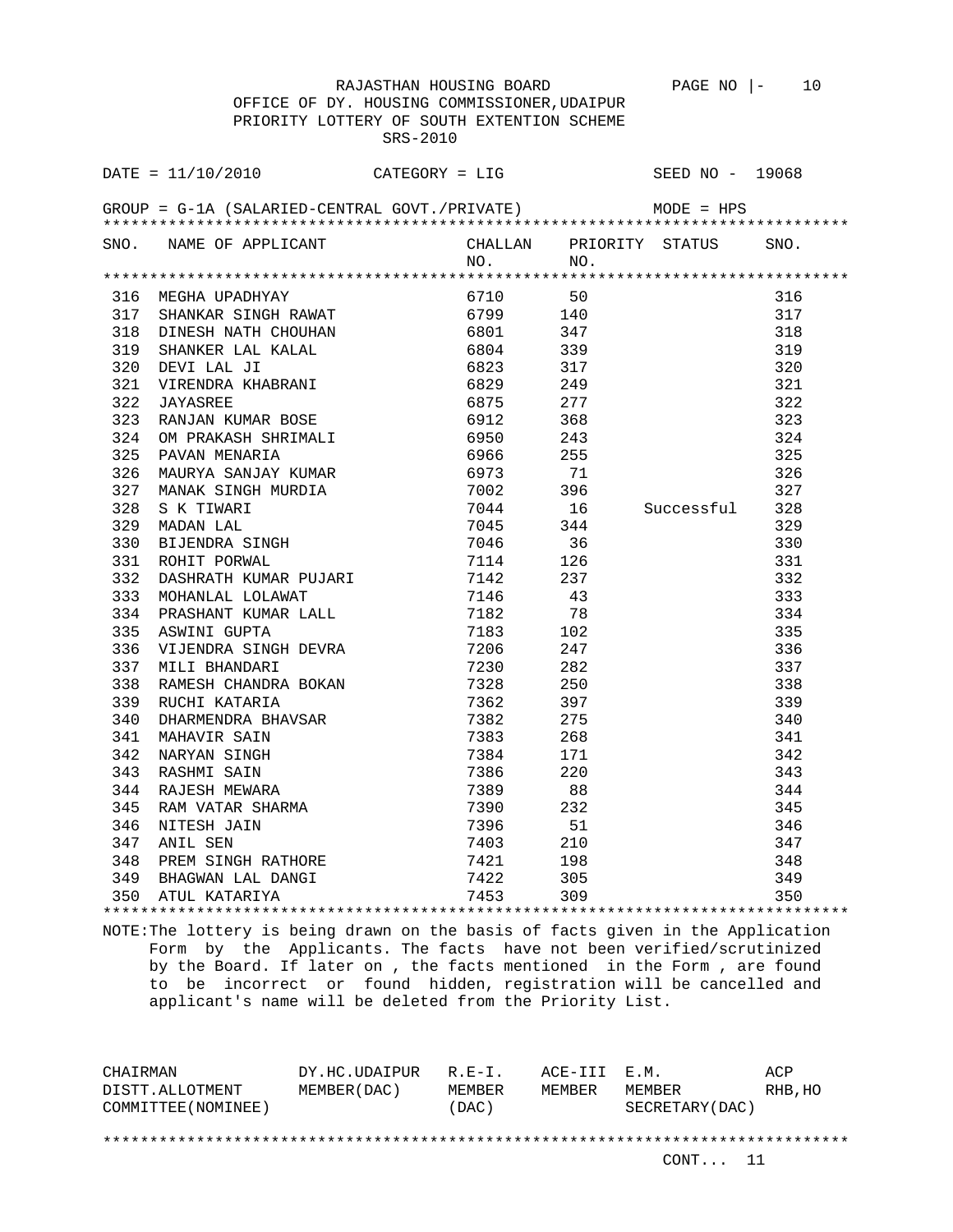RAJASTHAN HOUSING BOARD

OFFICE OF DY. HOUSING COMMISSIONER,UDAIPUR

PRIORITY LOTTERY OF SOUTH EXTENTION SCHEME

SRS-2010

DATE = 11/10/2010 CATEGORY = LIG SEED NO - 19068

GROUP = G-1A (SALARIED-CENTRAL GOVT./PRIVATE) MODE = HPS

| SNO. | NAME OF APPLICANT | CHALLAN NO. | PRIORITY NO. | STATUS | SNO. |
|---|---|---|---|---|---|
| 316 | MEGHA UPADHYAY | 6710 | 50 | | 316 |
| 317 | SHANKAR SINGH RAWAT | 6799 | 140 | | 317 |
| 318 | DINESH NATH CHOUHAN | 6801 | 347 | | 318 |
| 319 | SHANKER LAL KALAL | 6804 | 339 | | 319 |
| 320 | DEVI LAL JI | 6823 | 317 | | 320 |
| 321 | VIRENDRA KHABRANI | 6829 | 249 | | 321 |
| 322 | JAYASREE | 6875 | 277 | | 322 |
| 323 | RANJAN KUMAR BOSE | 6912 | 368 | | 323 |
| 324 | OM PRAKASH SHRIMALI | 6950 | 243 | | 324 |
| 325 | PAVAN MENARIA | 6966 | 255 | | 325 |
| 326 | MAURYA SANJAY KUMAR | 6973 | 71 | | 326 |
| 327 | MANAK SINGH MURDIA | 7002 | 396 | | 327 |
| 328 | S K TIWARI | 7044 | 16 | Successful | 328 |
| 329 | MADAN LAL | 7045 | 344 | | 329 |
| 330 | BIJENDRA SINGH | 7046 | 36 | | 330 |
| 331 | ROHIT PORWAL | 7114 | 126 | | 331 |
| 332 | DASHRATH KUMAR PUJARI | 7142 | 237 | | 332 |
| 333 | MOHANLAL LOLAWAT | 7146 | 43 | | 333 |
| 334 | PRASHANT KUMAR LALL | 7182 | 78 | | 334 |
| 335 | ASWINI GUPTA | 7183 | 102 | | 335 |
| 336 | VIJENDRA SINGH DEVRA | 7206 | 247 | | 336 |
| 337 | MILI BHANDARI | 7230 | 282 | | 337 |
| 338 | RAMESH CHANDRA BOKAN | 7328 | 250 | | 338 |
| 339 | RUCHI KATARIA | 7362 | 397 | | 339 |
| 340 | DHARMENDRA BHAVSAR | 7382 | 275 | | 340 |
| 341 | MAHAVIR SAIN | 7383 | 268 | | 341 |
| 342 | NARYAN SINGH | 7384 | 171 | | 342 |
| 343 | RASHMI SAIN | 7386 | 220 | | 343 |
| 344 | RAJESH MEWARA | 7389 | 88 | | 344 |
| 345 | RAM VATAR SHARMA | 7390 | 232 | | 345 |
| 346 | NITESH JAIN | 7396 | 51 | | 346 |
| 347 | ANIL SEN | 7403 | 210 | | 347 |
| 348 | PREM SINGH RATHORE | 7421 | 198 | | 348 |
| 349 | BHAGWAN LAL DANGI | 7422 | 305 | | 349 |
| 350 | ATUL KATARIYA | 7453 | 309 | | 350 |

NOTE:The lottery is being drawn on the basis of facts given in the Application Form by the Applicants. The facts have not been verified/scrutinized by the Board. If later on , the facts mentioned in the Form , are found to be incorrect or found hidden, registration will be cancelled and applicant's name will be deleted from the Priority List.

| CHAIRMAN DISTT.ALLOTMENT COMMITTEE(NOMINEE) | DY.HC.UDAIPUR MEMBER(DAC) | R.E-I. MEMBER (DAC) | ACE-III MEMBER | E.M. MEMBER SECRETARY(DAC) | ACP RHB,HO |
|---|---|---|---|---|---|

CONT... 11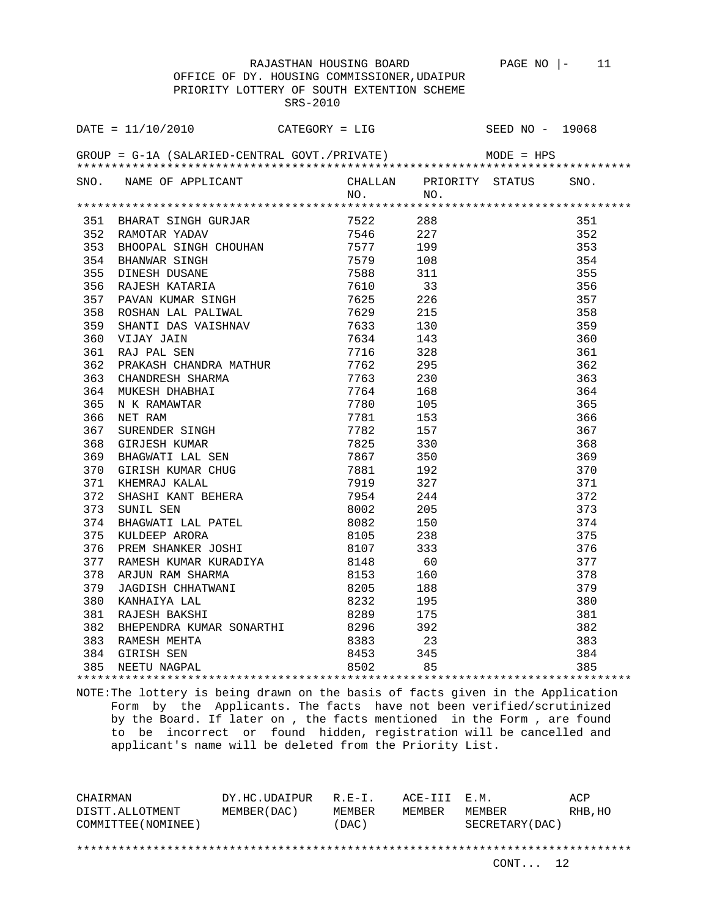RAJASTHAN HOUSING BOARD

OFFICE OF DY. HOUSING COMMISSIONER,UDAIPUR

PRIORITY LOTTERY OF SOUTH EXTENTION SCHEME

SRS-2010

DATE = 11/10/2010 CATEGORY = LIG SEED NO - 19068

GROUP = G-1A (SALARIED-CENTRAL GOVT./PRIVATE) MODE = HPS

| SNO. | NAME OF APPLICANT | CHALLAN NO. | PRIORITY NO. | STATUS | SNO. |
|---|---|---|---|---|---|
| 351 | BHARAT SINGH GURJAR | 7522 | 288 | | 351 |
| 352 | RAMOTAR YADAV | 7546 | 227 | | 352 |
| 353 | BHOOPAL SINGH CHOUHAN | 7577 | 199 | | 353 |
| 354 | BHANWAR SINGH | 7579 | 108 | | 354 |
| 355 | DINESH DUSANE | 7588 | 311 | | 355 |
| 356 | RAJESH KATARIA | 7610 | 33 | | 356 |
| 357 | PAVAN KUMAR SINGH | 7625 | 226 | | 357 |
| 358 | ROSHAN LAL PALIWAL | 7629 | 215 | | 358 |
| 359 | SHANTI DAS VAISHNAV | 7633 | 130 | | 359 |
| 360 | VIJAY JAIN | 7634 | 143 | | 360 |
| 361 | RAJ PAL SEN | 7716 | 328 | | 361 |
| 362 | PRAKASH CHANDRA MATHUR | 7762 | 295 | | 362 |
| 363 | CHANDRESH SHARMA | 7763 | 230 | | 363 |
| 364 | MUKESH DHABHAI | 7764 | 168 | | 364 |
| 365 | N K RAMAWTAR | 7780 | 105 | | 365 |
| 366 | NET RAM | 7781 | 153 | | 366 |
| 367 | SURENDER SINGH | 7782 | 157 | | 367 |
| 368 | GIRJESH KUMAR | 7825 | 330 | | 368 |
| 369 | BHAGWATI LAL SEN | 7867 | 350 | | 369 |
| 370 | GIRISH KUMAR CHUG | 7881 | 192 | | 370 |
| 371 | KHEMRAJ KALAL | 7919 | 327 | | 371 |
| 372 | SHASHI KANT BEHERA | 7954 | 244 | | 372 |
| 373 | SUNIL SEN | 8002 | 205 | | 373 |
| 374 | BHAGWATI LAL PATEL | 8082 | 150 | | 374 |
| 375 | KULDEEP ARORA | 8105 | 238 | | 375 |
| 376 | PREM SHANKER JOSHI | 8107 | 333 | | 376 |
| 377 | RAMESH KUMAR KURADIYA | 8148 | 60 | | 377 |
| 378 | ARJUN RAM SHARMA | 8153 | 160 | | 378 |
| 379 | JAGDISH CHHATWANI | 8205 | 188 | | 379 |
| 380 | KANHAIYA LAL | 8232 | 195 | | 380 |
| 381 | RAJESH BAKSHI | 8289 | 175 | | 381 |
| 382 | BHEPENDRA KUMAR SONARTHI | 8296 | 392 | | 382 |
| 383 | RAMESH MEHTA | 8383 | 23 | | 383 |
| 384 | GIRISH SEN | 8453 | 345 | | 384 |
| 385 | NEETU NAGPAL | 8502 | 85 | | 385 |

NOTE:The lottery is being drawn on the basis of facts given in the Application Form by the Applicants. The facts have not been verified/scrutinized by the Board. If later on , the facts mentioned in the Form , are found to be incorrect or found hidden, registration will be cancelled and applicant's name will be deleted from the Priority List.

| CHAIRMAN DISTT.ALLOTMENT COMMITTEE(NOMINEE) | DY.HC.UDAIPUR MEMBER(DAC) | R.E-I. MEMBER (DAC) | ACE-III MEMBER | E.M. MEMBER SECRETARY(DAC) | ACP RHB,HO |
|---|---|---|---|---|---|

CONT... 12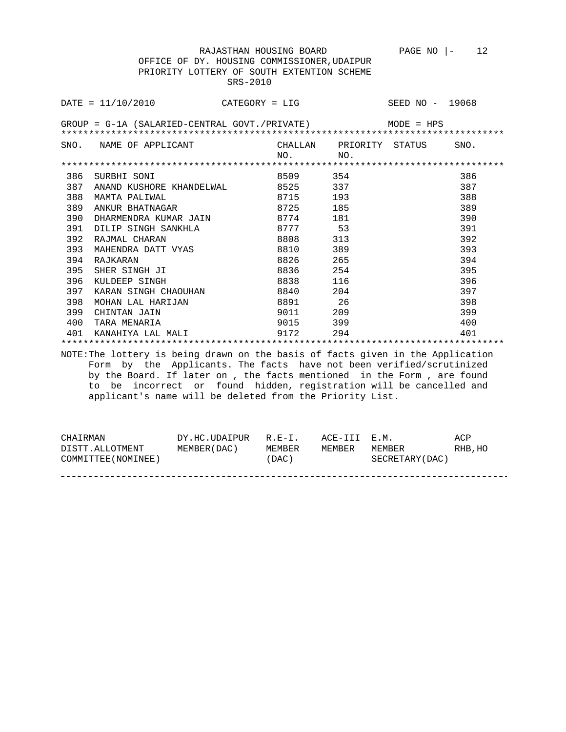RAJASTHAN HOUSING BOARD

OFFICE OF DY. HOUSING COMMISSIONER,UDAIPUR

PRIORITY LOTTERY OF SOUTH EXTENTION SCHEME

SRS-2010

DATE = 11/10/2010    CATEGORY = LIG    SEED NO - 19068

GROUP = G-1A (SALARIED-CENTRAL GOVT./PRIVATE)    MODE = HPS

| SNO. | NAME OF APPLICANT | CHALLAN NO. | PRIORITY NO. | STATUS | SNO. |
|---|---|---|---|---|---|
| 386 | SURBHI SONI | 8509 | 354 | | 386 |
| 387 | ANAND KUSHORE KHANDELWAL | 8525 | 337 | | 387 |
| 388 | MAMTA PALIWAL | 8715 | 193 | | 388 |
| 389 | ANKUR BHATNAGAR | 8725 | 185 | | 389 |
| 390 | DHARMENDRA KUMAR JAIN | 8774 | 181 | | 390 |
| 391 | DILIP SINGH SANKHLA | 8777 | 53 | | 391 |
| 392 | RAJMAL CHARAN | 8808 | 313 | | 392 |
| 393 | MAHENDRA DATT VYAS | 8810 | 389 | | 393 |
| 394 | RAJKARAN | 8826 | 265 | | 394 |
| 395 | SHER SINGH JI | 8836 | 254 | | 395 |
| 396 | KULDEEP SINGH | 8838 | 116 | | 396 |
| 397 | KARAN SINGH CHAOUHAN | 8840 | 204 | | 397 |
| 398 | MOHAN LAL HARIJAN | 8891 | 26 | | 398 |
| 399 | CHINTAN JAIN | 9011 | 209 | | 399 |
| 400 | TARA MENARIA | 9015 | 399 | | 400 |
| 401 | KANAHIYA LAL MALI | 9172 | 294 | | 401 |

NOTE:The lottery is being drawn on the basis of facts given in the Application Form by the Applicants. The facts have not been verified/scrutinized by the Board. If later on , the facts mentioned in the Form , are found to be incorrect or found hidden, registration will be cancelled and applicant's name will be deleted from the Priority List.

| CHAIRMAN DISTT.ALLOTMENT COMMITTEE(NOMINEE) | DY.HC.UDAIPUR MEMBER(DAC) | R.E-I. MEMBER (DAC) | ACE-III MEMBER | E.M. MEMBER SECRETARY(DAC) | ACP RHB,HO |
|---|---|---|---|---|---|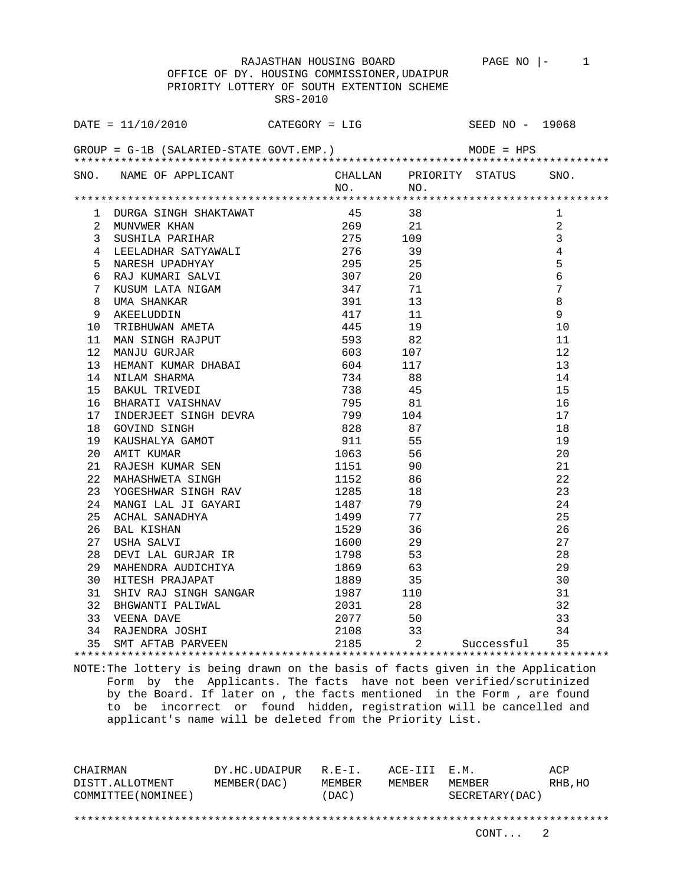RAJASTHAN HOUSING BOARD

OFFICE OF DY. HOUSING COMMISSIONER,UDAIPUR

PRIORITY LOTTERY OF SOUTH EXTENTION SCHEME

SRS-2010

DATE = 11/10/2010 CATEGORY = LIG SEED NO - 19068

GROUP = G-1B (SALARIED-STATE GOVT.EMP.) MODE = HPS

| SNO. | NAME OF APPLICANT | CHALLAN NO. | PRIORITY NO. | STATUS | SNO. |
|---|---|---|---|---|---|
| 1 | DURGA SINGH SHAKTAWAT | 45 | 38 | | 1 |
| 2 | MUNVWER KHAN | 269 | 21 | | 2 |
| 3 | SUSHILA PARIHAR | 275 | 109 | | 3 |
| 4 | LEELADHAR SATYAWALI | 276 | 39 | | 4 |
| 5 | NARESH UPADHYAY | 295 | 25 | | 5 |
| 6 | RAJ KUMARI SALVI | 307 | 20 | | 6 |
| 7 | KUSUM LATA NIGAM | 347 | 71 | | 7 |
| 8 | UMA SHANKAR | 391 | 13 | | 8 |
| 9 | AKEELUDDIN | 417 | 11 | | 9 |
| 10 | TRIBHUWAN AMETA | 445 | 19 | | 10 |
| 11 | MAN SINGH RAJPUT | 593 | 82 | | 11 |
| 12 | MANJU GURJAR | 603 | 107 | | 12 |
| 13 | HEMANT KUMAR DHABAI | 604 | 117 | | 13 |
| 14 | NILAM SHARMA | 734 | 88 | | 14 |
| 15 | BAKUL TRIVEDI | 738 | 45 | | 15 |
| 16 | BHARATI VAISHNAV | 795 | 81 | | 16 |
| 17 | INDERJEET SINGH DEVRA | 799 | 104 | | 17 |
| 18 | GOVIND SINGH | 828 | 87 | | 18 |
| 19 | KAUSHALYA GAMOT | 911 | 55 | | 19 |
| 20 | AMIT KUMAR | 1063 | 56 | | 20 |
| 21 | RAJESH KUMAR SEN | 1151 | 90 | | 21 |
| 22 | MAHASHWETA SINGH | 1152 | 86 | | 22 |
| 23 | YOGESHWAR SINGH RAV | 1285 | 18 | | 23 |
| 24 | MANGI LAL JI GAYARI | 1487 | 79 | | 24 |
| 25 | ACHAL SANADHYA | 1499 | 77 | | 25 |
| 26 | BAL KISHAN | 1529 | 36 | | 26 |
| 27 | USHA SALVI | 1600 | 29 | | 27 |
| 28 | DEVI LAL GURJAR IR | 1798 | 53 | | 28 |
| 29 | MAHENDRA AUDICHIYA | 1869 | 63 | | 29 |
| 30 | HITESH PRAJAPAT | 1889 | 35 | | 30 |
| 31 | SHIV RAJ SINGH SANGAR | 1987 | 110 | | 31 |
| 32 | BHGWANTI PALIWAL | 2031 | 28 | | 32 |
| 33 | VEENA DAVE | 2077 | 50 | | 33 |
| 34 | RAJENDRA JOSHI | 2108 | 33 | | 34 |
| 35 | SMT AFTAB PARVEEN | 2185 | 2 | Successful | 35 |

NOTE:The lottery is being drawn on the basis of facts given in the Application Form by the Applicants. The facts have not been verified/scrutinized by the Board. If later on , the facts mentioned in the Form , are found to be incorrect or found hidden, registration will be cancelled and applicant's name will be deleted from the Priority List.

| CHAIRMAN DISTT.ALLOTMENT COMMITTEE(NOMINEE) | DY.HC.UDAIPUR MEMBER(DAC) | R.E-I. MEMBER (DAC) | ACE-III MEMBER | E.M. MEMBER SECRETARY(DAC) | ACP RHB,HO |
|---|---|---|---|---|---|

CONT... 2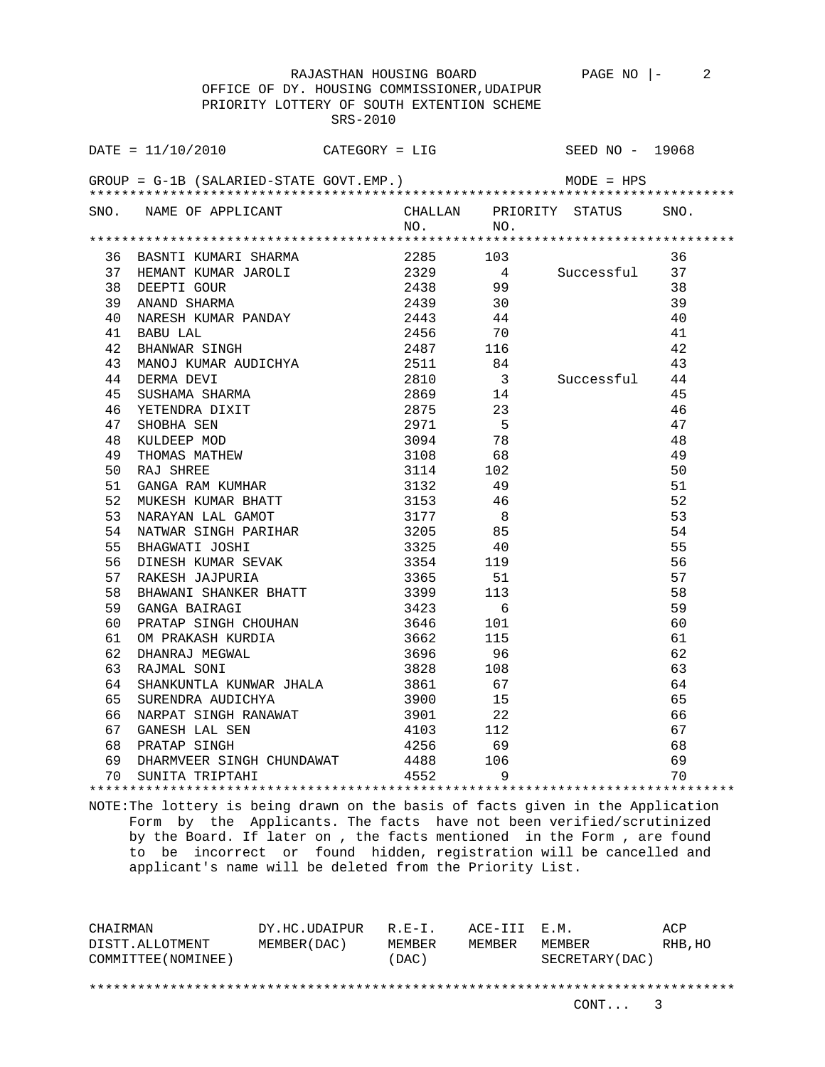RAJASTHAN HOUSING BOARD

OFFICE OF DY. HOUSING COMMISSIONER,UDAIPUR

PRIORITY LOTTERY OF SOUTH EXTENTION SCHEME

SRS-2010

DATE = 11/10/2010 CATEGORY = LIG SEED NO - 19068

GROUP = G-1B (SALARIED-STATE GOVT.EMP.) MODE = HPS

| SNO. | NAME OF APPLICANT | CHALLAN NO. | PRIORITY NO. | STATUS | SNO. |
|---|---|---|---|---|---|
| 36 | BASNTI KUMARI SHARMA | 2285 | 103 | | 36 |
| 37 | HEMANT KUMAR JAROLI | 2329 | 4 | Successful | 37 |
| 38 | DEEPTI GOUR | 2438 | 99 | | 38 |
| 39 | ANAND SHARMA | 2439 | 30 | | 39 |
| 40 | NARESH KUMAR PANDAY | 2443 | 44 | | 40 |
| 41 | BABU LAL | 2456 | 70 | | 41 |
| 42 | BHANWAR SINGH | 2487 | 116 | | 42 |
| 43 | MANOJ KUMAR AUDICHYA | 2511 | 84 | | 43 |
| 44 | DERMA DEVI | 2810 | 3 | Successful | 44 |
| 45 | SUSHAMA SHARMA | 2869 | 14 | | 45 |
| 46 | YETENDRA DIXIT | 2875 | 23 | | 46 |
| 47 | SHOBHA SEN | 2971 | 5 | | 47 |
| 48 | KULDEEP MOD | 3094 | 78 | | 48 |
| 49 | THOMAS MATHEW | 3108 | 68 | | 49 |
| 50 | RAJ SHREE | 3114 | 102 | | 50 |
| 51 | GANGA RAM KUMHAR | 3132 | 49 | | 51 |
| 52 | MUKESH KUMAR BHATT | 3153 | 46 | | 52 |
| 53 | NARAYAN LAL GAMOT | 3177 | 8 | | 53 |
| 54 | NATWAR SINGH PARIHAR | 3205 | 85 | | 54 |
| 55 | BHAGWATI JOSHI | 3325 | 40 | | 55 |
| 56 | DINESH KUMAR SEVAK | 3354 | 119 | | 56 |
| 57 | RAKESH JAJPURIA | 3365 | 51 | | 57 |
| 58 | BHAWANI SHANKER BHATT | 3399 | 113 | | 58 |
| 59 | GANGA BAIRAGI | 3423 | 6 | | 59 |
| 60 | PRATAP SINGH CHOUHAN | 3646 | 101 | | 60 |
| 61 | OM PRAKASH KURDIA | 3662 | 115 | | 61 |
| 62 | DHANRAJ MEGWAL | 3696 | 96 | | 62 |
| 63 | RAJMAL SONI | 3828 | 108 | | 63 |
| 64 | SHANKUNTLA KUNWAR JHALA | 3861 | 67 | | 64 |
| 65 | SURENDRA AUDICHYA | 3900 | 15 | | 65 |
| 66 | NARPAT SINGH RANAWAT | 3901 | 22 | | 66 |
| 67 | GANESH LAL SEN | 4103 | 112 | | 67 |
| 68 | PRATAP SINGH | 4256 | 69 | | 68 |
| 69 | DHARMVEER SINGH CHUNDAWAT | 4488 | 106 | | 69 |
| 70 | SUNITA TRIPTAHI | 4552 | 9 | | 70 |

NOTE:The lottery is being drawn on the basis of facts given in the Application Form by the Applicants. The facts have not been verified/scrutinized by the Board. If later on , the facts mentioned in the Form , are found to be incorrect or found hidden, registration will be cancelled and applicant's name will be deleted from the Priority List.

| CHAIRMAN DISTT.ALLOTMENT COMMITTEE(NOMINEE) | DY.HC.UDAIPUR MEMBER(DAC) | R.E-I. MEMBER (DAC) | ACE-III MEMBER | E.M. MEMBER SECRETARY(DAC) | ACP RHB,HO |
|---|---|---|---|---|---|

CONT... 3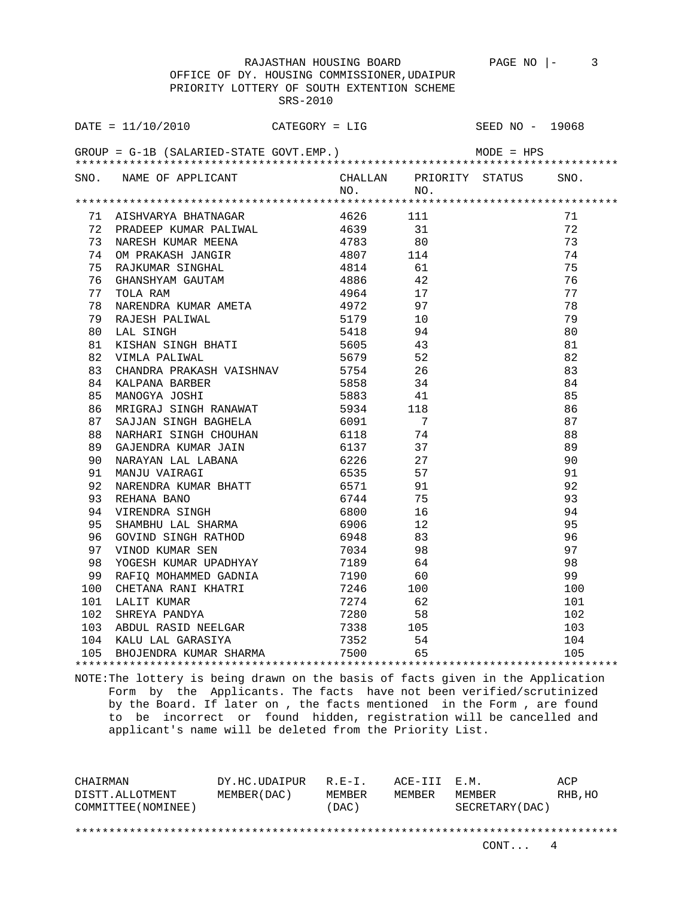RAJASTHAN HOUSING BOARD

OFFICE OF DY. HOUSING COMMISSIONER,UDAIPUR

PRIORITY LOTTERY OF SOUTH EXTENTION SCHEME

SRS-2010

DATE = 11/10/2010 CATEGORY = LIG SEED NO - 19068

GROUP = G-1B (SALARIED-STATE GOVT.EMP.) MODE = HPS

| SNO. | NAME OF APPLICANT | CHALLAN NO. | PRIORITY NO. | STATUS | SNO. |
|---|---|---|---|---|---|
| 71 | AISHVARYA BHATNAGAR | 4626 | 111 | | 71 |
| 72 | PRADEEP KUMAR PALIWAL | 4639 | 31 | | 72 |
| 73 | NARESH KUMAR MEENA | 4783 | 80 | | 73 |
| 74 | OM PRAKASH JANGIR | 4807 | 114 | | 74 |
| 75 | RAJKUMAR SINGHAL | 4814 | 61 | | 75 |
| 76 | GHANSHYAM GAUTAM | 4886 | 42 | | 76 |
| 77 | TOLA RAM | 4964 | 17 | | 77 |
| 78 | NARENDRA KUMAR AMETA | 4972 | 97 | | 78 |
| 79 | RAJESH PALIWAL | 5179 | 10 | | 79 |
| 80 | LAL SINGH | 5418 | 94 | | 80 |
| 81 | KISHAN SINGH BHATI | 5605 | 43 | | 81 |
| 82 | VIMLA PALIWAL | 5679 | 52 | | 82 |
| 83 | CHANDRA PRAKASH VAISHNAV | 5754 | 26 | | 83 |
| 84 | KALPANA BARBER | 5858 | 34 | | 84 |
| 85 | MANOGYA JOSHI | 5883 | 41 | | 85 |
| 86 | MRIGRAJ SINGH RANAWAT | 5934 | 118 | | 86 |
| 87 | SAJJAN SINGH BAGHELA | 6091 | 7 | | 87 |
| 88 | NARHARI SINGH CHOUHAN | 6118 | 74 | | 88 |
| 89 | GAJENDRA KUMAR JAIN | 6137 | 37 | | 89 |
| 90 | NARAYAN LAL LABANA | 6226 | 27 | | 90 |
| 91 | MANJU VAIRAGI | 6535 | 57 | | 91 |
| 92 | NARENDRA KUMAR BHATT | 6571 | 91 | | 92 |
| 93 | REHANA BANO | 6744 | 75 | | 93 |
| 94 | VIRENDRA SINGH | 6800 | 16 | | 94 |
| 95 | SHAMBHU LAL SHARMA | 6906 | 12 | | 95 |
| 96 | GOVIND SINGH RATHOD | 6948 | 83 | | 96 |
| 97 | VINOD KUMAR SEN | 7034 | 98 | | 97 |
| 98 | YOGESH KUMAR UPADHYAY | 7189 | 64 | | 98 |
| 99 | RAFIQ MOHAMMED GADNIA | 7190 | 60 | | 99 |
| 100 | CHETANA RANI KHATRI | 7246 | 100 | | 100 |
| 101 | LALIT KUMAR | 7274 | 62 | | 101 |
| 102 | SHREYA PANDYA | 7280 | 58 | | 102 |
| 103 | ABDUL RASID NEELGAR | 7338 | 105 | | 103 |
| 104 | KALU LAL GARASIYA | 7352 | 54 | | 104 |
| 105 | BHOJENDRA KUMAR SHARMA | 7500 | 65 | | 105 |

NOTE:The lottery is being drawn on the basis of facts given in the Application Form by the Applicants. The facts have not been verified/scrutinized by the Board. If later on , the facts mentioned in the Form , are found to be incorrect or found hidden, registration will be cancelled and applicant's name will be deleted from the Priority List.

| CHAIRMAN DISTT.ALLOTMENT COMMITTEE(NOMINEE) | DY.HC.UDAIPUR MEMBER(DAC) | R.E-I. MEMBER (DAC) | ACE-III MEMBER | E.M. MEMBER SECRETARY(DAC) | ACP RHB,HO |
|---|---|---|---|---|---|

CONT... 4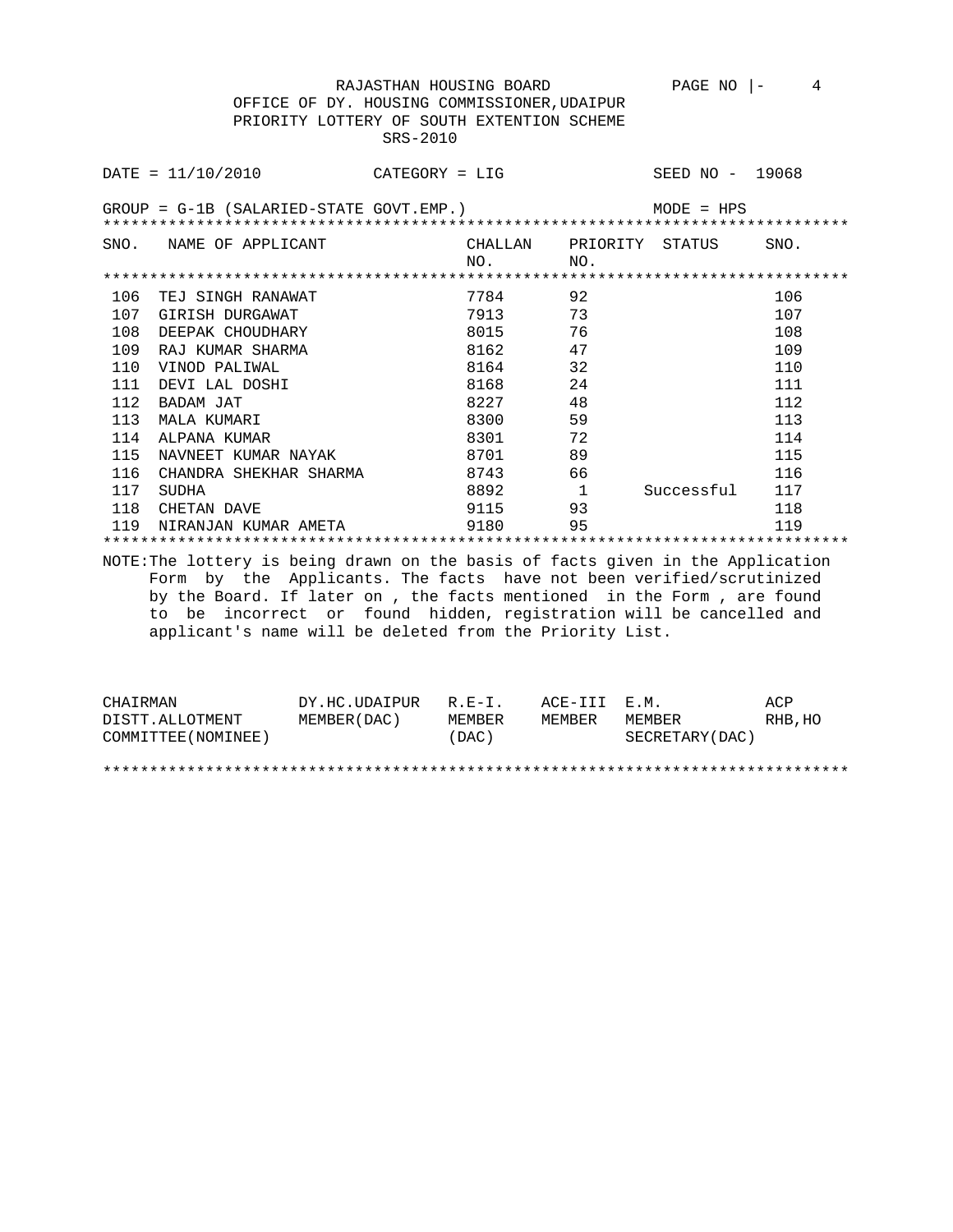RAJASTHAN HOUSING BOARD

OFFICE OF DY. HOUSING COMMISSIONER,UDAIPUR

PRIORITY LOTTERY OF SOUTH EXTENTION SCHEME

SRS-2010

DATE = 11/10/2010 CATEGORY = LIG SEED NO - 19068

GROUP = G-1B (SALARIED-STATE GOVT.EMP.) MODE = HPS

| SNO. | NAME OF APPLICANT | CHALLAN NO. | PRIORITY NO. | STATUS | SNO. |
|---|---|---|---|---|---|
| 106 | TEJ SINGH RANAWAT | 7784 | 92 | | 106 |
| 107 | GIRISH DURGAWAT | 7913 | 73 | | 107 |
| 108 | DEEPAK CHOUDHARY | 8015 | 76 | | 108 |
| 109 | RAJ KUMAR SHARMA | 8162 | 47 | | 109 |
| 110 | VINOD PALIWAL | 8164 | 32 | | 110 |
| 111 | DEVI LAL DOSHI | 8168 | 24 | | 111 |
| 112 | BADAM JAT | 8227 | 48 | | 112 |
| 113 | MALA KUMARI | 8300 | 59 | | 113 |
| 114 | ALPANA KUMAR | 8301 | 72 | | 114 |
| 115 | NAVNEET KUMAR NAYAK | 8701 | 89 | | 115 |
| 116 | CHANDRA SHEKHAR SHARMA | 8743 | 66 | | 116 |
| 117 | SUDHA | 8892 | 1 | Successful | 117 |
| 118 | CHETAN DAVE | 9115 | 93 | | 118 |
| 119 | NIRANJAN KUMAR AMETA | 9180 | 95 | | 119 |

NOTE:The lottery is being drawn on the basis of facts given in the Application Form by the Applicants. The facts have not been verified/scrutinized by the Board. If later on , the facts mentioned in the Form , are found to be incorrect or found hidden, registration will be cancelled and applicant's name will be deleted from the Priority List.

| CHAIRMAN DISTT.ALLOTMENT COMMITTEE(NOMINEE) | DY.HC.UDAIPUR MEMBER(DAC) | R.E-I. MEMBER (DAC) | ACE-III MEMBER | E.M. MEMBER SECRETARY(DAC) | ACP RHB,HO |
|---|---|---|---|---|---|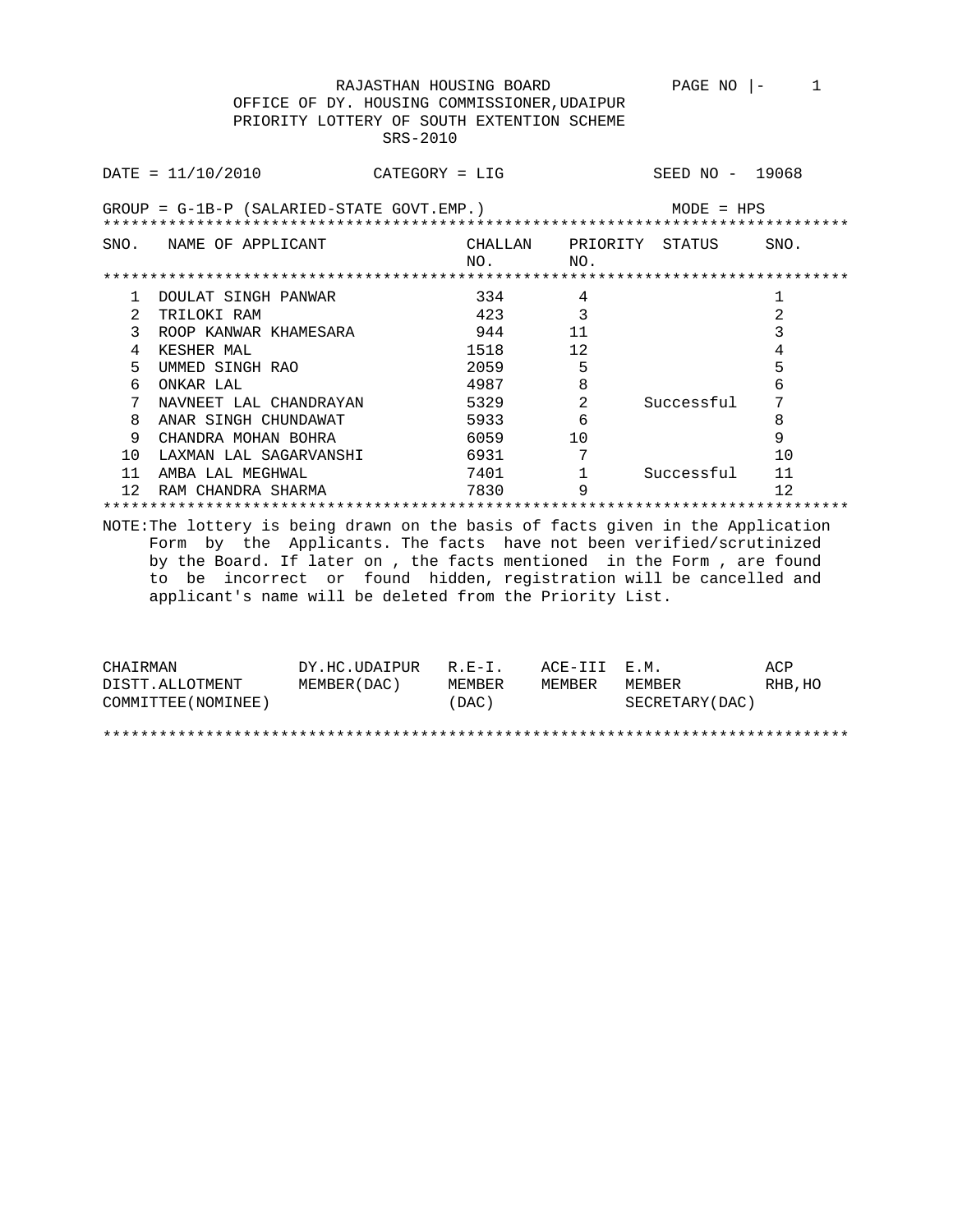RAJASTHAN HOUSING BOARD

OFFICE OF DY. HOUSING COMMISSIONER,UDAIPUR

PRIORITY LOTTERY OF SOUTH EXTENTION SCHEME

SRS-2010

DATE = 11/10/2010 CATEGORY = LIG SEED NO - 19068

GROUP = G-1B-P (SALARIED-STATE GOVT.EMP.) MODE = HPS

| SNO. | NAME OF APPLICANT | CHALLAN NO. | PRIORITY NO. | STATUS | SNO. |
|---|---|---|---|---|---|
| 1 | DOULAT SINGH PANWAR | 334 | 4 | | 1 |
| 2 | TRILOKI RAM | 423 | 3 | | 2 |
| 3 | ROOP KANWAR KHAMESARA | 944 | 11 | | 3 |
| 4 | KESHER MAL | 1518 | 12 | | 4 |
| 5 | UMMED SINGH RAO | 2059 | 5 | | 5 |
| 6 | ONKAR LAL | 4987 | 8 | | 6 |
| 7 | NAVNEET LAL CHANDRAYAN | 5329 | 2 | Successful | 7 |
| 8 | ANAR SINGH CHUNDAWAT | 5933 | 6 | | 8 |
| 9 | CHANDRA MOHAN BOHRA | 6059 | 10 | | 9 |
| 10 | LAXMAN LAL SAGARVANSHI | 6931 | 7 | | 10 |
| 11 | AMBA LAL MEGHWAL | 7401 | 1 | Successful | 11 |
| 12 | RAM CHANDRA SHARMA | 7830 | 9 | | 12 |

NOTE:The lottery is being drawn on the basis of facts given in the Application Form by the Applicants. The facts have not been verified/scrutinized by the Board. If later on , the facts mentioned in the Form , are found to be incorrect or found hidden, registration will be cancelled and applicant's name will be deleted from the Priority List.

| CHAIRMAN DISTT.ALLOTMENT COMMITTEE(NOMINEE) | DY.HC.UDAIPUR MEMBER(DAC) | R.E-I. MEMBER (DAC) | ACE-III MEMBER | E.M. MEMBER SECRETARY(DAC) | ACP RHB,HO |
|---|---|---|---|---|---|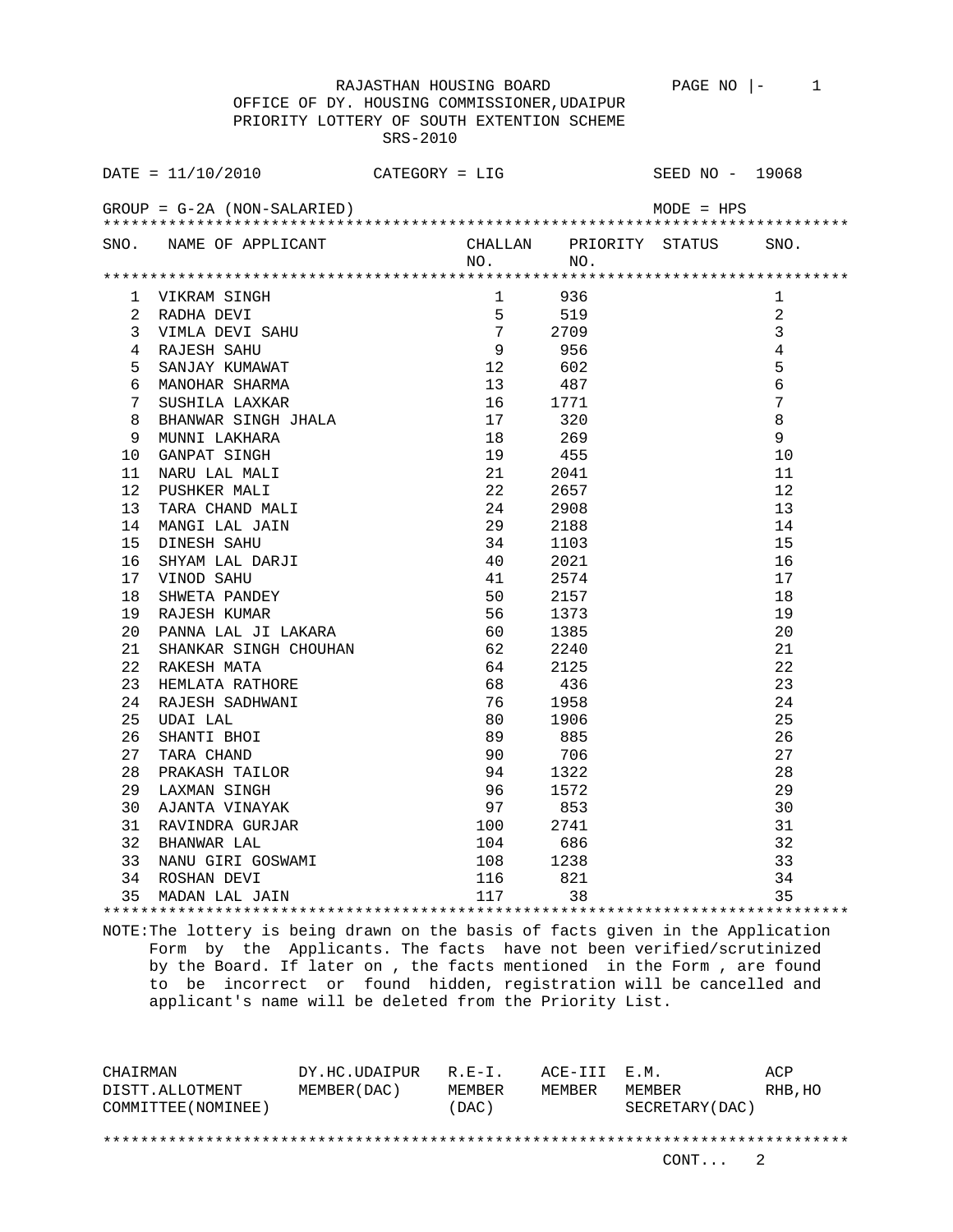RAJASTHAN HOUSING BOARD

OFFICE OF DY. HOUSING COMMISSIONER,UDAIPUR

PRIORITY LOTTERY OF SOUTH EXTENTION SCHEME

SRS-2010

DATE = 11/10/2010 CATEGORY = LIG SEED NO - 19068

GROUP = G-2A (NON-SALARIED) MODE = HPS

| SNO. | NAME OF APPLICANT | CHALLAN NO. | PRIORITY NO. | STATUS | SNO. |
|---|---|---|---|---|---|
| 1 | VIKRAM SINGH | 1 | 936 | | 1 |
| 2 | RADHA DEVI | 5 | 519 | | 2 |
| 3 | VIMLA DEVI SAHU | 7 | 2709 | | 3 |
| 4 | RAJESH SAHU | 9 | 956 | | 4 |
| 5 | SANJAY KUMAWAT | 12 | 602 | | 5 |
| 6 | MANOHAR SHARMA | 13 | 487 | | 6 |
| 7 | SUSHILA LAXKAR | 16 | 1771 | | 7 |
| 8 | BHANWAR SINGH JHALA | 17 | 320 | | 8 |
| 9 | MUNNI LAKHARA | 18 | 269 | | 9 |
| 10 | GANPAT SINGH | 19 | 455 | | 10 |
| 11 | NARU LAL MALI | 21 | 2041 | | 11 |
| 12 | PUSHKER MALI | 22 | 2657 | | 12 |
| 13 | TARA CHAND MALI | 24 | 2908 | | 13 |
| 14 | MANGI LAL JAIN | 29 | 2188 | | 14 |
| 15 | DINESH SAHU | 34 | 1103 | | 15 |
| 16 | SHYAM LAL DARJI | 40 | 2021 | | 16 |
| 17 | VINOD SAHU | 41 | 2574 | | 17 |
| 18 | SHWETA PANDEY | 50 | 2157 | | 18 |
| 19 | RAJESH KUMAR | 56 | 1373 | | 19 |
| 20 | PANNA LAL JI LAKARA | 60 | 1385 | | 20 |
| 21 | SHANKAR SINGH CHOUHAN | 62 | 2240 | | 21 |
| 22 | RAKESH MATA | 64 | 2125 | | 22 |
| 23 | HEMLATA RATHORE | 68 | 436 | | 23 |
| 24 | RAJESH SADHWANI | 76 | 1958 | | 24 |
| 25 | UDAI LAL | 80 | 1906 | | 25 |
| 26 | SHANTI BHOI | 89 | 885 | | 26 |
| 27 | TARA CHAND | 90 | 706 | | 27 |
| 28 | PRAKASH TAILOR | 94 | 1322 | | 28 |
| 29 | LAXMAN SINGH | 96 | 1572 | | 29 |
| 30 | AJANTA VINAYAK | 97 | 853 | | 30 |
| 31 | RAVINDRA GURJAR | 100 | 2741 | | 31 |
| 32 | BHANWAR LAL | 104 | 686 | | 32 |
| 33 | NANU GIRI GOSWAMI | 108 | 1238 | | 33 |
| 34 | ROSHAN DEVI | 116 | 821 | | 34 |
| 35 | MADAN LAL JAIN | 117 | 38 | | 35 |

NOTE:The lottery is being drawn on the basis of facts given in the Application Form by the Applicants. The facts have not been verified/scrutinized by the Board. If later on , the facts mentioned in the Form , are found to be incorrect or found hidden, registration will be cancelled and applicant's name will be deleted from the Priority List.

| CHAIRMAN DISTT.ALLOTMENT COMMITTEE(NOMINEE) | DY.HC.UDAIPUR MEMBER(DAC) | R.E-I. MEMBER (DAC) | ACE-III MEMBER | E.M. MEMBER SECRETARY(DAC) | ACP RHB,HO |
|---|---|---|---|---|---|

CONT... 2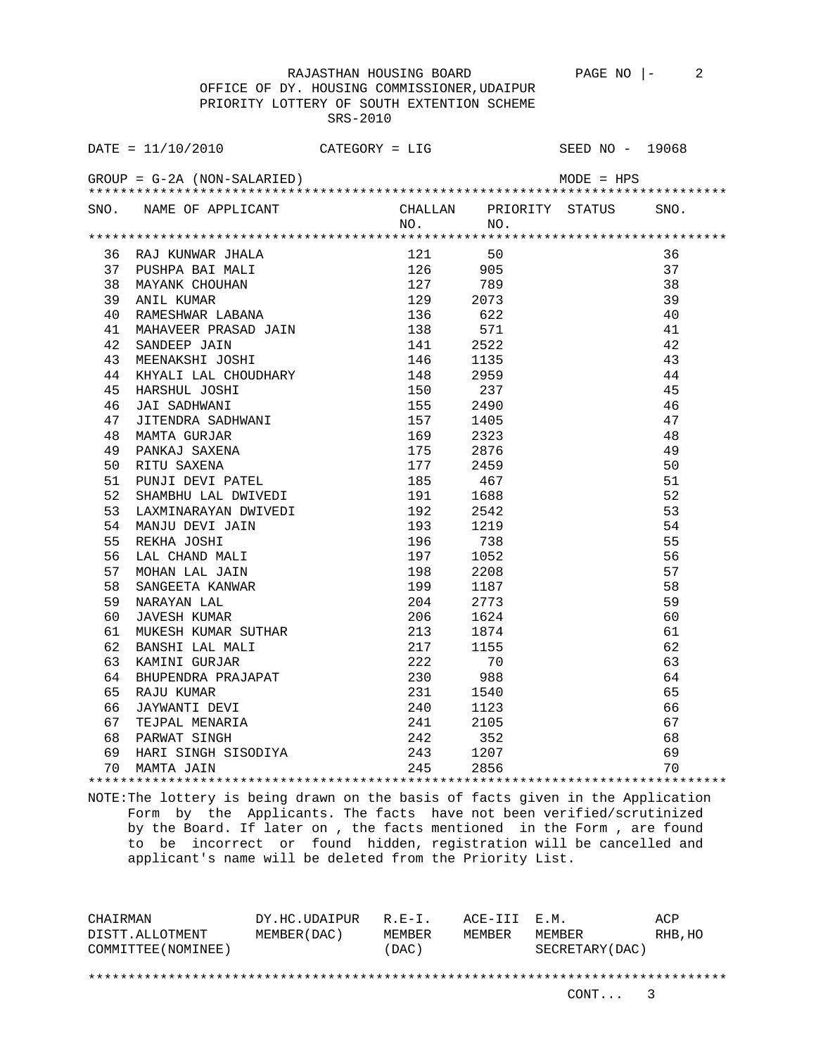RAJASTHAN HOUSING BOARD

OFFICE OF DY. HOUSING COMMISSIONER,UDAIPUR

PRIORITY LOTTERY OF SOUTH EXTENTION SCHEME

SRS-2010

DATE = 11/10/2010 CATEGORY = LIG SEED NO - 19068

GROUP = G-2A (NON-SALARIED) MODE = HPS

| SNO. | NAME OF APPLICANT | CHALLAN NO. | PRIORITY NO. | STATUS | SNO. |
|---|---|---|---|---|---|
| 36 | RAJ KUNWAR JHALA | 121 | 50 | | 36 |
| 37 | PUSHPA BAI MALI | 126 | 905 | | 37 |
| 38 | MAYANK CHOUHAN | 127 | 789 | | 38 |
| 39 | ANIL KUMAR | 129 | 2073 | | 39 |
| 40 | RAMESHWAR LABANA | 136 | 622 | | 40 |
| 41 | MAHAVEER PRASAD JAIN | 138 | 571 | | 41 |
| 42 | SANDEEP JAIN | 141 | 2522 | | 42 |
| 43 | MEENAKSHI JOSHI | 146 | 1135 | | 43 |
| 44 | KHYALI LAL CHOUDHARY | 148 | 2959 | | 44 |
| 45 | HARSHUL JOSHI | 150 | 237 | | 45 |
| 46 | JAI SADHWANI | 155 | 2490 | | 46 |
| 47 | JITENDRA SADHWANI | 157 | 1405 | | 47 |
| 48 | MAMTA GURJAR | 169 | 2323 | | 48 |
| 49 | PANKAJ SAXENA | 175 | 2876 | | 49 |
| 50 | RITU SAXENA | 177 | 2459 | | 50 |
| 51 | PUNJI DEVI PATEL | 185 | 467 | | 51 |
| 52 | SHAMBHU LAL DWIVEDI | 191 | 1688 | | 52 |
| 53 | LAXMINARAYAN DWIVEDI | 192 | 2542 | | 53 |
| 54 | MANJU DEVI JAIN | 193 | 1219 | | 54 |
| 55 | REKHA JOSHI | 196 | 738 | | 55 |
| 56 | LAL CHAND MALI | 197 | 1052 | | 56 |
| 57 | MOHAN LAL JAIN | 198 | 2208 | | 57 |
| 58 | SANGEETA KANWAR | 199 | 1187 | | 58 |
| 59 | NARAYAN LAL | 204 | 2773 | | 59 |
| 60 | JAVESH KUMAR | 206 | 1624 | | 60 |
| 61 | MUKESH KUMAR SUTHAR | 213 | 1874 | | 61 |
| 62 | BANSHI LAL MALI | 217 | 1155 | | 62 |
| 63 | KAMINI GURJAR | 222 | 70 | | 63 |
| 64 | BHUPENDRA PRAJAPAT | 230 | 988 | | 64 |
| 65 | RAJU KUMAR | 231 | 1540 | | 65 |
| 66 | JAYWANTI DEVI | 240 | 1123 | | 66 |
| 67 | TEJPAL MENARIA | 241 | 2105 | | 67 |
| 68 | PARWAT SINGH | 242 | 352 | | 68 |
| 69 | HARI SINGH SISODIYA | 243 | 1207 | | 69 |
| 70 | MAMTA JAIN | 245 | 2856 | | 70 |

NOTE:The lottery is being drawn on the basis of facts given in the Application Form by the Applicants. The facts have not been verified/scrutinized by the Board. If later on , the facts mentioned in the Form , are found to be incorrect or found hidden, registration will be cancelled and applicant's name will be deleted from the Priority List.

| CHAIRMAN DISTT.ALLOTMENT COMMITTEE(NOMINEE) | DY.HC.UDAIPUR MEMBER(DAC) | R.E-I. MEMBER (DAC) | ACE-III MEMBER | E.M. MEMBER SECRETARY(DAC) | ACP RHB,HO |
|---|---|---|---|---|---|

CONT... 3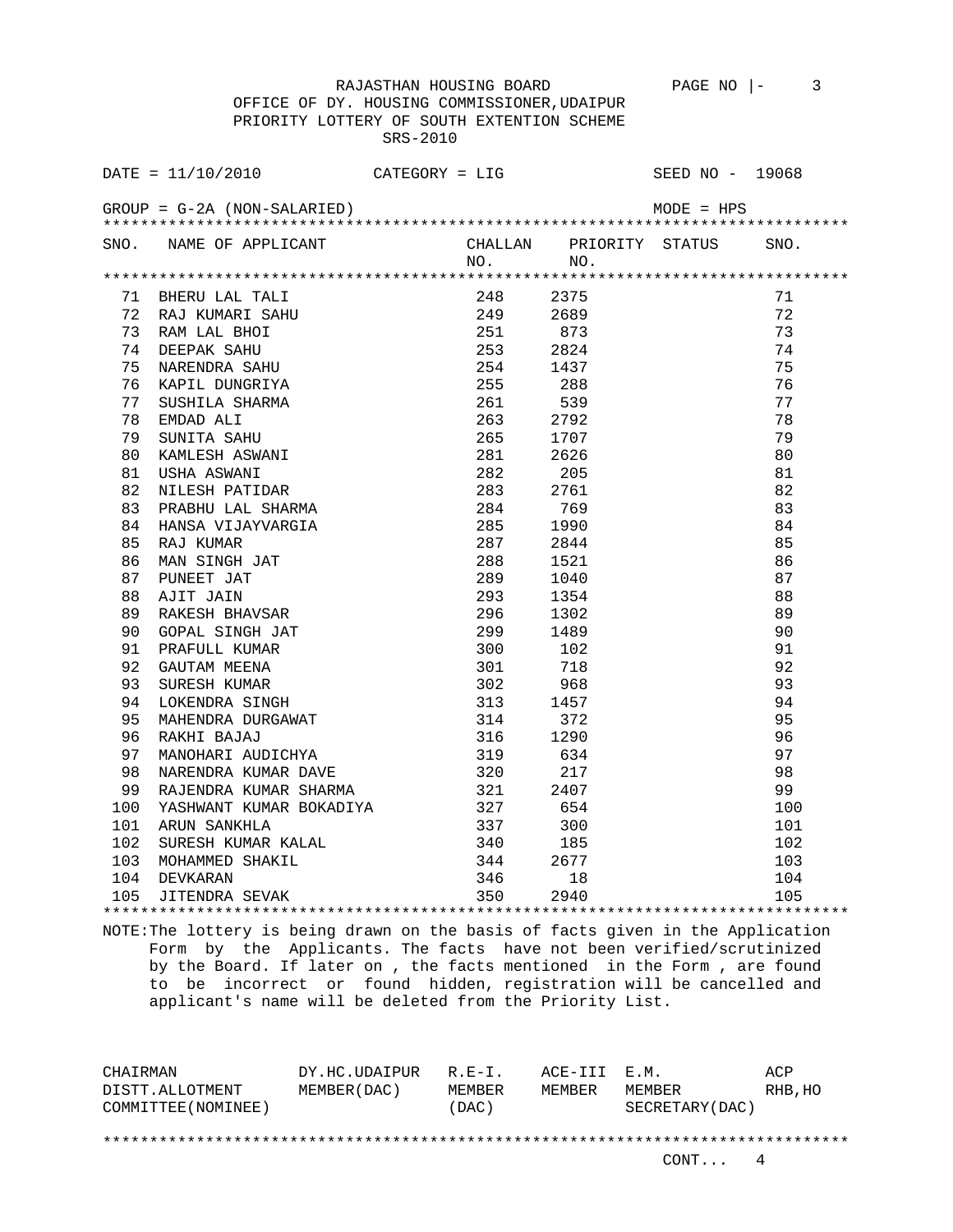RAJASTHAN HOUSING BOARD

OFFICE OF DY. HOUSING COMMISSIONER,UDAIPUR

PRIORITY LOTTERY OF SOUTH EXTENTION SCHEME

SRS-2010

DATE = 11/10/2010 CATEGORY = LIG SEED NO - 19068

GROUP = G-2A (NON-SALARIED) MODE = HPS

| SNO. | NAME OF APPLICANT | CHALLAN NO. | PRIORITY NO. | STATUS | SNO. |
|---|---|---|---|---|---|
| 71 | BHERU LAL TALI | 248 | 2375 | | 71 |
| 72 | RAJ KUMARI SAHU | 249 | 2689 | | 72 |
| 73 | RAM LAL BHOI | 251 | 873 | | 73 |
| 74 | DEEPAK SAHU | 253 | 2824 | | 74 |
| 75 | NARENDRA SAHU | 254 | 1437 | | 75 |
| 76 | KAPIL DUNGRIYA | 255 | 288 | | 76 |
| 77 | SUSHILA SHARMA | 261 | 539 | | 77 |
| 78 | EMDAD ALI | 263 | 2792 | | 78 |
| 79 | SUNITA SAHU | 265 | 1707 | | 79 |
| 80 | KAMLESH ASWANI | 281 | 2626 | | 80 |
| 81 | USHA ASWANI | 282 | 205 | | 81 |
| 82 | NILESH PATIDAR | 283 | 2761 | | 82 |
| 83 | PRABHU LAL SHARMA | 284 | 769 | | 83 |
| 84 | HANSA VIJAYVARGIA | 285 | 1990 | | 84 |
| 85 | RAJ KUMAR | 287 | 2844 | | 85 |
| 86 | MAN SINGH JAT | 288 | 1521 | | 86 |
| 87 | PUNEET JAT | 289 | 1040 | | 87 |
| 88 | AJIT JAIN | 293 | 1354 | | 88 |
| 89 | RAKESH BHAVSAR | 296 | 1302 | | 89 |
| 90 | GOPAL SINGH JAT | 299 | 1489 | | 90 |
| 91 | PRAFULL KUMAR | 300 | 102 | | 91 |
| 92 | GAUTAM MEENA | 301 | 718 | | 92 |
| 93 | SURESH KUMAR | 302 | 968 | | 93 |
| 94 | LOKENDRA SINGH | 313 | 1457 | | 94 |
| 95 | MAHENDRA DURGAWAT | 314 | 372 | | 95 |
| 96 | RAKHI BAJAJ | 316 | 1290 | | 96 |
| 97 | MANOHARI AUDICHYA | 319 | 634 | | 97 |
| 98 | NARENDRA KUMAR DAVE | 320 | 217 | | 98 |
| 99 | RAJENDRA KUMAR SHARMA | 321 | 2407 | | 99 |
| 100 | YASHWANT KUMAR BOKADIYA | 327 | 654 | | 100 |
| 101 | ARUN SANKHLA | 337 | 300 | | 101 |
| 102 | SURESH KUMAR KALAL | 340 | 185 | | 102 |
| 103 | MOHAMMED SHAKIL | 344 | 2677 | | 103 |
| 104 | DEVKARAN | 346 | 18 | | 104 |
| 105 | JITENDRA SEVAK | 350 | 2940 | | 105 |

NOTE:The lottery is being drawn on the basis of facts given in the Application Form by the Applicants. The facts have not been verified/scrutinized by the Board. If later on , the facts mentioned in the Form , are found to be incorrect or found hidden, registration will be cancelled and applicant's name will be deleted from the Priority List.

| CHAIRMAN DISTT.ALLOTMENT COMMITTEE(NOMINEE) | DY.HC.UDAIPUR MEMBER(DAC) | R.E-I. MEMBER (DAC) | ACE-III MEMBER | E.M. MEMBER SECRETARY(DAC) | ACP RHB,HO |
|---|---|---|---|---|---|

CONT... 4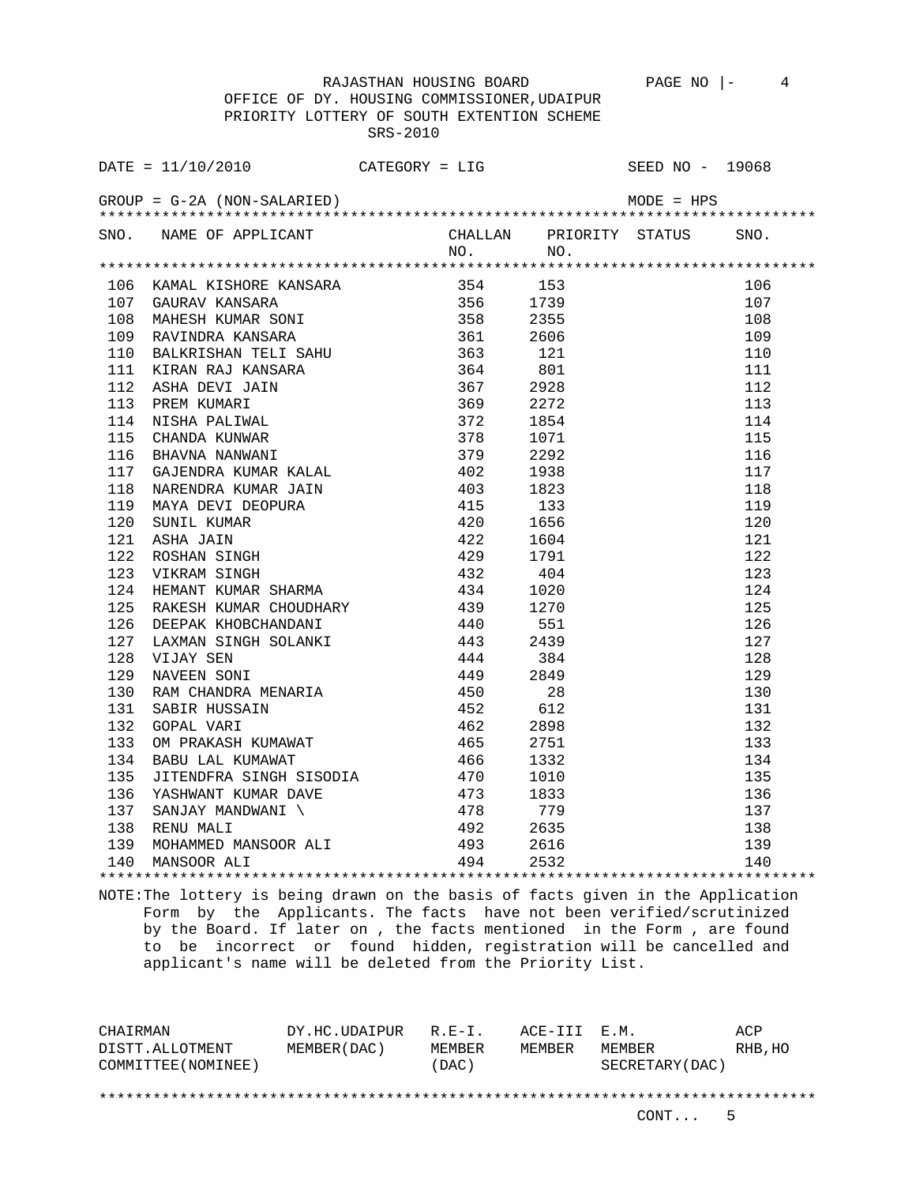RAJASTHAN HOUSING BOARD

OFFICE OF DY. HOUSING COMMISSIONER,UDAIPUR

PRIORITY LOTTERY OF SOUTH EXTENTION SCHEME

SRS-2010

DATE = 11/10/2010 CATEGORY = LIG SEED NO - 19068

GROUP = G-2A (NON-SALARIED) MODE = HPS

| SNO. | NAME OF APPLICANT | CHALLAN NO. | PRIORITY NO. | STATUS | SNO. |
|---|---|---|---|---|---|
| 106 | KAMAL KISHORE KANSARA | 354 | 153 | | 106 |
| 107 | GAURAV KANSARA | 356 | 1739 | | 107 |
| 108 | MAHESH KUMAR SONI | 358 | 2355 | | 108 |
| 109 | RAVINDRA KANSARA | 361 | 2606 | | 109 |
| 110 | BALKRISHAN TELI SAHU | 363 | 121 | | 110 |
| 111 | KIRAN RAJ KANSARA | 364 | 801 | | 111 |
| 112 | ASHA DEVI JAIN | 367 | 2928 | | 112 |
| 113 | PREM KUMARI | 369 | 2272 | | 113 |
| 114 | NISHA PALIWAL | 372 | 1854 | | 114 |
| 115 | CHANDA KUNWAR | 378 | 1071 | | 115 |
| 116 | BHAVNA NANWANI | 379 | 2292 | | 116 |
| 117 | GAJENDRA KUMAR KALAL | 402 | 1938 | | 117 |
| 118 | NARENDRA KUMAR JAIN | 403 | 1823 | | 118 |
| 119 | MAYA DEVI DEOPURA | 415 | 133 | | 119 |
| 120 | SUNIL KUMAR | 420 | 1656 | | 120 |
| 121 | ASHA JAIN | 422 | 1604 | | 121 |
| 122 | ROSHAN SINGH | 429 | 1791 | | 122 |
| 123 | VIKRAM SINGH | 432 | 404 | | 123 |
| 124 | HEMANT KUMAR SHARMA | 434 | 1020 | | 124 |
| 125 | RAKESH KUMAR CHOUDHARY | 439 | 1270 | | 125 |
| 126 | DEEPAK KHOBCHANDANI | 440 | 551 | | 126 |
| 127 | LAXMAN SINGH SOLANKI | 443 | 2439 | | 127 |
| 128 | VIJAY SEN | 444 | 384 | | 128 |
| 129 | NAVEEN SONI | 449 | 2849 | | 129 |
| 130 | RAM CHANDRA MENARIA | 450 | 28 | | 130 |
| 131 | SABIR HUSSAIN | 452 | 612 | | 131 |
| 132 | GOPAL VARI | 462 | 2898 | | 132 |
| 133 | OM PRAKASH KUMAWAT | 465 | 2751 | | 133 |
| 134 | BABU LAL KUMAWAT | 466 | 1332 | | 134 |
| 135 | JITENDFRA SINGH SISODIA | 470 | 1010 | | 135 |
| 136 | YASHWANT KUMAR DAVE | 473 | 1833 | | 136 |
| 137 | SANJAY MANDWANI \ | 478 | 779 | | 137 |
| 138 | RENU MALI | 492 | 2635 | | 138 |
| 139 | MOHAMMED MANSOOR ALI | 493 | 2616 | | 139 |
| 140 | MANSOOR ALI | 494 | 2532 | | 140 |

NOTE:The lottery is being drawn on the basis of facts given in the Application Form by the Applicants. The facts have not been verified/scrutinized by the Board. If later on , the facts mentioned in the Form , are found to be incorrect or found hidden, registration will be cancelled and applicant's name will be deleted from the Priority List.

| CHAIRMAN DISTT.ALLOTMENT COMMITTEE(NOMINEE) | DY.HC.UDAIPUR MEMBER(DAC) | R.E-I. MEMBER (DAC) | ACE-III MEMBER | E.M. MEMBER SECRETARY(DAC) | ACP RHB,HO |
|---|---|---|---|---|---|

CONT... 5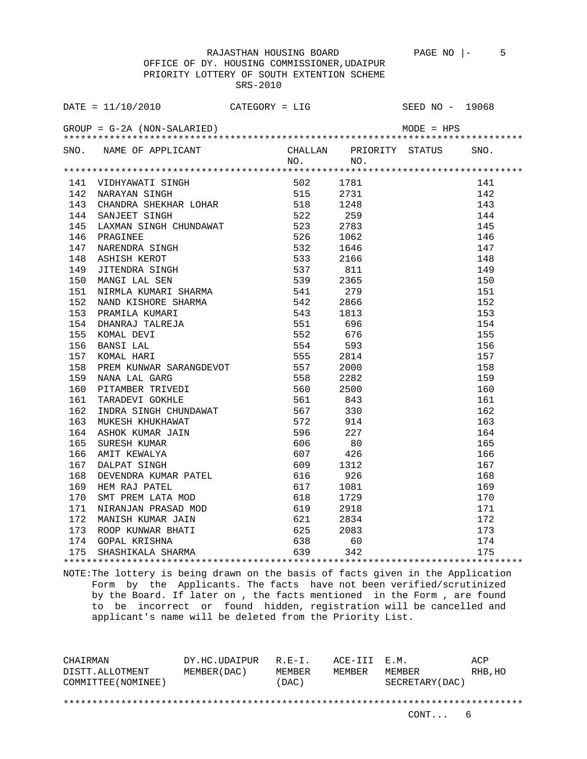RAJASTHAN HOUSING BOARD

OFFICE OF DY. HOUSING COMMISSIONER,UDAIPUR

PRIORITY LOTTERY OF SOUTH EXTENTION SCHEME

SRS-2010

DATE = 11/10/2010 CATEGORY = LIG SEED NO - 19068

GROUP = G-2A (NON-SALARIED) MODE = HPS

| SNO. | NAME OF APPLICANT | CHALLAN NO. | PRIORITY NO. | STATUS | SNO. |
|---|---|---|---|---|---|
| 141 | VIDHYAWATI SINGH | 502 | 1781 | | 141 |
| 142 | NARAYAN SINGH | 515 | 2731 | | 142 |
| 143 | CHANDRA SHEKHAR LOHAR | 518 | 1248 | | 143 |
| 144 | SANJEET SINGH | 522 | 259 | | 144 |
| 145 | LAXMAN SINGH CHUNDAWAT | 523 | 2783 | | 145 |
| 146 | PRAGINEE | 526 | 1062 | | 146 |
| 147 | NARENDRA SINGH | 532 | 1646 | | 147 |
| 148 | ASHISH KEROT | 533 | 2166 | | 148 |
| 149 | JITENDRA SINGH | 537 | 811 | | 149 |
| 150 | MANGI LAL SEN | 539 | 2365 | | 150 |
| 151 | NIRMLA KUMARI SHARMA | 541 | 279 | | 151 |
| 152 | NAND KISHORE SHARMA | 542 | 2866 | | 152 |
| 153 | PRAMILA KUMARI | 543 | 1813 | | 153 |
| 154 | DHANRAJ TALREJA | 551 | 696 | | 154 |
| 155 | KOMAL DEVI | 552 | 676 | | 155 |
| 156 | BANSI LAL | 554 | 593 | | 156 |
| 157 | KOMAL HARI | 555 | 2814 | | 157 |
| 158 | PREM KUNWAR SARANGDEVOT | 557 | 2000 | | 158 |
| 159 | NANA LAL GARG | 558 | 2282 | | 159 |
| 160 | PITAMBER TRIVEDI | 560 | 2500 | | 160 |
| 161 | TARADEVI GOKHLE | 561 | 843 | | 161 |
| 162 | INDRA SINGH CHUNDAWAT | 567 | 330 | | 162 |
| 163 | MUKESH KHUKHAWAT | 572 | 914 | | 163 |
| 164 | ASHOK KUMAR JAIN | 596 | 227 | | 164 |
| 165 | SURESH KUMAR | 606 | 80 | | 165 |
| 166 | AMIT KEWALYA | 607 | 426 | | 166 |
| 167 | DALPAT SINGH | 609 | 1312 | | 167 |
| 168 | DEVENDRA KUMAR PATEL | 616 | 926 | | 168 |
| 169 | HEM RAJ PATEL | 617 | 1081 | | 169 |
| 170 | SMT PREM LATA MOD | 618 | 1729 | | 170 |
| 171 | NIRANJAN PRASAD MOD | 619 | 2918 | | 171 |
| 172 | MANISH KUMAR JAIN | 621 | 2834 | | 172 |
| 173 | ROOP KUNWAR BHATI | 625 | 2083 | | 173 |
| 174 | GOPAL KRISHNA | 638 | 60 | | 174 |
| 175 | SHASHIKALA SHARMA | 639 | 342 | | 175 |

NOTE:The lottery is being drawn on the basis of facts given in the Application Form by the Applicants. The facts have not been verified/scrutinized by the Board. If later on , the facts mentioned in the Form , are found to be incorrect or found hidden, registration will be cancelled and applicant's name will be deleted from the Priority List.

| CHAIRMAN DISTT.ALLOTMENT COMMITTEE(NOMINEE) | DY.HC.UDAIPUR MEMBER(DAC) | R.E-I. MEMBER (DAC) | ACE-III MEMBER | E.M. MEMBER SECRETARY(DAC) | ACP RHB,HO |
|---|---|---|---|---|---|

CONT... 6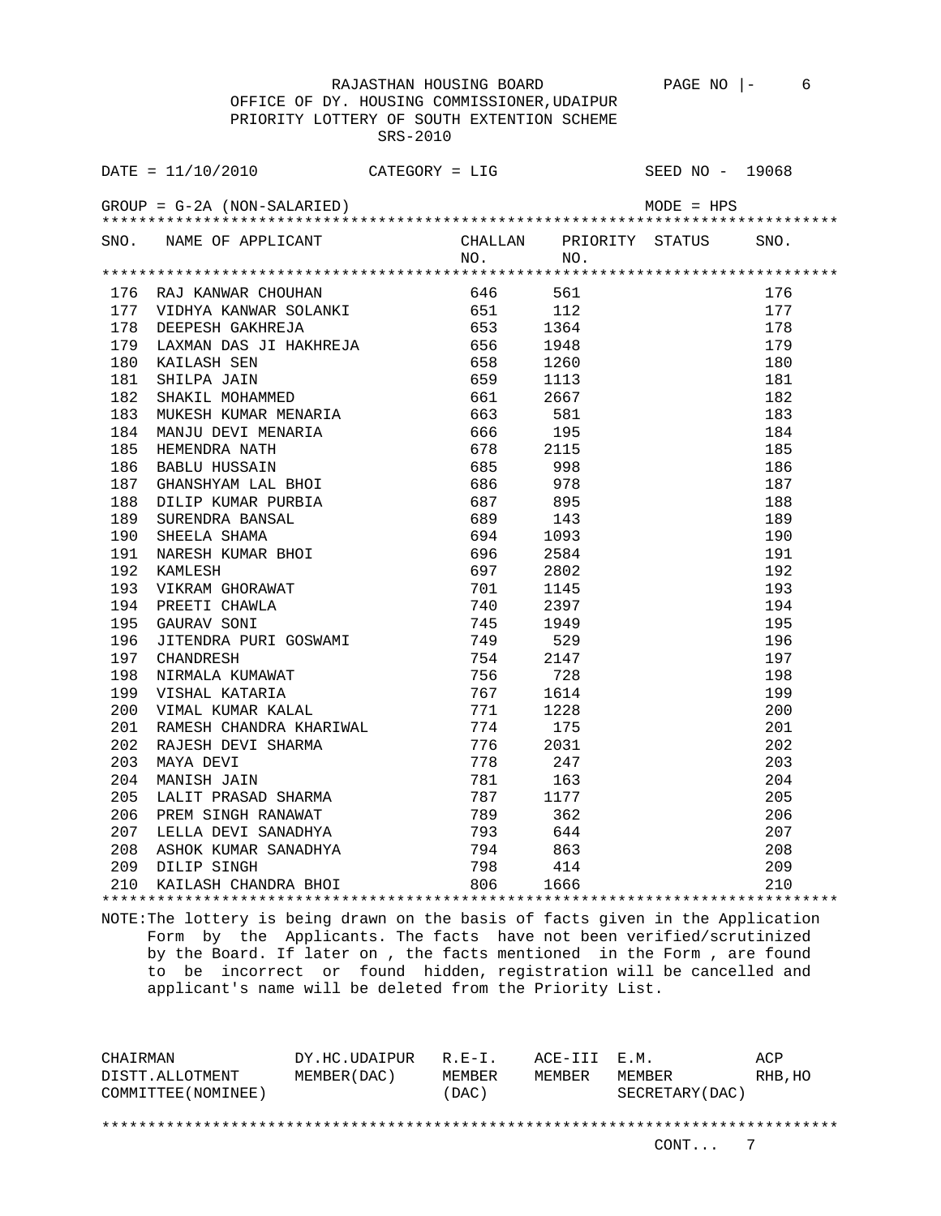RAJASTHAN HOUSING BOARD

OFFICE OF DY. HOUSING COMMISSIONER,UDAIPUR

PRIORITY LOTTERY OF SOUTH EXTENTION SCHEME

SRS-2010

DATE = 11/10/2010 CATEGORY = LIG SEED NO - 19068

GROUP = G-2A (NON-SALARIED) MODE = HPS

| SNO. | NAME OF APPLICANT | CHALLAN NO. | PRIORITY NO. | STATUS | SNO. |
|---|---|---|---|---|---|
| 176 | RAJ KANWAR CHOUHAN | 646 | 561 | | 176 |
| 177 | VIDHYA KANWAR SOLANKI | 651 | 112 | | 177 |
| 178 | DEEPESH GAKHREJA | 653 | 1364 | | 178 |
| 179 | LAXMAN DAS JI HAKHREJA | 656 | 1948 | | 179 |
| 180 | KAILASH SEN | 658 | 1260 | | 180 |
| 181 | SHILPA JAIN | 659 | 1113 | | 181 |
| 182 | SHAKIL MOHAMMED | 661 | 2667 | | 182 |
| 183 | MUKESH KUMAR MENARIA | 663 | 581 | | 183 |
| 184 | MANJU DEVI MENARIA | 666 | 195 | | 184 |
| 185 | HEMENDRA NATH | 678 | 2115 | | 185 |
| 186 | BABLU HUSSAIN | 685 | 998 | | 186 |
| 187 | GHANSHYAM LAL BHOI | 686 | 978 | | 187 |
| 188 | DILIP KUMAR PURBIA | 687 | 895 | | 188 |
| 189 | SURENDRA BANSAL | 689 | 143 | | 189 |
| 190 | SHEELA SHAMA | 694 | 1093 | | 190 |
| 191 | NARESH KUMAR BHOI | 696 | 2584 | | 191 |
| 192 | KAMLESH | 697 | 2802 | | 192 |
| 193 | VIKRAM GHORAWAT | 701 | 1145 | | 193 |
| 194 | PREETI CHAWLA | 740 | 2397 | | 194 |
| 195 | GAURAV SONI | 745 | 1949 | | 195 |
| 196 | JITENDRA PURI GOSWAMI | 749 | 529 | | 196 |
| 197 | CHANDRESH | 754 | 2147 | | 197 |
| 198 | NIRMALA KUMAWAT | 756 | 728 | | 198 |
| 199 | VISHAL KATARIA | 767 | 1614 | | 199 |
| 200 | VIMAL KUMAR KALAL | 771 | 1228 | | 200 |
| 201 | RAMESH CHANDRA KHARIWAL | 774 | 175 | | 201 |
| 202 | RAJESH DEVI SHARMA | 776 | 2031 | | 202 |
| 203 | MAYA DEVI | 778 | 247 | | 203 |
| 204 | MANISH JAIN | 781 | 163 | | 204 |
| 205 | LALIT PRASAD SHARMA | 787 | 1177 | | 205 |
| 206 | PREM SINGH RANAWAT | 789 | 362 | | 206 |
| 207 | LELLA DEVI SANADHYA | 793 | 644 | | 207 |
| 208 | ASHOK KUMAR SANADHYA | 794 | 863 | | 208 |
| 209 | DILIP SINGH | 798 | 414 | | 209 |
| 210 | KAILASH CHANDRA BHOI | 806 | 1666 | | 210 |

NOTE:The lottery is being drawn on the basis of facts given in the Application Form by the Applicants. The facts have not been verified/scrutinized by the Board. If later on , the facts mentioned in the Form , are found to be incorrect or found hidden, registration will be cancelled and applicant's name will be deleted from the Priority List.

| CHAIRMAN DISTT.ALLOTMENT COMMITTEE(NOMINEE) | DY.HC.UDAIPUR MEMBER(DAC) | R.E-I. MEMBER (DAC) | ACE-III MEMBER | E.M. MEMBER SECRETARY(DAC) | ACP RHB,HO |
|---|---|---|---|---|---|

CONT... 7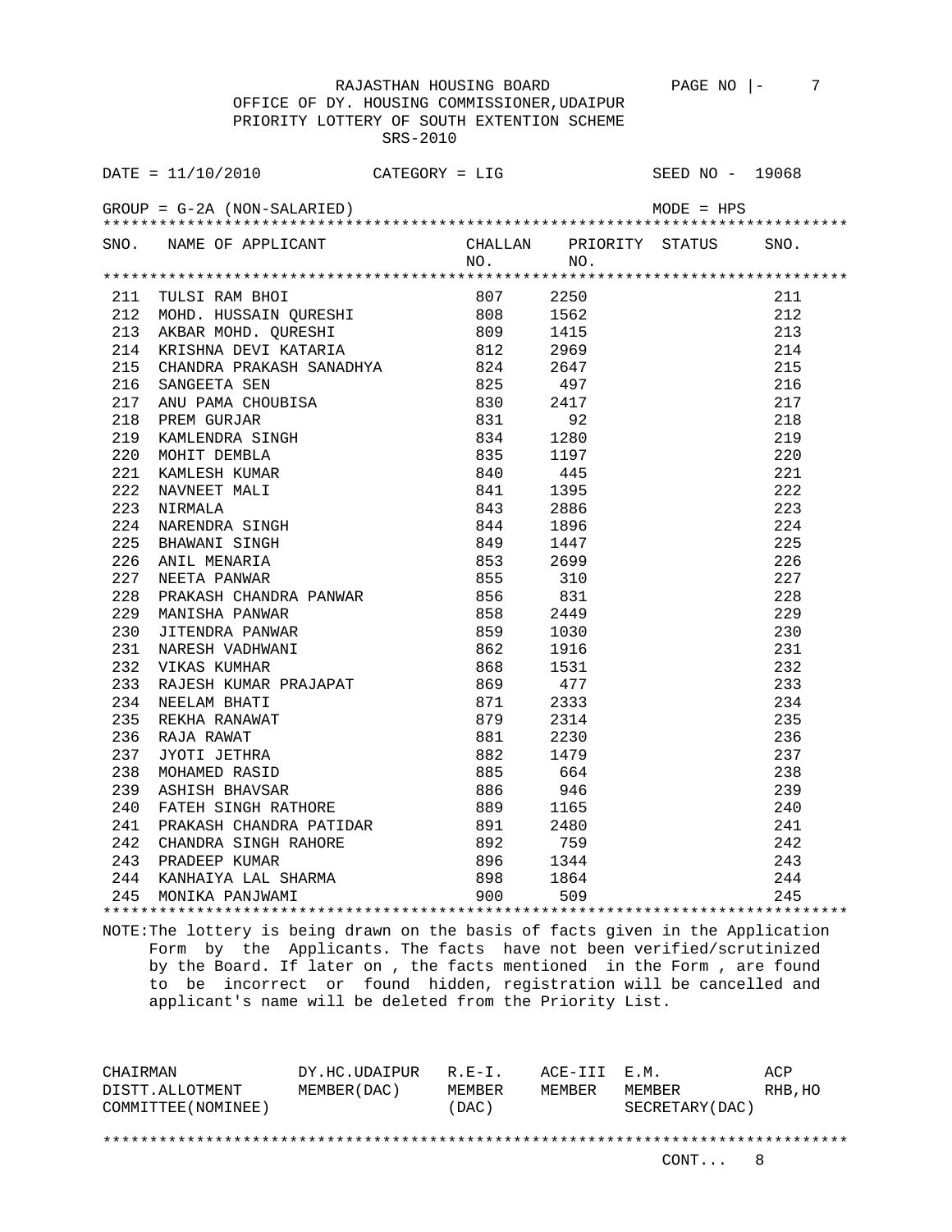RAJASTHAN HOUSING BOARD PAGE NO |- 7

OFFICE OF DY. HOUSING COMMISSIONER,UDAIPUR

PRIORITY LOTTERY OF SOUTH EXTENTION SCHEME

SRS-2010

DATE = 11/10/2010 CATEGORY = LIG SEED NO - 19068

GROUP = G-2A (NON-SALARIED) MODE = HPS

| SNO. | NAME OF APPLICANT | CHALLAN NO. | PRIORITY NO. | STATUS | SNO. |
|---|---|---|---|---|---|
| 211 | TULSI RAM BHOI | 807 | 2250 | | 211 |
| 212 | MOHD. HUSSAIN QURESHI | 808 | 1562 | | 212 |
| 213 | AKBAR MOHD. QURESHI | 809 | 1415 | | 213 |
| 214 | KRISHNA DEVI KATARIA | 812 | 2969 | | 214 |
| 215 | CHANDRA PRAKASH SANADHYA | 824 | 2647 | | 215 |
| 216 | SANGEETA SEN | 825 | 497 | | 216 |
| 217 | ANU PAMA CHOUBISA | 830 | 2417 | | 217 |
| 218 | PREM GURJAR | 831 | 92 | | 218 |
| 219 | KAMLENDRA SINGH | 834 | 1280 | | 219 |
| 220 | MOHIT DEMBLA | 835 | 1197 | | 220 |
| 221 | KAMLESH KUMAR | 840 | 445 | | 221 |
| 222 | NAVNEET MALI | 841 | 1395 | | 222 |
| 223 | NIRMALA | 843 | 2886 | | 223 |
| 224 | NARENDRA SINGH | 844 | 1896 | | 224 |
| 225 | BHAWANI SINGH | 849 | 1447 | | 225 |
| 226 | ANIL MENARIA | 853 | 2699 | | 226 |
| 227 | NEETA PANWAR | 855 | 310 | | 227 |
| 228 | PRAKASH CHANDRA PANWAR | 856 | 831 | | 228 |
| 229 | MANISHA PANWAR | 858 | 2449 | | 229 |
| 230 | JITENDRA PANWAR | 859 | 1030 | | 230 |
| 231 | NARESH VADHWANI | 862 | 1916 | | 231 |
| 232 | VIKAS KUMHAR | 868 | 1531 | | 232 |
| 233 | RAJESH KUMAR PRAJAPAT | 869 | 477 | | 233 |
| 234 | NEELAM BHATI | 871 | 2333 | | 234 |
| 235 | REKHA RANAWAT | 879 | 2314 | | 235 |
| 236 | RAJA RAWAT | 881 | 2230 | | 236 |
| 237 | JYOTI JETHRA | 882 | 1479 | | 237 |
| 238 | MOHAMED RASID | 885 | 664 | | 238 |
| 239 | ASHISH BHAVSAR | 886 | 946 | | 239 |
| 240 | FATEH SINGH RATHORE | 889 | 1165 | | 240 |
| 241 | PRAKASH CHANDRA PATIDAR | 891 | 2480 | | 241 |
| 242 | CHANDRA SINGH RAHORE | 892 | 759 | | 242 |
| 243 | PRADEEP KUMAR | 896 | 1344 | | 243 |
| 244 | KANHAIYA LAL SHARMA | 898 | 1864 | | 244 |
| 245 | MONIKA PANJWAMI | 900 | 509 | | 245 |

NOTE:The lottery is being drawn on the basis of facts given in the Application Form by the Applicants. The facts have not been verified/scrutinized by the Board. If later on , the facts mentioned in the Form , are found to be incorrect or found hidden, registration will be cancelled and applicant's name will be deleted from the Priority List.

| CHAIRMAN DISTT.ALLOTMENT COMMITTEE(NOMINEE) | DY.HC.UDAIPUR MEMBER(DAC) | R.E-I. MEMBER (DAC) | ACE-III MEMBER | E.M. MEMBER SECRETARY(DAC) | ACP RHB,HO |
|---|---|---|---|---|---|

CONT... 8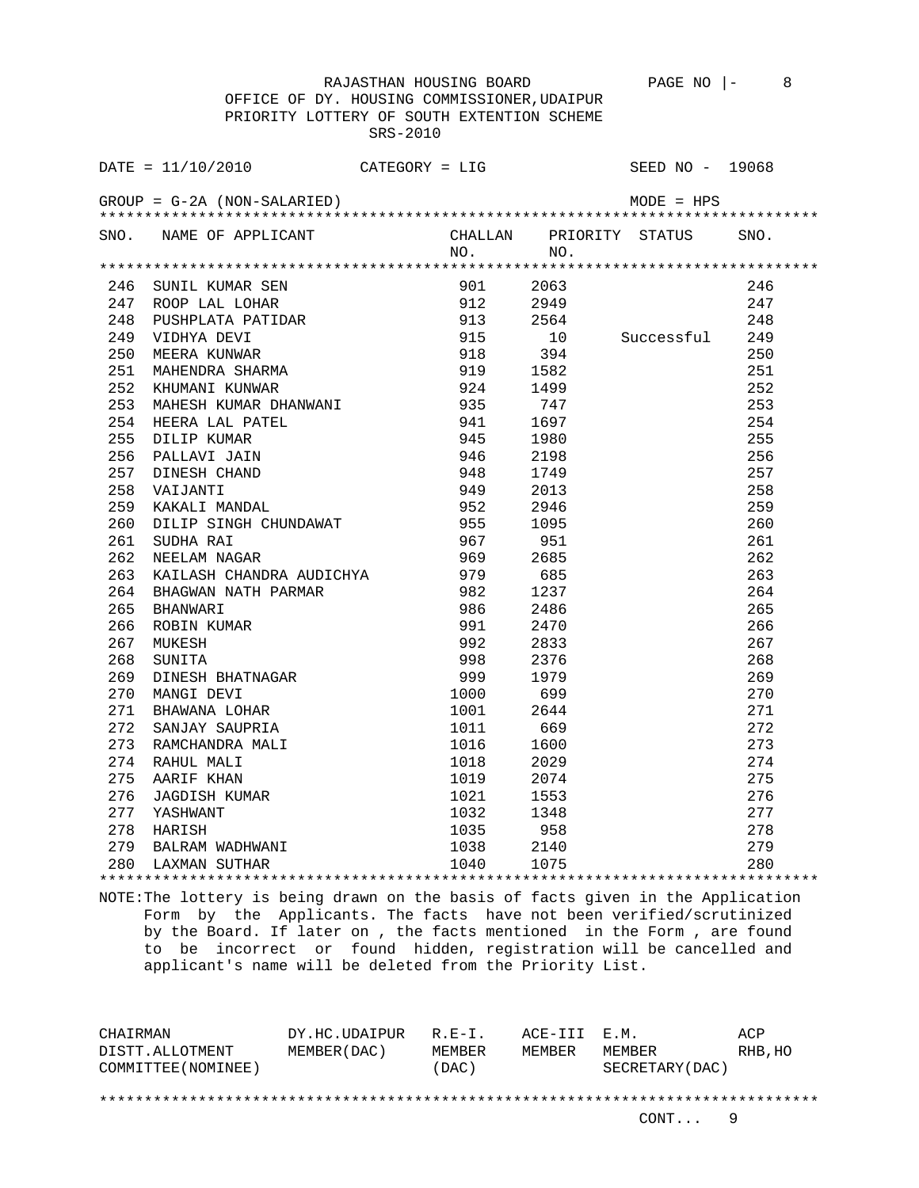RAJASTHAN HOUSING BOARD

OFFICE OF DY. HOUSING COMMISSIONER,UDAIPUR

PRIORITY LOTTERY OF SOUTH EXTENTION SCHEME

SRS-2010

DATE = 11/10/2010 CATEGORY = LIG SEED NO - 19068

GROUP = G-2A (NON-SALARIED) MODE = HPS

| SNO. | NAME OF APPLICANT | CHALLAN NO. | PRIORITY NO. | STATUS | SNO. |
|---|---|---|---|---|---|
| 246 | SUNIL KUMAR SEN | 901 | 2063 | | 246 |
| 247 | ROOP LAL LOHAR | 912 | 2949 | | 247 |
| 248 | PUSHPLATA PATIDAR | 913 | 2564 | | 248 |
| 249 | VIDHYA DEVI | 915 | 10 | Successful | 249 |
| 250 | MEERA KUNWAR | 918 | 394 | | 250 |
| 251 | MAHENDRA SHARMA | 919 | 1582 | | 251 |
| 252 | KHUMANI KUNWAR | 924 | 1499 | | 252 |
| 253 | MAHESH KUMAR DHANWANI | 935 | 747 | | 253 |
| 254 | HEERA LAL PATEL | 941 | 1697 | | 254 |
| 255 | DILIP KUMAR | 945 | 1980 | | 255 |
| 256 | PALLAVI JAIN | 946 | 2198 | | 256 |
| 257 | DINESH CHAND | 948 | 1749 | | 257 |
| 258 | VAIJANTI | 949 | 2013 | | 258 |
| 259 | KAKALI MANDAL | 952 | 2946 | | 259 |
| 260 | DILIP SINGH CHUNDAWAT | 955 | 1095 | | 260 |
| 261 | SUDHA RAI | 967 | 951 | | 261 |
| 262 | NEELAM NAGAR | 969 | 2685 | | 262 |
| 263 | KAILASH CHANDRA AUDICHYA | 979 | 685 | | 263 |
| 264 | BHAGWAN NATH PARMAR | 982 | 1237 | | 264 |
| 265 | BHANWARI | 986 | 2486 | | 265 |
| 266 | ROBIN KUMAR | 991 | 2470 | | 266 |
| 267 | MUKESH | 992 | 2833 | | 267 |
| 268 | SUNITA | 998 | 2376 | | 268 |
| 269 | DINESH BHATNAGAR | 999 | 1979 | | 269 |
| 270 | MANGI DEVI | 1000 | 699 | | 270 |
| 271 | BHAWANA LOHAR | 1001 | 2644 | | 271 |
| 272 | SANJAY SAUPRIA | 1011 | 669 | | 272 |
| 273 | RAMCHANDRA MALI | 1016 | 1600 | | 273 |
| 274 | RAHUL MALI | 1018 | 2029 | | 274 |
| 275 | AARIF KHAN | 1019 | 2074 | | 275 |
| 276 | JAGDISH KUMAR | 1021 | 1553 | | 276 |
| 277 | YASHWANT | 1032 | 1348 | | 277 |
| 278 | HARISH | 1035 | 958 | | 278 |
| 279 | BALRAM WADHWANI | 1038 | 2140 | | 279 |
| 280 | LAXMAN SUTHAR | 1040 | 1075 | | 280 |

NOTE:The lottery is being drawn on the basis of facts given in the Application Form by the Applicants. The facts have not been verified/scrutinized by the Board. If later on , the facts mentioned in the Form , are found to be incorrect or found hidden, registration will be cancelled and applicant's name will be deleted from the Priority List.

| CHAIRMAN DISTT.ALLOTMENT COMMITTEE(NOMINEE) | DY.HC.UDAIPUR MEMBER(DAC) | R.E-I. MEMBER (DAC) | ACE-III MEMBER | E.M. MEMBER SECRETARY(DAC) | ACP RHB,HO |
|---|---|---|---|---|---|

CONT... 9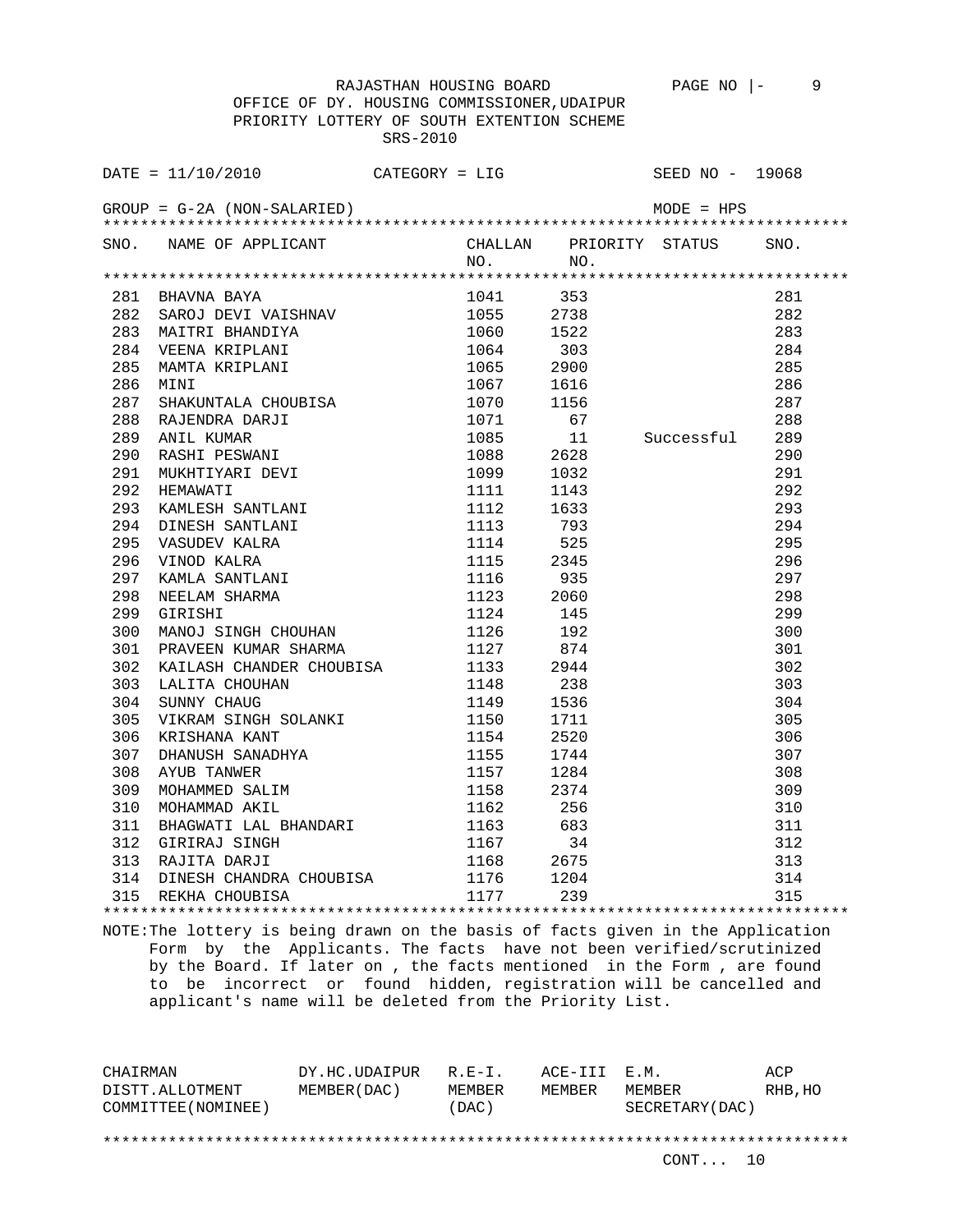RAJASTHAN HOUSING BOARD

OFFICE OF DY. HOUSING COMMISSIONER,UDAIPUR

PRIORITY LOTTERY OF SOUTH EXTENTION SCHEME

SRS-2010

DATE = 11/10/2010 CATEGORY = LIG SEED NO - 19068

GROUP = G-2A (NON-SALARIED) MODE = HPS

| SNO. | NAME OF APPLICANT | CHALLAN NO. | PRIORITY NO. | STATUS | SNO. |
|---|---|---|---|---|---|
| 281 | BHAVNA BAYA | 1041 | 353 | | 281 |
| 282 | SAROJ DEVI VAISHNAV | 1055 | 2738 | | 282 |
| 283 | MAITRI BHANDIYA | 1060 | 1522 | | 283 |
| 284 | VEENA KRIPLANI | 1064 | 303 | | 284 |
| 285 | MAMTA KRIPLANI | 1065 | 2900 | | 285 |
| 286 | MINI | 1067 | 1616 | | 286 |
| 287 | SHAKUNTALA CHOUBISA | 1070 | 1156 | | 287 |
| 288 | RAJENDRA DARJI | 1071 | 67 | | 288 |
| 289 | ANIL KUMAR | 1085 | 11 | Successful | 289 |
| 290 | RASHI PESWANI | 1088 | 2628 | | 290 |
| 291 | MUKHTIYARI DEVI | 1099 | 1032 | | 291 |
| 292 | HEMAWATI | 1111 | 1143 | | 292 |
| 293 | KAMLESH SANTLANI | 1112 | 1633 | | 293 |
| 294 | DINESH SANTLANI | 1113 | 793 | | 294 |
| 295 | VASUDEV KALRA | 1114 | 525 | | 295 |
| 296 | VINOD KALRA | 1115 | 2345 | | 296 |
| 297 | KAMLA SANTLANI | 1116 | 935 | | 297 |
| 298 | NEELAM SHARMA | 1123 | 2060 | | 298 |
| 299 | GIRISHI | 1124 | 145 | | 299 |
| 300 | MANOJ SINGH CHOUHAN | 1126 | 192 | | 300 |
| 301 | PRAVEEN KUMAR SHARMA | 1127 | 874 | | 301 |
| 302 | KAILASH CHANDER CHOUBISA | 1133 | 2944 | | 302 |
| 303 | LALITA CHOUHAN | 1148 | 238 | | 303 |
| 304 | SUNNY CHAUG | 1149 | 1536 | | 304 |
| 305 | VIKRAM SINGH SOLANKI | 1150 | 1711 | | 305 |
| 306 | KRISHANA KANT | 1154 | 2520 | | 306 |
| 307 | DHANUSH SANADHYA | 1155 | 1744 | | 307 |
| 308 | AYUB TANWER | 1157 | 1284 | | 308 |
| 309 | MOHAMMED SALIM | 1158 | 2374 | | 309 |
| 310 | MOHAMMAD AKIL | 1162 | 256 | | 310 |
| 311 | BHAGWATI LAL BHANDARI | 1163 | 683 | | 311 |
| 312 | GIRIRAJ SINGH | 1167 | 34 | | 312 |
| 313 | RAJITA DARJI | 1168 | 2675 | | 313 |
| 314 | DINESH CHANDRA CHOUBISA | 1176 | 1204 | | 314 |
| 315 | REKHA CHOUBISA | 1177 | 239 | | 315 |

NOTE:The lottery is being drawn on the basis of facts given in the Application Form by the Applicants. The facts have not been verified/scrutinized by the Board. If later on , the facts mentioned in the Form , are found to be incorrect or found hidden, registration will be cancelled and applicant's name will be deleted from the Priority List.

| CHAIRMAN DISTT.ALLOTMENT COMMITTEE(NOMINEE) | DY.HC.UDAIPUR MEMBER(DAC) | R.E-I. MEMBER (DAC) | ACE-III MEMBER | E.M. MEMBER SECRETARY(DAC) | ACP RHB,HO |
|---|---|---|---|---|---|

CONT... 10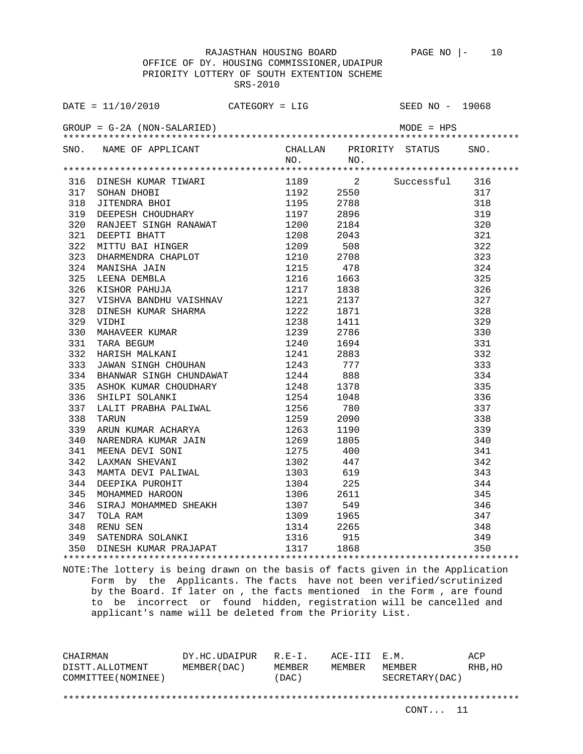RAJASTHAN HOUSING BOARD

OFFICE OF DY. HOUSING COMMISSIONER,UDAIPUR

PRIORITY LOTTERY OF SOUTH EXTENTION SCHEME

SRS-2010

DATE = 11/10/2010 CATEGORY = LIG SEED NO - 19068

GROUP = G-2A (NON-SALARIED) MODE = HPS

| SNO. | NAME OF APPLICANT | CHALLAN NO. | PRIORITY NO. | STATUS | SNO. |
|---|---|---|---|---|---|
| 316 | DINESH KUMAR TIWARI | 1189 | 2 | Successful | 316 |
| 317 | SOHAN DHOBI | 1192 | 2550 | | 317 |
| 318 | JITENDRA BHOI | 1195 | 2788 | | 318 |
| 319 | DEEPESH CHOUDHARY | 1197 | 2896 | | 319 |
| 320 | RANJEET SINGH RANAWAT | 1200 | 2184 | | 320 |
| 321 | DEEPTI BHATT | 1208 | 2043 | | 321 |
| 322 | MITTU BAI HINGER | 1209 | 508 | | 322 |
| 323 | DHARMENDRA CHAPLOT | 1210 | 2708 | | 323 |
| 324 | MANISHA JAIN | 1215 | 478 | | 324 |
| 325 | LEENA DEMBLA | 1216 | 1663 | | 325 |
| 326 | KISHOR PAHUJA | 1217 | 1838 | | 326 |
| 327 | VISHVA BANDHU VAISHNAV | 1221 | 2137 | | 327 |
| 328 | DINESH KUMAR SHARMA | 1222 | 1871 | | 328 |
| 329 | VIDHI | 1238 | 1411 | | 329 |
| 330 | MAHAVEER KUMAR | 1239 | 2786 | | 330 |
| 331 | TARA BEGUM | 1240 | 1694 | | 331 |
| 332 | HARISH MALKANI | 1241 | 2883 | | 332 |
| 333 | JAWAN SINGH CHOUHAN | 1243 | 777 | | 333 |
| 334 | BHANWAR SINGH CHUNDAWAT | 1244 | 888 | | 334 |
| 335 | ASHOK KUMAR CHOUDHARY | 1248 | 1378 | | 335 |
| 336 | SHILPI SOLANKI | 1254 | 1048 | | 336 |
| 337 | LALIT PRABHA PALIWAL | 1256 | 780 | | 337 |
| 338 | TARUN | 1259 | 2090 | | 338 |
| 339 | ARUN KUMAR ACHARYA | 1263 | 1190 | | 339 |
| 340 | NARENDRA KUMAR JAIN | 1269 | 1805 | | 340 |
| 341 | MEENA DEVI SONI | 1275 | 400 | | 341 |
| 342 | LAXMAN SHEVANI | 1302 | 447 | | 342 |
| 343 | MAMTA DEVI PALIWAL | 1303 | 619 | | 343 |
| 344 | DEEPIKA PUROHIT | 1304 | 225 | | 344 |
| 345 | MOHAMMED HAROON | 1306 | 2611 | | 345 |
| 346 | SIRAJ MOHAMMED SHEAKH | 1307 | 549 | | 346 |
| 347 | TOLA RAM | 1309 | 1965 | | 347 |
| 348 | RENU SEN | 1314 | 2265 | | 348 |
| 349 | SATENDRA SOLANKI | 1316 | 915 | | 349 |
| 350 | DINESH KUMAR PRAJAPAT | 1317 | 1868 | | 350 |

NOTE:The lottery is being drawn on the basis of facts given in the Application Form by the Applicants. The facts have not been verified/scrutinized by the Board. If later on , the facts mentioned in the Form , are found to be incorrect or found hidden, registration will be cancelled and applicant's name will be deleted from the Priority List.

| CHAIRMAN DISTT.ALLOTMENT COMMITTEE(NOMINEE) | DY.HC.UDAIPUR MEMBER(DAC) | R.E-I. MEMBER (DAC) | ACE-III MEMBER | E.M. MEMBER SECRETARY(DAC) | ACP RHB,HO |
|---|---|---|---|---|---|

CONT... 11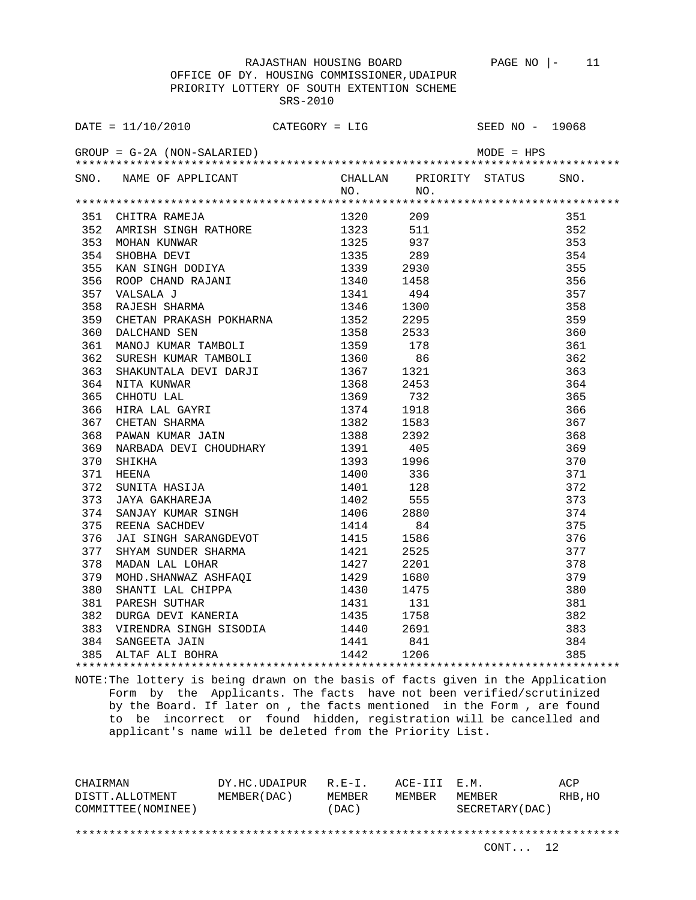RAJASTHAN HOUSING BOARD

OFFICE OF DY. HOUSING COMMISSIONER,UDAIPUR

PRIORITY LOTTERY OF SOUTH EXTENTION SCHEME

SRS-2010

DATE = 11/10/2010 CATEGORY = LIG SEED NO - 19068

GROUP = G-2A (NON-SALARIED) MODE = HPS

| SNO. | NAME OF APPLICANT | CHALLAN NO. | PRIORITY NO. | STATUS | SNO. |
|---|---|---|---|---|---|
| 351 | CHITRA RAMEJA | 1320 | 209 | | 351 |
| 352 | AMRISH SINGH RATHORE | 1323 | 511 | | 352 |
| 353 | MOHAN KUNWAR | 1325 | 937 | | 353 |
| 354 | SHOBHA DEVI | 1335 | 289 | | 354 |
| 355 | KAN SINGH DODIYA | 1339 | 2930 | | 355 |
| 356 | ROOP CHAND RAJANI | 1340 | 1458 | | 356 |
| 357 | VALSALA J | 1341 | 494 | | 357 |
| 358 | RAJESH SHARMA | 1346 | 1300 | | 358 |
| 359 | CHETAN PRAKASH POKHARNA | 1352 | 2295 | | 359 |
| 360 | DALCHAND SEN | 1358 | 2533 | | 360 |
| 361 | MANOJ KUMAR TAMBOLI | 1359 | 178 | | 361 |
| 362 | SURESH KUMAR TAMBOLI | 1360 | 86 | | 362 |
| 363 | SHAKUNTALA DEVI DARJI | 1367 | 1321 | | 363 |
| 364 | NITA KUNWAR | 1368 | 2453 | | 364 |
| 365 | CHHOTU LAL | 1369 | 732 | | 365 |
| 366 | HIRA LAL GAYRI | 1374 | 1918 | | 366 |
| 367 | CHETAN SHARMA | 1382 | 1583 | | 367 |
| 368 | PAWAN KUMAR JAIN | 1388 | 2392 | | 368 |
| 369 | NARBADA DEVI CHOUDHARY | 1391 | 405 | | 369 |
| 370 | SHIKHA | 1393 | 1996 | | 370 |
| 371 | HEENA | 1400 | 336 | | 371 |
| 372 | SUNITA HASIJA | 1401 | 128 | | 372 |
| 373 | JAYA GAKHAREJA | 1402 | 555 | | 373 |
| 374 | SANJAY KUMAR SINGH | 1406 | 2880 | | 374 |
| 375 | REENA SACHDEV | 1414 | 84 | | 375 |
| 376 | JAI SINGH SARANGDEVOT | 1415 | 1586 | | 376 |
| 377 | SHYAM SUNDER SHARMA | 1421 | 2525 | | 377 |
| 378 | MADAN LAL LOHAR | 1427 | 2201 | | 378 |
| 379 | MOHD.SHANWAZ ASHFAQI | 1429 | 1680 | | 379 |
| 380 | SHANTI LAL CHIPPA | 1430 | 1475 | | 380 |
| 381 | PARESH SUTHAR | 1431 | 131 | | 381 |
| 382 | DURGA DEVI KANERIA | 1435 | 1758 | | 382 |
| 383 | VIRENDRA SINGH SISODIA | 1440 | 2691 | | 383 |
| 384 | SANGEETA JAIN | 1441 | 841 | | 384 |
| 385 | ALTAF ALI BOHRA | 1442 | 1206 | | 385 |

NOTE:The lottery is being drawn on the basis of facts given in the Application Form by the Applicants. The facts have not been verified/scrutinized by the Board. If later on , the facts mentioned in the Form , are found to be incorrect or found hidden, registration will be cancelled and applicant's name will be deleted from the Priority List.

| CHAIRMAN DISTT.ALLOTMENT COMMITTEE(NOMINEE) | DY.HC.UDAIPUR MEMBER(DAC) | R.E-I. MEMBER (DAC) | ACE-III MEMBER | E.M. MEMBER SECRETARY(DAC) | ACP RHB,HO |
|---|---|---|---|---|---|

CONT... 12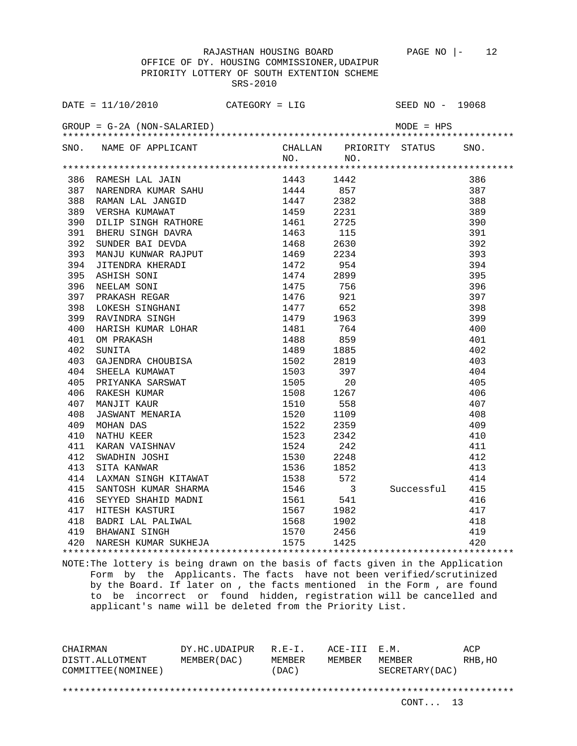RAJASTHAN HOUSING BOARD

OFFICE OF DY. HOUSING COMMISSIONER,UDAIPUR

PRIORITY LOTTERY OF SOUTH EXTENTION SCHEME

SRS-2010

DATE = 11/10/2010 CATEGORY = LIG SEED NO - 19068

GROUP = G-2A (NON-SALARIED) MODE = HPS

| SNO. | NAME OF APPLICANT | CHALLAN NO. | PRIORITY NO. | STATUS | SNO. |
|---|---|---|---|---|---|
| 386 | RAMESH LAL JAIN | 1443 | 1442 | | 386 |
| 387 | NARENDRA KUMAR SAHU | 1444 | 857 | | 387 |
| 388 | RAMAN LAL JANGID | 1447 | 2382 | | 388 |
| 389 | VERSHA KUMAWAT | 1459 | 2231 | | 389 |
| 390 | DILIP SINGH RATHORE | 1461 | 2725 | | 390 |
| 391 | BHERU SINGH DAVRA | 1463 | 115 | | 391 |
| 392 | SUNDER BAI DEVDA | 1468 | 2630 | | 392 |
| 393 | MANJU KUNWAR RAJPUT | 1469 | 2234 | | 393 |
| 394 | JITENDRA KHERADI | 1472 | 954 | | 394 |
| 395 | ASHISH SONI | 1474 | 2899 | | 395 |
| 396 | NEELAM SONI | 1475 | 756 | | 396 |
| 397 | PRAKASH REGAR | 1476 | 921 | | 397 |
| 398 | LOKESH SINGHANI | 1477 | 652 | | 398 |
| 399 | RAVINDRA SINGH | 1479 | 1963 | | 399 |
| 400 | HARISH KUMAR LOHAR | 1481 | 764 | | 400 |
| 401 | OM PRAKASH | 1488 | 859 | | 401 |
| 402 | SUNITA | 1489 | 1885 | | 402 |
| 403 | GAJENDRA CHOUBISA | 1502 | 2819 | | 403 |
| 404 | SHEELA KUMAWAT | 1503 | 397 | | 404 |
| 405 | PRIYANKA SARSWAT | 1505 | 20 | | 405 |
| 406 | RAKESH KUMAR | 1508 | 1267 | | 406 |
| 407 | MANJIT KAUR | 1510 | 558 | | 407 |
| 408 | JASWANT MENARIA | 1520 | 1109 | | 408 |
| 409 | MOHAN DAS | 1522 | 2359 | | 409 |
| 410 | NATHU KEER | 1523 | 2342 | | 410 |
| 411 | KARAN VAISHNAV | 1524 | 242 | | 411 |
| 412 | SWADHIN JOSHI | 1530 | 2248 | | 412 |
| 413 | SITA KANWAR | 1536 | 1852 | | 413 |
| 414 | LAXMAN SINGH KITAWAT | 1538 | 572 | | 414 |
| 415 | SANTOSH KUMAR SHARMA | 1546 | 3 | Successful | 415 |
| 416 | SEYYED SHAHID MADNI | 1561 | 541 | | 416 |
| 417 | HITESH KASTURI | 1567 | 1982 | | 417 |
| 418 | BADRI LAL PALIWAL | 1568 | 1902 | | 418 |
| 419 | BHAWANI SINGH | 1570 | 2456 | | 419 |
| 420 | NARESH KUMAR SUKHEJA | 1575 | 1425 | | 420 |

NOTE:The lottery is being drawn on the basis of facts given in the Application Form by the Applicants. The facts have not been verified/scrutinized by the Board. If later on , the facts mentioned in the Form , are found to be incorrect or found hidden, registration will be cancelled and applicant's name will be deleted from the Priority List.

| CHAIRMAN DISTT.ALLOTMENT COMMITTEE(NOMINEE) | DY.HC.UDAIPUR MEMBER(DAC) | R.E-I. MEMBER (DAC) | ACE-III MEMBER | E.M. MEMBER SECRETARY(DAC) | ACP RHB,HO |
|---|---|---|---|---|---|

CONT... 13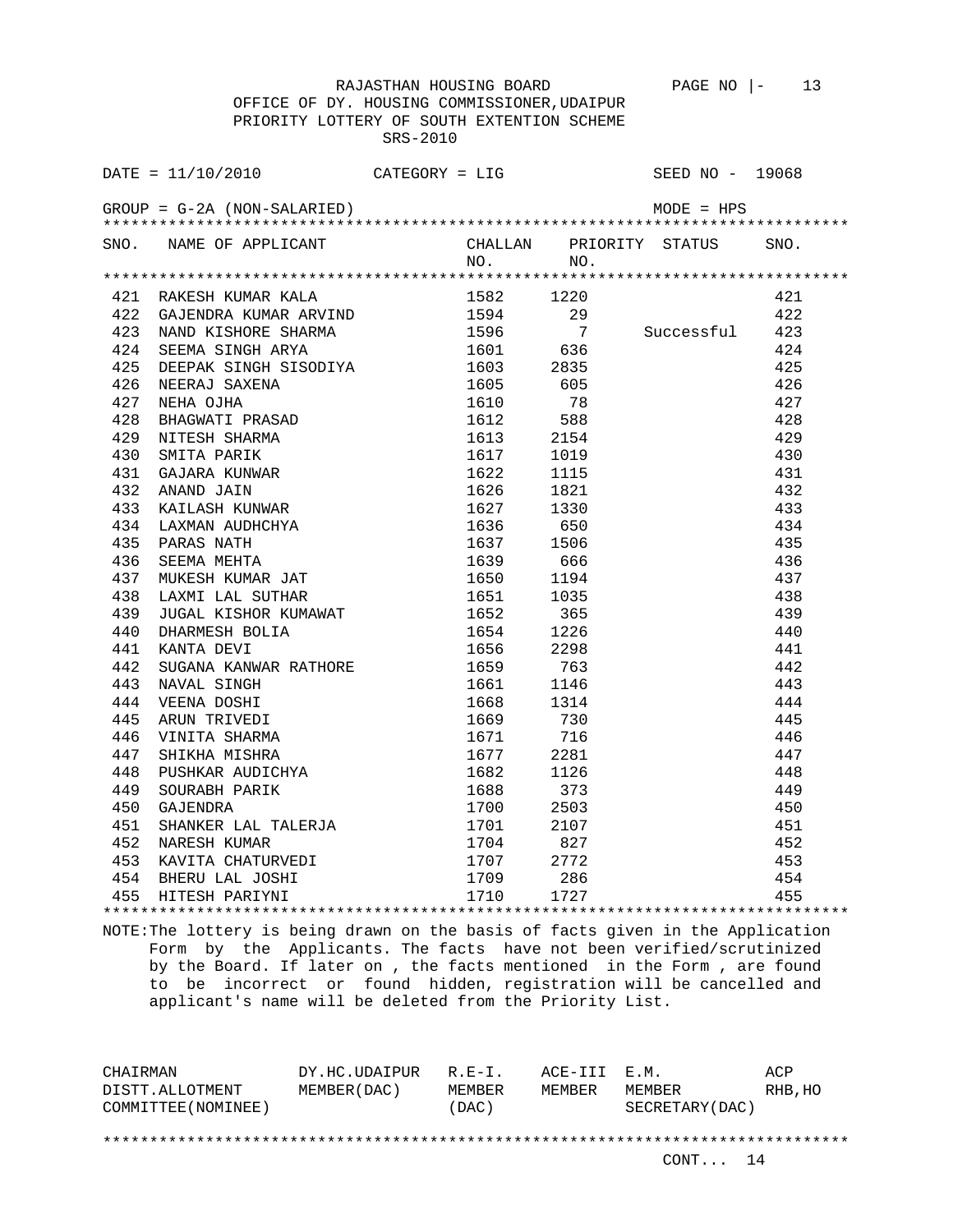RAJASTHAN HOUSING BOARD

OFFICE OF DY. HOUSING COMMISSIONER,UDAIPUR

PRIORITY LOTTERY OF SOUTH EXTENTION SCHEME

SRS-2010

DATE = 11/10/2010 CATEGORY = LIG SEED NO - 19068

GROUP = G-2A (NON-SALARIED) MODE = HPS

| SNO. | NAME OF APPLICANT | CHALLAN NO. | PRIORITY NO. | STATUS | SNO. |
|---|---|---|---|---|---|
| 421 | RAKESH KUMAR KALA | 1582 | 1220 | | 421 |
| 422 | GAJENDRA KUMAR ARVIND | 1594 | 29 | | 422 |
| 423 | NAND KISHORE SHARMA | 1596 | 7 | Successful | 423 |
| 424 | SEEMA SINGH ARYA | 1601 | 636 | | 424 |
| 425 | DEEPAK SINGH SISODIYA | 1603 | 2835 | | 425 |
| 426 | NEERAJ SAXENA | 1605 | 605 | | 426 |
| 427 | NEHA OJHA | 1610 | 78 | | 427 |
| 428 | BHAGWATI PRASAD | 1612 | 588 | | 428 |
| 429 | NITESH SHARMA | 1613 | 2154 | | 429 |
| 430 | SMITA PARIK | 1617 | 1019 | | 430 |
| 431 | GAJARA KUNWAR | 1622 | 1115 | | 431 |
| 432 | ANAND JAIN | 1626 | 1821 | | 432 |
| 433 | KAILASH KUNWAR | 1627 | 1330 | | 433 |
| 434 | LAXMAN AUDHCHYA | 1636 | 650 | | 434 |
| 435 | PARAS NATH | 1637 | 1506 | | 435 |
| 436 | SEEMA MEHTA | 1639 | 666 | | 436 |
| 437 | MUKESH KUMAR JAT | 1650 | 1194 | | 437 |
| 438 | LAXMI LAL SUTHAR | 1651 | 1035 | | 438 |
| 439 | JUGAL KISHOR KUMAWAT | 1652 | 365 | | 439 |
| 440 | DHARMESH BOLIA | 1654 | 1226 | | 440 |
| 441 | KANTA DEVI | 1656 | 2298 | | 441 |
| 442 | SUGANA KANWAR RATHORE | 1659 | 763 | | 442 |
| 443 | NAVAL SINGH | 1661 | 1146 | | 443 |
| 444 | VEENA DOSHI | 1668 | 1314 | | 444 |
| 445 | ARUN TRIVEDI | 1669 | 730 | | 445 |
| 446 | VINITA SHARMA | 1671 | 716 | | 446 |
| 447 | SHIKHA MISHRA | 1677 | 2281 | | 447 |
| 448 | PUSHKAR AUDICHYA | 1682 | 1126 | | 448 |
| 449 | SOURABH PARIK | 1688 | 373 | | 449 |
| 450 | GAJENDRA | 1700 | 2503 | | 450 |
| 451 | SHANKER LAL TALERJA | 1701 | 2107 | | 451 |
| 452 | NARESH KUMAR | 1704 | 827 | | 452 |
| 453 | KAVITA CHATURVEDI | 1707 | 2772 | | 453 |
| 454 | BHERU LAL JOSHI | 1709 | 286 | | 454 |
| 455 | HITESH PARIYNI | 1710 | 1727 | | 455 |

NOTE:The lottery is being drawn on the basis of facts given in the Application Form by the Applicants. The facts have not been verified/scrutinized by the Board. If later on , the facts mentioned in the Form , are found to be incorrect or found hidden, registration will be cancelled and applicant's name will be deleted from the Priority List.

| CHAIRMAN DISTT.ALLOTMENT COMMITTEE(NOMINEE) | DY.HC.UDAIPUR MEMBER(DAC) | R.E-I. MEMBER (DAC) | ACE-III MEMBER | E.M. MEMBER SECRETARY(DAC) | ACP RHB,HO |
|---|---|---|---|---|---|

CONT... 14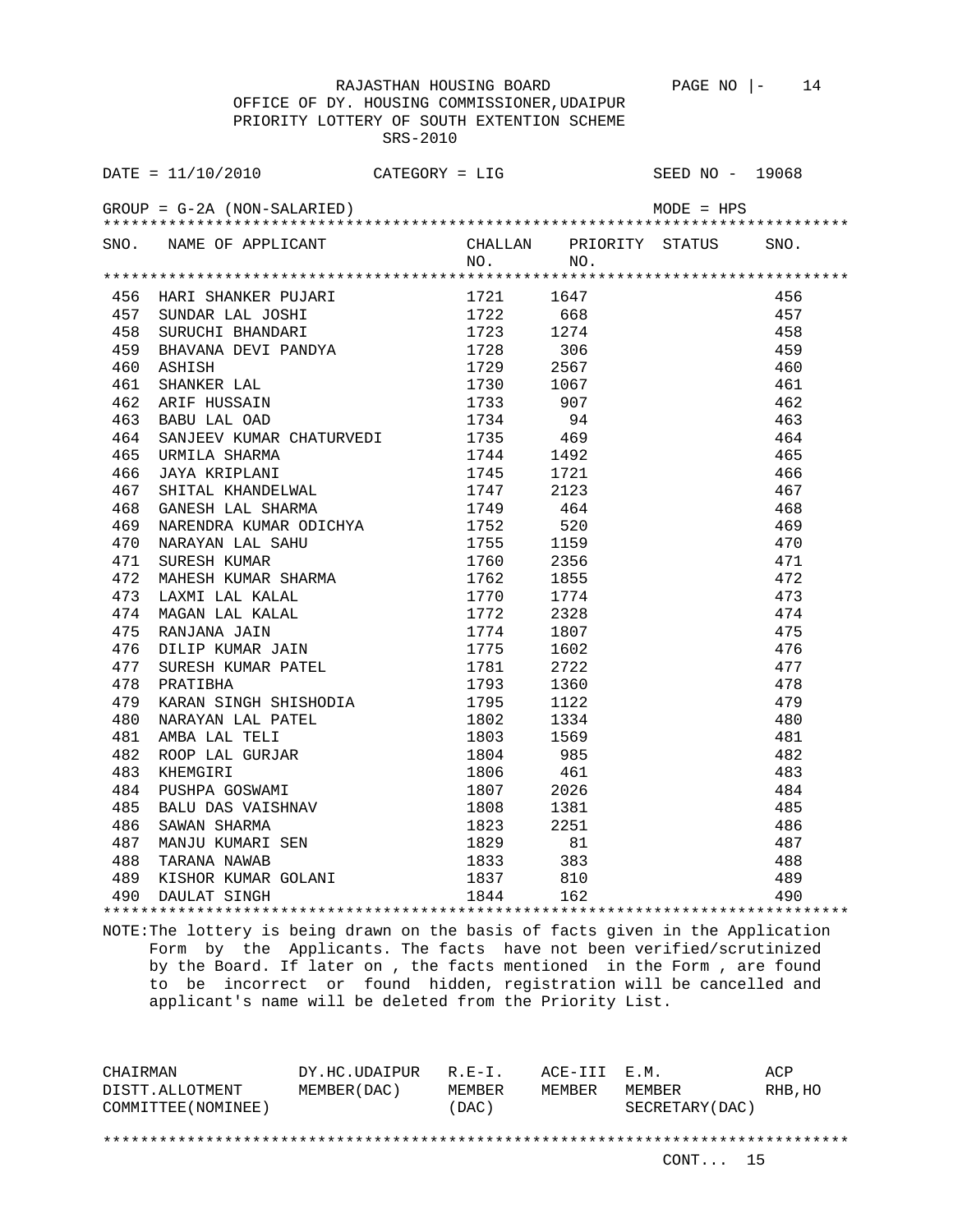RAJASTHAN HOUSING BOARD

OFFICE OF DY. HOUSING COMMISSIONER,UDAIPUR

PRIORITY LOTTERY OF SOUTH EXTENTION SCHEME

SRS-2010

DATE = 11/10/2010 CATEGORY = LIG SEED NO - 19068

GROUP = G-2A (NON-SALARIED) MODE = HPS

| SNO. | NAME OF APPLICANT | CHALLAN NO. | PRIORITY NO. | STATUS | SNO. |
|---|---|---|---|---|---|
| 456 | HARI SHANKER PUJARI | 1721 | 1647 | | 456 |
| 457 | SUNDAR LAL JOSHI | 1722 | 668 | | 457 |
| 458 | SURUCHI BHANDARI | 1723 | 1274 | | 458 |
| 459 | BHAVANA DEVI PANDYA | 1728 | 306 | | 459 |
| 460 | ASHISH | 1729 | 2567 | | 460 |
| 461 | SHANKER LAL | 1730 | 1067 | | 461 |
| 462 | ARIF HUSSAIN | 1733 | 907 | | 462 |
| 463 | BABU LAL OAD | 1734 | 94 | | 463 |
| 464 | SANJEEV KUMAR CHATURVEDI | 1735 | 469 | | 464 |
| 465 | URMILA SHARMA | 1744 | 1492 | | 465 |
| 466 | JAYA KRIPLANI | 1745 | 1721 | | 466 |
| 467 | SHITAL KHANDELWAL | 1747 | 2123 | | 467 |
| 468 | GANESH LAL SHARMA | 1749 | 464 | | 468 |
| 469 | NARENDRA KUMAR ODICHYA | 1752 | 520 | | 469 |
| 470 | NARAYAN LAL SAHU | 1755 | 1159 | | 470 |
| 471 | SURESH KUMAR | 1760 | 2356 | | 471 |
| 472 | MAHESH KUMAR SHARMA | 1762 | 1855 | | 472 |
| 473 | LAXMI LAL KALAL | 1770 | 1774 | | 473 |
| 474 | MAGAN LAL KALAL | 1772 | 2328 | | 474 |
| 475 | RANJANA JAIN | 1774 | 1807 | | 475 |
| 476 | DILIP KUMAR JAIN | 1775 | 1602 | | 476 |
| 477 | SURESH KUMAR PATEL | 1781 | 2722 | | 477 |
| 478 | PRATIBHA | 1793 | 1360 | | 478 |
| 479 | KARAN SINGH SHISHODIA | 1795 | 1122 | | 479 |
| 480 | NARAYAN LAL PATEL | 1802 | 1334 | | 480 |
| 481 | AMBA LAL TELI | 1803 | 1569 | | 481 |
| 482 | ROOP LAL GURJAR | 1804 | 985 | | 482 |
| 483 | KHEMGIRI | 1806 | 461 | | 483 |
| 484 | PUSHPA GOSWAMI | 1807 | 2026 | | 484 |
| 485 | BALU DAS VAISHNAV | 1808 | 1381 | | 485 |
| 486 | SAWAN SHARMA | 1823 | 2251 | | 486 |
| 487 | MANJU KUMARI SEN | 1829 | 81 | | 487 |
| 488 | TARANA NAWAB | 1833 | 383 | | 488 |
| 489 | KISHOR KUMAR GOLANI | 1837 | 810 | | 489 |
| 490 | DAULAT SINGH | 1844 | 162 | | 490 |

NOTE:The lottery is being drawn on the basis of facts given in the Application Form by the Applicants. The facts have not been verified/scrutinized by the Board. If later on , the facts mentioned in the Form , are found to be incorrect or found hidden, registration will be cancelled and applicant's name will be deleted from the Priority List.

| CHAIRMAN DISTT.ALLOTMENT COMMITTEE(NOMINEE) | DY.HC.UDAIPUR MEMBER(DAC) | R.E-I. MEMBER (DAC) | ACE-III MEMBER | E.M. MEMBER SECRETARY(DAC) | ACP RHB,HO |
|---|---|---|---|---|---|

CONT... 15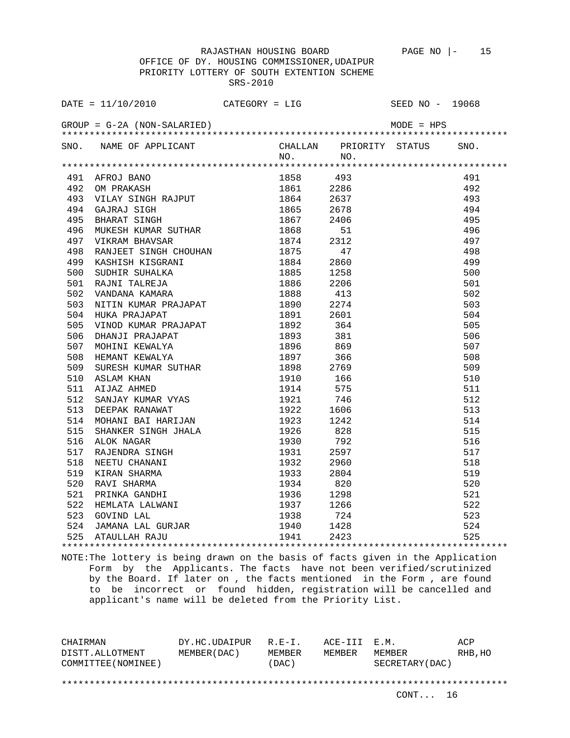RAJASTHAN HOUSING BOARD

OFFICE OF DY. HOUSING COMMISSIONER,UDAIPUR

PRIORITY LOTTERY OF SOUTH EXTENTION SCHEME

SRS-2010

DATE = 11/10/2010 CATEGORY = LIG SEED NO - 19068

GROUP = G-2A (NON-SALARIED) MODE = HPS

| SNO. | NAME OF APPLICANT | CHALLAN NO. | PRIORITY NO. | STATUS | SNO. |
|---|---|---|---|---|---|
| 491 | AFROJ BANO | 1858 | 493 | | 491 |
| 492 | OM PRAKASH | 1861 | 2286 | | 492 |
| 493 | VILAY SINGH RAJPUT | 1864 | 2637 | | 493 |
| 494 | GAJRAJ SIGH | 1865 | 2678 | | 494 |
| 495 | BHARAT SINGH | 1867 | 2406 | | 495 |
| 496 | MUKESH KUMAR SUTHAR | 1868 | 51 | | 496 |
| 497 | VIKRAM BHAVSAR | 1874 | 2312 | | 497 |
| 498 | RANJEET SINGH CHOUHAN | 1875 | 47 | | 498 |
| 499 | KASHISH KISGRANI | 1884 | 2860 | | 499 |
| 500 | SUDHIR SUHALKA | 1885 | 1258 | | 500 |
| 501 | RAJNI TALREJA | 1886 | 2206 | | 501 |
| 502 | VANDANA KAMARA | 1888 | 413 | | 502 |
| 503 | NITIN KUMAR PRAJAPAT | 1890 | 2274 | | 503 |
| 504 | HUKA PRAJAPAT | 1891 | 2601 | | 504 |
| 505 | VINOD KUMAR PRAJAPAT | 1892 | 364 | | 505 |
| 506 | DHANJI PRAJAPAT | 1893 | 381 | | 506 |
| 507 | MOHINI KEWALYA | 1896 | 869 | | 507 |
| 508 | HEMANT KEWALYA | 1897 | 366 | | 508 |
| 509 | SURESH KUMAR SUTHAR | 1898 | 2769 | | 509 |
| 510 | ASLAM KHAN | 1910 | 166 | | 510 |
| 511 | AIJAZ AHMED | 1914 | 575 | | 511 |
| 512 | SANJAY KUMAR VYAS | 1921 | 746 | | 512 |
| 513 | DEEPAK RANAWAT | 1922 | 1606 | | 513 |
| 514 | MOHANI BAI HARIJAN | 1923 | 1242 | | 514 |
| 515 | SHANKER SINGH JHALA | 1926 | 828 | | 515 |
| 516 | ALOK NAGAR | 1930 | 792 | | 516 |
| 517 | RAJENDRA SINGH | 1931 | 2597 | | 517 |
| 518 | NEETU CHANANI | 1932 | 2960 | | 518 |
| 519 | KIRAN SHARMA | 1933 | 2804 | | 519 |
| 520 | RAVI SHARMA | 1934 | 820 | | 520 |
| 521 | PRINKA GANDHI | 1936 | 1298 | | 521 |
| 522 | HEMLATA LALWANI | 1937 | 1266 | | 522 |
| 523 | GOVIND LAL | 1938 | 724 | | 523 |
| 524 | JAMANA LAL GURJAR | 1940 | 1428 | | 524 |
| 525 | ATAULLAH RAJU | 1941 | 2423 | | 525 |

NOTE:The lottery is being drawn on the basis of facts given in the Application Form by the Applicants. The facts have not been verified/scrutinized by the Board. If later on , the facts mentioned in the Form , are found to be incorrect or found hidden, registration will be cancelled and applicant's name will be deleted from the Priority List.

| CHAIRMAN DISTT.ALLOTMENT COMMITTEE(NOMINEE) | DY.HC.UDAIPUR MEMBER(DAC) | R.E-I. MEMBER (DAC) | ACE-III MEMBER | E.M. MEMBER SECRETARY(DAC) | ACP RHB,HO |
|---|---|---|---|---|---|

CONT... 16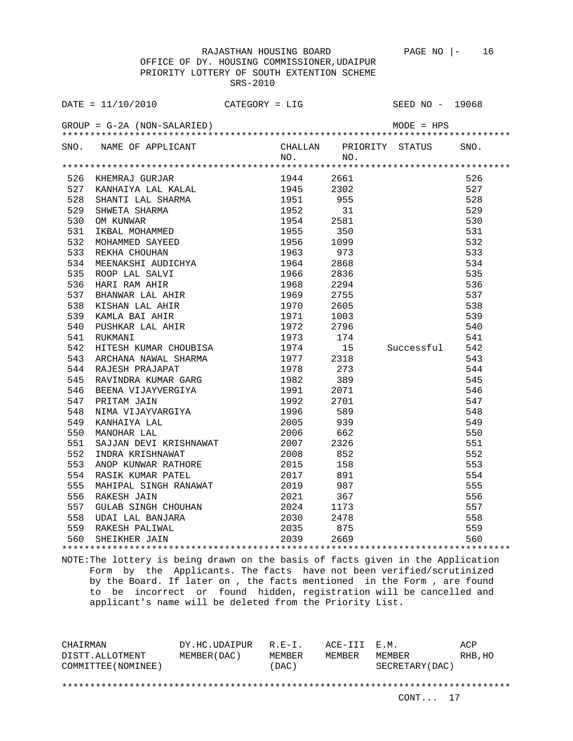RAJASTHAN HOUSING BOARD

OFFICE OF DY. HOUSING COMMISSIONER,UDAIPUR

PRIORITY LOTTERY OF SOUTH EXTENTION SCHEME

SRS-2010

DATE = 11/10/2010 CATEGORY = LIG SEED NO - 19068

GROUP = G-2A (NON-SALARIED) MODE = HPS

| SNO. | NAME OF APPLICANT | CHALLAN NO. | PRIORITY NO. | STATUS | SNO. |
|---|---|---|---|---|---|
| 526 | KHEMRAJ GURJAR | 1944 | 2661 | | 526 |
| 527 | KANHAIYA LAL KALAL | 1945 | 2302 | | 527 |
| 528 | SHANTI LAL SHARMA | 1951 | 955 | | 528 |
| 529 | SHWETA SHARMA | 1952 | 31 | | 529 |
| 530 | OM KUNWAR | 1954 | 2581 | | 530 |
| 531 | IKBAL MOHAMMED | 1955 | 350 | | 531 |
| 532 | MOHAMMED SAYEED | 1956 | 1099 | | 532 |
| 533 | REKHA CHOUHAN | 1963 | 973 | | 533 |
| 534 | MEENAKSHI AUDICHYA | 1964 | 2868 | | 534 |
| 535 | ROOP LAL SALVI | 1966 | 2836 | | 535 |
| 536 | HARI RAM AHIR | 1968 | 2294 | | 536 |
| 537 | BHANWAR LAL AHIR | 1969 | 2755 | | 537 |
| 538 | KISHAN LAL AHIR | 1970 | 2605 | | 538 |
| 539 | KAMLA BAI AHIR | 1971 | 1003 | | 539 |
| 540 | PUSHKAR LAL AHIR | 1972 | 2796 | | 540 |
| 541 | RUKMANI | 1973 | 174 | | 541 |
| 542 | HITESH KUMAR CHOUBISA | 1974 | 15 | Successful | 542 |
| 543 | ARCHANA NAWAL SHARMA | 1977 | 2318 | | 543 |
| 544 | RAJESH PRAJAPAT | 1978 | 273 | | 544 |
| 545 | RAVINDRA KUMAR GARG | 1982 | 389 | | 545 |
| 546 | BEENA VIJAYVERGIYA | 1991 | 2071 | | 546 |
| 547 | PRITAM JAIN | 1992 | 2701 | | 547 |
| 548 | NIMA VIJAYVARGIYA | 1996 | 589 | | 548 |
| 549 | KANHAIYA LAL | 2005 | 939 | | 549 |
| 550 | MANOHAR LAL | 2006 | 662 | | 550 |
| 551 | SAJJAN DEVI KRISHNAWAT | 2007 | 2326 | | 551 |
| 552 | INDRA KRISHNAWAT | 2008 | 852 | | 552 |
| 553 | ANOP KUNWAR RATHORE | 2015 | 158 | | 553 |
| 554 | RASIK KUMAR PATEL | 2017 | 891 | | 554 |
| 555 | MAHIPAL SINGH RANAWAT | 2019 | 987 | | 555 |
| 556 | RAKESH JAIN | 2021 | 367 | | 556 |
| 557 | GULAB SINGH CHOUHAN | 2024 | 1173 | | 557 |
| 558 | UDAI LAL BANJARA | 2030 | 2478 | | 558 |
| 559 | RAKESH PALIWAL | 2035 | 875 | | 559 |
| 560 | SHEIKHER JAIN | 2039 | 2669 | | 560 |

NOTE:The lottery is being drawn on the basis of facts given in the Application Form by the Applicants. The facts have not been verified/scrutinized by the Board. If later on , the facts mentioned in the Form , are found to be incorrect or found hidden, registration will be cancelled and applicant's name will be deleted from the Priority List.

| CHAIRMAN DISTT.ALLOTMENT COMMITTEE(NOMINEE) | DY.HC.UDAIPUR MEMBER(DAC) | R.E-I. MEMBER (DAC) | ACE-III MEMBER | E.M. MEMBER SECRETARY(DAC) | ACP RHB,HO |
|---|---|---|---|---|---|

CONT... 17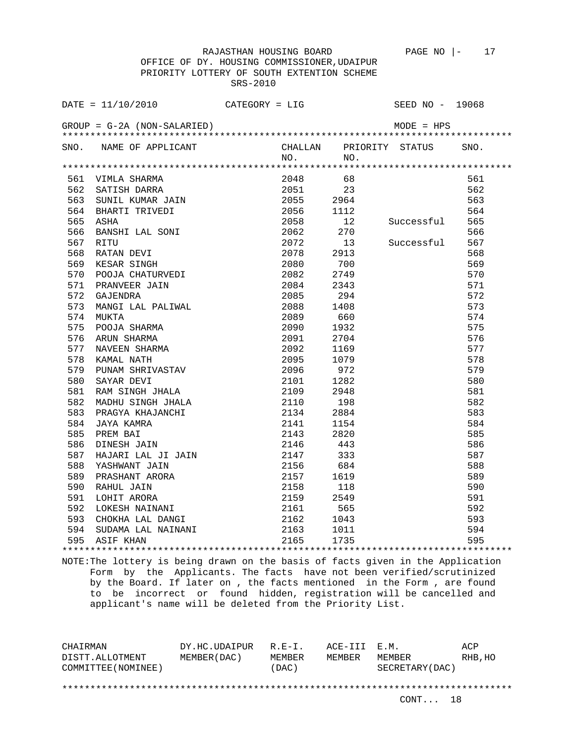RAJASTHAN HOUSING BOARD

OFFICE OF DY. HOUSING COMMISSIONER,UDAIPUR

PRIORITY LOTTERY OF SOUTH EXTENTION SCHEME

SRS-2010

DATE = 11/10/2010 CATEGORY = LIG SEED NO - 19068

GROUP = G-2A (NON-SALARIED) MODE = HPS

| SNO. | NAME OF APPLICANT | CHALLAN NO. | PRIORITY NO. | STATUS | SNO. |
|---|---|---|---|---|---|
| 561 | VIMLA SHARMA | 2048 | 68 | | 561 |
| 562 | SATISH DARRA | 2051 | 23 | | 562 |
| 563 | SUNIL KUMAR JAIN | 2055 | 2964 | | 563 |
| 564 | BHARTI TRIVEDI | 2056 | 1112 | | 564 |
| 565 | ASHA | 2058 | 12 | Successful | 565 |
| 566 | BANSHI LAL SONI | 2062 | 270 | | 566 |
| 567 | RITU | 2072 | 13 | Successful | 567 |
| 568 | RATAN DEVI | 2078 | 2913 | | 568 |
| 569 | KESAR SINGH | 2080 | 700 | | 569 |
| 570 | POOJA CHATURVEDI | 2082 | 2749 | | 570 |
| 571 | PRANVEER JAIN | 2084 | 2343 | | 571 |
| 572 | GAJENDRA | 2085 | 294 | | 572 |
| 573 | MANGI LAL PALIWAL | 2088 | 1408 | | 573 |
| 574 | MUKTA | 2089 | 660 | | 574 |
| 575 | POOJA SHARMA | 2090 | 1932 | | 575 |
| 576 | ARUN SHARMA | 2091 | 2704 | | 576 |
| 577 | NAVEEN SHARMA | 2092 | 1169 | | 577 |
| 578 | KAMAL NATH | 2095 | 1079 | | 578 |
| 579 | PUNAM SHRIVASTAV | 2096 | 972 | | 579 |
| 580 | SAYAR DEVI | 2101 | 1282 | | 580 |
| 581 | RAM SINGH JHALA | 2109 | 2948 | | 581 |
| 582 | MADHU SINGH JHALA | 2110 | 198 | | 582 |
| 583 | PRAGYA KHAJANCHI | 2134 | 2884 | | 583 |
| 584 | JAYA KAMRA | 2141 | 1154 | | 584 |
| 585 | PREM BAI | 2143 | 2820 | | 585 |
| 586 | DINESH JAIN | 2146 | 443 | | 586 |
| 587 | HAJARI LAL JI JAIN | 2147 | 333 | | 587 |
| 588 | YASHWANT JAIN | 2156 | 684 | | 588 |
| 589 | PRASHANT ARORA | 2157 | 1619 | | 589 |
| 590 | RAHUL JAIN | 2158 | 118 | | 590 |
| 591 | LOHIT ARORA | 2159 | 2549 | | 591 |
| 592 | LOKESH NAINANI | 2161 | 565 | | 592 |
| 593 | CHOKHA LAL DANGI | 2162 | 1043 | | 593 |
| 594 | SUDAMA LAL NAINANI | 2163 | 1011 | | 594 |
| 595 | ASIF KHAN | 2165 | 1735 | | 595 |

NOTE:The lottery is being drawn on the basis of facts given in the Application Form by the Applicants. The facts have not been verified/scrutinized by the Board. If later on , the facts mentioned in the Form , are found to be incorrect or found hidden, registration will be cancelled and applicant's name will be deleted from the Priority List.

| CHAIRMAN DISTT.ALLOTMENT COMMITTEE(NOMINEE) | DY.HC.UDAIPUR MEMBER(DAC) | R.E-I. MEMBER (DAC) | ACE-III MEMBER | E.M. MEMBER SECRETARY(DAC) | ACP RHB,HO |
|---|---|---|---|---|---|

CONT... 18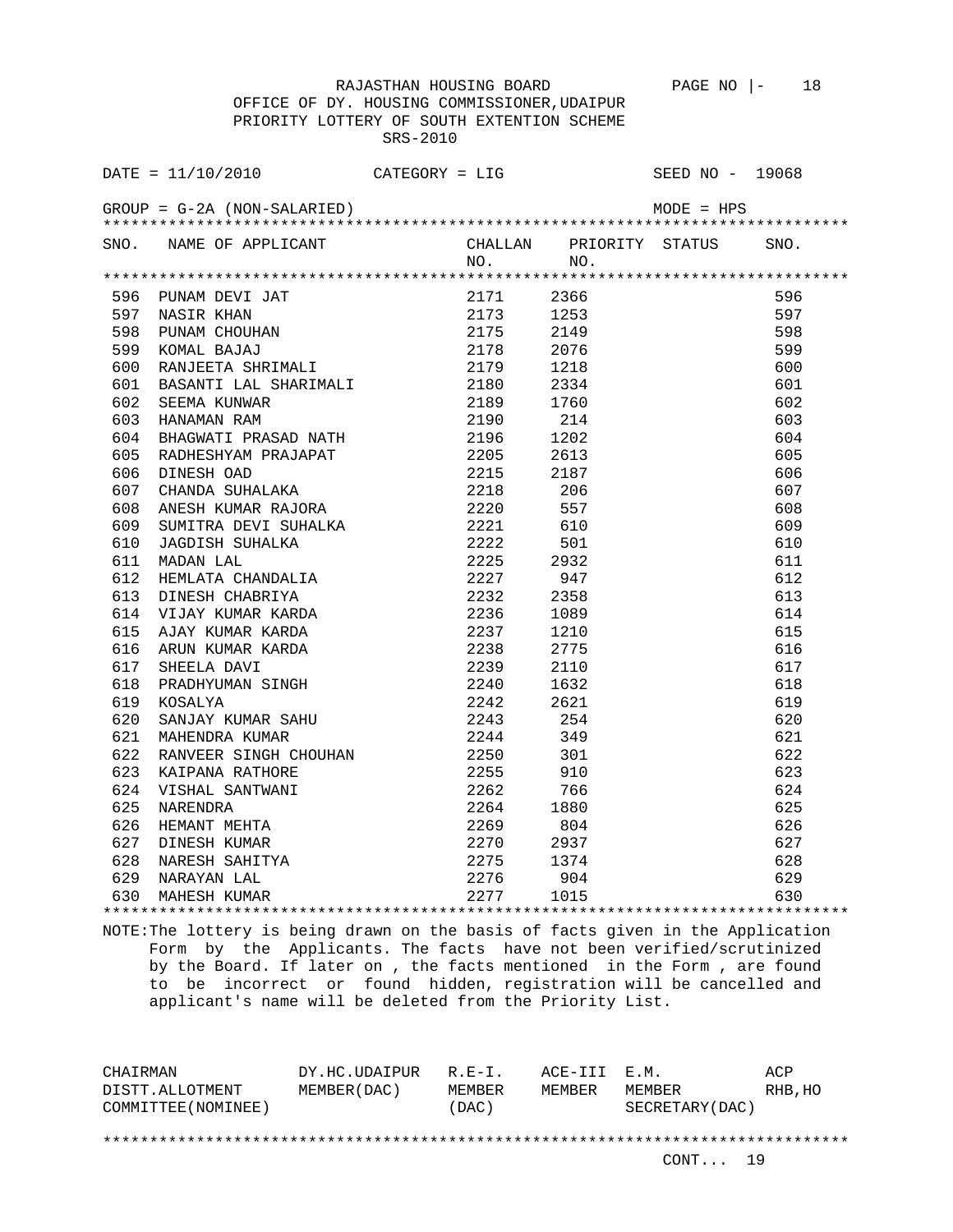RAJASTHAN HOUSING BOARD

OFFICE OF DY. HOUSING COMMISSIONER,UDAIPUR

PRIORITY LOTTERY OF SOUTH EXTENTION SCHEME

SRS-2010

DATE = 11/10/2010 CATEGORY = LIG SEED NO - 19068

GROUP = G-2A (NON-SALARIED) MODE = HPS

| SNO. | NAME OF APPLICANT | CHALLAN NO. | PRIORITY NO. | STATUS | SNO. |
|---|---|---|---|---|---|
| 596 | PUNAM DEVI JAT | 2171 | 2366 | | 596 |
| 597 | NASIR KHAN | 2173 | 1253 | | 597 |
| 598 | PUNAM CHOUHAN | 2175 | 2149 | | 598 |
| 599 | KOMAL BAJAJ | 2178 | 2076 | | 599 |
| 600 | RANJEETA SHRIMALI | 2179 | 1218 | | 600 |
| 601 | BASANTI LAL SHARIMALI | 2180 | 2334 | | 601 |
| 602 | SEEMA KUNWAR | 2189 | 1760 | | 602 |
| 603 | HANAMAN RAM | 2190 | 214 | | 603 |
| 604 | BHAGWATI PRASAD NATH | 2196 | 1202 | | 604 |
| 605 | RADHESHYAM PRAJAPAT | 2205 | 2613 | | 605 |
| 606 | DINESH OAD | 2215 | 2187 | | 606 |
| 607 | CHANDA SUHALAKA | 2218 | 206 | | 607 |
| 608 | ANESH KUMAR RAJORA | 2220 | 557 | | 608 |
| 609 | SUMITRA DEVI SUHALKA | 2221 | 610 | | 609 |
| 610 | JAGDISH SUHALKA | 2222 | 501 | | 610 |
| 611 | MADAN LAL | 2225 | 2932 | | 611 |
| 612 | HEMLATA CHANDALIA | 2227 | 947 | | 612 |
| 613 | DINESH CHABRIYA | 2232 | 2358 | | 613 |
| 614 | VIJAY KUMAR KARDA | 2236 | 1089 | | 614 |
| 615 | AJAY KUMAR KARDA | 2237 | 1210 | | 615 |
| 616 | ARUN KUMAR KARDA | 2238 | 2775 | | 616 |
| 617 | SHEELA DAVI | 2239 | 2110 | | 617 |
| 618 | PRADHYUMAN SINGH | 2240 | 1632 | | 618 |
| 619 | KOSALYA | 2242 | 2621 | | 619 |
| 620 | SANJAY KUMAR SAHU | 2243 | 254 | | 620 |
| 621 | MAHENDRA KUMAR | 2244 | 349 | | 621 |
| 622 | RANVEER SINGH CHOUHAN | 2250 | 301 | | 622 |
| 623 | KAIPANA RATHORE | 2255 | 910 | | 623 |
| 624 | VISHAL SANTWANI | 2262 | 766 | | 624 |
| 625 | NARENDRA | 2264 | 1880 | | 625 |
| 626 | HEMANT MEHTA | 2269 | 804 | | 626 |
| 627 | DINESH KUMAR | 2270 | 2937 | | 627 |
| 628 | NARESH SAHITYA | 2275 | 1374 | | 628 |
| 629 | NARAYAN LAL | 2276 | 904 | | 629 |
| 630 | MAHESH KUMAR | 2277 | 1015 | | 630 |

NOTE:The lottery is being drawn on the basis of facts given in the Application Form by the Applicants. The facts have not been verified/scrutinized by the Board. If later on , the facts mentioned in the Form , are found to be incorrect or found hidden, registration will be cancelled and applicant's name will be deleted from the Priority List.

| CHAIRMAN DISTT.ALLOTMENT COMMITTEE(NOMINEE) | DY.HC.UDAIPUR MEMBER(DAC) | R.E-I. MEMBER (DAC) | ACE-III MEMBER | E.M. MEMBER SECRETARY(DAC) | ACP RHB,HO |
|---|---|---|---|---|---|

CONT... 19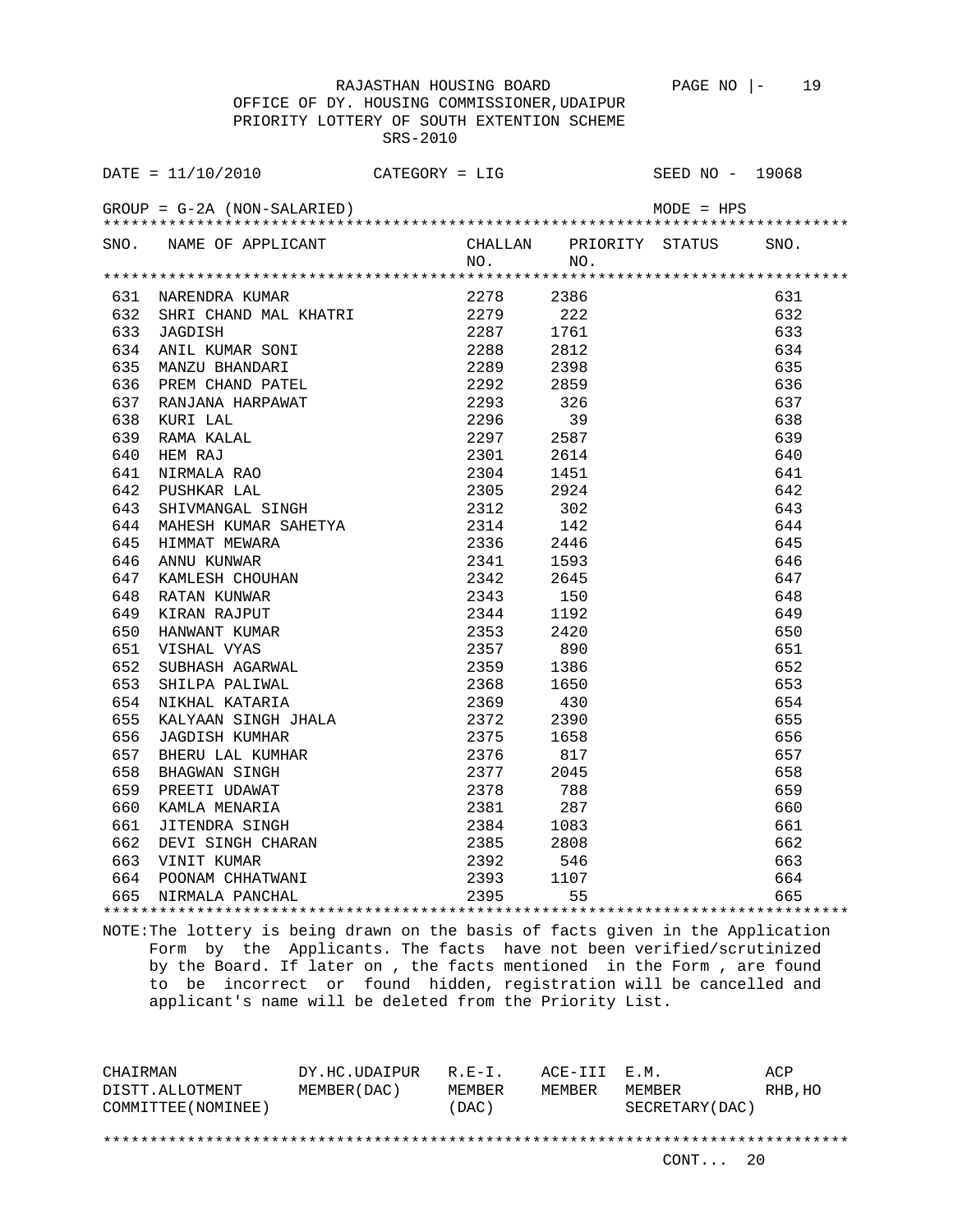RAJASTHAN HOUSING BOARD

OFFICE OF DY. HOUSING COMMISSIONER,UDAIPUR

PRIORITY LOTTERY OF SOUTH EXTENTION SCHEME

SRS-2010

DATE = 11/10/2010 CATEGORY = LIG SEED NO - 19068

GROUP = G-2A (NON-SALARIED) MODE = HPS

| SNO. | NAME OF APPLICANT | CHALLAN NO. | PRIORITY NO. | STATUS | SNO. |
|---|---|---|---|---|---|
| 631 | NARENDRA KUMAR | 2278 | 2386 | | 631 |
| 632 | SHRI CHAND MAL KHATRI | 2279 | 222 | | 632 |
| 633 | JAGDISH | 2287 | 1761 | | 633 |
| 634 | ANIL KUMAR SONI | 2288 | 2812 | | 634 |
| 635 | MANZU BHANDARI | 2289 | 2398 | | 635 |
| 636 | PREM CHAND PATEL | 2292 | 2859 | | 636 |
| 637 | RANJANA HARPAWAT | 2293 | 326 | | 637 |
| 638 | KURI LAL | 2296 | 39 | | 638 |
| 639 | RAMA KALAL | 2297 | 2587 | | 639 |
| 640 | HEM RAJ | 2301 | 2614 | | 640 |
| 641 | NIRMALA RAO | 2304 | 1451 | | 641 |
| 642 | PUSHKAR LAL | 2305 | 2924 | | 642 |
| 643 | SHIVMANGAL SINGH | 2312 | 302 | | 643 |
| 644 | MAHESH KUMAR SAHETYA | 2314 | 142 | | 644 |
| 645 | HIMMAT MEWARA | 2336 | 2446 | | 645 |
| 646 | ANNU KUNWAR | 2341 | 1593 | | 646 |
| 647 | KAMLESH CHOUHAN | 2342 | 2645 | | 647 |
| 648 | RATAN KUNWAR | 2343 | 150 | | 648 |
| 649 | KIRAN RAJPUT | 2344 | 1192 | | 649 |
| 650 | HANWANT KUMAR | 2353 | 2420 | | 650 |
| 651 | VISHAL VYAS | 2357 | 890 | | 651 |
| 652 | SUBHASH AGARWAL | 2359 | 1386 | | 652 |
| 653 | SHILPA PALIWAL | 2368 | 1650 | | 653 |
| 654 | NIKHAL KATARIA | 2369 | 430 | | 654 |
| 655 | KALYAAN SINGH JHALA | 2372 | 2390 | | 655 |
| 656 | JAGDISH KUMHAR | 2375 | 1658 | | 656 |
| 657 | BHERU LAL KUMHAR | 2376 | 817 | | 657 |
| 658 | BHAGWAN SINGH | 2377 | 2045 | | 658 |
| 659 | PREETI UDAWAT | 2378 | 788 | | 659 |
| 660 | KAMLA MENARIA | 2381 | 287 | | 660 |
| 661 | JITENDRA SINGH | 2384 | 1083 | | 661 |
| 662 | DEVI SINGH CHARAN | 2385 | 2808 | | 662 |
| 663 | VINIT KUMAR | 2392 | 546 | | 663 |
| 664 | POONAM CHHATWANI | 2393 | 1107 | | 664 |
| 665 | NIRMALA PANCHAL | 2395 | 55 | | 665 |

NOTE:The lottery is being drawn on the basis of facts given in the Application Form by the Applicants. The facts have not been verified/scrutinized by the Board. If later on , the facts mentioned in the Form , are found to be incorrect or found hidden, registration will be cancelled and applicant's name will be deleted from the Priority List.

| CHAIRMAN DISTT.ALLOTMENT COMMITTEE(NOMINEE) | DY.HC.UDAIPUR MEMBER(DAC) | R.E-I. MEMBER (DAC) | ACE-III MEMBER | E.M. MEMBER SECRETARY(DAC) | ACP RHB,HO |
|---|---|---|---|---|---|

CONT... 20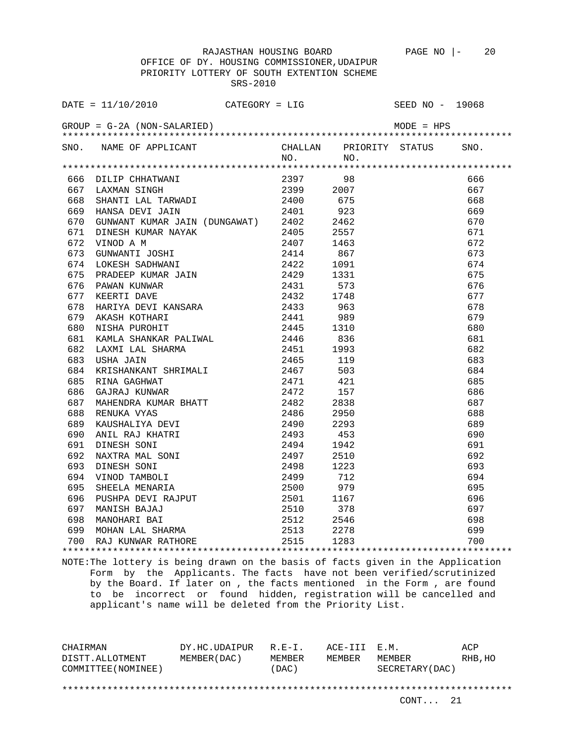RAJASTHAN HOUSING BOARD

OFFICE OF DY. HOUSING COMMISSIONER,UDAIPUR

PRIORITY LOTTERY OF SOUTH EXTENTION SCHEME

SRS-2010

DATE = 11/10/2010 CATEGORY = LIG SEED NO - 19068

GROUP = G-2A (NON-SALARIED) MODE = HPS

| SNO. | NAME OF APPLICANT | CHALLAN NO. | PRIORITY NO. | STATUS | SNO. |
|---|---|---|---|---|---|
| 666 | DILIP CHHATWANI | 2397 | 98 | | 666 |
| 667 | LAXMAN SINGH | 2399 | 2007 | | 667 |
| 668 | SHANTI LAL TARWADI | 2400 | 675 | | 668 |
| 669 | HANSA DEVI JAIN | 2401 | 923 | | 669 |
| 670 | GUNWANT KUMAR JAIN (DUNGAWAT) | 2402 | 2462 | | 670 |
| 671 | DINESH KUMAR NAYAK | 2405 | 2557 | | 671 |
| 672 | VINOD A M | 2407 | 1463 | | 672 |
| 673 | GUNWANTI JOSHI | 2414 | 867 | | 673 |
| 674 | LOKESH SADHWANI | 2422 | 1091 | | 674 |
| 675 | PRADEEP KUMAR JAIN | 2429 | 1331 | | 675 |
| 676 | PAWAN KUNWAR | 2431 | 573 | | 676 |
| 677 | KEERTI DAVE | 2432 | 1748 | | 677 |
| 678 | HARIYA DEVI KANSARA | 2433 | 963 | | 678 |
| 679 | AKASH KOTHARI | 2441 | 989 | | 679 |
| 680 | NISHA PUROHIT | 2445 | 1310 | | 680 |
| 681 | KAMLA SHANKAR PALIWAL | 2446 | 836 | | 681 |
| 682 | LAXMI LAL SHARMA | 2451 | 1993 | | 682 |
| 683 | USHA JAIN | 2465 | 119 | | 683 |
| 684 | KRISHANKANT SHRIMALI | 2467 | 503 | | 684 |
| 685 | RINA GAGHWAT | 2471 | 421 | | 685 |
| 686 | GAJRAJ KUNWAR | 2472 | 157 | | 686 |
| 687 | MAHENDRA KUMAR BHATT | 2482 | 2838 | | 687 |
| 688 | RENUKA VYAS | 2486 | 2950 | | 688 |
| 689 | KAUSHALIYA DEVI | 2490 | 2293 | | 689 |
| 690 | ANIL RAJ KHATRI | 2493 | 453 | | 690 |
| 691 | DINESH SONI | 2494 | 1942 | | 691 |
| 692 | NAXTRA MAL SONI | 2497 | 2510 | | 692 |
| 693 | DINESH SONI | 2498 | 1223 | | 693 |
| 694 | VINOD TAMBOLI | 2499 | 712 | | 694 |
| 695 | SHEELA MENARIA | 2500 | 979 | | 695 |
| 696 | PUSHPA DEVI RAJPUT | 2501 | 1167 | | 696 |
| 697 | MANISH BAJAJ | 2510 | 378 | | 697 |
| 698 | MANOHARI BAI | 2512 | 2546 | | 698 |
| 699 | MOHAN LAL SHARMA | 2513 | 2278 | | 699 |
| 700 | RAJ KUNWAR RATHORE | 2515 | 1283 | | 700 |

NOTE:The lottery is being drawn on the basis of facts given in the Application Form by the Applicants. The facts have not been verified/scrutinized by the Board. If later on , the facts mentioned in the Form , are found to be incorrect or found hidden, registration will be cancelled and applicant's name will be deleted from the Priority List.

| CHAIRMAN DISTT.ALLOTMENT COMMITTEE(NOMINEE) | DY.HC.UDAIPUR MEMBER(DAC) | R.E-I. MEMBER (DAC) | ACE-III MEMBER | E.M. MEMBER SECRETARY(DAC) | ACP RHB,HO |
|---|---|---|---|---|---|

CONT... 21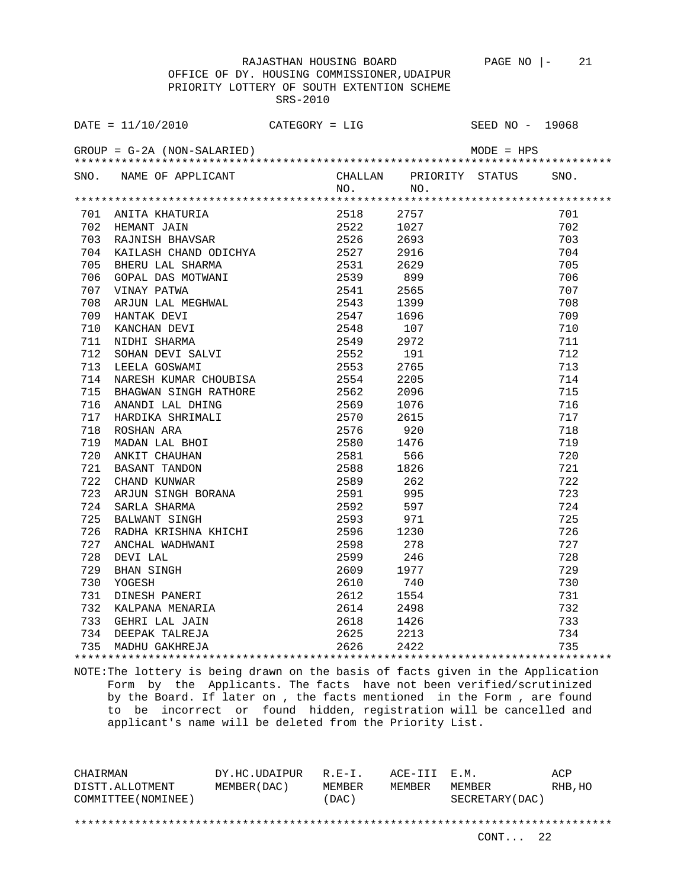RAJASTHAN HOUSING BOARD PAGE NO |- 21

OFFICE OF DY. HOUSING COMMISSIONER,UDAIPUR

PRIORITY LOTTERY OF SOUTH EXTENTION SCHEME

SRS-2010

DATE = 11/10/2010 CATEGORY = LIG SEED NO - 19068

GROUP = G-2A (NON-SALARIED) MODE = HPS

| SNO. | NAME OF APPLICANT | CHALLAN NO. | PRIORITY NO. | STATUS | SNO. |
|---|---|---|---|---|---|
| 701 | ANITA KHATURIA | 2518 | 2757 | | 701 |
| 702 | HEMANT JAIN | 2522 | 1027 | | 702 |
| 703 | RAJNISH BHAVSAR | 2526 | 2693 | | 703 |
| 704 | KAILASH CHAND ODICHYA | 2527 | 2916 | | 704 |
| 705 | BHERU LAL SHARMA | 2531 | 2629 | | 705 |
| 706 | GOPAL DAS MOTWANI | 2539 | 899 | | 706 |
| 707 | VINAY PATWA | 2541 | 2565 | | 707 |
| 708 | ARJUN LAL MEGHWAL | 2543 | 1399 | | 708 |
| 709 | HANTAK DEVI | 2547 | 1696 | | 709 |
| 710 | KANCHAN DEVI | 2548 | 107 | | 710 |
| 711 | NIDHI SHARMA | 2549 | 2972 | | 711 |
| 712 | SOHAN DEVI SALVI | 2552 | 191 | | 712 |
| 713 | LEELA GOSWAMI | 2553 | 2765 | | 713 |
| 714 | NARESH KUMAR CHOUBISA | 2554 | 2205 | | 714 |
| 715 | BHAGWAN SINGH RATHORE | 2562 | 2096 | | 715 |
| 716 | ANANDI LAL DHING | 2569 | 1076 | | 716 |
| 717 | HARDIKA SHRIMALI | 2570 | 2615 | | 717 |
| 718 | ROSHAN ARA | 2576 | 920 | | 718 |
| 719 | MADAN LAL BHOI | 2580 | 1476 | | 719 |
| 720 | ANKIT CHAUHAN | 2581 | 566 | | 720 |
| 721 | BASANT TANDON | 2588 | 1826 | | 721 |
| 722 | CHAND KUNWAR | 2589 | 262 | | 722 |
| 723 | ARJUN SINGH BORANA | 2591 | 995 | | 723 |
| 724 | SARLA SHARMA | 2592 | 597 | | 724 |
| 725 | BALWANT SINGH | 2593 | 971 | | 725 |
| 726 | RADHA KRISHNA KHICHI | 2596 | 1230 | | 726 |
| 727 | ANCHAL WADHWANI | 2598 | 278 | | 727 |
| 728 | DEVI LAL | 2599 | 246 | | 728 |
| 729 | BHAN SINGH | 2609 | 1977 | | 729 |
| 730 | YOGESH | 2610 | 740 | | 730 |
| 731 | DINESH PANERI | 2612 | 1554 | | 731 |
| 732 | KALPANA MENARIA | 2614 | 2498 | | 732 |
| 733 | GEHRI LAL JAIN | 2618 | 1426 | | 733 |
| 734 | DEEPAK TALREJA | 2625 | 2213 | | 734 |
| 735 | MADHU GAKHREJA | 2626 | 2422 | | 735 |

NOTE:The lottery is being drawn on the basis of facts given in the Application Form by the Applicants. The facts have not been verified/scrutinized by the Board. If later on , the facts mentioned in the Form , are found to be incorrect or found hidden, registration will be cancelled and applicant's name will be deleted from the Priority List.

| CHAIRMAN DISTT.ALLOTMENT COMMITTEE(NOMINEE) | DY.HC.UDAIPUR MEMBER(DAC) | R.E-I. MEMBER (DAC) | ACE-III MEMBER | E.M. MEMBER SECRETARY(DAC) | ACP RHB,HO |
|---|---|---|---|---|---|

CONT... 22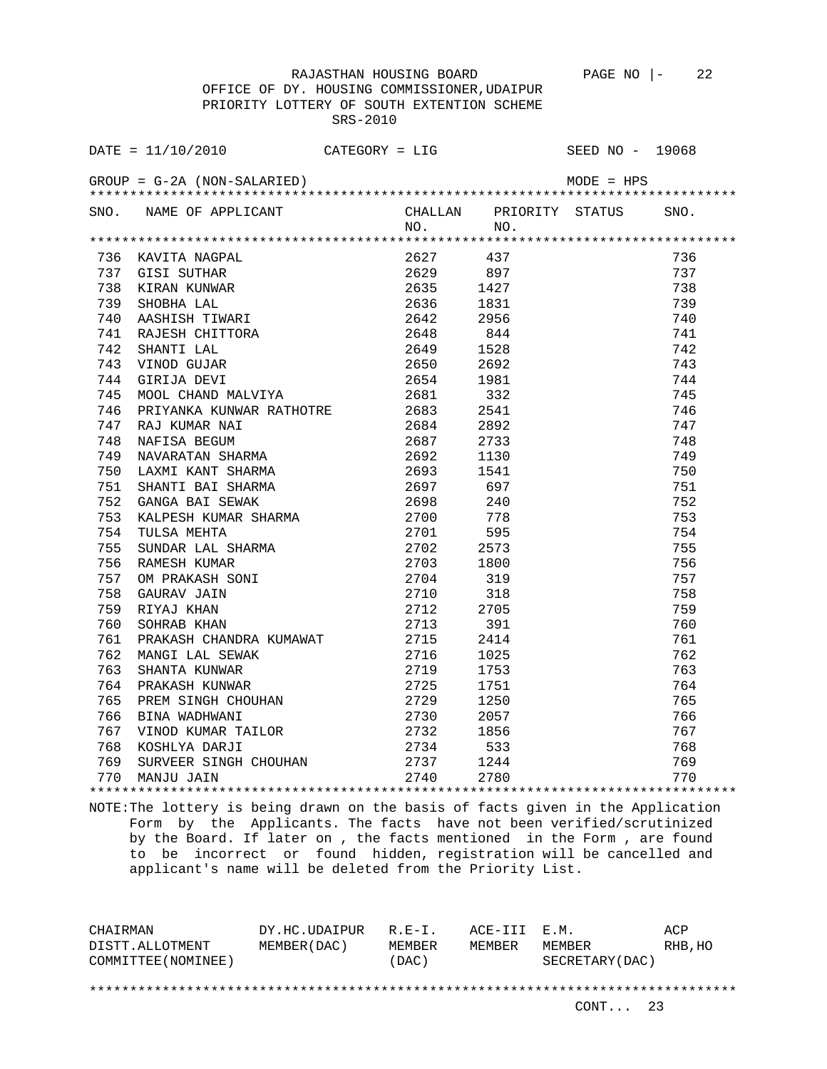RAJASTHAN HOUSING BOARD

OFFICE OF DY. HOUSING COMMISSIONER,UDAIPUR

PRIORITY LOTTERY OF SOUTH EXTENTION SCHEME

SRS-2010

DATE = 11/10/2010 CATEGORY = LIG SEED NO - 19068

GROUP = G-2A (NON-SALARIED) MODE = HPS

| SNO. | NAME OF APPLICANT | CHALLAN NO. | PRIORITY NO. | STATUS | SNO. |
|---|---|---|---|---|---|
| 736 | KAVITA NAGPAL | 2627 | 437 | | 736 |
| 737 | GISI SUTHAR | 2629 | 897 | | 737 |
| 738 | KIRAN KUNWAR | 2635 | 1427 | | 738 |
| 739 | SHOBHA LAL | 2636 | 1831 | | 739 |
| 740 | AASHISH TIWARI | 2642 | 2956 | | 740 |
| 741 | RAJESH CHITTORA | 2648 | 844 | | 741 |
| 742 | SHANTI LAL | 2649 | 1528 | | 742 |
| 743 | VINOD GUJAR | 2650 | 2692 | | 743 |
| 744 | GIRIJA DEVI | 2654 | 1981 | | 744 |
| 745 | MOOL CHAND MALVIYA | 2681 | 332 | | 745 |
| 746 | PRIYANKA KUNWAR RATHOTRE | 2683 | 2541 | | 746 |
| 747 | RAJ KUMAR NAI | 2684 | 2892 | | 747 |
| 748 | NAFISA BEGUM | 2687 | 2733 | | 748 |
| 749 | NAVARATAN SHARMA | 2692 | 1130 | | 749 |
| 750 | LAXMI KANT SHARMA | 2693 | 1541 | | 750 |
| 751 | SHANTI BAI SHARMA | 2697 | 697 | | 751 |
| 752 | GANGA BAI SEWAK | 2698 | 240 | | 752 |
| 753 | KALPESH KUMAR SHARMA | 2700 | 778 | | 753 |
| 754 | TULSA MEHTA | 2701 | 595 | | 754 |
| 755 | SUNDAR LAL SHARMA | 2702 | 2573 | | 755 |
| 756 | RAMESH KUMAR | 2703 | 1800 | | 756 |
| 757 | OM PRAKASH SONI | 2704 | 319 | | 757 |
| 758 | GAURAV JAIN | 2710 | 318 | | 758 |
| 759 | RIYAJ KHAN | 2712 | 2705 | | 759 |
| 760 | SOHRAB KHAN | 2713 | 391 | | 760 |
| 761 | PRAKASH CHANDRA KUMAWAT | 2715 | 2414 | | 761 |
| 762 | MANGI LAL SEWAK | 2716 | 1025 | | 762 |
| 763 | SHANTA KUNWAR | 2719 | 1753 | | 763 |
| 764 | PRAKASH KUNWAR | 2725 | 1751 | | 764 |
| 765 | PREM SINGH CHOUHAN | 2729 | 1250 | | 765 |
| 766 | BINA WADHWANI | 2730 | 2057 | | 766 |
| 767 | VINOD KUMAR TAILOR | 2732 | 1856 | | 767 |
| 768 | KOSHLYA DARJI | 2734 | 533 | | 768 |
| 769 | SURVEER SINGH CHOUHAN | 2737 | 1244 | | 769 |
| 770 | MANJU JAIN | 2740 | 2780 | | 770 |

NOTE:The lottery is being drawn on the basis of facts given in the Application Form by the Applicants. The facts have not been verified/scrutinized by the Board. If later on , the facts mentioned in the Form , are found to be incorrect or found hidden, registration will be cancelled and applicant's name will be deleted from the Priority List.

| CHAIRMAN DISTT.ALLOTMENT COMMITTEE(NOMINEE) | DY.HC.UDAIPUR MEMBER(DAC) | R.E-I. MEMBER (DAC) | ACE-III MEMBER | E.M. MEMBER SECRETARY(DAC) | ACP RHB,HO |
|---|---|---|---|---|---|

CONT... 23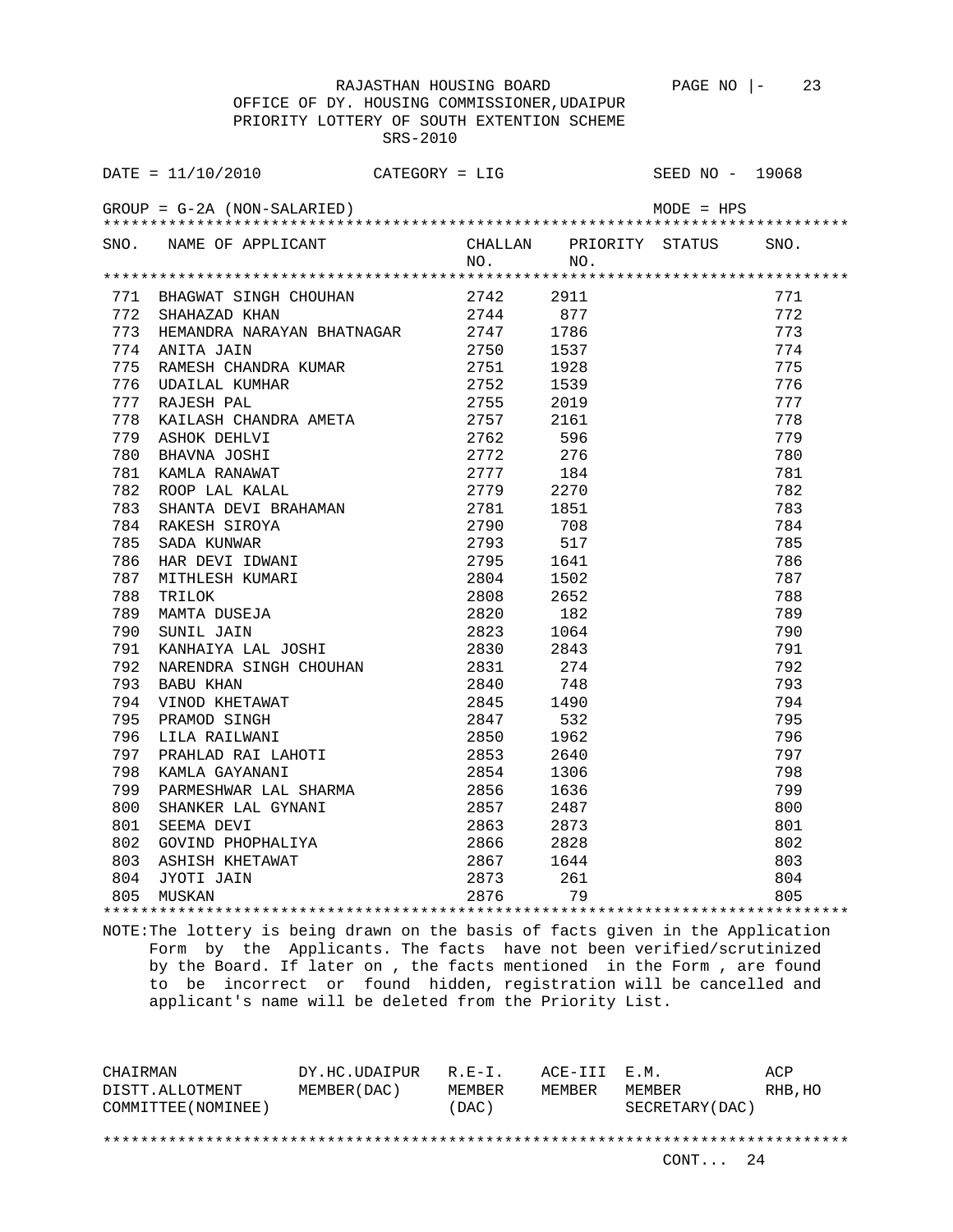RAJASTHAN HOUSING BOARD

OFFICE OF DY. HOUSING COMMISSIONER,UDAIPUR

PRIORITY LOTTERY OF SOUTH EXTENTION SCHEME

SRS-2010

DATE = 11/10/2010 CATEGORY = LIG SEED NO - 19068

GROUP = G-2A (NON-SALARIED) MODE = HPS

| SNO. | NAME OF APPLICANT | CHALLAN NO. | PRIORITY NO. | STATUS | SNO. |
|---|---|---|---|---|---|
| 771 | BHAGWAT SINGH CHOUHAN | 2742 | 2911 | | 771 |
| 772 | SHAHAZAD KHAN | 2744 | 877 | | 772 |
| 773 | HEMANDRA NARAYAN BHATNAGAR | 2747 | 1786 | | 773 |
| 774 | ANITA JAIN | 2750 | 1537 | | 774 |
| 775 | RAMESH CHANDRA KUMAR | 2751 | 1928 | | 775 |
| 776 | UDAILAL KUMHAR | 2752 | 1539 | | 776 |
| 777 | RAJESH PAL | 2755 | 2019 | | 777 |
| 778 | KAILASH CHANDRA AMETA | 2757 | 2161 | | 778 |
| 779 | ASHOK DEHLVI | 2762 | 596 | | 779 |
| 780 | BHAVNA JOSHI | 2772 | 276 | | 780 |
| 781 | KAMLA RANAWAT | 2777 | 184 | | 781 |
| 782 | ROOP LAL KALAL | 2779 | 2270 | | 782 |
| 783 | SHANTA DEVI BRAHAMAN | 2781 | 1851 | | 783 |
| 784 | RAKESH SIROYA | 2790 | 708 | | 784 |
| 785 | SADA KUNWAR | 2793 | 517 | | 785 |
| 786 | HAR DEVI IDWANI | 2795 | 1641 | | 786 |
| 787 | MITHLESH KUMARI | 2804 | 1502 | | 787 |
| 788 | TRILOK | 2808 | 2652 | | 788 |
| 789 | MAMTA DUSEJA | 2820 | 182 | | 789 |
| 790 | SUNIL JAIN | 2823 | 1064 | | 790 |
| 791 | KANHAIYA LAL JOSHI | 2830 | 2843 | | 791 |
| 792 | NARENDRA SINGH CHOUHAN | 2831 | 274 | | 792 |
| 793 | BABU KHAN | 2840 | 748 | | 793 |
| 794 | VINOD KHETAWAT | 2845 | 1490 | | 794 |
| 795 | PRAMOD SINGH | 2847 | 532 | | 795 |
| 796 | LILA RAILWANI | 2850 | 1962 | | 796 |
| 797 | PRAHLAD RAI LAHOTI | 2853 | 2640 | | 797 |
| 798 | KAMLA GAYANANI | 2854 | 1306 | | 798 |
| 799 | PARMESHWAR LAL SHARMA | 2856 | 1636 | | 799 |
| 800 | SHANKER LAL GYNANI | 2857 | 2487 | | 800 |
| 801 | SEEMA DEVI | 2863 | 2873 | | 801 |
| 802 | GOVIND PHOPHALIYA | 2866 | 2828 | | 802 |
| 803 | ASHISH KHETAWAT | 2867 | 1644 | | 803 |
| 804 | JYOTI JAIN | 2873 | 261 | | 804 |
| 805 | MUSKAN | 2876 | 79 | | 805 |

NOTE:The lottery is being drawn on the basis of facts given in the Application Form by the Applicants. The facts have not been verified/scrutinized by the Board. If later on , the facts mentioned in the Form , are found to be incorrect or found hidden, registration will be cancelled and applicant's name will be deleted from the Priority List.

| CHAIRMAN DISTT.ALLOTMENT COMMITTEE(NOMINEE) | DY.HC.UDAIPUR MEMBER(DAC) | R.E-I. MEMBER (DAC) | ACE-III MEMBER | E.M. MEMBER SECRETARY(DAC) | ACP RHB,HO |
|---|---|---|---|---|---|

CONT... 24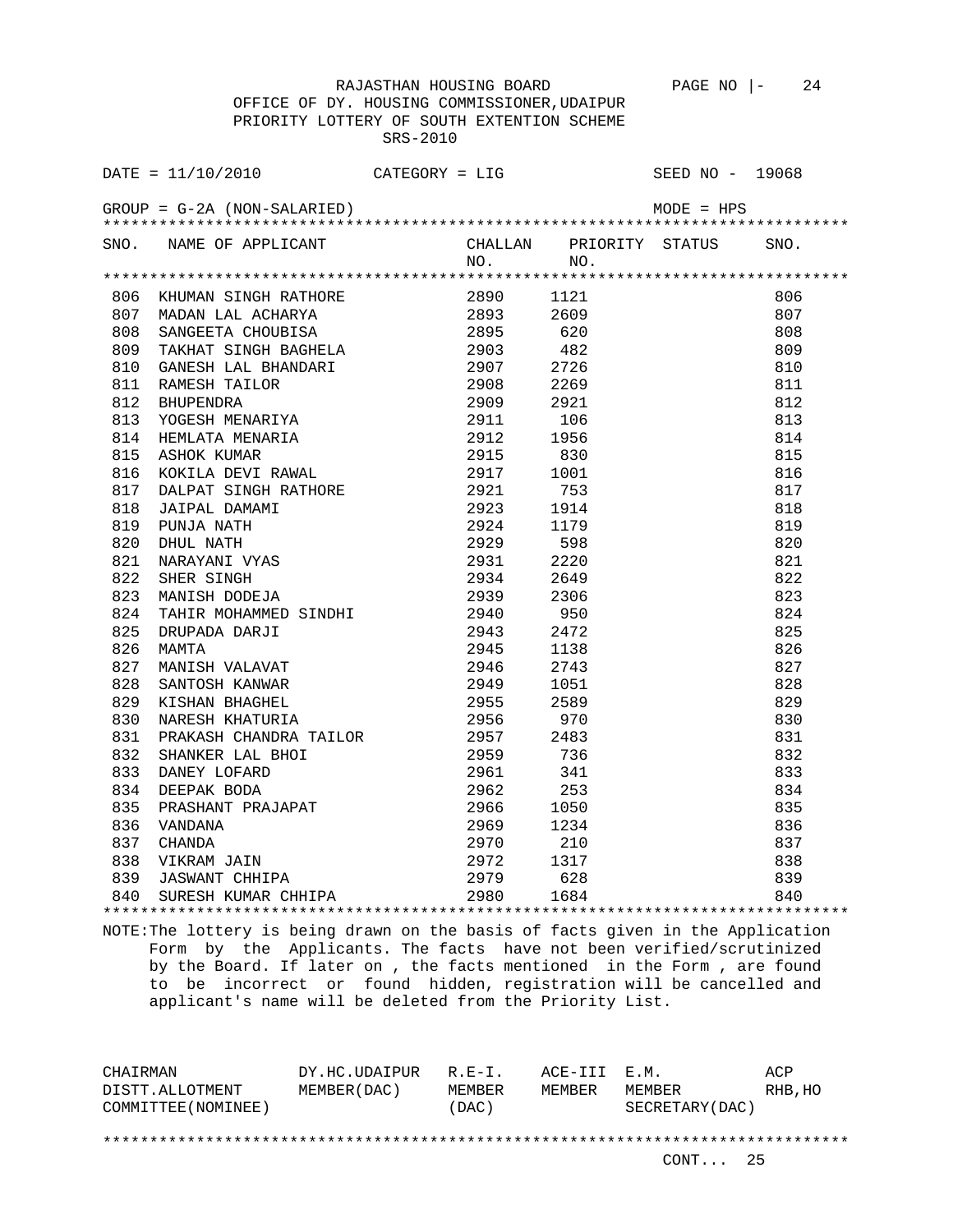RAJASTHAN HOUSING BOARD

OFFICE OF DY. HOUSING COMMISSIONER,UDAIPUR

PRIORITY LOTTERY OF SOUTH EXTENTION SCHEME

SRS-2010

DATE = 11/10/2010　　CATEGORY = LIG　　SEED NO - 19068

GROUP = G-2A (NON-SALARIED)　　MODE = HPS

| SNO. | NAME OF APPLICANT | CHALLAN NO. | PRIORITY NO. | STATUS | SNO. |
|---|---|---|---|---|---|
| 806 | KHUMAN SINGH RATHORE | 2890 | 1121 | | 806 |
| 807 | MADAN LAL ACHARYA | 2893 | 2609 | | 807 |
| 808 | SANGEETA CHOUBISA | 2895 | 620 | | 808 |
| 809 | TAKHAT SINGH BAGHELA | 2903 | 482 | | 809 |
| 810 | GANESH LAL BHANDARI | 2907 | 2726 | | 810 |
| 811 | RAMESH TAILOR | 2908 | 2269 | | 811 |
| 812 | BHUPENDRA | 2909 | 2921 | | 812 |
| 813 | YOGESH MENARIYA | 2911 | 106 | | 813 |
| 814 | HEMLATA MENARIA | 2912 | 1956 | | 814 |
| 815 | ASHOK KUMAR | 2915 | 830 | | 815 |
| 816 | KOKILA DEVI RAWAL | 2917 | 1001 | | 816 |
| 817 | DALPAT SINGH RATHORE | 2921 | 753 | | 817 |
| 818 | JAIPAL DAMAMI | 2923 | 1914 | | 818 |
| 819 | PUNJA NATH | 2924 | 1179 | | 819 |
| 820 | DHUL NATH | 2929 | 598 | | 820 |
| 821 | NARAYANI VYAS | 2931 | 2220 | | 821 |
| 822 | SHER SINGH | 2934 | 2649 | | 822 |
| 823 | MANISH DODEJA | 2939 | 2306 | | 823 |
| 824 | TAHIR MOHAMMED SINDHI | 2940 | 950 | | 824 |
| 825 | DRUPADA DARJI | 2943 | 2472 | | 825 |
| 826 | MAMTA | 2945 | 1138 | | 826 |
| 827 | MANISH VALAVAT | 2946 | 2743 | | 827 |
| 828 | SANTOSH KANWAR | 2949 | 1051 | | 828 |
| 829 | KISHAN BHAGHEL | 2955 | 2589 | | 829 |
| 830 | NARESH KHATURIA | 2956 | 970 | | 830 |
| 831 | PRAKASH CHANDRA TAILOR | 2957 | 2483 | | 831 |
| 832 | SHANKER LAL BHOI | 2959 | 736 | | 832 |
| 833 | DANEY LOFARD | 2961 | 341 | | 833 |
| 834 | DEEPAK BODA | 2962 | 253 | | 834 |
| 835 | PRASHANT PRAJAPAT | 2966 | 1050 | | 835 |
| 836 | VANDANA | 2969 | 1234 | | 836 |
| 837 | CHANDA | 2970 | 210 | | 837 |
| 838 | VIKRAM JAIN | 2972 | 1317 | | 838 |
| 839 | JASWANT CHHIPA | 2979 | 628 | | 839 |
| 840 | SURESH KUMAR CHHIPA | 2980 | 1684 | | 840 |

NOTE:The lottery is being drawn on the basis of facts given in the Application Form by the Applicants. The facts have not been verified/scrutinized by the Board. If later on , the facts mentioned in the Form , are found to be incorrect or found hidden, registration will be cancelled and applicant's name will be deleted from the Priority List.

| CHAIRMAN DISTT.ALLOTMENT COMMITTEE(NOMINEE) | DY.HC.UDAIPUR MEMBER(DAC) | R.E-I. MEMBER (DAC) | ACE-III MEMBER | E.M. MEMBER SECRETARY(DAC) | ACP RHB,HO |
|---|---|---|---|---|---|

CONT... 25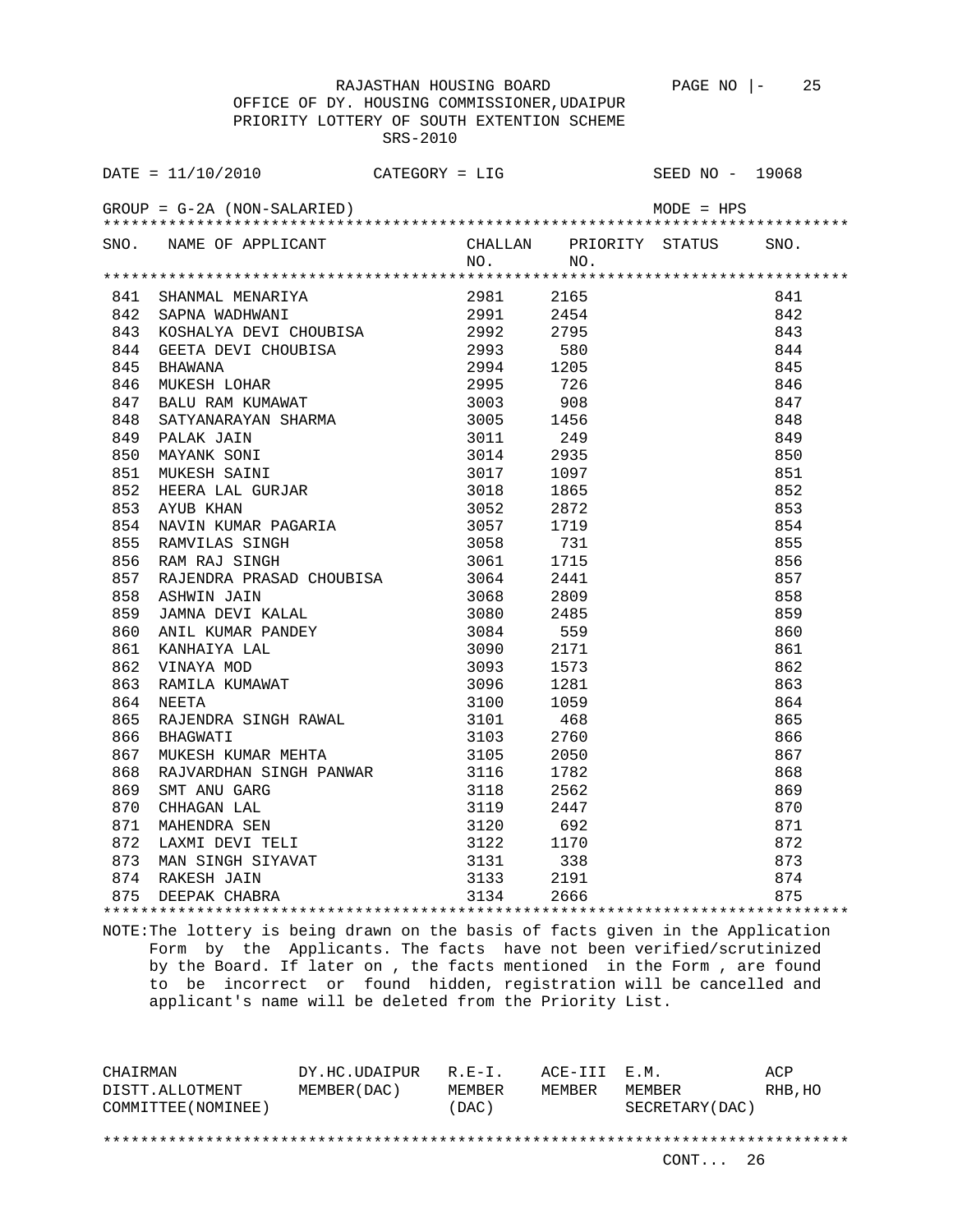RAJASTHAN HOUSING BOARD

OFFICE OF DY. HOUSING COMMISSIONER,UDAIPUR

PRIORITY LOTTERY OF SOUTH EXTENTION SCHEME

SRS-2010

DATE = 11/10/2010 CATEGORY = LIG SEED NO - 19068

GROUP = G-2A (NON-SALARIED) MODE = HPS

| SNO. | NAME OF APPLICANT | CHALLAN NO. | PRIORITY NO. | STATUS | SNO. |
|---|---|---|---|---|---|
| 841 | SHANMAL MENARIYA | 2981 | 2165 | | 841 |
| 842 | SAPNA WADHWANI | 2991 | 2454 | | 842 |
| 843 | KOSHALYA DEVI CHOUBISA | 2992 | 2795 | | 843 |
| 844 | GEETA DEVI CHOUBISA | 2993 | 580 | | 844 |
| 845 | BHAWANA | 2994 | 1205 | | 845 |
| 846 | MUKESH LOHAR | 2995 | 726 | | 846 |
| 847 | BALU RAM KUMAWAT | 3003 | 908 | | 847 |
| 848 | SATYANARAYAN SHARMA | 3005 | 1456 | | 848 |
| 849 | PALAK JAIN | 3011 | 249 | | 849 |
| 850 | MAYANK SONI | 3014 | 2935 | | 850 |
| 851 | MUKESH SAINI | 3017 | 1097 | | 851 |
| 852 | HEERA LAL GURJAR | 3018 | 1865 | | 852 |
| 853 | AYUB KHAN | 3052 | 2872 | | 853 |
| 854 | NAVIN KUMAR PAGARIA | 3057 | 1719 | | 854 |
| 855 | RAMVILAS SINGH | 3058 | 731 | | 855 |
| 856 | RAM RAJ SINGH | 3061 | 1715 | | 856 |
| 857 | RAJENDRA PRASAD CHOUBISA | 3064 | 2441 | | 857 |
| 858 | ASHWIN JAIN | 3068 | 2809 | | 858 |
| 859 | JAMNA DEVI KALAL | 3080 | 2485 | | 859 |
| 860 | ANIL KUMAR PANDEY | 3084 | 559 | | 860 |
| 861 | KANHAIYA LAL | 3090 | 2171 | | 861 |
| 862 | VINAYA MOD | 3093 | 1573 | | 862 |
| 863 | RAMILA KUMAWAT | 3096 | 1281 | | 863 |
| 864 | NEETA | 3100 | 1059 | | 864 |
| 865 | RAJENDRA SINGH RAWAL | 3101 | 468 | | 865 |
| 866 | BHAGWATI | 3103 | 2760 | | 866 |
| 867 | MUKESH KUMAR MEHTA | 3105 | 2050 | | 867 |
| 868 | RAJVARDHAN SINGH PANWAR | 3116 | 1782 | | 868 |
| 869 | SMT ANU GARG | 3118 | 2562 | | 869 |
| 870 | CHHAGAN LAL | 3119 | 2447 | | 870 |
| 871 | MAHENDRA SEN | 3120 | 692 | | 871 |
| 872 | LAXMI DEVI TELI | 3122 | 1170 | | 872 |
| 873 | MAN SINGH SIYAVAT | 3131 | 338 | | 873 |
| 874 | RAKESH JAIN | 3133 | 2191 | | 874 |
| 875 | DEEPAK CHABRA | 3134 | 2666 | | 875 |

NOTE:The lottery is being drawn on the basis of facts given in the Application Form by the Applicants. The facts have not been verified/scrutinized by the Board. If later on , the facts mentioned in the Form , are found to be incorrect or found hidden, registration will be cancelled and applicant's name will be deleted from the Priority List.

| CHAIRMAN DISTT.ALLOTMENT COMMITTEE(NOMINEE) | DY.HC.UDAIPUR MEMBER(DAC) | R.E-I. MEMBER (DAC) | ACE-III MEMBER | E.M. MEMBER SECRETARY(DAC) | ACP RHB,HO |
|---|---|---|---|---|---|

CONT... 26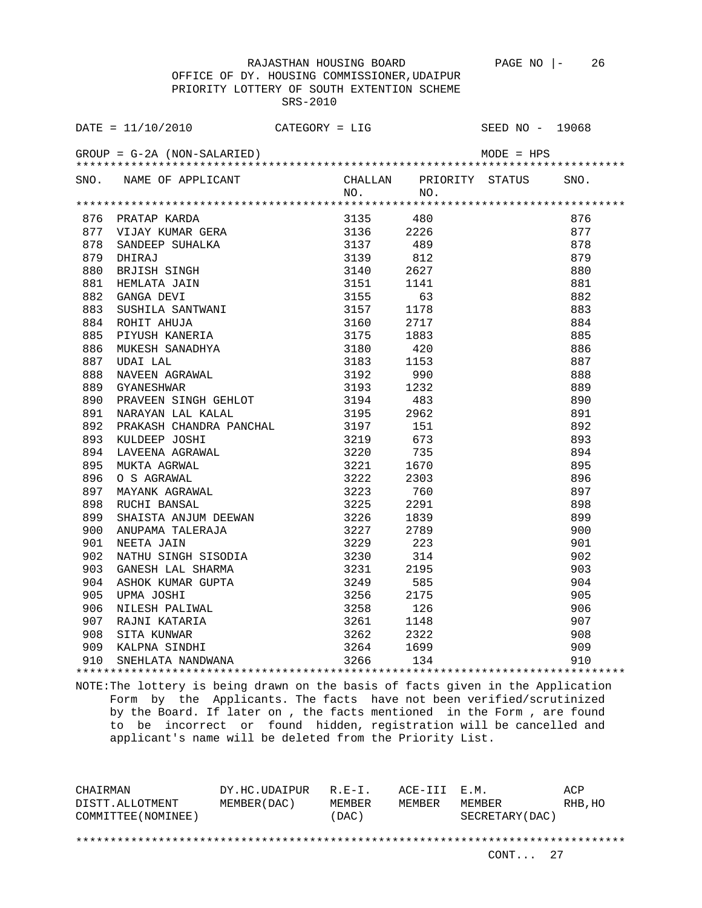RAJASTHAN HOUSING BOARD PAGE NO |- 26

OFFICE OF DY. HOUSING COMMISSIONER,UDAIPUR

PRIORITY LOTTERY OF SOUTH EXTENTION SCHEME

SRS-2010

DATE = 11/10/2010 CATEGORY = LIG SEED NO - 19068

GROUP = G-2A (NON-SALARIED) MODE = HPS

| SNO. | NAME OF APPLICANT | CHALLAN NO. | PRIORITY NO. | STATUS | SNO. |
|---|---|---|---|---|---|
| 876 | PRATAP KARDA | 3135 | 480 | | 876 |
| 877 | VIJAY KUMAR GERA | 3136 | 2226 | | 877 |
| 878 | SANDEEP SUHALKA | 3137 | 489 | | 878 |
| 879 | DHIRAJ | 3139 | 812 | | 879 |
| 880 | BRJISH SINGH | 3140 | 2627 | | 880 |
| 881 | HEMLATA JAIN | 3151 | 1141 | | 881 |
| 882 | GANGA DEVI | 3155 | 63 | | 882 |
| 883 | SUSHILA SANTWANI | 3157 | 1178 | | 883 |
| 884 | ROHIT AHUJA | 3160 | 2717 | | 884 |
| 885 | PIYUSH KANERIA | 3175 | 1883 | | 885 |
| 886 | MUKESH SANADHYA | 3180 | 420 | | 886 |
| 887 | UDAI LAL | 3183 | 1153 | | 887 |
| 888 | NAVEEN AGRAWAL | 3192 | 990 | | 888 |
| 889 | GYANESHWAR | 3193 | 1232 | | 889 |
| 890 | PRAVEEN SINGH GEHLOT | 3194 | 483 | | 890 |
| 891 | NARAYAN LAL KALAL | 3195 | 2962 | | 891 |
| 892 | PRAKASH CHANDRA PANCHAL | 3197 | 151 | | 892 |
| 893 | KULDEEP JOSHI | 3219 | 673 | | 893 |
| 894 | LAVEENA AGRAWAL | 3220 | 735 | | 894 |
| 895 | MUKTA AGRWAL | 3221 | 1670 | | 895 |
| 896 | O S AGRAWAL | 3222 | 2303 | | 896 |
| 897 | MAYANK AGRAWAL | 3223 | 760 | | 897 |
| 898 | RUCHI BANSAL | 3225 | 2291 | | 898 |
| 899 | SHAISTA ANJUM DEEWAN | 3226 | 1839 | | 899 |
| 900 | ANUPAMA TALERAJA | 3227 | 2789 | | 900 |
| 901 | NEETA JAIN | 3229 | 223 | | 901 |
| 902 | NATHU SINGH SISODIA | 3230 | 314 | | 902 |
| 903 | GANESH LAL SHARMA | 3231 | 2195 | | 903 |
| 904 | ASHOK KUMAR GUPTA | 3249 | 585 | | 904 |
| 905 | UPMA JOSHI | 3256 | 2175 | | 905 |
| 906 | NILESH PALIWAL | 3258 | 126 | | 906 |
| 907 | RAJNI KATARIA | 3261 | 1148 | | 907 |
| 908 | SITA KUNWAR | 3262 | 2322 | | 908 |
| 909 | KALPNA SINDHI | 3264 | 1699 | | 909 |
| 910 | SNEHLATA NANDWANA | 3266 | 134 | | 910 |

NOTE:The lottery is being drawn on the basis of facts given in the Application Form by the Applicants. The facts have not been verified/scrutinized by the Board. If later on , the facts mentioned in the Form , are found to be incorrect or found hidden, registration will be cancelled and applicant's name will be deleted from the Priority List.

| CHAIRMAN DISTT.ALLOTMENT COMMITTEE(NOMINEE) | DY.HC.UDAIPUR MEMBER(DAC) | R.E-I. MEMBER (DAC) | ACE-III MEMBER | E.M. MEMBER SECRETARY(DAC) | ACP RHB,HO |
|---|---|---|---|---|---|

CONT... 27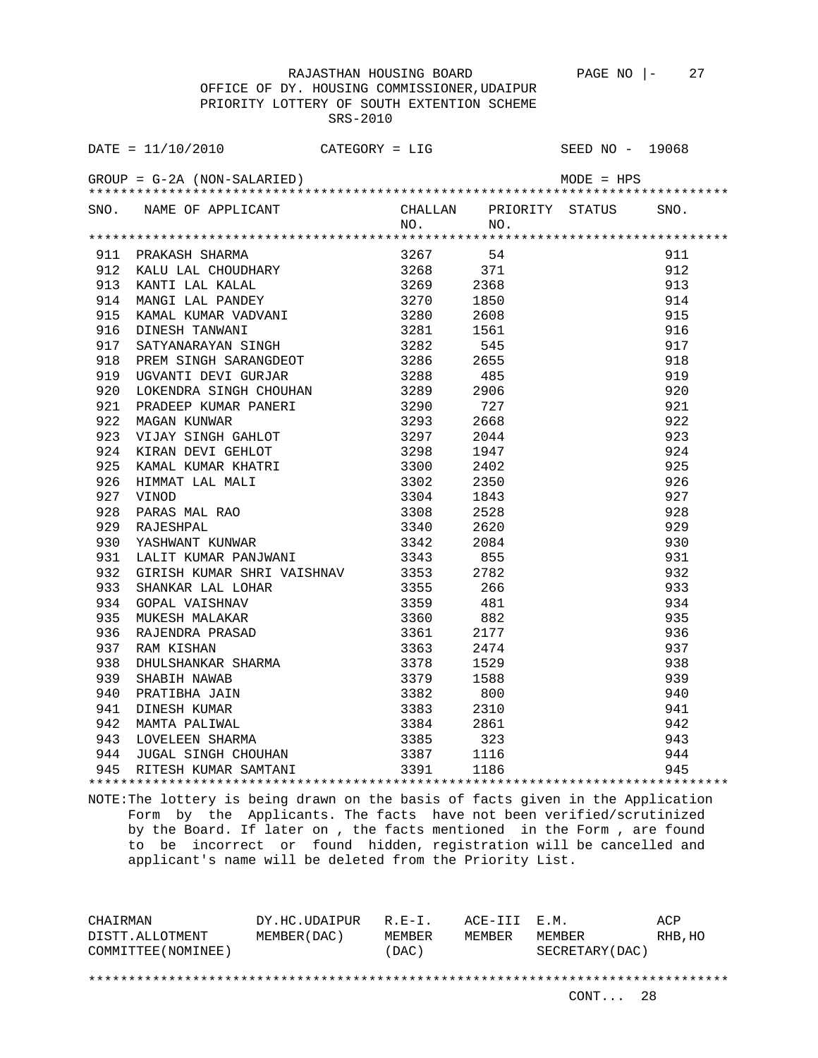RAJASTHAN HOUSING BOARD PAGE NO |- 27

OFFICE OF DY. HOUSING COMMISSIONER,UDAIPUR

PRIORITY LOTTERY OF SOUTH EXTENTION SCHEME

SRS-2010

DATE = 11/10/2010 CATEGORY = LIG SEED NO - 19068

GROUP = G-2A (NON-SALARIED) MODE = HPS

| SNO. | NAME OF APPLICANT | CHALLAN NO. | PRIORITY NO. | STATUS | SNO. |
|---|---|---|---|---|---|
| 911 | PRAKASH SHARMA | 3267 | 54 | | 911 |
| 912 | KALU LAL CHOUDHARY | 3268 | 371 | | 912 |
| 913 | KANTI LAL KALAL | 3269 | 2368 | | 913 |
| 914 | MANGI LAL PANDEY | 3270 | 1850 | | 914 |
| 915 | KAMAL KUMAR VADVANI | 3280 | 2608 | | 915 |
| 916 | DINESH TANWANI | 3281 | 1561 | | 916 |
| 917 | SATYANARAYAN SINGH | 3282 | 545 | | 917 |
| 918 | PREM SINGH SARANGDEOT | 3286 | 2655 | | 918 |
| 919 | UGVANTI DEVI GURJAR | 3288 | 485 | | 919 |
| 920 | LOKENDRA SINGH CHOUHAN | 3289 | 2906 | | 920 |
| 921 | PRADEEP KUMAR PANERI | 3290 | 727 | | 921 |
| 922 | MAGAN KUNWAR | 3293 | 2668 | | 922 |
| 923 | VIJAY SINGH GAHLOT | 3297 | 2044 | | 923 |
| 924 | KIRAN DEVI GEHLOT | 3298 | 1947 | | 924 |
| 925 | KAMAL KUMAR KHATRI | 3300 | 2402 | | 925 |
| 926 | HIMMAT LAL MALI | 3302 | 2350 | | 926 |
| 927 | VINOD | 3304 | 1843 | | 927 |
| 928 | PARAS MAL RAO | 3308 | 2528 | | 928 |
| 929 | RAJESHPAL | 3340 | 2620 | | 929 |
| 930 | YASHWANT KUNWAR | 3342 | 2084 | | 930 |
| 931 | LALIT KUMAR PANJWANI | 3343 | 855 | | 931 |
| 932 | GIRISH KUMAR SHRI VAISHNAV | 3353 | 2782 | | 932 |
| 933 | SHANKAR LAL LOHAR | 3355 | 266 | | 933 |
| 934 | GOPAL VAISHNAV | 3359 | 481 | | 934 |
| 935 | MUKESH MALAKAR | 3360 | 882 | | 935 |
| 936 | RAJENDRA PRASAD | 3361 | 2177 | | 936 |
| 937 | RAM KISHAN | 3363 | 2474 | | 937 |
| 938 | DHULSHANKAR SHARMA | 3378 | 1529 | | 938 |
| 939 | SHABIH NAWAB | 3379 | 1588 | | 939 |
| 940 | PRATIBHA JAIN | 3382 | 800 | | 940 |
| 941 | DINESH KUMAR | 3383 | 2310 | | 941 |
| 942 | MAMTA PALIWAL | 3384 | 2861 | | 942 |
| 943 | LOVELEEN SHARMA | 3385 | 323 | | 943 |
| 944 | JUGAL SINGH CHOUHAN | 3387 | 1116 | | 944 |
| 945 | RITESH KUMAR SAMTANI | 3391 | 1186 | | 945 |

NOTE:The lottery is being drawn on the basis of facts given in the Application Form by the Applicants. The facts have not been verified/scrutinized by the Board. If later on , the facts mentioned in the Form , are found to be incorrect or found hidden, registration will be cancelled and applicant's name will be deleted from the Priority List.

| CHAIRMAN DISTT.ALLOTMENT COMMITTEE(NOMINEE) | DY.HC.UDAIPUR MEMBER(DAC) | R.E-I. MEMBER (DAC) | ACE-III MEMBER | E.M. MEMBER SECRETARY(DAC) | ACP RHB,HO |
|---|---|---|---|---|---|

CONT... 28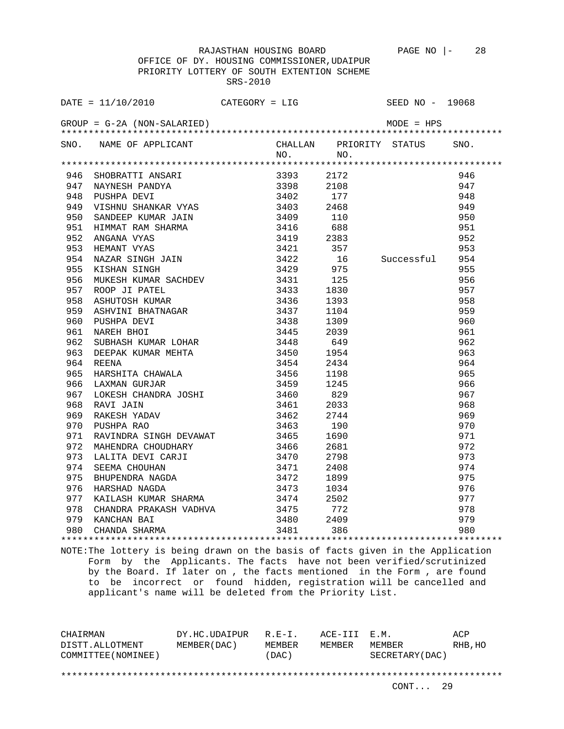RAJASTHAN HOUSING BOARD

OFFICE OF DY. HOUSING COMMISSIONER,UDAIPUR

PRIORITY LOTTERY OF SOUTH EXTENTION SCHEME

SRS-2010

DATE = 11/10/2010 CATEGORY = LIG SEED NO - 19068

GROUP = G-2A (NON-SALARIED) MODE = HPS

| SNO. | NAME OF APPLICANT | CHALLAN NO. | PRIORITY NO. | STATUS | SNO. |
|---|---|---|---|---|---|
| 946 | SHOBRATTI ANSARI | 3393 | 2172 | | 946 |
| 947 | NAYNESH PANDYA | 3398 | 2108 | | 947 |
| 948 | PUSHPA DEVI | 3402 | 177 | | 948 |
| 949 | VISHNU SHANKAR VYAS | 3403 | 2468 | | 949 |
| 950 | SANDEEP KUMAR JAIN | 3409 | 110 | | 950 |
| 951 | HIMMAT RAM SHARMA | 3416 | 688 | | 951 |
| 952 | ANGANA VYAS | 3419 | 2383 | | 952 |
| 953 | HEMANT VYAS | 3421 | 357 | | 953 |
| 954 | NAZAR SINGH JAIN | 3422 | 16 | Successful | 954 |
| 955 | KISHAN SINGH | 3429 | 975 | | 955 |
| 956 | MUKESH KUMAR SACHDEV | 3431 | 125 | | 956 |
| 957 | ROOP JI PATEL | 3433 | 1830 | | 957 |
| 958 | ASHUTOSH KUMAR | 3436 | 1393 | | 958 |
| 959 | ASHVINI BHATNAGAR | 3437 | 1104 | | 959 |
| 960 | PUSHPA DEVI | 3438 | 1309 | | 960 |
| 961 | NAREH BHOI | 3445 | 2039 | | 961 |
| 962 | SUBHASH KUMAR LOHAR | 3448 | 649 | | 962 |
| 963 | DEEPAK KUMAR MEHTA | 3450 | 1954 | | 963 |
| 964 | REENA | 3454 | 2434 | | 964 |
| 965 | HARSHITA CHAWALA | 3456 | 1198 | | 965 |
| 966 | LAXMAN GURJAR | 3459 | 1245 | | 966 |
| 967 | LOKESH CHANDRA JOSHI | 3460 | 829 | | 967 |
| 968 | RAVI JAIN | 3461 | 2033 | | 968 |
| 969 | RAKESH YADAV | 3462 | 2744 | | 969 |
| 970 | PUSHPA RAO | 3463 | 190 | | 970 |
| 971 | RAVINDRA SINGH DEVAWAT | 3465 | 1690 | | 971 |
| 972 | MAHENDRA CHOUDHARY | 3466 | 2681 | | 972 |
| 973 | LALITA DEVI CARJI | 3470 | 2798 | | 973 |
| 974 | SEEMA CHOUHAN | 3471 | 2408 | | 974 |
| 975 | BHUPENDRA NAGDA | 3472 | 1899 | | 975 |
| 976 | HARSHAD NAGDA | 3473 | 1034 | | 976 |
| 977 | KAILASH KUMAR SHARMA | 3474 | 2502 | | 977 |
| 978 | CHANDRA PRAKASH VADHVA | 3475 | 772 | | 978 |
| 979 | KANCHAN BAI | 3480 | 2409 | | 979 |
| 980 | CHANDA SHARMA | 3481 | 386 | | 980 |

NOTE:The lottery is being drawn on the basis of facts given in the Application Form by the Applicants. The facts have not been verified/scrutinized by the Board. If later on , the facts mentioned in the Form , are found to be incorrect or found hidden, registration will be cancelled and applicant's name will be deleted from the Priority List.

| CHAIRMAN DISTT.ALLOTMENT COMMITTEE(NOMINEE) | DY.HC.UDAIPUR MEMBER(DAC) | R.E-I. MEMBER (DAC) | ACE-III MEMBER | E.M. MEMBER SECRETARY(DAC) | ACP RHB,HO |
|---|---|---|---|---|---|

CONT... 29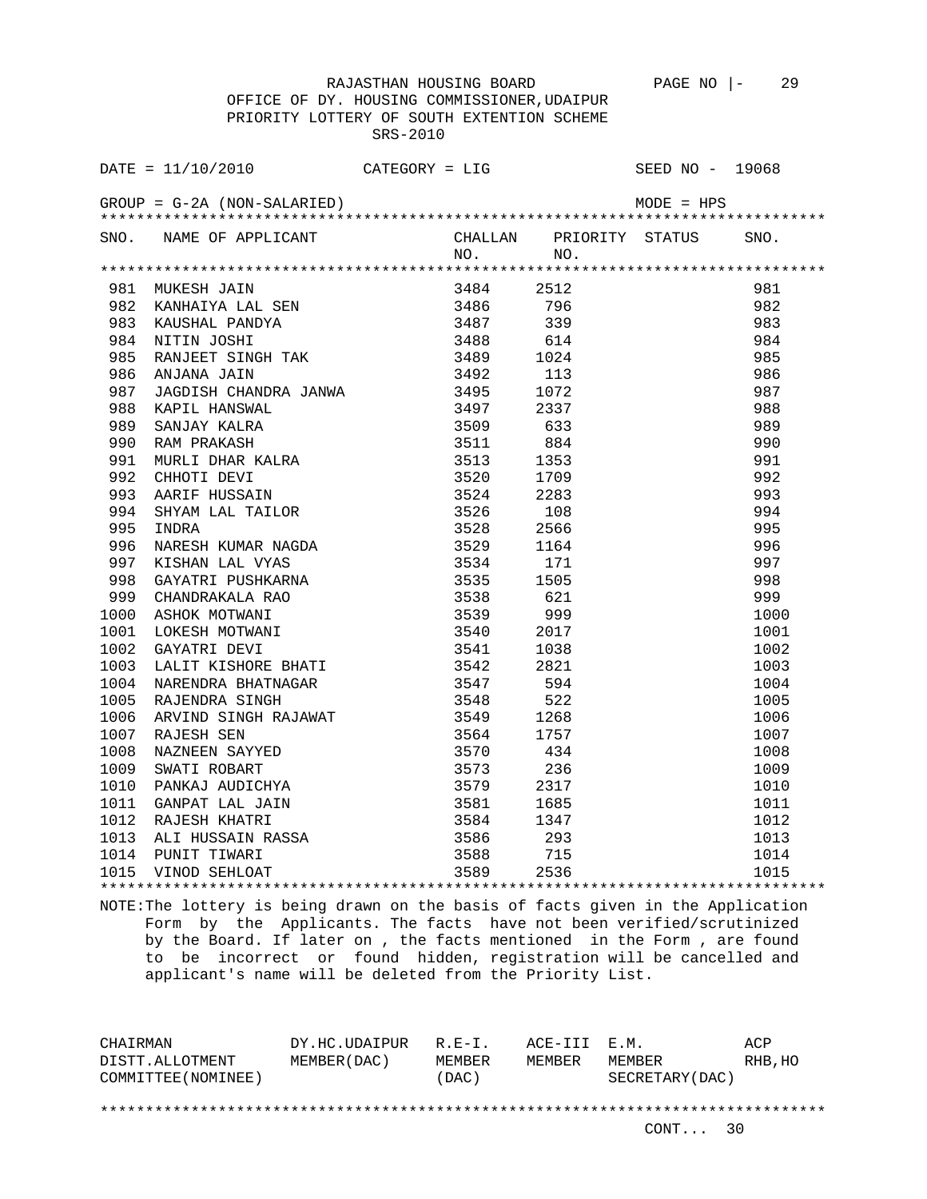RAJASTHAN HOUSING BOARD PAGE NO |- 29

OFFICE OF DY. HOUSING COMMISSIONER,UDAIPUR

PRIORITY LOTTERY OF SOUTH EXTENTION SCHEME

SRS-2010

DATE = 11/10/2010 CATEGORY = LIG SEED NO - 19068

GROUP = G-2A (NON-SALARIED) MODE = HPS

| SNO. | NAME OF APPLICANT | CHALLAN NO. | PRIORITY NO. | STATUS | SNO. |
|---|---|---|---|---|---|
| 981 | MUKESH JAIN | 3484 | 2512 | | 981 |
| 982 | KANHAIYA LAL SEN | 3486 | 796 | | 982 |
| 983 | KAUSHAL PANDYA | 3487 | 339 | | 983 |
| 984 | NITIN JOSHI | 3488 | 614 | | 984 |
| 985 | RANJEET SINGH TAK | 3489 | 1024 | | 985 |
| 986 | ANJANA JAIN | 3492 | 113 | | 986 |
| 987 | JAGDISH CHANDRA JANWA | 3495 | 1072 | | 987 |
| 988 | KAPIL HANSWAL | 3497 | 2337 | | 988 |
| 989 | SANJAY KALRA | 3509 | 633 | | 989 |
| 990 | RAM PRAKASH | 3511 | 884 | | 990 |
| 991 | MURLI DHAR KALRA | 3513 | 1353 | | 991 |
| 992 | CHHOTI DEVI | 3520 | 1709 | | 992 |
| 993 | AARIF HUSSAIN | 3524 | 2283 | | 993 |
| 994 | SHYAM LAL TAILOR | 3526 | 108 | | 994 |
| 995 | INDRA | 3528 | 2566 | | 995 |
| 996 | NARESH KUMAR NAGDA | 3529 | 1164 | | 996 |
| 997 | KISHAN LAL VYAS | 3534 | 171 | | 997 |
| 998 | GAYATRI PUSHKARNA | 3535 | 1505 | | 998 |
| 999 | CHANDRAKALA RAO | 3538 | 621 | | 999 |
| 1000 | ASHOK MOTWANI | 3539 | 999 | | 1000 |
| 1001 | LOKESH MOTWANI | 3540 | 2017 | | 1001 |
| 1002 | GAYATRI DEVI | 3541 | 1038 | | 1002 |
| 1003 | LALIT KISHORE BHATI | 3542 | 2821 | | 1003 |
| 1004 | NARENDRA BHATNAGAR | 3547 | 594 | | 1004 |
| 1005 | RAJENDRA SINGH | 3548 | 522 | | 1005 |
| 1006 | ARVIND SINGH RAJAWAT | 3549 | 1268 | | 1006 |
| 1007 | RAJESH SEN | 3564 | 1757 | | 1007 |
| 1008 | NAZNEEN SAYYED | 3570 | 434 | | 1008 |
| 1009 | SWATI ROBART | 3573 | 236 | | 1009 |
| 1010 | PANKAJ AUDICHYA | 3579 | 2317 | | 1010 |
| 1011 | GANPAT LAL JAIN | 3581 | 1685 | | 1011 |
| 1012 | RAJESH KHATRI | 3584 | 1347 | | 1012 |
| 1013 | ALI HUSSAIN RASSA | 3586 | 293 | | 1013 |
| 1014 | PUNIT TIWARI | 3588 | 715 | | 1014 |
| 1015 | VINOD SEHLOAT | 3589 | 2536 | | 1015 |

NOTE:The lottery is being drawn on the basis of facts given in the Application Form by the Applicants. The facts have not been verified/scrutinized by the Board. If later on , the facts mentioned in the Form , are found to be incorrect or found hidden, registration will be cancelled and applicant's name will be deleted from the Priority List.

| CHAIRMAN DISTT.ALLOTMENT COMMITTEE(NOMINEE) | DY.HC.UDAIPUR MEMBER(DAC) | R.E-I. MEMBER (DAC) | ACE-III MEMBER | E.M. MEMBER SECRETARY(DAC) | ACP RHB,HO |
|---|---|---|---|---|---|

CONT... 30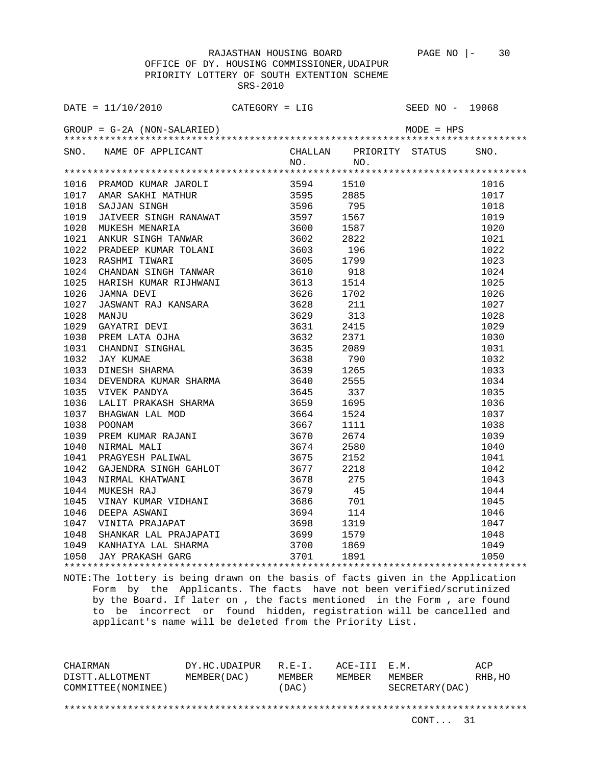RAJASTHAN HOUSING BOARD

OFFICE OF DY. HOUSING COMMISSIONER,UDAIPUR

PRIORITY LOTTERY OF SOUTH EXTENTION SCHEME

SRS-2010

DATE = 11/10/2010 CATEGORY = LIG SEED NO - 19068

GROUP = G-2A (NON-SALARIED) MODE = HPS

| SNO. | NAME OF APPLICANT | CHALLAN NO. | PRIORITY NO. | STATUS | SNO. |
|---|---|---|---|---|---|
| 1016 | PRAMOD KUMAR JAROLI | 3594 | 1510 | | 1016 |
| 1017 | AMAR SAKHI MATHUR | 3595 | 2885 | | 1017 |
| 1018 | SAJJAN SINGH | 3596 | 795 | | 1018 |
| 1019 | JAIVEER SINGH RANAWAT | 3597 | 1567 | | 1019 |
| 1020 | MUKESH MENARIA | 3600 | 1587 | | 1020 |
| 1021 | ANKUR SINGH TANWAR | 3602 | 2822 | | 1021 |
| 1022 | PRADEEP KUMAR TOLANI | 3603 | 196 | | 1022 |
| 1023 | RASHMI TIWARI | 3605 | 1799 | | 1023 |
| 1024 | CHANDAN SINGH TANWAR | 3610 | 918 | | 1024 |
| 1025 | HARISH KUMAR RIJHWANI | 3613 | 1514 | | 1025 |
| 1026 | JAMNA DEVI | 3626 | 1702 | | 1026 |
| 1027 | JASWANT RAJ KANSARA | 3628 | 211 | | 1027 |
| 1028 | MANJU | 3629 | 313 | | 1028 |
| 1029 | GAYATRI DEVI | 3631 | 2415 | | 1029 |
| 1030 | PREM LATA OJHA | 3632 | 2371 | | 1030 |
| 1031 | CHANDNI SINGHAL | 3635 | 2089 | | 1031 |
| 1032 | JAY KUMAE | 3638 | 790 | | 1032 |
| 1033 | DINESH SHARMA | 3639 | 1265 | | 1033 |
| 1034 | DEVENDRA KUMAR SHARMA | 3640 | 2555 | | 1034 |
| 1035 | VIVEK PANDYA | 3645 | 337 | | 1035 |
| 1036 | LALIT PRAKASH SHARMA | 3659 | 1695 | | 1036 |
| 1037 | BHAGWAN LAL MOD | 3664 | 1524 | | 1037 |
| 1038 | POONAM | 3667 | 1111 | | 1038 |
| 1039 | PREM KUMAR RAJANI | 3670 | 2674 | | 1039 |
| 1040 | NIRMAL MALI | 3674 | 2580 | | 1040 |
| 1041 | PRAGYESH PALIWAL | 3675 | 2152 | | 1041 |
| 1042 | GAJENDRA SINGH GAHLOT | 3677 | 2218 | | 1042 |
| 1043 | NIRMAL KHATWANI | 3678 | 275 | | 1043 |
| 1044 | MUKESH RAJ | 3679 | 45 | | 1044 |
| 1045 | VINAY KUMAR VIDHANI | 3686 | 701 | | 1045 |
| 1046 | DEEPA ASWANI | 3694 | 114 | | 1046 |
| 1047 | VINITA PRAJAPAT | 3698 | 1319 | | 1047 |
| 1048 | SHANKAR LAL PRAJAPATI | 3699 | 1579 | | 1048 |
| 1049 | KANHAIYA LAL SHARMA | 3700 | 1869 | | 1049 |
| 1050 | JAY PRAKASH GARG | 3701 | 1891 | | 1050 |

NOTE:The lottery is being drawn on the basis of facts given in the Application Form by the Applicants. The facts have not been verified/scrutinized by the Board. If later on , the facts mentioned in the Form , are found to be incorrect or found hidden, registration will be cancelled and applicant's name will be deleted from the Priority List.

| CHAIRMAN DISTT.ALLOTMENT COMMITTEE(NOMINEE) | DY.HC.UDAIPUR MEMBER(DAC) | R.E-I. MEMBER (DAC) | ACE-III MEMBER | E.M. MEMBER SECRETARY(DAC) | ACP RHB,HO |
|---|---|---|---|---|---|

CONT... 31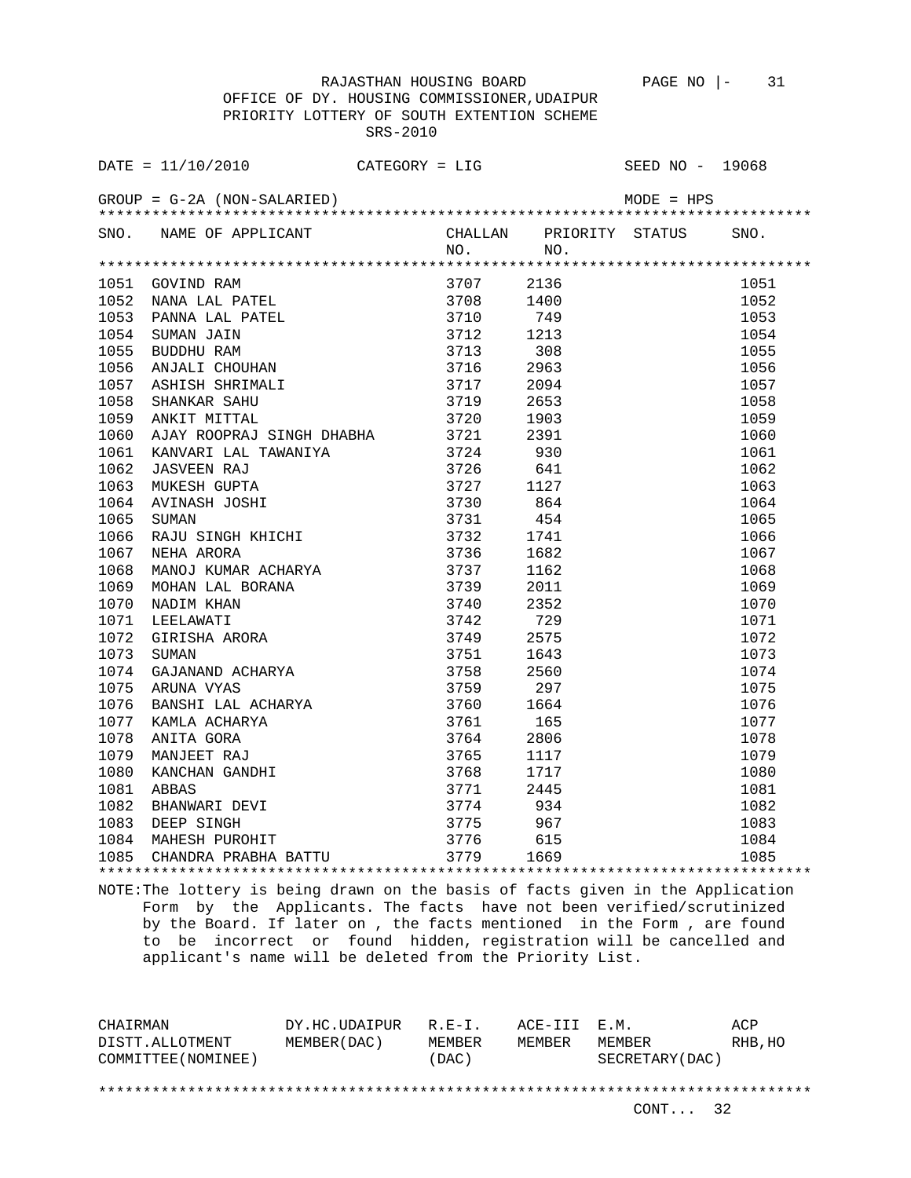RAJASTHAN HOUSING BOARD

OFFICE OF DY. HOUSING COMMISSIONER,UDAIPUR

PRIORITY LOTTERY OF SOUTH EXTENTION SCHEME

SRS-2010

DATE = 11/10/2010 CATEGORY = LIG SEED NO - 19068

GROUP = G-2A (NON-SALARIED) MODE = HPS

| SNO. | NAME OF APPLICANT | CHALLAN NO. | PRIORITY NO. | STATUS | SNO. |
|---|---|---|---|---|---|
| 1051 | GOVIND RAM | 3707 | 2136 | | 1051 |
| 1052 | NANA LAL PATEL | 3708 | 1400 | | 1052 |
| 1053 | PANNA LAL PATEL | 3710 | 749 | | 1053 |
| 1054 | SUMAN JAIN | 3712 | 1213 | | 1054 |
| 1055 | BUDDHU RAM | 3713 | 308 | | 1055 |
| 1056 | ANJALI CHOUHAN | 3716 | 2963 | | 1056 |
| 1057 | ASHISH SHRIMALI | 3717 | 2094 | | 1057 |
| 1058 | SHANKAR SAHU | 3719 | 2653 | | 1058 |
| 1059 | ANKIT MITTAL | 3720 | 1903 | | 1059 |
| 1060 | AJAY ROOPRAJ SINGH DHABHA | 3721 | 2391 | | 1060 |
| 1061 | KANVARI LAL TAWANIYA | 3724 | 930 | | 1061 |
| 1062 | JASVEEN RAJ | 3726 | 641 | | 1062 |
| 1063 | MUKESH GUPTA | 3727 | 1127 | | 1063 |
| 1064 | AVINASH JOSHI | 3730 | 864 | | 1064 |
| 1065 | SUMAN | 3731 | 454 | | 1065 |
| 1066 | RAJU SINGH KHICHI | 3732 | 1741 | | 1066 |
| 1067 | NEHA ARORA | 3736 | 1682 | | 1067 |
| 1068 | MANOJ KUMAR ACHARYA | 3737 | 1162 | | 1068 |
| 1069 | MOHAN LAL BORANA | 3739 | 2011 | | 1069 |
| 1070 | NADIM KHAN | 3740 | 2352 | | 1070 |
| 1071 | LEELAWATI | 3742 | 729 | | 1071 |
| 1072 | GIRISHA ARORA | 3749 | 2575 | | 1072 |
| 1073 | SUMAN | 3751 | 1643 | | 1073 |
| 1074 | GAJANAND ACHARYA | 3758 | 2560 | | 1074 |
| 1075 | ARUNA VYAS | 3759 | 297 | | 1075 |
| 1076 | BANSHI LAL ACHARYA | 3760 | 1664 | | 1076 |
| 1077 | KAMLA ACHARYA | 3761 | 165 | | 1077 |
| 1078 | ANITA GORA | 3764 | 2806 | | 1078 |
| 1079 | MANJEET RAJ | 3765 | 1117 | | 1079 |
| 1080 | KANCHAN GANDHI | 3768 | 1717 | | 1080 |
| 1081 | ABBAS | 3771 | 2445 | | 1081 |
| 1082 | BHANWARI DEVI | 3774 | 934 | | 1082 |
| 1083 | DEEP SINGH | 3775 | 967 | | 1083 |
| 1084 | MAHESH PUROHIT | 3776 | 615 | | 1084 |
| 1085 | CHANDRA PRABHA BATTU | 3779 | 1669 | | 1085 |

NOTE:The lottery is being drawn on the basis of facts given in the Application Form by the Applicants. The facts have not been verified/scrutinized by the Board. If later on , the facts mentioned in the Form , are found to be incorrect or found hidden, registration will be cancelled and applicant's name will be deleted from the Priority List.

| CHAIRMAN DISTT.ALLOTMENT COMMITTEE(NOMINEE) | DY.HC.UDAIPUR MEMBER(DAC) | R.E-I. MEMBER (DAC) | ACE-III MEMBER | E.M. MEMBER SECRETARY(DAC) | ACP RHB,HO |
|---|---|---|---|---|---|

CONT... 32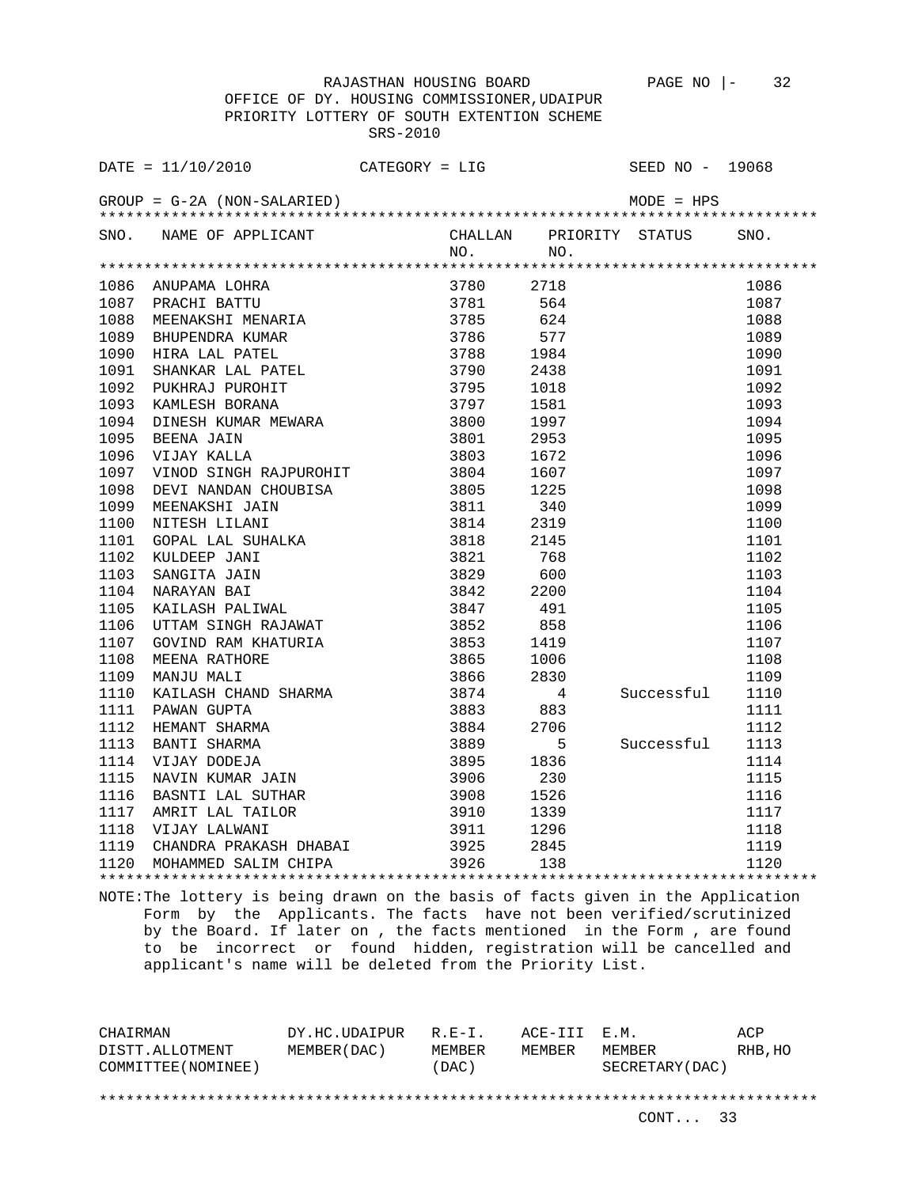RAJASTHAN HOUSING BOARD

OFFICE OF DY. HOUSING COMMISSIONER,UDAIPUR

PRIORITY LOTTERY OF SOUTH EXTENTION SCHEME

SRS-2010

DATE = 11/10/2010 CATEGORY = LIG SEED NO - 19068

GROUP = G-2A (NON-SALARIED) MODE = HPS

| SNO. | NAME OF APPLICANT | CHALLAN NO. | PRIORITY NO. | STATUS | SNO. |
|---|---|---|---|---|---|
| 1086 | ANUPAMA LOHRA | 3780 | 2718 | | 1086 |
| 1087 | PRACHI BATTU | 3781 | 564 | | 1087 |
| 1088 | MEENAKSHI MENARIA | 3785 | 624 | | 1088 |
| 1089 | BHUPENDRA KUMAR | 3786 | 577 | | 1089 |
| 1090 | HIRA LAL PATEL | 3788 | 1984 | | 1090 |
| 1091 | SHANKAR LAL PATEL | 3790 | 2438 | | 1091 |
| 1092 | PUKHRAJ PUROHIT | 3795 | 1018 | | 1092 |
| 1093 | KAMLESH BORANA | 3797 | 1581 | | 1093 |
| 1094 | DINESH KUMAR MEWARA | 3800 | 1997 | | 1094 |
| 1095 | BEENA JAIN | 3801 | 2953 | | 1095 |
| 1096 | VIJAY KALLA | 3803 | 1672 | | 1096 |
| 1097 | VINOD SINGH RAJPUROHIT | 3804 | 1607 | | 1097 |
| 1098 | DEVI NANDAN CHOUBISA | 3805 | 1225 | | 1098 |
| 1099 | MEENAKSHI JAIN | 3811 | 340 | | 1099 |
| 1100 | NITESH LILANI | 3814 | 2319 | | 1100 |
| 1101 | GOPAL LAL SUHALKA | 3818 | 2145 | | 1101 |
| 1102 | KULDEEP JANI | 3821 | 768 | | 1102 |
| 1103 | SANGITA JAIN | 3829 | 600 | | 1103 |
| 1104 | NARAYAN BAI | 3842 | 2200 | | 1104 |
| 1105 | KAILASH PALIWAL | 3847 | 491 | | 1105 |
| 1106 | UTTAM SINGH RAJAWAT | 3852 | 858 | | 1106 |
| 1107 | GOVIND RAM KHATURIA | 3853 | 1419 | | 1107 |
| 1108 | MEENA RATHORE | 3865 | 1006 | | 1108 |
| 1109 | MANJU MALI | 3866 | 2830 | | 1109 |
| 1110 | KAILASH CHAND SHARMA | 3874 | 4 | Successful | 1110 |
| 1111 | PAWAN GUPTA | 3883 | 883 | | 1111 |
| 1112 | HEMANT SHARMA | 3884 | 2706 | | 1112 |
| 1113 | BANTI SHARMA | 3889 | 5 | Successful | 1113 |
| 1114 | VIJAY DODEJA | 3895 | 1836 | | 1114 |
| 1115 | NAVIN KUMAR JAIN | 3906 | 230 | | 1115 |
| 1116 | BASNTI LAL SUTHAR | 3908 | 1526 | | 1116 |
| 1117 | AMRIT LAL TAILOR | 3910 | 1339 | | 1117 |
| 1118 | VIJAY LALWANI | 3911 | 1296 | | 1118 |
| 1119 | CHANDRA PRAKASH DHABAI | 3925 | 2845 | | 1119 |
| 1120 | MOHAMMED SALIM CHIPA | 3926 | 138 | | 1120 |

NOTE:The lottery is being drawn on the basis of facts given in the Application Form by the Applicants. The facts have not been verified/scrutinized by the Board. If later on , the facts mentioned in the Form , are found to be incorrect or found hidden, registration will be cancelled and applicant's name will be deleted from the Priority List.

| CHAIRMAN DISTT.ALLOTMENT COMMITTEE(NOMINEE) | DY.HC.UDAIPUR MEMBER(DAC) | R.E-I. MEMBER (DAC) | ACE-III MEMBER | E.M. MEMBER SECRETARY(DAC) | ACP RHB,HO |
|---|---|---|---|---|---|

CONT... 33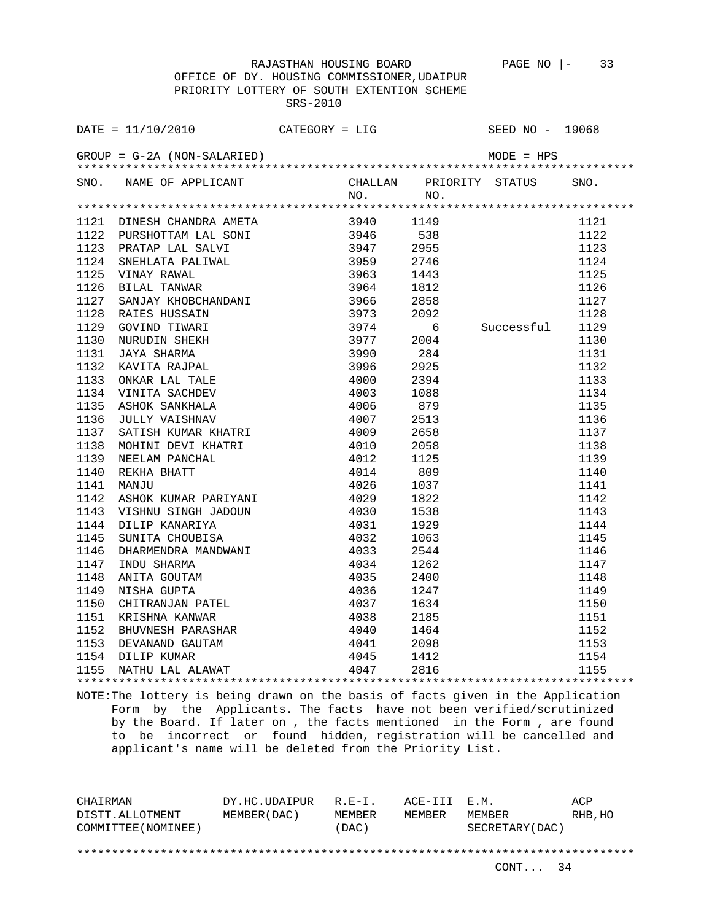RAJASTHAN HOUSING BOARD PAGE NO |- 33

OFFICE OF DY. HOUSING COMMISSIONER,UDAIPUR

PRIORITY LOTTERY OF SOUTH EXTENTION SCHEME

SRS-2010

DATE = 11/10/2010 CATEGORY = LIG SEED NO - 19068

GROUP = G-2A (NON-SALARIED) MODE = HPS

| SNO. | NAME OF APPLICANT | CHALLAN NO. | PRIORITY NO. | STATUS | SNO. |
|---|---|---|---|---|---|
| 1121 | DINESH CHANDRA AMETA | 3940 | 1149 | | 1121 |
| 1122 | PURSHOTTAM LAL SONI | 3946 | 538 | | 1122 |
| 1123 | PRATAP LAL SALVI | 3947 | 2955 | | 1123 |
| 1124 | SNEHLATA PALIWAL | 3959 | 2746 | | 1124 |
| 1125 | VINAY RAWAL | 3963 | 1443 | | 1125 |
| 1126 | BILAL TANWAR | 3964 | 1812 | | 1126 |
| 1127 | SANJAY KHOBCHANDANI | 3966 | 2858 | | 1127 |
| 1128 | RAIES HUSSAIN | 3973 | 2092 | | 1128 |
| 1129 | GOVIND TIWARI | 3974 | 6 | Successful | 1129 |
| 1130 | NURUDIN SHEKH | 3977 | 2004 | | 1130 |
| 1131 | JAYA SHARMA | 3990 | 284 | | 1131 |
| 1132 | KAVITA RAJPAL | 3996 | 2925 | | 1132 |
| 1133 | ONKAR LAL TALE | 4000 | 2394 | | 1133 |
| 1134 | VINITA SACHDEV | 4003 | 1088 | | 1134 |
| 1135 | ASHOK SANKHALA | 4006 | 879 | | 1135 |
| 1136 | JULLY VAISHNAV | 4007 | 2513 | | 1136 |
| 1137 | SATISH KUMAR KHATRI | 4009 | 2658 | | 1137 |
| 1138 | MOHINI DEVI KHATRI | 4010 | 2058 | | 1138 |
| 1139 | NEELAM PANCHAL | 4012 | 1125 | | 1139 |
| 1140 | REKHA BHATT | 4014 | 809 | | 1140 |
| 1141 | MANJU | 4026 | 1037 | | 1141 |
| 1142 | ASHOK KUMAR PARIYANI | 4029 | 1822 | | 1142 |
| 1143 | VISHNU SINGH JADOUN | 4030 | 1538 | | 1143 |
| 1144 | DILIP KANARIYA | 4031 | 1929 | | 1144 |
| 1145 | SUNITA CHOUBISA | 4032 | 1063 | | 1145 |
| 1146 | DHARMENDRA MANDWANI | 4033 | 2544 | | 1146 |
| 1147 | INDU SHARMA | 4034 | 1262 | | 1147 |
| 1148 | ANITA GOUTAM | 4035 | 2400 | | 1148 |
| 1149 | NISHA GUPTA | 4036 | 1247 | | 1149 |
| 1150 | CHITRANJAN PATEL | 4037 | 1634 | | 1150 |
| 1151 | KRISHNA KANWAR | 4038 | 2185 | | 1151 |
| 1152 | BHUVNESH PARASHAR | 4040 | 1464 | | 1152 |
| 1153 | DEVANAND GAUTAM | 4041 | 2098 | | 1153 |
| 1154 | DILIP KUMAR | 4045 | 1412 | | 1154 |
| 1155 | NATHU LAL ALAWAT | 4047 | 2816 | | 1155 |

NOTE:The lottery is being drawn on the basis of facts given in the Application Form by the Applicants. The facts have not been verified/scrutinized by the Board. If later on , the facts mentioned in the Form , are found to be incorrect or found hidden, registration will be cancelled and applicant's name will be deleted from the Priority List.

| CHAIRMAN DISTT.ALLOTMENT COMMITTEE(NOMINEE) | DY.HC.UDAIPUR MEMBER(DAC) | R.E-I. MEMBER (DAC) | ACE-III MEMBER | E.M. MEMBER SECRETARY(DAC) | ACP RHB,HO |
|---|---|---|---|---|---|

CONT... 34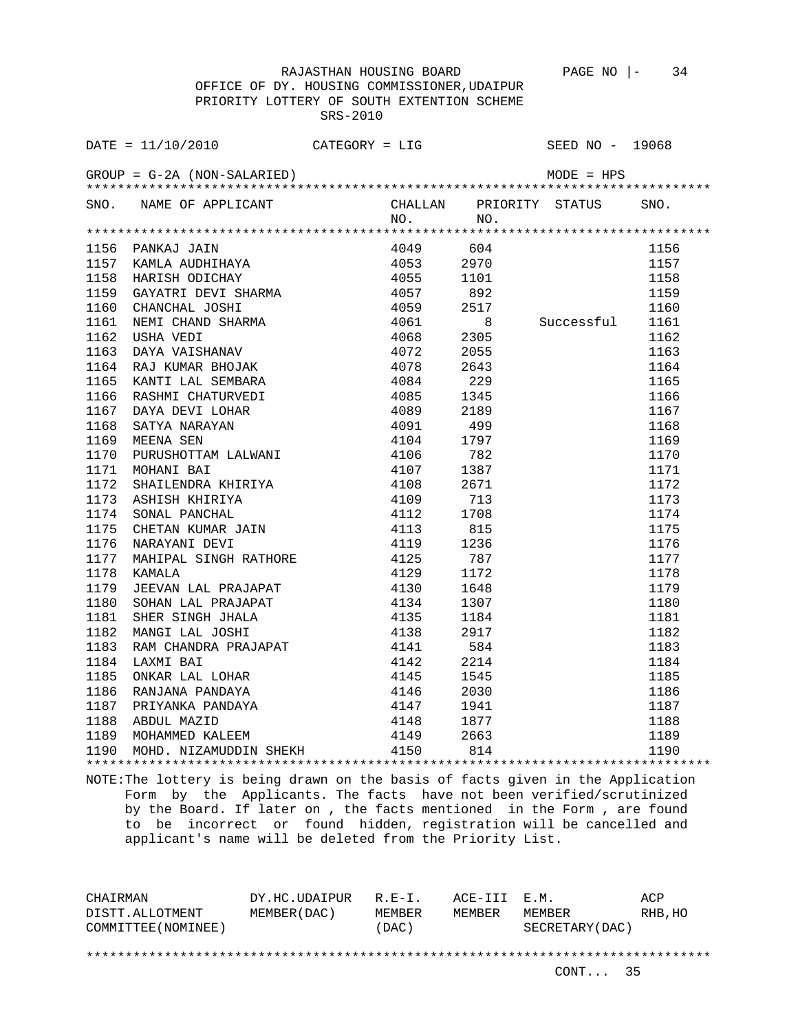RAJASTHAN HOUSING BOARD

OFFICE OF DY. HOUSING COMMISSIONER,UDAIPUR

PRIORITY LOTTERY OF SOUTH EXTENTION SCHEME

SRS-2010

DATE = 11/10/2010 CATEGORY = LIG SEED NO - 19068

GROUP = G-2A (NON-SALARIED) MODE = HPS

| SNO. | NAME OF APPLICANT | CHALLAN NO. | PRIORITY NO. | STATUS | SNO. |
|---|---|---|---|---|---|
| 1156 | PANKAJ JAIN | 4049 | 604 | | 1156 |
| 1157 | KAMLA AUDHIHAYA | 4053 | 2970 | | 1157 |
| 1158 | HARISH ODICHAY | 4055 | 1101 | | 1158 |
| 1159 | GAYATRI DEVI SHARMA | 4057 | 892 | | 1159 |
| 1160 | CHANCHAL JOSHI | 4059 | 2517 | | 1160 |
| 1161 | NEMI CHAND SHARMA | 4061 | 8 | Successful | 1161 |
| 1162 | USHA VEDI | 4068 | 2305 | | 1162 |
| 1163 | DAYA VAISHANAV | 4072 | 2055 | | 1163 |
| 1164 | RAJ KUMAR BHOJAK | 4078 | 2643 | | 1164 |
| 1165 | KANTI LAL SEMBARA | 4084 | 229 | | 1165 |
| 1166 | RASHMI CHATURVEDI | 4085 | 1345 | | 1166 |
| 1167 | DAYA DEVI LOHAR | 4089 | 2189 | | 1167 |
| 1168 | SATYA NARAYAN | 4091 | 499 | | 1168 |
| 1169 | MEENA SEN | 4104 | 1797 | | 1169 |
| 1170 | PURUSHOTTAM LALWANI | 4106 | 782 | | 1170 |
| 1171 | MOHANI BAI | 4107 | 1387 | | 1171 |
| 1172 | SHAILENDRA KHIRIYA | 4108 | 2671 | | 1172 |
| 1173 | ASHISH KHIRIYA | 4109 | 713 | | 1173 |
| 1174 | SONAL PANCHAL | 4112 | 1708 | | 1174 |
| 1175 | CHETAN KUMAR JAIN | 4113 | 815 | | 1175 |
| 1176 | NARAYANI DEVI | 4119 | 1236 | | 1176 |
| 1177 | MAHIPAL SINGH RATHORE | 4125 | 787 | | 1177 |
| 1178 | KAMALA | 4129 | 1172 | | 1178 |
| 1179 | JEEVAN LAL PRAJAPAT | 4130 | 1648 | | 1179 |
| 1180 | SOHAN LAL PRAJAPAT | 4134 | 1307 | | 1180 |
| 1181 | SHER SINGH JHALA | 4135 | 1184 | | 1181 |
| 1182 | MANGI LAL JOSHI | 4138 | 2917 | | 1182 |
| 1183 | RAM CHANDRA PRAJAPAT | 4141 | 584 | | 1183 |
| 1184 | LAXMI BAI | 4142 | 2214 | | 1184 |
| 1185 | ONKAR LAL LOHAR | 4145 | 1545 | | 1185 |
| 1186 | RANJANA PANDAYA | 4146 | 2030 | | 1186 |
| 1187 | PRIYANKA PANDAYA | 4147 | 1941 | | 1187 |
| 1188 | ABDUL MAZID | 4148 | 1877 | | 1188 |
| 1189 | MOHAMMED KALEEM | 4149 | 2663 | | 1189 |
| 1190 | MOHD. NIZAMUDDIN SHEKH | 4150 | 814 | | 1190 |

NOTE:The lottery is being drawn on the basis of facts given in the Application Form by the Applicants. The facts have not been verified/scrutinized by the Board. If later on , the facts mentioned in the Form , are found to be incorrect or found hidden, registration will be cancelled and applicant's name will be deleted from the Priority List.

| CHAIRMAN DISTT.ALLOTMENT COMMITTEE(NOMINEE) | DY.HC.UDAIPUR MEMBER(DAC) | R.E-I. MEMBER (DAC) | ACE-III MEMBER | E.M. MEMBER SECRETARY(DAC) | ACP RHB,HO |
|---|---|---|---|---|---|

CONT... 35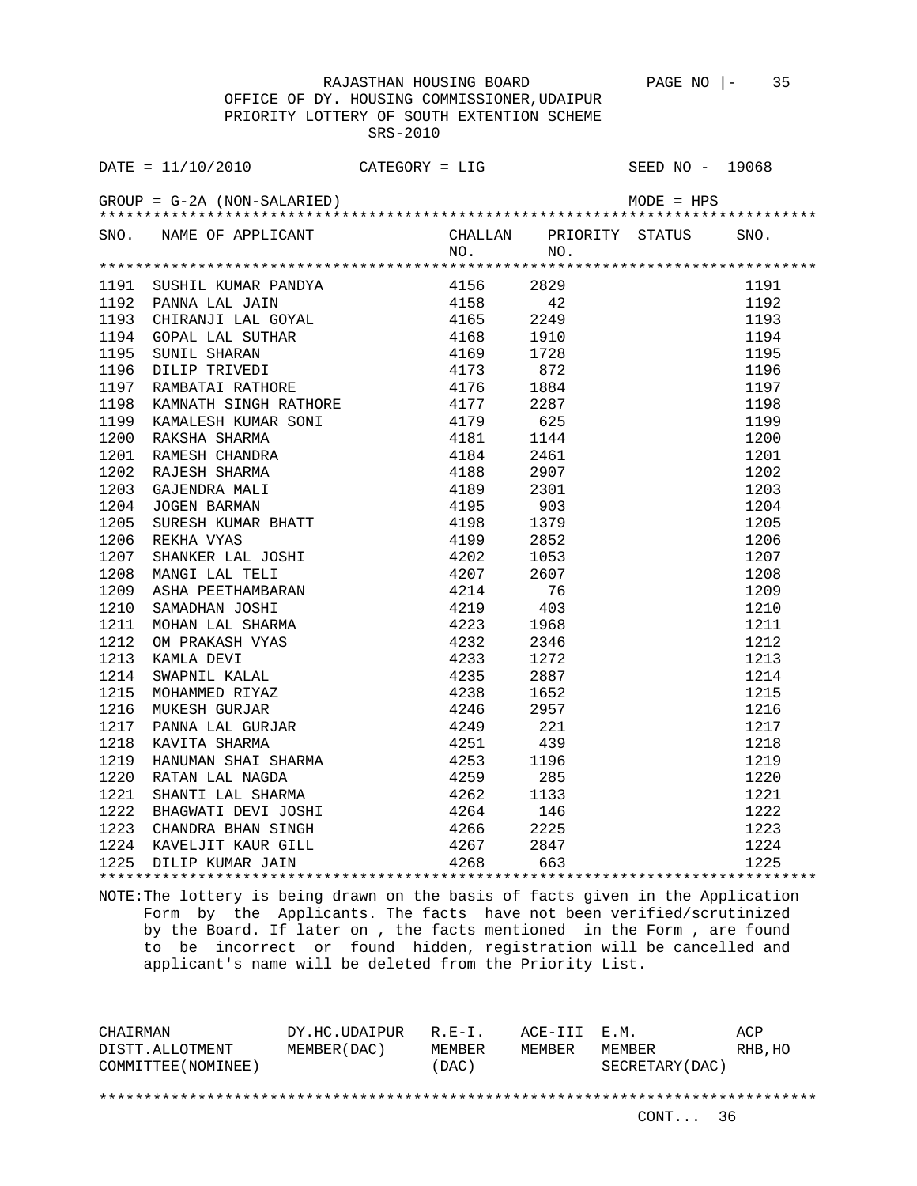RAJASTHAN HOUSING BOARD

OFFICE OF DY. HOUSING COMMISSIONER,UDAIPUR

PRIORITY LOTTERY OF SOUTH EXTENTION SCHEME

SRS-2010

DATE = 11/10/2010 CATEGORY = LIG SEED NO - 19068

GROUP = G-2A (NON-SALARIED) MODE = HPS

| SNO. | NAME OF APPLICANT | CHALLAN NO. | PRIORITY NO. | STATUS | SNO. |
|---|---|---|---|---|---|
| 1191 | SUSHIL KUMAR PANDYA | 4156 | 2829 | | 1191 |
| 1192 | PANNA LAL JAIN | 4158 | 42 | | 1192 |
| 1193 | CHIRANJI LAL GOYAL | 4165 | 2249 | | 1193 |
| 1194 | GOPAL LAL SUTHAR | 4168 | 1910 | | 1194 |
| 1195 | SUNIL SHARAN | 4169 | 1728 | | 1195 |
| 1196 | DILIP TRIVEDI | 4173 | 872 | | 1196 |
| 1197 | RAMBATAI RATHORE | 4176 | 1884 | | 1197 |
| 1198 | KAMNATH SINGH RATHORE | 4177 | 2287 | | 1198 |
| 1199 | KAMALESH KUMAR SONI | 4179 | 625 | | 1199 |
| 1200 | RAKSHA SHARMA | 4181 | 1144 | | 1200 |
| 1201 | RAMESH CHANDRA | 4184 | 2461 | | 1201 |
| 1202 | RAJESH SHARMA | 4188 | 2907 | | 1202 |
| 1203 | GAJENDRA MALI | 4189 | 2301 | | 1203 |
| 1204 | JOGEN BARMAN | 4195 | 903 | | 1204 |
| 1205 | SURESH KUMAR BHATT | 4198 | 1379 | | 1205 |
| 1206 | REKHA VYAS | 4199 | 2852 | | 1206 |
| 1207 | SHANKER LAL JOSHI | 4202 | 1053 | | 1207 |
| 1208 | MANGI LAL TELI | 4207 | 2607 | | 1208 |
| 1209 | ASHA PEETHAMBARAN | 4214 | 76 | | 1209 |
| 1210 | SAMADHAN JOSHI | 4219 | 403 | | 1210 |
| 1211 | MOHAN LAL SHARMA | 4223 | 1968 | | 1211 |
| 1212 | OM PRAKASH VYAS | 4232 | 2346 | | 1212 |
| 1213 | KAMLA DEVI | 4233 | 1272 | | 1213 |
| 1214 | SWAPNIL KALAL | 4235 | 2887 | | 1214 |
| 1215 | MOHAMMED RIYAZ | 4238 | 1652 | | 1215 |
| 1216 | MUKESH GURJAR | 4246 | 2957 | | 1216 |
| 1217 | PANNA LAL GURJAR | 4249 | 221 | | 1217 |
| 1218 | KAVITA SHARMA | 4251 | 439 | | 1218 |
| 1219 | HANUMAN SHAI SHARMA | 4253 | 1196 | | 1219 |
| 1220 | RATAN LAL NAGDA | 4259 | 285 | | 1220 |
| 1221 | SHANTI LAL SHARMA | 4262 | 1133 | | 1221 |
| 1222 | BHAGWATI DEVI JOSHI | 4264 | 146 | | 1222 |
| 1223 | CHANDRA BHAN SINGH | 4266 | 2225 | | 1223 |
| 1224 | KAVELJIT KAUR GILL | 4267 | 2847 | | 1224 |
| 1225 | DILIP KUMAR JAIN | 4268 | 663 | | 1225 |

NOTE:The lottery is being drawn on the basis of facts given in the Application Form by the Applicants. The facts have not been verified/scrutinized by the Board. If later on , the facts mentioned in the Form , are found to be incorrect or found hidden, registration will be cancelled and applicant's name will be deleted from the Priority List.

| CHAIRMAN DISTT.ALLOTMENT COMMITTEE(NOMINEE) | DY.HC.UDAIPUR MEMBER(DAC) | R.E-I. MEMBER (DAC) | ACE-III MEMBER | E.M. MEMBER SECRETARY(DAC) | ACP RHB,HO |
|---|---|---|---|---|---|

CONT... 36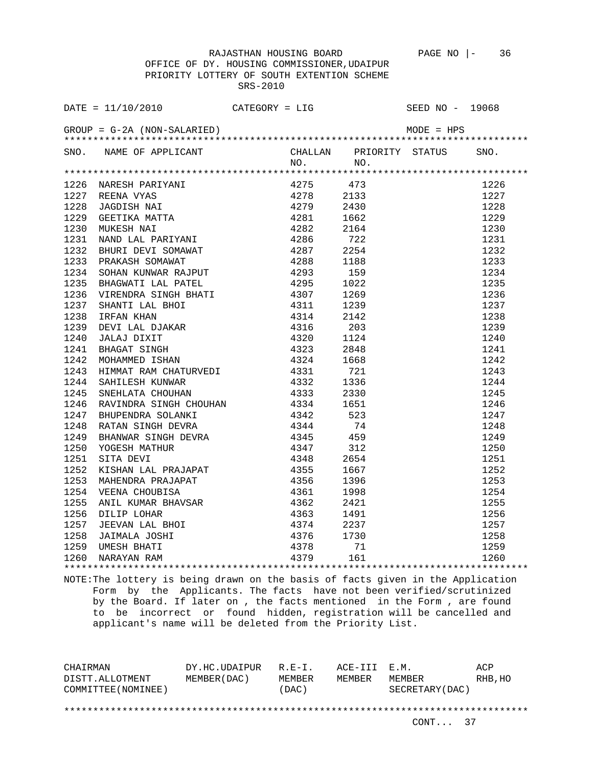RAJASTHAN HOUSING BOARD

OFFICE OF DY. HOUSING COMMISSIONER,UDAIPUR

PRIORITY LOTTERY OF SOUTH EXTENTION SCHEME

SRS-2010

DATE = 11/10/2010 CATEGORY = LIG SEED NO - 19068

GROUP = G-2A (NON-SALARIED) MODE = HPS

| SNO. | NAME OF APPLICANT | CHALLAN NO. | PRIORITY NO. | STATUS | SNO. |
|---|---|---|---|---|---|
| 1226 | NARESH PARIYANI | 4275 | 473 | | 1226 |
| 1227 | REENA VYAS | 4278 | 2133 | | 1227 |
| 1228 | JAGDISH NAI | 4279 | 2430 | | 1228 |
| 1229 | GEETIKA MATTA | 4281 | 1662 | | 1229 |
| 1230 | MUKESH NAI | 4282 | 2164 | | 1230 |
| 1231 | NAND LAL PARIYANI | 4286 | 722 | | 1231 |
| 1232 | BHURI DEVI SOMAWAT | 4287 | 2254 | | 1232 |
| 1233 | PRAKASH SOMAWAT | 4288 | 1188 | | 1233 |
| 1234 | SOHAN KUNWAR RAJPUT | 4293 | 159 | | 1234 |
| 1235 | BHAGWATI LAL PATEL | 4295 | 1022 | | 1235 |
| 1236 | VIRENDRA SINGH BHATI | 4307 | 1269 | | 1236 |
| 1237 | SHANTI LAL BHOI | 4311 | 1239 | | 1237 |
| 1238 | IRFAN KHAN | 4314 | 2142 | | 1238 |
| 1239 | DEVI LAL DJAKAR | 4316 | 203 | | 1239 |
| 1240 | JALAJ DIXIT | 4320 | 1124 | | 1240 |
| 1241 | BHAGAT SINGH | 4323 | 2848 | | 1241 |
| 1242 | MOHAMMED ISHAN | 4324 | 1668 | | 1242 |
| 1243 | HIMMAT RAM CHATURVEDI | 4331 | 721 | | 1243 |
| 1244 | SAHILESH KUNWAR | 4332 | 1336 | | 1244 |
| 1245 | SNEHLATA CHOUHAN | 4333 | 2330 | | 1245 |
| 1246 | RAVINDRA SINGH CHOUHAN | 4334 | 1651 | | 1246 |
| 1247 | BHUPENDRA SOLANKI | 4342 | 523 | | 1247 |
| 1248 | RATAN SINGH DEVRA | 4344 | 74 | | 1248 |
| 1249 | BHANWAR SINGH DEVRA | 4345 | 459 | | 1249 |
| 1250 | YOGESH MATHUR | 4347 | 312 | | 1250 |
| 1251 | SITA DEVI | 4348 | 2654 | | 1251 |
| 1252 | KISHAN LAL PRAJAPAT | 4355 | 1667 | | 1252 |
| 1253 | MAHENDRA PRAJAPAT | 4356 | 1396 | | 1253 |
| 1254 | VEENA CHOUBISA | 4361 | 1998 | | 1254 |
| 1255 | ANIL KUMAR BHAVSAR | 4362 | 2421 | | 1255 |
| 1256 | DILIP LOHAR | 4363 | 1491 | | 1256 |
| 1257 | JEEVAN LAL BHOI | 4374 | 2237 | | 1257 |
| 1258 | JAIMALA JOSHI | 4376 | 1730 | | 1258 |
| 1259 | UMESH BHATI | 4378 | 71 | | 1259 |
| 1260 | NARAYAN RAM | 4379 | 161 | | 1260 |

NOTE:The lottery is being drawn on the basis of facts given in the Application Form by the Applicants. The facts have not been verified/scrutinized by the Board. If later on , the facts mentioned in the Form , are found to be incorrect or found hidden, registration will be cancelled and applicant's name will be deleted from the Priority List.

| CHAIRMAN DISTT.ALLOTMENT COMMITTEE(NOMINEE) | DY.HC.UDAIPUR MEMBER(DAC) | R.E-I. MEMBER (DAC) | ACE-III MEMBER | E.M. MEMBER SECRETARY(DAC) | ACP RHB,HO |
|---|---|---|---|---|---|

CONT... 37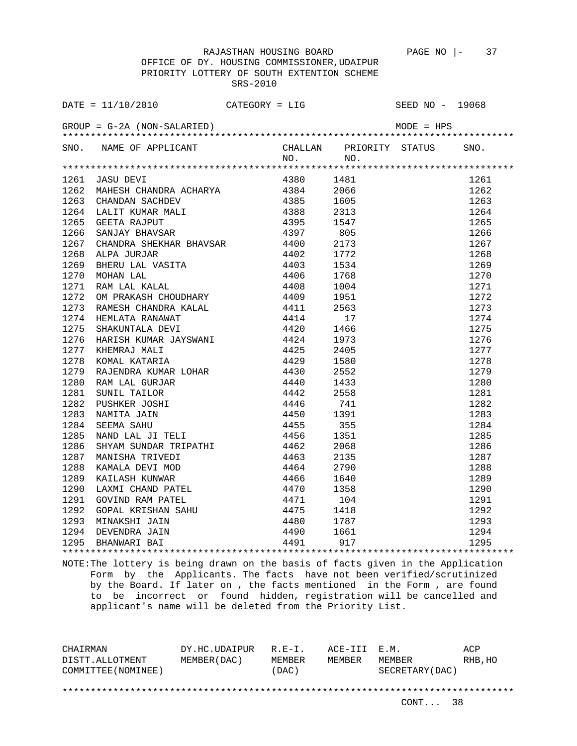RAJASTHAN HOUSING BOARD

OFFICE OF DY. HOUSING COMMISSIONER,UDAIPUR

PRIORITY LOTTERY OF SOUTH EXTENTION SCHEME

SRS-2010

DATE = 11/10/2010 CATEGORY = LIG SEED NO - 19068

GROUP = G-2A (NON-SALARIED) MODE = HPS

| SNO. | NAME OF APPLICANT | CHALLAN NO. | PRIORITY NO. | STATUS | SNO. |
|---|---|---|---|---|---|
| 1261 | JASU DEVI | 4380 | 1481 | | 1261 |
| 1262 | MAHESH CHANDRA ACHARYA | 4384 | 2066 | | 1262 |
| 1263 | CHANDAN SACHDEV | 4385 | 1605 | | 1263 |
| 1264 | LALIT KUMAR MALI | 4388 | 2313 | | 1264 |
| 1265 | GEETA RAJPUT | 4395 | 1547 | | 1265 |
| 1266 | SANJAY BHAVSAR | 4397 | 805 | | 1266 |
| 1267 | CHANDRA SHEKHAR BHAVSAR | 4400 | 2173 | | 1267 |
| 1268 | ALPA JURJAR | 4402 | 1772 | | 1268 |
| 1269 | BHERU LAL VASITA | 4403 | 1534 | | 1269 |
| 1270 | MOHAN LAL | 4406 | 1768 | | 1270 |
| 1271 | RAM LAL KALAL | 4408 | 1004 | | 1271 |
| 1272 | OM PRAKASH CHOUDHARY | 4409 | 1951 | | 1272 |
| 1273 | RAMESH CHANDRA KALAL | 4411 | 2563 | | 1273 |
| 1274 | HEMLATA RANAWAT | 4414 | 17 | | 1274 |
| 1275 | SHAKUNTALA DEVI | 4420 | 1466 | | 1275 |
| 1276 | HARISH KUMAR JAYSWANI | 4424 | 1973 | | 1276 |
| 1277 | KHEMRAJ MALI | 4425 | 2405 | | 1277 |
| 1278 | KOMAL KATARIA | 4429 | 1580 | | 1278 |
| 1279 | RAJENDRA KUMAR LOHAR | 4430 | 2552 | | 1279 |
| 1280 | RAM LAL GURJAR | 4440 | 1433 | | 1280 |
| 1281 | SUNIL TAILOR | 4442 | 2558 | | 1281 |
| 1282 | PUSHKER JOSHI | 4446 | 741 | | 1282 |
| 1283 | NAMITA JAIN | 4450 | 1391 | | 1283 |
| 1284 | SEEMA SAHU | 4455 | 355 | | 1284 |
| 1285 | NAND LAL JI TELI | 4456 | 1351 | | 1285 |
| 1286 | SHYAM SUNDAR TRIPATHI | 4462 | 2068 | | 1286 |
| 1287 | MANISHA TRIVEDI | 4463 | 2135 | | 1287 |
| 1288 | KAMALA DEVI MOD | 4464 | 2790 | | 1288 |
| 1289 | KAILASH KUNWAR | 4466 | 1640 | | 1289 |
| 1290 | LAXMI CHAND PATEL | 4470 | 1358 | | 1290 |
| 1291 | GOVIND RAM PATEL | 4471 | 104 | | 1291 |
| 1292 | GOPAL KRISHAN SAHU | 4475 | 1418 | | 1292 |
| 1293 | MINAKSHI JAIN | 4480 | 1787 | | 1293 |
| 1294 | DEVENDRA JAIN | 4490 | 1661 | | 1294 |
| 1295 | BHANWARI BAI | 4491 | 917 | | 1295 |

NOTE:The lottery is being drawn on the basis of facts given in the Application Form by the Applicants. The facts have not been verified/scrutinized by the Board. If later on , the facts mentioned in the Form , are found to be incorrect or found hidden, registration will be cancelled and applicant's name will be deleted from the Priority List.

| CHAIRMAN DISTT.ALLOTMENT COMMITTEE(NOMINEE) | DY.HC.UDAIPUR MEMBER(DAC) | R.E-I. MEMBER (DAC) | ACE-III MEMBER | E.M. MEMBER SECRETARY(DAC) | ACP RHB,HO |
|---|---|---|---|---|---|

CONT... 38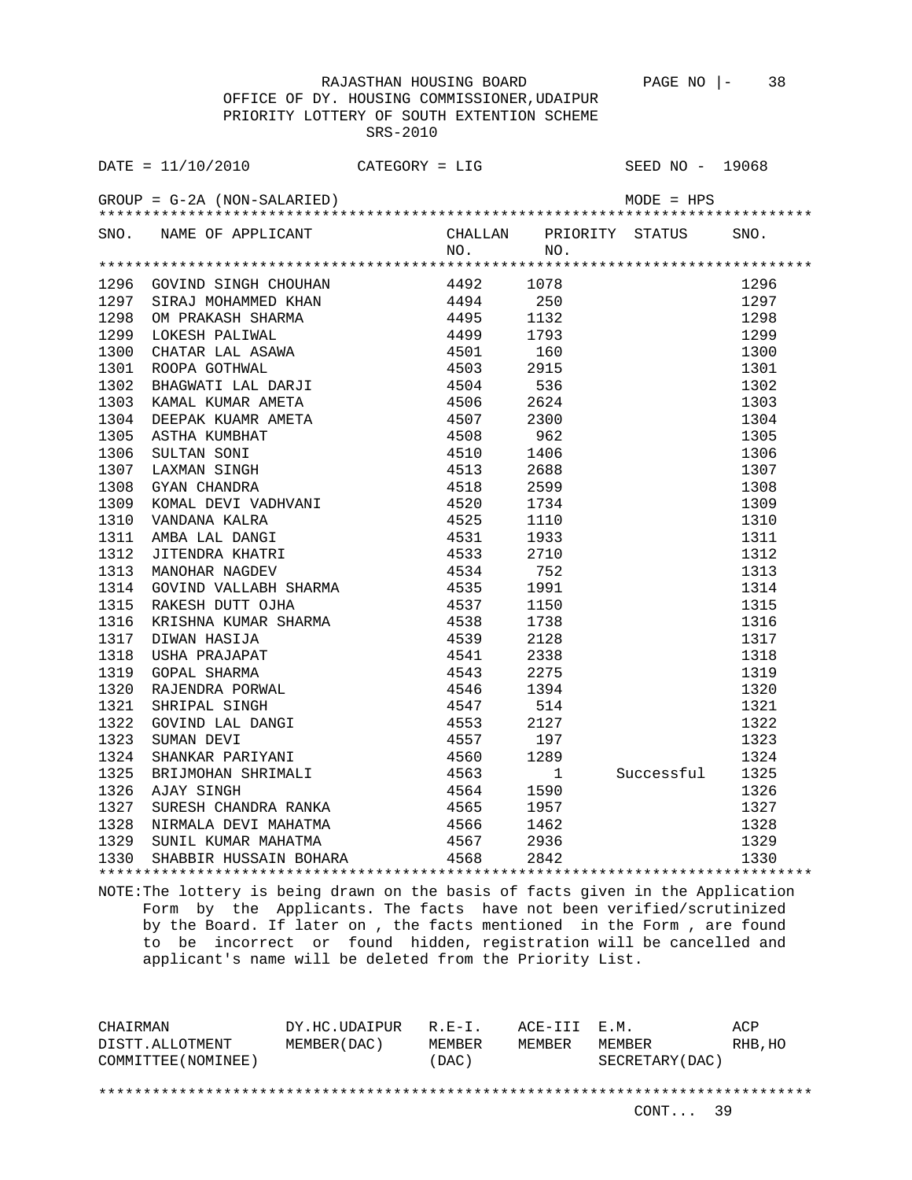RAJASTHAN HOUSING BOARD PAGE NO |- 38

OFFICE OF DY. HOUSING COMMISSIONER,UDAIPUR

PRIORITY LOTTERY OF SOUTH EXTENTION SCHEME

SRS-2010

DATE = 11/10/2010 CATEGORY = LIG SEED NO - 19068

GROUP = G-2A (NON-SALARIED) MODE = HPS

| SNO. | NAME OF APPLICANT | CHALLAN NO. | PRIORITY NO. | STATUS | SNO. |
|---|---|---|---|---|---|
| 1296 | GOVIND SINGH CHOUHAN | 4492 | 1078 | | 1296 |
| 1297 | SIRAJ MOHAMMED KHAN | 4494 | 250 | | 1297 |
| 1298 | OM PRAKASH SHARMA | 4495 | 1132 | | 1298 |
| 1299 | LOKESH PALIWAL | 4499 | 1793 | | 1299 |
| 1300 | CHATAR LAL ASAWA | 4501 | 160 | | 1300 |
| 1301 | ROOPA GOTHWAL | 4503 | 2915 | | 1301 |
| 1302 | BHAGWATI LAL DARJI | 4504 | 536 | | 1302 |
| 1303 | KAMAL KUMAR AMETA | 4506 | 2624 | | 1303 |
| 1304 | DEEPAK KUAMR AMETA | 4507 | 2300 | | 1304 |
| 1305 | ASTHA KUMBHAT | 4508 | 962 | | 1305 |
| 1306 | SULTAN SONI | 4510 | 1406 | | 1306 |
| 1307 | LAXMAN SINGH | 4513 | 2688 | | 1307 |
| 1308 | GYAN CHANDRA | 4518 | 2599 | | 1308 |
| 1309 | KOMAL DEVI VADHVANI | 4520 | 1734 | | 1309 |
| 1310 | VANDANA KALRA | 4525 | 1110 | | 1310 |
| 1311 | AMBA LAL DANGI | 4531 | 1933 | | 1311 |
| 1312 | JITENDRA KHATRI | 4533 | 2710 | | 1312 |
| 1313 | MANOHAR NAGDEV | 4534 | 752 | | 1313 |
| 1314 | GOVIND VALLABH SHARMA | 4535 | 1991 | | 1314 |
| 1315 | RAKESH DUTT OJHA | 4537 | 1150 | | 1315 |
| 1316 | KRISHNA KUMAR SHARMA | 4538 | 1738 | | 1316 |
| 1317 | DIWAN HASIJA | 4539 | 2128 | | 1317 |
| 1318 | USHA PRAJAPAT | 4541 | 2338 | | 1318 |
| 1319 | GOPAL SHARMA | 4543 | 2275 | | 1319 |
| 1320 | RAJENDRA PORWAL | 4546 | 1394 | | 1320 |
| 1321 | SHRIPAL SINGH | 4547 | 514 | | 1321 |
| 1322 | GOVIND LAL DANGI | 4553 | 2127 | | 1322 |
| 1323 | SUMAN DEVI | 4557 | 197 | | 1323 |
| 1324 | SHANKAR PARIYANI | 4560 | 1289 | | 1324 |
| 1325 | BRIJMOHAN SHRIMALI | 4563 | 1 | Successful | 1325 |
| 1326 | AJAY SINGH | 4564 | 1590 | | 1326 |
| 1327 | SURESH CHANDRA RANKA | 4565 | 1957 | | 1327 |
| 1328 | NIRMALA DEVI MAHATMA | 4566 | 1462 | | 1328 |
| 1329 | SUNIL KUMAR MAHATMA | 4567 | 2936 | | 1329 |
| 1330 | SHABBIR HUSSAIN BOHARA | 4568 | 2842 | | 1330 |

NOTE:The lottery is being drawn on the basis of facts given in the Application Form by the Applicants. The facts have not been verified/scrutinized by the Board. If later on , the facts mentioned in the Form , are found to be incorrect or found hidden, registration will be cancelled and applicant's name will be deleted from the Priority List.

| CHAIRMAN DISTT.ALLOTMENT COMMITTEE(NOMINEE) | DY.HC.UDAIPUR MEMBER(DAC) | R.E-I. MEMBER (DAC) | ACE-III MEMBER | E.M. MEMBER SECRETARY(DAC) | ACP RHB,HO |
|---|---|---|---|---|---|

CONT... 39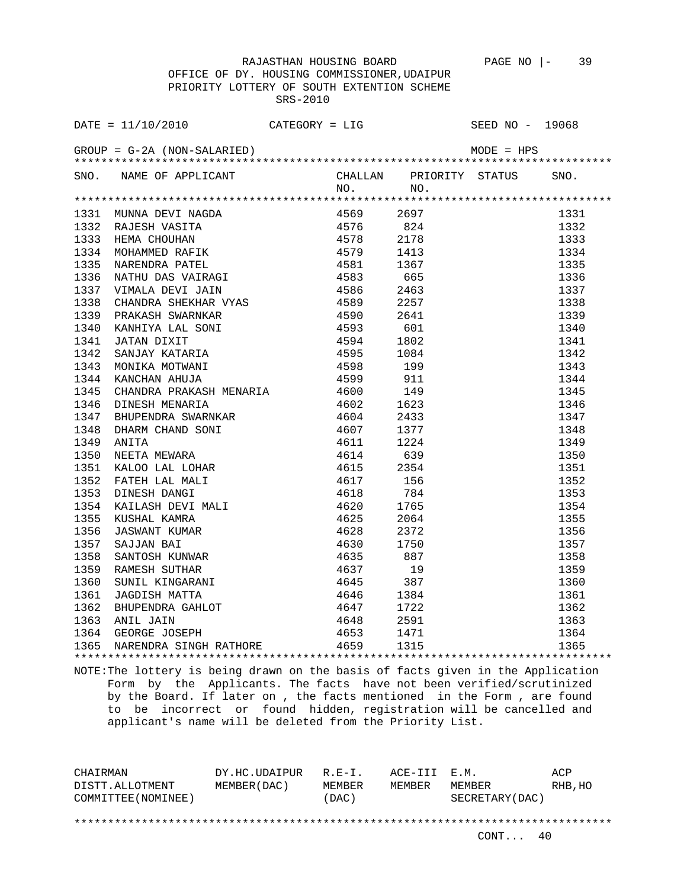RAJASTHAN HOUSING BOARD

OFFICE OF DY. HOUSING COMMISSIONER,UDAIPUR

PRIORITY LOTTERY OF SOUTH EXTENTION SCHEME

SRS-2010

DATE = 11/10/2010 CATEGORY = LIG SEED NO - 19068

GROUP = G-2A (NON-SALARIED) MODE = HPS

| SNO. | NAME OF APPLICANT | CHALLAN NO. | PRIORITY NO. | STATUS | SNO. |
|---|---|---|---|---|---|
| 1331 | MUNNA DEVI NAGDA | 4569 | 2697 | | 1331 |
| 1332 | RAJESH VASITA | 4576 | 824 | | 1332 |
| 1333 | HEMA CHOUHAN | 4578 | 2178 | | 1333 |
| 1334 | MOHAMMED RAFIK | 4579 | 1413 | | 1334 |
| 1335 | NARENDRA PATEL | 4581 | 1367 | | 1335 |
| 1336 | NATHU DAS VAIRAGI | 4583 | 665 | | 1336 |
| 1337 | VIMALA DEVI JAIN | 4586 | 2463 | | 1337 |
| 1338 | CHANDRA SHEKHAR VYAS | 4589 | 2257 | | 1338 |
| 1339 | PRAKASH SWARNKAR | 4590 | 2641 | | 1339 |
| 1340 | KANHIYA LAL SONI | 4593 | 601 | | 1340 |
| 1341 | JATAN DIXIT | 4594 | 1802 | | 1341 |
| 1342 | SANJAY KATARIA | 4595 | 1084 | | 1342 |
| 1343 | MONIKA MOTWANI | 4598 | 199 | | 1343 |
| 1344 | KANCHAN AHUJA | 4599 | 911 | | 1344 |
| 1345 | CHANDRA PRAKASH MENARIA | 4600 | 149 | | 1345 |
| 1346 | DINESH MENARIA | 4602 | 1623 | | 1346 |
| 1347 | BHUPENDRA SWARNKAR | 4604 | 2433 | | 1347 |
| 1348 | DHARM CHAND SONI | 4607 | 1377 | | 1348 |
| 1349 | ANITA | 4611 | 1224 | | 1349 |
| 1350 | NEETA MEWARA | 4614 | 639 | | 1350 |
| 1351 | KALOO LAL LOHAR | 4615 | 2354 | | 1351 |
| 1352 | FATEH LAL MALI | 4617 | 156 | | 1352 |
| 1353 | DINESH DANGI | 4618 | 784 | | 1353 |
| 1354 | KAILASH DEVI MALI | 4620 | 1765 | | 1354 |
| 1355 | KUSHAL KAMRA | 4625 | 2064 | | 1355 |
| 1356 | JASWANT KUMAR | 4628 | 2372 | | 1356 |
| 1357 | SAJJAN BAI | 4630 | 1750 | | 1357 |
| 1358 | SANTOSH KUNWAR | 4635 | 887 | | 1358 |
| 1359 | RAMESH SUTHAR | 4637 | 19 | | 1359 |
| 1360 | SUNIL KINGARANI | 4645 | 387 | | 1360 |
| 1361 | JAGDISH MATTA | 4646 | 1384 | | 1361 |
| 1362 | BHUPENDRA GAHLOT | 4647 | 1722 | | 1362 |
| 1363 | ANIL JAIN | 4648 | 2591 | | 1363 |
| 1364 | GEORGE JOSEPH | 4653 | 1471 | | 1364 |
| 1365 | NARENDRA SINGH RATHORE | 4659 | 1315 | | 1365 |

NOTE:The lottery is being drawn on the basis of facts given in the Application Form by the Applicants. The facts have not been verified/scrutinized by the Board. If later on , the facts mentioned in the Form , are found to be incorrect or found hidden, registration will be cancelled and applicant's name will be deleted from the Priority List.

| CHAIRMAN DISTT.ALLOTMENT COMMITTEE(NOMINEE) | DY.HC.UDAIPUR MEMBER(DAC) | R.E-I. MEMBER (DAC) | ACE-III MEMBER | E.M. MEMBER SECRETARY(DAC) | ACP RHB,HO |
|---|---|---|---|---|---|

CONT... 40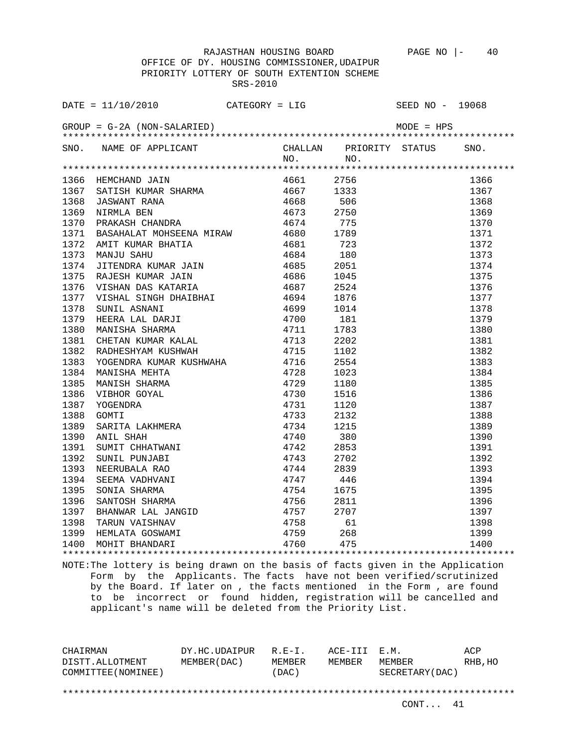RAJASTHAN HOUSING BOARD

OFFICE OF DY. HOUSING COMMISSIONER,UDAIPUR

PRIORITY LOTTERY OF SOUTH EXTENTION SCHEME

SRS-2010

DATE = 11/10/2010 CATEGORY = LIG SEED NO - 19068

GROUP = G-2A (NON-SALARIED) MODE = HPS

| SNO. | NAME OF APPLICANT | CHALLAN NO. | PRIORITY NO. | STATUS | SNO. |
|---|---|---|---|---|---|
| 1366 | HEMCHAND JAIN | 4661 | 2756 | | 1366 |
| 1367 | SATISH KUMAR SHARMA | 4667 | 1333 | | 1367 |
| 1368 | JASWANT RANA | 4668 | 506 | | 1368 |
| 1369 | NIRMLA BEN | 4673 | 2750 | | 1369 |
| 1370 | PRAKASH CHANDRA | 4674 | 775 | | 1370 |
| 1371 | BASAHALAT MOHSEENA MIRAW | 4680 | 1789 | | 1371 |
| 1372 | AMIT KUMAR BHATIA | 4681 | 723 | | 1372 |
| 1373 | MANJU SAHU | 4684 | 180 | | 1373 |
| 1374 | JITENDRA KUMAR JAIN | 4685 | 2051 | | 1374 |
| 1375 | RAJESH KUMAR JAIN | 4686 | 1045 | | 1375 |
| 1376 | VISHAN DAS KATARIA | 4687 | 2524 | | 1376 |
| 1377 | VISHAL SINGH DHAIBHAI | 4694 | 1876 | | 1377 |
| 1378 | SUNIL ASNANI | 4699 | 1014 | | 1378 |
| 1379 | HEERA LAL DARJI | 4700 | 181 | | 1379 |
| 1380 | MANISHA SHARMA | 4711 | 1783 | | 1380 |
| 1381 | CHETAN KUMAR KALAL | 4713 | 2202 | | 1381 |
| 1382 | RADHESHYAM KUSHWAH | 4715 | 1102 | | 1382 |
| 1383 | YOGENDRA KUMAR KUSHWAHA | 4716 | 2554 | | 1383 |
| 1384 | MANISHA MEHTA | 4728 | 1023 | | 1384 |
| 1385 | MANISH SHARMA | 4729 | 1180 | | 1385 |
| 1386 | VIBHOR GOYAL | 4730 | 1516 | | 1386 |
| 1387 | YOGENDRA | 4731 | 1120 | | 1387 |
| 1388 | GOMTI | 4733 | 2132 | | 1388 |
| 1389 | SARITA LAKHMERA | 4734 | 1215 | | 1389 |
| 1390 | ANIL SHAH | 4740 | 380 | | 1390 |
| 1391 | SUMIT CHHATWANI | 4742 | 2853 | | 1391 |
| 1392 | SUNIL PUNJABI | 4743 | 2702 | | 1392 |
| 1393 | NEERUBALA RAO | 4744 | 2839 | | 1393 |
| 1394 | SEEMA VADHVANI | 4747 | 446 | | 1394 |
| 1395 | SONIA SHARMA | 4754 | 1675 | | 1395 |
| 1396 | SANTOSH SHARMA | 4756 | 2811 | | 1396 |
| 1397 | BHANWAR LAL JANGID | 4757 | 2707 | | 1397 |
| 1398 | TARUN VAISHNAV | 4758 | 61 | | 1398 |
| 1399 | HEMLATA GOSWAMI | 4759 | 268 | | 1399 |
| 1400 | MOHIT BHANDARI | 4760 | 475 | | 1400 |

NOTE:The lottery is being drawn on the basis of facts given in the Application Form by the Applicants. The facts have not been verified/scrutinized by the Board. If later on , the facts mentioned in the Form , are found to be incorrect or found hidden, registration will be cancelled and applicant's name will be deleted from the Priority List.

| CHAIRMAN DISTT.ALLOTMENT COMMITTEE(NOMINEE) | DY.HC.UDAIPUR MEMBER(DAC) | R.E-I. MEMBER (DAC) | ACE-III MEMBER | E.M. MEMBER SECRETARY(DAC) | ACP RHB,HO |
|---|---|---|---|---|---|

CONT... 41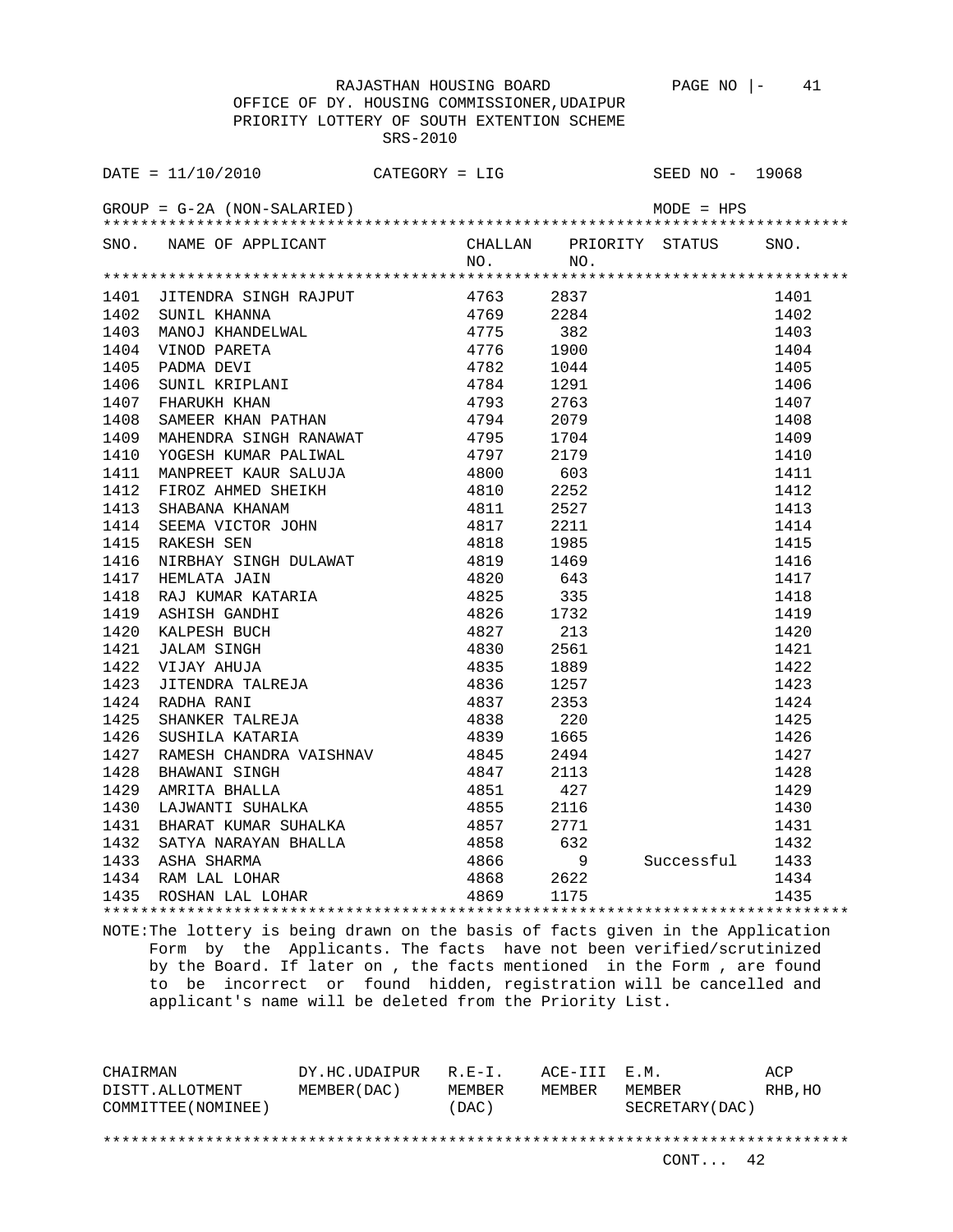RAJASTHAN HOUSING BOARD PAGE NO |- 41

OFFICE OF DY. HOUSING COMMISSIONER,UDAIPUR

PRIORITY LOTTERY OF SOUTH EXTENTION SCHEME

SRS-2010

DATE = 11/10/2010 CATEGORY = LIG SEED NO - 19068

GROUP = G-2A (NON-SALARIED) MODE = HPS

| SNO. | NAME OF APPLICANT | CHALLAN NO. | PRIORITY NO. | STATUS | SNO. |
|---|---|---|---|---|---|
| 1401 | JITENDRA SINGH RAJPUT | 4763 | 2837 | | 1401 |
| 1402 | SUNIL KHANNA | 4769 | 2284 | | 1402 |
| 1403 | MANOJ KHANDELWAL | 4775 | 382 | | 1403 |
| 1404 | VINOD PARETA | 4776 | 1900 | | 1404 |
| 1405 | PADMA DEVI | 4782 | 1044 | | 1405 |
| 1406 | SUNIL KRIPLANI | 4784 | 1291 | | 1406 |
| 1407 | FHARUKH KHAN | 4793 | 2763 | | 1407 |
| 1408 | SAMEER KHAN PATHAN | 4794 | 2079 | | 1408 |
| 1409 | MAHENDRA SINGH RANAWAT | 4795 | 1704 | | 1409 |
| 1410 | YOGESH KUMAR PALIWAL | 4797 | 2179 | | 1410 |
| 1411 | MANPREET KAUR SALUJA | 4800 | 603 | | 1411 |
| 1412 | FIROZ AHMED SHEIKH | 4810 | 2252 | | 1412 |
| 1413 | SHABANA KHANAM | 4811 | 2527 | | 1413 |
| 1414 | SEEMA VICTOR JOHN | 4817 | 2211 | | 1414 |
| 1415 | RAKESH SEN | 4818 | 1985 | | 1415 |
| 1416 | NIRBHAY SINGH DULAWAT | 4819 | 1469 | | 1416 |
| 1417 | HEMLATA JAIN | 4820 | 643 | | 1417 |
| 1418 | RAJ KUMAR KATARIA | 4825 | 335 | | 1418 |
| 1419 | ASHISH GANDHI | 4826 | 1732 | | 1419 |
| 1420 | KALPESH BUCH | 4827 | 213 | | 1420 |
| 1421 | JALAM SINGH | 4830 | 2561 | | 1421 |
| 1422 | VIJAY AHUJA | 4835 | 1889 | | 1422 |
| 1423 | JITENDRA TALREJA | 4836 | 1257 | | 1423 |
| 1424 | RADHA RANI | 4837 | 2353 | | 1424 |
| 1425 | SHANKER TALREJA | 4838 | 220 | | 1425 |
| 1426 | SUSHILA KATARIA | 4839 | 1665 | | 1426 |
| 1427 | RAMESH CHANDRA VAISHNAV | 4845 | 2494 | | 1427 |
| 1428 | BHAWANI SINGH | 4847 | 2113 | | 1428 |
| 1429 | AMRITA BHALLA | 4851 | 427 | | 1429 |
| 1430 | LAJWANTI SUHALKA | 4855 | 2116 | | 1430 |
| 1431 | BHARAT KUMAR SUHALKA | 4857 | 2771 | | 1431 |
| 1432 | SATYA NARAYAN BHALLA | 4858 | 632 | | 1432 |
| 1433 | ASHA SHARMA | 4866 | 9 | Successful | 1433 |
| 1434 | RAM LAL LOHAR | 4868 | 2622 | | 1434 |
| 1435 | ROSHAN LAL LOHAR | 4869 | 1175 | | 1435 |

NOTE:The lottery is being drawn on the basis of facts given in the Application Form by the Applicants. The facts have not been verified/scrutinized by the Board. If later on , the facts mentioned in the Form , are found to be incorrect or found hidden, registration will be cancelled and applicant's name will be deleted from the Priority List.

| CHAIRMAN DISTT.ALLOTMENT COMMITTEE(NOMINEE) | DY.HC.UDAIPUR MEMBER(DAC) | R.E-I. MEMBER (DAC) | ACE-III MEMBER | E.M. MEMBER SECRETARY(DAC) | ACP RHB,HO |
|---|---|---|---|---|---|

CONT... 42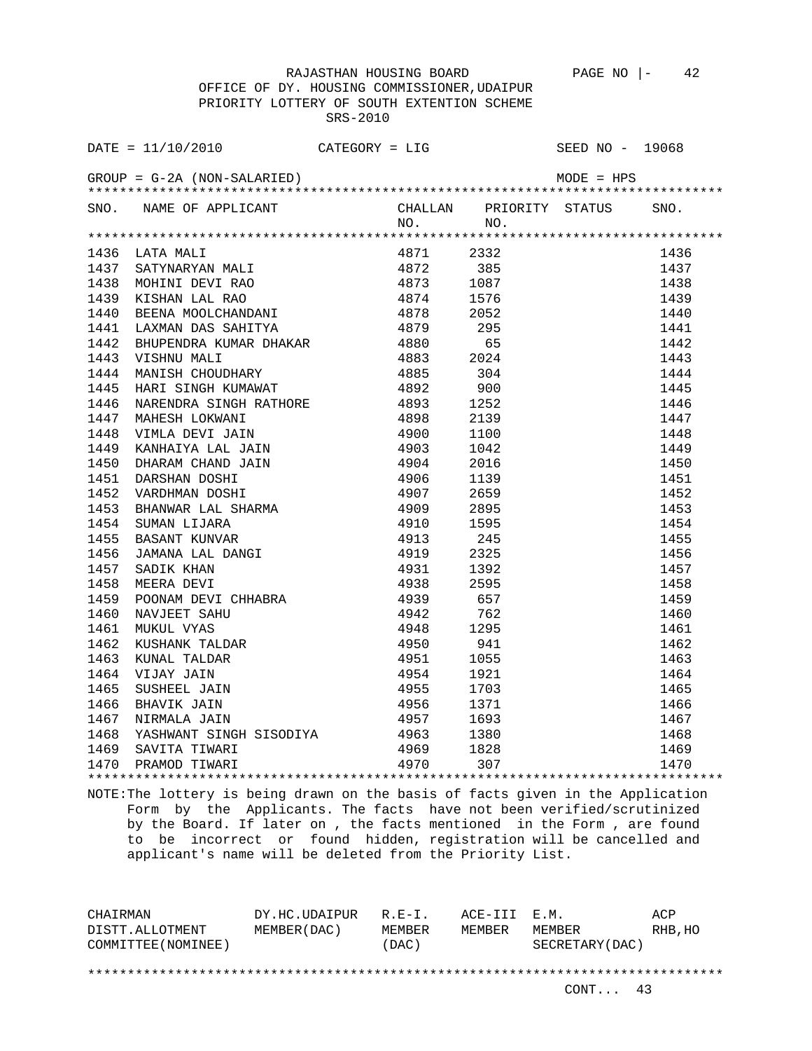RAJASTHAN HOUSING BOARD

OFFICE OF DY. HOUSING COMMISSIONER,UDAIPUR

PRIORITY LOTTERY OF SOUTH EXTENTION SCHEME

SRS-2010

DATE = 11/10/2010 CATEGORY = LIG SEED NO - 19068

GROUP = G-2A (NON-SALARIED) MODE = HPS

| SNO. | NAME OF APPLICANT | CHALLAN NO. | PRIORITY NO. | STATUS | SNO. |
|---|---|---|---|---|---|
| 1436 | LATA MALI | 4871 | 2332 | | 1436 |
| 1437 | SATYNARYAN MALI | 4872 | 385 | | 1437 |
| 1438 | MOHINI DEVI RAO | 4873 | 1087 | | 1438 |
| 1439 | KISHAN LAL RAO | 4874 | 1576 | | 1439 |
| 1440 | BEENA MOOLCHANDANI | 4878 | 2052 | | 1440 |
| 1441 | LAXMAN DAS SAHITYA | 4879 | 295 | | 1441 |
| 1442 | BHUPENDRA KUMAR DHAKAR | 4880 | 65 | | 1442 |
| 1443 | VISHNU MALI | 4883 | 2024 | | 1443 |
| 1444 | MANISH CHOUDHARY | 4885 | 304 | | 1444 |
| 1445 | HARI SINGH KUMAWAT | 4892 | 900 | | 1445 |
| 1446 | NARENDRA SINGH RATHORE | 4893 | 1252 | | 1446 |
| 1447 | MAHESH LOKWANI | 4898 | 2139 | | 1447 |
| 1448 | VIMLA DEVI JAIN | 4900 | 1100 | | 1448 |
| 1449 | KANHAIYA LAL JAIN | 4903 | 1042 | | 1449 |
| 1450 | DHARAM CHAND JAIN | 4904 | 2016 | | 1450 |
| 1451 | DARSHAN DOSHI | 4906 | 1139 | | 1451 |
| 1452 | VARDHMAN DOSHI | 4907 | 2659 | | 1452 |
| 1453 | BHANWAR LAL SHARMA | 4909 | 2895 | | 1453 |
| 1454 | SUMAN LIJARA | 4910 | 1595 | | 1454 |
| 1455 | BASANT KUNVAR | 4913 | 245 | | 1455 |
| 1456 | JAMANA LAL DANGI | 4919 | 2325 | | 1456 |
| 1457 | SADIK KHAN | 4931 | 1392 | | 1457 |
| 1458 | MEERA DEVI | 4938 | 2595 | | 1458 |
| 1459 | POONAM DEVI CHHABRA | 4939 | 657 | | 1459 |
| 1460 | NAVJEET SAHU | 4942 | 762 | | 1460 |
| 1461 | MUKUL VYAS | 4948 | 1295 | | 1461 |
| 1462 | KUSHANK TALDAR | 4950 | 941 | | 1462 |
| 1463 | KUNAL TALDAR | 4951 | 1055 | | 1463 |
| 1464 | VIJAY JAIN | 4954 | 1921 | | 1464 |
| 1465 | SUSHEEL JAIN | 4955 | 1703 | | 1465 |
| 1466 | BHAVIK JAIN | 4956 | 1371 | | 1466 |
| 1467 | NIRMALA JAIN | 4957 | 1693 | | 1467 |
| 1468 | YASHWANT SINGH SISODIYA | 4963 | 1380 | | 1468 |
| 1469 | SAVITA TIWARI | 4969 | 1828 | | 1469 |
| 1470 | PRAMOD TIWARI | 4970 | 307 | | 1470 |

NOTE:The lottery is being drawn on the basis of facts given in the Application Form by the Applicants. The facts have not been verified/scrutinized by the Board. If later on , the facts mentioned in the Form , are found to be incorrect or found hidden, registration will be cancelled and applicant's name will be deleted from the Priority List.

| CHAIRMAN DISTT.ALLOTMENT COMMITTEE(NOMINEE) | DY.HC.UDAIPUR MEMBER(DAC) | R.E-I. MEMBER (DAC) | ACE-III MEMBER | E.M. MEMBER SECRETARY(DAC) | ACP RHB,HO |
|---|---|---|---|---|---|

CONT... 43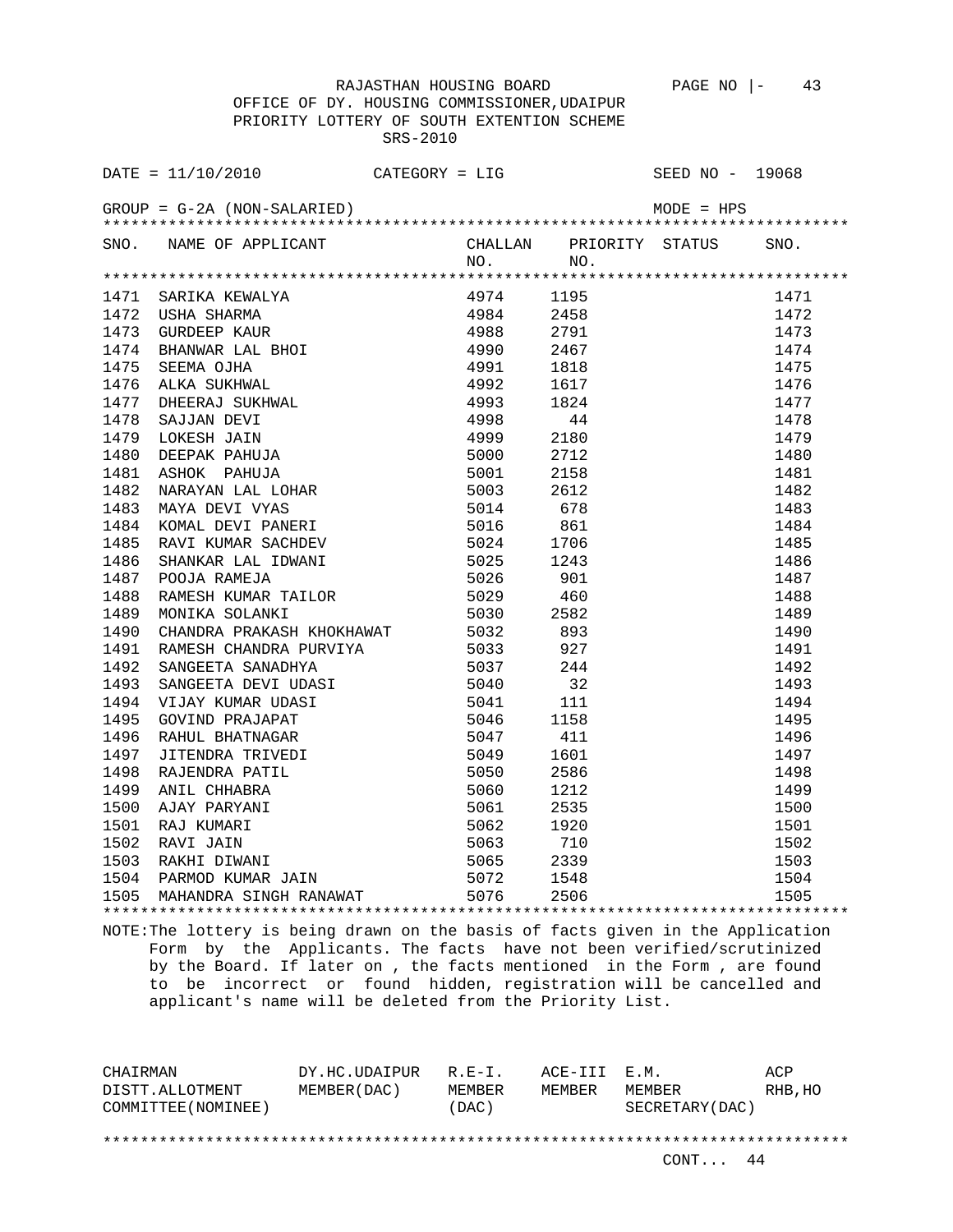RAJASTHAN HOUSING BOARD

OFFICE OF DY. HOUSING COMMISSIONER,UDAIPUR

PRIORITY LOTTERY OF SOUTH EXTENTION SCHEME

SRS-2010

DATE = 11/10/2010 CATEGORY = LIG SEED NO - 19068

GROUP = G-2A (NON-SALARIED) MODE = HPS

| SNO. | NAME OF APPLICANT | CHALLAN NO. | PRIORITY NO. | STATUS | SNO. |
|---|---|---|---|---|---|
| 1471 | SARIKA KEWALYA | 4974 | 1195 | | 1471 |
| 1472 | USHA SHARMA | 4984 | 2458 | | 1472 |
| 1473 | GURDEEP KAUR | 4988 | 2791 | | 1473 |
| 1474 | BHANWAR LAL BHOI | 4990 | 2467 | | 1474 |
| 1475 | SEEMA OJHA | 4991 | 1818 | | 1475 |
| 1476 | ALKA SUKHWAL | 4992 | 1617 | | 1476 |
| 1477 | DHEERAJ SUKHWAL | 4993 | 1824 | | 1477 |
| 1478 | SAJJAN DEVI | 4998 | 44 | | 1478 |
| 1479 | LOKESH JAIN | 4999 | 2180 | | 1479 |
| 1480 | DEEPAK PAHUJA | 5000 | 2712 | | 1480 |
| 1481 | ASHOK PAHUJA | 5001 | 2158 | | 1481 |
| 1482 | NARAYAN LAL LOHAR | 5003 | 2612 | | 1482 |
| 1483 | MAYA DEVI VYAS | 5014 | 678 | | 1483 |
| 1484 | KOMAL DEVI PANERI | 5016 | 861 | | 1484 |
| 1485 | RAVI KUMAR SACHDEV | 5024 | 1706 | | 1485 |
| 1486 | SHANKAR LAL IDWANI | 5025 | 1243 | | 1486 |
| 1487 | POOJA RAMEJA | 5026 | 901 | | 1487 |
| 1488 | RAMESH KUMAR TAILOR | 5029 | 460 | | 1488 |
| 1489 | MONIKA SOLANKI | 5030 | 2582 | | 1489 |
| 1490 | CHANDRA PRAKASH KHOKHAWAT | 5032 | 893 | | 1490 |
| 1491 | RAMESH CHANDRA PURVIYA | 5033 | 927 | | 1491 |
| 1492 | SANGEETA SANADHYA | 5037 | 244 | | 1492 |
| 1493 | SANGEETA DEVI UDASI | 5040 | 32 | | 1493 |
| 1494 | VIJAY KUMAR UDASI | 5041 | 111 | | 1494 |
| 1495 | GOVIND PRAJAPAT | 5046 | 1158 | | 1495 |
| 1496 | RAHUL BHATNAGAR | 5047 | 411 | | 1496 |
| 1497 | JITENDRA TRIVEDI | 5049 | 1601 | | 1497 |
| 1498 | RAJENDRA PATIL | 5050 | 2586 | | 1498 |
| 1499 | ANIL CHHABRA | 5060 | 1212 | | 1499 |
| 1500 | AJAY PARYANI | 5061 | 2535 | | 1500 |
| 1501 | RAJ KUMARI | 5062 | 1920 | | 1501 |
| 1502 | RAVI JAIN | 5063 | 710 | | 1502 |
| 1503 | RAKHI DIWANI | 5065 | 2339 | | 1503 |
| 1504 | PARMOD KUMAR JAIN | 5072 | 1548 | | 1504 |
| 1505 | MAHANDRA SINGH RANAWAT | 5076 | 2506 | | 1505 |

NOTE:The lottery is being drawn on the basis of facts given in the Application Form by the Applicants. The facts have not been verified/scrutinized by the Board. If later on , the facts mentioned in the Form , are found to be incorrect or found hidden, registration will be cancelled and applicant's name will be deleted from the Priority List.

| CHAIRMAN DISTT.ALLOTMENT COMMITTEE(NOMINEE) | DY.HC.UDAIPUR MEMBER(DAC) | R.E-I. MEMBER (DAC) | ACE-III MEMBER | E.M. MEMBER SECRETARY(DAC) | ACP RHB,HO |
|---|---|---|---|---|---|

CONT... 44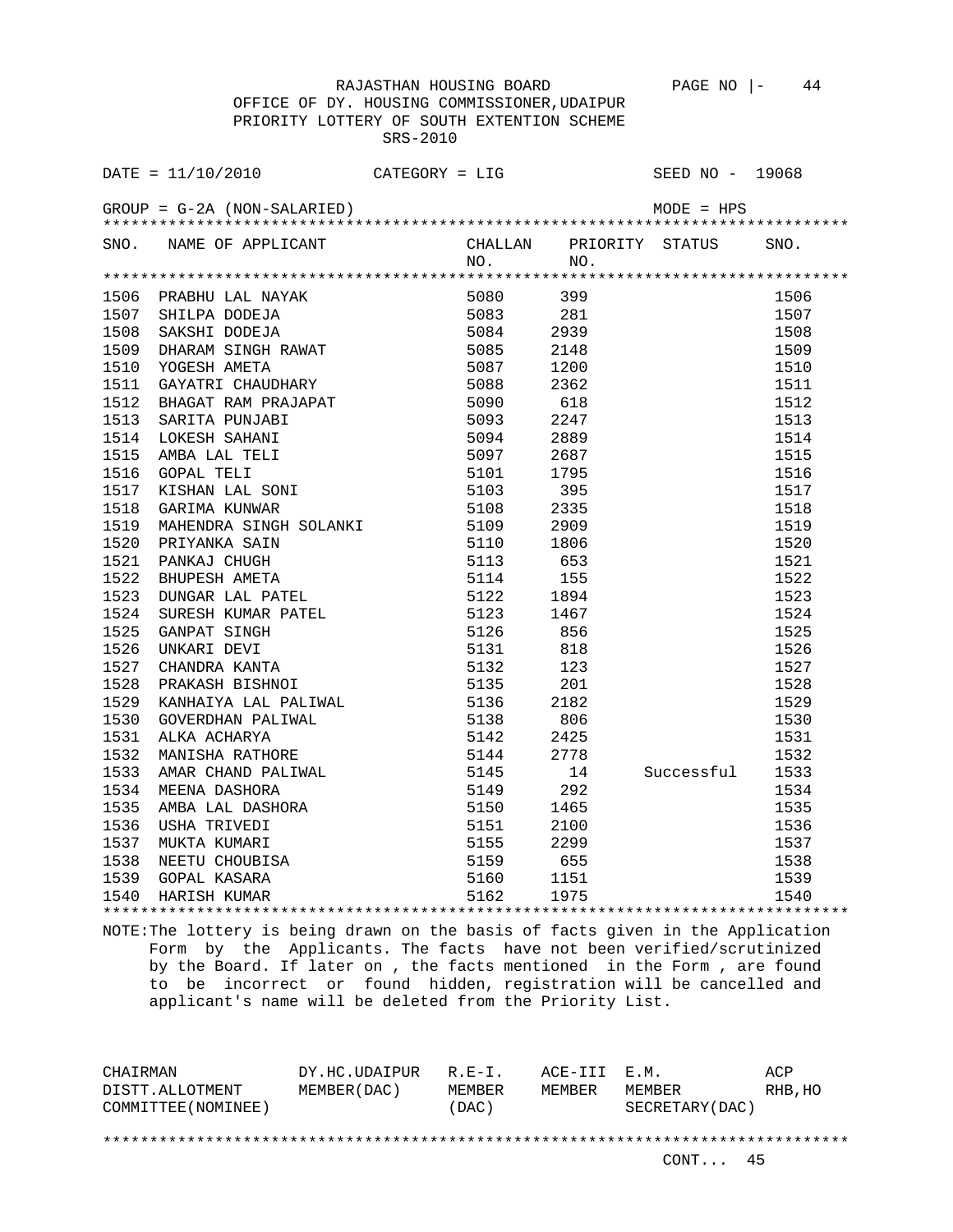RAJASTHAN HOUSING BOARD PAGE NO |- 44

OFFICE OF DY. HOUSING COMMISSIONER,UDAIPUR

PRIORITY LOTTERY OF SOUTH EXTENTION SCHEME

SRS-2010

DATE = 11/10/2010 CATEGORY = LIG SEED NO - 19068

GROUP = G-2A (NON-SALARIED) MODE = HPS

| SNO. | NAME OF APPLICANT | CHALLAN NO. | PRIORITY NO. | STATUS | SNO. |
|---|---|---|---|---|---|
| 1506 | PRABHU LAL NAYAK | 5080 | 399 | | 1506 |
| 1507 | SHILPA DODEJA | 5083 | 281 | | 1507 |
| 1508 | SAKSHI DODEJA | 5084 | 2939 | | 1508 |
| 1509 | DHARAM SINGH RAWAT | 5085 | 2148 | | 1509 |
| 1510 | YOGESH AMETA | 5087 | 1200 | | 1510 |
| 1511 | GAYATRI CHAUDHARY | 5088 | 2362 | | 1511 |
| 1512 | BHAGAT RAM PRAJAPAT | 5090 | 618 | | 1512 |
| 1513 | SARITA PUNJABI | 5093 | 2247 | | 1513 |
| 1514 | LOKESH SAHANI | 5094 | 2889 | | 1514 |
| 1515 | AMBA LAL TELI | 5097 | 2687 | | 1515 |
| 1516 | GOPAL TELI | 5101 | 1795 | | 1516 |
| 1517 | KISHAN LAL SONI | 5103 | 395 | | 1517 |
| 1518 | GARIMA KUNWAR | 5108 | 2335 | | 1518 |
| 1519 | MAHENDRA SINGH SOLANKI | 5109 | 2909 | | 1519 |
| 1520 | PRIYANKA SAIN | 5110 | 1806 | | 1520 |
| 1521 | PANKAJ CHUGH | 5113 | 653 | | 1521 |
| 1522 | BHUPESH AMETA | 5114 | 155 | | 1522 |
| 1523 | DUNGAR LAL PATEL | 5122 | 1894 | | 1523 |
| 1524 | SURESH KUMAR PATEL | 5123 | 1467 | | 1524 |
| 1525 | GANPAT SINGH | 5126 | 856 | | 1525 |
| 1526 | UNKARI DEVI | 5131 | 818 | | 1526 |
| 1527 | CHANDRA KANTA | 5132 | 123 | | 1527 |
| 1528 | PRAKASH BISHNOI | 5135 | 201 | | 1528 |
| 1529 | KANHAIYA LAL PALIWAL | 5136 | 2182 | | 1529 |
| 1530 | GOVERDHAN PALIWAL | 5138 | 806 | | 1530 |
| 1531 | ALKA ACHARYA | 5142 | 2425 | | 1531 |
| 1532 | MANISHA RATHORE | 5144 | 2778 | | 1532 |
| 1533 | AMAR CHAND PALIWAL | 5145 | 14 | Successful | 1533 |
| 1534 | MEENA DASHORA | 5149 | 292 | | 1534 |
| 1535 | AMBA LAL DASHORA | 5150 | 1465 | | 1535 |
| 1536 | USHA TRIVEDI | 5151 | 2100 | | 1536 |
| 1537 | MUKTA KUMARI | 5155 | 2299 | | 1537 |
| 1538 | NEETU CHOUBISA | 5159 | 655 | | 1538 |
| 1539 | GOPAL KASARA | 5160 | 1151 | | 1539 |
| 1540 | HARISH KUMAR | 5162 | 1975 | | 1540 |

NOTE:The lottery is being drawn on the basis of facts given in the Application Form by the Applicants. The facts have not been verified/scrutinized by the Board. If later on , the facts mentioned in the Form , are found to be incorrect or found hidden, registration will be cancelled and applicant's name will be deleted from the Priority List.

| CHAIRMAN DISTT.ALLOTMENT COMMITTEE(NOMINEE) | DY.HC.UDAIPUR MEMBER(DAC) | R.E-I. MEMBER (DAC) | ACE-III MEMBER | E.M. MEMBER SECRETARY(DAC) | ACP RHB,HO |
|---|---|---|---|---|---|

CONT... 45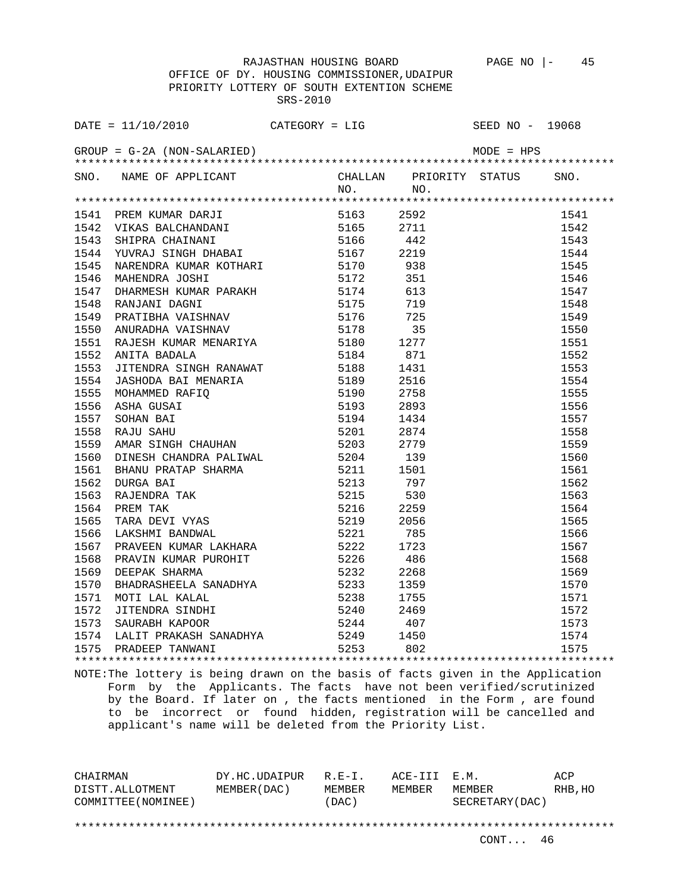RAJASTHAN HOUSING BOARD

OFFICE OF DY. HOUSING COMMISSIONER,UDAIPUR

PRIORITY LOTTERY OF SOUTH EXTENTION SCHEME

SRS-2010

DATE = 11/10/2010 CATEGORY = LIG SEED NO - 19068

GROUP = G-2A (NON-SALARIED) MODE = HPS

| SNO. | NAME OF APPLICANT | CHALLAN NO. | PRIORITY NO. | STATUS | SNO. |
|---|---|---|---|---|---|
| 1541 | PREM KUMAR DARJI | 5163 | 2592 | | 1541 |
| 1542 | VIKAS BALCHANDANI | 5165 | 2711 | | 1542 |
| 1543 | SHIPRA CHAINANI | 5166 | 442 | | 1543 |
| 1544 | YUVRAJ SINGH DHABAI | 5167 | 2219 | | 1544 |
| 1545 | NARENDRA KUMAR KOTHARI | 5170 | 938 | | 1545 |
| 1546 | MAHENDRA JOSHI | 5172 | 351 | | 1546 |
| 1547 | DHARMESH KUMAR PARAKH | 5174 | 613 | | 1547 |
| 1548 | RANJANI DAGNI | 5175 | 719 | | 1548 |
| 1549 | PRATIBHA VAISHNAV | 5176 | 725 | | 1549 |
| 1550 | ANURADHA VAISHNAV | 5178 | 35 | | 1550 |
| 1551 | RAJESH KUMAR MENARIYA | 5180 | 1277 | | 1551 |
| 1552 | ANITA BADALA | 5184 | 871 | | 1552 |
| 1553 | JITENDRA SINGH RANAWAT | 5188 | 1431 | | 1553 |
| 1554 | JASHODA BAI MENARIA | 5189 | 2516 | | 1554 |
| 1555 | MOHAMMED RAFIQ | 5190 | 2758 | | 1555 |
| 1556 | ASHA GUSAI | 5193 | 2893 | | 1556 |
| 1557 | SOHAN BAI | 5194 | 1434 | | 1557 |
| 1558 | RAJU SAHU | 5201 | 2874 | | 1558 |
| 1559 | AMAR SINGH CHAUHAN | 5203 | 2779 | | 1559 |
| 1560 | DINESH CHANDRA PALIWAL | 5204 | 139 | | 1560 |
| 1561 | BHANU PRATAP SHARMA | 5211 | 1501 | | 1561 |
| 1562 | DURGA BAI | 5213 | 797 | | 1562 |
| 1563 | RAJENDRA TAK | 5215 | 530 | | 1563 |
| 1564 | PREM TAK | 5216 | 2259 | | 1564 |
| 1565 | TARA DEVI VYAS | 5219 | 2056 | | 1565 |
| 1566 | LAKSHMI BANDWAL | 5221 | 785 | | 1566 |
| 1567 | PRAVEEN KUMAR LAKHARA | 5222 | 1723 | | 1567 |
| 1568 | PRAVIN KUMAR PUROHIT | 5226 | 486 | | 1568 |
| 1569 | DEEPAK SHARMA | 5232 | 2268 | | 1569 |
| 1570 | BHADRASHEELA SANADHYA | 5233 | 1359 | | 1570 |
| 1571 | MOTI LAL KALAL | 5238 | 1755 | | 1571 |
| 1572 | JITENDRA SINDHI | 5240 | 2469 | | 1572 |
| 1573 | SAURABH KAPOOR | 5244 | 407 | | 1573 |
| 1574 | LALIT PRAKASH SANADHYA | 5249 | 1450 | | 1574 |
| 1575 | PRADEEP TANWANI | 5253 | 802 | | 1575 |

NOTE:The lottery is being drawn on the basis of facts given in the Application Form by the Applicants. The facts have not been verified/scrutinized by the Board. If later on , the facts mentioned in the Form , are found to be incorrect or found hidden, registration will be cancelled and applicant's name will be deleted from the Priority List.

| CHAIRMAN DISTT.ALLOTMENT COMMITTEE(NOMINEE) | DY.HC.UDAIPUR MEMBER(DAC) | R.E-I. MEMBER (DAC) | ACE-III MEMBER | E.M. MEMBER SECRETARY(DAC) | ACP RHB,HO |
|---|---|---|---|---|---|

CONT... 46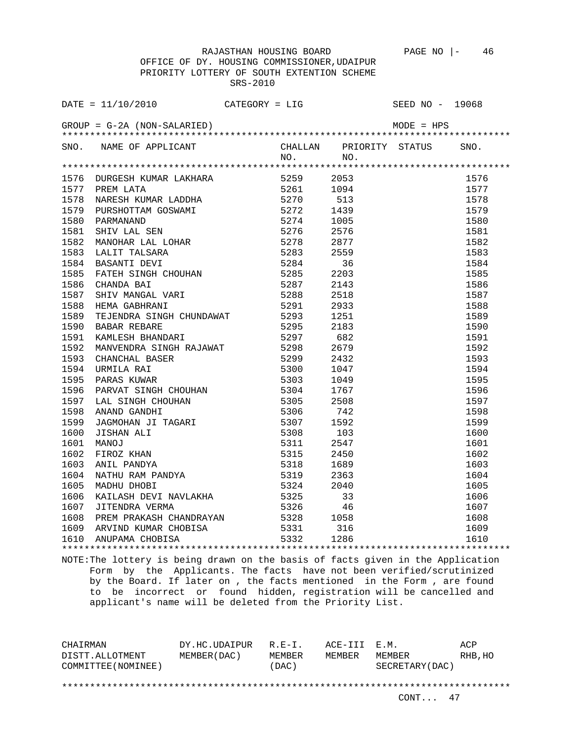RAJASTHAN HOUSING BOARD

OFFICE OF DY. HOUSING COMMISSIONER,UDAIPUR

PRIORITY LOTTERY OF SOUTH EXTENTION SCHEME

SRS-2010

DATE = 11/10/2010 CATEGORY = LIG SEED NO - 19068

GROUP = G-2A (NON-SALARIED) MODE = HPS

| SNO. | NAME OF APPLICANT | CHALLAN NO. | PRIORITY NO. | STATUS | SNO. |
|---|---|---|---|---|---|
| 1576 | DURGESH KUMAR LAKHARA | 5259 | 2053 | | 1576 |
| 1577 | PREM LATA | 5261 | 1094 | | 1577 |
| 1578 | NARESH KUMAR LADDHA | 5270 | 513 | | 1578 |
| 1579 | PURSHOTTAM GOSWAMI | 5272 | 1439 | | 1579 |
| 1580 | PARMANAND | 5274 | 1005 | | 1580 |
| 1581 | SHIV LAL SEN | 5276 | 2576 | | 1581 |
| 1582 | MANOHAR LAL LOHAR | 5278 | 2877 | | 1582 |
| 1583 | LALIT TALSARA | 5283 | 2559 | | 1583 |
| 1584 | BASANTI DEVI | 5284 | 36 | | 1584 |
| 1585 | FATEH SINGH CHOUHAN | 5285 | 2203 | | 1585 |
| 1586 | CHANDA BAI | 5287 | 2143 | | 1586 |
| 1587 | SHIV MANGAL VARI | 5288 | 2518 | | 1587 |
| 1588 | HEMA GABHRANI | 5291 | 2933 | | 1588 |
| 1589 | TEJENDRA SINGH CHUNDAWAT | 5293 | 1251 | | 1589 |
| 1590 | BABAR REBARE | 5295 | 2183 | | 1590 |
| 1591 | KAMLESH BHANDARI | 5297 | 682 | | 1591 |
| 1592 | MANVENDRA SINGH RAJAWAT | 5298 | 2679 | | 1592 |
| 1593 | CHANCHAL BASER | 5299 | 2432 | | 1593 |
| 1594 | URMILA RAI | 5300 | 1047 | | 1594 |
| 1595 | PARAS KUWAR | 5303 | 1049 | | 1595 |
| 1596 | PARVAT SINGH CHOUHAN | 5304 | 1767 | | 1596 |
| 1597 | LAL SINGH CHOUHAN | 5305 | 2508 | | 1597 |
| 1598 | ANAND GANDHI | 5306 | 742 | | 1598 |
| 1599 | JAGMOHAN JI TAGARI | 5307 | 1592 | | 1599 |
| 1600 | JISHAN ALI | 5308 | 103 | | 1600 |
| 1601 | MANOJ | 5311 | 2547 | | 1601 |
| 1602 | FIROZ KHAN | 5315 | 2450 | | 1602 |
| 1603 | ANIL PANDYA | 5318 | 1689 | | 1603 |
| 1604 | NATHU RAM PANDYA | 5319 | 2363 | | 1604 |
| 1605 | MADHU DHOBI | 5324 | 2040 | | 1605 |
| 1606 | KAILASH DEVI NAVLAKHA | 5325 | 33 | | 1606 |
| 1607 | JITENDRA VERMA | 5326 | 46 | | 1607 |
| 1608 | PREM PRAKASH CHANDRAYAN | 5328 | 1058 | | 1608 |
| 1609 | ARVIND KUMAR CHOBISA | 5331 | 316 | | 1609 |
| 1610 | ANUPAMA CHOBISA | 5332 | 1286 | | 1610 |

NOTE:The lottery is being drawn on the basis of facts given in the Application Form by the Applicants. The facts have not been verified/scrutinized by the Board. If later on , the facts mentioned in the Form , are found to be incorrect or found hidden, registration will be cancelled and applicant's name will be deleted from the Priority List.

| CHAIRMAN DISTT.ALLOTMENT COMMITTEE(NOMINEE) | DY.HC.UDAIPUR MEMBER(DAC) | R.E-I. MEMBER (DAC) | ACE-III MEMBER | E.M. MEMBER SECRETARY(DAC) | ACP RHB,HO |
|---|---|---|---|---|---|

CONT... 47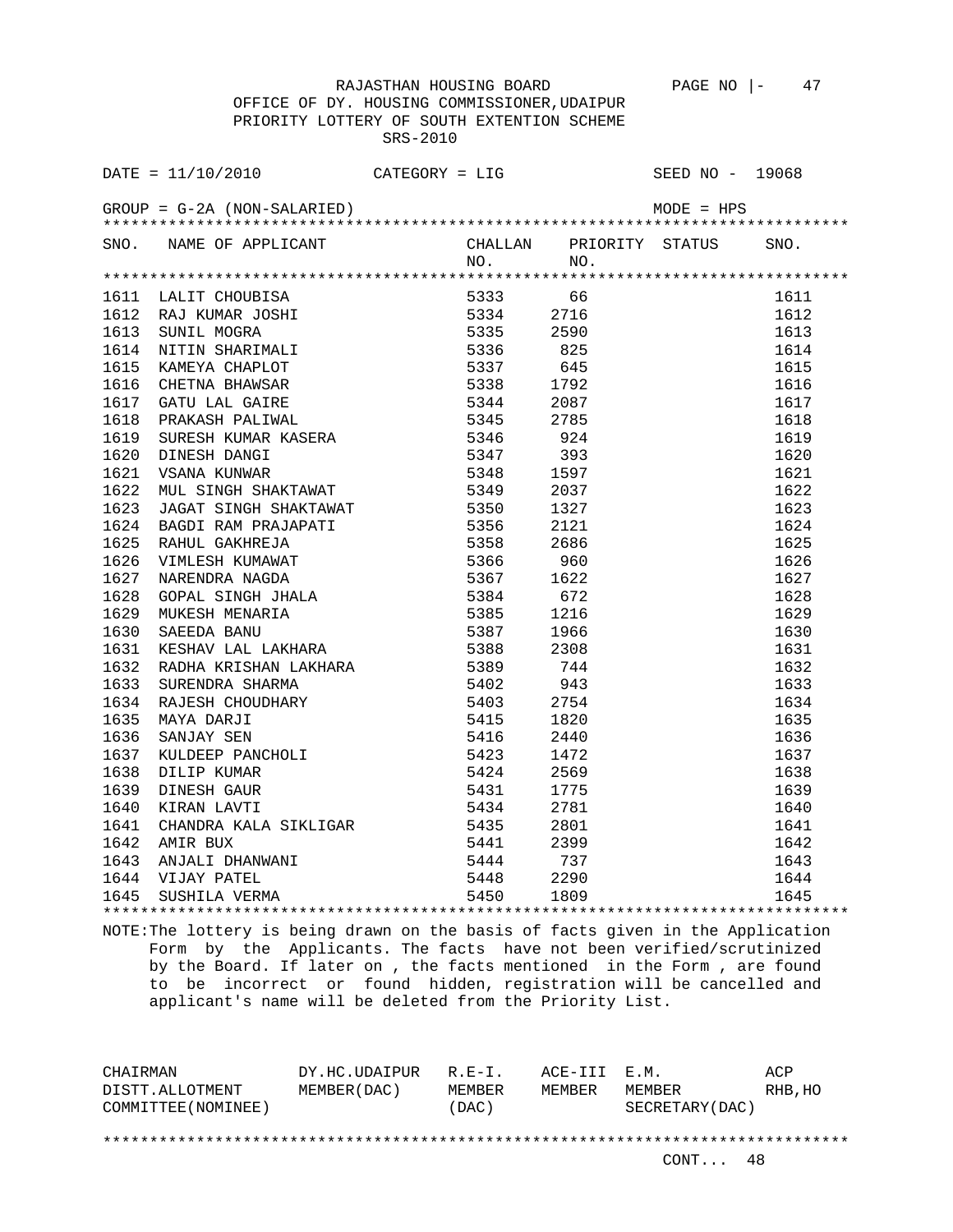RAJASTHAN HOUSING BOARD PAGE NO |- 47

OFFICE OF DY. HOUSING COMMISSIONER,UDAIPUR

PRIORITY LOTTERY OF SOUTH EXTENTION SCHEME

SRS-2010

DATE = 11/10/2010 CATEGORY = LIG SEED NO - 19068

GROUP = G-2A (NON-SALARIED) MODE = HPS

| SNO. | NAME OF APPLICANT | CHALLAN NO. | PRIORITY NO. | STATUS | SNO. |
|---|---|---|---|---|---|
| 1611 | LALIT CHOUBISA | 5333 | 66 | | 1611 |
| 1612 | RAJ KUMAR JOSHI | 5334 | 2716 | | 1612 |
| 1613 | SUNIL MOGRA | 5335 | 2590 | | 1613 |
| 1614 | NITIN SHARIMALI | 5336 | 825 | | 1614 |
| 1615 | KAMEYA CHAPLOT | 5337 | 645 | | 1615 |
| 1616 | CHETNA BHAWSAR | 5338 | 1792 | | 1616 |
| 1617 | GATU LAL GAIRE | 5344 | 2087 | | 1617 |
| 1618 | PRAKASH PALIWAL | 5345 | 2785 | | 1618 |
| 1619 | SURESH KUMAR KASERA | 5346 | 924 | | 1619 |
| 1620 | DINESH DANGI | 5347 | 393 | | 1620 |
| 1621 | VSANA KUNWAR | 5348 | 1597 | | 1621 |
| 1622 | MUL SINGH SHAKTAWAT | 5349 | 2037 | | 1622 |
| 1623 | JAGAT SINGH SHAKTAWAT | 5350 | 1327 | | 1623 |
| 1624 | BAGDI RAM PRAJAPATI | 5356 | 2121 | | 1624 |
| 1625 | RAHUL GAKHREJA | 5358 | 2686 | | 1625 |
| 1626 | VIMLESH KUMAWAT | 5366 | 960 | | 1626 |
| 1627 | NARENDRA NAGDA | 5367 | 1622 | | 1627 |
| 1628 | GOPAL SINGH JHALA | 5384 | 672 | | 1628 |
| 1629 | MUKESH MENARIA | 5385 | 1216 | | 1629 |
| 1630 | SAEEDA BANU | 5387 | 1966 | | 1630 |
| 1631 | KESHAV LAL LAKHARA | 5388 | 2308 | | 1631 |
| 1632 | RADHA KRISHAN LAKHARA | 5389 | 744 | | 1632 |
| 1633 | SURENDRA SHARMA | 5402 | 943 | | 1633 |
| 1634 | RAJESH CHOUDHARY | 5403 | 2754 | | 1634 |
| 1635 | MAYA DARJI | 5415 | 1820 | | 1635 |
| 1636 | SANJAY SEN | 5416 | 2440 | | 1636 |
| 1637 | KULDEEP PANCHOLI | 5423 | 1472 | | 1637 |
| 1638 | DILIP KUMAR | 5424 | 2569 | | 1638 |
| 1639 | DINESH GAUR | 5431 | 1775 | | 1639 |
| 1640 | KIRAN LAVTI | 5434 | 2781 | | 1640 |
| 1641 | CHANDRA KALA SIKLIGAR | 5435 | 2801 | | 1641 |
| 1642 | AMIR BUX | 5441 | 2399 | | 1642 |
| 1643 | ANJALI DHANWANI | 5444 | 737 | | 1643 |
| 1644 | VIJAY PATEL | 5448 | 2290 | | 1644 |
| 1645 | SUSHILA VERMA | 5450 | 1809 | | 1645 |

NOTE:The lottery is being drawn on the basis of facts given in the Application Form by the Applicants. The facts have not been verified/scrutinized by the Board. If later on , the facts mentioned in the Form , are found to be incorrect or found hidden, registration will be cancelled and applicant's name will be deleted from the Priority List.

| CHAIRMAN DISTT.ALLOTMENT COMMITTEE(NOMINEE) | DY.HC.UDAIPUR MEMBER(DAC) | R.E-I. MEMBER (DAC) | ACE-III MEMBER | E.M. MEMBER SECRETARY(DAC) | ACP RHB,HO |
|---|---|---|---|---|---|

CONT... 48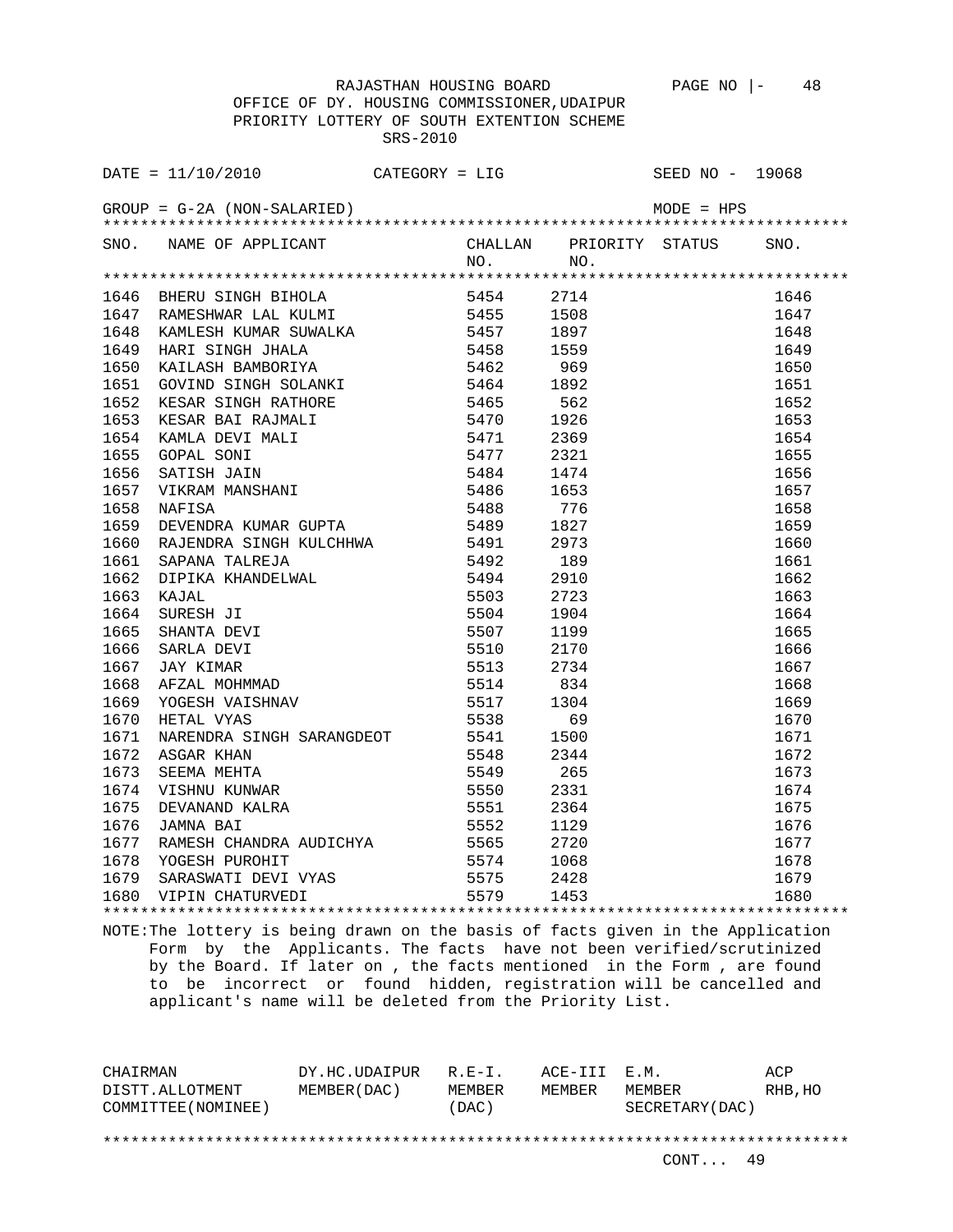RAJASTHAN HOUSING BOARD

OFFICE OF DY. HOUSING COMMISSIONER,UDAIPUR

PRIORITY LOTTERY OF SOUTH EXTENTION SCHEME

SRS-2010

DATE = 11/10/2010 CATEGORY = LIG SEED NO - 19068

GROUP = G-2A (NON-SALARIED) MODE = HPS

| SNO. | NAME OF APPLICANT | CHALLAN NO. | PRIORITY NO. | STATUS | SNO. |
|---|---|---|---|---|---|
| 1646 | BHERU SINGH BIHOLA | 5454 | 2714 | | 1646 |
| 1647 | RAMESHWAR LAL KULMI | 5455 | 1508 | | 1647 |
| 1648 | KAMLESH KUMAR SUWALKA | 5457 | 1897 | | 1648 |
| 1649 | HARI SINGH JHALA | 5458 | 1559 | | 1649 |
| 1650 | KAILASH BAMBORIYA | 5462 | 969 | | 1650 |
| 1651 | GOVIND SINGH SOLANKI | 5464 | 1892 | | 1651 |
| 1652 | KESAR SINGH RATHORE | 5465 | 562 | | 1652 |
| 1653 | KESAR BAI RAJMALI | 5470 | 1926 | | 1653 |
| 1654 | KAMLA DEVI MALI | 5471 | 2369 | | 1654 |
| 1655 | GOPAL SONI | 5477 | 2321 | | 1655 |
| 1656 | SATISH JAIN | 5484 | 1474 | | 1656 |
| 1657 | VIKRAM MANSHANI | 5486 | 1653 | | 1657 |
| 1658 | NAFISA | 5488 | 776 | | 1658 |
| 1659 | DEVENDRA KUMAR GUPTA | 5489 | 1827 | | 1659 |
| 1660 | RAJENDRA SINGH KULCHHWA | 5491 | 2973 | | 1660 |
| 1661 | SAPANA TALREJA | 5492 | 189 | | 1661 |
| 1662 | DIPIKA KHANDELWAL | 5494 | 2910 | | 1662 |
| 1663 | KAJAL | 5503 | 2723 | | 1663 |
| 1664 | SURESH JI | 5504 | 1904 | | 1664 |
| 1665 | SHANTA DEVI | 5507 | 1199 | | 1665 |
| 1666 | SARLA DEVI | 5510 | 2170 | | 1666 |
| 1667 | JAY KIMAR | 5513 | 2734 | | 1667 |
| 1668 | AFZAL MOHMMAD | 5514 | 834 | | 1668 |
| 1669 | YOGESH VAISHNAV | 5517 | 1304 | | 1669 |
| 1670 | HETAL VYAS | 5538 | 69 | | 1670 |
| 1671 | NARENDRA SINGH SARANGDEOT | 5541 | 1500 | | 1671 |
| 1672 | ASGAR KHAN | 5548 | 2344 | | 1672 |
| 1673 | SEEMA MEHTA | 5549 | 265 | | 1673 |
| 1674 | VISHNU KUNWAR | 5550 | 2331 | | 1674 |
| 1675 | DEVANAND KALRA | 5551 | 2364 | | 1675 |
| 1676 | JAMNA BAI | 5552 | 1129 | | 1676 |
| 1677 | RAMESH CHANDRA AUDICHYA | 5565 | 2720 | | 1677 |
| 1678 | YOGESH PUROHIT | 5574 | 1068 | | 1678 |
| 1679 | SARASWATI DEVI VYAS | 5575 | 2428 | | 1679 |
| 1680 | VIPIN CHATURVEDI | 5579 | 1453 | | 1680 |

NOTE:The lottery is being drawn on the basis of facts given in the Application Form by the Applicants. The facts have not been verified/scrutinized by the Board. If later on , the facts mentioned in the Form , are found to be incorrect or found hidden, registration will be cancelled and applicant's name will be deleted from the Priority List.

| CHAIRMAN DISTT.ALLOTMENT COMMITTEE(NOMINEE) | DY.HC.UDAIPUR MEMBER(DAC) | R.E-I. MEMBER (DAC) | ACE-III MEMBER | E.M. MEMBER SECRETARY(DAC) | ACP RHB,HO |
|---|---|---|---|---|---|

CONT... 49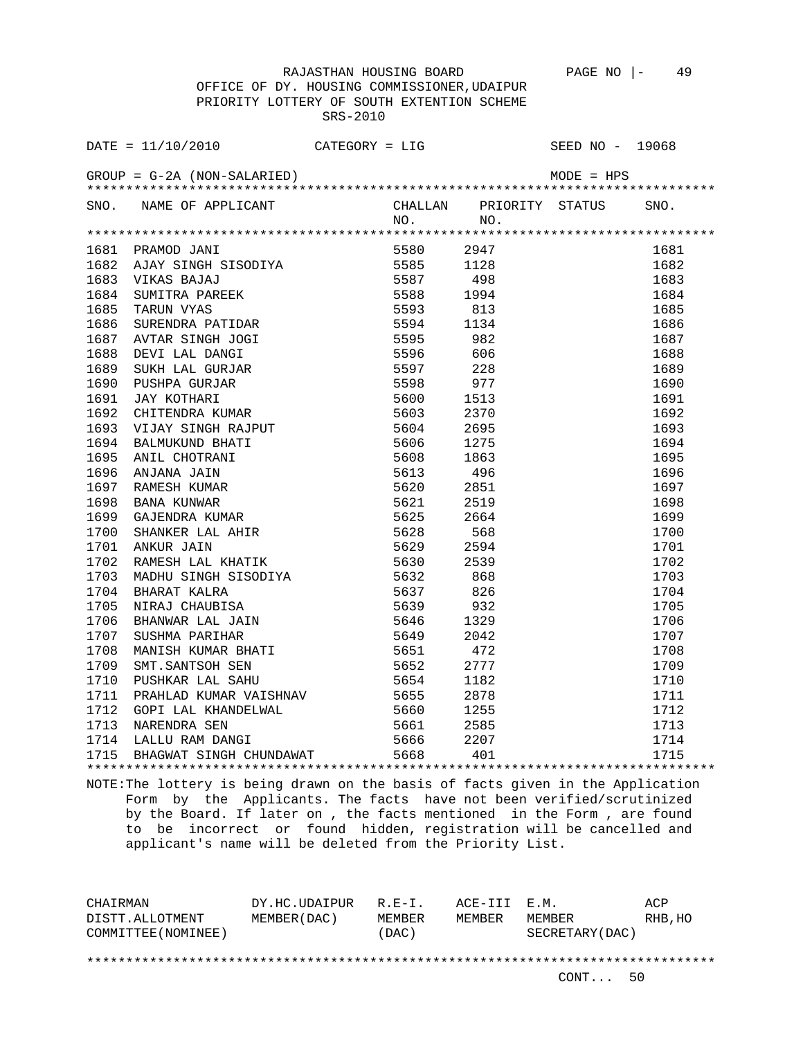RAJASTHAN HOUSING BOARD

OFFICE OF DY. HOUSING COMMISSIONER,UDAIPUR

PRIORITY LOTTERY OF SOUTH EXTENTION SCHEME

SRS-2010

DATE = 11/10/2010 CATEGORY = LIG SEED NO - 19068

GROUP = G-2A (NON-SALARIED) MODE = HPS

| SNO. | NAME OF APPLICANT | CHALLAN NO. | PRIORITY NO. | STATUS | SNO. |
|---|---|---|---|---|---|
| 1681 | PRAMOD JANI | 5580 | 2947 | | 1681 |
| 1682 | AJAY SINGH SISODIYA | 5585 | 1128 | | 1682 |
| 1683 | VIKAS BAJAJ | 5587 | 498 | | 1683 |
| 1684 | SUMITRA PAREEK | 5588 | 1994 | | 1684 |
| 1685 | TARUN VYAS | 5593 | 813 | | 1685 |
| 1686 | SURENDRA PATIDAR | 5594 | 1134 | | 1686 |
| 1687 | AVTAR SINGH JOGI | 5595 | 982 | | 1687 |
| 1688 | DEVI LAL DANGI | 5596 | 606 | | 1688 |
| 1689 | SUKH LAL GURJAR | 5597 | 228 | | 1689 |
| 1690 | PUSHPA GURJAR | 5598 | 977 | | 1690 |
| 1691 | JAY KOTHARI | 5600 | 1513 | | 1691 |
| 1692 | CHITENDRA KUMAR | 5603 | 2370 | | 1692 |
| 1693 | VIJAY SINGH RAJPUT | 5604 | 2695 | | 1693 |
| 1694 | BALMUKUND BHATI | 5606 | 1275 | | 1694 |
| 1695 | ANIL CHOTRANI | 5608 | 1863 | | 1695 |
| 1696 | ANJANA JAIN | 5613 | 496 | | 1696 |
| 1697 | RAMESH KUMAR | 5620 | 2851 | | 1697 |
| 1698 | BANA KUNWAR | 5621 | 2519 | | 1698 |
| 1699 | GAJENDRA KUMAR | 5625 | 2664 | | 1699 |
| 1700 | SHANKER LAL AHIR | 5628 | 568 | | 1700 |
| 1701 | ANKUR JAIN | 5629 | 2594 | | 1701 |
| 1702 | RAMESH LAL KHATIK | 5630 | 2539 | | 1702 |
| 1703 | MADHU SINGH SISODIYA | 5632 | 868 | | 1703 |
| 1704 | BHARAT KALRA | 5637 | 826 | | 1704 |
| 1705 | NIRAJ CHAUBISA | 5639 | 932 | | 1705 |
| 1706 | BHANWAR LAL JAIN | 5646 | 1329 | | 1706 |
| 1707 | SUSHMA PARIHAR | 5649 | 2042 | | 1707 |
| 1708 | MANISH KUMAR BHATI | 5651 | 472 | | 1708 |
| 1709 | SMT.SANTSOH SEN | 5652 | 2777 | | 1709 |
| 1710 | PUSHKAR LAL SAHU | 5654 | 1182 | | 1710 |
| 1711 | PRAHLAD KUMAR VAISHNAV | 5655 | 2878 | | 1711 |
| 1712 | GOPI LAL KHANDELWAL | 5660 | 1255 | | 1712 |
| 1713 | NARENDRA SEN | 5661 | 2585 | | 1713 |
| 1714 | LALLU RAM DANGI | 5666 | 2207 | | 1714 |
| 1715 | BHAGWAT SINGH CHUNDAWAT | 5668 | 401 | | 1715 |

NOTE:The lottery is being drawn on the basis of facts given in the Application Form by the Applicants. The facts have not been verified/scrutinized by the Board. If later on , the facts mentioned in the Form , are found to be incorrect or found hidden, registration will be cancelled and applicant's name will be deleted from the Priority List.

| CHAIRMAN DISTT.ALLOTMENT COMMITTEE(NOMINEE) | DY.HC.UDAIPUR MEMBER(DAC) | R.E-I. MEMBER (DAC) | ACE-III MEMBER | E.M. MEMBER SECRETARY(DAC) | ACP RHB,HO |
|---|---|---|---|---|---|

CONT... 50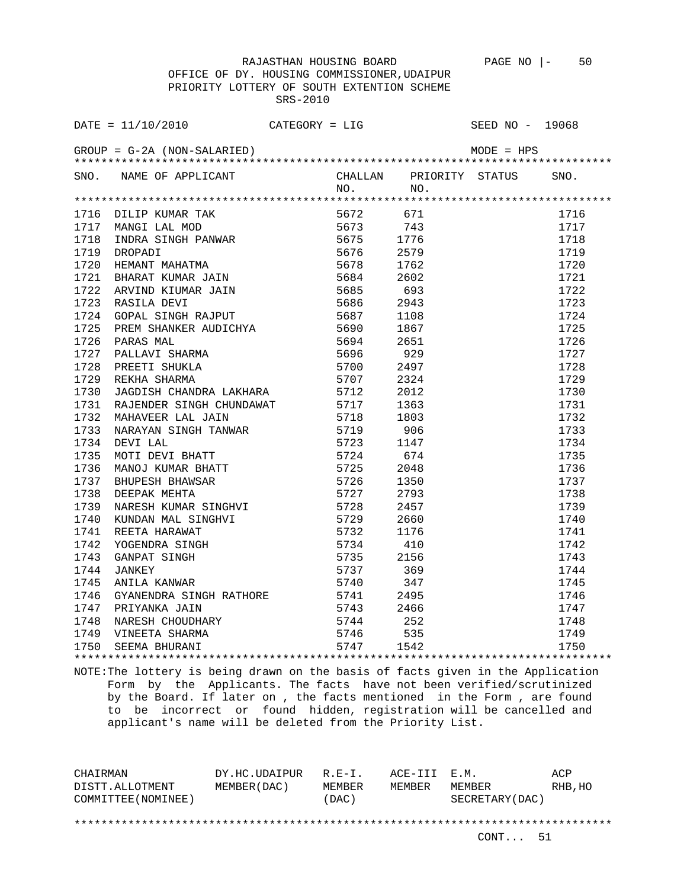RAJASTHAN HOUSING BOARD PAGE NO |- 50

OFFICE OF DY. HOUSING COMMISSIONER,UDAIPUR

PRIORITY LOTTERY OF SOUTH EXTENTION SCHEME

SRS-2010

DATE = 11/10/2010 CATEGORY = LIG SEED NO - 19068

GROUP = G-2A (NON-SALARIED) MODE = HPS

| SNO. | NAME OF APPLICANT | CHALLAN NO. | PRIORITY NO. | STATUS | SNO. |
|---|---|---|---|---|---|
| 1716 | DILIP KUMAR TAK | 5672 | 671 | | 1716 |
| 1717 | MANGI LAL MOD | 5673 | 743 | | 1717 |
| 1718 | INDRA SINGH PANWAR | 5675 | 1776 | | 1718 |
| 1719 | DROPADI | 5676 | 2579 | | 1719 |
| 1720 | HEMANT MAHATMA | 5678 | 1762 | | 1720 |
| 1721 | BHARAT KUMAR JAIN | 5684 | 2602 | | 1721 |
| 1722 | ARVIND KIUMAR JAIN | 5685 | 693 | | 1722 |
| 1723 | RASILA DEVI | 5686 | 2943 | | 1723 |
| 1724 | GOPAL SINGH RAJPUT | 5687 | 1108 | | 1724 |
| 1725 | PREM SHANKER AUDICHYA | 5690 | 1867 | | 1725 |
| 1726 | PARAS MAL | 5694 | 2651 | | 1726 |
| 1727 | PALLAVI SHARMA | 5696 | 929 | | 1727 |
| 1728 | PREETI SHUKLA | 5700 | 2497 | | 1728 |
| 1729 | REKHA SHARMA | 5707 | 2324 | | 1729 |
| 1730 | JAGDISH CHANDRA LAKHARA | 5712 | 2012 | | 1730 |
| 1731 | RAJENDER SINGH CHUNDAWAT | 5717 | 1363 | | 1731 |
| 1732 | MAHAVEER LAL JAIN | 5718 | 1803 | | 1732 |
| 1733 | NARAYAN SINGH TANWAR | 5719 | 906 | | 1733 |
| 1734 | DEVI LAL | 5723 | 1147 | | 1734 |
| 1735 | MOTI DEVI BHATT | 5724 | 674 | | 1735 |
| 1736 | MANOJ KUMAR BHATT | 5725 | 2048 | | 1736 |
| 1737 | BHUPESH BHAWSAR | 5726 | 1350 | | 1737 |
| 1738 | DEEPAK MEHTA | 5727 | 2793 | | 1738 |
| 1739 | NARESH KUMAR SINGHVI | 5728 | 2457 | | 1739 |
| 1740 | KUNDAN MAL SINGHVI | 5729 | 2660 | | 1740 |
| 1741 | REETA HARAWAT | 5732 | 1176 | | 1741 |
| 1742 | YOGENDRA SINGH | 5734 | 410 | | 1742 |
| 1743 | GANPAT SINGH | 5735 | 2156 | | 1743 |
| 1744 | JANKEY | 5737 | 369 | | 1744 |
| 1745 | ANILA KANWAR | 5740 | 347 | | 1745 |
| 1746 | GYANENDRA SINGH RATHORE | 5741 | 2495 | | 1746 |
| 1747 | PRIYANKA JAIN | 5743 | 2466 | | 1747 |
| 1748 | NARESH CHOUDHARY | 5744 | 252 | | 1748 |
| 1749 | VINEETA SHARMA | 5746 | 535 | | 1749 |
| 1750 | SEEMA BHURANI | 5747 | 1542 | | 1750 |

NOTE:The lottery is being drawn on the basis of facts given in the Application Form by the Applicants. The facts have not been verified/scrutinized by the Board. If later on , the facts mentioned in the Form , are found to be incorrect or found hidden, registration will be cancelled and applicant's name will be deleted from the Priority List.

| CHAIRMAN DISTT.ALLOTMENT COMMITTEE(NOMINEE) | DY.HC.UDAIPUR MEMBER(DAC) | R.E-I. MEMBER (DAC) | ACE-III MEMBER | E.M. MEMBER SECRETARY(DAC) | ACP RHB,HO |
|---|---|---|---|---|---|

CONT... 51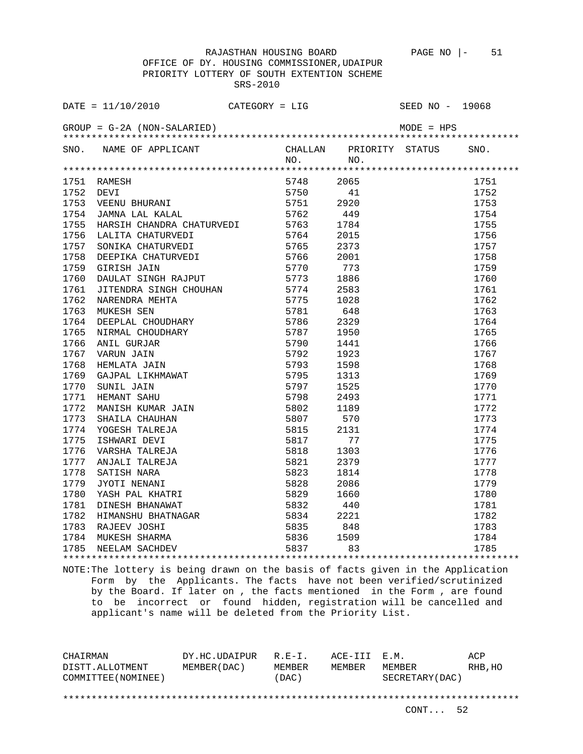RAJASTHAN HOUSING BOARD

OFFICE OF DY. HOUSING COMMISSIONER,UDAIPUR

PRIORITY LOTTERY OF SOUTH EXTENTION SCHEME

SRS-2010

DATE = 11/10/2010 CATEGORY = LIG SEED NO - 19068

GROUP = G-2A (NON-SALARIED) MODE = HPS

| SNO. | NAME OF APPLICANT | CHALLAN NO. | PRIORITY NO. | STATUS | SNO. |
|---|---|---|---|---|---|
| 1751 | RAMESH | 5748 | 2065 | | 1751 |
| 1752 | DEVI | 5750 | 41 | | 1752 |
| 1753 | VEENU BHURANI | 5751 | 2920 | | 1753 |
| 1754 | JAMNA LAL KALAL | 5762 | 449 | | 1754 |
| 1755 | HARSIH CHANDRA CHATURVEDI | 5763 | 1784 | | 1755 |
| 1756 | LALITA CHATURVEDI | 5764 | 2015 | | 1756 |
| 1757 | SONIKA CHATURVEDI | 5765 | 2373 | | 1757 |
| 1758 | DEEPIKA CHATURVEDI | 5766 | 2001 | | 1758 |
| 1759 | GIRISH JAIN | 5770 | 773 | | 1759 |
| 1760 | DAULAT SINGH RAJPUT | 5773 | 1886 | | 1760 |
| 1761 | JITENDRA SINGH CHOUHAN | 5774 | 2583 | | 1761 |
| 1762 | NARENDRA MEHTA | 5775 | 1028 | | 1762 |
| 1763 | MUKESH SEN | 5781 | 648 | | 1763 |
| 1764 | DEEPLAL CHOUDHARY | 5786 | 2329 | | 1764 |
| 1765 | NIRMAL CHOUDHARY | 5787 | 1950 | | 1765 |
| 1766 | ANIL GURJAR | 5790 | 1441 | | 1766 |
| 1767 | VARUN JAIN | 5792 | 1923 | | 1767 |
| 1768 | HEMLATA JAIN | 5793 | 1598 | | 1768 |
| 1769 | GAJPAL LIKHMAWAT | 5795 | 1313 | | 1769 |
| 1770 | SUNIL JAIN | 5797 | 1525 | | 1770 |
| 1771 | HEMANT SAHU | 5798 | 2493 | | 1771 |
| 1772 | MANISH KUMAR JAIN | 5802 | 1189 | | 1772 |
| 1773 | SHAILA CHAUHAN | 5807 | 570 | | 1773 |
| 1774 | YOGESH TALREJA | 5815 | 2131 | | 1774 |
| 1775 | ISHWARI DEVI | 5817 | 77 | | 1775 |
| 1776 | VARSHA TALREJA | 5818 | 1303 | | 1776 |
| 1777 | ANJALI TALREJA | 5821 | 2379 | | 1777 |
| 1778 | SATISH NARA | 5823 | 1814 | | 1778 |
| 1779 | JYOTI NENANI | 5828 | 2086 | | 1779 |
| 1780 | YASH PAL KHATRI | 5829 | 1660 | | 1780 |
| 1781 | DINESH BHANAWAT | 5832 | 440 | | 1781 |
| 1782 | HIMANSHU BHATNAGAR | 5834 | 2221 | | 1782 |
| 1783 | RAJEEV JOSHI | 5835 | 848 | | 1783 |
| 1784 | MUKESH SHARMA | 5836 | 1509 | | 1784 |
| 1785 | NEELAM SACHDEV | 5837 | 83 | | 1785 |

NOTE:The lottery is being drawn on the basis of facts given in the Application Form by the Applicants. The facts have not been verified/scrutinized by the Board. If later on , the facts mentioned in the Form , are found to be incorrect or found hidden, registration will be cancelled and applicant's name will be deleted from the Priority List.

| CHAIRMAN DISTT.ALLOTMENT COMMITTEE(NOMINEE) | DY.HC.UDAIPUR MEMBER(DAC) | R.E-I. MEMBER (DAC) | ACE-III MEMBER | E.M. MEMBER SECRETARY(DAC) | ACP RHB,HO |
|---|---|---|---|---|---|

CONT... 52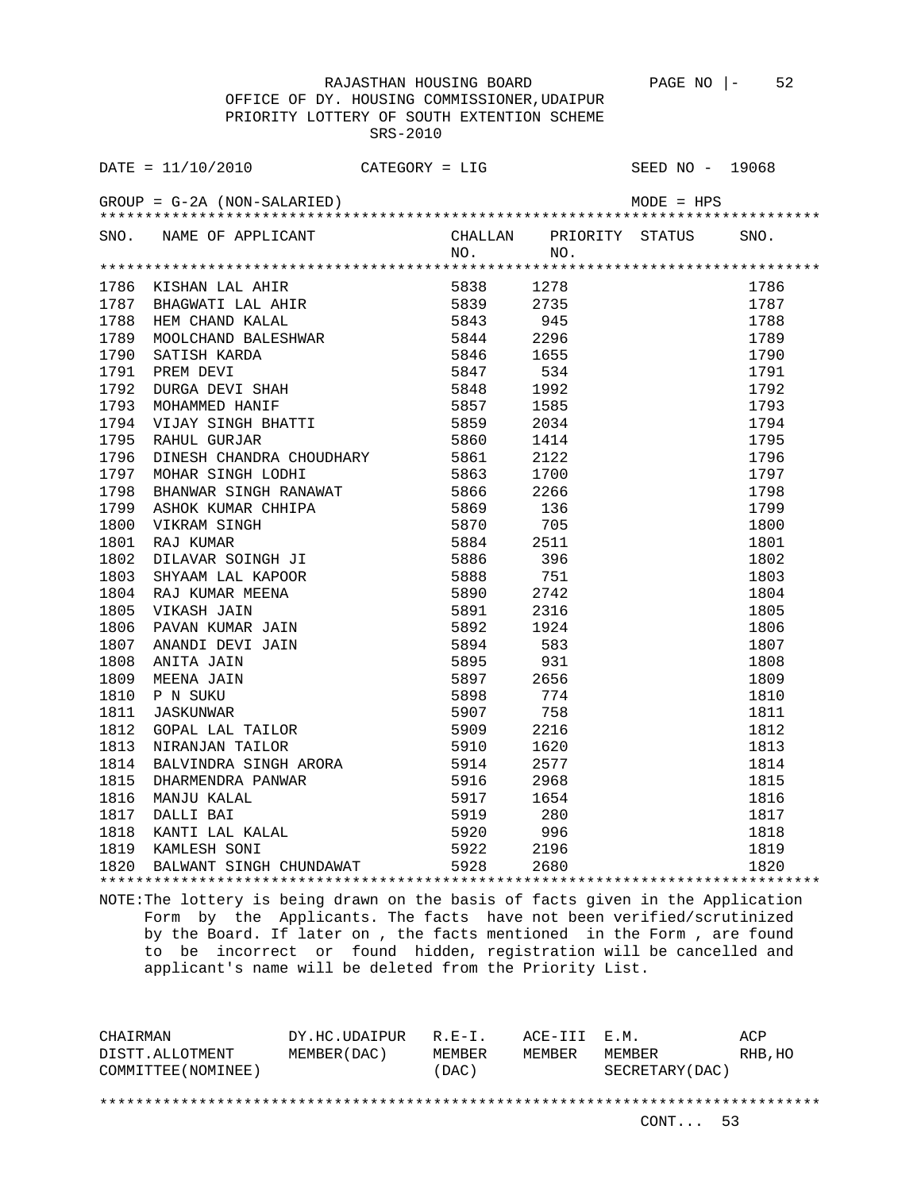RAJASTHAN HOUSING BOARD

OFFICE OF DY. HOUSING COMMISSIONER,UDAIPUR

PRIORITY LOTTERY OF SOUTH EXTENTION SCHEME

SRS-2010

DATE = 11/10/2010 CATEGORY = LIG SEED NO - 19068

GROUP = G-2A (NON-SALARIED) MODE = HPS

| SNO. | NAME OF APPLICANT | CHALLAN NO. | PRIORITY NO. | STATUS | SNO. |
|---|---|---|---|---|---|
| 1786 | KISHAN LAL AHIR | 5838 | 1278 | | 1786 |
| 1787 | BHAGWATI LAL AHIR | 5839 | 2735 | | 1787 |
| 1788 | HEM CHAND KALAL | 5843 | 945 | | 1788 |
| 1789 | MOOLCHAND BALESHWAR | 5844 | 2296 | | 1789 |
| 1790 | SATISH KARDA | 5846 | 1655 | | 1790 |
| 1791 | PREM DEVI | 5847 | 534 | | 1791 |
| 1792 | DURGA DEVI SHAH | 5848 | 1992 | | 1792 |
| 1793 | MOHAMMED HANIF | 5857 | 1585 | | 1793 |
| 1794 | VIJAY SINGH BHATTI | 5859 | 2034 | | 1794 |
| 1795 | RAHUL GURJAR | 5860 | 1414 | | 1795 |
| 1796 | DINESH CHANDRA CHOUDHARY | 5861 | 2122 | | 1796 |
| 1797 | MOHAR SINGH LODHI | 5863 | 1700 | | 1797 |
| 1798 | BHANWAR SINGH RANAWAT | 5866 | 2266 | | 1798 |
| 1799 | ASHOK KUMAR CHHIPA | 5869 | 136 | | 1799 |
| 1800 | VIKRAM SINGH | 5870 | 705 | | 1800 |
| 1801 | RAJ KUMAR | 5884 | 2511 | | 1801 |
| 1802 | DILAVAR SOINGH JI | 5886 | 396 | | 1802 |
| 1803 | SHYAAM LAL KAPOOR | 5888 | 751 | | 1803 |
| 1804 | RAJ KUMAR MEENA | 5890 | 2742 | | 1804 |
| 1805 | VIKASH JAIN | 5891 | 2316 | | 1805 |
| 1806 | PAVAN KUMAR JAIN | 5892 | 1924 | | 1806 |
| 1807 | ANANDI DEVI JAIN | 5894 | 583 | | 1807 |
| 1808 | ANITA JAIN | 5895 | 931 | | 1808 |
| 1809 | MEENA JAIN | 5897 | 2656 | | 1809 |
| 1810 | P N SUKU | 5898 | 774 | | 1810 |
| 1811 | JASKUNWAR | 5907 | 758 | | 1811 |
| 1812 | GOPAL LAL TAILOR | 5909 | 2216 | | 1812 |
| 1813 | NIRANJAN TAILOR | 5910 | 1620 | | 1813 |
| 1814 | BALVINDRA SINGH ARORA | 5914 | 2577 | | 1814 |
| 1815 | DHARMENDRA PANWAR | 5916 | 2968 | | 1815 |
| 1816 | MANJU KALAL | 5917 | 1654 | | 1816 |
| 1817 | DALLI BAI | 5919 | 280 | | 1817 |
| 1818 | KANTI LAL KALAL | 5920 | 996 | | 1818 |
| 1819 | KAMLESH SONI | 5922 | 2196 | | 1819 |
| 1820 | BALWANT SINGH CHUNDAWAT | 5928 | 2680 | | 1820 |

NOTE:The lottery is being drawn on the basis of facts given in the Application Form by the Applicants. The facts have not been verified/scrutinized by the Board. If later on , the facts mentioned in the Form , are found to be incorrect or found hidden, registration will be cancelled and applicant's name will be deleted from the Priority List.

| CHAIRMAN DISTT.ALLOTMENT COMMITTEE(NOMINEE) | DY.HC.UDAIPUR MEMBER(DAC) | R.E-I. MEMBER (DAC) | ACE-III MEMBER | E.M. MEMBER SECRETARY(DAC) | ACP RHB,HO |
|---|---|---|---|---|---|

CONT... 53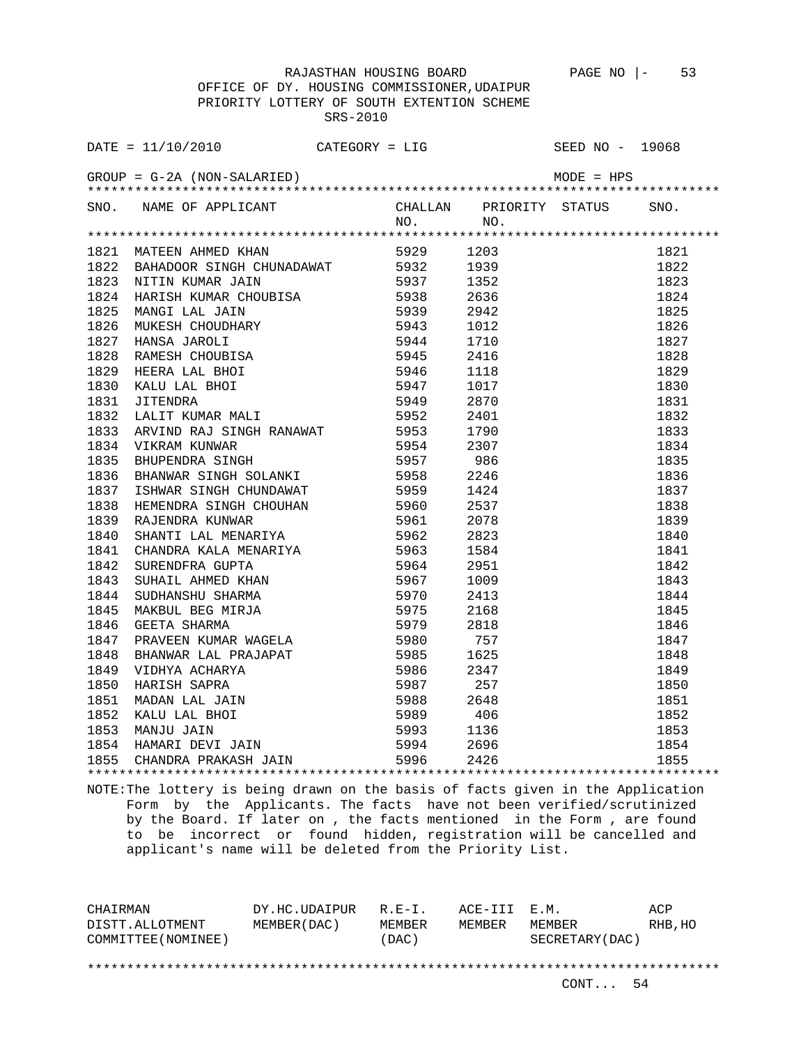RAJASTHAN HOUSING BOARD PAGE NO |- 53

OFFICE OF DY. HOUSING COMMISSIONER,UDAIPUR

PRIORITY LOTTERY OF SOUTH EXTENTION SCHEME

SRS-2010

DATE = 11/10/2010 CATEGORY = LIG SEED NO - 19068

GROUP = G-2A (NON-SALARIED) MODE = HPS

| SNO. | NAME OF APPLICANT | CHALLAN NO. | PRIORITY NO. | STATUS | SNO. |
|---|---|---|---|---|---|
| 1821 | MATEEN AHMED KHAN | 5929 | 1203 | | 1821 |
| 1822 | BAHADOOR SINGH CHUNADAWAT | 5932 | 1939 | | 1822 |
| 1823 | NITIN KUMAR JAIN | 5937 | 1352 | | 1823 |
| 1824 | HARISH KUMAR CHOUBISA | 5938 | 2636 | | 1824 |
| 1825 | MANGI LAL JAIN | 5939 | 2942 | | 1825 |
| 1826 | MUKESH CHOUDHARY | 5943 | 1012 | | 1826 |
| 1827 | HANSA JAROLI | 5944 | 1710 | | 1827 |
| 1828 | RAMESH CHOUBISA | 5945 | 2416 | | 1828 |
| 1829 | HEERA LAL BHOI | 5946 | 1118 | | 1829 |
| 1830 | KALU LAL BHOI | 5947 | 1017 | | 1830 |
| 1831 | JITENDRA | 5949 | 2870 | | 1831 |
| 1832 | LALIT KUMAR MALI | 5952 | 2401 | | 1832 |
| 1833 | ARVIND RAJ SINGH RANAWAT | 5953 | 1790 | | 1833 |
| 1834 | VIKRAM KUNWAR | 5954 | 2307 | | 1834 |
| 1835 | BHUPENDRA SINGH | 5957 | 986 | | 1835 |
| 1836 | BHANWAR SINGH SOLANKI | 5958 | 2246 | | 1836 |
| 1837 | ISHWAR SINGH CHUNDAWAT | 5959 | 1424 | | 1837 |
| 1838 | HEMENDRA SINGH CHOUHAN | 5960 | 2537 | | 1838 |
| 1839 | RAJENDRA KUNWAR | 5961 | 2078 | | 1839 |
| 1840 | SHANTI LAL MENARIYA | 5962 | 2823 | | 1840 |
| 1841 | CHANDRA KALA MENARIYA | 5963 | 1584 | | 1841 |
| 1842 | SURENDFRA GUPTA | 5964 | 2951 | | 1842 |
| 1843 | SUHAIL AHMED KHAN | 5967 | 1009 | | 1843 |
| 1844 | SUDHANSHU SHARMA | 5970 | 2413 | | 1844 |
| 1845 | MAKBUL BEG MIRJA | 5975 | 2168 | | 1845 |
| 1846 | GEETA SHARMA | 5979 | 2818 | | 1846 |
| 1847 | PRAVEEN KUMAR WAGELA | 5980 | 757 | | 1847 |
| 1848 | BHANWAR LAL PRAJAPAT | 5985 | 1625 | | 1848 |
| 1849 | VIDHYA ACHARYA | 5986 | 2347 | | 1849 |
| 1850 | HARISH SAPRA | 5987 | 257 | | 1850 |
| 1851 | MADAN LAL JAIN | 5988 | 2648 | | 1851 |
| 1852 | KALU LAL BHOI | 5989 | 406 | | 1852 |
| 1853 | MANJU JAIN | 5993 | 1136 | | 1853 |
| 1854 | HAMARI DEVI JAIN | 5994 | 2696 | | 1854 |
| 1855 | CHANDRA PRAKASH JAIN | 5996 | 2426 | | 1855 |

NOTE:The lottery is being drawn on the basis of facts given in the Application Form by the Applicants. The facts have not been verified/scrutinized by the Board. If later on , the facts mentioned in the Form , are found to be incorrect or found hidden, registration will be cancelled and applicant's name will be deleted from the Priority List.

| CHAIRMAN DISTT.ALLOTMENT COMMITTEE(NOMINEE) | DY.HC.UDAIPUR MEMBER(DAC) | R.E-I. MEMBER (DAC) | ACE-III MEMBER | E.M. MEMBER SECRETARY(DAC) | ACP RHB,HO |
|---|---|---|---|---|---|

CONT... 54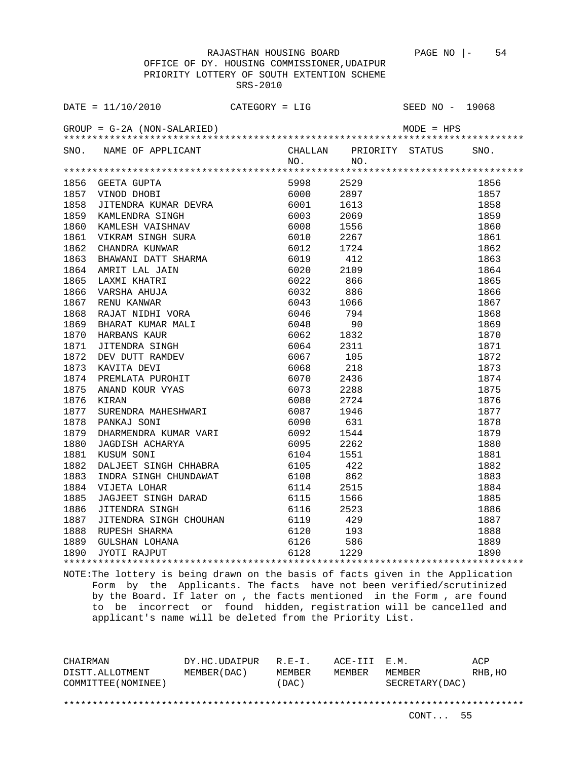RAJASTHAN HOUSING BOARD PAGE NO |- 54

OFFICE OF DY. HOUSING COMMISSIONER,UDAIPUR

PRIORITY LOTTERY OF SOUTH EXTENTION SCHEME

SRS-2010

DATE = 11/10/2010 CATEGORY = LIG SEED NO - 19068

GROUP = G-2A (NON-SALARIED) MODE = HPS

| SNO. | NAME OF APPLICANT | CHALLAN NO. | PRIORITY NO. | STATUS | SNO. |
|---|---|---|---|---|---|
| 1856 | GEETA GUPTA | 5998 | 2529 | | 1856 |
| 1857 | VINOD DHOBI | 6000 | 2897 | | 1857 |
| 1858 | JITENDRA KUMAR DEVRA | 6001 | 1613 | | 1858 |
| 1859 | KAMLENDRA SINGH | 6003 | 2069 | | 1859 |
| 1860 | KAMLESH VAISHNAV | 6008 | 1556 | | 1860 |
| 1861 | VIKRAM SINGH SURA | 6010 | 2267 | | 1861 |
| 1862 | CHANDRA KUNWAR | 6012 | 1724 | | 1862 |
| 1863 | BHAWANI DATT SHARMA | 6019 | 412 | | 1863 |
| 1864 | AMRIT LAL JAIN | 6020 | 2109 | | 1864 |
| 1865 | LAXMI KHATRI | 6022 | 866 | | 1865 |
| 1866 | VARSHA AHUJA | 6032 | 886 | | 1866 |
| 1867 | RENU KANWAR | 6043 | 1066 | | 1867 |
| 1868 | RAJAT NIDHI VORA | 6046 | 794 | | 1868 |
| 1869 | BHARAT KUMAR MALI | 6048 | 90 | | 1869 |
| 1870 | HARBANS KAUR | 6062 | 1832 | | 1870 |
| 1871 | JITENDRA SINGH | 6064 | 2311 | | 1871 |
| 1872 | DEV DUTT RAMDEV | 6067 | 105 | | 1872 |
| 1873 | KAVITA DEVI | 6068 | 218 | | 1873 |
| 1874 | PREMLATA PUROHIT | 6070 | 2436 | | 1874 |
| 1875 | ANAND KOUR VYAS | 6073 | 2288 | | 1875 |
| 1876 | KIRAN | 6080 | 2724 | | 1876 |
| 1877 | SURENDRA MAHESHWARI | 6087 | 1946 | | 1877 |
| 1878 | PANKAJ SONI | 6090 | 631 | | 1878 |
| 1879 | DHARMENDRA KUMAR VARI | 6092 | 1544 | | 1879 |
| 1880 | JAGDISH ACHARYA | 6095 | 2262 | | 1880 |
| 1881 | KUSUM SONI | 6104 | 1551 | | 1881 |
| 1882 | DALJEET SINGH CHHABRA | 6105 | 422 | | 1882 |
| 1883 | INDRA SINGH CHUNDAWAT | 6108 | 862 | | 1883 |
| 1884 | VIJETA LOHAR | 6114 | 2515 | | 1884 |
| 1885 | JAGJEET SINGH DARAD | 6115 | 1566 | | 1885 |
| 1886 | JITENDRA SINGH | 6116 | 2523 | | 1886 |
| 1887 | JITENDRA SINGH CHOUHAN | 6119 | 429 | | 1887 |
| 1888 | RUPESH SHARMA | 6120 | 193 | | 1888 |
| 1889 | GULSHAN LOHANA | 6126 | 586 | | 1889 |
| 1890 | JYOTI RAJPUT | 6128 | 1229 | | 1890 |

NOTE:The lottery is being drawn on the basis of facts given in the Application Form by the Applicants. The facts have not been verified/scrutinized by the Board. If later on , the facts mentioned in the Form , are found to be incorrect or found hidden, registration will be cancelled and applicant's name will be deleted from the Priority List.

| CHAIRMAN DISTT.ALLOTMENT COMMITTEE(NOMINEE) | DY.HC.UDAIPUR MEMBER(DAC) | R.E-I. MEMBER (DAC) | ACE-III MEMBER | E.M. MEMBER SECRETARY(DAC) | ACP RHB,HO |
|---|---|---|---|---|---|

CONT... 55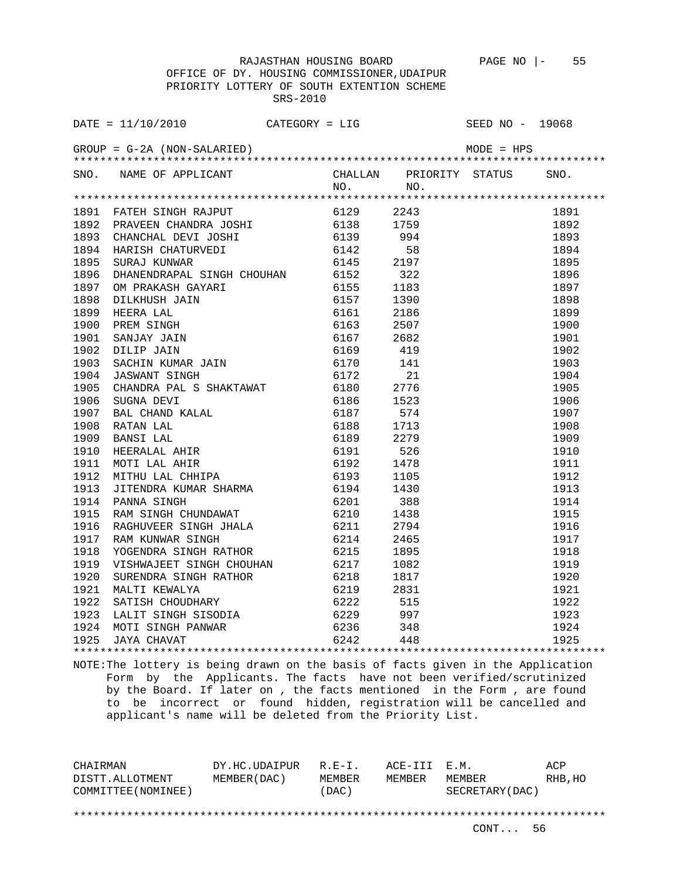RAJASTHAN HOUSING BOARD

OFFICE OF DY. HOUSING COMMISSIONER,UDAIPUR

PRIORITY LOTTERY OF SOUTH EXTENTION SCHEME

SRS-2010

DATE = 11/10/2010 CATEGORY = LIG SEED NO - 19068

GROUP = G-2A (NON-SALARIED) MODE = HPS

| SNO. | NAME OF APPLICANT | CHALLAN NO. | PRIORITY NO. | STATUS | SNO. |
|---|---|---|---|---|---|
| 1891 | FATEH SINGH RAJPUT | 6129 | 2243 | | 1891 |
| 1892 | PRAVEEN CHANDRA JOSHI | 6138 | 1759 | | 1892 |
| 1893 | CHANCHAL DEVI JOSHI | 6139 | 994 | | 1893 |
| 1894 | HARISH CHATURVEDI | 6142 | 58 | | 1894 |
| 1895 | SURAJ KUNWAR | 6145 | 2197 | | 1895 |
| 1896 | DHANENDRAPAL SINGH CHOUHAN | 6152 | 322 | | 1896 |
| 1897 | OM PRAKASH GAYARI | 6155 | 1183 | | 1897 |
| 1898 | DILKHUSH JAIN | 6157 | 1390 | | 1898 |
| 1899 | HEERA LAL | 6161 | 2186 | | 1899 |
| 1900 | PREM SINGH | 6163 | 2507 | | 1900 |
| 1901 | SANJAY JAIN | 6167 | 2682 | | 1901 |
| 1902 | DILIP JAIN | 6169 | 419 | | 1902 |
| 1903 | SACHIN KUMAR JAIN | 6170 | 141 | | 1903 |
| 1904 | JASWANT SINGH | 6172 | 21 | | 1904 |
| 1905 | CHANDRA PAL S SHAKTAWAT | 6180 | 2776 | | 1905 |
| 1906 | SUGNA DEVI | 6186 | 1523 | | 1906 |
| 1907 | BAL CHAND KALAL | 6187 | 574 | | 1907 |
| 1908 | RATAN LAL | 6188 | 1713 | | 1908 |
| 1909 | BANSI LAL | 6189 | 2279 | | 1909 |
| 1910 | HEERALAL AHIR | 6191 | 526 | | 1910 |
| 1911 | MOTI LAL AHIR | 6192 | 1478 | | 1911 |
| 1912 | MITHU LAL CHHIPA | 6193 | 1105 | | 1912 |
| 1913 | JITENDRA KUMAR SHARMA | 6194 | 1430 | | 1913 |
| 1914 | PANNA SINGH | 6201 | 388 | | 1914 |
| 1915 | RAM SINGH CHUNDAWAT | 6210 | 1438 | | 1915 |
| 1916 | RAGHUVEER SINGH JHALA | 6211 | 2794 | | 1916 |
| 1917 | RAM KUNWAR SINGH | 6214 | 2465 | | 1917 |
| 1918 | YOGENDRA SINGH RATHOR | 6215 | 1895 | | 1918 |
| 1919 | VISHWAJEET SINGH CHOUHAN | 6217 | 1082 | | 1919 |
| 1920 | SURENDRA SINGH RATHOR | 6218 | 1817 | | 1920 |
| 1921 | MALTI KEWALYA | 6219 | 2831 | | 1921 |
| 1922 | SATISH CHOUDHARY | 6222 | 515 | | 1922 |
| 1923 | LALIT SINGH SISODIA | 6229 | 997 | | 1923 |
| 1924 | MOTI SINGH PANWAR | 6236 | 348 | | 1924 |
| 1925 | JAYA CHAVAT | 6242 | 448 | | 1925 |

NOTE:The lottery is being drawn on the basis of facts given in the Application Form by the Applicants. The facts have not been verified/scrutinized by the Board. If later on , the facts mentioned in the Form , are found to be incorrect or found hidden, registration will be cancelled and applicant's name will be deleted from the Priority List.

| CHAIRMAN DISTT.ALLOTMENT COMMITTEE(NOMINEE) | DY.HC.UDAIPUR MEMBER(DAC) | R.E-I. MEMBER (DAC) | ACE-III MEMBER | E.M. MEMBER SECRETARY(DAC) | ACP RHB,HO |
|---|---|---|---|---|---|

CONT... 56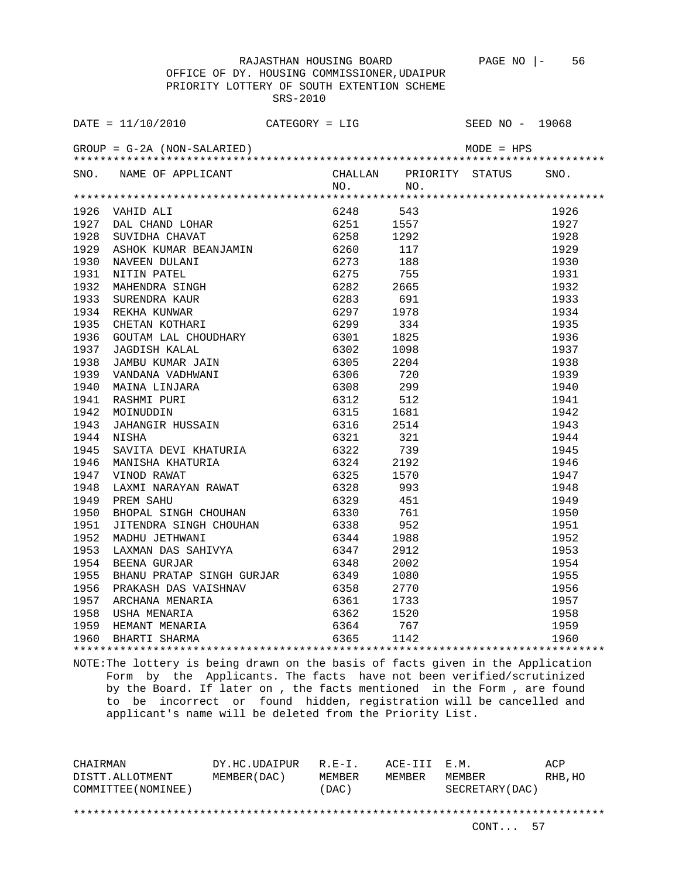RAJASTHAN HOUSING BOARD PAGE NO |- 56

OFFICE OF DY. HOUSING COMMISSIONER,UDAIPUR

PRIORITY LOTTERY OF SOUTH EXTENTION SCHEME

SRS-2010

DATE = 11/10/2010 CATEGORY = LIG SEED NO - 19068

GROUP = G-2A (NON-SALARIED) MODE = HPS

| SNO. | NAME OF APPLICANT | CHALLAN NO. | PRIORITY NO. | STATUS | SNO. |
|---|---|---|---|---|---|
| 1926 | VAHID ALI | 6248 | 543 | | 1926 |
| 1927 | DAL CHAND LOHAR | 6251 | 1557 | | 1927 |
| 1928 | SUVIDHA CHAVAT | 6258 | 1292 | | 1928 |
| 1929 | ASHOK KUMAR BEANJAMIN | 6260 | 117 | | 1929 |
| 1930 | NAVEEN DULANI | 6273 | 188 | | 1930 |
| 1931 | NITIN PATEL | 6275 | 755 | | 1931 |
| 1932 | MAHENDRA SINGH | 6282 | 2665 | | 1932 |
| 1933 | SURENDRA KAUR | 6283 | 691 | | 1933 |
| 1934 | REKHA KUNWAR | 6297 | 1978 | | 1934 |
| 1935 | CHETAN KOTHARI | 6299 | 334 | | 1935 |
| 1936 | GOUTAM LAL CHOUDHARY | 6301 | 1825 | | 1936 |
| 1937 | JAGDISH KALAL | 6302 | 1098 | | 1937 |
| 1938 | JAMBU KUMAR JAIN | 6305 | 2204 | | 1938 |
| 1939 | VANDANA VADHWANI | 6306 | 720 | | 1939 |
| 1940 | MAINA LINJARA | 6308 | 299 | | 1940 |
| 1941 | RASHMI PURI | 6312 | 512 | | 1941 |
| 1942 | MOINUDDIN | 6315 | 1681 | | 1942 |
| 1943 | JAHANGIR HUSSAIN | 6316 | 2514 | | 1943 |
| 1944 | NISHA | 6321 | 321 | | 1944 |
| 1945 | SAVITA DEVI KHATURIA | 6322 | 739 | | 1945 |
| 1946 | MANISHA KHATURIA | 6324 | 2192 | | 1946 |
| 1947 | VINOD RAWAT | 6325 | 1570 | | 1947 |
| 1948 | LAXMI NARAYAN RAWAT | 6328 | 993 | | 1948 |
| 1949 | PREM SAHU | 6329 | 451 | | 1949 |
| 1950 | BHOPAL SINGH CHOUHAN | 6330 | 761 | | 1950 |
| 1951 | JITENDRA SINGH CHOUHAN | 6338 | 952 | | 1951 |
| 1952 | MADHU JETHWANI | 6344 | 1988 | | 1952 |
| 1953 | LAXMAN DAS SAHIVYA | 6347 | 2912 | | 1953 |
| 1954 | BEENA GURJAR | 6348 | 2002 | | 1954 |
| 1955 | BHANU PRATAP SINGH GURJAR | 6349 | 1080 | | 1955 |
| 1956 | PRAKASH DAS VAISHNAV | 6358 | 2770 | | 1956 |
| 1957 | ARCHANA MENARIA | 6361 | 1733 | | 1957 |
| 1958 | USHA MENARIA | 6362 | 1520 | | 1958 |
| 1959 | HEMANT MENARIA | 6364 | 767 | | 1959 |
| 1960 | BHARTI SHARMA | 6365 | 1142 | | 1960 |

NOTE:The lottery is being drawn on the basis of facts given in the Application Form by the Applicants. The facts have not been verified/scrutinized by the Board. If later on , the facts mentioned in the Form , are found to be incorrect or found hidden, registration will be cancelled and applicant's name will be deleted from the Priority List.

| CHAIRMAN DISTT.ALLOTMENT COMMITTEE(NOMINEE) | DY.HC.UDAIPUR MEMBER(DAC) | R.E-I. MEMBER (DAC) | ACE-III MEMBER | E.M. MEMBER SECRETARY(DAC) | ACP RHB,HO |
|---|---|---|---|---|---|

CONT... 57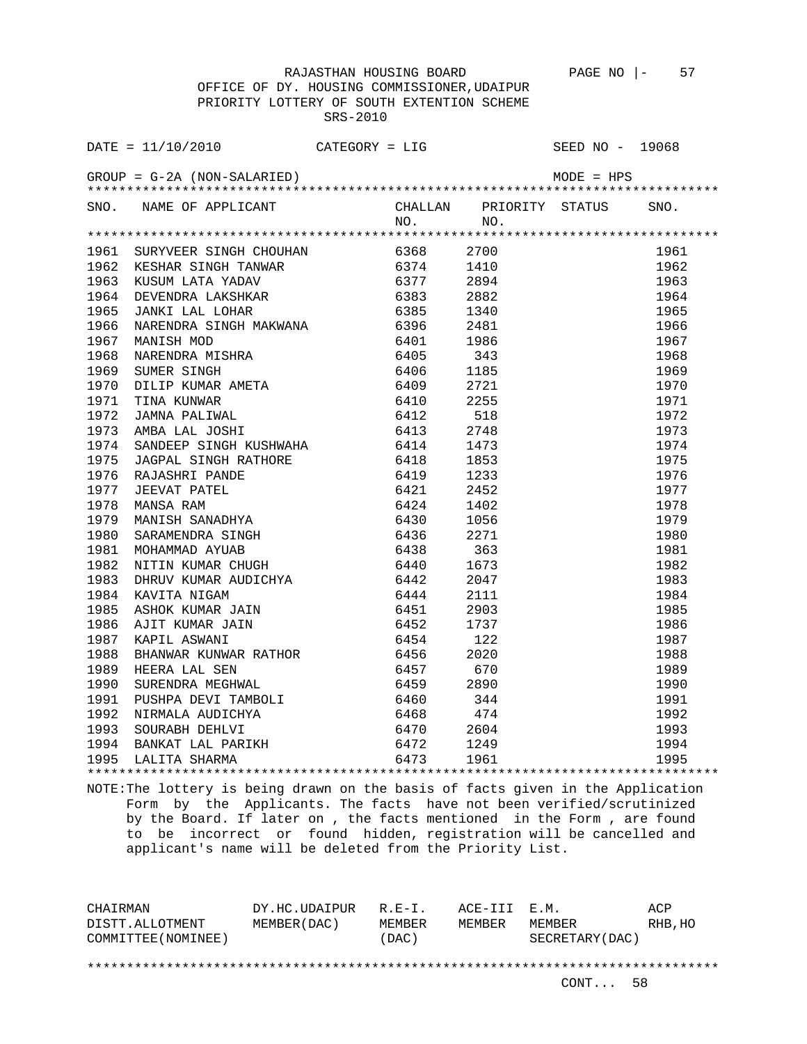RAJASTHAN HOUSING BOARD

OFFICE OF DY. HOUSING COMMISSIONER,UDAIPUR

PRIORITY LOTTERY OF SOUTH EXTENTION SCHEME

SRS-2010

DATE = 11/10/2010 CATEGORY = LIG SEED NO - 19068

GROUP = G-2A (NON-SALARIED) MODE = HPS

| SNO. | NAME OF APPLICANT | CHALLAN NO. | PRIORITY NO. | STATUS | SNO. |
|---|---|---|---|---|---|
| 1961 | SURYVEER SINGH CHOUHAN | 6368 | 2700 | | 1961 |
| 1962 | KESHAR SINGH TANWAR | 6374 | 1410 | | 1962 |
| 1963 | KUSUM LATA YADAV | 6377 | 2894 | | 1963 |
| 1964 | DEVENDRA LAKSHKAR | 6383 | 2882 | | 1964 |
| 1965 | JANKI LAL LOHAR | 6385 | 1340 | | 1965 |
| 1966 | NARENDRA SINGH MAKWANA | 6396 | 2481 | | 1966 |
| 1967 | MANISH MOD | 6401 | 1986 | | 1967 |
| 1968 | NARENDRA MISHRA | 6405 | 343 | | 1968 |
| 1969 | SUMER SINGH | 6406 | 1185 | | 1969 |
| 1970 | DILIP KUMAR AMETA | 6409 | 2721 | | 1970 |
| 1971 | TINA KUNWAR | 6410 | 2255 | | 1971 |
| 1972 | JAMNA PALIWAL | 6412 | 518 | | 1972 |
| 1973 | AMBA LAL JOSHI | 6413 | 2748 | | 1973 |
| 1974 | SANDEEP SINGH KUSHWAHA | 6414 | 1473 | | 1974 |
| 1975 | JAGPAL SINGH RATHORE | 6418 | 1853 | | 1975 |
| 1976 | RAJASHRI PANDE | 6419 | 1233 | | 1976 |
| 1977 | JEEVAT PATEL | 6421 | 2452 | | 1977 |
| 1978 | MANSA RAM | 6424 | 1402 | | 1978 |
| 1979 | MANISH SANADHYA | 6430 | 1056 | | 1979 |
| 1980 | SARAMENDRA SINGH | 6436 | 2271 | | 1980 |
| 1981 | MOHAMMAD AYUAB | 6438 | 363 | | 1981 |
| 1982 | NITIN KUMAR CHUGH | 6440 | 1673 | | 1982 |
| 1983 | DHRUV KUMAR AUDICHYA | 6442 | 2047 | | 1983 |
| 1984 | KAVITA NIGAM | 6444 | 2111 | | 1984 |
| 1985 | ASHOK KUMAR JAIN | 6451 | 2903 | | 1985 |
| 1986 | AJIT KUMAR JAIN | 6452 | 1737 | | 1986 |
| 1987 | KAPIL ASWANI | 6454 | 122 | | 1987 |
| 1988 | BHANWAR KUNWAR RATHOR | 6456 | 2020 | | 1988 |
| 1989 | HEERA LAL SEN | 6457 | 670 | | 1989 |
| 1990 | SURENDRA MEGHWAL | 6459 | 2890 | | 1990 |
| 1991 | PUSHPA DEVI TAMBOLI | 6460 | 344 | | 1991 |
| 1992 | NIRMALA AUDICHYA | 6468 | 474 | | 1992 |
| 1993 | SOURABH DEHLVI | 6470 | 2604 | | 1993 |
| 1994 | BANKAT LAL PARIKH | 6472 | 1249 | | 1994 |
| 1995 | LALITA SHARMA | 6473 | 1961 | | 1995 |

NOTE:The lottery is being drawn on the basis of facts given in the Application Form by the Applicants. The facts have not been verified/scrutinized by the Board. If later on , the facts mentioned in the Form , are found to be incorrect or found hidden, registration will be cancelled and applicant's name will be deleted from the Priority List.

| CHAIRMAN | DY.HC.UDAIPUR | R.E-I. | ACE-III | E.M. | ACP |
|---|---|---|---|---|---|
| DISTT.ALLOTMENT | MEMBER(DAC) | MEMBER | MEMBER | MEMBER | RHB,HO |
| COMMITTEE(NOMINEE) | | (DAC) | | SECRETARY(DAC) | |

CONT... 58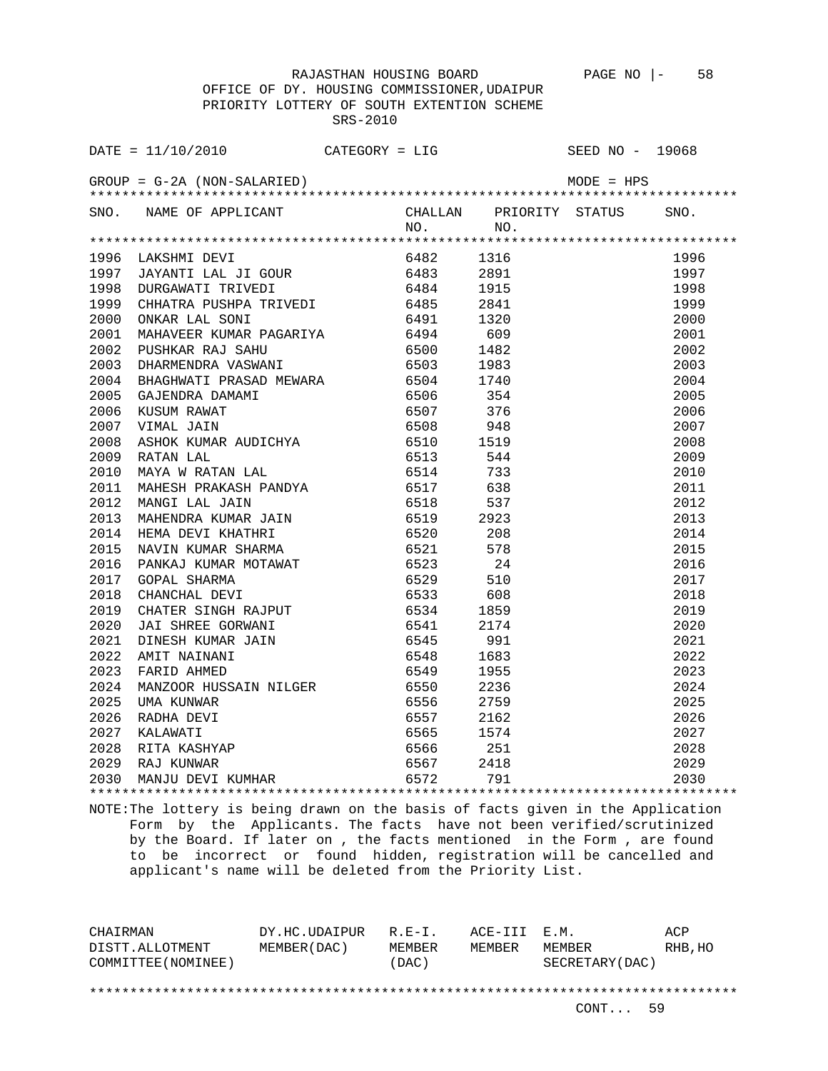RAJASTHAN HOUSING BOARD

OFFICE OF DY. HOUSING COMMISSIONER,UDAIPUR

PRIORITY LOTTERY OF SOUTH EXTENTION SCHEME

SRS-2010

DATE = 11/10/2010 CATEGORY = LIG SEED NO - 19068

GROUP = G-2A (NON-SALARIED) MODE = HPS

| SNO. | NAME OF APPLICANT | CHALLAN NO. | PRIORITY NO. | STATUS | SNO. |
|---|---|---|---|---|---|
| 1996 | LAKSHMI DEVI | 6482 | 1316 | | 1996 |
| 1997 | JAYANTI LAL JI GOUR | 6483 | 2891 | | 1997 |
| 1998 | DURGAWATI TRIVEDI | 6484 | 1915 | | 1998 |
| 1999 | CHHATRA PUSHPA TRIVEDI | 6485 | 2841 | | 1999 |
| 2000 | ONKAR LAL SONI | 6491 | 1320 | | 2000 |
| 2001 | MAHAVEER KUMAR PAGARIYA | 6494 | 609 | | 2001 |
| 2002 | PUSHKAR RAJ SAHU | 6500 | 1482 | | 2002 |
| 2003 | DHARMENDRA VASWANI | 6503 | 1983 | | 2003 |
| 2004 | BHAGHWATI PRASAD MEWARA | 6504 | 1740 | | 2004 |
| 2005 | GAJENDRA DAMAMI | 6506 | 354 | | 2005 |
| 2006 | KUSUM RAWAT | 6507 | 376 | | 2006 |
| 2007 | VIMAL JAIN | 6508 | 948 | | 2007 |
| 2008 | ASHOK KUMAR AUDICHYA | 6510 | 1519 | | 2008 |
| 2009 | RATAN LAL | 6513 | 544 | | 2009 |
| 2010 | MAYA W RATAN LAL | 6514 | 733 | | 2010 |
| 2011 | MAHESH PRAKASH PANDYA | 6517 | 638 | | 2011 |
| 2012 | MANGI LAL JAIN | 6518 | 537 | | 2012 |
| 2013 | MAHENDRA KUMAR JAIN | 6519 | 2923 | | 2013 |
| 2014 | HEMA DEVI KHATHRI | 6520 | 208 | | 2014 |
| 2015 | NAVIN KUMAR SHARMA | 6521 | 578 | | 2015 |
| 2016 | PANKAJ KUMAR MOTAWAT | 6523 | 24 | | 2016 |
| 2017 | GOPAL SHARMA | 6529 | 510 | | 2017 |
| 2018 | CHANCHAL DEVI | 6533 | 608 | | 2018 |
| 2019 | CHATER SINGH RAJPUT | 6534 | 1859 | | 2019 |
| 2020 | JAI SHREE GORWANI | 6541 | 2174 | | 2020 |
| 2021 | DINESH KUMAR JAIN | 6545 | 991 | | 2021 |
| 2022 | AMIT NAINANI | 6548 | 1683 | | 2022 |
| 2023 | FARID AHMED | 6549 | 1955 | | 2023 |
| 2024 | MANZOOR HUSSAIN NILGER | 6550 | 2236 | | 2024 |
| 2025 | UMA KUNWAR | 6556 | 2759 | | 2025 |
| 2026 | RADHA DEVI | 6557 | 2162 | | 2026 |
| 2027 | KALAWATI | 6565 | 1574 | | 2027 |
| 2028 | RITA KASHYAP | 6566 | 251 | | 2028 |
| 2029 | RAJ KUNWAR | 6567 | 2418 | | 2029 |
| 2030 | MANJU DEVI KUMHAR | 6572 | 791 | | 2030 |

NOTE:The lottery is being drawn on the basis of facts given in the Application Form by the Applicants. The facts have not been verified/scrutinized by the Board. If later on , the facts mentioned in the Form , are found to be incorrect or found hidden, registration will be cancelled and applicant's name will be deleted from the Priority List.

| CHAIRMAN DISTT.ALLOTMENT COMMITTEE(NOMINEE) | DY.HC.UDAIPUR MEMBER(DAC) | R.E-I. MEMBER (DAC) | ACE-III MEMBER | E.M. MEMBER SECRETARY(DAC) | ACP RHB,HO |
|---|---|---|---|---|---|

CONT... 59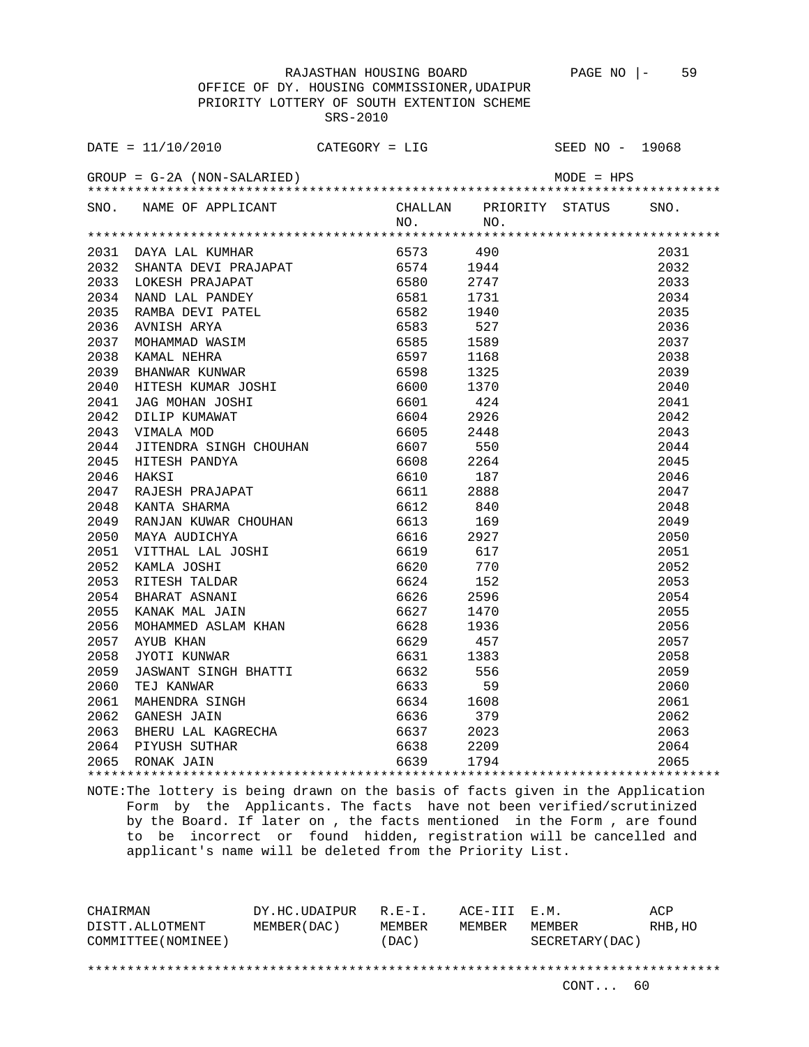RAJASTHAN HOUSING BOARD PAGE NO |- 59

OFFICE OF DY. HOUSING COMMISSIONER,UDAIPUR

PRIORITY LOTTERY OF SOUTH EXTENTION SCHEME

SRS-2010

DATE = 11/10/2010 CATEGORY = LIG SEED NO - 19068

GROUP = G-2A (NON-SALARIED) MODE = HPS

| SNO. | NAME OF APPLICANT | CHALLAN NO. | PRIORITY NO. | STATUS | SNO. |
|---|---|---|---|---|---|
| 2031 | DAYA LAL KUMHAR | 6573 | 490 | | 2031 |
| 2032 | SHANTA DEVI PRAJAPAT | 6574 | 1944 | | 2032 |
| 2033 | LOKESH PRAJAPAT | 6580 | 2747 | | 2033 |
| 2034 | NAND LAL PANDEY | 6581 | 1731 | | 2034 |
| 2035 | RAMBA DEVI PATEL | 6582 | 1940 | | 2035 |
| 2036 | AVNISH ARYA | 6583 | 527 | | 2036 |
| 2037 | MOHAMMAD WASIM | 6585 | 1589 | | 2037 |
| 2038 | KAMAL NEHRA | 6597 | 1168 | | 2038 |
| 2039 | BHANWAR KUNWAR | 6598 | 1325 | | 2039 |
| 2040 | HITESH KUMAR JOSHI | 6600 | 1370 | | 2040 |
| 2041 | JAG MOHAN JOSHI | 6601 | 424 | | 2041 |
| 2042 | DILIP KUMAWAT | 6604 | 2926 | | 2042 |
| 2043 | VIMALA MOD | 6605 | 2448 | | 2043 |
| 2044 | JITENDRA SINGH CHOUHAN | 6607 | 550 | | 2044 |
| 2045 | HITESH PANDYA | 6608 | 2264 | | 2045 |
| 2046 | HAKSI | 6610 | 187 | | 2046 |
| 2047 | RAJESH PRAJAPAT | 6611 | 2888 | | 2047 |
| 2048 | KANTA SHARMA | 6612 | 840 | | 2048 |
| 2049 | RANJAN KUWAR CHOUHAN | 6613 | 169 | | 2049 |
| 2050 | MAYA AUDICHYA | 6616 | 2927 | | 2050 |
| 2051 | VITTHAL LAL JOSHI | 6619 | 617 | | 2051 |
| 2052 | KAMLA JOSHI | 6620 | 770 | | 2052 |
| 2053 | RITESH TALDAR | 6624 | 152 | | 2053 |
| 2054 | BHARAT ASNANI | 6626 | 2596 | | 2054 |
| 2055 | KANAK MAL JAIN | 6627 | 1470 | | 2055 |
| 2056 | MOHAMMED ASLAM KHAN | 6628 | 1936 | | 2056 |
| 2057 | AYUB KHAN | 6629 | 457 | | 2057 |
| 2058 | JYOTI KUNWAR | 6631 | 1383 | | 2058 |
| 2059 | JASWANT SINGH BHATTI | 6632 | 556 | | 2059 |
| 2060 | TEJ KANWAR | 6633 | 59 | | 2060 |
| 2061 | MAHENDRA SINGH | 6634 | 1608 | | 2061 |
| 2062 | GANESH JAIN | 6636 | 379 | | 2062 |
| 2063 | BHERU LAL KAGRECHA | 6637 | 2023 | | 2063 |
| 2064 | PIYUSH SUTHAR | 6638 | 2209 | | 2064 |
| 2065 | RONAK JAIN | 6639 | 1794 | | 2065 |

NOTE:The lottery is being drawn on the basis of facts given in the Application Form by the Applicants. The facts have not been verified/scrutinized by the Board. If later on , the facts mentioned in the Form , are found to be incorrect or found hidden, registration will be cancelled and applicant's name will be deleted from the Priority List.

| CHAIRMAN DISTT.ALLOTMENT COMMITTEE(NOMINEE) | DY.HC.UDAIPUR MEMBER(DAC) | R.E-I. MEMBER (DAC) | ACE-III MEMBER | E.M. MEMBER SECRETARY(DAC) | ACP RHB,HO |
|---|---|---|---|---|---|

CONT... 60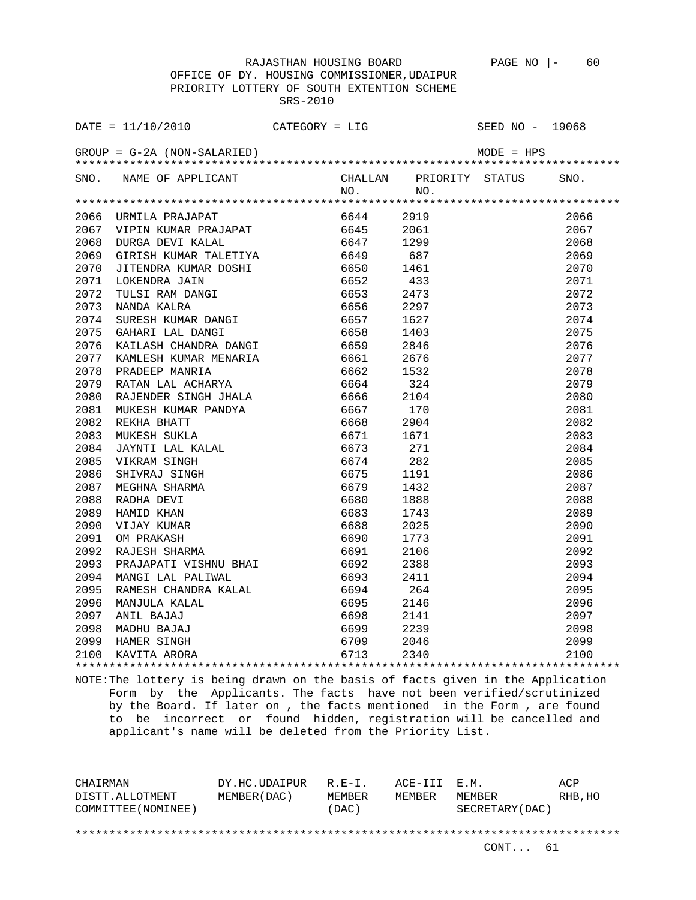RAJASTHAN HOUSING BOARD

OFFICE OF DY. HOUSING COMMISSIONER,UDAIPUR

PRIORITY LOTTERY OF SOUTH EXTENTION SCHEME

SRS-2010

DATE = 11/10/2010 CATEGORY = LIG SEED NO - 19068

GROUP = G-2A (NON-SALARIED) MODE = HPS

| SNO. | NAME OF APPLICANT | CHALLAN NO. | PRIORITY NO. | STATUS | SNO. |
|---|---|---|---|---|---|
| 2066 | URMILA PRAJAPAT | 6644 | 2919 | | 2066 |
| 2067 | VIPIN KUMAR PRAJAPAT | 6645 | 2061 | | 2067 |
| 2068 | DURGA DEVI KALAL | 6647 | 1299 | | 2068 |
| 2069 | GIRISH KUMAR TALETIYA | 6649 | 687 | | 2069 |
| 2070 | JITENDRA KUMAR DOSHI | 6650 | 1461 | | 2070 |
| 2071 | LOKENDRA JAIN | 6652 | 433 | | 2071 |
| 2072 | TULSI RAM DANGI | 6653 | 2473 | | 2072 |
| 2073 | NANDA KALRA | 6656 | 2297 | | 2073 |
| 2074 | SURESH KUMAR DANGI | 6657 | 1627 | | 2074 |
| 2075 | GAHARI LAL DANGI | 6658 | 1403 | | 2075 |
| 2076 | KAILASH CHANDRA DANGI | 6659 | 2846 | | 2076 |
| 2077 | KAMLESH KUMAR MENARIA | 6661 | 2676 | | 2077 |
| 2078 | PRADEEP MANRIA | 6662 | 1532 | | 2078 |
| 2079 | RATAN LAL ACHARYA | 6664 | 324 | | 2079 |
| 2080 | RAJENDER SINGH JHALA | 6666 | 2104 | | 2080 |
| 2081 | MUKESH KUMAR PANDYA | 6667 | 170 | | 2081 |
| 2082 | REKHA BHATT | 6668 | 2904 | | 2082 |
| 2083 | MUKESH SUKLA | 6671 | 1671 | | 2083 |
| 2084 | JAYNTI LAL KALAL | 6673 | 271 | | 2084 |
| 2085 | VIKRAM SINGH | 6674 | 282 | | 2085 |
| 2086 | SHIVRAJ SINGH | 6675 | 1191 | | 2086 |
| 2087 | MEGHNA SHARMA | 6679 | 1432 | | 2087 |
| 2088 | RADHA DEVI | 6680 | 1888 | | 2088 |
| 2089 | HAMID KHAN | 6683 | 1743 | | 2089 |
| 2090 | VIJAY KUMAR | 6688 | 2025 | | 2090 |
| 2091 | OM PRAKASH | 6690 | 1773 | | 2091 |
| 2092 | RAJESH SHARMA | 6691 | 2106 | | 2092 |
| 2093 | PRAJAPATI VISHNU BHAI | 6692 | 2388 | | 2093 |
| 2094 | MANGI LAL PALIWAL | 6693 | 2411 | | 2094 |
| 2095 | RAMESH CHANDRA KALAL | 6694 | 264 | | 2095 |
| 2096 | MANJULA KALAL | 6695 | 2146 | | 2096 |
| 2097 | ANIL BAJAJ | 6698 | 2141 | | 2097 |
| 2098 | MADHU BAJAJ | 6699 | 2239 | | 2098 |
| 2099 | HAMER SINGH | 6709 | 2046 | | 2099 |
| 2100 | KAVITA ARORA | 6713 | 2340 | | 2100 |

NOTE:The lottery is being drawn on the basis of facts given in the Application Form by the Applicants. The facts have not been verified/scrutinized by the Board. If later on , the facts mentioned in the Form , are found to be incorrect or found hidden, registration will be cancelled and applicant's name will be deleted from the Priority List.

| CHAIRMAN DISTT.ALLOTMENT COMMITTEE(NOMINEE) | DY.HC.UDAIPUR MEMBER(DAC) | R.E-I. MEMBER (DAC) | ACE-III MEMBER | E.M. MEMBER SECRETARY(DAC) | ACP RHB,HO |
|---|---|---|---|---|---|

CONT... 61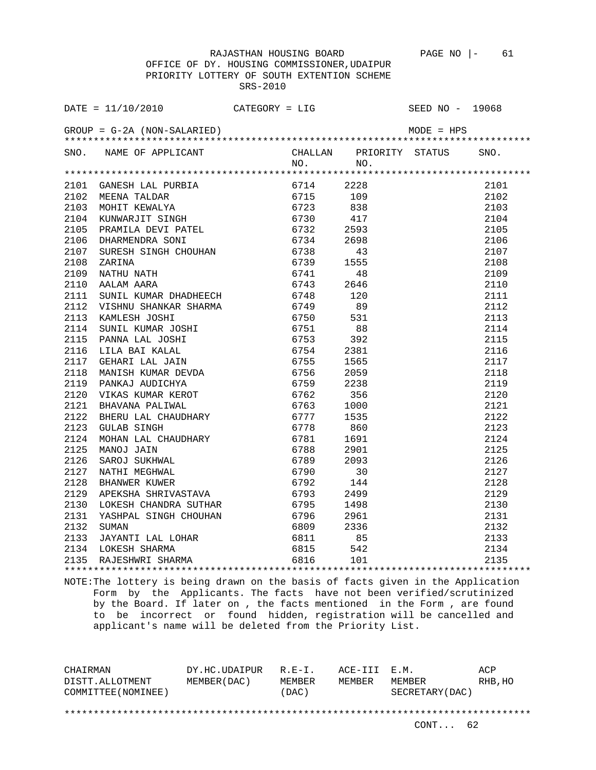RAJASTHAN HOUSING BOARD PAGE NO |- 61

OFFICE OF DY. HOUSING COMMISSIONER,UDAIPUR

PRIORITY LOTTERY OF SOUTH EXTENTION SCHEME

SRS-2010

DATE = 11/10/2010 CATEGORY = LIG SEED NO - 19068

GROUP = G-2A (NON-SALARIED) MODE = HPS

| SNO. | NAME OF APPLICANT | CHALLAN NO. | PRIORITY NO. | STATUS | SNO. |
|---|---|---|---|---|---|
| 2101 | GANESH LAL PURBIA | 6714 | 2228 | | 2101 |
| 2102 | MEENA TALDAR | 6715 | 109 | | 2102 |
| 2103 | MOHIT KEWALYA | 6723 | 838 | | 2103 |
| 2104 | KUNWARJIT SINGH | 6730 | 417 | | 2104 |
| 2105 | PRAMILA DEVI PATEL | 6732 | 2593 | | 2105 |
| 2106 | DHARMENDRA SONI | 6734 | 2698 | | 2106 |
| 2107 | SURESH SINGH CHOUHAN | 6738 | 43 | | 2107 |
| 2108 | ZARINA | 6739 | 1555 | | 2108 |
| 2109 | NATHU NATH | 6741 | 48 | | 2109 |
| 2110 | AALAM AARA | 6743 | 2646 | | 2110 |
| 2111 | SUNIL KUMAR DHADHEECH | 6748 | 120 | | 2111 |
| 2112 | VISHNU SHANKAR SHARMA | 6749 | 89 | | 2112 |
| 2113 | KAMLESH JOSHI | 6750 | 531 | | 2113 |
| 2114 | SUNIL KUMAR JOSHI | 6751 | 88 | | 2114 |
| 2115 | PANNA LAL JOSHI | 6753 | 392 | | 2115 |
| 2116 | LILA BAI KALAL | 6754 | 2381 | | 2116 |
| 2117 | GEHARI LAL JAIN | 6755 | 1565 | | 2117 |
| 2118 | MANISH KUMAR DEVDA | 6756 | 2059 | | 2118 |
| 2119 | PANKAJ AUDICHYA | 6759 | 2238 | | 2119 |
| 2120 | VIKAS KUMAR KEROT | 6762 | 356 | | 2120 |
| 2121 | BHAVANA PALIWAL | 6763 | 1000 | | 2121 |
| 2122 | BHERU LAL CHAUDHARY | 6777 | 1535 | | 2122 |
| 2123 | GULAB SINGH | 6778 | 860 | | 2123 |
| 2124 | MOHAN LAL CHAUDHARY | 6781 | 1691 | | 2124 |
| 2125 | MANOJ JAIN | 6788 | 2901 | | 2125 |
| 2126 | SAROJ SUKHWAL | 6789 | 2093 | | 2126 |
| 2127 | NATHI MEGHWAL | 6790 | 30 | | 2127 |
| 2128 | BHANWER KUWER | 6792 | 144 | | 2128 |
| 2129 | APEKSHA SHRIVASTAVA | 6793 | 2499 | | 2129 |
| 2130 | LOKESH CHANDRA SUTHAR | 6795 | 1498 | | 2130 |
| 2131 | YASHPAL SINGH CHOUHAN | 6796 | 2961 | | 2131 |
| 2132 | SUMAN | 6809 | 2336 | | 2132 |
| 2133 | JAYANTI LAL LOHAR | 6811 | 85 | | 2133 |
| 2134 | LOKESH SHARMA | 6815 | 542 | | 2134 |
| 2135 | RAJESHWRI SHARMA | 6816 | 101 | | 2135 |

NOTE:The lottery is being drawn on the basis of facts given in the Application Form by the Applicants. The facts have not been verified/scrutinized by the Board. If later on , the facts mentioned in the Form , are found to be incorrect or found hidden, registration will be cancelled and applicant's name will be deleted from the Priority List.

| CHAIRMAN DISTT.ALLOTMENT COMMITTEE(NOMINEE) | DY.HC.UDAIPUR MEMBER(DAC) | R.E-I. MEMBER (DAC) | ACE-III MEMBER | E.M. MEMBER SECRETARY(DAC) | ACP RHB,HO |
|---|---|---|---|---|---|

CONT... 62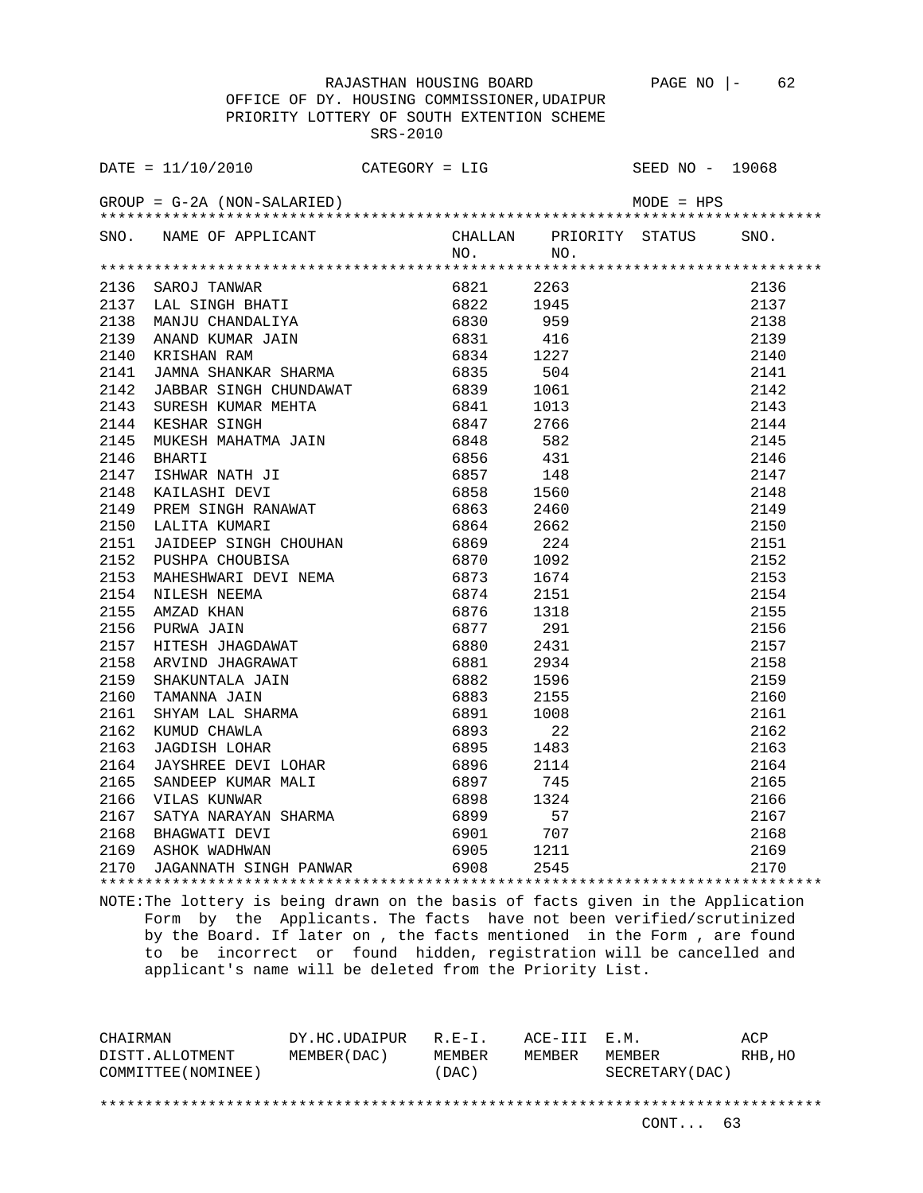RAJASTHAN HOUSING BOARD

OFFICE OF DY. HOUSING COMMISSIONER,UDAIPUR

PRIORITY LOTTERY OF SOUTH EXTENTION SCHEME

SRS-2010

DATE = 11/10/2010 CATEGORY = LIG SEED NO - 19068

GROUP = G-2A (NON-SALARIED) MODE = HPS

| SNO. | NAME OF APPLICANT | CHALLAN NO. | PRIORITY NO. | STATUS | SNO. |
|---|---|---|---|---|---|
| 2136 | SAROJ TANWAR | 6821 | 2263 | | 2136 |
| 2137 | LAL SINGH BHATI | 6822 | 1945 | | 2137 |
| 2138 | MANJU CHANDALIYA | 6830 | 959 | | 2138 |
| 2139 | ANAND KUMAR JAIN | 6831 | 416 | | 2139 |
| 2140 | KRISHAN RAM | 6834 | 1227 | | 2140 |
| 2141 | JAMNA SHANKAR SHARMA | 6835 | 504 | | 2141 |
| 2142 | JABBAR SINGH CHUNDAWAT | 6839 | 1061 | | 2142 |
| 2143 | SURESH KUMAR MEHTA | 6841 | 1013 | | 2143 |
| 2144 | KESHAR SINGH | 6847 | 2766 | | 2144 |
| 2145 | MUKESH MAHATMA JAIN | 6848 | 582 | | 2145 |
| 2146 | BHARTI | 6856 | 431 | | 2146 |
| 2147 | ISHWAR NATH JI | 6857 | 148 | | 2147 |
| 2148 | KAILASHI DEVI | 6858 | 1560 | | 2148 |
| 2149 | PREM SINGH RANAWAT | 6863 | 2460 | | 2149 |
| 2150 | LALITA KUMARI | 6864 | 2662 | | 2150 |
| 2151 | JAIDEEP SINGH CHOUHAN | 6869 | 224 | | 2151 |
| 2152 | PUSHPA CHOUBISA | 6870 | 1092 | | 2152 |
| 2153 | MAHESHWARI DEVI NEMA | 6873 | 1674 | | 2153 |
| 2154 | NILESH NEEMA | 6874 | 2151 | | 2154 |
| 2155 | AMZAD KHAN | 6876 | 1318 | | 2155 |
| 2156 | PURWA JAIN | 6877 | 291 | | 2156 |
| 2157 | HITESH JHAGDAWAT | 6880 | 2431 | | 2157 |
| 2158 | ARVIND JHAGRAWAT | 6881 | 2934 | | 2158 |
| 2159 | SHAKUNTALA JAIN | 6882 | 1596 | | 2159 |
| 2160 | TAMANNA JAIN | 6883 | 2155 | | 2160 |
| 2161 | SHYAM LAL SHARMA | 6891 | 1008 | | 2161 |
| 2162 | KUMUD CHAWLA | 6893 | 22 | | 2162 |
| 2163 | JAGDISH LOHAR | 6895 | 1483 | | 2163 |
| 2164 | JAYSHREE DEVI LOHAR | 6896 | 2114 | | 2164 |
| 2165 | SANDEEP KUMAR MALI | 6897 | 745 | | 2165 |
| 2166 | VILAS KUNWAR | 6898 | 1324 | | 2166 |
| 2167 | SATYA NARAYAN SHARMA | 6899 | 57 | | 2167 |
| 2168 | BHAGWATI DEVI | 6901 | 707 | | 2168 |
| 2169 | ASHOK WADHWAN | 6905 | 1211 | | 2169 |
| 2170 | JAGANNATH SINGH PANWAR | 6908 | 2545 | | 2170 |

NOTE:The lottery is being drawn on the basis of facts given in the Application Form by the Applicants. The facts have not been verified/scrutinized by the Board. If later on , the facts mentioned in the Form , are found to be incorrect or found hidden, registration will be cancelled and applicant's name will be deleted from the Priority List.

| CHAIRMAN DISTT.ALLOTMENT COMMITTEE(NOMINEE) | DY.HC.UDAIPUR MEMBER(DAC) | R.E-I. MEMBER (DAC) | ACE-III MEMBER | E.M. MEMBER SECRETARY(DAC) | ACP RHB,HO |
|---|---|---|---|---|---|

CONT... 63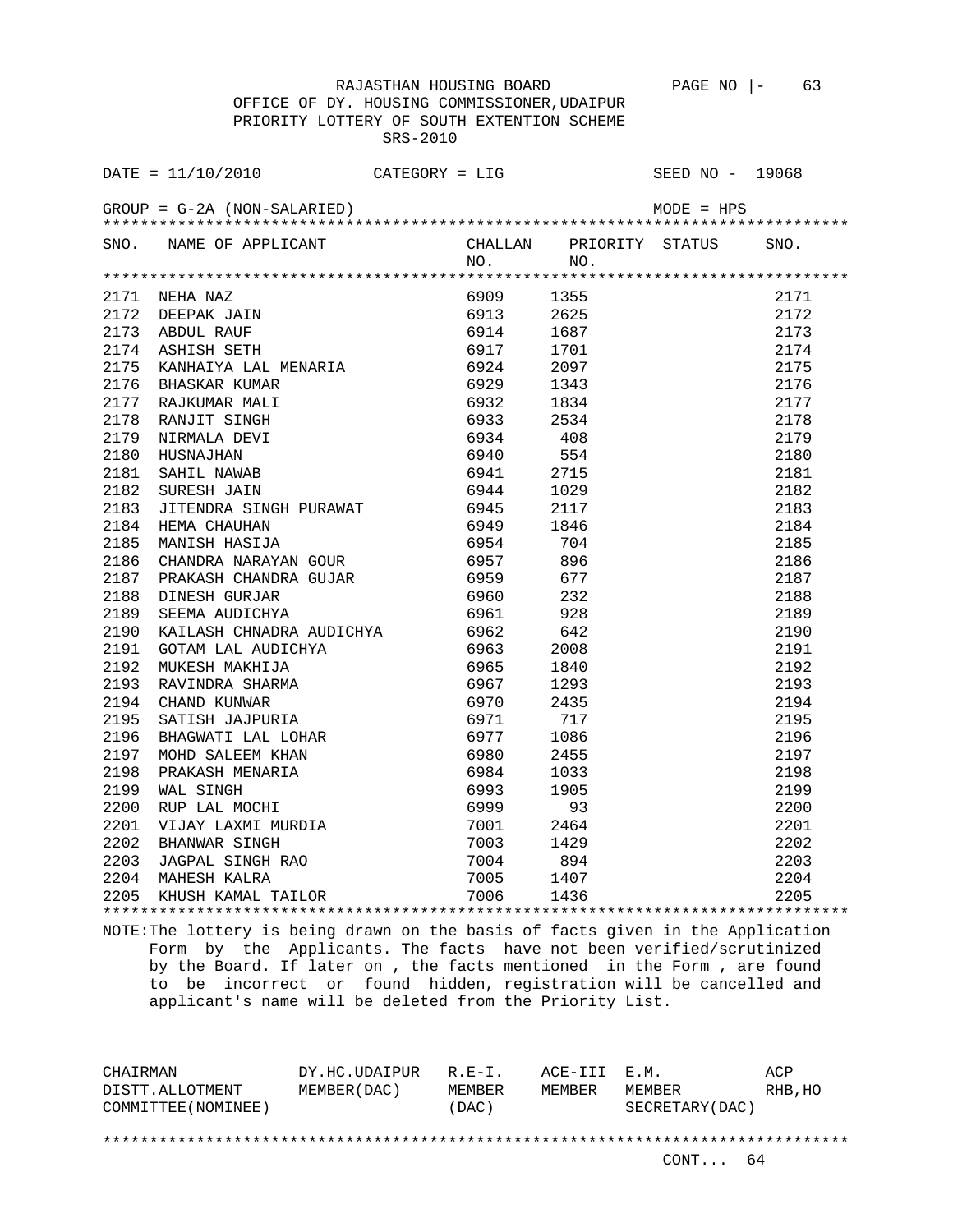RAJASTHAN HOUSING BOARD PAGE NO |- 63

OFFICE OF DY. HOUSING COMMISSIONER,UDAIPUR

PRIORITY LOTTERY OF SOUTH EXTENTION SCHEME

SRS-2010

DATE = 11/10/2010 CATEGORY = LIG SEED NO - 19068

GROUP = G-2A (NON-SALARIED) MODE = HPS

| SNO. | NAME OF APPLICANT | CHALLAN NO. | PRIORITY NO. | STATUS | SNO. |
|---|---|---|---|---|---|
| 2171 | NEHA NAZ | 6909 | 1355 | | 2171 |
| 2172 | DEEPAK JAIN | 6913 | 2625 | | 2172 |
| 2173 | ABDUL RAUF | 6914 | 1687 | | 2173 |
| 2174 | ASHISH SETH | 6917 | 1701 | | 2174 |
| 2175 | KANHAIYA LAL MENARIA | 6924 | 2097 | | 2175 |
| 2176 | BHASKAR KUMAR | 6929 | 1343 | | 2176 |
| 2177 | RAJKUMAR MALI | 6932 | 1834 | | 2177 |
| 2178 | RANJIT SINGH | 6933 | 2534 | | 2178 |
| 2179 | NIRMALA DEVI | 6934 | 408 | | 2179 |
| 2180 | HUSNAJHAN | 6940 | 554 | | 2180 |
| 2181 | SAHIL NAWAB | 6941 | 2715 | | 2181 |
| 2182 | SURESH JAIN | 6944 | 1029 | | 2182 |
| 2183 | JITENDRA SINGH PURAWAT | 6945 | 2117 | | 2183 |
| 2184 | HEMA CHAUHAN | 6949 | 1846 | | 2184 |
| 2185 | MANISH HASIJA | 6954 | 704 | | 2185 |
| 2186 | CHANDRA NARAYAN GOUR | 6957 | 896 | | 2186 |
| 2187 | PRAKASH CHANDRA GUJAR | 6959 | 677 | | 2187 |
| 2188 | DINESH GURJAR | 6960 | 232 | | 2188 |
| 2189 | SEEMA AUDICHYA | 6961 | 928 | | 2189 |
| 2190 | KAILASH CHNADRA AUDICHYA | 6962 | 642 | | 2190 |
| 2191 | GOTAM LAL AUDICHYA | 6963 | 2008 | | 2191 |
| 2192 | MUKESH MAKHIJA | 6965 | 1840 | | 2192 |
| 2193 | RAVINDRA SHARMA | 6967 | 1293 | | 2193 |
| 2194 | CHAND KUNWAR | 6970 | 2435 | | 2194 |
| 2195 | SATISH JAJPURIA | 6971 | 717 | | 2195 |
| 2196 | BHAGWATI LAL LOHAR | 6977 | 1086 | | 2196 |
| 2197 | MOHD SALEEM KHAN | 6980 | 2455 | | 2197 |
| 2198 | PRAKASH MENARIA | 6984 | 1033 | | 2198 |
| 2199 | WAL SINGH | 6993 | 1905 | | 2199 |
| 2200 | RUP LAL MOCHI | 6999 | 93 | | 2200 |
| 2201 | VIJAY LAXMI MURDIA | 7001 | 2464 | | 2201 |
| 2202 | BHANWAR SINGH | 7003 | 1429 | | 2202 |
| 2203 | JAGPAL SINGH RAO | 7004 | 894 | | 2203 |
| 2204 | MAHESH KALRA | 7005 | 1407 | | 2204 |
| 2205 | KHUSH KAMAL TAILOR | 7006 | 1436 | | 2205 |

NOTE:The lottery is being drawn on the basis of facts given in the Application Form by the Applicants. The facts have not been verified/scrutinized by the Board. If later on , the facts mentioned in the Form , are found to be incorrect or found hidden, registration will be cancelled and applicant's name will be deleted from the Priority List.

| CHAIRMAN DISTT.ALLOTMENT COMMITTEE(NOMINEE) | DY.HC.UDAIPUR MEMBER(DAC) | R.E-I. MEMBER (DAC) | ACE-III MEMBER | E.M. MEMBER SECRETARY(DAC) | ACP RHB,HO |
|---|---|---|---|---|---|

CONT... 64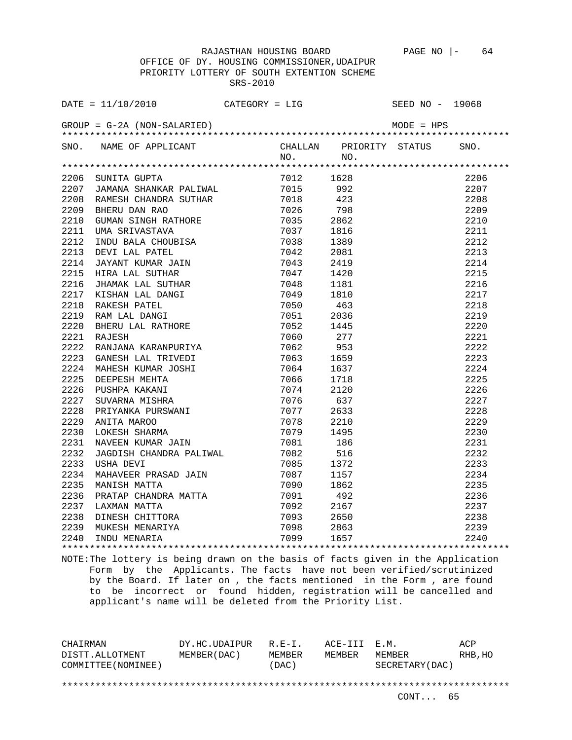RAJASTHAN HOUSING BOARD

OFFICE OF DY. HOUSING COMMISSIONER,UDAIPUR

PRIORITY LOTTERY OF SOUTH EXTENTION SCHEME

SRS-2010

DATE = 11/10/2010 CATEGORY = LIG SEED NO - 19068

GROUP = G-2A (NON-SALARIED) MODE = HPS

| SNO. | NAME OF APPLICANT | CHALLAN NO. | PRIORITY NO. | STATUS | SNO. |
|---|---|---|---|---|---|
| 2206 | SUNITA GUPTA | 7012 | 1628 | | 2206 |
| 2207 | JAMANA SHANKAR PALIWAL | 7015 | 992 | | 2207 |
| 2208 | RAMESH CHANDRA SUTHAR | 7018 | 423 | | 2208 |
| 2209 | BHERU DAN RAO | 7026 | 798 | | 2209 |
| 2210 | GUMAN SINGH RATHORE | 7035 | 2862 | | 2210 |
| 2211 | UMA SRIVASTAVA | 7037 | 1816 | | 2211 |
| 2212 | INDU BALA CHOUBISA | 7038 | 1389 | | 2212 |
| 2213 | DEVI LAL PATEL | 7042 | 2081 | | 2213 |
| 2214 | JAYANT KUMAR JAIN | 7043 | 2419 | | 2214 |
| 2215 | HIRA LAL SUTHAR | 7047 | 1420 | | 2215 |
| 2216 | JHAMAK LAL SUTHAR | 7048 | 1181 | | 2216 |
| 2217 | KISHAN LAL DANGI | 7049 | 1810 | | 2217 |
| 2218 | RAKESH PATEL | 7050 | 463 | | 2218 |
| 2219 | RAM LAL DANGI | 7051 | 2036 | | 2219 |
| 2220 | BHERU LAL RATHORE | 7052 | 1445 | | 2220 |
| 2221 | RAJESH | 7060 | 277 | | 2221 |
| 2222 | RANJANA KARANPURIYA | 7062 | 953 | | 2222 |
| 2223 | GANESH LAL TRIVEDI | 7063 | 1659 | | 2223 |
| 2224 | MAHESH KUMAR JOSHI | 7064 | 1637 | | 2224 |
| 2225 | DEEPESH MEHTA | 7066 | 1718 | | 2225 |
| 2226 | PUSHPA KAKANI | 7074 | 2120 | | 2226 |
| 2227 | SUVARNA MISHRA | 7076 | 637 | | 2227 |
| 2228 | PRIYANKA PURSWANI | 7077 | 2633 | | 2228 |
| 2229 | ANITA MAROO | 7078 | 2210 | | 2229 |
| 2230 | LOKESH SHARMA | 7079 | 1495 | | 2230 |
| 2231 | NAVEEN KUMAR JAIN | 7081 | 186 | | 2231 |
| 2232 | JAGDISH CHANDRA PALIWAL | 7082 | 516 | | 2232 |
| 2233 | USHA DEVI | 7085 | 1372 | | 2233 |
| 2234 | MAHAVEER PRASAD JAIN | 7087 | 1157 | | 2234 |
| 2235 | MANISH MATTA | 7090 | 1862 | | 2235 |
| 2236 | PRATAP CHANDRA MATTA | 7091 | 492 | | 2236 |
| 2237 | LAXMAN MATTA | 7092 | 2167 | | 2237 |
| 2238 | DINESH CHITTORA | 7093 | 2650 | | 2238 |
| 2239 | MUKESH MENARIYA | 7098 | 2863 | | 2239 |
| 2240 | INDU MENARIA | 7099 | 1657 | | 2240 |

NOTE:The lottery is being drawn on the basis of facts given in the Application Form by the Applicants. The facts have not been verified/scrutinized by the Board. If later on , the facts mentioned in the Form , are found to be incorrect or found hidden, registration will be cancelled and applicant's name will be deleted from the Priority List.

| CHAIRMAN DISTT.ALLOTMENT COMMITTEE(NOMINEE) | DY.HC.UDAIPUR MEMBER(DAC) | R.E-I. MEMBER (DAC) | ACE-III MEMBER | E.M. MEMBER SECRETARY(DAC) | ACP RHB,HO |
|---|---|---|---|---|---|

CONT... 65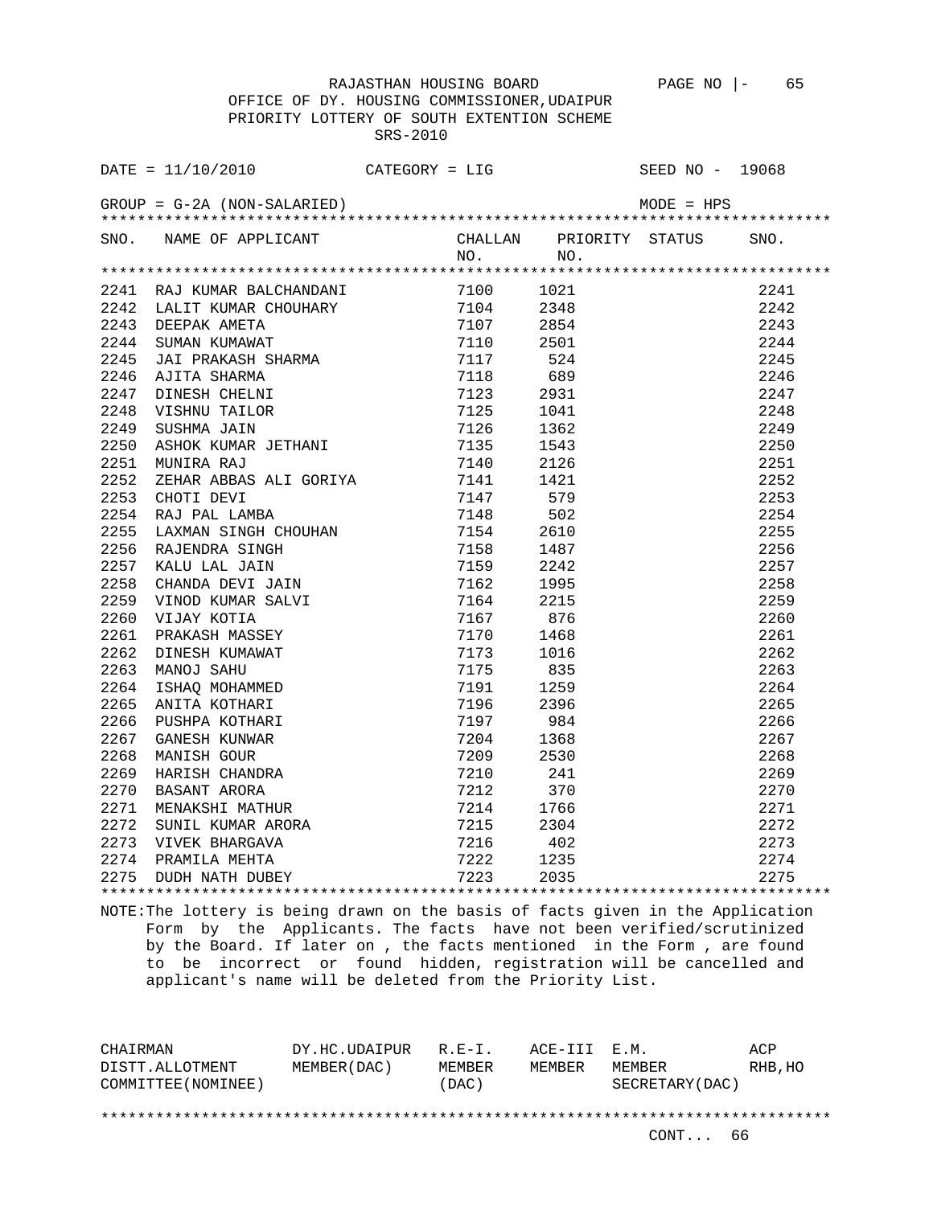RAJASTHAN HOUSING BOARD

OFFICE OF DY. HOUSING COMMISSIONER,UDAIPUR

PRIORITY LOTTERY OF SOUTH EXTENTION SCHEME

SRS-2010

DATE = 11/10/2010 CATEGORY = LIG SEED NO - 19068

GROUP = G-2A (NON-SALARIED) MODE = HPS

| SNO. | NAME OF APPLICANT | CHALLAN NO. | PRIORITY NO. | STATUS | SNO. |
|---|---|---|---|---|---|
| 2241 | RAJ KUMAR BALCHANDANI | 7100 | 1021 | | 2241 |
| 2242 | LALIT KUMAR CHOUHARY | 7104 | 2348 | | 2242 |
| 2243 | DEEPAK AMETA | 7107 | 2854 | | 2243 |
| 2244 | SUMAN KUMAWAT | 7110 | 2501 | | 2244 |
| 2245 | JAI PRAKASH SHARMA | 7117 | 524 | | 2245 |
| 2246 | AJITA SHARMA | 7118 | 689 | | 2246 |
| 2247 | DINESH CHELNI | 7123 | 2931 | | 2247 |
| 2248 | VISHNU TAILOR | 7125 | 1041 | | 2248 |
| 2249 | SUSHMA JAIN | 7126 | 1362 | | 2249 |
| 2250 | ASHOK KUMAR JETHANI | 7135 | 1543 | | 2250 |
| 2251 | MUNIRA RAJ | 7140 | 2126 | | 2251 |
| 2252 | ZEHAR ABBAS ALI GORIYA | 7141 | 1421 | | 2252 |
| 2253 | CHOTI DEVI | 7147 | 579 | | 2253 |
| 2254 | RAJ PAL LAMBA | 7148 | 502 | | 2254 |
| 2255 | LAXMAN SINGH CHOUHAN | 7154 | 2610 | | 2255 |
| 2256 | RAJENDRA SINGH | 7158 | 1487 | | 2256 |
| 2257 | KALU LAL JAIN | 7159 | 2242 | | 2257 |
| 2258 | CHANDA DEVI JAIN | 7162 | 1995 | | 2258 |
| 2259 | VINOD KUMAR SALVI | 7164 | 2215 | | 2259 |
| 2260 | VIJAY KOTIA | 7167 | 876 | | 2260 |
| 2261 | PRAKASH MASSEY | 7170 | 1468 | | 2261 |
| 2262 | DINESH KUMAWAT | 7173 | 1016 | | 2262 |
| 2263 | MANOJ SAHU | 7175 | 835 | | 2263 |
| 2264 | ISHAQ MOHAMMED | 7191 | 1259 | | 2264 |
| 2265 | ANITA KOTHARI | 7196 | 2396 | | 2265 |
| 2266 | PUSHPA KOTHARI | 7197 | 984 | | 2266 |
| 2267 | GANESH KUNWAR | 7204 | 1368 | | 2267 |
| 2268 | MANISH GOUR | 7209 | 2530 | | 2268 |
| 2269 | HARISH CHANDRA | 7210 | 241 | | 2269 |
| 2270 | BASANT ARORA | 7212 | 370 | | 2270 |
| 2271 | MENAKSHI MATHUR | 7214 | 1766 | | 2271 |
| 2272 | SUNIL KUMAR ARORA | 7215 | 2304 | | 2272 |
| 2273 | VIVEK BHARGAVA | 7216 | 402 | | 2273 |
| 2274 | PRAMILA MEHTA | 7222 | 1235 | | 2274 |
| 2275 | DUDH NATH DUBEY | 7223 | 2035 | | 2275 |

NOTE:The lottery is being drawn on the basis of facts given in the Application Form by the Applicants. The facts have not been verified/scrutinized by the Board. If later on , the facts mentioned in the Form , are found to be incorrect or found hidden, registration will be cancelled and applicant's name will be deleted from the Priority List.

| CHAIRMAN DISTT.ALLOTMENT COMMITTEE(NOMINEE) | DY.HC.UDAIPUR MEMBER(DAC) | R.E-I. MEMBER (DAC) | ACE-III MEMBER | E.M. MEMBER SECRETARY(DAC) | ACP RHB,HO |
|---|---|---|---|---|---|

CONT... 66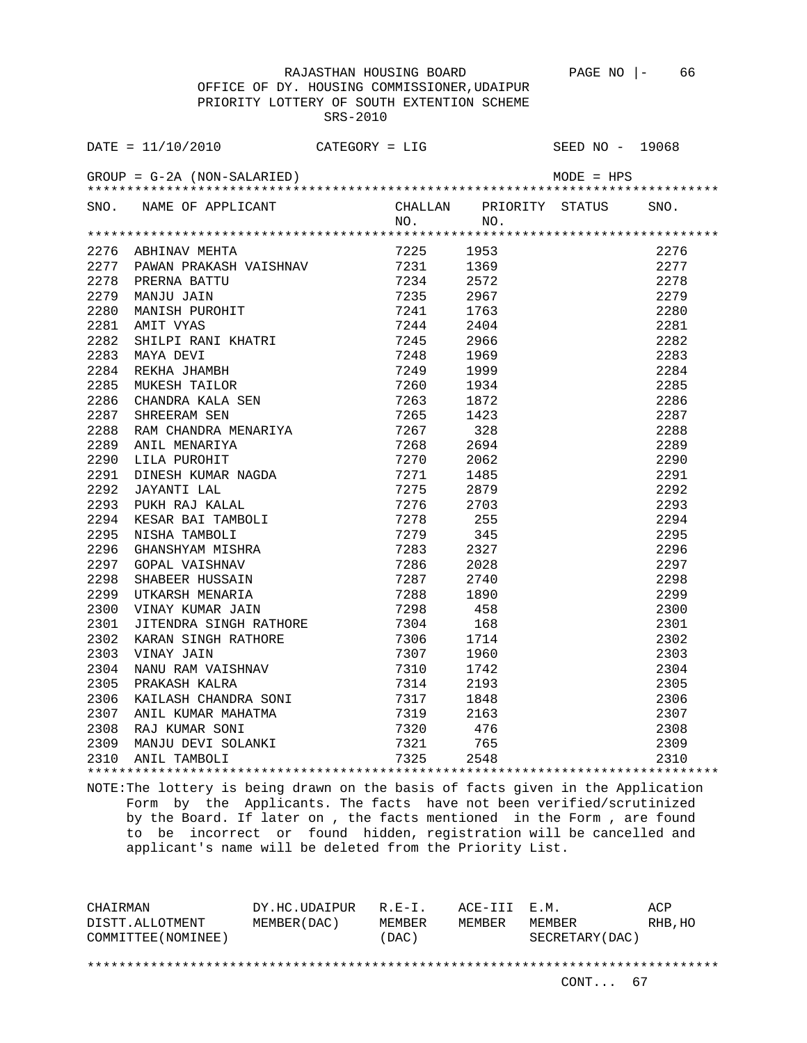RAJASTHAN HOUSING BOARD

OFFICE OF DY. HOUSING COMMISSIONER,UDAIPUR

PRIORITY LOTTERY OF SOUTH EXTENTION SCHEME

SRS-2010

DATE = 11/10/2010 CATEGORY = LIG SEED NO - 19068

GROUP = G-2A (NON-SALARIED) MODE = HPS

| SNO. | NAME OF APPLICANT | CHALLAN NO. | PRIORITY NO. | STATUS | SNO. |
|---|---|---|---|---|---|
| 2276 | ABHINAV MEHTA | 7225 | 1953 | | 2276 |
| 2277 | PAWAN PRAKASH VAISHNAV | 7231 | 1369 | | 2277 |
| 2278 | PRERNA BATTU | 7234 | 2572 | | 2278 |
| 2279 | MANJU JAIN | 7235 | 2967 | | 2279 |
| 2280 | MANISH PUROHIT | 7241 | 1763 | | 2280 |
| 2281 | AMIT VYAS | 7244 | 2404 | | 2281 |
| 2282 | SHILPI RANI KHATRI | 7245 | 2966 | | 2282 |
| 2283 | MAYA DEVI | 7248 | 1969 | | 2283 |
| 2284 | REKHA JHAMBH | 7249 | 1999 | | 2284 |
| 2285 | MUKESH TAILOR | 7260 | 1934 | | 2285 |
| 2286 | CHANDRA KALA SEN | 7263 | 1872 | | 2286 |
| 2287 | SHREERAM SEN | 7265 | 1423 | | 2287 |
| 2288 | RAM CHANDRA MENARIYA | 7267 | 328 | | 2288 |
| 2289 | ANIL MENARIYA | 7268 | 2694 | | 2289 |
| 2290 | LILA PUROHIT | 7270 | 2062 | | 2290 |
| 2291 | DINESH KUMAR NAGDA | 7271 | 1485 | | 2291 |
| 2292 | JAYANTI LAL | 7275 | 2879 | | 2292 |
| 2293 | PUKH RAJ KALAL | 7276 | 2703 | | 2293 |
| 2294 | KESAR BAI TAMBOLI | 7278 | 255 | | 2294 |
| 2295 | NISHA TAMBOLI | 7279 | 345 | | 2295 |
| 2296 | GHANSHYAM MISHRA | 7283 | 2327 | | 2296 |
| 2297 | GOPAL VAISHNAV | 7286 | 2028 | | 2297 |
| 2298 | SHABEER HUSSAIN | 7287 | 2740 | | 2298 |
| 2299 | UTKARSH MENARIA | 7288 | 1890 | | 2299 |
| 2300 | VINAY KUMAR JAIN | 7298 | 458 | | 2300 |
| 2301 | JITENDRA SINGH RATHORE | 7304 | 168 | | 2301 |
| 2302 | KARAN SINGH RATHORE | 7306 | 1714 | | 2302 |
| 2303 | VINAY JAIN | 7307 | 1960 | | 2303 |
| 2304 | NANU RAM VAISHNAV | 7310 | 1742 | | 2304 |
| 2305 | PRAKASH KALRA | 7314 | 2193 | | 2305 |
| 2306 | KAILASH CHANDRA SONI | 7317 | 1848 | | 2306 |
| 2307 | ANIL KUMAR MAHATMA | 7319 | 2163 | | 2307 |
| 2308 | RAJ KUMAR SONI | 7320 | 476 | | 2308 |
| 2309 | MANJU DEVI SOLANKI | 7321 | 765 | | 2309 |
| 2310 | ANIL TAMBOLI | 7325 | 2548 | | 2310 |

NOTE:The lottery is being drawn on the basis of facts given in the Application Form by the Applicants. The facts have not been verified/scrutinized by the Board. If later on , the facts mentioned in the Form , are found to be incorrect or found hidden, registration will be cancelled and applicant's name will be deleted from the Priority List.

| CHAIRMAN | DY.HC.UDAIPUR | R.E-I. | ACE-III | E.M. | ACP |
|---|---|---|---|---|---|
| DISTT.ALLOTMENT | MEMBER(DAC) | MEMBER | MEMBER | MEMBER | RHB,HO |
| COMMITTEE(NOMINEE) | | (DAC) | | SECRETARY(DAC) | |

CONT... 67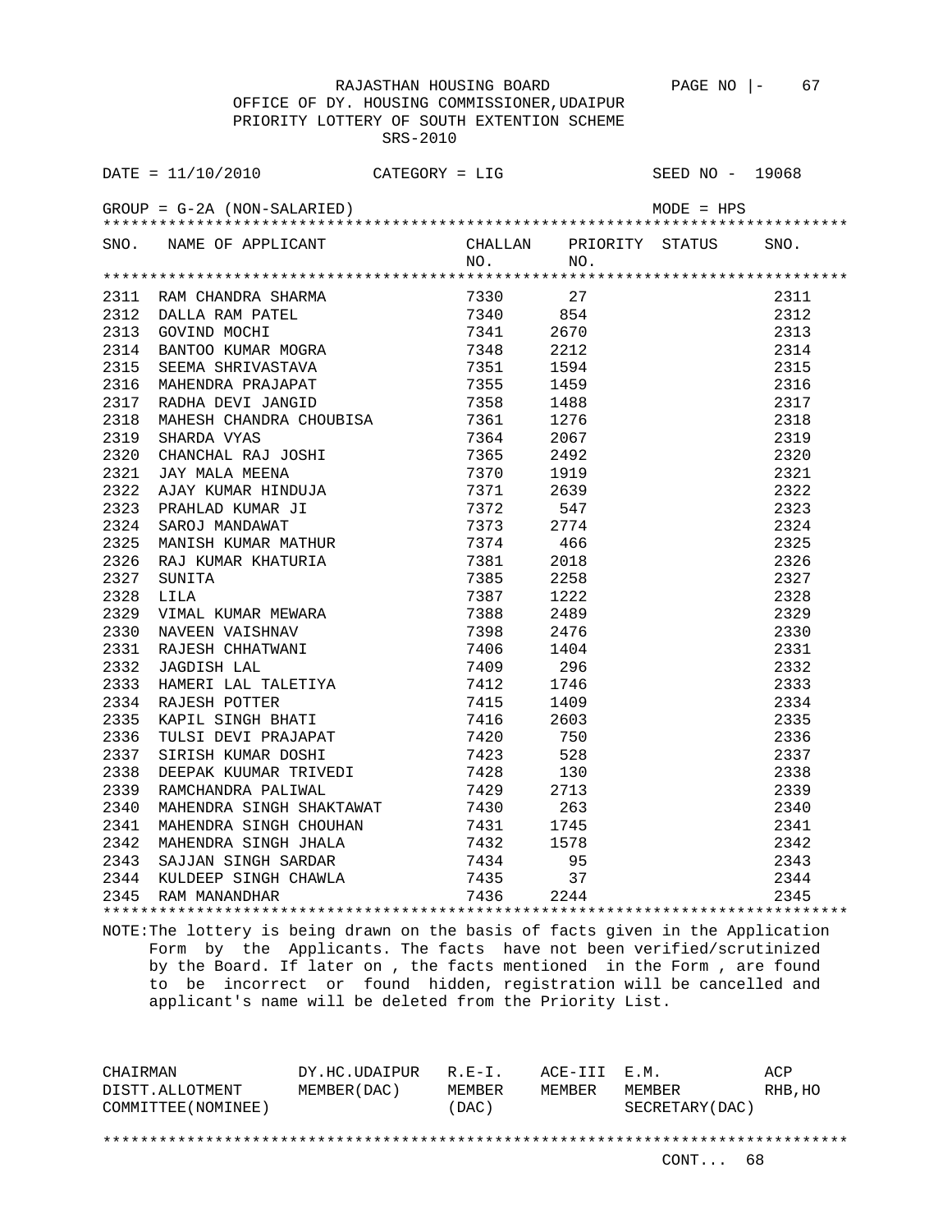RAJASTHAN HOUSING BOARD

OFFICE OF DY. HOUSING COMMISSIONER,UDAIPUR

PRIORITY LOTTERY OF SOUTH EXTENTION SCHEME

SRS-2010

DATE = 11/10/2010 CATEGORY = LIG SEED NO - 19068

GROUP = G-2A (NON-SALARIED) MODE = HPS

| SNO. | NAME OF APPLICANT | CHALLAN NO. | PRIORITY NO. | STATUS | SNO. |
|---|---|---|---|---|---|
| 2311 | RAM CHANDRA SHARMA | 7330 | 27 | | 2311 |
| 2312 | DALLA RAM PATEL | 7340 | 854 | | 2312 |
| 2313 | GOVIND MOCHI | 7341 | 2670 | | 2313 |
| 2314 | BANTOO KUMAR MOGRA | 7348 | 2212 | | 2314 |
| 2315 | SEEMA SHRIVASTAVA | 7351 | 1594 | | 2315 |
| 2316 | MAHENDRA PRAJAPAT | 7355 | 1459 | | 2316 |
| 2317 | RADHA DEVI JANGID | 7358 | 1488 | | 2317 |
| 2318 | MAHESH CHANDRA CHOUBISA | 7361 | 1276 | | 2318 |
| 2319 | SHARDA VYAS | 7364 | 2067 | | 2319 |
| 2320 | CHANCHAL RAJ JOSHI | 7365 | 2492 | | 2320 |
| 2321 | JAY MALA MEENA | 7370 | 1919 | | 2321 |
| 2322 | AJAY KUMAR HINDUJA | 7371 | 2639 | | 2322 |
| 2323 | PRAHLAD KUMAR JI | 7372 | 547 | | 2323 |
| 2324 | SAROJ MANDAWAT | 7373 | 2774 | | 2324 |
| 2325 | MANISH KUMAR MATHUR | 7374 | 466 | | 2325 |
| 2326 | RAJ KUMAR KHATURIA | 7381 | 2018 | | 2326 |
| 2327 | SUNITA | 7385 | 2258 | | 2327 |
| 2328 | LILA | 7387 | 1222 | | 2328 |
| 2329 | VIMAL KUMAR MEWARA | 7388 | 2489 | | 2329 |
| 2330 | NAVEEN VAISHNAV | 7398 | 2476 | | 2330 |
| 2331 | RAJESH CHHATWANI | 7406 | 1404 | | 2331 |
| 2332 | JAGDISH LAL | 7409 | 296 | | 2332 |
| 2333 | HAMERI LAL TALETIYA | 7412 | 1746 | | 2333 |
| 2334 | RAJESH POTTER | 7415 | 1409 | | 2334 |
| 2335 | KAPIL SINGH BHATI | 7416 | 2603 | | 2335 |
| 2336 | TULSI DEVI PRAJAPAT | 7420 | 750 | | 2336 |
| 2337 | SIRISH KUMAR DOSHI | 7423 | 528 | | 2337 |
| 2338 | DEEPAK KUUMAR TRIVEDI | 7428 | 130 | | 2338 |
| 2339 | RAMCHANDRA PALIWAL | 7429 | 2713 | | 2339 |
| 2340 | MAHENDRA SINGH SHAKTAWAT | 7430 | 263 | | 2340 |
| 2341 | MAHENDRA SINGH CHOUHAN | 7431 | 1745 | | 2341 |
| 2342 | MAHENDRA SINGH JHALA | 7432 | 1578 | | 2342 |
| 2343 | SAJJAN SINGH SARDAR | 7434 | 95 | | 2343 |
| 2344 | KULDEEP SINGH CHAWLA | 7435 | 37 | | 2344 |
| 2345 | RAM MANANDHAR | 7436 | 2244 | | 2345 |

NOTE:The lottery is being drawn on the basis of facts given in the Application Form by the Applicants. The facts have not been verified/scrutinized by the Board. If later on , the facts mentioned in the Form , are found to be incorrect or found hidden, registration will be cancelled and applicant's name will be deleted from the Priority List.

| CHAIRMAN DISTT.ALLOTMENT COMMITTEE(NOMINEE) | DY.HC.UDAIPUR MEMBER(DAC) | R.E-I. MEMBER (DAC) | ACE-III MEMBER | E.M. MEMBER SECRETARY(DAC) | ACP RHB,HO |
|---|---|---|---|---|---|

CONT... 68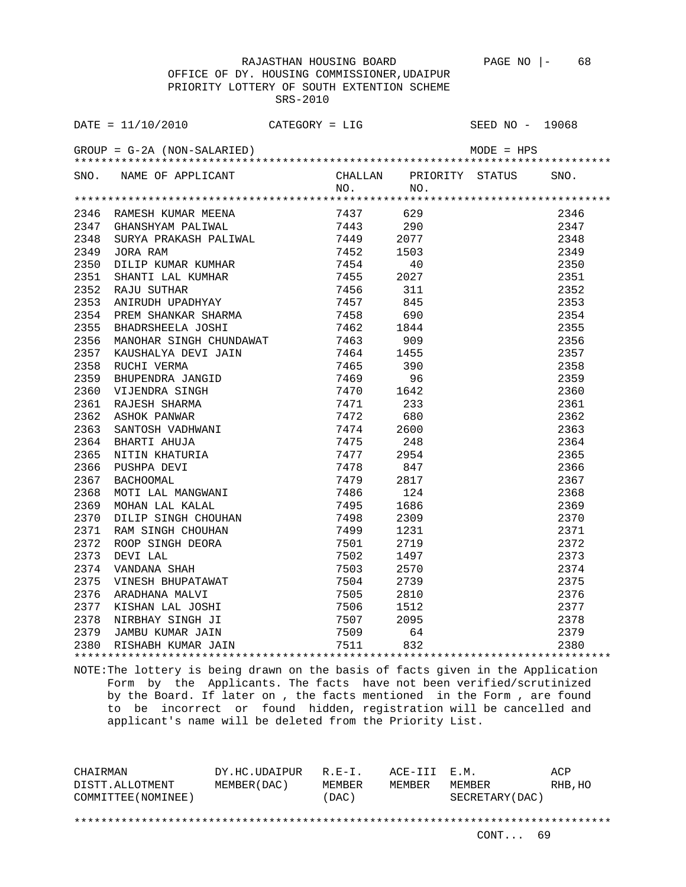RAJASTHAN HOUSING BOARD

OFFICE OF DY. HOUSING COMMISSIONER,UDAIPUR

PRIORITY LOTTERY OF SOUTH EXTENTION SCHEME

SRS-2010

DATE = 11/10/2010 CATEGORY = LIG SEED NO - 19068

GROUP = G-2A (NON-SALARIED) MODE = HPS

| SNO. | NAME OF APPLICANT | CHALLAN NO. | PRIORITY NO. | STATUS | SNO. |
|---|---|---|---|---|---|
| 2346 | RAMESH KUMAR MEENA | 7437 | 629 | | 2346 |
| 2347 | GHANSHYAM PALIWAL | 7443 | 290 | | 2347 |
| 2348 | SURYA PRAKASH PALIWAL | 7449 | 2077 | | 2348 |
| 2349 | JORA RAM | 7452 | 1503 | | 2349 |
| 2350 | DILIP KUMAR KUMHAR | 7454 | 40 | | 2350 |
| 2351 | SHANTI LAL KUMHAR | 7455 | 2027 | | 2351 |
| 2352 | RAJU SUTHAR | 7456 | 311 | | 2352 |
| 2353 | ANIRUDH UPADHYAY | 7457 | 845 | | 2353 |
| 2354 | PREM SHANKAR SHARMA | 7458 | 690 | | 2354 |
| 2355 | BHADRSHEELA JOSHI | 7462 | 1844 | | 2355 |
| 2356 | MANOHAR SINGH CHUNDAWAT | 7463 | 909 | | 2356 |
| 2357 | KAUSHALYA DEVI JAIN | 7464 | 1455 | | 2357 |
| 2358 | RUCHI VERMA | 7465 | 390 | | 2358 |
| 2359 | BHUPENDRA JANGID | 7469 | 96 | | 2359 |
| 2360 | VIJENDRA SINGH | 7470 | 1642 | | 2360 |
| 2361 | RAJESH SHARMA | 7471 | 233 | | 2361 |
| 2362 | ASHOK PANWAR | 7472 | 680 | | 2362 |
| 2363 | SANTOSH VADHWANI | 7474 | 2600 | | 2363 |
| 2364 | BHARTI AHUJA | 7475 | 248 | | 2364 |
| 2365 | NITIN KHATURIA | 7477 | 2954 | | 2365 |
| 2366 | PUSHPA DEVI | 7478 | 847 | | 2366 |
| 2367 | BACHOOMAL | 7479 | 2817 | | 2367 |
| 2368 | MOTI LAL MANGWANI | 7486 | 124 | | 2368 |
| 2369 | MOHAN LAL KALAL | 7495 | 1686 | | 2369 |
| 2370 | DILIP SINGH CHOUHAN | 7498 | 2309 | | 2370 |
| 2371 | RAM SINGH CHOUHAN | 7499 | 1231 | | 2371 |
| 2372 | ROOP SINGH DEORA | 7501 | 2719 | | 2372 |
| 2373 | DEVI LAL | 7502 | 1497 | | 2373 |
| 2374 | VANDANA SHAH | 7503 | 2570 | | 2374 |
| 2375 | VINESH BHUPATAWAT | 7504 | 2739 | | 2375 |
| 2376 | ARADHANA MALVI | 7505 | 2810 | | 2376 |
| 2377 | KISHAN LAL JOSHI | 7506 | 1512 | | 2377 |
| 2378 | NIRBHAY SINGH JI | 7507 | 2095 | | 2378 |
| 2379 | JAMBU KUMAR JAIN | 7509 | 64 | | 2379 |
| 2380 | RISHABH KUMAR JAIN | 7511 | 832 | | 2380 |

NOTE:The lottery is being drawn on the basis of facts given in the Application Form by the Applicants. The facts have not been verified/scrutinized by the Board. If later on , the facts mentioned in the Form , are found to be incorrect or found hidden, registration will be cancelled and applicant's name will be deleted from the Priority List.

| CHAIRMAN DISTT.ALLOTMENT COMMITTEE(NOMINEE) | DY.HC.UDAIPUR MEMBER(DAC) | R.E-I. MEMBER (DAC) | ACE-III MEMBER | E.M. MEMBER SECRETARY(DAC) | ACP RHB,HO |
|---|---|---|---|---|---|

CONT... 69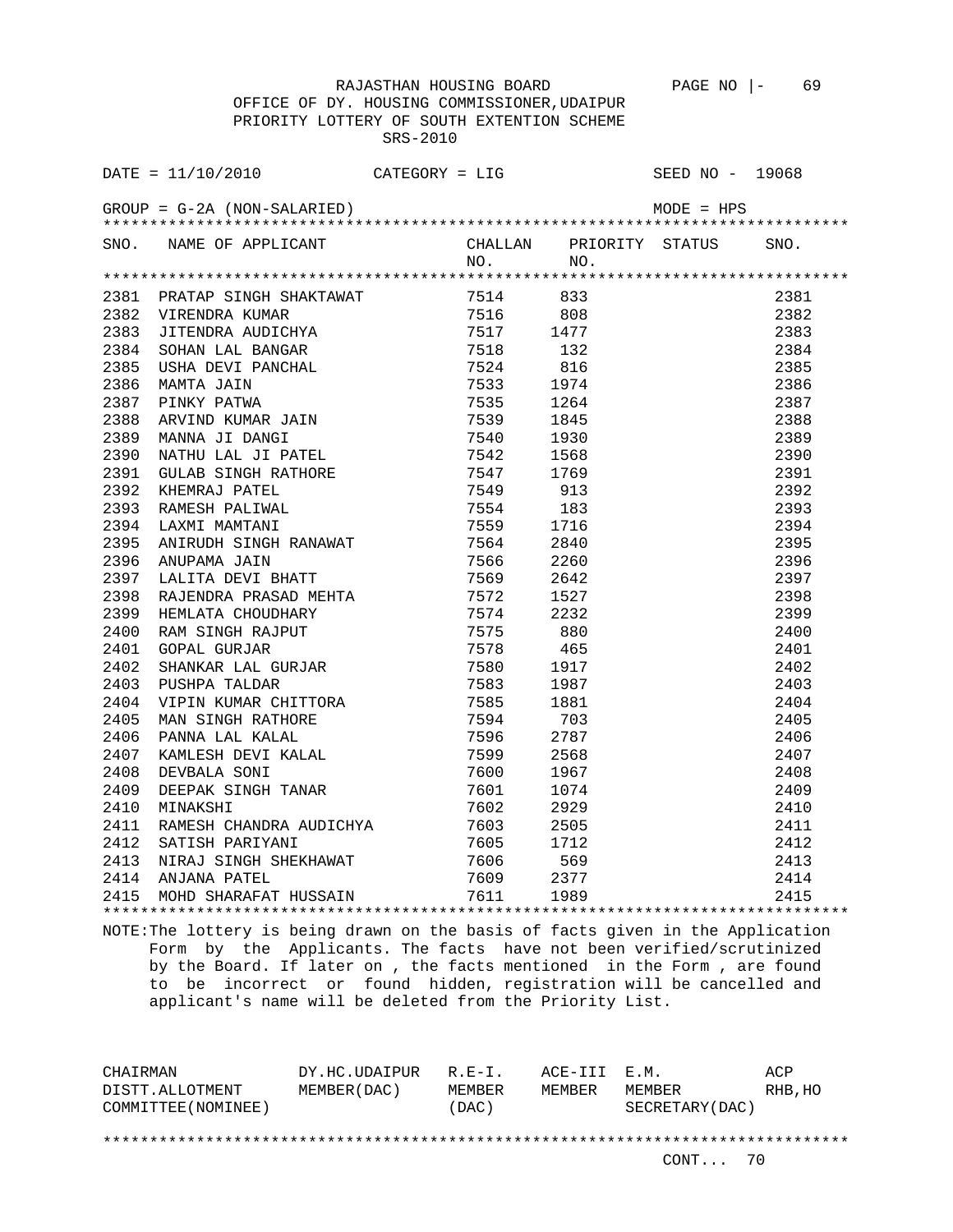RAJASTHAN HOUSING BOARD PAGE NO |- 69

OFFICE OF DY. HOUSING COMMISSIONER,UDAIPUR

PRIORITY LOTTERY OF SOUTH EXTENTION SCHEME

SRS-2010

DATE = 11/10/2010 CATEGORY = LIG SEED NO - 19068

GROUP = G-2A (NON-SALARIED) MODE = HPS

| SNO. | NAME OF APPLICANT | CHALLAN NO. | PRIORITY NO. | STATUS | SNO. |
|---|---|---|---|---|---|
| 2381 | PRATAP SINGH SHAKTAWAT | 7514 | 833 | | 2381 |
| 2382 | VIRENDRA KUMAR | 7516 | 808 | | 2382 |
| 2383 | JITENDRA AUDICHYA | 7517 | 1477 | | 2383 |
| 2384 | SOHAN LAL BANGAR | 7518 | 132 | | 2384 |
| 2385 | USHA DEVI PANCHAL | 7524 | 816 | | 2385 |
| 2386 | MAMTA JAIN | 7533 | 1974 | | 2386 |
| 2387 | PINKY PATWA | 7535 | 1264 | | 2387 |
| 2388 | ARVIND KUMAR JAIN | 7539 | 1845 | | 2388 |
| 2389 | MANNA JI DANGI | 7540 | 1930 | | 2389 |
| 2390 | NATHU LAL JI PATEL | 7542 | 1568 | | 2390 |
| 2391 | GULAB SINGH RATHORE | 7547 | 1769 | | 2391 |
| 2392 | KHEMRAJ PATEL | 7549 | 913 | | 2392 |
| 2393 | RAMESH PALIWAL | 7554 | 183 | | 2393 |
| 2394 | LAXMI MAMTANI | 7559 | 1716 | | 2394 |
| 2395 | ANIRUDH SINGH RANAWAT | 7564 | 2840 | | 2395 |
| 2396 | ANUPAMA JAIN | 7566 | 2260 | | 2396 |
| 2397 | LALITA DEVI BHATT | 7569 | 2642 | | 2397 |
| 2398 | RAJENDRA PRASAD MEHTA | 7572 | 1527 | | 2398 |
| 2399 | HEMLATA CHOUDHARY | 7574 | 2232 | | 2399 |
| 2400 | RAM SINGH RAJPUT | 7575 | 880 | | 2400 |
| 2401 | GOPAL GURJAR | 7578 | 465 | | 2401 |
| 2402 | SHANKAR LAL GURJAR | 7580 | 1917 | | 2402 |
| 2403 | PUSHPA TALDAR | 7583 | 1987 | | 2403 |
| 2404 | VIPIN KUMAR CHITTORA | 7585 | 1881 | | 2404 |
| 2405 | MAN SINGH RATHORE | 7594 | 703 | | 2405 |
| 2406 | PANNA LAL KALAL | 7596 | 2787 | | 2406 |
| 2407 | KAMLESH DEVI KALAL | 7599 | 2568 | | 2407 |
| 2408 | DEVBALA SONI | 7600 | 1967 | | 2408 |
| 2409 | DEEPAK SINGH TANAR | 7601 | 1074 | | 2409 |
| 2410 | MINAKSHI | 7602 | 2929 | | 2410 |
| 2411 | RAMESH CHANDRA AUDICHYA | 7603 | 2505 | | 2411 |
| 2412 | SATISH PARIYANI | 7605 | 1712 | | 2412 |
| 2413 | NIRAJ SINGH SHEKHAWAT | 7606 | 569 | | 2413 |
| 2414 | ANJANA PATEL | 7609 | 2377 | | 2414 |
| 2415 | MOHD SHARAFAT HUSSAIN | 7611 | 1989 | | 2415 |

NOTE:The lottery is being drawn on the basis of facts given in the Application Form by the Applicants. The facts have not been verified/scrutinized by the Board. If later on , the facts mentioned in the Form , are found to be incorrect or found hidden, registration will be cancelled and applicant's name will be deleted from the Priority List.

| CHAIRMAN DISTT.ALLOTMENT COMMITTEE(NOMINEE) | DY.HC.UDAIPUR MEMBER(DAC) | R.E-I. MEMBER (DAC) | ACE-III MEMBER | E.M. MEMBER SECRETARY(DAC) | ACP RHB,HO |
|---|---|---|---|---|---|

CONT... 70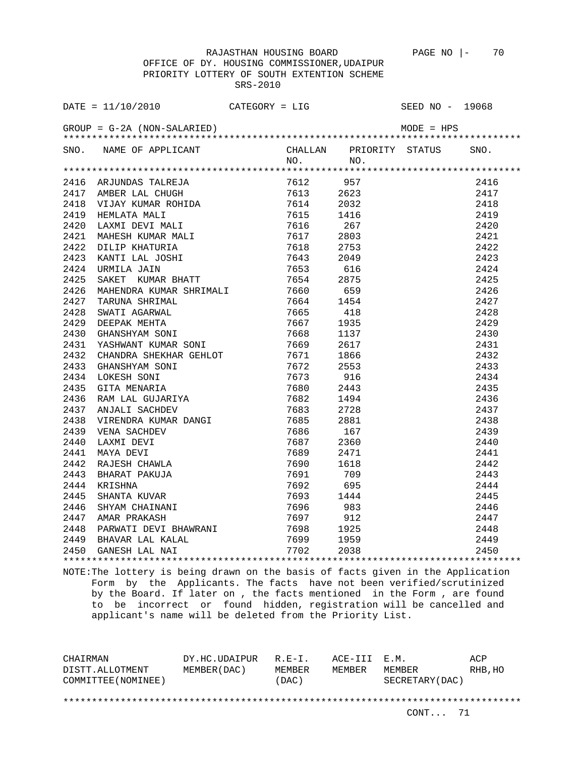RAJASTHAN HOUSING BOARD

OFFICE OF DY. HOUSING COMMISSIONER,UDAIPUR

PRIORITY LOTTERY OF SOUTH EXTENTION SCHEME

SRS-2010

DATE = 11/10/2010 &nbsp;&nbsp;&nbsp; CATEGORY = LIG &nbsp;&nbsp;&nbsp; SEED NO - 19068

GROUP = G-2A (NON-SALARIED) &nbsp;&nbsp;&nbsp; MODE = HPS

| SNO. | NAME OF APPLICANT | CHALLAN NO. | PRIORITY NO. | STATUS | SNO. |
|---|---|---|---|---|---|
| 2416 | ARJUNDAS TALREJA | 7612 | 957 | | 2416 |
| 2417 | AMBER LAL CHUGH | 7613 | 2623 | | 2417 |
| 2418 | VIJAY KUMAR ROHIDA | 7614 | 2032 | | 2418 |
| 2419 | HEMLATA MALI | 7615 | 1416 | | 2419 |
| 2420 | LAXMI DEVI MALI | 7616 | 267 | | 2420 |
| 2421 | MAHESH KUMAR MALI | 7617 | 2803 | | 2421 |
| 2422 | DILIP KHATURIA | 7618 | 2753 | | 2422 |
| 2423 | KANTI LAL JOSHI | 7643 | 2049 | | 2423 |
| 2424 | URMILA JAIN | 7653 | 616 | | 2424 |
| 2425 | SAKET KUMAR BHATT | 7654 | 2875 | | 2425 |
| 2426 | MAHENDRA KUMAR SHRIMALI | 7660 | 659 | | 2426 |
| 2427 | TARUNA SHRIMAL | 7664 | 1454 | | 2427 |
| 2428 | SWATI AGARWAL | 7665 | 418 | | 2428 |
| 2429 | DEEPAK MEHTA | 7667 | 1935 | | 2429 |
| 2430 | GHANSHYAM SONI | 7668 | 1137 | | 2430 |
| 2431 | YASHWANT KUMAR SONI | 7669 | 2617 | | 2431 |
| 2432 | CHANDRA SHEKHAR GEHLOT | 7671 | 1866 | | 2432 |
| 2433 | GHANSHYAM SONI | 7672 | 2553 | | 2433 |
| 2434 | LOKESH SONI | 7673 | 916 | | 2434 |
| 2435 | GITA MENARIA | 7680 | 2443 | | 2435 |
| 2436 | RAM LAL GUJARIYA | 7682 | 1494 | | 2436 |
| 2437 | ANJALI SACHDEV | 7683 | 2728 | | 2437 |
| 2438 | VIRENDRA KUMAR DANGI | 7685 | 2881 | | 2438 |
| 2439 | VENA SACHDEV | 7686 | 167 | | 2439 |
| 2440 | LAXMI DEVI | 7687 | 2360 | | 2440 |
| 2441 | MAYA DEVI | 7689 | 2471 | | 2441 |
| 2442 | RAJESH CHAWLA | 7690 | 1618 | | 2442 |
| 2443 | BHARAT PAKUJA | 7691 | 709 | | 2443 |
| 2444 | KRISHNA | 7692 | 695 | | 2444 |
| 2445 | SHANTA KUVAR | 7693 | 1444 | | 2445 |
| 2446 | SHYAM CHAINANI | 7696 | 983 | | 2446 |
| 2447 | AMAR PRAKASH | 7697 | 912 | | 2447 |
| 2448 | PARWATI DEVI BHAWRANI | 7698 | 1925 | | 2448 |
| 2449 | BHAVAR LAL KALAL | 7699 | 1959 | | 2449 |
| 2450 | GANESH LAL NAI | 7702 | 2038 | | 2450 |

NOTE:The lottery is being drawn on the basis of facts given in the Application Form by the Applicants. The facts have not been verified/scrutinized by the Board. If later on , the facts mentioned in the Form , are found to be incorrect or found hidden, registration will be cancelled and applicant's name will be deleted from the Priority List.

| CHAIRMAN DISTT.ALLOTMENT COMMITTEE(NOMINEE) | DY.HC.UDAIPUR MEMBER(DAC) | R.E-I. MEMBER (DAC) | ACE-III MEMBER | E.M. MEMBER SECRETARY(DAC) | ACP RHB,HO |
|---|---|---|---|---|---|

CONT... 71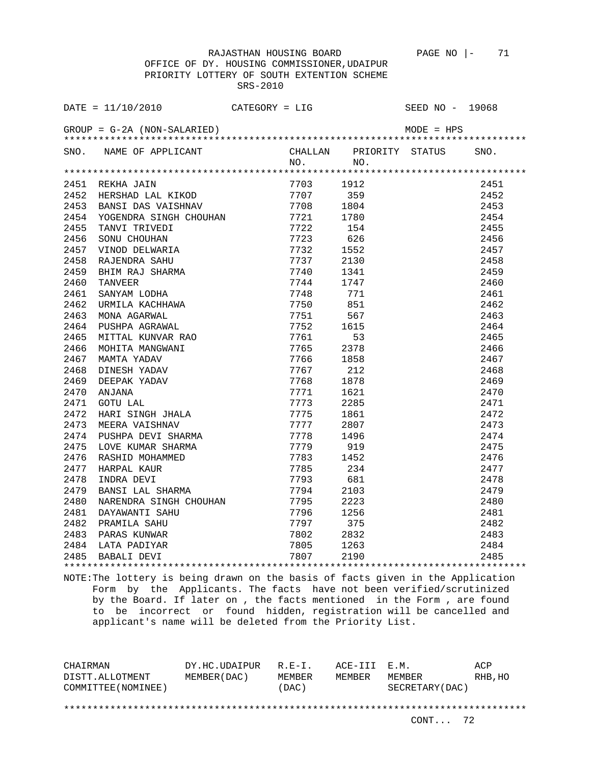RAJASTHAN HOUSING BOARD

OFFICE OF DY. HOUSING COMMISSIONER,UDAIPUR

PRIORITY LOTTERY OF SOUTH EXTENTION SCHEME

SRS-2010

DATE = 11/10/2010 &nbsp;&nbsp;&nbsp; CATEGORY = LIG &nbsp;&nbsp;&nbsp; SEED NO - 19068

GROUP = G-2A (NON-SALARIED) &nbsp;&nbsp;&nbsp; MODE = HPS

| SNO. | NAME OF APPLICANT | CHALLAN NO. | PRIORITY NO. | STATUS | SNO. |
|---|---|---|---|---|---|
| 2451 | REKHA JAIN | 7703 | 1912 | | 2451 |
| 2452 | HERSHAD LAL KIKOD | 7707 | 359 | | 2452 |
| 2453 | BANSI DAS VAISHNAV | 7708 | 1804 | | 2453 |
| 2454 | YOGENDRA SINGH CHOUHAN | 7721 | 1780 | | 2454 |
| 2455 | TANVI TRIVEDI | 7722 | 154 | | 2455 |
| 2456 | SONU CHOUHAN | 7723 | 626 | | 2456 |
| 2457 | VINOD DELWARIA | 7732 | 1552 | | 2457 |
| 2458 | RAJENDRA SAHU | 7737 | 2130 | | 2458 |
| 2459 | BHIM RAJ SHARMA | 7740 | 1341 | | 2459 |
| 2460 | TANVEER | 7744 | 1747 | | 2460 |
| 2461 | SANYAM LODHA | 7748 | 771 | | 2461 |
| 2462 | URMILA KACHHAWA | 7750 | 851 | | 2462 |
| 2463 | MONA AGARWAL | 7751 | 567 | | 2463 |
| 2464 | PUSHPA AGRAWAL | 7752 | 1615 | | 2464 |
| 2465 | MITTAL KUNVAR RAO | 7761 | 53 | | 2465 |
| 2466 | MOHITA MANGWANI | 7765 | 2378 | | 2466 |
| 2467 | MAMTA YADAV | 7766 | 1858 | | 2467 |
| 2468 | DINESH YADAV | 7767 | 212 | | 2468 |
| 2469 | DEEPAK YADAV | 7768 | 1878 | | 2469 |
| 2470 | ANJANA | 7771 | 1621 | | 2470 |
| 2471 | GOTU LAL | 7773 | 2285 | | 2471 |
| 2472 | HARI SINGH JHALA | 7775 | 1861 | | 2472 |
| 2473 | MEERA VAISHNAV | 7777 | 2807 | | 2473 |
| 2474 | PUSHPA DEVI SHARMA | 7778 | 1496 | | 2474 |
| 2475 | LOVE KUMAR SHARMA | 7779 | 919 | | 2475 |
| 2476 | RASHID MOHAMMED | 7783 | 1452 | | 2476 |
| 2477 | HARPAL KAUR | 7785 | 234 | | 2477 |
| 2478 | INDRA DEVI | 7793 | 681 | | 2478 |
| 2479 | BANSI LAL SHARMA | 7794 | 2103 | | 2479 |
| 2480 | NARENDRA SINGH CHOUHAN | 7795 | 2223 | | 2480 |
| 2481 | DAYAWANTI SAHU | 7796 | 1256 | | 2481 |
| 2482 | PRAMILA SAHU | 7797 | 375 | | 2482 |
| 2483 | PARAS KUNWAR | 7802 | 2832 | | 2483 |
| 2484 | LATA PADIYAR | 7805 | 1263 | | 2484 |
| 2485 | BABALI DEVI | 7807 | 2190 | | 2485 |

NOTE:The lottery is being drawn on the basis of facts given in the Application Form by the Applicants. The facts have not been verified/scrutinized by the Board. If later on , the facts mentioned in the Form , are found to be incorrect or found hidden, registration will be cancelled and applicant's name will be deleted from the Priority List.

| CHAIRMAN DISTT.ALLOTMENT COMMITTEE(NOMINEE) | DY.HC.UDAIPUR MEMBER(DAC) | R.E-I. MEMBER (DAC) | ACE-III MEMBER | E.M. MEMBER SECRETARY(DAC) | ACP RHB,HO |
|---|---|---|---|---|---|

CONT... 72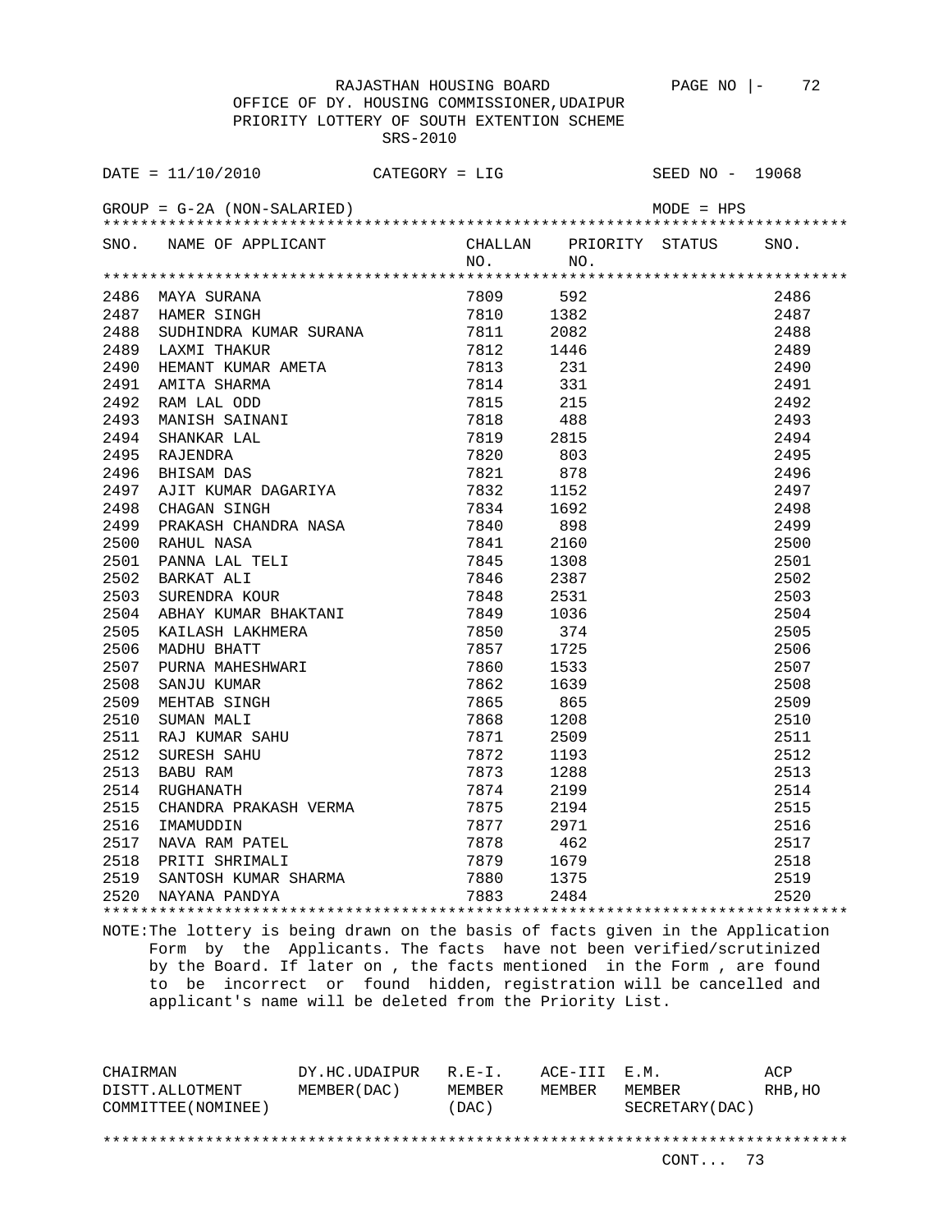RAJASTHAN HOUSING BOARD PAGE NO |- 72

OFFICE OF DY. HOUSING COMMISSIONER,UDAIPUR
PRIORITY LOTTERY OF SOUTH EXTENTION SCHEME
SRS-2010

DATE = 11/10/2010 CATEGORY = LIG SEED NO - 19068

GROUP = G-2A (NON-SALARIED) MODE = HPS

| SNO. | NAME OF APPLICANT | CHALLAN NO. | PRIORITY NO. | STATUS | SNO. |
|---|---|---|---|---|---|
| 2486 | MAYA SURANA | 7809 | 592 | | 2486 |
| 2487 | HAMER SINGH | 7810 | 1382 | | 2487 |
| 2488 | SUDHINDRA KUMAR SURANA | 7811 | 2082 | | 2488 |
| 2489 | LAXMI THAKUR | 7812 | 1446 | | 2489 |
| 2490 | HEMANT KUMAR AMETA | 7813 | 231 | | 2490 |
| 2491 | AMITA SHARMA | 7814 | 331 | | 2491 |
| 2492 | RAM LAL ODD | 7815 | 215 | | 2492 |
| 2493 | MANISH SAINANI | 7818 | 488 | | 2493 |
| 2494 | SHANKAR LAL | 7819 | 2815 | | 2494 |
| 2495 | RAJENDRA | 7820 | 803 | | 2495 |
| 2496 | BHISAM DAS | 7821 | 878 | | 2496 |
| 2497 | AJIT KUMAR DAGARIYA | 7832 | 1152 | | 2497 |
| 2498 | CHAGAN SINGH | 7834 | 1692 | | 2498 |
| 2499 | PRAKASH CHANDRA NASA | 7840 | 898 | | 2499 |
| 2500 | RAHUL NASA | 7841 | 2160 | | 2500 |
| 2501 | PANNA LAL TELI | 7845 | 1308 | | 2501 |
| 2502 | BARKAT ALI | 7846 | 2387 | | 2502 |
| 2503 | SURENDRA KOUR | 7848 | 2531 | | 2503 |
| 2504 | ABHAY KUMAR BHAKTANI | 7849 | 1036 | | 2504 |
| 2505 | KAILASH LAKHMERA | 7850 | 374 | | 2505 |
| 2506 | MADHU BHATT | 7857 | 1725 | | 2506 |
| 2507 | PURNA MAHESHWARI | 7860 | 1533 | | 2507 |
| 2508 | SANJU KUMAR | 7862 | 1639 | | 2508 |
| 2509 | MEHTAB SINGH | 7865 | 865 | | 2509 |
| 2510 | SUMAN MALI | 7868 | 1208 | | 2510 |
| 2511 | RAJ KUMAR SAHU | 7871 | 2509 | | 2511 |
| 2512 | SURESH SAHU | 7872 | 1193 | | 2512 |
| 2513 | BABU RAM | 7873 | 1288 | | 2513 |
| 2514 | RUGHANATH | 7874 | 2199 | | 2514 |
| 2515 | CHANDRA PRAKASH VERMA | 7875 | 2194 | | 2515 |
| 2516 | IMAMUDDIN | 7877 | 2971 | | 2516 |
| 2517 | NAVA RAM PATEL | 7878 | 462 | | 2517 |
| 2518 | PRITI SHRIMALI | 7879 | 1679 | | 2518 |
| 2519 | SANTOSH KUMAR SHARMA | 7880 | 1375 | | 2519 |
| 2520 | NAYANA PANDYA | 7883 | 2484 | | 2520 |

NOTE:The lottery is being drawn on the basis of facts given in the Application Form by the Applicants. The facts have not been verified/scrutinized by the Board. If later on , the facts mentioned in the Form , are found to be incorrect or found hidden, registration will be cancelled and applicant's name will be deleted from the Priority List.

| CHAIRMAN DISTT.ALLOTMENT COMMITTEE(NOMINEE) | DY.HC.UDAIPUR MEMBER(DAC) | R.E-I. MEMBER (DAC) | ACE-III MEMBER | E.M. MEMBER SECRETARY(DAC) | ACP RHB,HO |
|---|---|---|---|---|---|

CONT... 73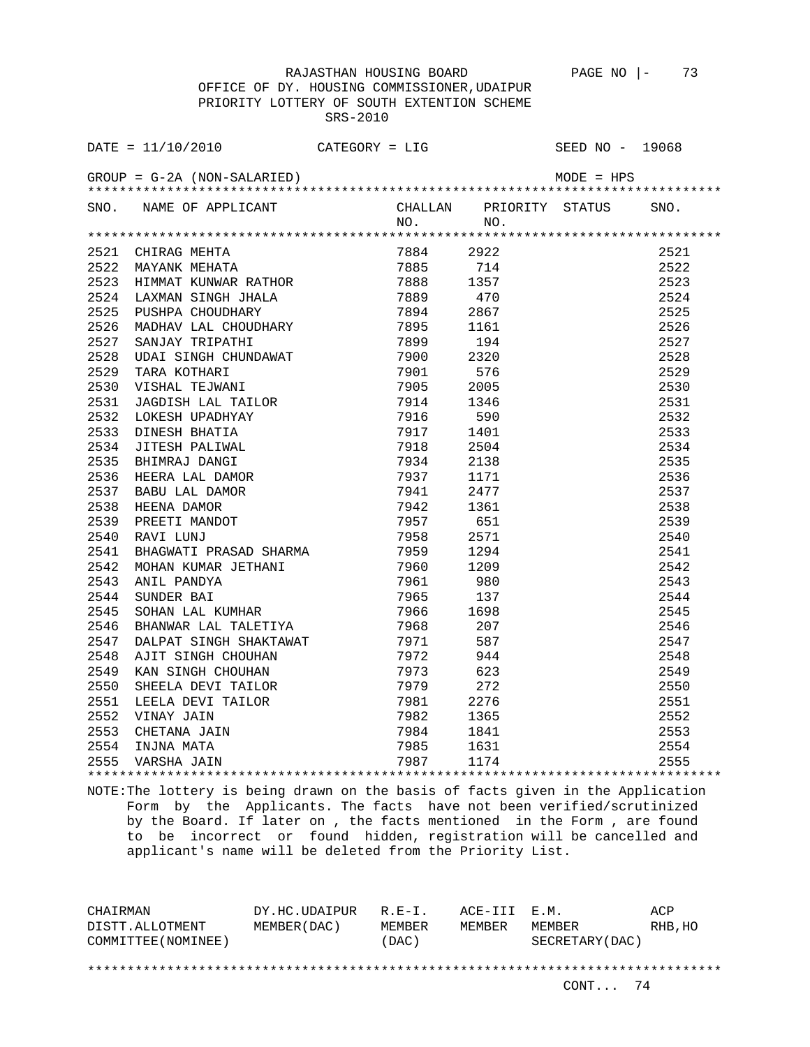RAJASTHAN HOUSING BOARD

OFFICE OF DY. HOUSING COMMISSIONER,UDAIPUR

PRIORITY LOTTERY OF SOUTH EXTENTION SCHEME

SRS-2010

DATE = 11/10/2010 CATEGORY = LIG SEED NO - 19068

GROUP = G-2A (NON-SALARIED) MODE = HPS

| SNO. | NAME OF APPLICANT | CHALLAN NO. | PRIORITY NO. | STATUS | SNO. |
|---|---|---|---|---|---|
| 2521 | CHIRAG MEHTA | 7884 | 2922 | | 2521 |
| 2522 | MAYANK MEHATA | 7885 | 714 | | 2522 |
| 2523 | HIMMAT KUNWAR RATHOR | 7888 | 1357 | | 2523 |
| 2524 | LAXMAN SINGH JHALA | 7889 | 470 | | 2524 |
| 2525 | PUSHPA CHOUDHARY | 7894 | 2867 | | 2525 |
| 2526 | MADHAV LAL CHOUDHARY | 7895 | 1161 | | 2526 |
| 2527 | SANJAY TRIPATHI | 7899 | 194 | | 2527 |
| 2528 | UDAI SINGH CHUNDAWAT | 7900 | 2320 | | 2528 |
| 2529 | TARA KOTHARI | 7901 | 576 | | 2529 |
| 2530 | VISHAL TEJWANI | 7905 | 2005 | | 2530 |
| 2531 | JAGDISH LAL TAILOR | 7914 | 1346 | | 2531 |
| 2532 | LOKESH UPADHYAY | 7916 | 590 | | 2532 |
| 2533 | DINESH BHATIA | 7917 | 1401 | | 2533 |
| 2534 | JITESH PALIWAL | 7918 | 2504 | | 2534 |
| 2535 | BHIMRAJ DANGI | 7934 | 2138 | | 2535 |
| 2536 | HEERA LAL DAMOR | 7937 | 1171 | | 2536 |
| 2537 | BABU LAL DAMOR | 7941 | 2477 | | 2537 |
| 2538 | HEENA DAMOR | 7942 | 1361 | | 2538 |
| 2539 | PREETI MANDOT | 7957 | 651 | | 2539 |
| 2540 | RAVI LUNJ | 7958 | 2571 | | 2540 |
| 2541 | BHAGWATI PRASAD SHARMA | 7959 | 1294 | | 2541 |
| 2542 | MOHAN KUMAR JETHANI | 7960 | 1209 | | 2542 |
| 2543 | ANIL PANDYA | 7961 | 980 | | 2543 |
| 2544 | SUNDER BAI | 7965 | 137 | | 2544 |
| 2545 | SOHAN LAL KUMHAR | 7966 | 1698 | | 2545 |
| 2546 | BHANWAR LAL TALETIYA | 7968 | 207 | | 2546 |
| 2547 | DALPAT SINGH SHAKTAWAT | 7971 | 587 | | 2547 |
| 2548 | AJIT SINGH CHOUHAN | 7972 | 944 | | 2548 |
| 2549 | KAN SINGH CHOUHAN | 7973 | 623 | | 2549 |
| 2550 | SHEELA DEVI TAILOR | 7979 | 272 | | 2550 |
| 2551 | LEELA DEVI TAILOR | 7981 | 2276 | | 2551 |
| 2552 | VINAY JAIN | 7982 | 1365 | | 2552 |
| 2553 | CHETANA JAIN | 7984 | 1841 | | 2553 |
| 2554 | INJNA MATA | 7985 | 1631 | | 2554 |
| 2555 | VARSHA JAIN | 7987 | 1174 | | 2555 |

NOTE:The lottery is being drawn on the basis of facts given in the Application Form by the Applicants. The facts have not been verified/scrutinized by the Board. If later on , the facts mentioned in the Form , are found to be incorrect or found hidden, registration will be cancelled and applicant's name will be deleted from the Priority List.

| CHAIRMAN DISTT.ALLOTMENT COMMITTEE(NOMINEE) | DY.HC.UDAIPUR MEMBER(DAC) | R.E-I. MEMBER (DAC) | ACE-III MEMBER | E.M. MEMBER SECRETARY(DAC) | ACP RHB,HO |
|---|---|---|---|---|---|

CONT... 74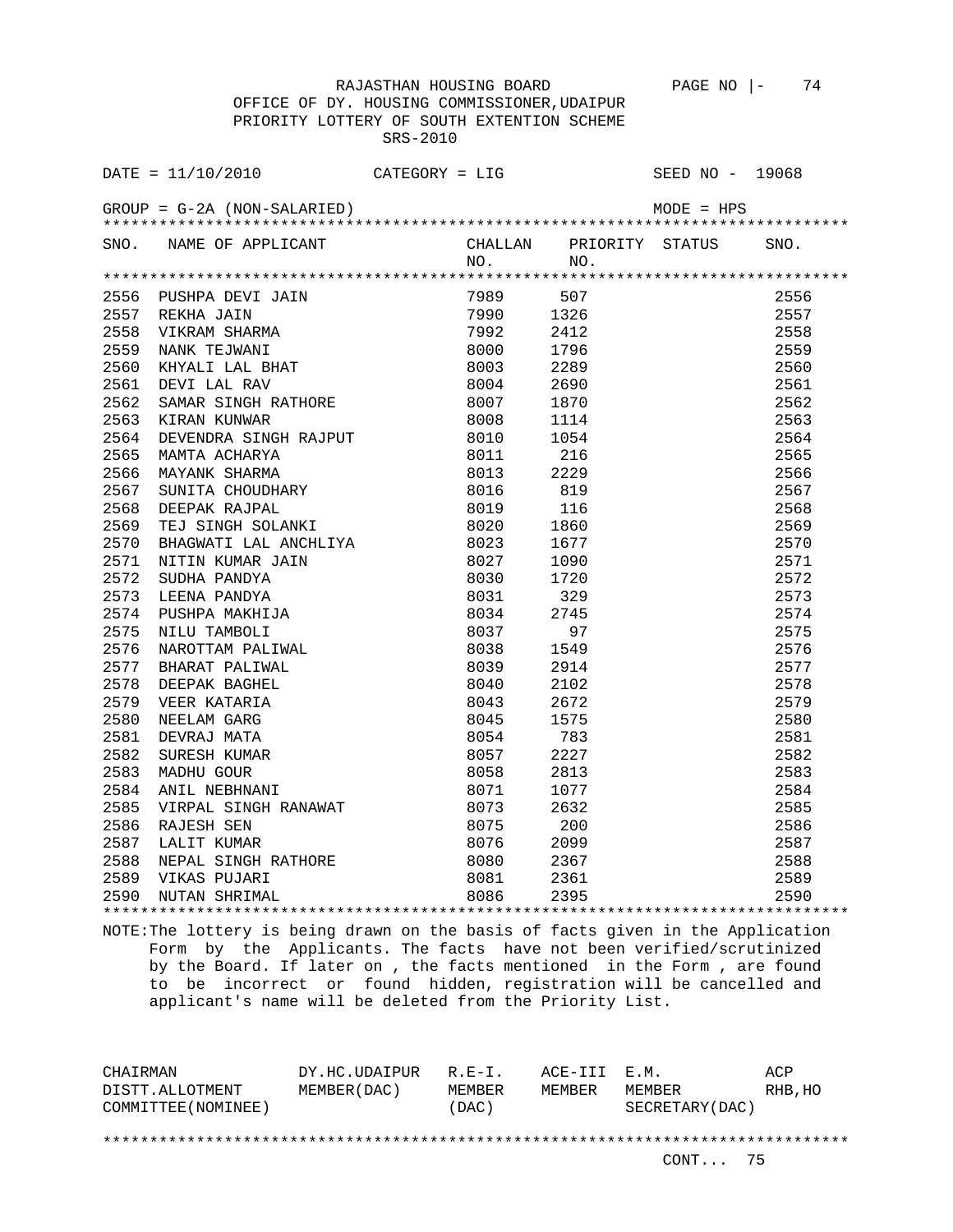RAJASTHAN HOUSING BOARD
OFFICE OF DY. HOUSING COMMISSIONER,UDAIPUR
PRIORITY LOTTERY OF SOUTH EXTENTION SCHEME
SRS-2010

DATE = 11/10/2010 CATEGORY = LIG SEED NO - 19068

GROUP = G-2A (NON-SALARIED) MODE = HPS

| SNO. | NAME OF APPLICANT | CHALLAN NO. | PRIORITY NO. | STATUS | SNO. |
|---|---|---|---|---|---|
| 2556 | PUSHPA DEVI JAIN | 7989 | 507 | | 2556 |
| 2557 | REKHA JAIN | 7990 | 1326 | | 2557 |
| 2558 | VIKRAM SHARMA | 7992 | 2412 | | 2558 |
| 2559 | NANK TEJWANI | 8000 | 1796 | | 2559 |
| 2560 | KHYALI LAL BHAT | 8003 | 2289 | | 2560 |
| 2561 | DEVI LAL RAV | 8004 | 2690 | | 2561 |
| 2562 | SAMAR SINGH RATHORE | 8007 | 1870 | | 2562 |
| 2563 | KIRAN KUNWAR | 8008 | 1114 | | 2563 |
| 2564 | DEVENDRA SINGH RAJPUT | 8010 | 1054 | | 2564 |
| 2565 | MAMTA ACHARYA | 8011 | 216 | | 2565 |
| 2566 | MAYANK SHARMA | 8013 | 2229 | | 2566 |
| 2567 | SUNITA CHOUDHARY | 8016 | 819 | | 2567 |
| 2568 | DEEPAK RAJPAL | 8019 | 116 | | 2568 |
| 2569 | TEJ SINGH SOLANKI | 8020 | 1860 | | 2569 |
| 2570 | BHAGWATI LAL ANCHLIYA | 8023 | 1677 | | 2570 |
| 2571 | NITIN KUMAR JAIN | 8027 | 1090 | | 2571 |
| 2572 | SUDHA PANDYA | 8030 | 1720 | | 2572 |
| 2573 | LEENA PANDYA | 8031 | 329 | | 2573 |
| 2574 | PUSHPA MAKHIJA | 8034 | 2745 | | 2574 |
| 2575 | NILU TAMBOLI | 8037 | 97 | | 2575 |
| 2576 | NAROTTAM PALIWAL | 8038 | 1549 | | 2576 |
| 2577 | BHARAT PALIWAL | 8039 | 2914 | | 2577 |
| 2578 | DEEPAK BAGHEL | 8040 | 2102 | | 2578 |
| 2579 | VEER KATARIA | 8043 | 2672 | | 2579 |
| 2580 | NEELAM GARG | 8045 | 1575 | | 2580 |
| 2581 | DEVRAJ MATA | 8054 | 783 | | 2581 |
| 2582 | SURESH KUMAR | 8057 | 2227 | | 2582 |
| 2583 | MADHU GOUR | 8058 | 2813 | | 2583 |
| 2584 | ANIL NEBHNANI | 8071 | 1077 | | 2584 |
| 2585 | VIRPAL SINGH RANAWAT | 8073 | 2632 | | 2585 |
| 2586 | RAJESH SEN | 8075 | 200 | | 2586 |
| 2587 | LALIT KUMAR | 8076 | 2099 | | 2587 |
| 2588 | NEPAL SINGH RATHORE | 8080 | 2367 | | 2588 |
| 2589 | VIKAS PUJARI | 8081 | 2361 | | 2589 |
| 2590 | NUTAN SHRIMAL | 8086 | 2395 | | 2590 |

NOTE:The lottery is being drawn on the basis of facts given in the Application Form by the Applicants. The facts have not been verified/scrutinized by the Board. If later on , the facts mentioned in the Form , are found to be incorrect or found hidden, registration will be cancelled and applicant's name will be deleted from the Priority List.

| CHAIRMAN DISTT.ALLOTMENT COMMITTEE(NOMINEE) | DY.HC.UDAIPUR MEMBER(DAC) | R.E-I. MEMBER (DAC) | ACE-III MEMBER | E.M. MEMBER SECRETARY(DAC) | ACP RHB,HO |
|---|---|---|---|---|---|

CONT... 75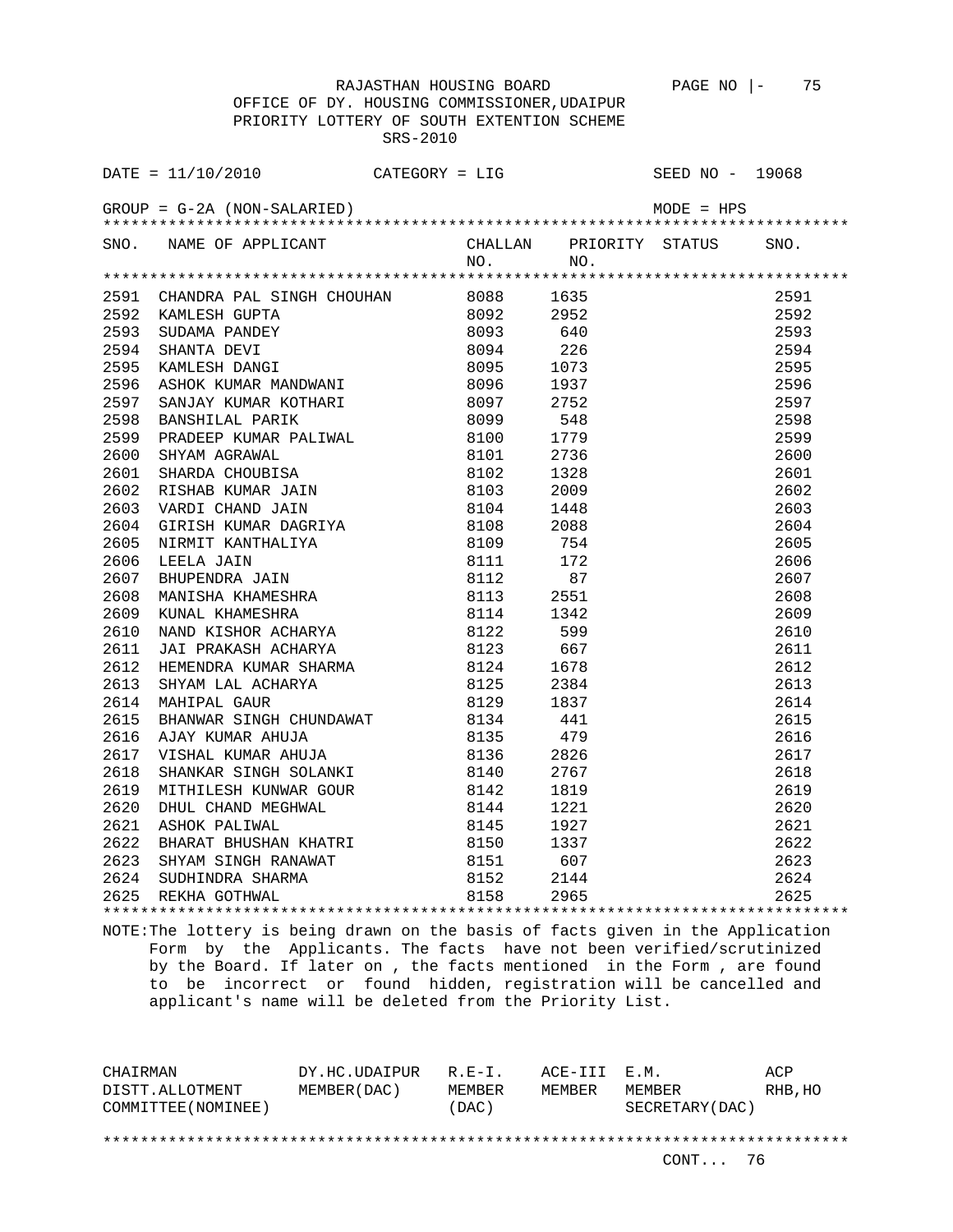RAJASTHAN HOUSING BOARD

OFFICE OF DY. HOUSING COMMISSIONER,UDAIPUR

PRIORITY LOTTERY OF SOUTH EXTENTION SCHEME

SRS-2010

DATE = 11/10/2010 CATEGORY = LIG SEED NO - 19068

GROUP = G-2A (NON-SALARIED) MODE = HPS

| SNO. | NAME OF APPLICANT | CHALLAN NO. | PRIORITY NO. | STATUS | SNO. |
|---|---|---|---|---|---|
| 2591 | CHANDRA PAL SINGH CHOUHAN | 8088 | 1635 | | 2591 |
| 2592 | KAMLESH GUPTA | 8092 | 2952 | | 2592 |
| 2593 | SUDAMA PANDEY | 8093 | 640 | | 2593 |
| 2594 | SHANTA DEVI | 8094 | 226 | | 2594 |
| 2595 | KAMLESH DANGI | 8095 | 1073 | | 2595 |
| 2596 | ASHOK KUMAR MANDWANI | 8096 | 1937 | | 2596 |
| 2597 | SANJAY KUMAR KOTHARI | 8097 | 2752 | | 2597 |
| 2598 | BANSHILAL PARIK | 8099 | 548 | | 2598 |
| 2599 | PRADEEP KUMAR PALIWAL | 8100 | 1779 | | 2599 |
| 2600 | SHYAM AGRAWAL | 8101 | 2736 | | 2600 |
| 2601 | SHARDA CHOUBISA | 8102 | 1328 | | 2601 |
| 2602 | RISHAB KUMAR JAIN | 8103 | 2009 | | 2602 |
| 2603 | VARDI CHAND JAIN | 8104 | 1448 | | 2603 |
| 2604 | GIRISH KUMAR DAGRIYA | 8108 | 2088 | | 2604 |
| 2605 | NIRMIT KANTHALIYA | 8109 | 754 | | 2605 |
| 2606 | LEELA JAIN | 8111 | 172 | | 2606 |
| 2607 | BHUPENDRA JAIN | 8112 | 87 | | 2607 |
| 2608 | MANISHA KHAMESHRA | 8113 | 2551 | | 2608 |
| 2609 | KUNAL KHAMESHRA | 8114 | 1342 | | 2609 |
| 2610 | NAND KISHOR ACHARYA | 8122 | 599 | | 2610 |
| 2611 | JAI PRAKASH ACHARYA | 8123 | 667 | | 2611 |
| 2612 | HEMENDRA KUMAR SHARMA | 8124 | 1678 | | 2612 |
| 2613 | SHYAM LAL ACHARYA | 8125 | 2384 | | 2613 |
| 2614 | MAHIPAL GAUR | 8129 | 1837 | | 2614 |
| 2615 | BHANWAR SINGH CHUNDAWAT | 8134 | 441 | | 2615 |
| 2616 | AJAY KUMAR AHUJA | 8135 | 479 | | 2616 |
| 2617 | VISHAL KUMAR AHUJA | 8136 | 2826 | | 2617 |
| 2618 | SHANKAR SINGH SOLANKI | 8140 | 2767 | | 2618 |
| 2619 | MITHILESH KUNWAR GOUR | 8142 | 1819 | | 2619 |
| 2620 | DHUL CHAND MEGHWAL | 8144 | 1221 | | 2620 |
| 2621 | ASHOK PALIWAL | 8145 | 1927 | | 2621 |
| 2622 | BHARAT BHUSHAN KHATRI | 8150 | 1337 | | 2622 |
| 2623 | SHYAM SINGH RANAWAT | 8151 | 607 | | 2623 |
| 2624 | SUDHINDRA SHARMA | 8152 | 2144 | | 2624 |
| 2625 | REKHA GOTHWAL | 8158 | 2965 | | 2625 |

NOTE:The lottery is being drawn on the basis of facts given in the Application Form by the Applicants. The facts have not been verified/scrutinized by the Board. If later on , the facts mentioned in the Form , are found to be incorrect or found hidden, registration will be cancelled and applicant's name will be deleted from the Priority List.

| CHAIRMAN DISTT.ALLOTMENT COMMITTEE(NOMINEE) | DY.HC.UDAIPUR MEMBER(DAC) | R.E-I. MEMBER (DAC) | ACE-III MEMBER | E.M. MEMBER SECRETARY(DAC) | ACP RHB,HO |
|---|---|---|---|---|---|

CONT... 76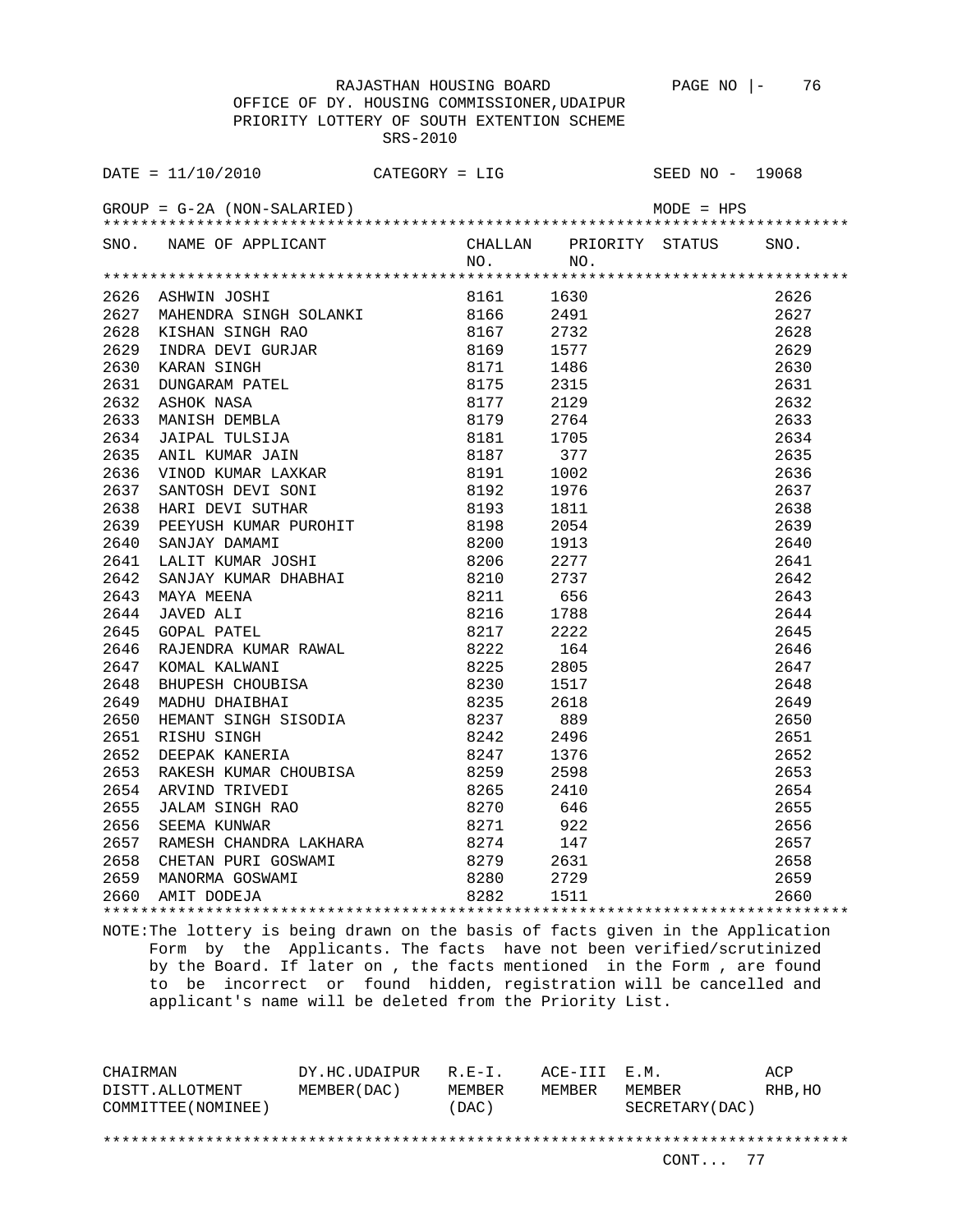RAJASTHAN HOUSING BOARD

OFFICE OF DY. HOUSING COMMISSIONER,UDAIPUR

PRIORITY LOTTERY OF SOUTH EXTENTION SCHEME

SRS-2010

DATE = 11/10/2010　　CATEGORY = LIG　　SEED NO - 19068

GROUP = G-2A (NON-SALARIED)　　MODE = HPS

| SNO. | NAME OF APPLICANT | CHALLAN NO. | PRIORITY NO. | STATUS | SNO. |
|---|---|---|---|---|---|
| 2626 | ASHWIN JOSHI | 8161 | 1630 | | 2626 |
| 2627 | MAHENDRA SINGH SOLANKI | 8166 | 2491 | | 2627 |
| 2628 | KISHAN SINGH RAO | 8167 | 2732 | | 2628 |
| 2629 | INDRA DEVI GURJAR | 8169 | 1577 | | 2629 |
| 2630 | KARAN SINGH | 8171 | 1486 | | 2630 |
| 2631 | DUNGARAM PATEL | 8175 | 2315 | | 2631 |
| 2632 | ASHOK NASA | 8177 | 2129 | | 2632 |
| 2633 | MANISH DEMBLA | 8179 | 2764 | | 2633 |
| 2634 | JAIPAL TULSIJA | 8181 | 1705 | | 2634 |
| 2635 | ANIL KUMAR JAIN | 8187 | 377 | | 2635 |
| 2636 | VINOD KUMAR LAXKAR | 8191 | 1002 | | 2636 |
| 2637 | SANTOSH DEVI SONI | 8192 | 1976 | | 2637 |
| 2638 | HARI DEVI SUTHAR | 8193 | 1811 | | 2638 |
| 2639 | PEEYUSH KUMAR PUROHIT | 8198 | 2054 | | 2639 |
| 2640 | SANJAY DAMAMI | 8200 | 1913 | | 2640 |
| 2641 | LALIT KUMAR JOSHI | 8206 | 2277 | | 2641 |
| 2642 | SANJAY KUMAR DHABHAI | 8210 | 2737 | | 2642 |
| 2643 | MAYA MEENA | 8211 | 656 | | 2643 |
| 2644 | JAVED ALI | 8216 | 1788 | | 2644 |
| 2645 | GOPAL PATEL | 8217 | 2222 | | 2645 |
| 2646 | RAJENDRA KUMAR RAWAL | 8222 | 164 | | 2646 |
| 2647 | KOMAL KALWANI | 8225 | 2805 | | 2647 |
| 2648 | BHUPESH CHOUBISA | 8230 | 1517 | | 2648 |
| 2649 | MADHU DHAIBHAI | 8235 | 2618 | | 2649 |
| 2650 | HEMANT SINGH SISODIA | 8237 | 889 | | 2650 |
| 2651 | RISHU SINGH | 8242 | 2496 | | 2651 |
| 2652 | DEEPAK KANERIA | 8247 | 1376 | | 2652 |
| 2653 | RAKESH KUMAR CHOUBISA | 8259 | 2598 | | 2653 |
| 2654 | ARVIND TRIVEDI | 8265 | 2410 | | 2654 |
| 2655 | JALAM SINGH RAO | 8270 | 646 | | 2655 |
| 2656 | SEEMA KUNWAR | 8271 | 922 | | 2656 |
| 2657 | RAMESH CHANDRA LAKHARA | 8274 | 147 | | 2657 |
| 2658 | CHETAN PURI GOSWAMI | 8279 | 2631 | | 2658 |
| 2659 | MANORMA GOSWAMI | 8280 | 2729 | | 2659 |
| 2660 | AMIT DODEJA | 8282 | 1511 | | 2660 |

NOTE:The lottery is being drawn on the basis of facts given in the Application Form by the Applicants. The facts have not been verified/scrutinized by the Board. If later on , the facts mentioned in the Form , are found to be incorrect or found hidden, registration will be cancelled and applicant's name will be deleted from the Priority List.

| CHAIRMAN DISTT.ALLOTMENT COMMITTEE(NOMINEE) | DY.HC.UDAIPUR MEMBER(DAC) | R.E-I. MEMBER (DAC) | ACE-III MEMBER | E.M. MEMBER SECRETARY(DAC) | ACP RHB,HO |
|---|---|---|---|---|---|

CONT... 77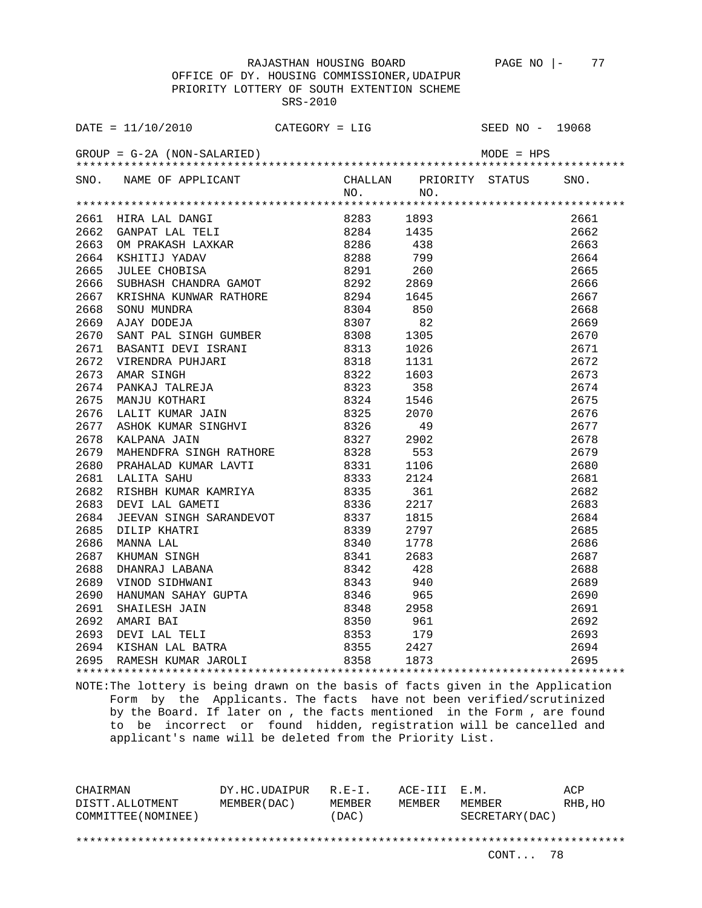RAJASTHAN HOUSING BOARD PAGE NO |- 77

OFFICE OF DY. HOUSING COMMISSIONER,UDAIPUR

PRIORITY LOTTERY OF SOUTH EXTENTION SCHEME

SRS-2010

DATE = 11/10/2010 CATEGORY = LIG SEED NO - 19068

GROUP = G-2A (NON-SALARIED) MODE = HPS

| SNO. | NAME OF APPLICANT | CHALLAN NO. | PRIORITY NO. | STATUS | SNO. |
|---|---|---|---|---|---|
| 2661 | HIRA LAL DANGI | 8283 | 1893 | | 2661 |
| 2662 | GANPAT LAL TELI | 8284 | 1435 | | 2662 |
| 2663 | OM PRAKASH LAXKAR | 8286 | 438 | | 2663 |
| 2664 | KSHITIJ YADAV | 8288 | 799 | | 2664 |
| 2665 | JULEE CHOBISA | 8291 | 260 | | 2665 |
| 2666 | SUBHASH CHANDRA GAMOT | 8292 | 2869 | | 2666 |
| 2667 | KRISHNA KUNWAR RATHORE | 8294 | 1645 | | 2667 |
| 2668 | SONU MUNDRA | 8304 | 850 | | 2668 |
| 2669 | AJAY DODEJA | 8307 | 82 | | 2669 |
| 2670 | SANT PAL SINGH GUMBER | 8308 | 1305 | | 2670 |
| 2671 | BASANTI DEVI ISRANI | 8313 | 1026 | | 2671 |
| 2672 | VIRENDRA PUHJARI | 8318 | 1131 | | 2672 |
| 2673 | AMAR SINGH | 8322 | 1603 | | 2673 |
| 2674 | PANKAJ TALREJA | 8323 | 358 | | 2674 |
| 2675 | MANJU KOTHARI | 8324 | 1546 | | 2675 |
| 2676 | LALIT KUMAR JAIN | 8325 | 2070 | | 2676 |
| 2677 | ASHOK KUMAR SINGHVI | 8326 | 49 | | 2677 |
| 2678 | KALPANA JAIN | 8327 | 2902 | | 2678 |
| 2679 | MAHENDFRA SINGH RATHORE | 8328 | 553 | | 2679 |
| 2680 | PRAHALAD KUMAR LAVTI | 8331 | 1106 | | 2680 |
| 2681 | LALITA SAHU | 8333 | 2124 | | 2681 |
| 2682 | RISHBH KUMAR KAMRIYA | 8335 | 361 | | 2682 |
| 2683 | DEVI LAL GAMETI | 8336 | 2217 | | 2683 |
| 2684 | JEEVAN SINGH SARANDEVOT | 8337 | 1815 | | 2684 |
| 2685 | DILIP KHATRI | 8339 | 2797 | | 2685 |
| 2686 | MANNA LAL | 8340 | 1778 | | 2686 |
| 2687 | KHUMAN SINGH | 8341 | 2683 | | 2687 |
| 2688 | DHANRAJ LABANA | 8342 | 428 | | 2688 |
| 2689 | VINOD SIDHWANI | 8343 | 940 | | 2689 |
| 2690 | HANUMAN SAHAY GUPTA | 8346 | 965 | | 2690 |
| 2691 | SHAILESH JAIN | 8348 | 2958 | | 2691 |
| 2692 | AMARI BAI | 8350 | 961 | | 2692 |
| 2693 | DEVI LAL TELI | 8353 | 179 | | 2693 |
| 2694 | KISHAN LAL BATRA | 8355 | 2427 | | 2694 |
| 2695 | RAMESH KUMAR JAROLI | 8358 | 1873 | | 2695 |

NOTE:The lottery is being drawn on the basis of facts given in the Application Form by the Applicants. The facts have not been verified/scrutinized by the Board. If later on , the facts mentioned in the Form , are found to be incorrect or found hidden, registration will be cancelled and applicant's name will be deleted from the Priority List.

| CHAIRMAN DISTT.ALLOTMENT COMMITTEE(NOMINEE) | DY.HC.UDAIPUR MEMBER(DAC) | R.E-I. MEMBER (DAC) | ACE-III MEMBER | E.M. MEMBER SECRETARY(DAC) | ACP RHB,HO |
|---|---|---|---|---|---|

CONT... 78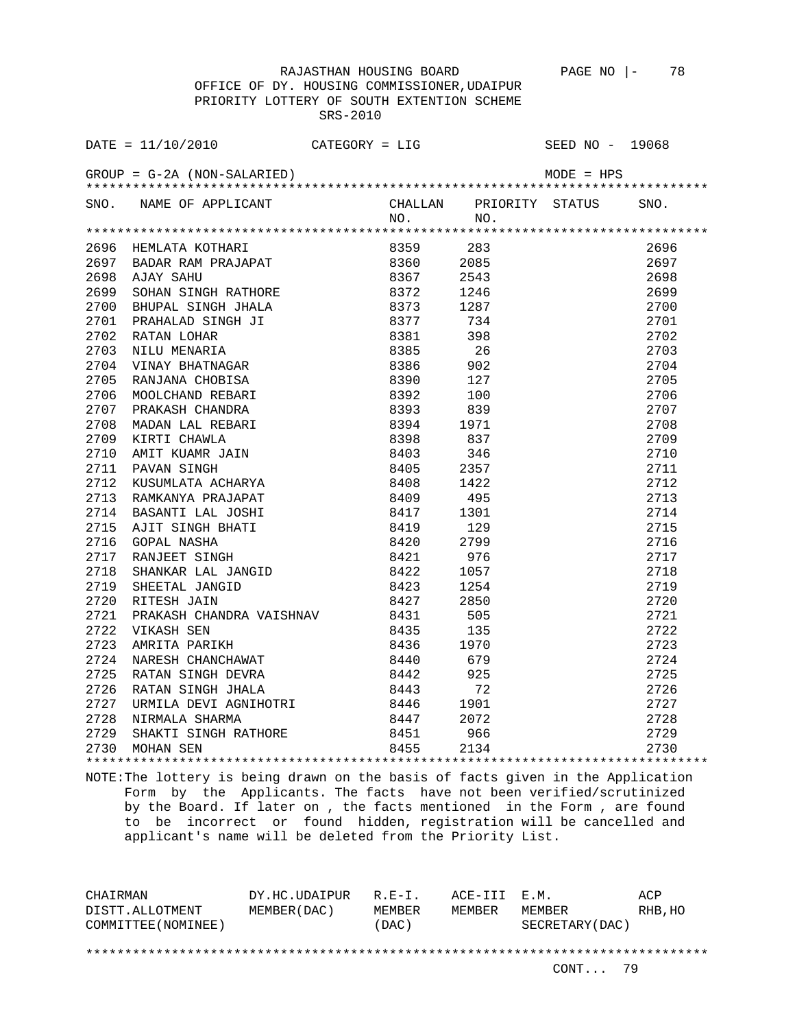RAJASTHAN HOUSING BOARD

OFFICE OF DY. HOUSING COMMISSIONER,UDAIPUR

PRIORITY LOTTERY OF SOUTH EXTENTION SCHEME

SRS-2010

DATE = 11/10/2010 CATEGORY = LIG SEED NO - 19068

GROUP = G-2A (NON-SALARIED) MODE = HPS

| SNO. | NAME OF APPLICANT | CHALLAN NO. | PRIORITY NO. | STATUS | SNO. |
|---|---|---|---|---|---|
| 2696 | HEMLATA KOTHARI | 8359 | 283 | | 2696 |
| 2697 | BADAR RAM PRAJAPAT | 8360 | 2085 | | 2697 |
| 2698 | AJAY SAHU | 8367 | 2543 | | 2698 |
| 2699 | SOHAN SINGH RATHORE | 8372 | 1246 | | 2699 |
| 2700 | BHUPAL SINGH JHALA | 8373 | 1287 | | 2700 |
| 2701 | PRAHALAD SINGH JI | 8377 | 734 | | 2701 |
| 2702 | RATAN LOHAR | 8381 | 398 | | 2702 |
| 2703 | NILU MENARIA | 8385 | 26 | | 2703 |
| 2704 | VINAY BHATNAGAR | 8386 | 902 | | 2704 |
| 2705 | RANJANA CHOBISA | 8390 | 127 | | 2705 |
| 2706 | MOOLCHAND REBARI | 8392 | 100 | | 2706 |
| 2707 | PRAKASH CHANDRA | 8393 | 839 | | 2707 |
| 2708 | MADAN LAL REBARI | 8394 | 1971 | | 2708 |
| 2709 | KIRTI CHAWLA | 8398 | 837 | | 2709 |
| 2710 | AMIT KUAMR JAIN | 8403 | 346 | | 2710 |
| 2711 | PAVAN SINGH | 8405 | 2357 | | 2711 |
| 2712 | KUSUMLATA ACHARYA | 8408 | 1422 | | 2712 |
| 2713 | RAMKANYA PRAJAPAT | 8409 | 495 | | 2713 |
| 2714 | BASANTI LAL JOSHI | 8417 | 1301 | | 2714 |
| 2715 | AJIT SINGH BHATI | 8419 | 129 | | 2715 |
| 2716 | GOPAL NASHA | 8420 | 2799 | | 2716 |
| 2717 | RANJEET SINGH | 8421 | 976 | | 2717 |
| 2718 | SHANKAR LAL JANGID | 8422 | 1057 | | 2718 |
| 2719 | SHEETAL JANGID | 8423 | 1254 | | 2719 |
| 2720 | RITESH JAIN | 8427 | 2850 | | 2720 |
| 2721 | PRAKASH CHANDRA VAISHNAV | 8431 | 505 | | 2721 |
| 2722 | VIKASH SEN | 8435 | 135 | | 2722 |
| 2723 | AMRITA PARIKH | 8436 | 1970 | | 2723 |
| 2724 | NARESH CHANCHAWAT | 8440 | 679 | | 2724 |
| 2725 | RATAN SINGH DEVRA | 8442 | 925 | | 2725 |
| 2726 | RATAN SINGH JHALA | 8443 | 72 | | 2726 |
| 2727 | URMILA DEVI AGNIHOTRI | 8446 | 1901 | | 2727 |
| 2728 | NIRMALA SHARMA | 8447 | 2072 | | 2728 |
| 2729 | SHAKTI SINGH RATHORE | 8451 | 966 | | 2729 |
| 2730 | MOHAN SEN | 8455 | 2134 | | 2730 |

NOTE:The lottery is being drawn on the basis of facts given in the Application Form by the Applicants. The facts have not been verified/scrutinized by the Board. If later on , the facts mentioned in the Form , are found to be incorrect or found hidden, registration will be cancelled and applicant's name will be deleted from the Priority List.

| CHAIRMAN DISTT.ALLOTMENT COMMITTEE(NOMINEE) | DY.HC.UDAIPUR MEMBER(DAC) | R.E-I. MEMBER (DAC) | ACE-III MEMBER | E.M. MEMBER SECRETARY(DAC) | ACP RHB,HO |
|---|---|---|---|---|---|

CONT... 79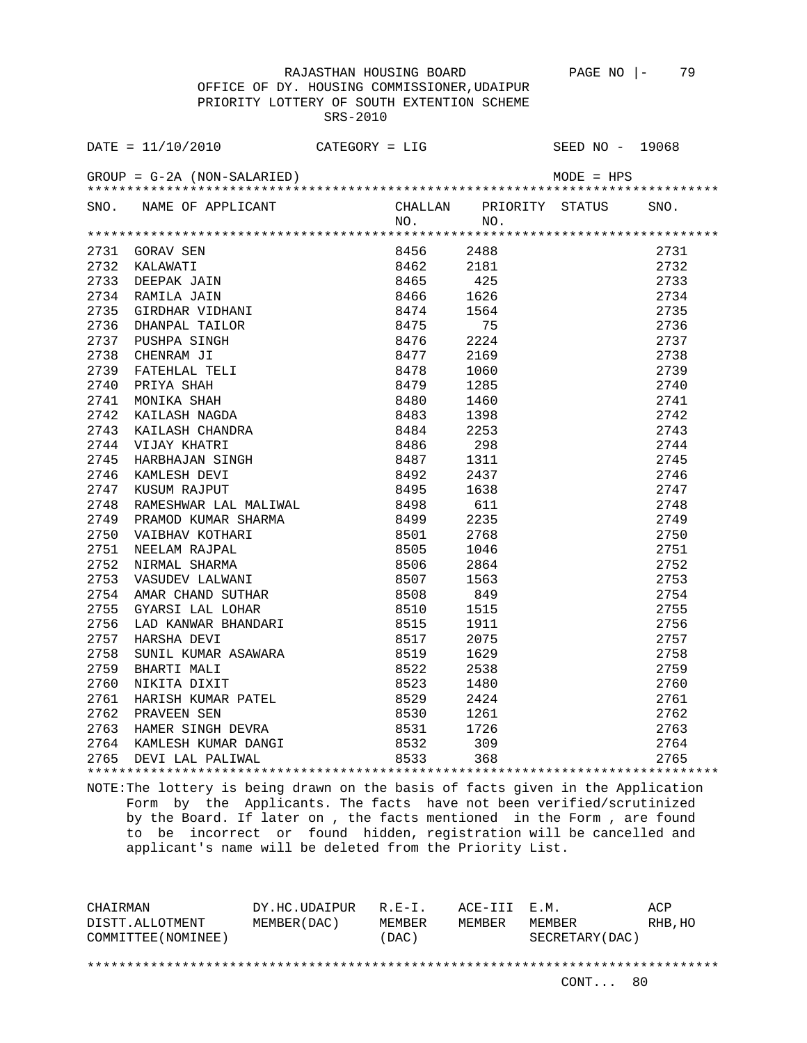RAJASTHAN HOUSING BOARD

OFFICE OF DY. HOUSING COMMISSIONER,UDAIPUR

PRIORITY LOTTERY OF SOUTH EXTENTION SCHEME

SRS-2010

DATE = 11/10/2010 CATEGORY = LIG SEED NO - 19068

GROUP = G-2A (NON-SALARIED) MODE = HPS

| SNO. | NAME OF APPLICANT | CHALLAN NO. | PRIORITY NO. | STATUS | SNO. |
|---|---|---|---|---|---|
| 2731 | GORAV SEN | 8456 | 2488 | | 2731 |
| 2732 | KALAWATI | 8462 | 2181 | | 2732 |
| 2733 | DEEPAK JAIN | 8465 | 425 | | 2733 |
| 2734 | RAMILA JAIN | 8466 | 1626 | | 2734 |
| 2735 | GIRDHAR VIDHANI | 8474 | 1564 | | 2735 |
| 2736 | DHANPAL TAILOR | 8475 | 75 | | 2736 |
| 2737 | PUSHPA SINGH | 8476 | 2224 | | 2737 |
| 2738 | CHENRAM JI | 8477 | 2169 | | 2738 |
| 2739 | FATEHLAL TELI | 8478 | 1060 | | 2739 |
| 2740 | PRIYA SHAH | 8479 | 1285 | | 2740 |
| 2741 | MONIKA SHAH | 8480 | 1460 | | 2741 |
| 2742 | KAILASH NAGDA | 8483 | 1398 | | 2742 |
| 2743 | KAILASH CHANDRA | 8484 | 2253 | | 2743 |
| 2744 | VIJAY KHATRI | 8486 | 298 | | 2744 |
| 2745 | HARBHAJAN SINGH | 8487 | 1311 | | 2745 |
| 2746 | KAMLESH DEVI | 8492 | 2437 | | 2746 |
| 2747 | KUSUM RAJPUT | 8495 | 1638 | | 2747 |
| 2748 | RAMESHWAR LAL MALIWAL | 8498 | 611 | | 2748 |
| 2749 | PRAMOD KUMAR SHARMA | 8499 | 2235 | | 2749 |
| 2750 | VAIBHAV KOTHARI | 8501 | 2768 | | 2750 |
| 2751 | NEELAM RAJPAL | 8505 | 1046 | | 2751 |
| 2752 | NIRMAL SHARMA | 8506 | 2864 | | 2752 |
| 2753 | VASUDEV LALWANI | 8507 | 1563 | | 2753 |
| 2754 | AMAR CHAND SUTHAR | 8508 | 849 | | 2754 |
| 2755 | GYARSI LAL LOHAR | 8510 | 1515 | | 2755 |
| 2756 | LAD KANWAR BHANDARI | 8515 | 1911 | | 2756 |
| 2757 | HARSHA DEVI | 8517 | 2075 | | 2757 |
| 2758 | SUNIL KUMAR ASAWARA | 8519 | 1629 | | 2758 |
| 2759 | BHARTI MALI | 8522 | 2538 | | 2759 |
| 2760 | NIKITA DIXIT | 8523 | 1480 | | 2760 |
| 2761 | HARISH KUMAR PATEL | 8529 | 2424 | | 2761 |
| 2762 | PRAVEEN SEN | 8530 | 1261 | | 2762 |
| 2763 | HAMER SINGH DEVRA | 8531 | 1726 | | 2763 |
| 2764 | KAMLESH KUMAR DANGI | 8532 | 309 | | 2764 |
| 2765 | DEVI LAL PALIWAL | 8533 | 368 | | 2765 |

NOTE:The lottery is being drawn on the basis of facts given in the Application Form by the Applicants. The facts have not been verified/scrutinized by the Board. If later on , the facts mentioned in the Form , are found to be incorrect or found hidden, registration will be cancelled and applicant's name will be deleted from the Priority List.

| CHAIRMAN DISTT.ALLOTMENT COMMITTEE(NOMINEE) | DY.HC.UDAIPUR MEMBER(DAC) | R.E-I. MEMBER (DAC) | ACE-III MEMBER | E.M. MEMBER SECRETARY(DAC) | ACP RHB,HO |
|---|---|---|---|---|---|

CONT... 80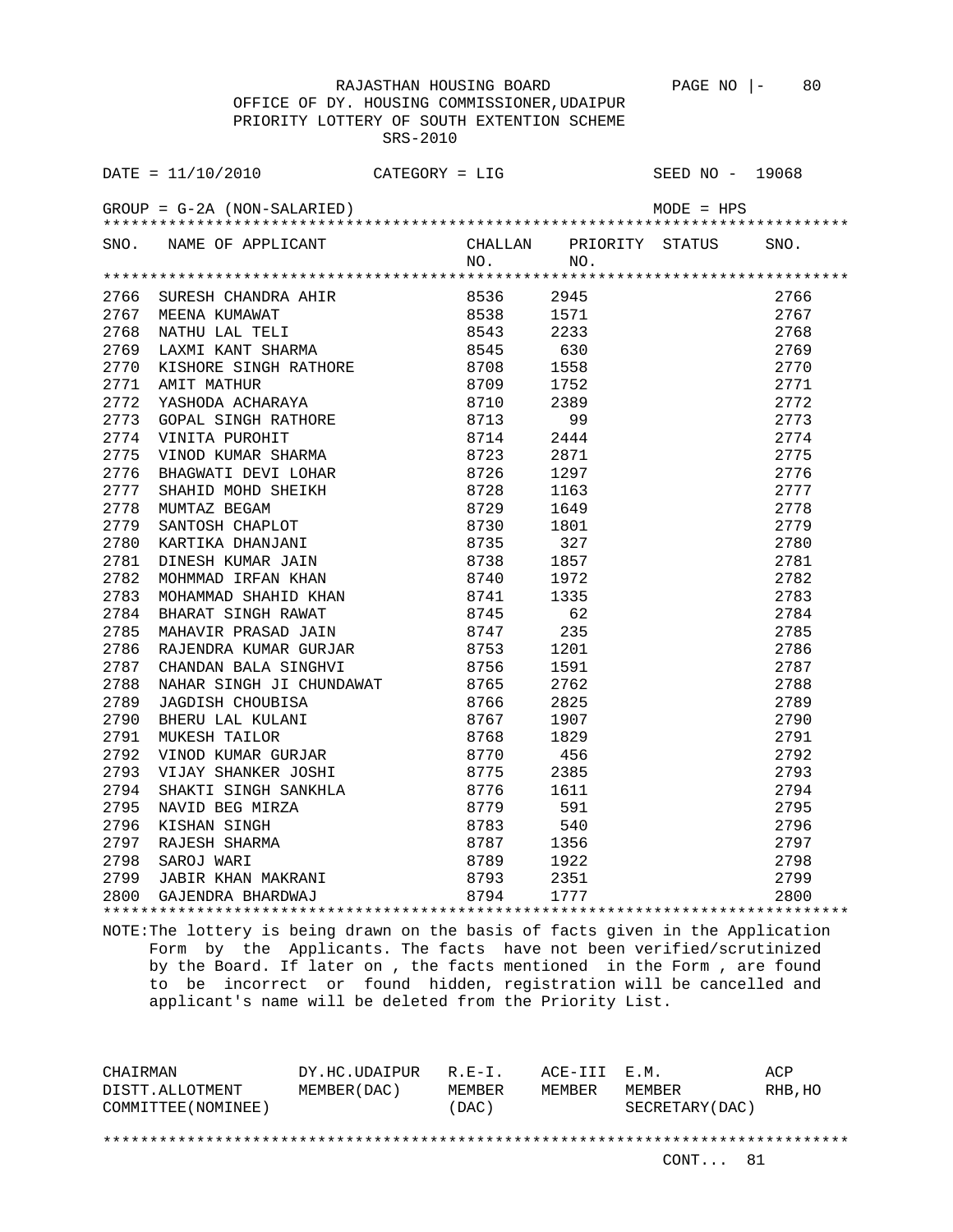RAJASTHAN HOUSING BOARD

OFFICE OF DY. HOUSING COMMISSIONER,UDAIPUR

PRIORITY LOTTERY OF SOUTH EXTENTION SCHEME

SRS-2010

DATE = 11/10/2010 CATEGORY = LIG SEED NO - 19068

GROUP = G-2A (NON-SALARIED) MODE = HPS

| SNO. | NAME OF APPLICANT | CHALLAN NO. | PRIORITY NO. | STATUS | SNO. |
|---|---|---|---|---|---|
| 2766 | SURESH CHANDRA AHIR | 8536 | 2945 | | 2766 |
| 2767 | MEENA KUMAWAT | 8538 | 1571 | | 2767 |
| 2768 | NATHU LAL TELI | 8543 | 2233 | | 2768 |
| 2769 | LAXMI KANT SHARMA | 8545 | 630 | | 2769 |
| 2770 | KISHORE SINGH RATHORE | 8708 | 1558 | | 2770 |
| 2771 | AMIT MATHUR | 8709 | 1752 | | 2771 |
| 2772 | YASHODA ACHARAYA | 8710 | 2389 | | 2772 |
| 2773 | GOPAL SINGH RATHORE | 8713 | 99 | | 2773 |
| 2774 | VINITA PUROHIT | 8714 | 2444 | | 2774 |
| 2775 | VINOD KUMAR SHARMA | 8723 | 2871 | | 2775 |
| 2776 | BHAGWATI DEVI LOHAR | 8726 | 1297 | | 2776 |
| 2777 | SHAHID MOHD SHEIKH | 8728 | 1163 | | 2777 |
| 2778 | MUMTAZ BEGAM | 8729 | 1649 | | 2778 |
| 2779 | SANTOSH CHAPLOT | 8730 | 1801 | | 2779 |
| 2780 | KARTIKA DHANJANI | 8735 | 327 | | 2780 |
| 2781 | DINESH KUMAR JAIN | 8738 | 1857 | | 2781 |
| 2782 | MOHMMAD IRFAN KHAN | 8740 | 1972 | | 2782 |
| 2783 | MOHAMMAD SHAHID KHAN | 8741 | 1335 | | 2783 |
| 2784 | BHARAT SINGH RAWAT | 8745 | 62 | | 2784 |
| 2785 | MAHAVIR PRASAD JAIN | 8747 | 235 | | 2785 |
| 2786 | RAJENDRA KUMAR GURJAR | 8753 | 1201 | | 2786 |
| 2787 | CHANDAN BALA SINGHVI | 8756 | 1591 | | 2787 |
| 2788 | NAHAR SINGH JI CHUNDAWAT | 8765 | 2762 | | 2788 |
| 2789 | JAGDISH CHOUBISA | 8766 | 2825 | | 2789 |
| 2790 | BHERU LAL KULANI | 8767 | 1907 | | 2790 |
| 2791 | MUKESH TAILOR | 8768 | 1829 | | 2791 |
| 2792 | VINOD KUMAR GURJAR | 8770 | 456 | | 2792 |
| 2793 | VIJAY SHANKER JOSHI | 8775 | 2385 | | 2793 |
| 2794 | SHAKTI SINGH SANKHLA | 8776 | 1611 | | 2794 |
| 2795 | NAVID BEG MIRZA | 8779 | 591 | | 2795 |
| 2796 | KISHAN SINGH | 8783 | 540 | | 2796 |
| 2797 | RAJESH SHARMA | 8787 | 1356 | | 2797 |
| 2798 | SAROJ WARI | 8789 | 1922 | | 2798 |
| 2799 | JABIR KHAN MAKRANI | 8793 | 2351 | | 2799 |
| 2800 | GAJENDRA BHARDWAJ | 8794 | 1777 | | 2800 |

NOTE:The lottery is being drawn on the basis of facts given in the Application Form by the Applicants. The facts have not been verified/scrutinized by the Board. If later on , the facts mentioned in the Form , are found to be incorrect or found hidden, registration will be cancelled and applicant's name will be deleted from the Priority List.

| CHAIRMAN DISTT.ALLOTMENT COMMITTEE(NOMINEE) | DY.HC.UDAIPUR MEMBER(DAC) | R.E-I. MEMBER (DAC) | ACE-III MEMBER | E.M. MEMBER SECRETARY(DAC) | ACP RHB,HO |
|---|---|---|---|---|---|

CONT... 81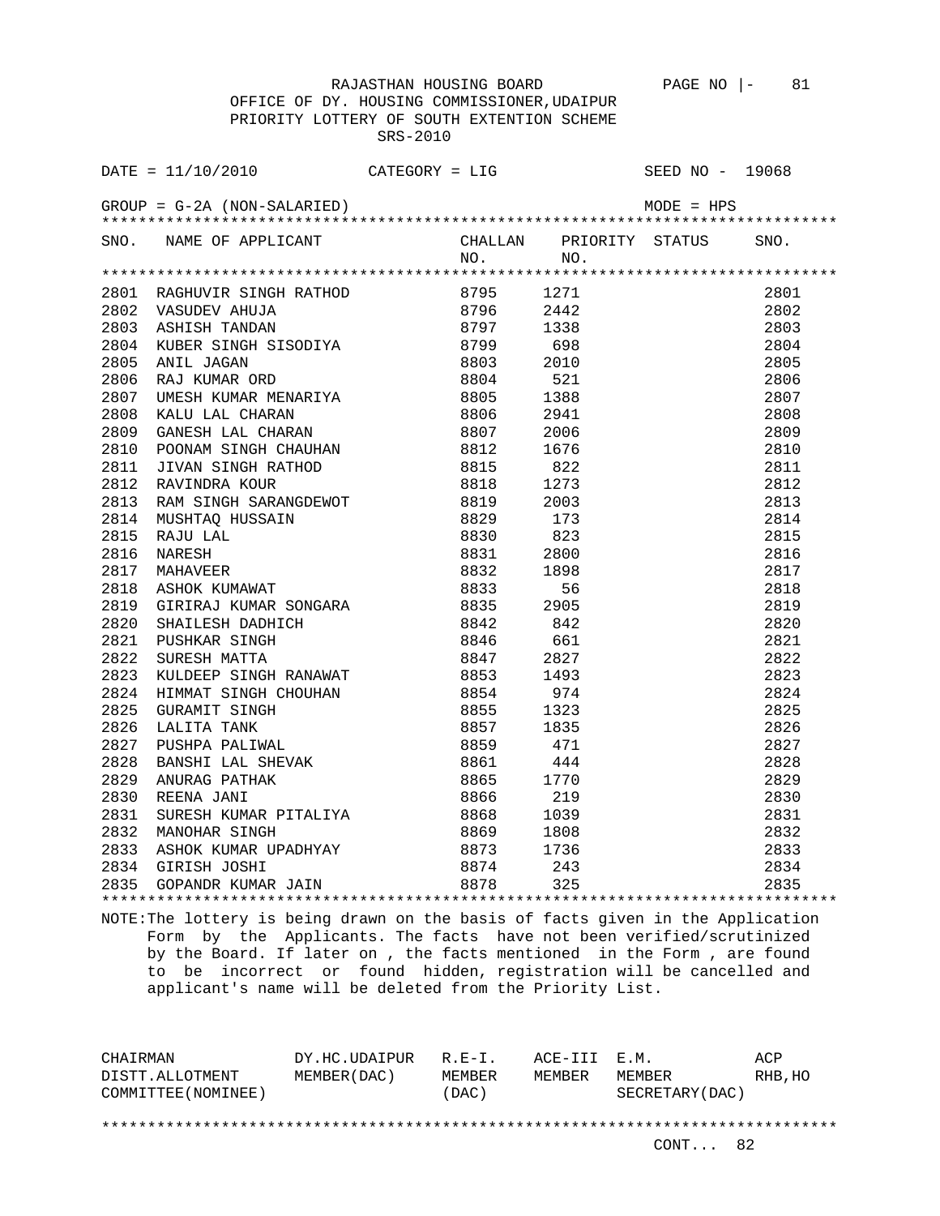RAJASTHAN HOUSING BOARD

OFFICE OF DY. HOUSING COMMISSIONER,UDAIPUR

PRIORITY LOTTERY OF SOUTH EXTENTION SCHEME

SRS-2010

DATE = 11/10/2010 CATEGORY = LIG SEED NO - 19068

GROUP = G-2A (NON-SALARIED) MODE = HPS

| SNO. | NAME OF APPLICANT | CHALLAN NO. | PRIORITY NO. | STATUS | SNO. |
|---|---|---|---|---|---|
| 2801 | RAGHUVIR SINGH RATHOD | 8795 | 1271 | | 2801 |
| 2802 | VASUDEV AHUJA | 8796 | 2442 | | 2802 |
| 2803 | ASHISH TANDAN | 8797 | 1338 | | 2803 |
| 2804 | KUBER SINGH SISODIYA | 8799 | 698 | | 2804 |
| 2805 | ANIL JAGAN | 8803 | 2010 | | 2805 |
| 2806 | RAJ KUMAR ORD | 8804 | 521 | | 2806 |
| 2807 | UMESH KUMAR MENARIYA | 8805 | 1388 | | 2807 |
| 2808 | KALU LAL CHARAN | 8806 | 2941 | | 2808 |
| 2809 | GANESH LAL CHARAN | 8807 | 2006 | | 2809 |
| 2810 | POONAM SINGH CHAUHAN | 8812 | 1676 | | 2810 |
| 2811 | JIVAN SINGH RATHOD | 8815 | 822 | | 2811 |
| 2812 | RAVINDRA KOUR | 8818 | 1273 | | 2812 |
| 2813 | RAM SINGH SARANGDEWOT | 8819 | 2003 | | 2813 |
| 2814 | MUSHTAQ HUSSAIN | 8829 | 173 | | 2814 |
| 2815 | RAJU LAL | 8830 | 823 | | 2815 |
| 2816 | NARESH | 8831 | 2800 | | 2816 |
| 2817 | MAHAVEER | 8832 | 1898 | | 2817 |
| 2818 | ASHOK KUMAWAT | 8833 | 56 | | 2818 |
| 2819 | GIRIRAJ KUMAR SONGARA | 8835 | 2905 | | 2819 |
| 2820 | SHAILESH DADHICH | 8842 | 842 | | 2820 |
| 2821 | PUSHKAR SINGH | 8846 | 661 | | 2821 |
| 2822 | SURESH MATTA | 8847 | 2827 | | 2822 |
| 2823 | KULDEEP SINGH RANAWAT | 8853 | 1493 | | 2823 |
| 2824 | HIMMAT SINGH CHOUHAN | 8854 | 974 | | 2824 |
| 2825 | GURAMIT SINGH | 8855 | 1323 | | 2825 |
| 2826 | LALITA TANK | 8857 | 1835 | | 2826 |
| 2827 | PUSHPA PALIWAL | 8859 | 471 | | 2827 |
| 2828 | BANSHI LAL SHEVAK | 8861 | 444 | | 2828 |
| 2829 | ANURAG PATHAK | 8865 | 1770 | | 2829 |
| 2830 | REENA JANI | 8866 | 219 | | 2830 |
| 2831 | SURESH KUMAR PITALIYA | 8868 | 1039 | | 2831 |
| 2832 | MANOHAR SINGH | 8869 | 1808 | | 2832 |
| 2833 | ASHOK KUMAR UPADHYAY | 8873 | 1736 | | 2833 |
| 2834 | GIRISH JOSHI | 8874 | 243 | | 2834 |
| 2835 | GOPANDR KUMAR JAIN | 8878 | 325 | | 2835 |

NOTE:The lottery is being drawn on the basis of facts given in the Application Form by the Applicants. The facts have not been verified/scrutinized by the Board. If later on , the facts mentioned in the Form , are found to be incorrect or found hidden, registration will be cancelled and applicant's name will be deleted from the Priority List.

| CHAIRMAN DISTT.ALLOTMENT COMMITTEE(NOMINEE) | DY.HC.UDAIPUR MEMBER(DAC) | R.E-I. MEMBER (DAC) | ACE-III MEMBER | E.M. MEMBER SECRETARY(DAC) | ACP RHB,HO |
|---|---|---|---|---|---|

CONT... 82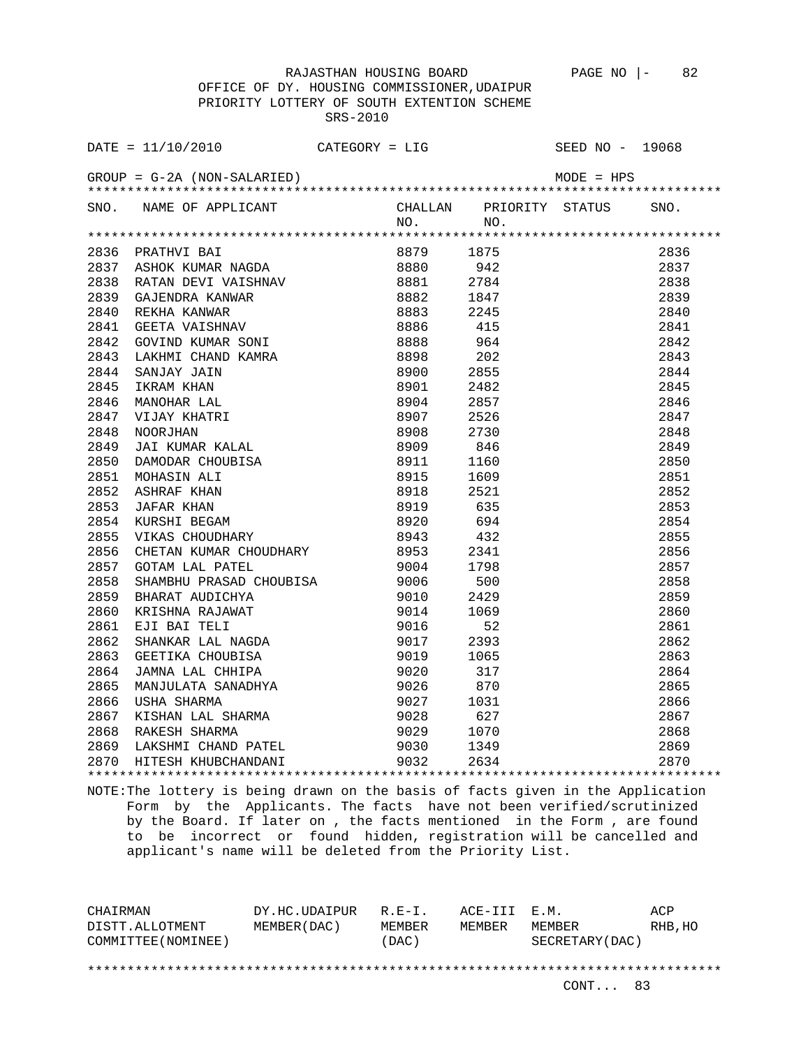RAJASTHAN HOUSING BOARD PAGE NO |- 82

OFFICE OF DY. HOUSING COMMISSIONER,UDAIPUR

PRIORITY LOTTERY OF SOUTH EXTENTION SCHEME

SRS-2010

DATE = 11/10/2010 CATEGORY = LIG SEED NO - 19068

GROUP = G-2A (NON-SALARIED) MODE = HPS

| SNO. | NAME OF APPLICANT | CHALLAN NO. | PRIORITY NO. | STATUS | SNO. |
|---|---|---|---|---|---|
| 2836 | PRATHVI BAI | 8879 | 1875 | | 2836 |
| 2837 | ASHOK KUMAR NAGDA | 8880 | 942 | | 2837 |
| 2838 | RATAN DEVI VAISHNAV | 8881 | 2784 | | 2838 |
| 2839 | GAJENDRA KANWAR | 8882 | 1847 | | 2839 |
| 2840 | REKHA KANWAR | 8883 | 2245 | | 2840 |
| 2841 | GEETA VAISHNAV | 8886 | 415 | | 2841 |
| 2842 | GOVIND KUMAR SONI | 8888 | 964 | | 2842 |
| 2843 | LAKHMI CHAND KAMRA | 8898 | 202 | | 2843 |
| 2844 | SANJAY JAIN | 8900 | 2855 | | 2844 |
| 2845 | IKRAM KHAN | 8901 | 2482 | | 2845 |
| 2846 | MANOHAR LAL | 8904 | 2857 | | 2846 |
| 2847 | VIJAY KHATRI | 8907 | 2526 | | 2847 |
| 2848 | NOORJHAN | 8908 | 2730 | | 2848 |
| 2849 | JAI KUMAR KALAL | 8909 | 846 | | 2849 |
| 2850 | DAMODAR CHOUBISA | 8911 | 1160 | | 2850 |
| 2851 | MOHASIN ALI | 8915 | 1609 | | 2851 |
| 2852 | ASHRAF KHAN | 8918 | 2521 | | 2852 |
| 2853 | JAFAR KHAN | 8919 | 635 | | 2853 |
| 2854 | KURSHI BEGAM | 8920 | 694 | | 2854 |
| 2855 | VIKAS CHOUDHARY | 8943 | 432 | | 2855 |
| 2856 | CHETAN KUMAR CHOUDHARY | 8953 | 2341 | | 2856 |
| 2857 | GOTAM LAL PATEL | 9004 | 1798 | | 2857 |
| 2858 | SHAMBHU PRASAD CHOUBISA | 9006 | 500 | | 2858 |
| 2859 | BHARAT AUDICHYA | 9010 | 2429 | | 2859 |
| 2860 | KRISHNA RAJAWAT | 9014 | 1069 | | 2860 |
| 2861 | EJI BAI TELI | 9016 | 52 | | 2861 |
| 2862 | SHANKAR LAL NAGDA | 9017 | 2393 | | 2862 |
| 2863 | GEETIKA CHOUBISA | 9019 | 1065 | | 2863 |
| 2864 | JAMNA LAL CHHIPA | 9020 | 317 | | 2864 |
| 2865 | MANJULATA SANADHYA | 9026 | 870 | | 2865 |
| 2866 | USHA SHARMA | 9027 | 1031 | | 2866 |
| 2867 | KISHAN LAL SHARMA | 9028 | 627 | | 2867 |
| 2868 | RAKESH SHARMA | 9029 | 1070 | | 2868 |
| 2869 | LAKSHMI CHAND PATEL | 9030 | 1349 | | 2869 |
| 2870 | HITESH KHUBCHANDANI | 9032 | 2634 | | 2870 |

NOTE:The lottery is being drawn on the basis of facts given in the Application Form by the Applicants. The facts have not been verified/scrutinized by the Board. If later on , the facts mentioned in the Form , are found to be incorrect or found hidden, registration will be cancelled and applicant's name will be deleted from the Priority List.

| CHAIRMAN DISTT.ALLOTMENT COMMITTEE(NOMINEE) | DY.HC.UDAIPUR MEMBER(DAC) | R.E-I. MEMBER (DAC) | ACE-III MEMBER | E.M. MEMBER SECRETARY(DAC) | ACP RHB,HO |
|---|---|---|---|---|---|

CONT... 83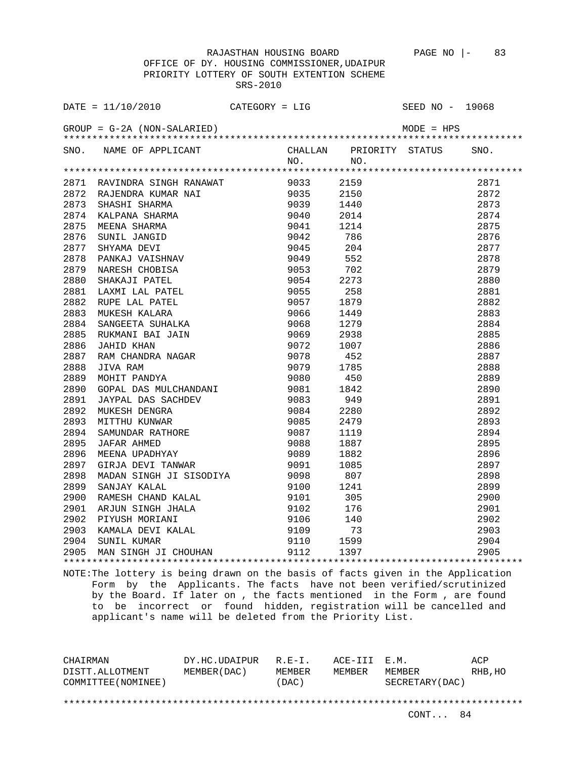RAJASTHAN HOUSING BOARD

OFFICE OF DY. HOUSING COMMISSIONER,UDAIPUR

PRIORITY LOTTERY OF SOUTH EXTENTION SCHEME

SRS-2010

DATE = 11/10/2010 CATEGORY = LIG SEED NO - 19068

GROUP = G-2A (NON-SALARIED) MODE = HPS

| SNO. | NAME OF APPLICANT | CHALLAN NO. | PRIORITY NO. | STATUS | SNO. |
|---|---|---|---|---|---|
| 2871 | RAVINDRA SINGH RANAWAT | 9033 | 2159 | | 2871 |
| 2872 | RAJENDRA KUMAR NAI | 9035 | 2150 | | 2872 |
| 2873 | SHASHI SHARMA | 9039 | 1440 | | 2873 |
| 2874 | KALPANA SHARMA | 9040 | 2014 | | 2874 |
| 2875 | MEENA SHARMA | 9041 | 1214 | | 2875 |
| 2876 | SUNIL JANGID | 9042 | 786 | | 2876 |
| 2877 | SHYAMA DEVI | 9045 | 204 | | 2877 |
| 2878 | PANKAJ VAISHNAV | 9049 | 552 | | 2878 |
| 2879 | NARESH CHOBISA | 9053 | 702 | | 2879 |
| 2880 | SHAKAJI PATEL | 9054 | 2273 | | 2880 |
| 2881 | LAXMI LAL PATEL | 9055 | 258 | | 2881 |
| 2882 | RUPE LAL PATEL | 9057 | 1879 | | 2882 |
| 2883 | MUKESH KALARA | 9066 | 1449 | | 2883 |
| 2884 | SANGEETA SUHALKA | 9068 | 1279 | | 2884 |
| 2885 | RUKMANI BAI JAIN | 9069 | 2938 | | 2885 |
| 2886 | JAHID KHAN | 9072 | 1007 | | 2886 |
| 2887 | RAM CHANDRA NAGAR | 9078 | 452 | | 2887 |
| 2888 | JIVA RAM | 9079 | 1785 | | 2888 |
| 2889 | MOHIT PANDYA | 9080 | 450 | | 2889 |
| 2890 | GOPAL DAS MULCHANDANI | 9081 | 1842 | | 2890 |
| 2891 | JAYPAL DAS SACHDEV | 9083 | 949 | | 2891 |
| 2892 | MUKESH DENGRA | 9084 | 2280 | | 2892 |
| 2893 | MITTHU KUNWAR | 9085 | 2479 | | 2893 |
| 2894 | SAMUNDAR RATHORE | 9087 | 1119 | | 2894 |
| 2895 | JAFAR AHMED | 9088 | 1887 | | 2895 |
| 2896 | MEENA UPADHYAY | 9089 | 1882 | | 2896 |
| 2897 | GIRJA DEVI TANWAR | 9091 | 1085 | | 2897 |
| 2898 | MADAN SINGH JI SISODIYA | 9098 | 807 | | 2898 |
| 2899 | SANJAY KALAL | 9100 | 1241 | | 2899 |
| 2900 | RAMESH CHAND KALAL | 9101 | 305 | | 2900 |
| 2901 | ARJUN SINGH JHALA | 9102 | 176 | | 2901 |
| 2902 | PIYUSH MORIANI | 9106 | 140 | | 2902 |
| 2903 | KAMALA DEVI KALAL | 9109 | 73 | | 2903 |
| 2904 | SUNIL KUMAR | 9110 | 1599 | | 2904 |
| 2905 | MAN SINGH JI CHOUHAN | 9112 | 1397 | | 2905 |

NOTE:The lottery is being drawn on the basis of facts given in the Application Form by the Applicants. The facts have not been verified/scrutinized by the Board. If later on , the facts mentioned in the Form , are found to be incorrect or found hidden, registration will be cancelled and applicant's name will be deleted from the Priority List.

| CHAIRMAN DISTT.ALLOTMENT COMMITTEE(NOMINEE) | DY.HC.UDAIPUR MEMBER(DAC) | R.E-I. MEMBER (DAC) | ACE-III MEMBER | E.M. MEMBER SECRETARY(DAC) | ACP RHB,HO |
|---|---|---|---|---|---|

CONT... 84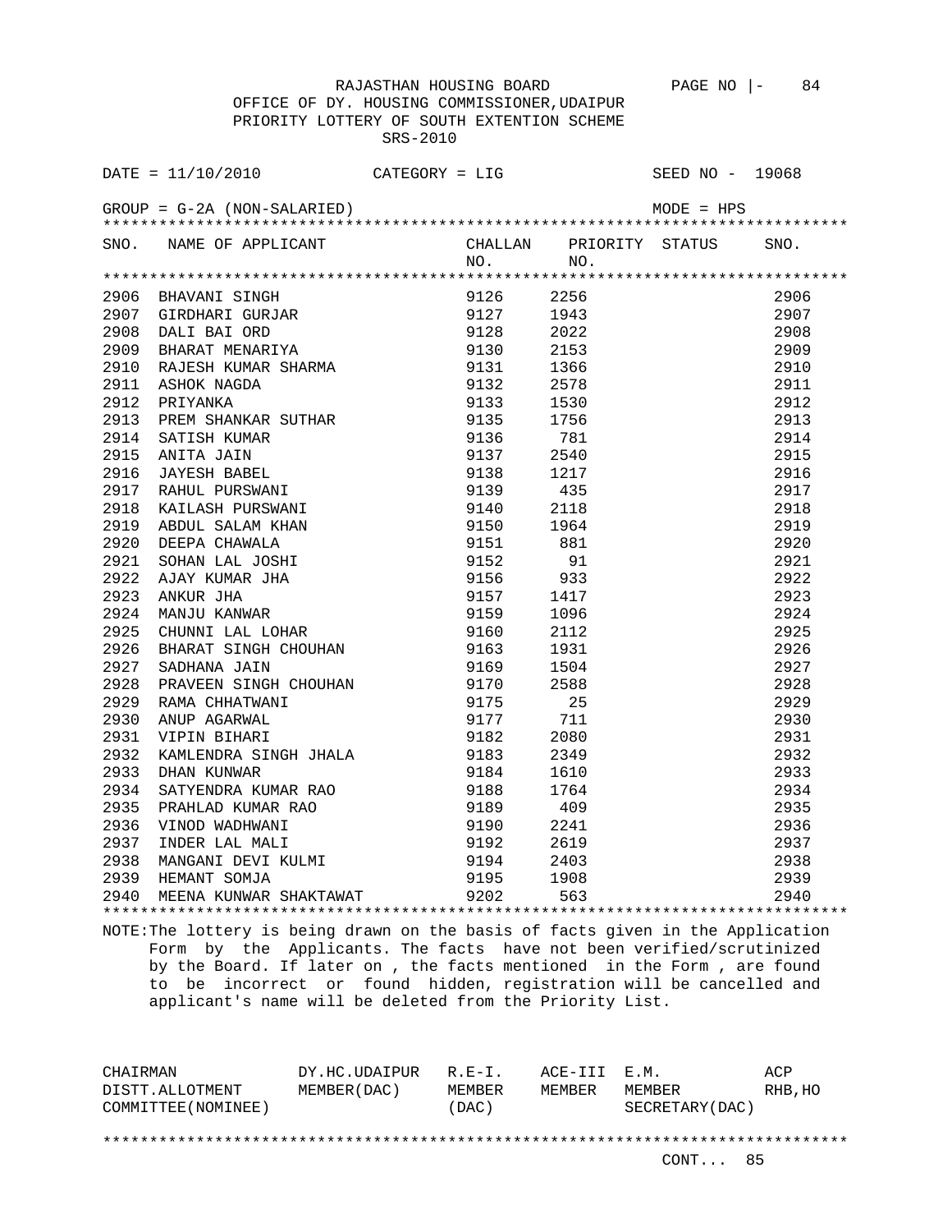RAJASTHAN HOUSING BOARD PAGE NO |- 84

OFFICE OF DY. HOUSING COMMISSIONER,UDAIPUR

PRIORITY LOTTERY OF SOUTH EXTENTION SCHEME

SRS-2010

DATE = 11/10/2010 CATEGORY = LIG SEED NO - 19068

GROUP = G-2A (NON-SALARIED) MODE = HPS

| SNO. | NAME OF APPLICANT | CHALLAN NO. | PRIORITY NO. | STATUS | SNO. |
|---|---|---|---|---|---|
| 2906 | BHAVANI SINGH | 9126 | 2256 | | 2906 |
| 2907 | GIRDHARI GURJAR | 9127 | 1943 | | 2907 |
| 2908 | DALI BAI ORD | 9128 | 2022 | | 2908 |
| 2909 | BHARAT MENARIYA | 9130 | 2153 | | 2909 |
| 2910 | RAJESH KUMAR SHARMA | 9131 | 1366 | | 2910 |
| 2911 | ASHOK NAGDA | 9132 | 2578 | | 2911 |
| 2912 | PRIYANKA | 9133 | 1530 | | 2912 |
| 2913 | PREM SHANKAR SUTHAR | 9135 | 1756 | | 2913 |
| 2914 | SATISH KUMAR | 9136 | 781 | | 2914 |
| 2915 | ANITA JAIN | 9137 | 2540 | | 2915 |
| 2916 | JAYESH BABEL | 9138 | 1217 | | 2916 |
| 2917 | RAHUL PURSWANI | 9139 | 435 | | 2917 |
| 2918 | KAILASH PURSWANI | 9140 | 2118 | | 2918 |
| 2919 | ABDUL SALAM KHAN | 9150 | 1964 | | 2919 |
| 2920 | DEEPA CHAWALA | 9151 | 881 | | 2920 |
| 2921 | SOHAN LAL JOSHI | 9152 | 91 | | 2921 |
| 2922 | AJAY KUMAR JHA | 9156 | 933 | | 2922 |
| 2923 | ANKUR JHA | 9157 | 1417 | | 2923 |
| 2924 | MANJU KANWAR | 9159 | 1096 | | 2924 |
| 2925 | CHUNNI LAL LOHAR | 9160 | 2112 | | 2925 |
| 2926 | BHARAT SINGH CHOUHAN | 9163 | 1931 | | 2926 |
| 2927 | SADHANA JAIN | 9169 | 1504 | | 2927 |
| 2928 | PRAVEEN SINGH CHOUHAN | 9170 | 2588 | | 2928 |
| 2929 | RAMA CHHATWANI | 9175 | 25 | | 2929 |
| 2930 | ANUP AGARWAL | 9177 | 711 | | 2930 |
| 2931 | VIPIN BIHARI | 9182 | 2080 | | 2931 |
| 2932 | KAMLENDRA SINGH JHALA | 9183 | 2349 | | 2932 |
| 2933 | DHAN KUNWAR | 9184 | 1610 | | 2933 |
| 2934 | SATYENDRA KUMAR RAO | 9188 | 1764 | | 2934 |
| 2935 | PRAHLAD KUMAR RAO | 9189 | 409 | | 2935 |
| 2936 | VINOD WADHWANI | 9190 | 2241 | | 2936 |
| 2937 | INDER LAL MALI | 9192 | 2619 | | 2937 |
| 2938 | MANGANI DEVI KULMI | 9194 | 2403 | | 2938 |
| 2939 | HEMANT SOMJA | 9195 | 1908 | | 2939 |
| 2940 | MEENA KUNWAR SHAKTAWAT | 9202 | 563 | | 2940 |

NOTE:The lottery is being drawn on the basis of facts given in the Application Form by the Applicants. The facts have not been verified/scrutinized by the Board. If later on , the facts mentioned in the Form , are found to be incorrect or found hidden, registration will be cancelled and applicant's name will be deleted from the Priority List.

| CHAIRMAN DISTT.ALLOTMENT COMMITTEE(NOMINEE) | DY.HC.UDAIPUR MEMBER(DAC) | R.E-I. MEMBER (DAC) | ACE-III MEMBER | E.M. MEMBER SECRETARY(DAC) | ACP RHB,HO |
|---|---|---|---|---|---|

CONT... 85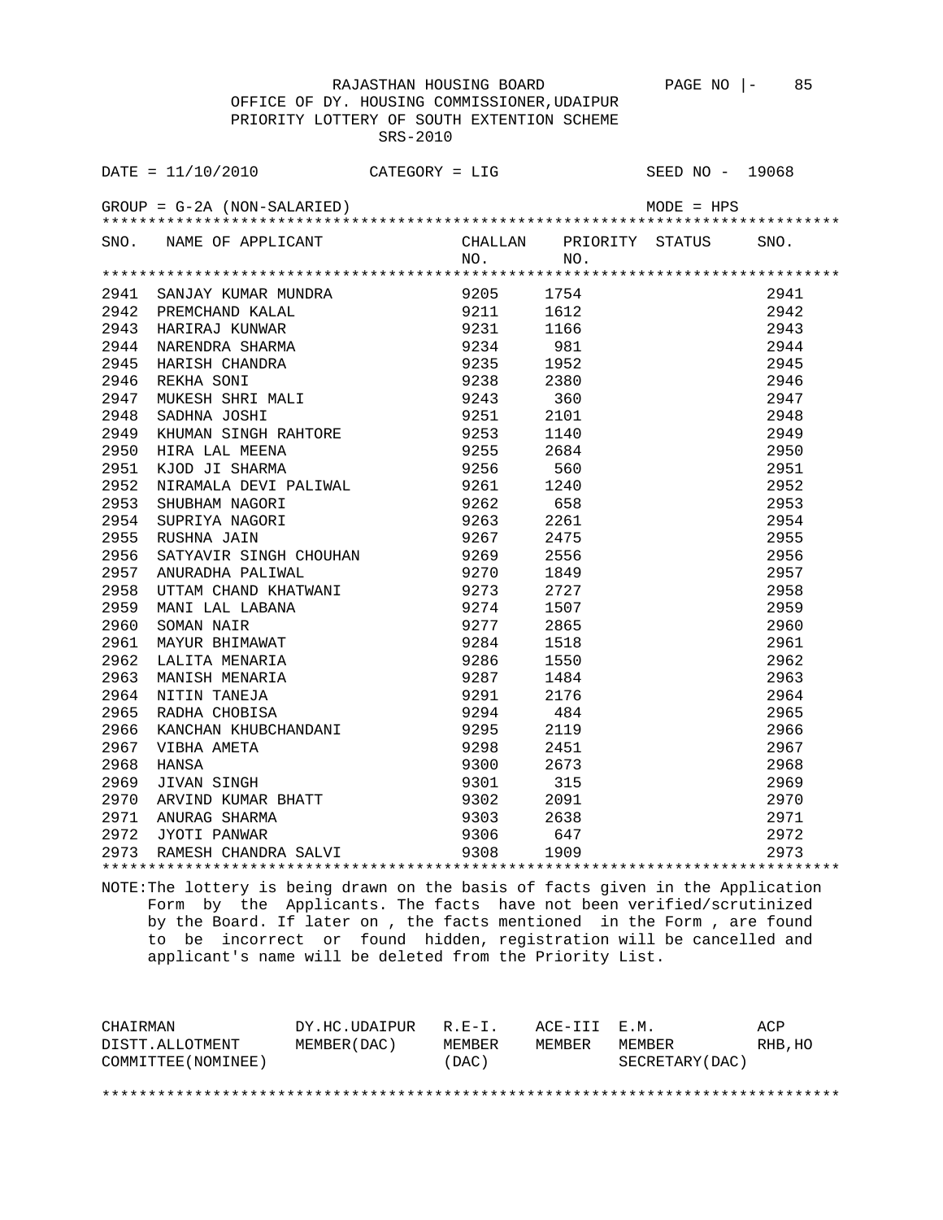RAJASTHAN HOUSING BOARD PAGE NO |- 85

OFFICE OF DY. HOUSING COMMISSIONER,UDAIPUR

PRIORITY LOTTERY OF SOUTH EXTENTION SCHEME

SRS-2010

DATE = 11/10/2010 CATEGORY = LIG SEED NO - 19068

GROUP = G-2A (NON-SALARIED) MODE = HPS

| SNO. | NAME OF APPLICANT | CHALLAN NO. | PRIORITY NO. | STATUS | SNO. |
|---|---|---|---|---|---|
| 2941 | SANJAY KUMAR MUNDRA | 9205 | 1754 | | 2941 |
| 2942 | PREMCHAND KALAL | 9211 | 1612 | | 2942 |
| 2943 | HARIRAJ KUNWAR | 9231 | 1166 | | 2943 |
| 2944 | NARENDRA SHARMA | 9234 | 981 | | 2944 |
| 2945 | HARISH CHANDRA | 9235 | 1952 | | 2945 |
| 2946 | REKHA SONI | 9238 | 2380 | | 2946 |
| 2947 | MUKESH SHRI MALI | 9243 | 360 | | 2947 |
| 2948 | SADHNA JOSHI | 9251 | 2101 | | 2948 |
| 2949 | KHUMAN SINGH RAHTORE | 9253 | 1140 | | 2949 |
| 2950 | HIRA LAL MEENA | 9255 | 2684 | | 2950 |
| 2951 | KJOD JI SHARMA | 9256 | 560 | | 2951 |
| 2952 | NIRAMALA DEVI PALIWAL | 9261 | 1240 | | 2952 |
| 2953 | SHUBHAM NAGORI | 9262 | 658 | | 2953 |
| 2954 | SUPRIYA NAGORI | 9263 | 2261 | | 2954 |
| 2955 | RUSHNA JAIN | 9267 | 2475 | | 2955 |
| 2956 | SATYAVIR SINGH CHOUHAN | 9269 | 2556 | | 2956 |
| 2957 | ANURADHA PALIWAL | 9270 | 1849 | | 2957 |
| 2958 | UTTAM CHAND KHATWANI | 9273 | 2727 | | 2958 |
| 2959 | MANI LAL LABANA | 9274 | 1507 | | 2959 |
| 2960 | SOMAN NAIR | 9277 | 2865 | | 2960 |
| 2961 | MAYUR BHIMAWAT | 9284 | 1518 | | 2961 |
| 2962 | LALITA MENARIA | 9286 | 1550 | | 2962 |
| 2963 | MANISH MENARIA | 9287 | 1484 | | 2963 |
| 2964 | NITIN TANEJA | 9291 | 2176 | | 2964 |
| 2965 | RADHA CHOBISA | 9294 | 484 | | 2965 |
| 2966 | KANCHAN KHUBCHANDANI | 9295 | 2119 | | 2966 |
| 2967 | VIBHA AMETA | 9298 | 2451 | | 2967 |
| 2968 | HANSA | 9300 | 2673 | | 2968 |
| 2969 | JIVAN SINGH | 9301 | 315 | | 2969 |
| 2970 | ARVIND KUMAR BHATT | 9302 | 2091 | | 2970 |
| 2971 | ANURAG SHARMA | 9303 | 2638 | | 2971 |
| 2972 | JYOTI PANWAR | 9306 | 647 | | 2972 |
| 2973 | RAMESH CHANDRA SALVI | 9308 | 1909 | | 2973 |

NOTE:The lottery is being drawn on the basis of facts given in the Application Form by the Applicants. The facts have not been verified/scrutinized by the Board. If later on , the facts mentioned in the Form , are found to be incorrect or found hidden, registration will be cancelled and applicant's name will be deleted from the Priority List.

| CHAIRMAN DISTT.ALLOTMENT COMMITTEE(NOMINEE) | DY.HC.UDAIPUR MEMBER(DAC) | R.E-I. MEMBER (DAC) | ACE-III MEMBER | E.M. MEMBER SECRETARY(DAC) | ACP RHB,HO |
|---|---|---|---|---|---|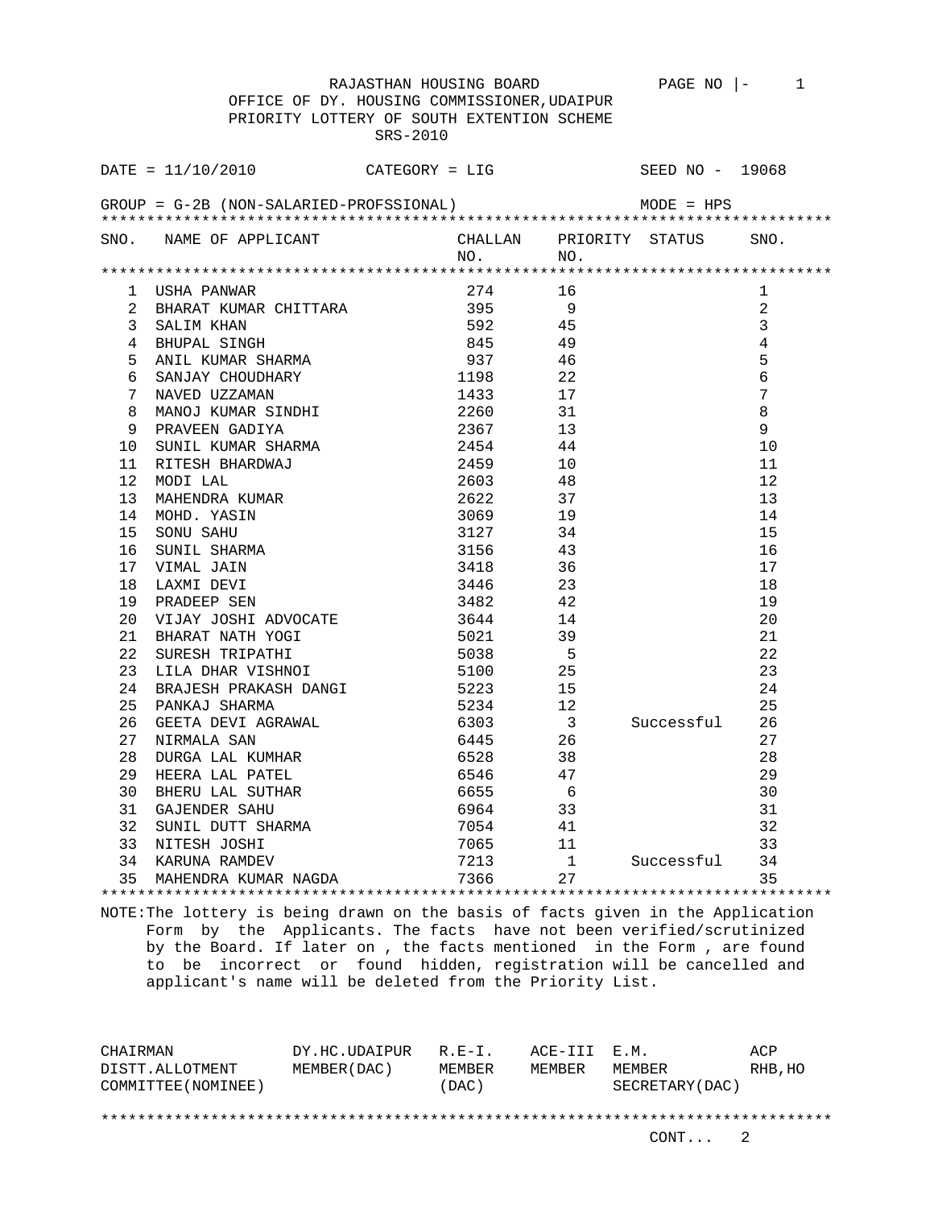RAJASTHAN HOUSING BOARD

OFFICE OF DY. HOUSING COMMISSIONER,UDAIPUR

PRIORITY LOTTERY OF SOUTH EXTENTION SCHEME

SRS-2010

DATE = 11/10/2010 CATEGORY = LIG SEED NO - 19068

GROUP = G-2B (NON-SALARIED-PROFSSIONAL) MODE = HPS

| SNO. | NAME OF APPLICANT | CHALLAN NO. | PRIORITY NO. | STATUS | SNO. |
|---|---|---|---|---|---|
| 1 | USHA PANWAR | 274 | 16 | | 1 |
| 2 | BHARAT KUMAR CHITTARA | 395 | 9 | | 2 |
| 3 | SALIM KHAN | 592 | 45 | | 3 |
| 4 | BHUPAL SINGH | 845 | 49 | | 4 |
| 5 | ANIL KUMAR SHARMA | 937 | 46 | | 5 |
| 6 | SANJAY CHOUDHARY | 1198 | 22 | | 6 |
| 7 | NAVED UZZAMAN | 1433 | 17 | | 7 |
| 8 | MANOJ KUMAR SINDHI | 2260 | 31 | | 8 |
| 9 | PRAVEEN GADIYA | 2367 | 13 | | 9 |
| 10 | SUNIL KUMAR SHARMA | 2454 | 44 | | 10 |
| 11 | RITESH BHARDWAJ | 2459 | 10 | | 11 |
| 12 | MODI LAL | 2603 | 48 | | 12 |
| 13 | MAHENDRA KUMAR | 2622 | 37 | | 13 |
| 14 | MOHD. YASIN | 3069 | 19 | | 14 |
| 15 | SONU SAHU | 3127 | 34 | | 15 |
| 16 | SUNIL SHARMA | 3156 | 43 | | 16 |
| 17 | VIMAL JAIN | 3418 | 36 | | 17 |
| 18 | LAXMI DEVI | 3446 | 23 | | 18 |
| 19 | PRADEEP SEN | 3482 | 42 | | 19 |
| 20 | VIJAY JOSHI ADVOCATE | 3644 | 14 | | 20 |
| 21 | BHARAT NATH YOGI | 5021 | 39 | | 21 |
| 22 | SURESH TRIPATHI | 5038 | 5 | | 22 |
| 23 | LILA DHAR VISHNOI | 5100 | 25 | | 23 |
| 24 | BRAJESH PRAKASH DANGI | 5223 | 15 | | 24 |
| 25 | PANKAJ SHARMA | 5234 | 12 | | 25 |
| 26 | GEETA DEVI AGRAWAL | 6303 | 3 | Successful | 26 |
| 27 | NIRMALA SAN | 6445 | 26 | | 27 |
| 28 | DURGA LAL KUMHAR | 6528 | 38 | | 28 |
| 29 | HEERA LAL PATEL | 6546 | 47 | | 29 |
| 30 | BHERU LAL SUTHAR | 6655 | 6 | | 30 |
| 31 | GAJENDER SAHU | 6964 | 33 | | 31 |
| 32 | SUNIL DUTT SHARMA | 7054 | 41 | | 32 |
| 33 | NITESH JOSHI | 7065 | 11 | | 33 |
| 34 | KARUNA RAMDEV | 7213 | 1 | Successful | 34 |
| 35 | MAHENDRA KUMAR NAGDA | 7366 | 27 | | 35 |

NOTE:The lottery is being drawn on the basis of facts given in the Application Form by the Applicants. The facts have not been verified/scrutinized by the Board. If later on , the facts mentioned in the Form , are found to be incorrect or found hidden, registration will be cancelled and applicant's name will be deleted from the Priority List.

| CHAIRMAN DISTT.ALLOTMENT COMMITTEE(NOMINEE) | DY.HC.UDAIPUR MEMBER(DAC) | R.E-I. MEMBER (DAC) | ACE-III MEMBER | E.M. MEMBER SECRETARY(DAC) | ACP RHB,HO |
|---|---|---|---|---|---|

CONT... 2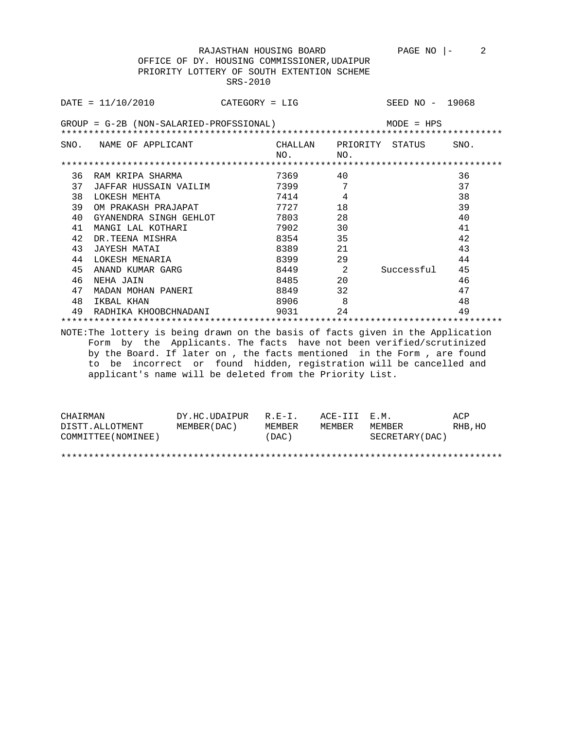RAJASTHAN HOUSING BOARD

OFFICE OF DY. HOUSING COMMISSIONER,UDAIPUR

PRIORITY LOTTERY OF SOUTH EXTENTION SCHEME

SRS-2010

DATE = 11/10/2010 CATEGORY = LIG SEED NO - 19068

GROUP = G-2B (NON-SALARIED-PROFSSIONAL) MODE = HPS

| SNO. | NAME OF APPLICANT | CHALLAN NO. | PRIORITY NO. | STATUS | SNO. |
|---|---|---|---|---|---|
| 36 | RAM KRIPA SHARMA | 7369 | 40 | | 36 |
| 37 | JAFFAR HUSSAIN VAILIM | 7399 | 7 | | 37 |
| 38 | LOKESH MEHTA | 7414 | 4 | | 38 |
| 39 | OM PRAKASH PRAJAPAT | 7727 | 18 | | 39 |
| 40 | GYANENDRA SINGH GEHLOT | 7803 | 28 | | 40 |
| 41 | MANGI LAL KOTHARI | 7902 | 30 | | 41 |
| 42 | DR.TEENA MISHRA | 8354 | 35 | | 42 |
| 43 | JAYESH MATAI | 8389 | 21 | | 43 |
| 44 | LOKESH MENARIA | 8399 | 29 | | 44 |
| 45 | ANAND KUMAR GARG | 8449 | 2 | Successful | 45 |
| 46 | NEHA JAIN | 8485 | 20 | | 46 |
| 47 | MADAN MOHAN PANERI | 8849 | 32 | | 47 |
| 48 | IKBAL KHAN | 8906 | 8 | | 48 |
| 49 | RADHIKA KHOOBCHNADANI | 9031 | 24 | | 49 |

NOTE:The lottery is being drawn on the basis of facts given in the Application Form by the Applicants. The facts have not been verified/scrutinized by the Board. If later on , the facts mentioned in the Form , are found to be incorrect or found hidden, registration will be cancelled and applicant's name will be deleted from the Priority List.

| CHAIRMAN DISTT.ALLOTMENT COMMITTEE(NOMINEE) | DY.HC.UDAIPUR MEMBER(DAC) | R.E-I. MEMBER (DAC) | ACE-III MEMBER | E.M. MEMBER SECRETARY(DAC) | ACP RHB,HO |
|---|---|---|---|---|---|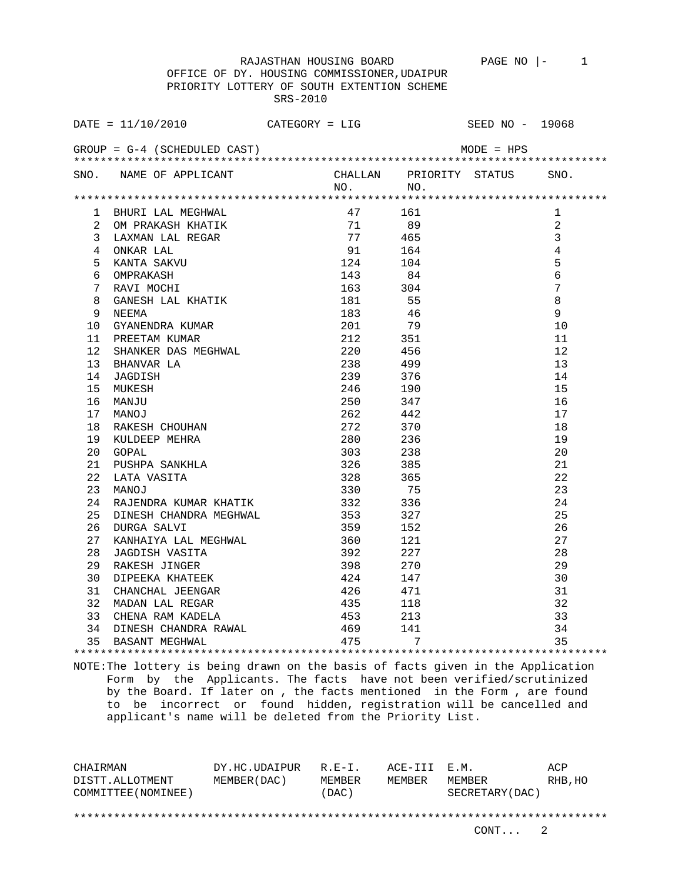RAJASTHAN HOUSING BOARD

OFFICE OF DY. HOUSING COMMISSIONER,UDAIPUR

PRIORITY LOTTERY OF SOUTH EXTENTION SCHEME

SRS-2010

DATE = 11/10/2010 CATEGORY = LIG SEED NO - 19068

GROUP = G-4 (SCHEDULED CAST) MODE = HPS

| SNO. | NAME OF APPLICANT | CHALLAN NO. | PRIORITY NO. | STATUS | SNO. |
|---|---|---|---|---|---|
| 1 | BHURI LAL MEGHWAL | 47 | 161 | | 1 |
| 2 | OM PRAKASH KHATIK | 71 | 89 | | 2 |
| 3 | LAXMAN LAL REGAR | 77 | 465 | | 3 |
| 4 | ONKAR LAL | 91 | 164 | | 4 |
| 5 | KANTA SAKVU | 124 | 104 | | 5 |
| 6 | OMPRAKASH | 143 | 84 | | 6 |
| 7 | RAVI MOCHI | 163 | 304 | | 7 |
| 8 | GANESH LAL KHATIK | 181 | 55 | | 8 |
| 9 | NEEMA | 183 | 46 | | 9 |
| 10 | GYANENDRA KUMAR | 201 | 79 | | 10 |
| 11 | PREETAM KUMAR | 212 | 351 | | 11 |
| 12 | SHANKER DAS MEGHWAL | 220 | 456 | | 12 |
| 13 | BHANVAR LA | 238 | 499 | | 13 |
| 14 | JAGDISH | 239 | 376 | | 14 |
| 15 | MUKESH | 246 | 190 | | 15 |
| 16 | MANJU | 250 | 347 | | 16 |
| 17 | MANOJ | 262 | 442 | | 17 |
| 18 | RAKESH CHOUHAN | 272 | 370 | | 18 |
| 19 | KULDEEP MEHRA | 280 | 236 | | 19 |
| 20 | GOPAL | 303 | 238 | | 20 |
| 21 | PUSHPA SANKHLA | 326 | 385 | | 21 |
| 22 | LATA VASITA | 328 | 365 | | 22 |
| 23 | MANOJ | 330 | 75 | | 23 |
| 24 | RAJENDRA KUMAR KHATIK | 332 | 336 | | 24 |
| 25 | DINESH CHANDRA MEGHWAL | 353 | 327 | | 25 |
| 26 | DURGA SALVI | 359 | 152 | | 26 |
| 27 | KANHAIYA LAL MEGHWAL | 360 | 121 | | 27 |
| 28 | JAGDISH VASITA | 392 | 227 | | 28 |
| 29 | RAKESH JINGER | 398 | 270 | | 29 |
| 30 | DIPEEKA KHATEEK | 424 | 147 | | 30 |
| 31 | CHANCHAL JEENGAR | 426 | 471 | | 31 |
| 32 | MADAN LAL REGAR | 435 | 118 | | 32 |
| 33 | CHENA RAM KADELA | 453 | 213 | | 33 |
| 34 | DINESH CHANDRA RAWAL | 469 | 141 | | 34 |
| 35 | BASANT MEGHWAL | 475 | 7 | | 35 |

NOTE:The lottery is being drawn on the basis of facts given in the Application Form by the Applicants. The facts have not been verified/scrutinized by the Board. If later on , the facts mentioned in the Form , are found to be incorrect or found hidden, registration will be cancelled and applicant's name will be deleted from the Priority List.

| CHAIRMAN DISTT.ALLOTMENT COMMITTEE(NOMINEE) | DY.HC.UDAIPUR MEMBER(DAC) | R.E-I. MEMBER (DAC) | ACE-III MEMBER | E.M. MEMBER SECRETARY(DAC) | ACP RHB,HO |
|---|---|---|---|---|---|

CONT... 2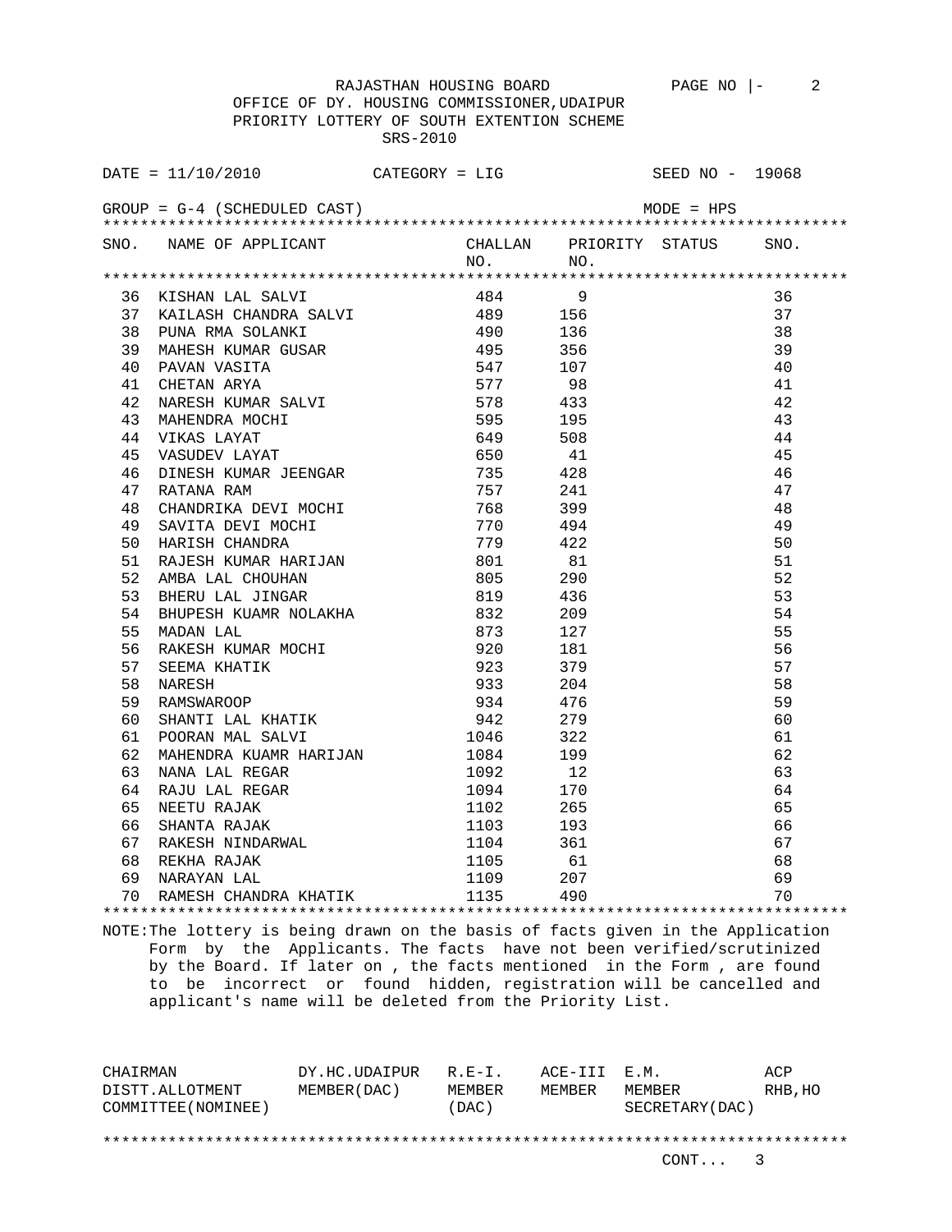RAJASTHAN HOUSING BOARD

OFFICE OF DY. HOUSING COMMISSIONER,UDAIPUR

PRIORITY LOTTERY OF SOUTH EXTENTION SCHEME

SRS-2010

DATE = 11/10/2010 CATEGORY = LIG SEED NO - 19068

GROUP = G-4 (SCHEDULED CAST) MODE = HPS

| SNO. | NAME OF APPLICANT | CHALLAN NO. | PRIORITY NO. | STATUS | SNO. |
|---|---|---|---|---|---|
| 36 | KISHAN LAL SALVI | 484 | 9 | | 36 |
| 37 | KAILASH CHANDRA SALVI | 489 | 156 | | 37 |
| 38 | PUNA RMA SOLANKI | 490 | 136 | | 38 |
| 39 | MAHESH KUMAR GUSAR | 495 | 356 | | 39 |
| 40 | PAVAN VASITA | 547 | 107 | | 40 |
| 41 | CHETAN ARYA | 577 | 98 | | 41 |
| 42 | NARESH KUMAR SALVI | 578 | 433 | | 42 |
| 43 | MAHENDRA MOCHI | 595 | 195 | | 43 |
| 44 | VIKAS LAYAT | 649 | 508 | | 44 |
| 45 | VASUDEV LAYAT | 650 | 41 | | 45 |
| 46 | DINESH KUMAR JEENGAR | 735 | 428 | | 46 |
| 47 | RATANA RAM | 757 | 241 | | 47 |
| 48 | CHANDRIKA DEVI MOCHI | 768 | 399 | | 48 |
| 49 | SAVITA DEVI MOCHI | 770 | 494 | | 49 |
| 50 | HARISH CHANDRA | 779 | 422 | | 50 |
| 51 | RAJESH KUMAR HARIJAN | 801 | 81 | | 51 |
| 52 | AMBA LAL CHOUHAN | 805 | 290 | | 52 |
| 53 | BHERU LAL JINGAR | 819 | 436 | | 53 |
| 54 | BHUPESH KUAMR NOLAKHA | 832 | 209 | | 54 |
| 55 | MADAN LAL | 873 | 127 | | 55 |
| 56 | RAKESH KUMAR MOCHI | 920 | 181 | | 56 |
| 57 | SEEMA KHATIK | 923 | 379 | | 57 |
| 58 | NARESH | 933 | 204 | | 58 |
| 59 | RAMSWAROOP | 934 | 476 | | 59 |
| 60 | SHANTI LAL KHATIK | 942 | 279 | | 60 |
| 61 | POORAN MAL SALVI | 1046 | 322 | | 61 |
| 62 | MAHENDRA KUAMR HARIJAN | 1084 | 199 | | 62 |
| 63 | NANA LAL REGAR | 1092 | 12 | | 63 |
| 64 | RAJU LAL REGAR | 1094 | 170 | | 64 |
| 65 | NEETU RAJAK | 1102 | 265 | | 65 |
| 66 | SHANTA RAJAK | 1103 | 193 | | 66 |
| 67 | RAKESH NINDARWAL | 1104 | 361 | | 67 |
| 68 | REKHA RAJAK | 1105 | 61 | | 68 |
| 69 | NARAYAN LAL | 1109 | 207 | | 69 |
| 70 | RAMESH CHANDRA KHATIK | 1135 | 490 | | 70 |

NOTE:The lottery is being drawn on the basis of facts given in the Application Form by the Applicants. The facts have not been verified/scrutinized by the Board. If later on , the facts mentioned in the Form , are found to be incorrect or found hidden, registration will be cancelled and applicant's name will be deleted from the Priority List.

| CHAIRMAN DISTT.ALLOTMENT COMMITTEE(NOMINEE) | DY.HC.UDAIPUR MEMBER(DAC) | R.E-I. MEMBER (DAC) | ACE-III MEMBER | E.M. MEMBER SECRETARY(DAC) | ACP RHB,HO |
|---|---|---|---|---|---|

CONT... 3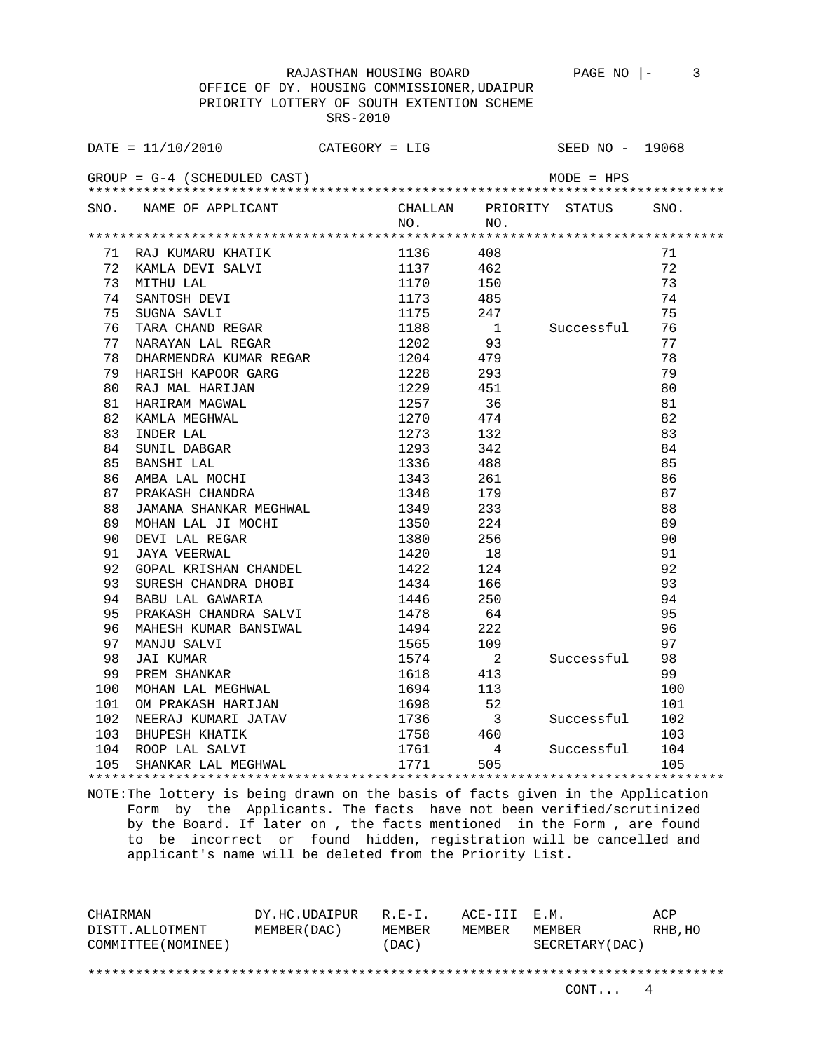RAJASTHAN HOUSING BOARD

OFFICE OF DY. HOUSING COMMISSIONER,UDAIPUR

PRIORITY LOTTERY OF SOUTH EXTENTION SCHEME

SRS-2010

DATE = 11/10/2010 CATEGORY = LIG SEED NO - 19068

GROUP = G-4 (SCHEDULED CAST) MODE = HPS

| SNO. | NAME OF APPLICANT | CHALLAN NO. | PRIORITY NO. | STATUS | SNO. |
|---|---|---|---|---|---|
| 71 | RAJ KUMARU KHATIK | 1136 | 408 | | 71 |
| 72 | KAMLA DEVI SALVI | 1137 | 462 | | 72 |
| 73 | MITHU LAL | 1170 | 150 | | 73 |
| 74 | SANTOSH DEVI | 1173 | 485 | | 74 |
| 75 | SUGNA SAVLI | 1175 | 247 | | 75 |
| 76 | TARA CHAND REGAR | 1188 | 1 | Successful | 76 |
| 77 | NARAYAN LAL REGAR | 1202 | 93 | | 77 |
| 78 | DHARMENDRA KUMAR REGAR | 1204 | 479 | | 78 |
| 79 | HARISH KAPOOR GARG | 1228 | 293 | | 79 |
| 80 | RAJ MAL HARIJAN | 1229 | 451 | | 80 |
| 81 | HARIRAM MAGWAL | 1257 | 36 | | 81 |
| 82 | KAMLA MEGHWAL | 1270 | 474 | | 82 |
| 83 | INDER LAL | 1273 | 132 | | 83 |
| 84 | SUNIL DABGAR | 1293 | 342 | | 84 |
| 85 | BANSHI LAL | 1336 | 488 | | 85 |
| 86 | AMBA LAL MOCHI | 1343 | 261 | | 86 |
| 87 | PRAKASH CHANDRA | 1348 | 179 | | 87 |
| 88 | JAMANA SHANKAR MEGHWAL | 1349 | 233 | | 88 |
| 89 | MOHAN LAL JI MOCHI | 1350 | 224 | | 89 |
| 90 | DEVI LAL REGAR | 1380 | 256 | | 90 |
| 91 | JAYA VEERWAL | 1420 | 18 | | 91 |
| 92 | GOPAL KRISHAN CHANDEL | 1422 | 124 | | 92 |
| 93 | SURESH CHANDRA DHOBI | 1434 | 166 | | 93 |
| 94 | BABU LAL GAWARIA | 1446 | 250 | | 94 |
| 95 | PRAKASH CHANDRA SALVI | 1478 | 64 | | 95 |
| 96 | MAHESH KUMAR BANSIWAL | 1494 | 222 | | 96 |
| 97 | MANJU SALVI | 1565 | 109 | | 97 |
| 98 | JAI KUMAR | 1574 | 2 | Successful | 98 |
| 99 | PREM SHANKAR | 1618 | 413 | | 99 |
| 100 | MOHAN LAL MEGHWAL | 1694 | 113 | | 100 |
| 101 | OM PRAKASH HARIJAN | 1698 | 52 | | 101 |
| 102 | NEERAJ KUMARI JATAV | 1736 | 3 | Successful | 102 |
| 103 | BHUPESH KHATIK | 1758 | 460 | | 103 |
| 104 | ROOP LAL SALVI | 1761 | 4 | Successful | 104 |
| 105 | SHANKAR LAL MEGHWAL | 1771 | 505 | | 105 |

NOTE:The lottery is being drawn on the basis of facts given in the Application Form by the Applicants. The facts have not been verified/scrutinized by the Board. If later on , the facts mentioned in the Form , are found to be incorrect or found hidden, registration will be cancelled and applicant's name will be deleted from the Priority List.

| CHAIRMAN DISTT.ALLOTMENT COMMITTEE(NOMINEE) | DY.HC.UDAIPUR MEMBER(DAC) | R.E-I. MEMBER (DAC) | ACE-III MEMBER | E.M. MEMBER SECRETARY(DAC) | ACP RHB,HO |
|---|---|---|---|---|---|

CONT... 4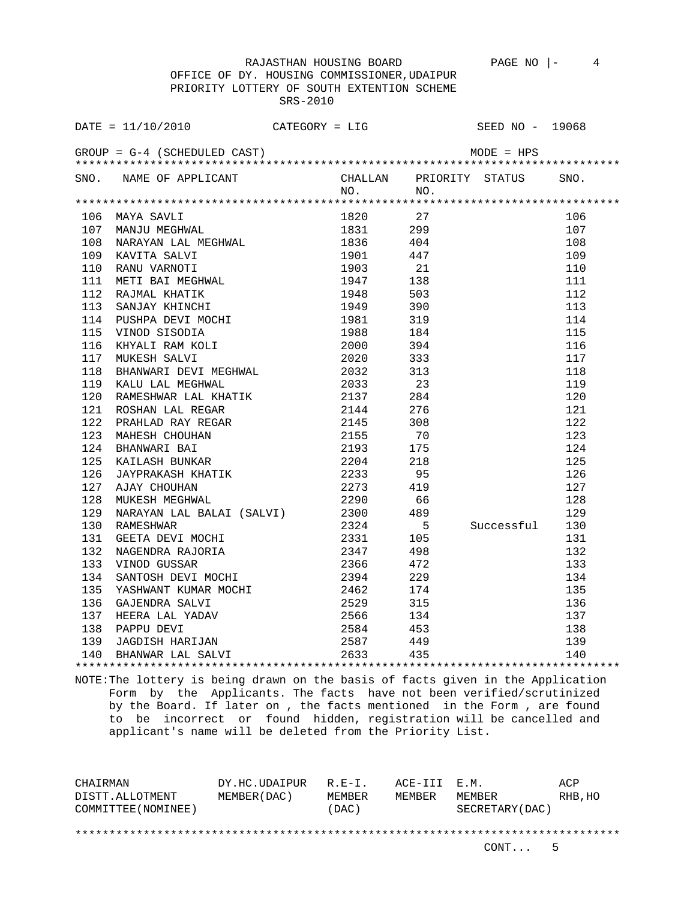RAJASTHAN HOUSING BOARD

OFFICE OF DY. HOUSING COMMISSIONER,UDAIPUR

PRIORITY LOTTERY OF SOUTH EXTENTION SCHEME

SRS-2010

DATE = 11/10/2010 CATEGORY = LIG SEED NO - 19068

GROUP = G-4 (SCHEDULED CAST) MODE = HPS

| SNO. | NAME OF APPLICANT | CHALLAN NO. | PRIORITY NO. | STATUS | SNO. |
|---|---|---|---|---|---|
| 106 | MAYA SAVLI | 1820 | 27 | | 106 |
| 107 | MANJU MEGHWAL | 1831 | 299 | | 107 |
| 108 | NARAYAN LAL MEGHWAL | 1836 | 404 | | 108 |
| 109 | KAVITA SALVI | 1901 | 447 | | 109 |
| 110 | RANU VARNOTI | 1903 | 21 | | 110 |
| 111 | METI BAI MEGHWAL | 1947 | 138 | | 111 |
| 112 | RAJMAL KHATIK | 1948 | 503 | | 112 |
| 113 | SANJAY KHINCHI | 1949 | 390 | | 113 |
| 114 | PUSHPA DEVI MOCHI | 1981 | 319 | | 114 |
| 115 | VINOD SISODIA | 1988 | 184 | | 115 |
| 116 | KHYALI RAM KOLI | 2000 | 394 | | 116 |
| 117 | MUKESH SALVI | 2020 | 333 | | 117 |
| 118 | BHANWARI DEVI MEGHWAL | 2032 | 313 | | 118 |
| 119 | KALU LAL MEGHWAL | 2033 | 23 | | 119 |
| 120 | RAMESHWAR LAL KHATIK | 2137 | 284 | | 120 |
| 121 | ROSHAN LAL REGAR | 2144 | 276 | | 121 |
| 122 | PRAHLAD RAY REGAR | 2145 | 308 | | 122 |
| 123 | MAHESH CHOUHAN | 2155 | 70 | | 123 |
| 124 | BHANWARI BAI | 2193 | 175 | | 124 |
| 125 | KAILASH BUNKAR | 2204 | 218 | | 125 |
| 126 | JAYPRAKASH KHATIK | 2233 | 95 | | 126 |
| 127 | AJAY CHOUHAN | 2273 | 419 | | 127 |
| 128 | MUKESH MEGHWAL | 2290 | 66 | | 128 |
| 129 | NARAYAN LAL BALAI (SALVI) | 2300 | 489 | | 129 |
| 130 | RAMESHWAR | 2324 | 5 | Successful | 130 |
| 131 | GEETA DEVI MOCHI | 2331 | 105 | | 131 |
| 132 | NAGENDRA RAJORIA | 2347 | 498 | | 132 |
| 133 | VINOD GUSSAR | 2366 | 472 | | 133 |
| 134 | SANTOSH DEVI MOCHI | 2394 | 229 | | 134 |
| 135 | YASHWANT KUMAR MOCHI | 2462 | 174 | | 135 |
| 136 | GAJENDRA SALVI | 2529 | 315 | | 136 |
| 137 | HEERA LAL YADAV | 2566 | 134 | | 137 |
| 138 | PAPPU DEVI | 2584 | 453 | | 138 |
| 139 | JAGDISH HARIJAN | 2587 | 449 | | 139 |
| 140 | BHANWAR LAL SALVI | 2633 | 435 | | 140 |

NOTE:The lottery is being drawn on the basis of facts given in the Application Form by the Applicants. The facts have not been verified/scrutinized by the Board. If later on , the facts mentioned in the Form , are found to be incorrect or found hidden, registration will be cancelled and applicant's name will be deleted from the Priority List.

| CHAIRMAN DISTT.ALLOTMENT COMMITTEE(NOMINEE) | DY.HC.UDAIPUR MEMBER(DAC) | R.E-I. MEMBER (DAC) | ACE-III MEMBER | E.M. MEMBER SECRETARY(DAC) | ACP RHB,HO |
|---|---|---|---|---|---|

CONT... 5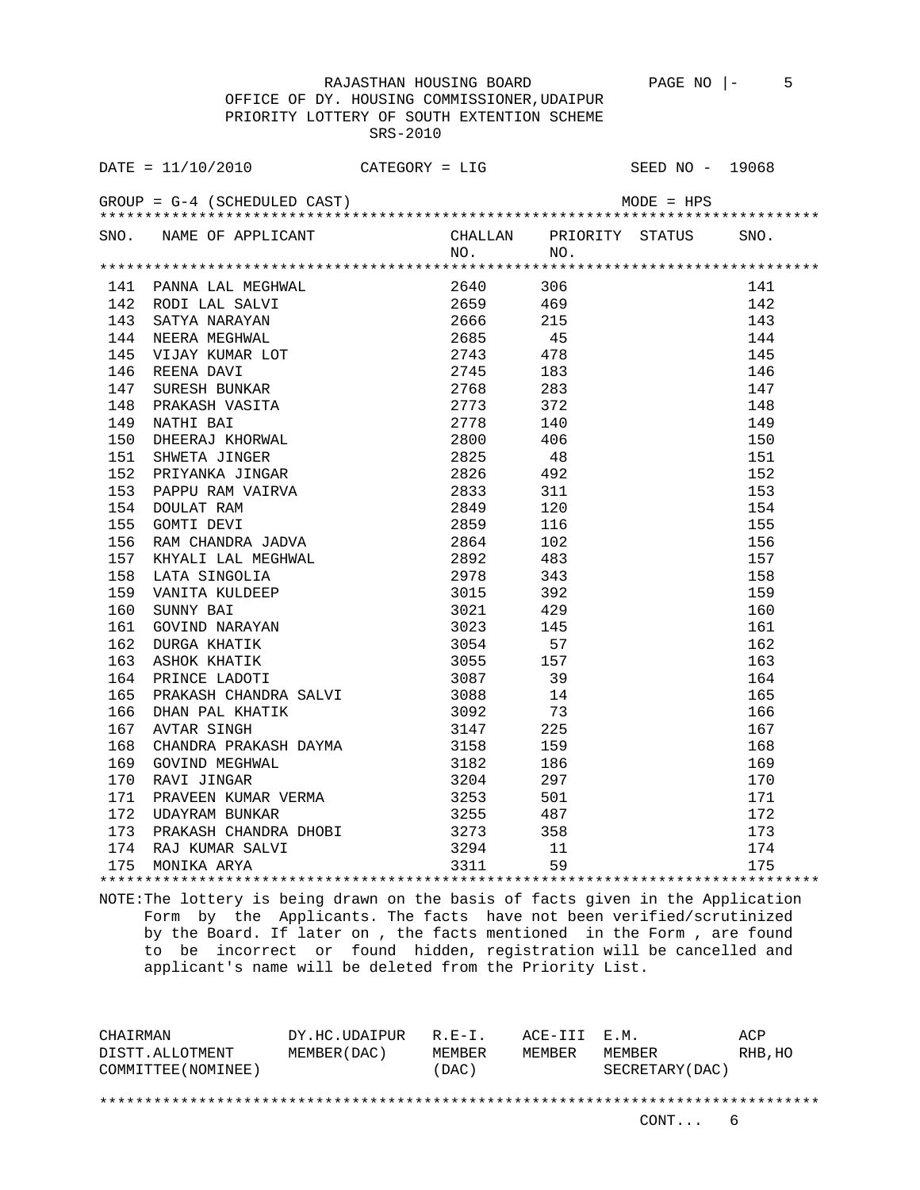RAJASTHAN HOUSING BOARD

OFFICE OF DY. HOUSING COMMISSIONER,UDAIPUR

PRIORITY LOTTERY OF SOUTH EXTENTION SCHEME

SRS-2010

DATE = 11/10/2010 CATEGORY = LIG SEED NO - 19068

GROUP = G-4 (SCHEDULED CAST) MODE = HPS

| SNO. | NAME OF APPLICANT | CHALLAN NO. | PRIORITY NO. | STATUS | SNO. |
|---|---|---|---|---|---|
| 141 | PANNA LAL MEGHWAL | 2640 | 306 | | 141 |
| 142 | RODI LAL SALVI | 2659 | 469 | | 142 |
| 143 | SATYA NARAYAN | 2666 | 215 | | 143 |
| 144 | NEERA MEGHWAL | 2685 | 45 | | 144 |
| 145 | VIJAY KUMAR LOT | 2743 | 478 | | 145 |
| 146 | REENA DAVI | 2745 | 183 | | 146 |
| 147 | SURESH BUNKAR | 2768 | 283 | | 147 |
| 148 | PRAKASH VASITA | 2773 | 372 | | 148 |
| 149 | NATHI BAI | 2778 | 140 | | 149 |
| 150 | DHEERAJ KHORWAL | 2800 | 406 | | 150 |
| 151 | SHWETA JINGER | 2825 | 48 | | 151 |
| 152 | PRIYANKA JINGAR | 2826 | 492 | | 152 |
| 153 | PAPPU RAM VAIRVA | 2833 | 311 | | 153 |
| 154 | DOULAT RAM | 2849 | 120 | | 154 |
| 155 | GOMTI DEVI | 2859 | 116 | | 155 |
| 156 | RAM CHANDRA JADVA | 2864 | 102 | | 156 |
| 157 | KHYALI LAL MEGHWAL | 2892 | 483 | | 157 |
| 158 | LATA SINGOLIA | 2978 | 343 | | 158 |
| 159 | VANITA KULDEEP | 3015 | 392 | | 159 |
| 160 | SUNNY BAI | 3021 | 429 | | 160 |
| 161 | GOVIND NARAYAN | 3023 | 145 | | 161 |
| 162 | DURGA KHATIK | 3054 | 57 | | 162 |
| 163 | ASHOK KHATIK | 3055 | 157 | | 163 |
| 164 | PRINCE LADOTI | 3087 | 39 | | 164 |
| 165 | PRAKASH CHANDRA SALVI | 3088 | 14 | | 165 |
| 166 | DHAN PAL KHATIK | 3092 | 73 | | 166 |
| 167 | AVTAR SINGH | 3147 | 225 | | 167 |
| 168 | CHANDRA PRAKASH DAYMA | 3158 | 159 | | 168 |
| 169 | GOVIND MEGHWAL | 3182 | 186 | | 169 |
| 170 | RAVI JINGAR | 3204 | 297 | | 170 |
| 171 | PRAVEEN KUMAR VERMA | 3253 | 501 | | 171 |
| 172 | UDAYRAM BUNKAR | 3255 | 487 | | 172 |
| 173 | PRAKASH CHANDRA DHOBI | 3273 | 358 | | 173 |
| 174 | RAJ KUMAR SALVI | 3294 | 11 | | 174 |
| 175 | MONIKA ARYA | 3311 | 59 | | 175 |

NOTE:The lottery is being drawn on the basis of facts given in the Application Form by the Applicants. The facts have not been verified/scrutinized by the Board. If later on , the facts mentioned in the Form , are found to be incorrect or found hidden, registration will be cancelled and applicant's name will be deleted from the Priority List.

| CHAIRMAN DISTT.ALLOTMENT COMMITTEE(NOMINEE) | DY.HC.UDAIPUR MEMBER(DAC) | R.E-I. MEMBER (DAC) | ACE-III MEMBER | E.M. MEMBER SECRETARY(DAC) | ACP RHB,HO |
|---|---|---|---|---|---|

CONT... 6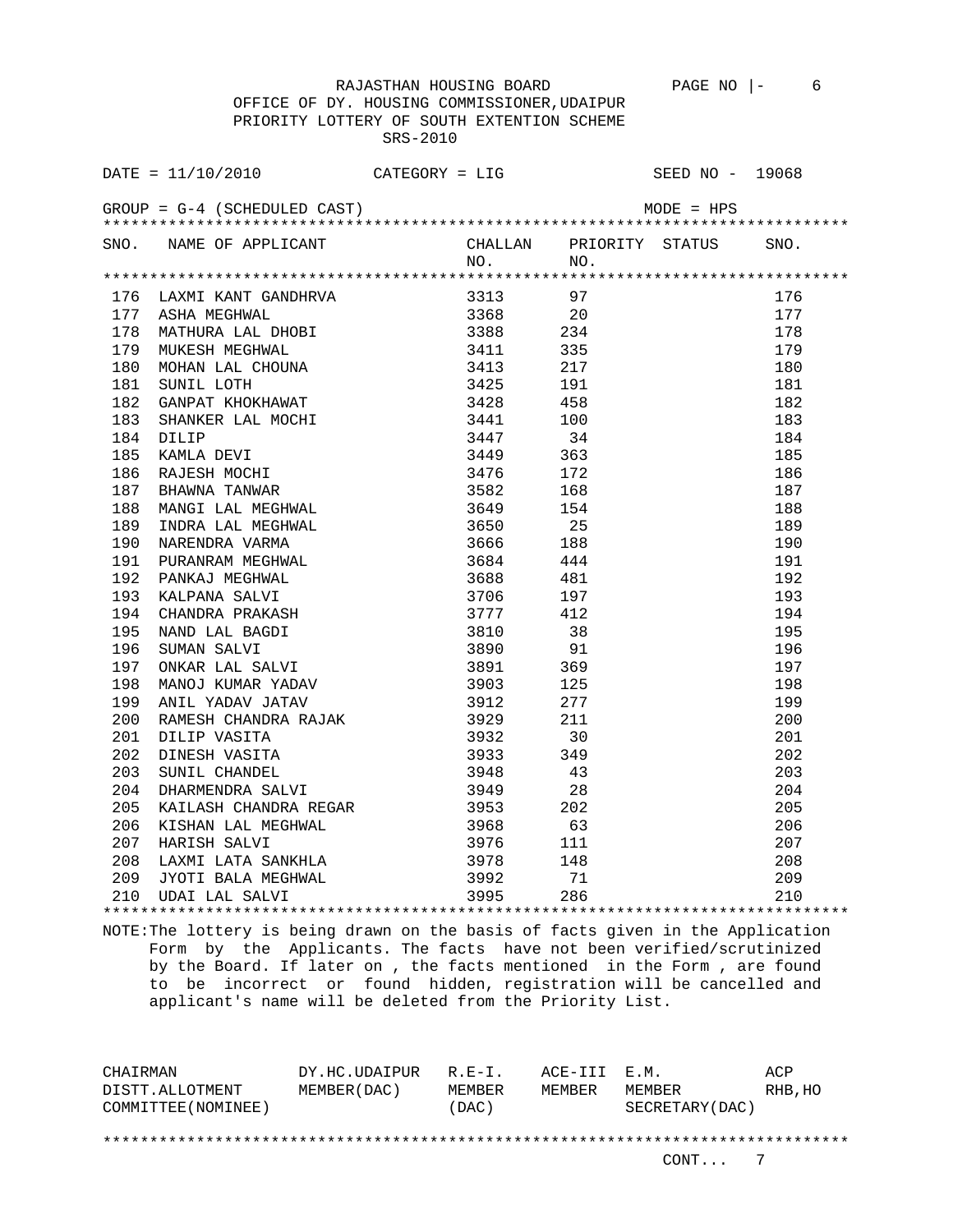RAJASTHAN HOUSING BOARD

OFFICE OF DY. HOUSING COMMISSIONER,UDAIPUR

PRIORITY LOTTERY OF SOUTH EXTENTION SCHEME

SRS-2010

DATE = 11/10/2010 CATEGORY = LIG SEED NO - 19068

GROUP = G-4 (SCHEDULED CAST) MODE = HPS

| SNO. | NAME OF APPLICANT | CHALLAN NO. | PRIORITY NO. | STATUS | SNO. |
|---|---|---|---|---|---|
| 176 | LAXMI KANT GANDHRVA | 3313 | 97 | | 176 |
| 177 | ASHA MEGHWAL | 3368 | 20 | | 177 |
| 178 | MATHURA LAL DHOBI | 3388 | 234 | | 178 |
| 179 | MUKESH MEGHWAL | 3411 | 335 | | 179 |
| 180 | MOHAN LAL CHOUNA | 3413 | 217 | | 180 |
| 181 | SUNIL LOTH | 3425 | 191 | | 181 |
| 182 | GANPAT KHOKHAWAT | 3428 | 458 | | 182 |
| 183 | SHANKER LAL MOCHI | 3441 | 100 | | 183 |
| 184 | DILIP | 3447 | 34 | | 184 |
| 185 | KAMLA DEVI | 3449 | 363 | | 185 |
| 186 | RAJESH MOCHI | 3476 | 172 | | 186 |
| 187 | BHAWNA TANWAR | 3582 | 168 | | 187 |
| 188 | MANGI LAL MEGHWAL | 3649 | 154 | | 188 |
| 189 | INDRA LAL MEGHWAL | 3650 | 25 | | 189 |
| 190 | NARENDRA VARMA | 3666 | 188 | | 190 |
| 191 | PURANRAM MEGHWAL | 3684 | 444 | | 191 |
| 192 | PANKAJ MEGHWAL | 3688 | 481 | | 192 |
| 193 | KALPANA SALVI | 3706 | 197 | | 193 |
| 194 | CHANDRA PRAKASH | 3777 | 412 | | 194 |
| 195 | NAND LAL BAGDI | 3810 | 38 | | 195 |
| 196 | SUMAN SALVI | 3890 | 91 | | 196 |
| 197 | ONKAR LAL SALVI | 3891 | 369 | | 197 |
| 198 | MANOJ KUMAR YADAV | 3903 | 125 | | 198 |
| 199 | ANIL YADAV JATAV | 3912 | 277 | | 199 |
| 200 | RAMESH CHANDRA RAJAK | 3929 | 211 | | 200 |
| 201 | DILIP VASITA | 3932 | 30 | | 201 |
| 202 | DINESH VASITA | 3933 | 349 | | 202 |
| 203 | SUNIL CHANDEL | 3948 | 43 | | 203 |
| 204 | DHARMENDRA SALVI | 3949 | 28 | | 204 |
| 205 | KAILASH CHANDRA REGAR | 3953 | 202 | | 205 |
| 206 | KISHAN LAL MEGHWAL | 3968 | 63 | | 206 |
| 207 | HARISH SALVI | 3976 | 111 | | 207 |
| 208 | LAXMI LATA SANKHLA | 3978 | 148 | | 208 |
| 209 | JYOTI BALA MEGHWAL | 3992 | 71 | | 209 |
| 210 | UDAI LAL SALVI | 3995 | 286 | | 210 |

NOTE:The lottery is being drawn on the basis of facts given in the Application Form by the Applicants. The facts have not been verified/scrutinized by the Board. If later on , the facts mentioned in the Form , are found to be incorrect or found hidden, registration will be cancelled and applicant's name will be deleted from the Priority List.

| CHAIRMAN DISTT.ALLOTMENT COMMITTEE(NOMINEE) | DY.HC.UDAIPUR MEMBER(DAC) | R.E-I. MEMBER (DAC) | ACE-III MEMBER | E.M. MEMBER SECRETARY(DAC) | ACP RHB,HO |
|---|---|---|---|---|---|

CONT... 7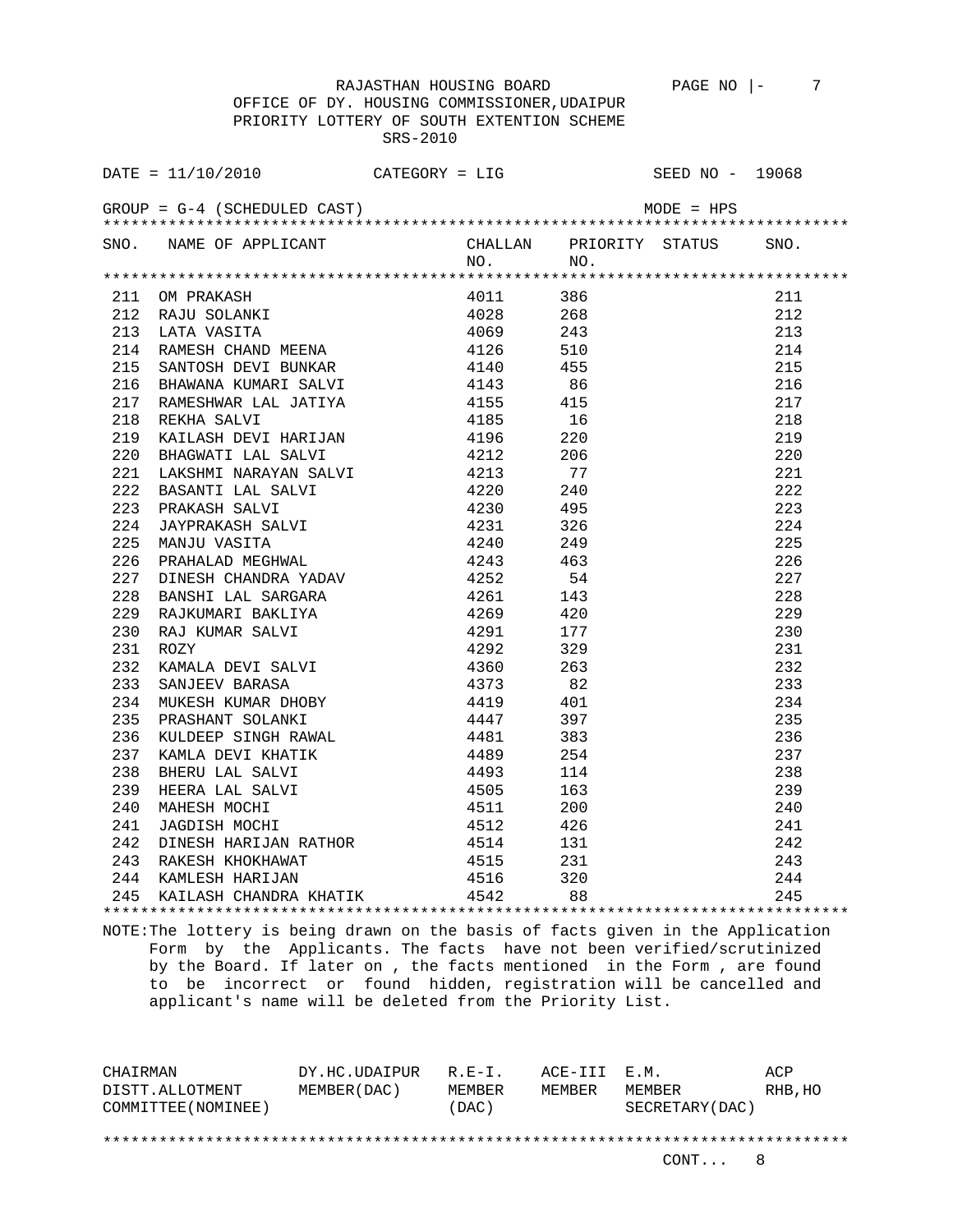RAJASTHAN HOUSING BOARD

OFFICE OF DY. HOUSING COMMISSIONER,UDAIPUR

PRIORITY LOTTERY OF SOUTH EXTENTION SCHEME

SRS-2010

DATE = 11/10/2010 CATEGORY = LIG SEED NO - 19068

GROUP = G-4 (SCHEDULED CAST) MODE = HPS

| SNO. | NAME OF APPLICANT | CHALLAN NO. | PRIORITY NO. | STATUS | SNO. |
|---|---|---|---|---|---|
| 211 | OM PRAKASH | 4011 | 386 | | 211 |
| 212 | RAJU SOLANKI | 4028 | 268 | | 212 |
| 213 | LATA VASITA | 4069 | 243 | | 213 |
| 214 | RAMESH CHAND MEENA | 4126 | 510 | | 214 |
| 215 | SANTOSH DEVI BUNKAR | 4140 | 455 | | 215 |
| 216 | BHAWANA KUMARI SALVI | 4143 | 86 | | 216 |
| 217 | RAMESHWAR LAL JATIYA | 4155 | 415 | | 217 |
| 218 | REKHA SALVI | 4185 | 16 | | 218 |
| 219 | KAILASH DEVI HARIJAN | 4196 | 220 | | 219 |
| 220 | BHAGWATI LAL SALVI | 4212 | 206 | | 220 |
| 221 | LAKSHMI NARAYAN SALVI | 4213 | 77 | | 221 |
| 222 | BASANTI LAL SALVI | 4220 | 240 | | 222 |
| 223 | PRAKASH SALVI | 4230 | 495 | | 223 |
| 224 | JAYPRAKASH SALVI | 4231 | 326 | | 224 |
| 225 | MANJU VASITA | 4240 | 249 | | 225 |
| 226 | PRAHALAD MEGHWAL | 4243 | 463 | | 226 |
| 227 | DINESH CHANDRA YADAV | 4252 | 54 | | 227 |
| 228 | BANSHI LAL SARGARA | 4261 | 143 | | 228 |
| 229 | RAJKUMARI BAKLIYA | 4269 | 420 | | 229 |
| 230 | RAJ KUMAR SALVI | 4291 | 177 | | 230 |
| 231 | ROZY | 4292 | 329 | | 231 |
| 232 | KAMALA DEVI SALVI | 4360 | 263 | | 232 |
| 233 | SANJEEV BARASA | 4373 | 82 | | 233 |
| 234 | MUKESH KUMAR DHOBY | 4419 | 401 | | 234 |
| 235 | PRASHANT SOLANKI | 4447 | 397 | | 235 |
| 236 | KULDEEP SINGH RAWAL | 4481 | 383 | | 236 |
| 237 | KAMLA DEVI KHATIK | 4489 | 254 | | 237 |
| 238 | BHERU LAL SALVI | 4493 | 114 | | 238 |
| 239 | HEERA LAL SALVI | 4505 | 163 | | 239 |
| 240 | MAHESH MOCHI | 4511 | 200 | | 240 |
| 241 | JAGDISH MOCHI | 4512 | 426 | | 241 |
| 242 | DINESH HARIJAN RATHOR | 4514 | 131 | | 242 |
| 243 | RAKESH KHOKHAWAT | 4515 | 231 | | 243 |
| 244 | KAMLESH HARIJAN | 4516 | 320 | | 244 |
| 245 | KAILASH CHANDRA KHATIK | 4542 | 88 | | 245 |

NOTE:The lottery is being drawn on the basis of facts given in the Application Form by the Applicants. The facts have not been verified/scrutinized by the Board. If later on , the facts mentioned in the Form , are found to be incorrect or found hidden, registration will be cancelled and applicant's name will be deleted from the Priority List.

| CHAIRMAN DISTT.ALLOTMENT COMMITTEE(NOMINEE) | DY.HC.UDAIPUR MEMBER(DAC) | R.E-I. MEMBER (DAC) | ACE-III MEMBER | E.M. MEMBER SECRETARY(DAC) | ACP RHB,HO |
|---|---|---|---|---|---|

CONT... 8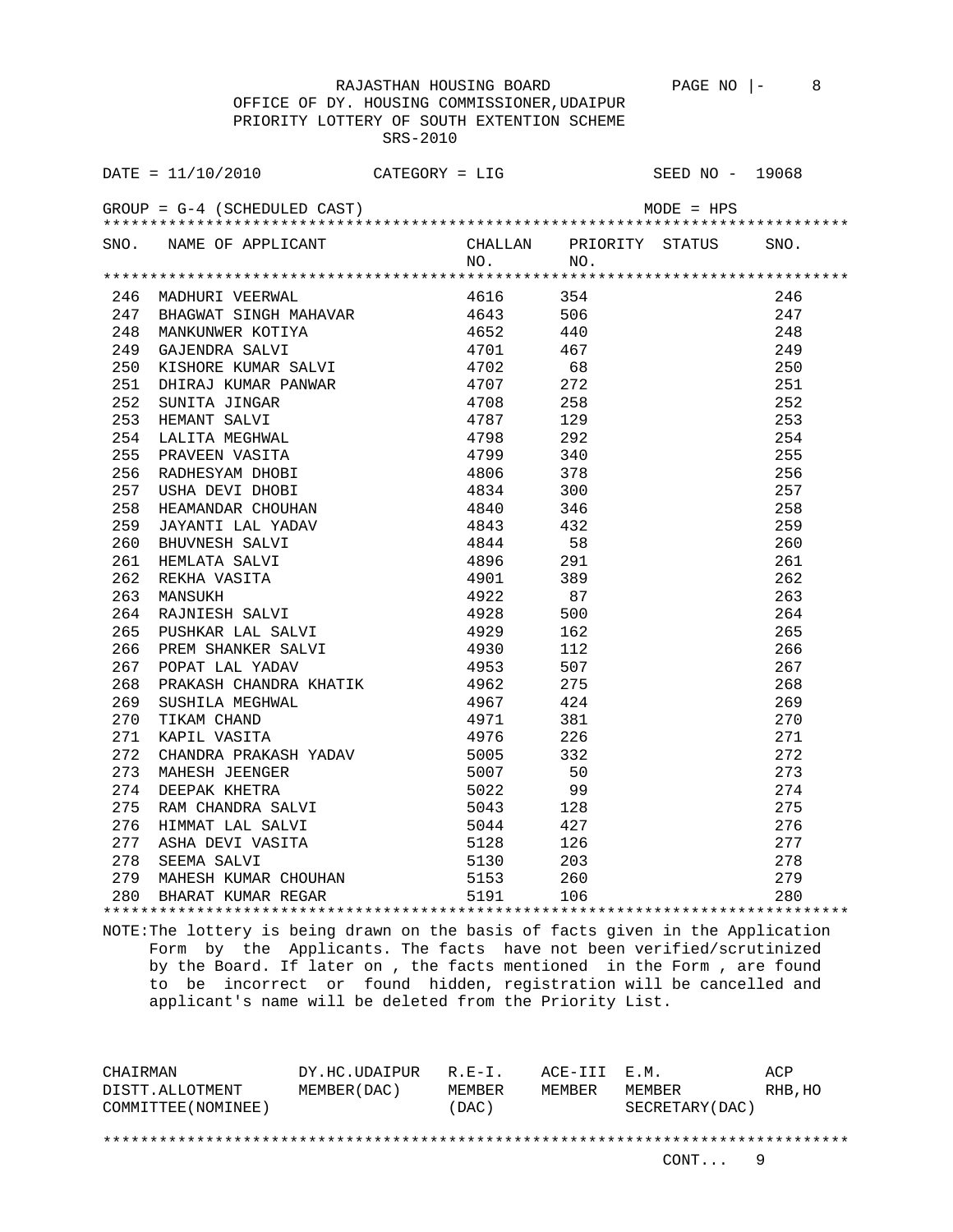RAJASTHAN HOUSING BOARD

OFFICE OF DY. HOUSING COMMISSIONER,UDAIPUR

PRIORITY LOTTERY OF SOUTH EXTENTION SCHEME

SRS-2010

DATE = 11/10/2010 CATEGORY = LIG SEED NO - 19068

GROUP = G-4 (SCHEDULED CAST) MODE = HPS

| SNO. | NAME OF APPLICANT | CHALLAN NO. | PRIORITY NO. | STATUS | SNO. |
|---|---|---|---|---|---|
| 246 | MADHURI VEERWAL | 4616 | 354 | | 246 |
| 247 | BHAGWAT SINGH MAHAVAR | 4643 | 506 | | 247 |
| 248 | MANKUNWER KOTIYA | 4652 | 440 | | 248 |
| 249 | GAJENDRA SALVI | 4701 | 467 | | 249 |
| 250 | KISHORE KUMAR SALVI | 4702 | 68 | | 250 |
| 251 | DHIRAJ KUMAR PANWAR | 4707 | 272 | | 251 |
| 252 | SUNITA JINGAR | 4708 | 258 | | 252 |
| 253 | HEMANT SALVI | 4787 | 129 | | 253 |
| 254 | LALITA MEGHWAL | 4798 | 292 | | 254 |
| 255 | PRAVEEN VASITA | 4799 | 340 | | 255 |
| 256 | RADHESYAM DHOBI | 4806 | 378 | | 256 |
| 257 | USHA DEVI DHOBI | 4834 | 300 | | 257 |
| 258 | HEAMANDAR CHOUHAN | 4840 | 346 | | 258 |
| 259 | JAYANTI LAL YADAV | 4843 | 432 | | 259 |
| 260 | BHUVNESH SALVI | 4844 | 58 | | 260 |
| 261 | HEMLATA SALVI | 4896 | 291 | | 261 |
| 262 | REKHA VASITA | 4901 | 389 | | 262 |
| 263 | MANSUKH | 4922 | 87 | | 263 |
| 264 | RAJNIESH SALVI | 4928 | 500 | | 264 |
| 265 | PUSHKAR LAL SALVI | 4929 | 162 | | 265 |
| 266 | PREM SHANKER SALVI | 4930 | 112 | | 266 |
| 267 | POPAT LAL YADAV | 4953 | 507 | | 267 |
| 268 | PRAKASH CHANDRA KHATIK | 4962 | 275 | | 268 |
| 269 | SUSHILA MEGHWAL | 4967 | 424 | | 269 |
| 270 | TIKAM CHAND | 4971 | 381 | | 270 |
| 271 | KAPIL VASITA | 4976 | 226 | | 271 |
| 272 | CHANDRA PRAKASH YADAV | 5005 | 332 | | 272 |
| 273 | MAHESH JEENGER | 5007 | 50 | | 273 |
| 274 | DEEPAK KHETRA | 5022 | 99 | | 274 |
| 275 | RAM CHANDRA SALVI | 5043 | 128 | | 275 |
| 276 | HIMMAT LAL SALVI | 5044 | 427 | | 276 |
| 277 | ASHA DEVI VASITA | 5128 | 126 | | 277 |
| 278 | SEEMA SALVI | 5130 | 203 | | 278 |
| 279 | MAHESH KUMAR CHOUHAN | 5153 | 260 | | 279 |
| 280 | BHARAT KUMAR REGAR | 5191 | 106 | | 280 |

NOTE:The lottery is being drawn on the basis of facts given in the Application Form by the Applicants. The facts have not been verified/scrutinized by the Board. If later on , the facts mentioned in the Form , are found to be incorrect or found hidden, registration will be cancelled and applicant's name will be deleted from the Priority List.

| CHAIRMAN DISTT.ALLOTMENT COMMITTEE(NOMINEE) | DY.HC.UDAIPUR MEMBER(DAC) | R.E-I. MEMBER (DAC) | ACE-III MEMBER | E.M. MEMBER SECRETARY(DAC) | ACP RHB,HO |
|---|---|---|---|---|---|

CONT... 9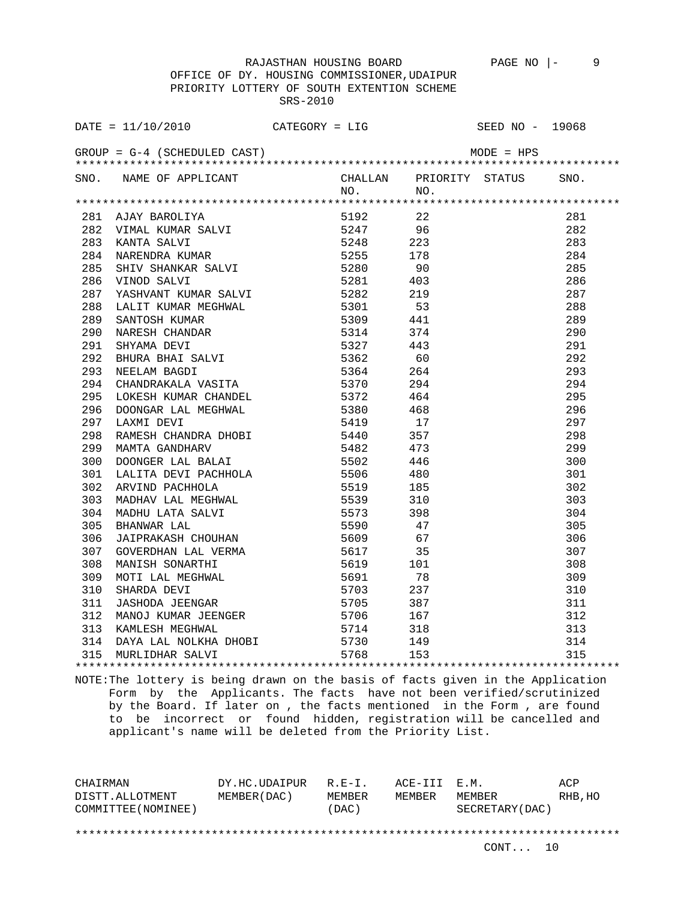RAJASTHAN HOUSING BOARD PAGE NO |- 9

OFFICE OF DY. HOUSING COMMISSIONER,UDAIPUR

PRIORITY LOTTERY OF SOUTH EXTENTION SCHEME

SRS-2010

DATE = 11/10/2010 CATEGORY = LIG SEED NO - 19068

GROUP = G-4 (SCHEDULED CAST) MODE = HPS

| SNO. | NAME OF APPLICANT | CHALLAN NO. | PRIORITY NO. | STATUS | SNO. |
|---|---|---|---|---|---|
| 281 | AJAY BAROLIYA | 5192 | 22 | | 281 |
| 282 | VIMAL KUMAR SALVI | 5247 | 96 | | 282 |
| 283 | KANTA SALVI | 5248 | 223 | | 283 |
| 284 | NARENDRA KUMAR | 5255 | 178 | | 284 |
| 285 | SHIV SHANKAR SALVI | 5280 | 90 | | 285 |
| 286 | VINOD SALVI | 5281 | 403 | | 286 |
| 287 | YASHVANT KUMAR SALVI | 5282 | 219 | | 287 |
| 288 | LALIT KUMAR MEGHWAL | 5301 | 53 | | 288 |
| 289 | SANTOSH KUMAR | 5309 | 441 | | 289 |
| 290 | NARESH CHANDAR | 5314 | 374 | | 290 |
| 291 | SHYAMA DEVI | 5327 | 443 | | 291 |
| 292 | BHURA BHAI SALVI | 5362 | 60 | | 292 |
| 293 | NEELAM BAGDI | 5364 | 264 | | 293 |
| 294 | CHANDRAKALA VASITA | 5370 | 294 | | 294 |
| 295 | LOKESH KUMAR CHANDEL | 5372 | 464 | | 295 |
| 296 | DOONGAR LAL MEGHWAL | 5380 | 468 | | 296 |
| 297 | LAXMI DEVI | 5419 | 17 | | 297 |
| 298 | RAMESH CHANDRA DHOBI | 5440 | 357 | | 298 |
| 299 | MAMTA GANDHARV | 5482 | 473 | | 299 |
| 300 | DOONGER LAL BALAI | 5502 | 446 | | 300 |
| 301 | LALITA DEVI PACHHOLA | 5506 | 480 | | 301 |
| 302 | ARVIND PACHHOLA | 5519 | 185 | | 302 |
| 303 | MADHAV LAL MEGHWAL | 5539 | 310 | | 303 |
| 304 | MADHU LATA SALVI | 5573 | 398 | | 304 |
| 305 | BHANWAR LAL | 5590 | 47 | | 305 |
| 306 | JAIPRAKASH CHOUHAN | 5609 | 67 | | 306 |
| 307 | GOVERDHAN LAL VERMA | 5617 | 35 | | 307 |
| 308 | MANISH SONARTHI | 5619 | 101 | | 308 |
| 309 | MOTI LAL MEGHWAL | 5691 | 78 | | 309 |
| 310 | SHARDA DEVI | 5703 | 237 | | 310 |
| 311 | JASHODA JEENGAR | 5705 | 387 | | 311 |
| 312 | MANOJ KUMAR JEENGER | 5706 | 167 | | 312 |
| 313 | KAMLESH MEGHWAL | 5714 | 318 | | 313 |
| 314 | DAYA LAL NOLKHA DHOBI | 5730 | 149 | | 314 |
| 315 | MURLIDHAR SALVI | 5768 | 153 | | 315 |

NOTE:The lottery is being drawn on the basis of facts given in the Application Form by the Applicants. The facts have not been verified/scrutinized by the Board. If later on , the facts mentioned in the Form , are found to be incorrect or found hidden, registration will be cancelled and applicant's name will be deleted from the Priority List.

| CHAIRMAN DISTT.ALLOTMENT COMMITTEE(NOMINEE) | DY.HC.UDAIPUR MEMBER(DAC) | R.E-I. MEMBER (DAC) | ACE-III MEMBER | E.M. MEMBER SECRETARY(DAC) | ACP RHB,HO |
|---|---|---|---|---|---|

CONT... 10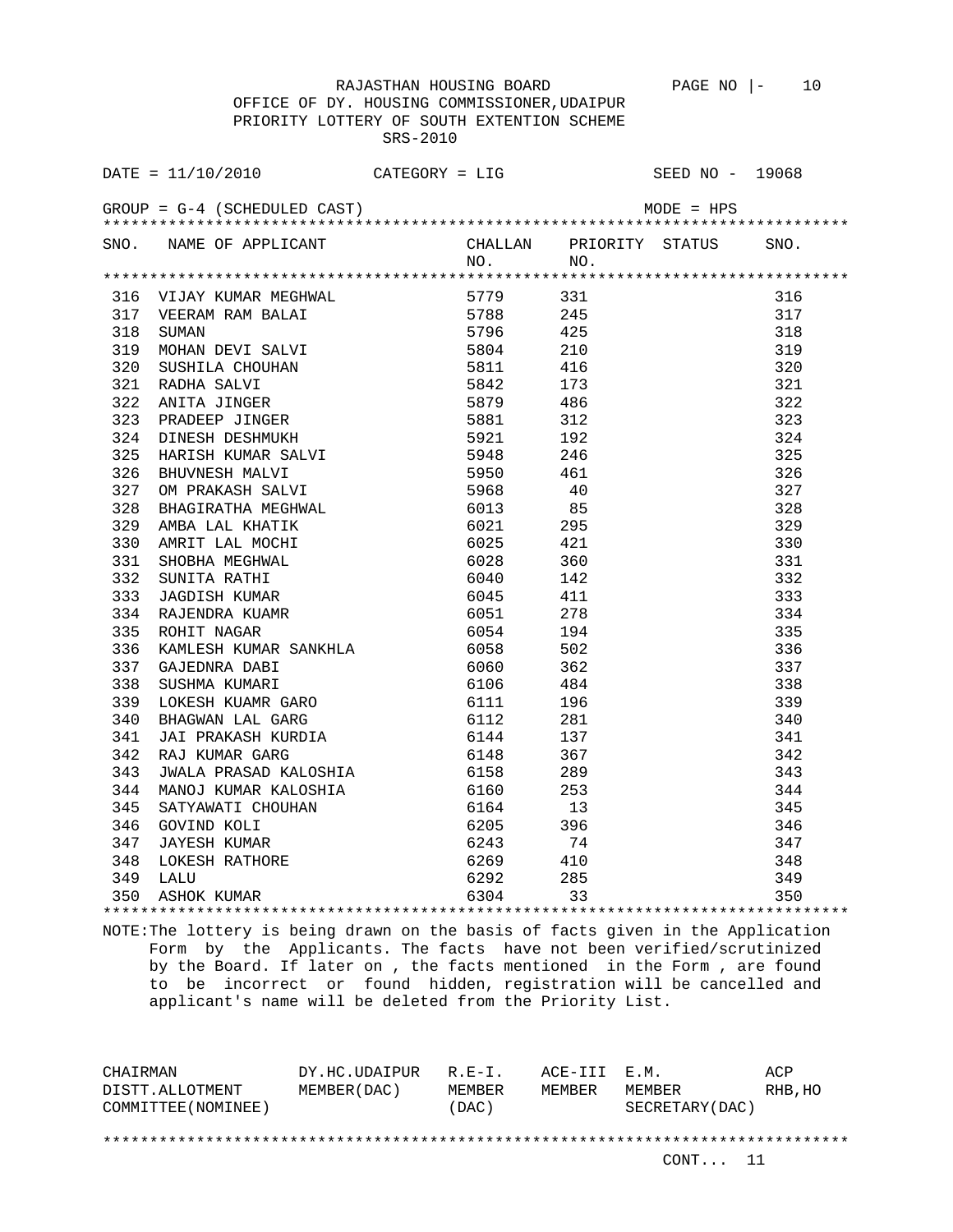RAJASTHAN HOUSING BOARD PAGE NO |- 10

OFFICE OF DY. HOUSING COMMISSIONER,UDAIPUR

PRIORITY LOTTERY OF SOUTH EXTENTION SCHEME

SRS-2010

DATE = 11/10/2010 CATEGORY = LIG SEED NO - 19068

GROUP = G-4 (SCHEDULED CAST) MODE = HPS

| SNO. | NAME OF APPLICANT | CHALLAN NO. | PRIORITY NO. | STATUS | SNO. |
|---|---|---|---|---|---|
| 316 | VIJAY KUMAR MEGHWAL | 5779 | 331 | | 316 |
| 317 | VEERAM RAM BALAI | 5788 | 245 | | 317 |
| 318 | SUMAN | 5796 | 425 | | 318 |
| 319 | MOHAN DEVI SALVI | 5804 | 210 | | 319 |
| 320 | SUSHILA CHOUHAN | 5811 | 416 | | 320 |
| 321 | RADHA SALVI | 5842 | 173 | | 321 |
| 322 | ANITA JINGER | 5879 | 486 | | 322 |
| 323 | PRADEEP JINGER | 5881 | 312 | | 323 |
| 324 | DINESH DESHMUKH | 5921 | 192 | | 324 |
| 325 | HARISH KUMAR SALVI | 5948 | 246 | | 325 |
| 326 | BHUVNESH MALVI | 5950 | 461 | | 326 |
| 327 | OM PRAKASH SALVI | 5968 | 40 | | 327 |
| 328 | BHAGIRATHA MEGHWAL | 6013 | 85 | | 328 |
| 329 | AMBA LAL KHATIK | 6021 | 295 | | 329 |
| 330 | AMRIT LAL MOCHI | 6025 | 421 | | 330 |
| 331 | SHOBHA MEGHWAL | 6028 | 360 | | 331 |
| 332 | SUNITA RATHI | 6040 | 142 | | 332 |
| 333 | JAGDISH KUMAR | 6045 | 411 | | 333 |
| 334 | RAJENDRA KUAMR | 6051 | 278 | | 334 |
| 335 | ROHIT NAGAR | 6054 | 194 | | 335 |
| 336 | KAMLESH KUMAR SANKHLA | 6058 | 502 | | 336 |
| 337 | GAJEDNRA DABI | 6060 | 362 | | 337 |
| 338 | SUSHMA KUMARI | 6106 | 484 | | 338 |
| 339 | LOKESH KUAMR GARO | 6111 | 196 | | 339 |
| 340 | BHAGWAN LAL GARG | 6112 | 281 | | 340 |
| 341 | JAI PRAKASH KURDIA | 6144 | 137 | | 341 |
| 342 | RAJ KUMAR GARG | 6148 | 367 | | 342 |
| 343 | JWALA PRASAD KALOSHIA | 6158 | 289 | | 343 |
| 344 | MANOJ KUMAR KALOSHIA | 6160 | 253 | | 344 |
| 345 | SATYAWATI CHOUHAN | 6164 | 13 | | 345 |
| 346 | GOVIND KOLI | 6205 | 396 | | 346 |
| 347 | JAYESH KUMAR | 6243 | 74 | | 347 |
| 348 | LOKESH RATHORE | 6269 | 410 | | 348 |
| 349 | LALU | 6292 | 285 | | 349 |
| 350 | ASHOK KUMAR | 6304 | 33 | | 350 |

NOTE:The lottery is being drawn on the basis of facts given in the Application Form by the Applicants. The facts have not been verified/scrutinized by the Board. If later on , the facts mentioned in the Form , are found to be incorrect or found hidden, registration will be cancelled and applicant's name will be deleted from the Priority List.

| CHAIRMAN DISTT.ALLOTMENT COMMITTEE(NOMINEE) | DY.HC.UDAIPUR MEMBER(DAC) | R.E-I. MEMBER (DAC) | ACE-III MEMBER | E.M. MEMBER SECRETARY(DAC) | ACP RHB,HO |
|---|---|---|---|---|---|

CONT... 11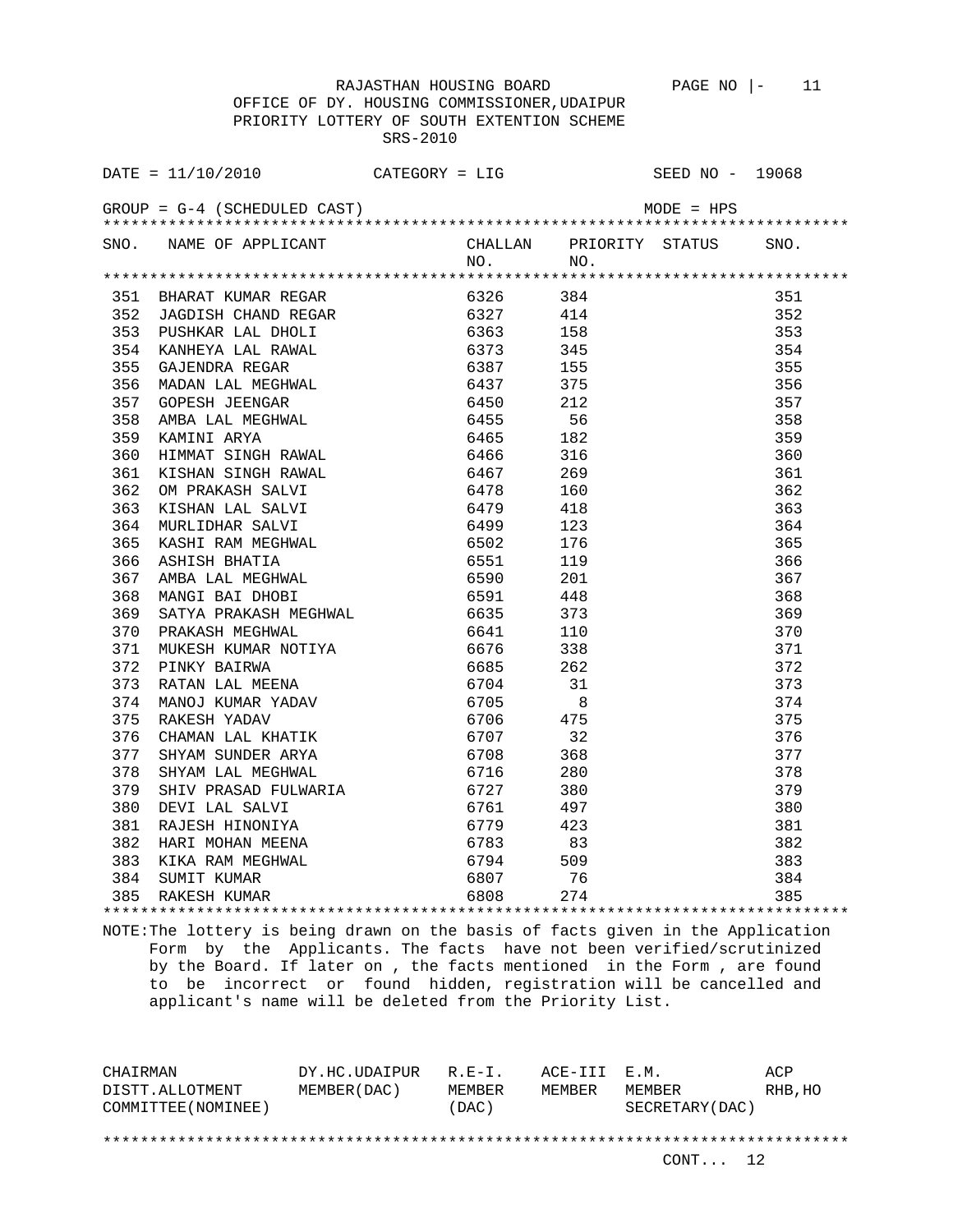RAJASTHAN HOUSING BOARD

OFFICE OF DY. HOUSING COMMISSIONER,UDAIPUR

PRIORITY LOTTERY OF SOUTH EXTENTION SCHEME

SRS-2010

DATE = 11/10/2010 CATEGORY = LIG SEED NO - 19068

GROUP = G-4 (SCHEDULED CAST) MODE = HPS

| SNO. | NAME OF APPLICANT | CHALLAN NO. | PRIORITY NO. | STATUS | SNO. |
|---|---|---|---|---|---|
| 351 | BHARAT KUMAR REGAR | 6326 | 384 | | 351 |
| 352 | JAGDISH CHAND REGAR | 6327 | 414 | | 352 |
| 353 | PUSHKAR LAL DHOLI | 6363 | 158 | | 353 |
| 354 | KANHEYA LAL RAWAL | 6373 | 345 | | 354 |
| 355 | GAJENDRA REGAR | 6387 | 155 | | 355 |
| 356 | MADAN LAL MEGHWAL | 6437 | 375 | | 356 |
| 357 | GOPESH JEENGAR | 6450 | 212 | | 357 |
| 358 | AMBA LAL MEGHWAL | 6455 | 56 | | 358 |
| 359 | KAMINI ARYA | 6465 | 182 | | 359 |
| 360 | HIMMAT SINGH RAWAL | 6466 | 316 | | 360 |
| 361 | KISHAN SINGH RAWAL | 6467 | 269 | | 361 |
| 362 | OM PRAKASH SALVI | 6478 | 160 | | 362 |
| 363 | KISHAN LAL SALVI | 6479 | 418 | | 363 |
| 364 | MURLIDHAR SALVI | 6499 | 123 | | 364 |
| 365 | KASHI RAM MEGHWAL | 6502 | 176 | | 365 |
| 366 | ASHISH BHATIA | 6551 | 119 | | 366 |
| 367 | AMBA LAL MEGHWAL | 6590 | 201 | | 367 |
| 368 | MANGI BAI DHOBI | 6591 | 448 | | 368 |
| 369 | SATYA PRAKASH MEGHWAL | 6635 | 373 | | 369 |
| 370 | PRAKASH MEGHWAL | 6641 | 110 | | 370 |
| 371 | MUKESH KUMAR NOTIYA | 6676 | 338 | | 371 |
| 372 | PINKY BAIRWA | 6685 | 262 | | 372 |
| 373 | RATAN LAL MEENA | 6704 | 31 | | 373 |
| 374 | MANOJ KUMAR YADAV | 6705 | 8 | | 374 |
| 375 | RAKESH YADAV | 6706 | 475 | | 375 |
| 376 | CHAMAN LAL KHATIK | 6707 | 32 | | 376 |
| 377 | SHYAM SUNDER ARYA | 6708 | 368 | | 377 |
| 378 | SHYAM LAL MEGHWAL | 6716 | 280 | | 378 |
| 379 | SHIV PRASAD FULWARIA | 6727 | 380 | | 379 |
| 380 | DEVI LAL SALVI | 6761 | 497 | | 380 |
| 381 | RAJESH HINONIYA | 6779 | 423 | | 381 |
| 382 | HARI MOHAN MEENA | 6783 | 83 | | 382 |
| 383 | KIKA RAM MEGHWAL | 6794 | 509 | | 383 |
| 384 | SUMIT KUMAR | 6807 | 76 | | 384 |
| 385 | RAKESH KUMAR | 6808 | 274 | | 385 |

NOTE:The lottery is being drawn on the basis of facts given in the Application Form by the Applicants. The facts have not been verified/scrutinized by the Board. If later on , the facts mentioned in the Form , are found to be incorrect or found hidden, registration will be cancelled and applicant's name will be deleted from the Priority List.

| CHAIRMAN DISTT.ALLOTMENT COMMITTEE(NOMINEE) | DY.HC.UDAIPUR MEMBER(DAC) | R.E-I. MEMBER (DAC) | ACE-III MEMBER | E.M. MEMBER SECRETARY(DAC) | ACP RHB,HO |
|---|---|---|---|---|---|

CONT... 12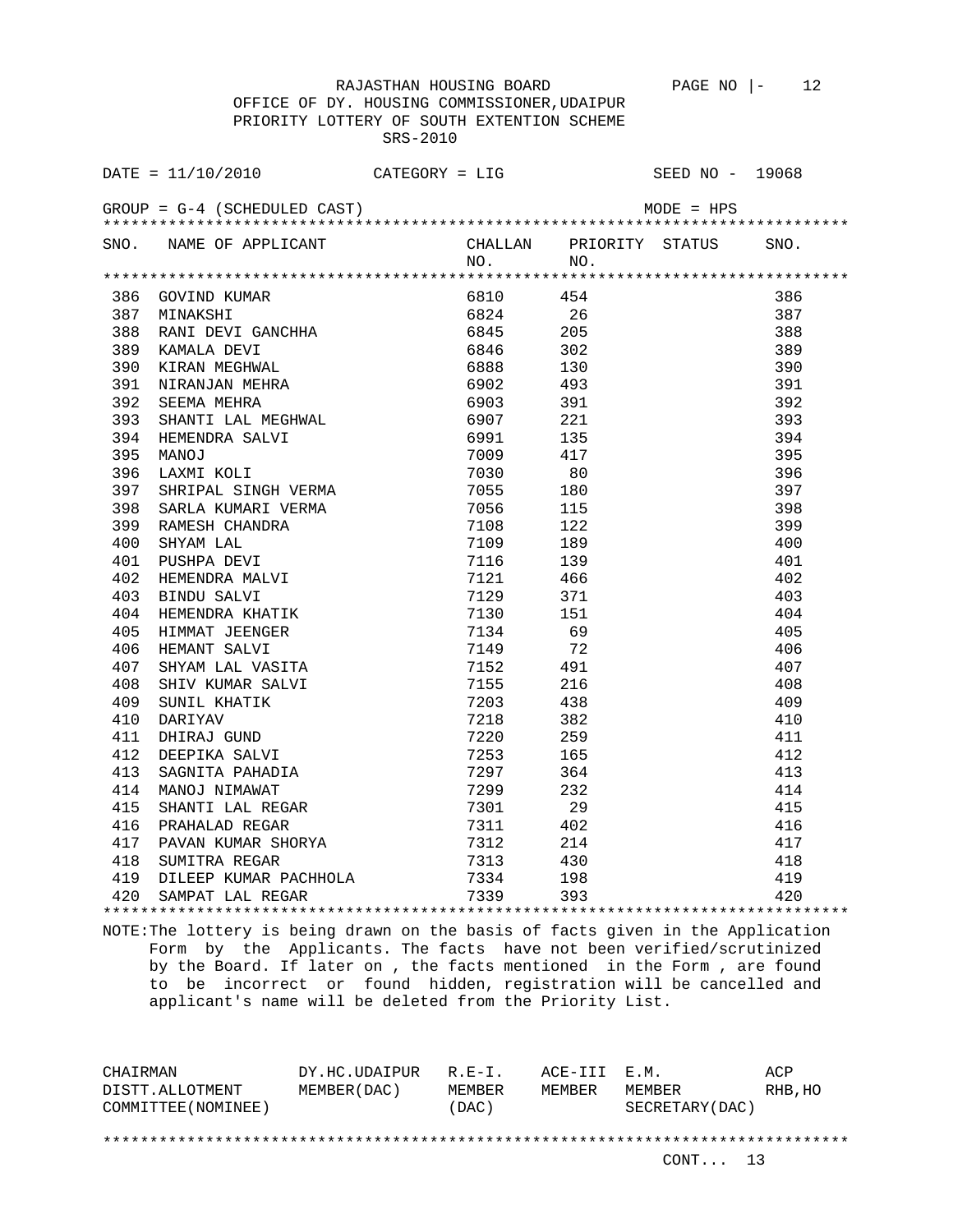RAJASTHAN HOUSING BOARD

OFFICE OF DY. HOUSING COMMISSIONER,UDAIPUR

PRIORITY LOTTERY OF SOUTH EXTENTION SCHEME

SRS-2010

DATE = 11/10/2010 CATEGORY = LIG SEED NO - 19068

GROUP = G-4 (SCHEDULED CAST) MODE = HPS

| SNO. | NAME OF APPLICANT | CHALLAN NO. | PRIORITY NO. | STATUS | SNO. |
|---|---|---|---|---|---|
| 386 | GOVIND KUMAR | 6810 | 454 | | 386 |
| 387 | MINAKSHI | 6824 | 26 | | 387 |
| 388 | RANI DEVI GANCHHA | 6845 | 205 | | 388 |
| 389 | KAMALA DEVI | 6846 | 302 | | 389 |
| 390 | KIRAN MEGHWAL | 6888 | 130 | | 390 |
| 391 | NIRANJAN MEHRA | 6902 | 493 | | 391 |
| 392 | SEEMA MEHRA | 6903 | 391 | | 392 |
| 393 | SHANTI LAL MEGHWAL | 6907 | 221 | | 393 |
| 394 | HEMENDRA SALVI | 6991 | 135 | | 394 |
| 395 | MANOJ | 7009 | 417 | | 395 |
| 396 | LAXMI KOLI | 7030 | 80 | | 396 |
| 397 | SHRIPAL SINGH VERMA | 7055 | 180 | | 397 |
| 398 | SARLA KUMARI VERMA | 7056 | 115 | | 398 |
| 399 | RAMESH CHANDRA | 7108 | 122 | | 399 |
| 400 | SHYAM LAL | 7109 | 189 | | 400 |
| 401 | PUSHPA DEVI | 7116 | 139 | | 401 |
| 402 | HEMENDRA MALVI | 7121 | 466 | | 402 |
| 403 | BINDU SALVI | 7129 | 371 | | 403 |
| 404 | HEMENDRA KHATIK | 7130 | 151 | | 404 |
| 405 | HIMMAT JEENGER | 7134 | 69 | | 405 |
| 406 | HEMANT SALVI | 7149 | 72 | | 406 |
| 407 | SHYAM LAL VASITA | 7152 | 491 | | 407 |
| 408 | SHIV KUMAR SALVI | 7155 | 216 | | 408 |
| 409 | SUNIL KHATIK | 7203 | 438 | | 409 |
| 410 | DARIYAV | 7218 | 382 | | 410 |
| 411 | DHIRAJ GUND | 7220 | 259 | | 411 |
| 412 | DEEPIKA SALVI | 7253 | 165 | | 412 |
| 413 | SAGNITA PAHADIA | 7297 | 364 | | 413 |
| 414 | MANOJ NIMAWAT | 7299 | 232 | | 414 |
| 415 | SHANTI LAL REGAR | 7301 | 29 | | 415 |
| 416 | PRAHALAD REGAR | 7311 | 402 | | 416 |
| 417 | PAVAN KUMAR SHORYA | 7312 | 214 | | 417 |
| 418 | SUMITRA REGAR | 7313 | 430 | | 418 |
| 419 | DILEEP KUMAR PACHHOLA | 7334 | 198 | | 419 |
| 420 | SAMPAT LAL REGAR | 7339 | 393 | | 420 |

NOTE:The lottery is being drawn on the basis of facts given in the Application Form by the Applicants. The facts have not been verified/scrutinized by the Board. If later on , the facts mentioned in the Form , are found to be incorrect or found hidden, registration will be cancelled and applicant's name will be deleted from the Priority List.

| CHAIRMAN DISTT.ALLOTMENT COMMITTEE(NOMINEE) | DY.HC.UDAIPUR MEMBER(DAC) | R.E-I. MEMBER (DAC) | ACE-III MEMBER | E.M. MEMBER SECRETARY(DAC) | ACP RHB,HO |
|---|---|---|---|---|---|

CONT... 13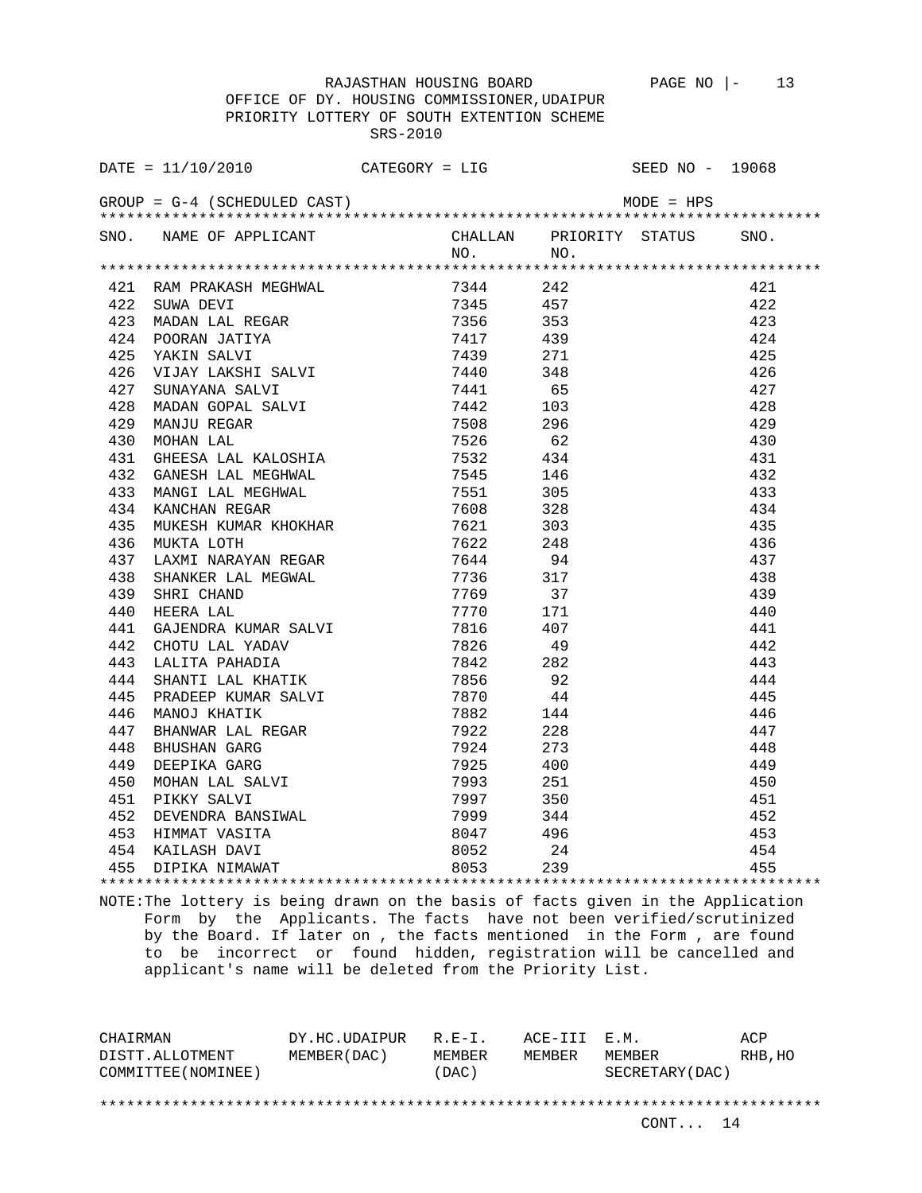RAJASTHAN HOUSING BOARD

OFFICE OF DY. HOUSING COMMISSIONER,UDAIPUR

PRIORITY LOTTERY OF SOUTH EXTENTION SCHEME

SRS-2010

DATE = 11/10/2010 CATEGORY = LIG SEED NO - 19068

GROUP = G-4 (SCHEDULED CAST) MODE = HPS

| SNO. | NAME OF APPLICANT | CHALLAN NO. | PRIORITY NO. | STATUS | SNO. |
|---|---|---|---|---|---|
| 421 | RAM PRAKASH MEGHWAL | 7344 | 242 | | 421 |
| 422 | SUWA DEVI | 7345 | 457 | | 422 |
| 423 | MADAN LAL REGAR | 7356 | 353 | | 423 |
| 424 | POORAN JATIYA | 7417 | 439 | | 424 |
| 425 | YAKIN SALVI | 7439 | 271 | | 425 |
| 426 | VIJAY LAKSHI SALVI | 7440 | 348 | | 426 |
| 427 | SUNAYANA SALVI | 7441 | 65 | | 427 |
| 428 | MADAN GOPAL SALVI | 7442 | 103 | | 428 |
| 429 | MANJU REGAR | 7508 | 296 | | 429 |
| 430 | MOHAN LAL | 7526 | 62 | | 430 |
| 431 | GHEESA LAL KALOSHIA | 7532 | 434 | | 431 |
| 432 | GANESH LAL MEGHWAL | 7545 | 146 | | 432 |
| 433 | MANGI LAL MEGHWAL | 7551 | 305 | | 433 |
| 434 | KANCHAN REGAR | 7608 | 328 | | 434 |
| 435 | MUKESH KUMAR KHOKHAR | 7621 | 303 | | 435 |
| 436 | MUKTA LOTH | 7622 | 248 | | 436 |
| 437 | LAXMI NARAYAN REGAR | 7644 | 94 | | 437 |
| 438 | SHANKER LAL MEGWAL | 7736 | 317 | | 438 |
| 439 | SHRI CHAND | 7769 | 37 | | 439 |
| 440 | HEERA LAL | 7770 | 171 | | 440 |
| 441 | GAJENDRA KUMAR SALVI | 7816 | 407 | | 441 |
| 442 | CHOTU LAL YADAV | 7826 | 49 | | 442 |
| 443 | LALITA PAHADIA | 7842 | 282 | | 443 |
| 444 | SHANTI LAL KHATIK | 7856 | 92 | | 444 |
| 445 | PRADEEP KUMAR SALVI | 7870 | 44 | | 445 |
| 446 | MANOJ KHATIK | 7882 | 144 | | 446 |
| 447 | BHANWAR LAL REGAR | 7922 | 228 | | 447 |
| 448 | BHUSHAN GARG | 7924 | 273 | | 448 |
| 449 | DEEPIKA GARG | 7925 | 400 | | 449 |
| 450 | MOHAN LAL SALVI | 7993 | 251 | | 450 |
| 451 | PIKKY SALVI | 7997 | 350 | | 451 |
| 452 | DEVENDRA BANSIWAL | 7999 | 344 | | 452 |
| 453 | HIMMAT VASITA | 8047 | 496 | | 453 |
| 454 | KAILASH DAVI | 8052 | 24 | | 454 |
| 455 | DIPIKA NIMAWAT | 8053 | 239 | | 455 |

NOTE:The lottery is being drawn on the basis of facts given in the Application Form by the Applicants. The facts have not been verified/scrutinized by the Board. If later on , the facts mentioned in the Form , are found to be incorrect or found hidden, registration will be cancelled and applicant's name will be deleted from the Priority List.

| CHAIRMAN DISTT.ALLOTMENT COMMITTEE(NOMINEE) | DY.HC.UDAIPUR MEMBER(DAC) | R.E-I. MEMBER (DAC) | ACE-III MEMBER | E.M. MEMBER SECRETARY(DAC) | ACP RHB,HO |
|---|---|---|---|---|---|

CONT... 14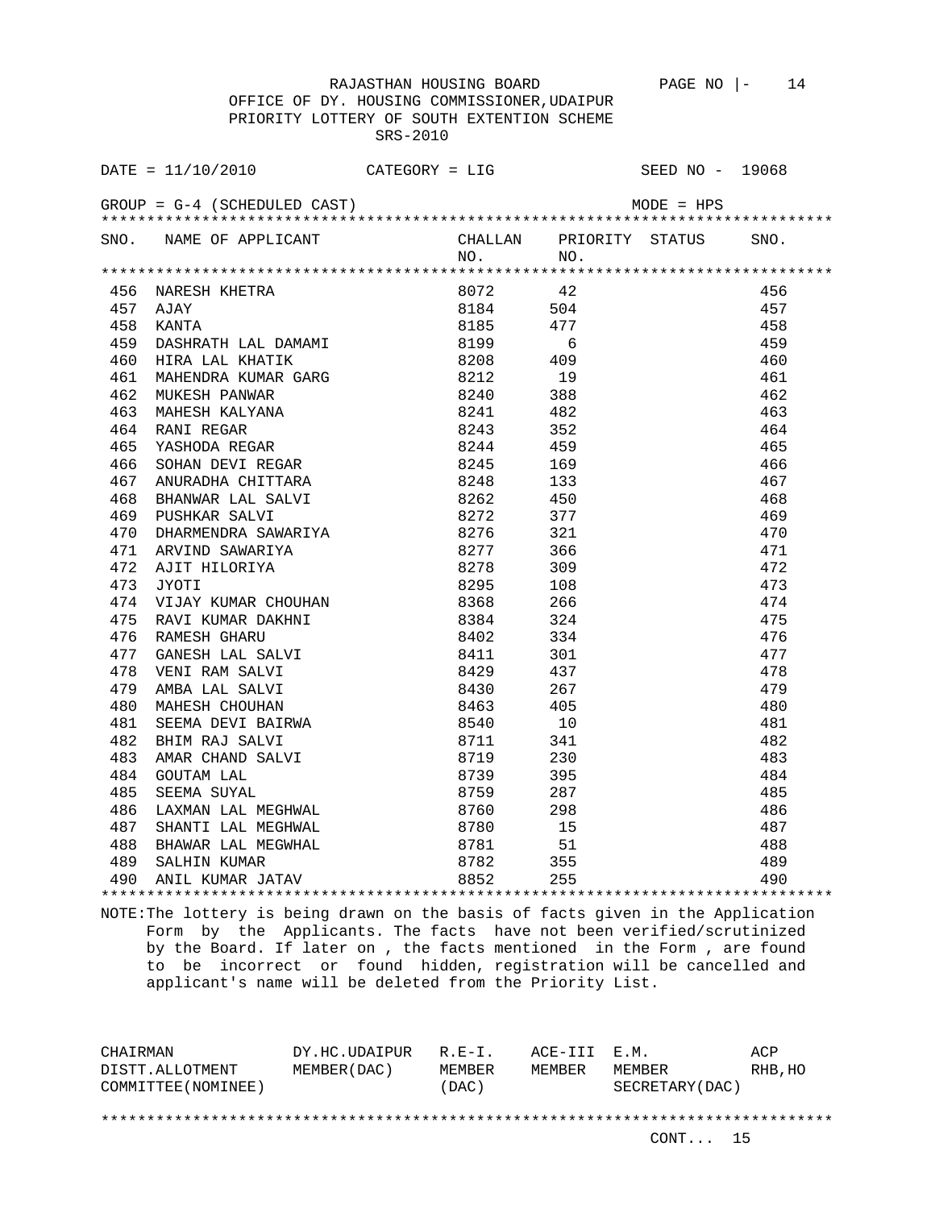RAJASTHAN HOUSING BOARD

OFFICE OF DY. HOUSING COMMISSIONER,UDAIPUR

PRIORITY LOTTERY OF SOUTH EXTENTION SCHEME

SRS-2010

DATE = 11/10/2010 CATEGORY = LIG SEED NO - 19068

GROUP = G-4 (SCHEDULED CAST) MODE = HPS

| SNO. | NAME OF APPLICANT | CHALLAN NO. | PRIORITY NO. | STATUS | SNO. |
|---|---|---|---|---|---|
| 456 | NARESH KHETRA | 8072 | 42 | | 456 |
| 457 | AJAY | 8184 | 504 | | 457 |
| 458 | KANTA | 8185 | 477 | | 458 |
| 459 | DASHRATH LAL DAMAMI | 8199 | 6 | | 459 |
| 460 | HIRA LAL KHATIK | 8208 | 409 | | 460 |
| 461 | MAHENDRA KUMAR GARG | 8212 | 19 | | 461 |
| 462 | MUKESH PANWAR | 8240 | 388 | | 462 |
| 463 | MAHESH KALYANA | 8241 | 482 | | 463 |
| 464 | RANI REGAR | 8243 | 352 | | 464 |
| 465 | YASHODA REGAR | 8244 | 459 | | 465 |
| 466 | SOHAN DEVI REGAR | 8245 | 169 | | 466 |
| 467 | ANURADHA CHITTARA | 8248 | 133 | | 467 |
| 468 | BHANWAR LAL SALVI | 8262 | 450 | | 468 |
| 469 | PUSHKAR SALVI | 8272 | 377 | | 469 |
| 470 | DHARMENDRA SAWARIYA | 8276 | 321 | | 470 |
| 471 | ARVIND SAWARIYA | 8277 | 366 | | 471 |
| 472 | AJIT HILORIYA | 8278 | 309 | | 472 |
| 473 | JYOTI | 8295 | 108 | | 473 |
| 474 | VIJAY KUMAR CHOUHAN | 8368 | 266 | | 474 |
| 475 | RAVI KUMAR DAKHNI | 8384 | 324 | | 475 |
| 476 | RAMESH GHARU | 8402 | 334 | | 476 |
| 477 | GANESH LAL SALVI | 8411 | 301 | | 477 |
| 478 | VENI RAM SALVI | 8429 | 437 | | 478 |
| 479 | AMBA LAL SALVI | 8430 | 267 | | 479 |
| 480 | MAHESH CHOUHAN | 8463 | 405 | | 480 |
| 481 | SEEMA DEVI BAIRWA | 8540 | 10 | | 481 |
| 482 | BHIM RAJ SALVI | 8711 | 341 | | 482 |
| 483 | AMAR CHAND SALVI | 8719 | 230 | | 483 |
| 484 | GOUTAM LAL | 8739 | 395 | | 484 |
| 485 | SEEMA SUYAL | 8759 | 287 | | 485 |
| 486 | LAXMAN LAL MEGHWAL | 8760 | 298 | | 486 |
| 487 | SHANTI LAL MEGHWAL | 8780 | 15 | | 487 |
| 488 | BHAWAR LAL MEGWHAL | 8781 | 51 | | 488 |
| 489 | SALHIN KUMAR | 8782 | 355 | | 489 |
| 490 | ANIL KUMAR JATAV | 8852 | 255 | | 490 |

NOTE:The lottery is being drawn on the basis of facts given in the Application Form by the Applicants. The facts have not been verified/scrutinized by the Board. If later on , the facts mentioned in the Form , are found to be incorrect or found hidden, registration will be cancelled and applicant's name will be deleted from the Priority List.

| CHAIRMAN DISTT.ALLOTMENT COMMITTEE(NOMINEE) | DY.HC.UDAIPUR MEMBER(DAC) | R.E-I. MEMBER (DAC) | ACE-III MEMBER | E.M. MEMBER SECRETARY(DAC) | ACP RHB,HO |
|---|---|---|---|---|---|

CONT... 15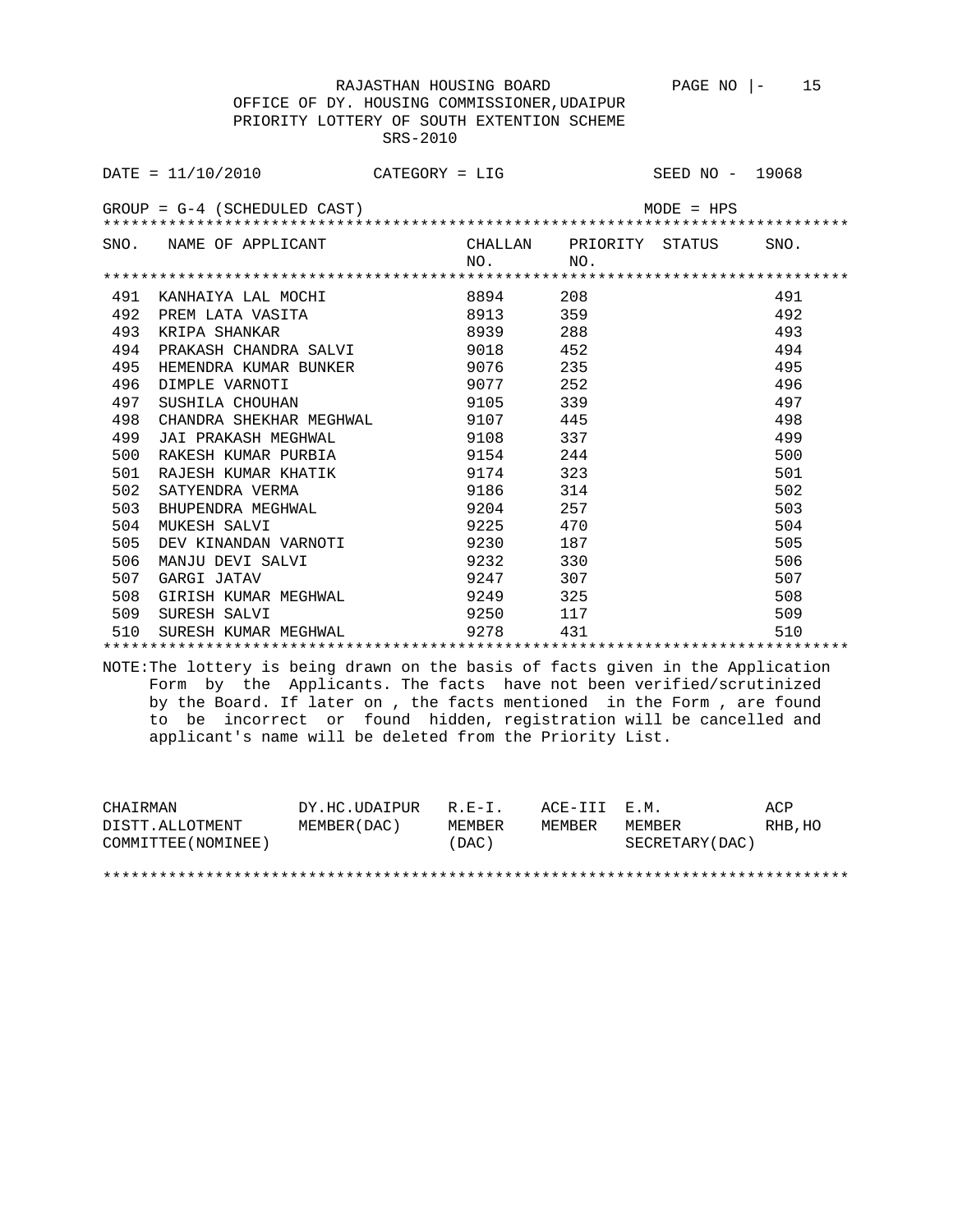RAJASTHAN HOUSING BOARD

OFFICE OF DY. HOUSING COMMISSIONER,UDAIPUR

PRIORITY LOTTERY OF SOUTH EXTENTION SCHEME

SRS-2010

DATE = 11/10/2010 CATEGORY = LIG SEED NO - 19068

GROUP = G-4 (SCHEDULED CAST) MODE = HPS

| SNO. | NAME OF APPLICANT | CHALLAN NO. | PRIORITY NO. | STATUS | SNO. |
|---|---|---|---|---|---|
| 491 | KANHAIYA LAL MOCHI | 8894 | 208 | | 491 |
| 492 | PREM LATA VASITA | 8913 | 359 | | 492 |
| 493 | KRIPA SHANKAR | 8939 | 288 | | 493 |
| 494 | PRAKASH CHANDRA SALVI | 9018 | 452 | | 494 |
| 495 | HEMENDRA KUMAR BUNKER | 9076 | 235 | | 495 |
| 496 | DIMPLE VARNOTI | 9077 | 252 | | 496 |
| 497 | SUSHILA CHOUHAN | 9105 | 339 | | 497 |
| 498 | CHANDRA SHEKHAR MEGHWAL | 9107 | 445 | | 498 |
| 499 | JAI PRAKASH MEGHWAL | 9108 | 337 | | 499 |
| 500 | RAKESH KUMAR PURBIA | 9154 | 244 | | 500 |
| 501 | RAJESH KUMAR KHATIK | 9174 | 323 | | 501 |
| 502 | SATYENDRA VERMA | 9186 | 314 | | 502 |
| 503 | BHUPENDRA MEGHWAL | 9204 | 257 | | 503 |
| 504 | MUKESH SALVI | 9225 | 470 | | 504 |
| 505 | DEV KINANDAN VARNOTI | 9230 | 187 | | 505 |
| 506 | MANJU DEVI SALVI | 9232 | 330 | | 506 |
| 507 | GARGI JATAV | 9247 | 307 | | 507 |
| 508 | GIRISH KUMAR MEGHWAL | 9249 | 325 | | 508 |
| 509 | SURESH SALVI | 9250 | 117 | | 509 |
| 510 | SURESH KUMAR MEGHWAL | 9278 | 431 | | 510 |

NOTE:The lottery is being drawn on the basis of facts given in the Application Form by the Applicants. The facts have not been verified/scrutinized by the Board. If later on , the facts mentioned in the Form , are found to be incorrect or found hidden, registration will be cancelled and applicant's name will be deleted from the Priority List.

| CHAIRMAN DISTT.ALLOTMENT COMMITTEE(NOMINEE) | DY.HC.UDAIPUR MEMBER(DAC) | R.E-I. MEMBER (DAC) | ACE-III MEMBER | E.M. MEMBER SECRETARY(DAC) | ACP RHB,HO |
|---|---|---|---|---|---|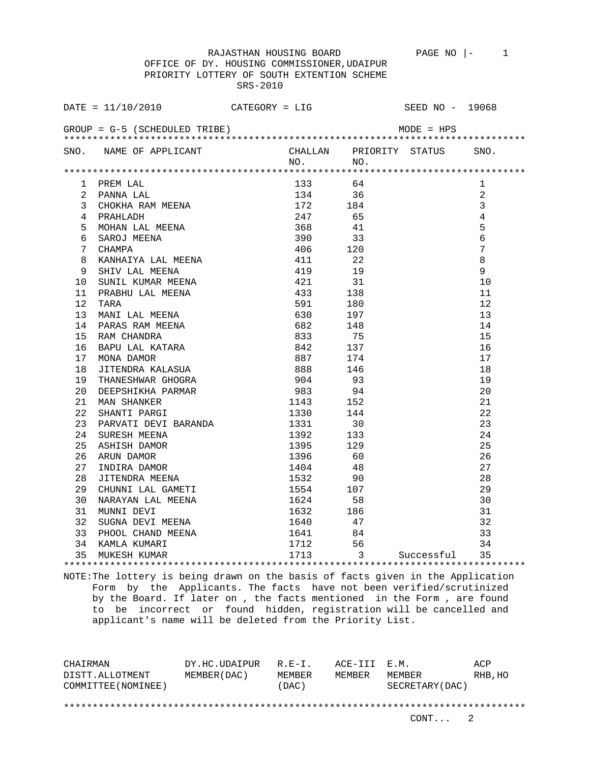RAJASTHAN HOUSING BOARD

OFFICE OF DY. HOUSING COMMISSIONER,UDAIPUR

PRIORITY LOTTERY OF SOUTH EXTENTION SCHEME

SRS-2010

DATE = 11/10/2010 CATEGORY = LIG SEED NO - 19068

GROUP = G-5 (SCHEDULED TRIBE) MODE = HPS

| SNO. | NAME OF APPLICANT | CHALLAN NO. | PRIORITY NO. | STATUS | SNO. |
|---|---|---|---|---|---|
| 1 | PREM LAL | 133 | 64 | | 1 |
| 2 | PANNA LAL | 134 | 36 | | 2 |
| 3 | CHOKHA RAM MEENA | 172 | 184 | | 3 |
| 4 | PRAHLADH | 247 | 65 | | 4 |
| 5 | MOHAN LAL MEENA | 368 | 41 | | 5 |
| 6 | SAROJ MEENA | 390 | 33 | | 6 |
| 7 | CHAMPA | 406 | 120 | | 7 |
| 8 | KANHAIYA LAL MEENA | 411 | 22 | | 8 |
| 9 | SHIV LAL MEENA | 419 | 19 | | 9 |
| 10 | SUNIL KUMAR MEENA | 421 | 31 | | 10 |
| 11 | PRABHU LAL MEENA | 433 | 138 | | 11 |
| 12 | TARA | 591 | 180 | | 12 |
| 13 | MANI LAL MEENA | 630 | 197 | | 13 |
| 14 | PARAS RAM MEENA | 682 | 148 | | 14 |
| 15 | RAM CHANDRA | 833 | 75 | | 15 |
| 16 | BAPU LAL KATARA | 842 | 137 | | 16 |
| 17 | MONA DAMOR | 887 | 174 | | 17 |
| 18 | JITENDRA KALASUA | 888 | 146 | | 18 |
| 19 | THANESHWAR GHOGRA | 904 | 93 | | 19 |
| 20 | DEEPSHIKHA PARMAR | 983 | 94 | | 20 |
| 21 | MAN SHANKER | 1143 | 152 | | 21 |
| 22 | SHANTI PARGI | 1330 | 144 | | 22 |
| 23 | PARVATI DEVI BARANDA | 1331 | 30 | | 23 |
| 24 | SURESH MEENA | 1392 | 133 | | 24 |
| 25 | ASHISH DAMOR | 1395 | 129 | | 25 |
| 26 | ARUN DAMOR | 1396 | 60 | | 26 |
| 27 | INDIRA DAMOR | 1404 | 48 | | 27 |
| 28 | JITENDRA MEENA | 1532 | 90 | | 28 |
| 29 | CHUNNI LAL GAMETI | 1554 | 107 | | 29 |
| 30 | NARAYAN LAL MEENA | 1624 | 58 | | 30 |
| 31 | MUNNI DEVI | 1632 | 186 | | 31 |
| 32 | SUGNA DEVI MEENA | 1640 | 47 | | 32 |
| 33 | PHOOL CHAND MEENA | 1641 | 84 | | 33 |
| 34 | KAMLA KUMARI | 1712 | 56 | | 34 |
| 35 | MUKESH KUMAR | 1713 | 3 | Successful | 35 |

NOTE:The lottery is being drawn on the basis of facts given in the Application Form by the Applicants. The facts have not been verified/scrutinized by the Board. If later on , the facts mentioned in the Form , are found to be incorrect or found hidden, registration will be cancelled and applicant's name will be deleted from the Priority List.

| CHAIRMAN DISTT.ALLOTMENT COMMITTEE(NOMINEE) | DY.HC.UDAIPUR MEMBER(DAC) | R.E-I. MEMBER (DAC) | ACE-III MEMBER | E.M. MEMBER SECRETARY(DAC) | ACP RHB,HO |
|---|---|---|---|---|---|

CONT... 2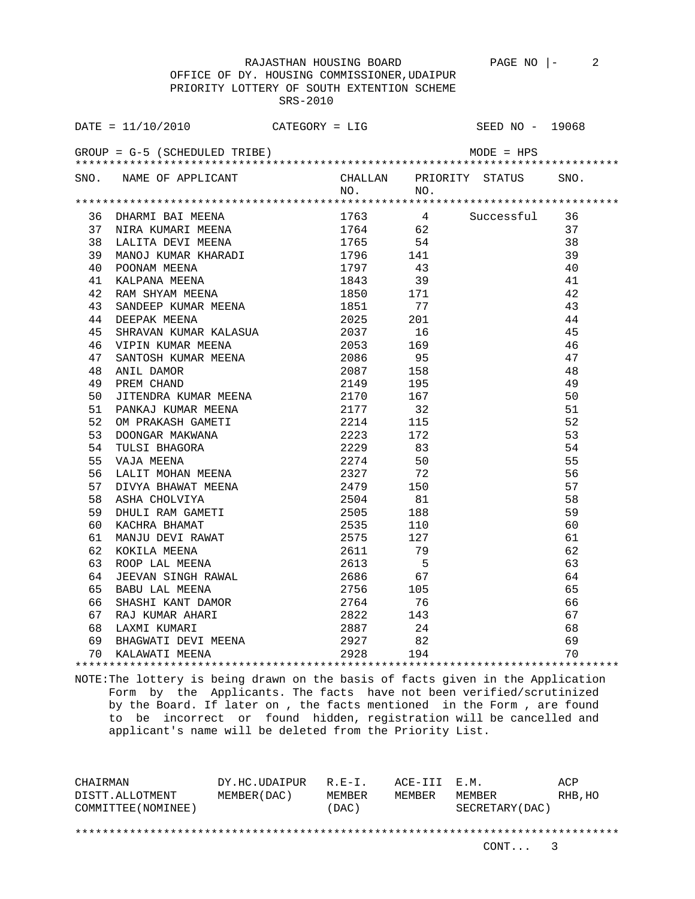RAJASTHAN HOUSING BOARD

OFFICE OF DY. HOUSING COMMISSIONER,UDAIPUR

PRIORITY LOTTERY OF SOUTH EXTENTION SCHEME

SRS-2010

DATE = 11/10/2010 CATEGORY = LIG SEED NO - 19068

GROUP = G-5 (SCHEDULED TRIBE) MODE = HPS

| SNO. | NAME OF APPLICANT | CHALLAN NO. | PRIORITY NO. | STATUS | SNO. |
|---|---|---|---|---|---|
| 36 | DHARMI BAI MEENA | 1763 | 4 | Successful | 36 |
| 37 | NIRA KUMARI MEENA | 1764 | 62 | | 37 |
| 38 | LALITA DEVI MEENA | 1765 | 54 | | 38 |
| 39 | MANOJ KUMAR KHARADI | 1796 | 141 | | 39 |
| 40 | POONAM MEENA | 1797 | 43 | | 40 |
| 41 | KALPANA MEENA | 1843 | 39 | | 41 |
| 42 | RAM SHYAM MEENA | 1850 | 171 | | 42 |
| 43 | SANDEEP KUMAR MEENA | 1851 | 77 | | 43 |
| 44 | DEEPAK MEENA | 2025 | 201 | | 44 |
| 45 | SHRAVAN KUMAR KALASUA | 2037 | 16 | | 45 |
| 46 | VIPIN KUMAR MEENA | 2053 | 169 | | 46 |
| 47 | SANTOSH KUMAR MEENA | 2086 | 95 | | 47 |
| 48 | ANIL DAMOR | 2087 | 158 | | 48 |
| 49 | PREM CHAND | 2149 | 195 | | 49 |
| 50 | JITENDRA KUMAR MEENA | 2170 | 167 | | 50 |
| 51 | PANKAJ KUMAR MEENA | 2177 | 32 | | 51 |
| 52 | OM PRAKASH GAMETI | 2214 | 115 | | 52 |
| 53 | DOONGAR MAKWANA | 2223 | 172 | | 53 |
| 54 | TULSI BHAGORA | 2229 | 83 | | 54 |
| 55 | VAJA MEENA | 2274 | 50 | | 55 |
| 56 | LALIT MOHAN MEENA | 2327 | 72 | | 56 |
| 57 | DIVYA BHAWAT MEENA | 2479 | 150 | | 57 |
| 58 | ASHA CHOLVIYA | 2504 | 81 | | 58 |
| 59 | DHULI RAM GAMETI | 2505 | 188 | | 59 |
| 60 | KACHRA BHAMAT | 2535 | 110 | | 60 |
| 61 | MANJU DEVI RAWAT | 2575 | 127 | | 61 |
| 62 | KOKILA MEENA | 2611 | 79 | | 62 |
| 63 | ROOP LAL MEENA | 2613 | 5 | | 63 |
| 64 | JEEVAN SINGH RAWAL | 2686 | 67 | | 64 |
| 65 | BABU LAL MEENA | 2756 | 105 | | 65 |
| 66 | SHASHI KANT DAMOR | 2764 | 76 | | 66 |
| 67 | RAJ KUMAR AHARI | 2822 | 143 | | 67 |
| 68 | LAXMI KUMARI | 2887 | 24 | | 68 |
| 69 | BHAGWATI DEVI MEENA | 2927 | 82 | | 69 |
| 70 | KALAWATI MEENA | 2928 | 194 | | 70 |

NOTE:The lottery is being drawn on the basis of facts given in the Application Form by the Applicants. The facts have not been verified/scrutinized by the Board. If later on , the facts mentioned in the Form , are found to be incorrect or found hidden, registration will be cancelled and applicant's name will be deleted from the Priority List.

| CHAIRMAN DISTT.ALLOTMENT COMMITTEE(NOMINEE) | DY.HC.UDAIPUR MEMBER(DAC) | R.E-I. MEMBER (DAC) | ACE-III MEMBER | E.M. MEMBER SECRETARY(DAC) | ACP RHB,HO |
|---|---|---|---|---|---|

CONT... 3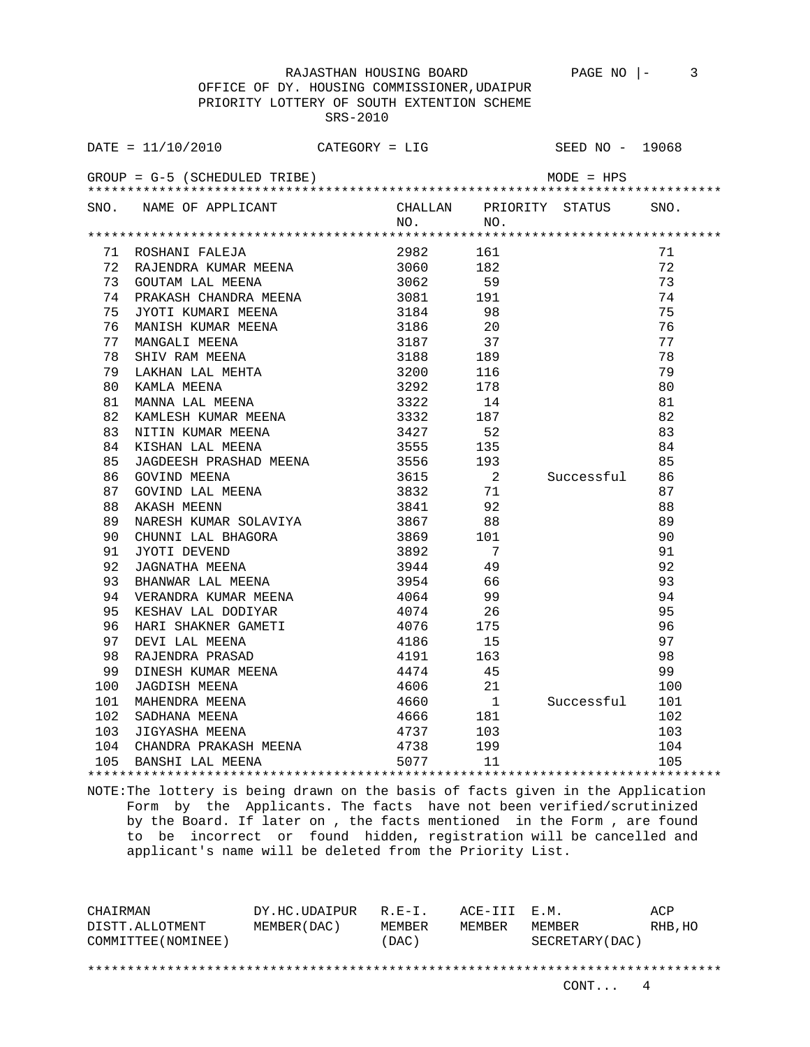RAJASTHAN HOUSING BOARD

OFFICE OF DY. HOUSING COMMISSIONER,UDAIPUR

PRIORITY LOTTERY OF SOUTH EXTENTION SCHEME

SRS-2010

DATE = 11/10/2010 CATEGORY = LIG SEED NO - 19068

GROUP = G-5 (SCHEDULED TRIBE) MODE = HPS

| SNO. | NAME OF APPLICANT | CHALLAN NO. | PRIORITY NO. | STATUS | SNO. |
|---|---|---|---|---|---|
| 71 | ROSHANI FALEJA | 2982 | 161 | | 71 |
| 72 | RAJENDRA KUMAR MEENA | 3060 | 182 | | 72 |
| 73 | GOUTAM LAL MEENA | 3062 | 59 | | 73 |
| 74 | PRAKASH CHANDRA MEENA | 3081 | 191 | | 74 |
| 75 | JYOTI KUMARI MEENA | 3184 | 98 | | 75 |
| 76 | MANISH KUMAR MEENA | 3186 | 20 | | 76 |
| 77 | MANGALI MEENA | 3187 | 37 | | 77 |
| 78 | SHIV RAM MEENA | 3188 | 189 | | 78 |
| 79 | LAKHAN LAL MEHTA | 3200 | 116 | | 79 |
| 80 | KAMLA MEENA | 3292 | 178 | | 80 |
| 81 | MANNA LAL MEENA | 3322 | 14 | | 81 |
| 82 | KAMLESH KUMAR MEENA | 3332 | 187 | | 82 |
| 83 | NITIN KUMAR MEENA | 3427 | 52 | | 83 |
| 84 | KISHAN LAL MEENA | 3555 | 135 | | 84 |
| 85 | JAGDEESH PRASHAD MEENA | 3556 | 193 | | 85 |
| 86 | GOVIND MEENA | 3615 | 2 | Successful | 86 |
| 87 | GOVIND LAL MEENA | 3832 | 71 | | 87 |
| 88 | AKASH MEENN | 3841 | 92 | | 88 |
| 89 | NARESH KUMAR SOLAVIYA | 3867 | 88 | | 89 |
| 90 | CHUNNI LAL BHAGORA | 3869 | 101 | | 90 |
| 91 | JYOTI DEVEND | 3892 | 7 | | 91 |
| 92 | JAGNATHA MEENA | 3944 | 49 | | 92 |
| 93 | BHANWAR LAL MEENA | 3954 | 66 | | 93 |
| 94 | VERANDRA KUMAR MEENA | 4064 | 99 | | 94 |
| 95 | KESHAV LAL DODIYAR | 4074 | 26 | | 95 |
| 96 | HARI SHAKNER GAMETI | 4076 | 175 | | 96 |
| 97 | DEVI LAL MEENA | 4186 | 15 | | 97 |
| 98 | RAJENDRA PRASAD | 4191 | 163 | | 98 |
| 99 | DINESH KUMAR MEENA | 4474 | 45 | | 99 |
| 100 | JAGDISH MEENA | 4606 | 21 | | 100 |
| 101 | MAHENDRA MEENA | 4660 | 1 | Successful | 101 |
| 102 | SADHANA MEENA | 4666 | 181 | | 102 |
| 103 | JIGYASHA MEENA | 4737 | 103 | | 103 |
| 104 | CHANDRA PRAKASH MEENA | 4738 | 199 | | 104 |
| 105 | BANSHI LAL MEENA | 5077 | 11 | | 105 |

NOTE:The lottery is being drawn on the basis of facts given in the Application Form by the Applicants. The facts have not been verified/scrutinized by the Board. If later on , the facts mentioned in the Form , are found to be incorrect or found hidden, registration will be cancelled and applicant's name will be deleted from the Priority List.

| CHAIRMAN DISTT.ALLOTMENT COMMITTEE(NOMINEE) | DY.HC.UDAIPUR MEMBER(DAC) | R.E-I. MEMBER (DAC) | ACE-III MEMBER | E.M. MEMBER SECRETARY(DAC) | ACP RHB,HO |
|---|---|---|---|---|---|

CONT... 4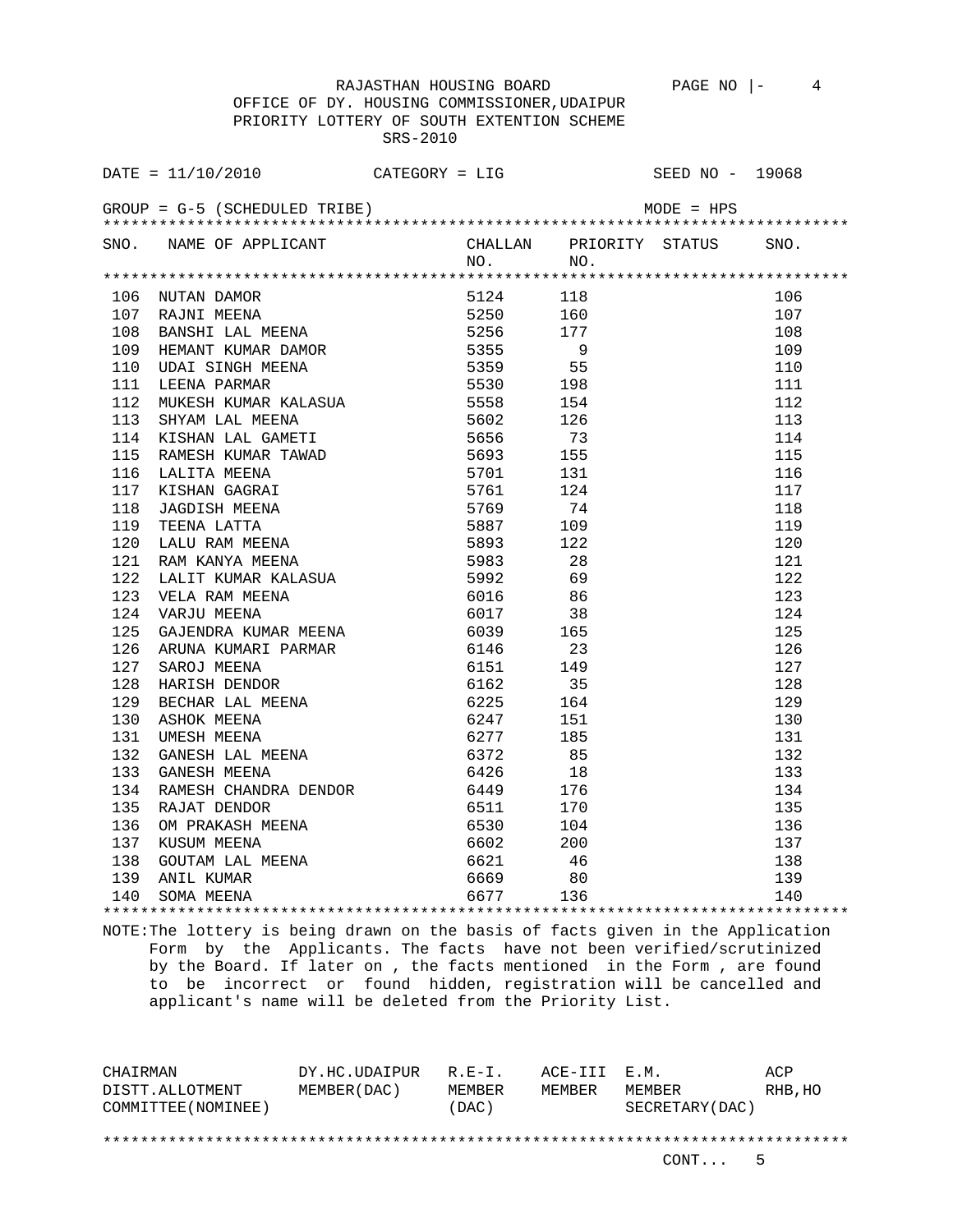RAJASTHAN HOUSING BOARD

OFFICE OF DY. HOUSING COMMISSIONER,UDAIPUR

PRIORITY LOTTERY OF SOUTH EXTENTION SCHEME

SRS-2010

DATE = 11/10/2010 CATEGORY = LIG SEED NO - 19068

GROUP = G-5 (SCHEDULED TRIBE) MODE = HPS

| SNO. | NAME OF APPLICANT | CHALLAN NO. | PRIORITY NO. | STATUS | SNO. |
|---|---|---|---|---|---|
| 106 | NUTAN DAMOR | 5124 | 118 | | 106 |
| 107 | RAJNI MEENA | 5250 | 160 | | 107 |
| 108 | BANSHI LAL MEENA | 5256 | 177 | | 108 |
| 109 | HEMANT KUMAR DAMOR | 5355 | 9 | | 109 |
| 110 | UDAI SINGH MEENA | 5359 | 55 | | 110 |
| 111 | LEENA PARMAR | 5530 | 198 | | 111 |
| 112 | MUKESH KUMAR KALASUA | 5558 | 154 | | 112 |
| 113 | SHYAM LAL MEENA | 5602 | 126 | | 113 |
| 114 | KISHAN LAL GAMETI | 5656 | 73 | | 114 |
| 115 | RAMESH KUMAR TAWAD | 5693 | 155 | | 115 |
| 116 | LALITA MEENA | 5701 | 131 | | 116 |
| 117 | KISHAN GAGRAI | 5761 | 124 | | 117 |
| 118 | JAGDISH MEENA | 5769 | 74 | | 118 |
| 119 | TEENA LATTA | 5887 | 109 | | 119 |
| 120 | LALU RAM MEENA | 5893 | 122 | | 120 |
| 121 | RAM KANYA MEENA | 5983 | 28 | | 121 |
| 122 | LALIT KUMAR KALASUA | 5992 | 69 | | 122 |
| 123 | VELA RAM MEENA | 6016 | 86 | | 123 |
| 124 | VARJU MEENA | 6017 | 38 | | 124 |
| 125 | GAJENDRA KUMAR MEENA | 6039 | 165 | | 125 |
| 126 | ARUNA KUMARI PARMAR | 6146 | 23 | | 126 |
| 127 | SAROJ MEENA | 6151 | 149 | | 127 |
| 128 | HARISH DENDOR | 6162 | 35 | | 128 |
| 129 | BECHAR LAL MEENA | 6225 | 164 | | 129 |
| 130 | ASHOK MEENA | 6247 | 151 | | 130 |
| 131 | UMESH MEENA | 6277 | 185 | | 131 |
| 132 | GANESH LAL MEENA | 6372 | 85 | | 132 |
| 133 | GANESH MEENA | 6426 | 18 | | 133 |
| 134 | RAMESH CHANDRA DENDOR | 6449 | 176 | | 134 |
| 135 | RAJAT DENDOR | 6511 | 170 | | 135 |
| 136 | OM PRAKASH MEENA | 6530 | 104 | | 136 |
| 137 | KUSUM MEENA | 6602 | 200 | | 137 |
| 138 | GOUTAM LAL MEENA | 6621 | 46 | | 138 |
| 139 | ANIL KUMAR | 6669 | 80 | | 139 |
| 140 | SOMA MEENA | 6677 | 136 | | 140 |

NOTE:The lottery is being drawn on the basis of facts given in the Application Form by the Applicants. The facts have not been verified/scrutinized by the Board. If later on , the facts mentioned in the Form , are found to be incorrect or found hidden, registration will be cancelled and applicant's name will be deleted from the Priority List.

| CHAIRMAN DISTT.ALLOTMENT COMMITTEE(NOMINEE) | DY.HC.UDAIPUR MEMBER(DAC) | R.E-I. MEMBER (DAC) | ACE-III MEMBER | E.M. MEMBER SECRETARY(DAC) | ACP RHB,HO |
|---|---|---|---|---|---|

CONT... 5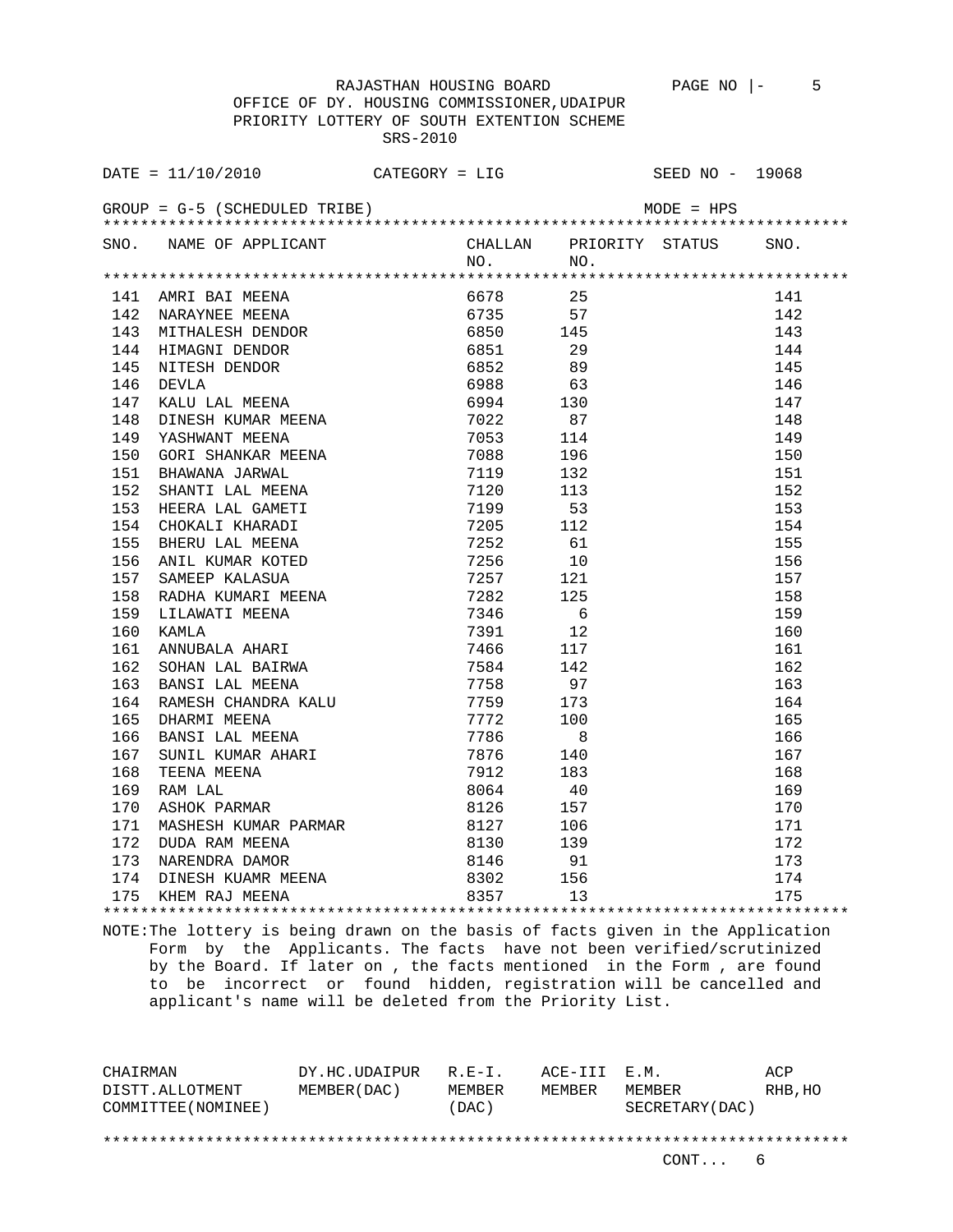RAJASTHAN HOUSING BOARD

OFFICE OF DY. HOUSING COMMISSIONER,UDAIPUR

PRIORITY LOTTERY OF SOUTH EXTENTION SCHEME

SRS-2010

DATE = 11/10/2010 CATEGORY = LIG SEED NO - 19068

GROUP = G-5 (SCHEDULED TRIBE) MODE = HPS

| SNO. | NAME OF APPLICANT | CHALLAN NO. | PRIORITY NO. | STATUS | SNO. |
|---|---|---|---|---|---|
| 141 | AMRI BAI MEENA | 6678 | 25 | | 141 |
| 142 | NARAYNEE MEENA | 6735 | 57 | | 142 |
| 143 | MITHALESH DENDOR | 6850 | 145 | | 143 |
| 144 | HIMAGNI DENDOR | 6851 | 29 | | 144 |
| 145 | NITESH DENDOR | 6852 | 89 | | 145 |
| 146 | DEVLA | 6988 | 63 | | 146 |
| 147 | KALU LAL MEENA | 6994 | 130 | | 147 |
| 148 | DINESH KUMAR MEENA | 7022 | 87 | | 148 |
| 149 | YASHWANT MEENA | 7053 | 114 | | 149 |
| 150 | GORI SHANKAR MEENA | 7088 | 196 | | 150 |
| 151 | BHAWANA JARWAL | 7119 | 132 | | 151 |
| 152 | SHANTI LAL MEENA | 7120 | 113 | | 152 |
| 153 | HEERA LAL GAMETI | 7199 | 53 | | 153 |
| 154 | CHOKALI KHARADI | 7205 | 112 | | 154 |
| 155 | BHERU LAL MEENA | 7252 | 61 | | 155 |
| 156 | ANIL KUMAR KOTED | 7256 | 10 | | 156 |
| 157 | SAMEEP KALASUA | 7257 | 121 | | 157 |
| 158 | RADHA KUMARI MEENA | 7282 | 125 | | 158 |
| 159 | LILAWATI MEENA | 7346 | 6 | | 159 |
| 160 | KAMLA | 7391 | 12 | | 160 |
| 161 | ANNUBALA AHARI | 7466 | 117 | | 161 |
| 162 | SOHAN LAL BAIRWA | 7584 | 142 | | 162 |
| 163 | BANSI LAL MEENA | 7758 | 97 | | 163 |
| 164 | RAMESH CHANDRA KALU | 7759 | 173 | | 164 |
| 165 | DHARMI MEENA | 7772 | 100 | | 165 |
| 166 | BANSI LAL MEENA | 7786 | 8 | | 166 |
| 167 | SUNIL KUMAR AHARI | 7876 | 140 | | 167 |
| 168 | TEENA MEENA | 7912 | 183 | | 168 |
| 169 | RAM LAL | 8064 | 40 | | 169 |
| 170 | ASHOK PARMAR | 8126 | 157 | | 170 |
| 171 | MASHESH KUMAR PARMAR | 8127 | 106 | | 171 |
| 172 | DUDA RAM MEENA | 8130 | 139 | | 172 |
| 173 | NARENDRA DAMOR | 8146 | 91 | | 173 |
| 174 | DINESH KUAMR MEENA | 8302 | 156 | | 174 |
| 175 | KHEM RAJ MEENA | 8357 | 13 | | 175 |

NOTE:The lottery is being drawn on the basis of facts given in the Application Form by the Applicants. The facts have not been verified/scrutinized by the Board. If later on , the facts mentioned in the Form , are found to be incorrect or found hidden, registration will be cancelled and applicant's name will be deleted from the Priority List.

| CHAIRMAN DISTT.ALLOTMENT COMMITTEE(NOMINEE) | DY.HC.UDAIPUR MEMBER(DAC) | R.E-I. MEMBER (DAC) | ACE-III MEMBER | E.M. MEMBER SECRETARY(DAC) | ACP RHB,HO |
|---|---|---|---|---|---|

CONT... 6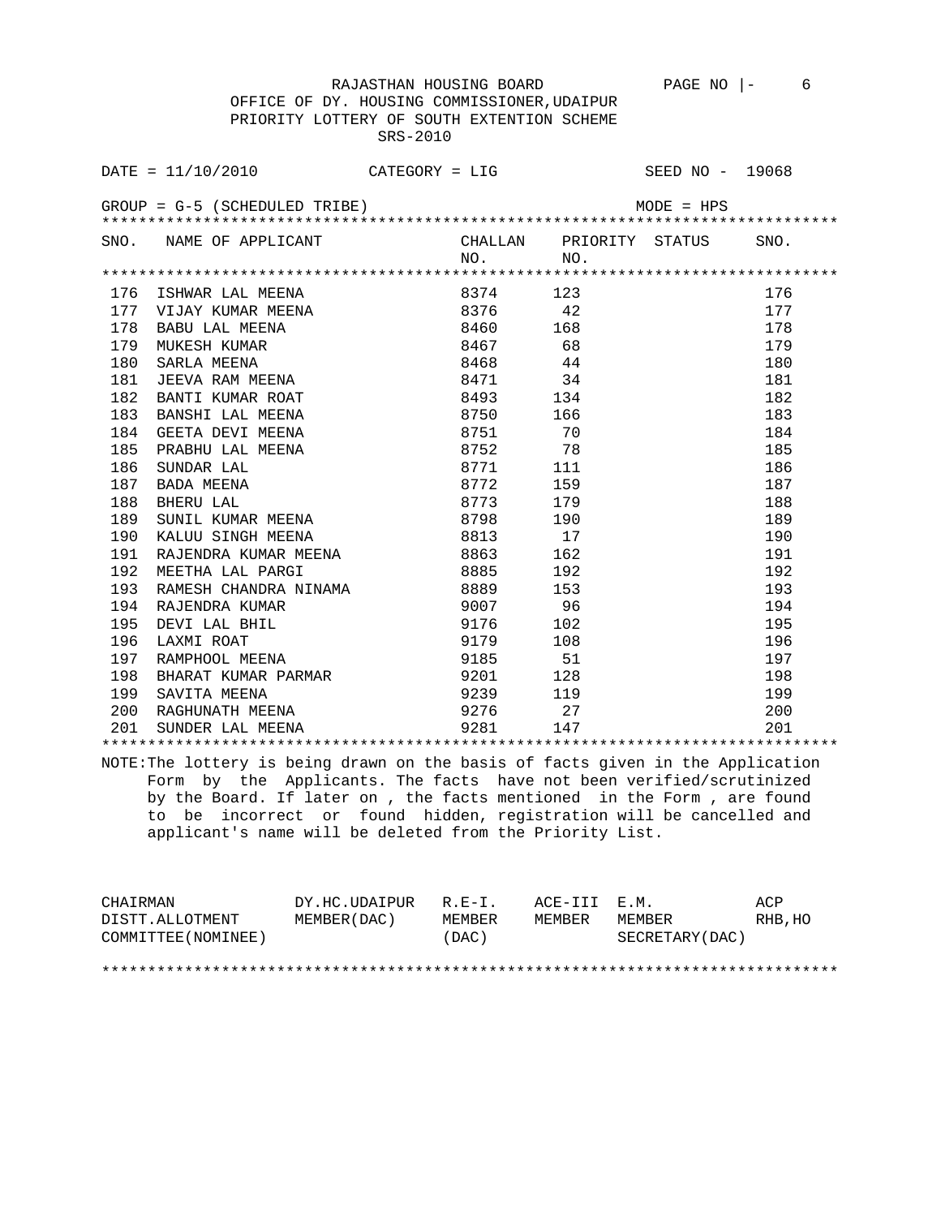RAJASTHAN HOUSING BOARD

OFFICE OF DY. HOUSING COMMISSIONER,UDAIPUR

PRIORITY LOTTERY OF SOUTH EXTENTION SCHEME

SRS-2010

DATE = 11/10/2010 CATEGORY = LIG SEED NO - 19068

GROUP = G-5 (SCHEDULED TRIBE) MODE = HPS

| SNO. | NAME OF APPLICANT | CHALLAN NO. | PRIORITY NO. | STATUS | SNO. |
|---|---|---|---|---|---|
| 176 | ISHWAR LAL MEENA | 8374 | 123 | | 176 |
| 177 | VIJAY KUMAR MEENA | 8376 | 42 | | 177 |
| 178 | BABU LAL MEENA | 8460 | 168 | | 178 |
| 179 | MUKESH KUMAR | 8467 | 68 | | 179 |
| 180 | SARLA MEENA | 8468 | 44 | | 180 |
| 181 | JEEVA RAM MEENA | 8471 | 34 | | 181 |
| 182 | BANTI KUMAR ROAT | 8493 | 134 | | 182 |
| 183 | BANSHI LAL MEENA | 8750 | 166 | | 183 |
| 184 | GEETA DEVI MEENA | 8751 | 70 | | 184 |
| 185 | PRABHU LAL MEENA | 8752 | 78 | | 185 |
| 186 | SUNDAR LAL | 8771 | 111 | | 186 |
| 187 | BADA MEENA | 8772 | 159 | | 187 |
| 188 | BHERU LAL | 8773 | 179 | | 188 |
| 189 | SUNIL KUMAR MEENA | 8798 | 190 | | 189 |
| 190 | KALUU SINGH MEENA | 8813 | 17 | | 190 |
| 191 | RAJENDRA KUMAR MEENA | 8863 | 162 | | 191 |
| 192 | MEETHA LAL PARGI | 8885 | 192 | | 192 |
| 193 | RAMESH CHANDRA NINAMA | 8889 | 153 | | 193 |
| 194 | RAJENDRA KUMAR | 9007 | 96 | | 194 |
| 195 | DEVI LAL BHIL | 9176 | 102 | | 195 |
| 196 | LAXMI ROAT | 9179 | 108 | | 196 |
| 197 | RAMPHOOL MEENA | 9185 | 51 | | 197 |
| 198 | BHARAT KUMAR PARMAR | 9201 | 128 | | 198 |
| 199 | SAVITA MEENA | 9239 | 119 | | 199 |
| 200 | RAGHUNATH MEENA | 9276 | 27 | | 200 |
| 201 | SUNDER LAL MEENA | 9281 | 147 | | 201 |

NOTE:The lottery is being drawn on the basis of facts given in the Application Form by the Applicants. The facts have not been verified/scrutinized by the Board. If later on , the facts mentioned in the Form , are found to be incorrect or found hidden, registration will be cancelled and applicant's name will be deleted from the Priority List.

| CHAIRMAN | DY.HC.UDAIPUR | R.E-I. | ACE-III | E.M. | ACP |
|---|---|---|---|---|---|
| DISTT.ALLOTMENT | MEMBER(DAC) | MEMBER | MEMBER | MEMBER | RHB,HO |
| COMMITTEE(NOMINEE) | | (DAC) | | SECRETARY(DAC) | |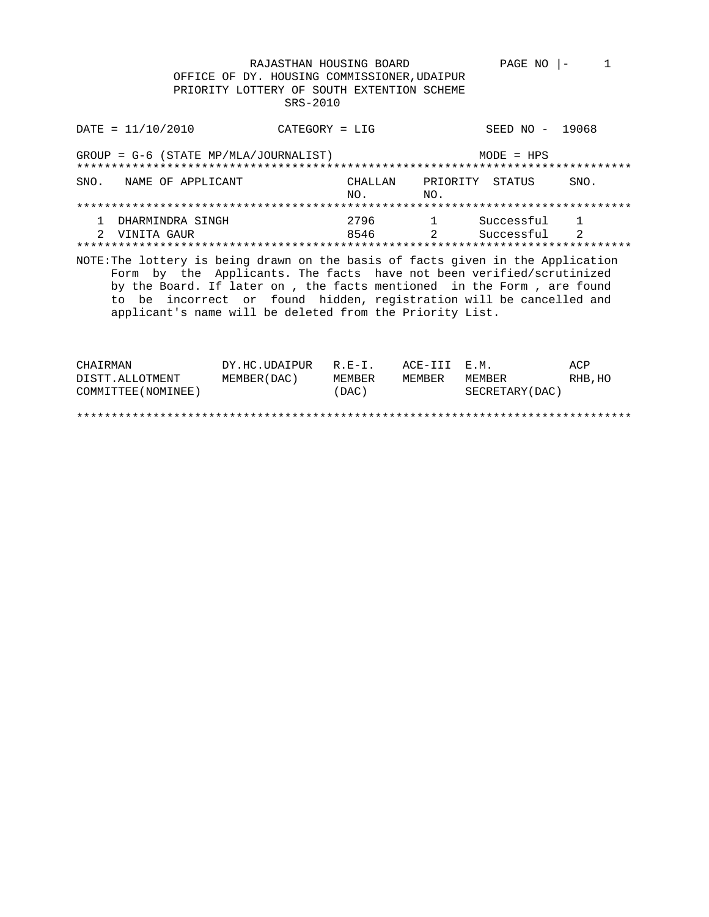RAJASTHAN HOUSING BOARD

OFFICE OF DY. HOUSING COMMISSIONER,UDAIPUR

PRIORITY LOTTERY OF SOUTH EXTENTION SCHEME

SRS-2010

DATE = 11/10/2010 CATEGORY = LIG SEED NO - 19068

GROUP = G-6 (STATE MP/MLA/JOURNALIST) MODE = HPS

| SNO. | NAME OF APPLICANT | CHALLAN NO. | PRIORITY NO. | STATUS | SNO. |
|---|---|---|---|---|---|
| 1 | DHARMINDRA SINGH | 2796 | 1 | Successful | 1 |
| 2 | VINITA GAUR | 8546 | 2 | Successful | 2 |

NOTE:The lottery is being drawn on the basis of facts given in the Application Form by the Applicants. The facts have not been verified/scrutinized by the Board. If later on , the facts mentioned in the Form , are found to be incorrect or found hidden, registration will be cancelled and applicant's name will be deleted from the Priority List.

| CHAIRMAN DISTT.ALLOTMENT COMMITTEE(NOMINEE) | DY.HC.UDAIPUR MEMBER(DAC) | R.E-I. MEMBER (DAC) | ACE-III MEMBER | E.M. MEMBER SECRETARY(DAC) | ACP RHB,HO |
|---|---|---|---|---|---|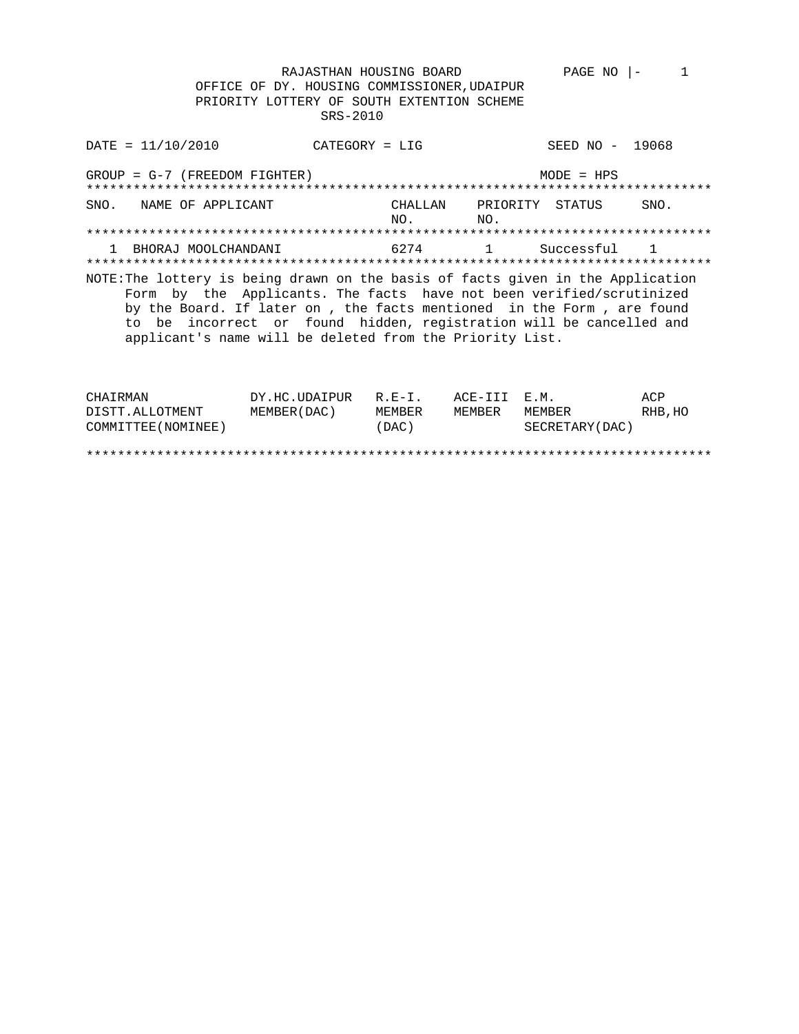RAJASTHAN HOUSING BOARD
OFFICE OF DY. HOUSING COMMISSIONER,UDAIPUR
PRIORITY LOTTERY OF SOUTH EXTENTION SCHEME
SRS-2010

PAGE NO |- 1

DATE = 11/10/2010 CATEGORY = LIG SEED NO - 19068

GROUP = G-7 (FREEDOM FIGHTER) MODE = HPS

| SNO. | NAME OF APPLICANT | CHALLAN NO. | PRIORITY NO. | STATUS | SNO. |
|---|---|---|---|---|---|
| 1 | BHORAJ MOOLCHANDANI | 6274 | 1 | Successful | 1 |

NOTE:The lottery is being drawn on the basis of facts given in the Application Form by the Applicants. The facts have not been verified/scrutinized by the Board. If later on , the facts mentioned in the Form , are found to be incorrect or found hidden, registration will be cancelled and applicant's name will be deleted from the Priority List.

| CHAIRMAN DISTT.ALLOTMENT COMMITTEE(NOMINEE) | DY.HC.UDAIPUR MEMBER(DAC) | R.E-I. MEMBER (DAC) | ACE-III MEMBER | E.M. MEMBER SECRETARY(DAC) | ACP RHB,HO |
|---|---|---|---|---|---|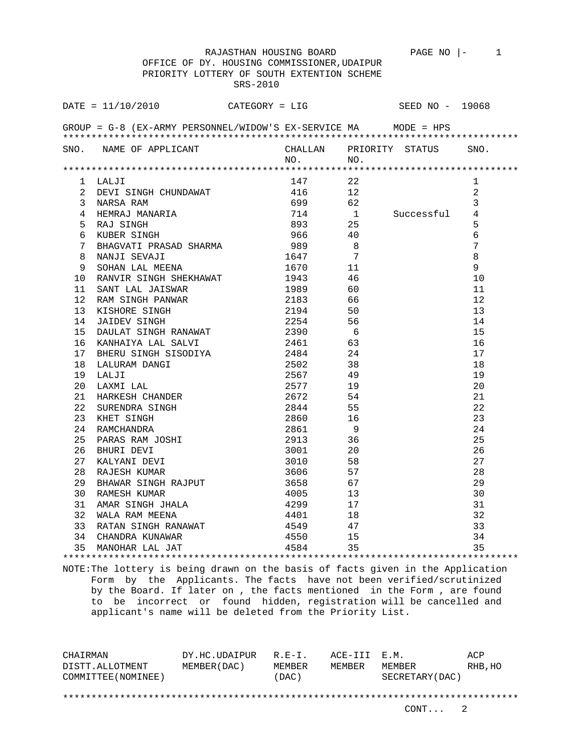RAJASTHAN HOUSING BOARD

OFFICE OF DY. HOUSING COMMISSIONER,UDAIPUR

PRIORITY LOTTERY OF SOUTH EXTENTION SCHEME

SRS-2010

DATE = 11/10/2010 CATEGORY = LIG SEED NO - 19068

GROUP = G-8 (EX-ARMY PERSONNEL/WIDOW'S EX-SERVICE MA MODE = HPS

| SNO. | NAME OF APPLICANT | CHALLAN NO. | PRIORITY NO. | STATUS | SNO. |
|---|---|---|---|---|---|
| 1 | LALJI | 147 | 22 | | 1 |
| 2 | DEVI SINGH CHUNDAWAT | 416 | 12 | | 2 |
| 3 | NARSA RAM | 699 | 62 | | 3 |
| 4 | HEMRAJ MANARIA | 714 | 1 | Successful | 4 |
| 5 | RAJ SINGH | 893 | 25 | | 5 |
| 6 | KUBER SINGH | 966 | 40 | | 6 |
| 7 | BHAGVATI PRASAD SHARMA | 989 | 8 | | 7 |
| 8 | NANJI SEVAJI | 1647 | 7 | | 8 |
| 9 | SOHAN LAL MEENA | 1670 | 11 | | 9 |
| 10 | RANVIR SINGH SHEKHAWAT | 1943 | 46 | | 10 |
| 11 | SANT LAL JAISWAR | 1989 | 60 | | 11 |
| 12 | RAM SINGH PANWAR | 2183 | 66 | | 12 |
| 13 | KISHORE SINGH | 2194 | 50 | | 13 |
| 14 | JAIDEV SINGH | 2254 | 56 | | 14 |
| 15 | DAULAT SINGH RANAWAT | 2390 | 6 | | 15 |
| 16 | KANHAIYA LAL SALVI | 2461 | 63 | | 16 |
| 17 | BHERU SINGH SISODIYA | 2484 | 24 | | 17 |
| 18 | LALURAM DANGI | 2502 | 38 | | 18 |
| 19 | LALJI | 2567 | 49 | | 19 |
| 20 | LAXMI LAL | 2577 | 19 | | 20 |
| 21 | HARKESH CHANDER | 2672 | 54 | | 21 |
| 22 | SURENDRA SINGH | 2844 | 55 | | 22 |
| 23 | KHET SINGH | 2860 | 16 | | 23 |
| 24 | RAMCHANDRA | 2861 | 9 | | 24 |
| 25 | PARAS RAM JOSHI | 2913 | 36 | | 25 |
| 26 | BHURI DEVI | 3001 | 20 | | 26 |
| 27 | KALYANI DEVI | 3010 | 58 | | 27 |
| 28 | RAJESH KUMAR | 3606 | 57 | | 28 |
| 29 | BHAWAR SINGH RAJPUT | 3658 | 67 | | 29 |
| 30 | RAMESH KUMAR | 4005 | 13 | | 30 |
| 31 | AMAR SINGH JHALA | 4299 | 17 | | 31 |
| 32 | WALA RAM MEENA | 4401 | 18 | | 32 |
| 33 | RATAN SINGH RANAWAT | 4549 | 47 | | 33 |
| 34 | CHANDRA KUNAWAR | 4550 | 15 | | 34 |
| 35 | MANOHAR LAL JAT | 4584 | 35 | | 35 |

NOTE:The lottery is being drawn on the basis of facts given in the Application Form by the Applicants. The facts have not been verified/scrutinized by the Board. If later on , the facts mentioned in the Form , are found to be incorrect or found hidden, registration will be cancelled and applicant's name will be deleted from the Priority List.

| CHAIRMAN DISTT.ALLOTMENT COMMITTEE(NOMINEE) | DY.HC.UDAIPUR MEMBER(DAC) | R.E-I. MEMBER (DAC) | ACE-III MEMBER | E.M. MEMBER SECRETARY(DAC) | ACP RHB,HO |
|---|---|---|---|---|---|

CONT... 2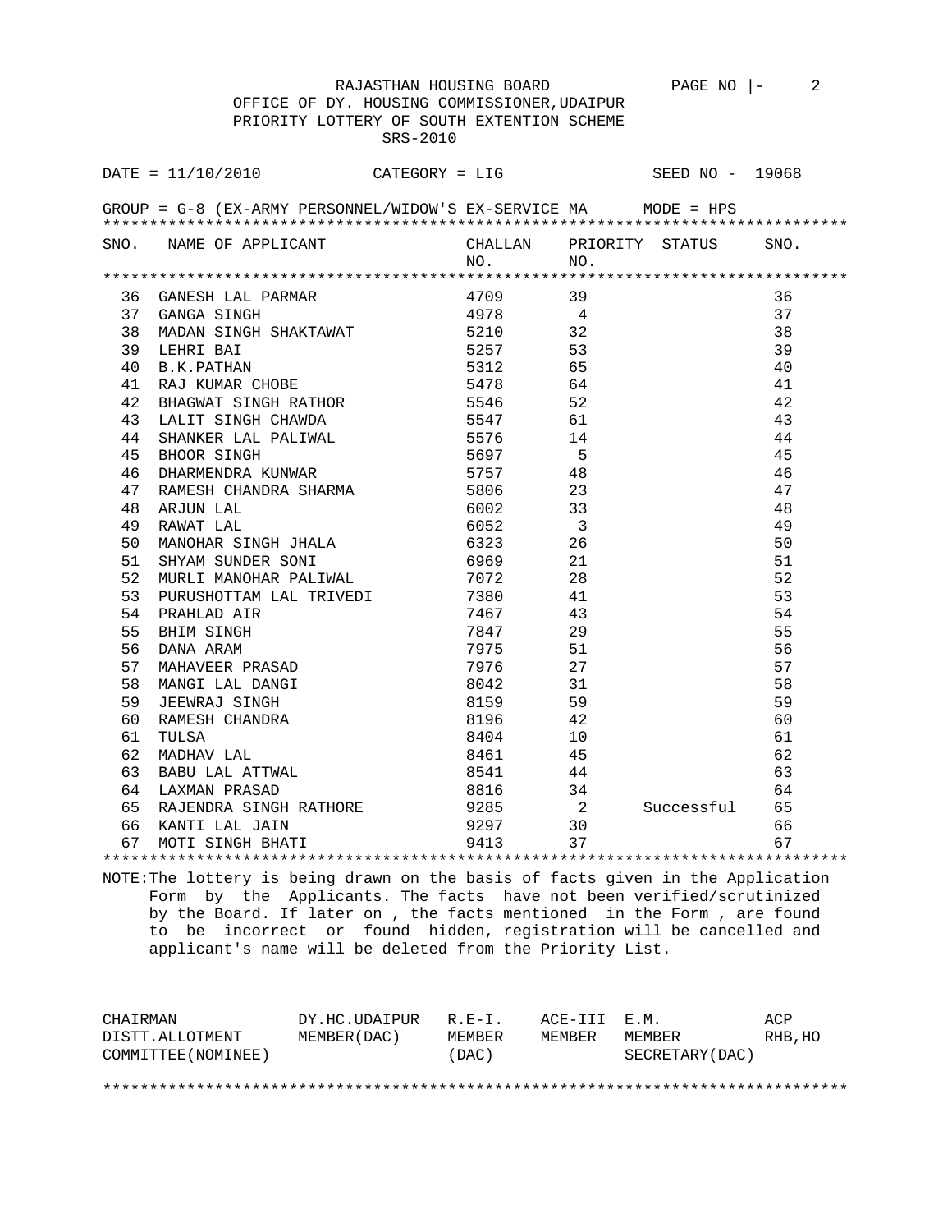RAJASTHAN HOUSING BOARD

OFFICE OF DY. HOUSING COMMISSIONER,UDAIPUR

PRIORITY LOTTERY OF SOUTH EXTENTION SCHEME

SRS-2010

DATE = 11/10/2010 CATEGORY = LIG SEED NO - 19068

GROUP = G-8 (EX-ARMY PERSONNEL/WIDOW'S EX-SERVICE MA MODE = HPS

| SNO. | NAME OF APPLICANT | CHALLAN NO. | PRIORITY NO. | STATUS | SNO. |
|---|---|---|---|---|---|
| 36 | GANESH LAL PARMAR | 4709 | 39 | | 36 |
| 37 | GANGA SINGH | 4978 | 4 | | 37 |
| 38 | MADAN SINGH SHAKTAWAT | 5210 | 32 | | 38 |
| 39 | LEHRI BAI | 5257 | 53 | | 39 |
| 40 | B.K.PATHAN | 5312 | 65 | | 40 |
| 41 | RAJ KUMAR CHOBE | 5478 | 64 | | 41 |
| 42 | BHAGWAT SINGH RATHOR | 5546 | 52 | | 42 |
| 43 | LALIT SINGH CHAWDA | 5547 | 61 | | 43 |
| 44 | SHANKER LAL PALIWAL | 5576 | 14 | | 44 |
| 45 | BHOOR SINGH | 5697 | 5 | | 45 |
| 46 | DHARMENDRA KUNWAR | 5757 | 48 | | 46 |
| 47 | RAMESH CHANDRA SHARMA | 5806 | 23 | | 47 |
| 48 | ARJUN LAL | 6002 | 33 | | 48 |
| 49 | RAWAT LAL | 6052 | 3 | | 49 |
| 50 | MANOHAR SINGH JHALA | 6323 | 26 | | 50 |
| 51 | SHYAM SUNDER SONI | 6969 | 21 | | 51 |
| 52 | MURLI MANOHAR PALIWAL | 7072 | 28 | | 52 |
| 53 | PURUSHOTTAM LAL TRIVEDI | 7380 | 41 | | 53 |
| 54 | PRAHLAD AIR | 7467 | 43 | | 54 |
| 55 | BHIM SINGH | 7847 | 29 | | 55 |
| 56 | DANA ARAM | 7975 | 51 | | 56 |
| 57 | MAHAVEER PRASAD | 7976 | 27 | | 57 |
| 58 | MANGI LAL DANGI | 8042 | 31 | | 58 |
| 59 | JEEWRAJ SINGH | 8159 | 59 | | 59 |
| 60 | RAMESH CHANDRA | 8196 | 42 | | 60 |
| 61 | TULSA | 8404 | 10 | | 61 |
| 62 | MADHAV LAL | 8461 | 45 | | 62 |
| 63 | BABU LAL ATTWAL | 8541 | 44 | | 63 |
| 64 | LAXMAN PRASAD | 8816 | 34 | | 64 |
| 65 | RAJENDRA SINGH RATHORE | 9285 | 2 | Successful | 65 |
| 66 | KANTI LAL JAIN | 9297 | 30 | | 66 |
| 67 | MOTI SINGH BHATI | 9413 | 37 | | 67 |

NOTE:The lottery is being drawn on the basis of facts given in the Application Form by the Applicants. The facts have not been verified/scrutinized by the Board. If later on , the facts mentioned in the Form , are found to be incorrect or found hidden, registration will be cancelled and applicant's name will be deleted from the Priority List.

| CHAIRMAN DISTT.ALLOTMENT COMMITTEE(NOMINEE) | DY.HC.UDAIPUR MEMBER(DAC) | R.E-I. MEMBER (DAC) | ACE-III MEMBER | E.M. MEMBER SECRETARY(DAC) | ACP RHB,HO |
|---|---|---|---|---|---|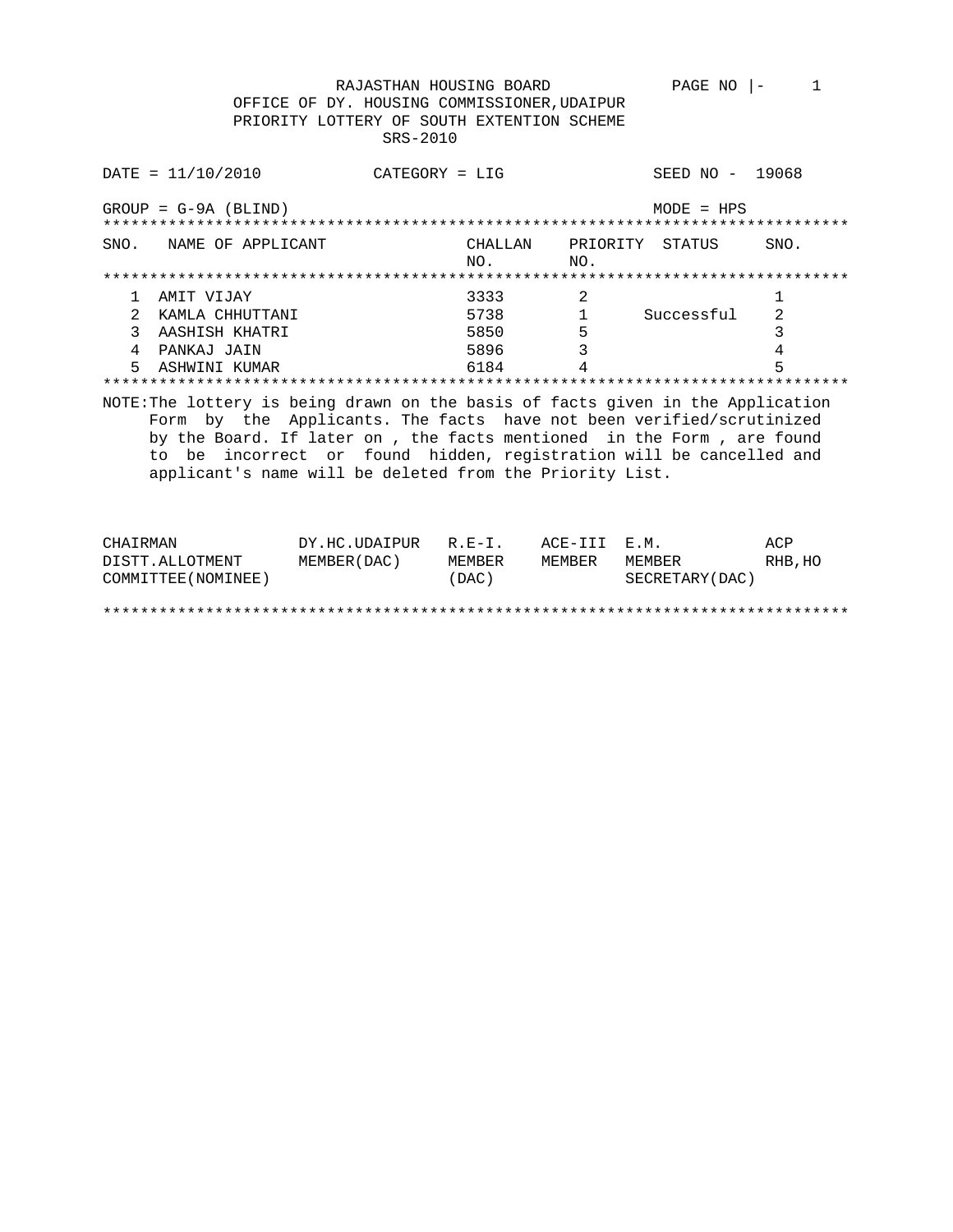RAJASTHAN HOUSING BOARD
OFFICE OF DY. HOUSING COMMISSIONER,UDAIPUR
PRIORITY LOTTERY OF SOUTH EXTENTION SCHEME
SRS-2010

PAGE NO |- 1

DATE = 11/10/2010 CATEGORY = LIG SEED NO - 19068

GROUP = G-9A (BLIND) MODE = HPS

| SNO. | NAME OF APPLICANT | CHALLAN NO. | PRIORITY NO. | STATUS | SNO. |
|---|---|---|---|---|---|
| 1 | AMIT VIJAY | 3333 | 2 | | 1 |
| 2 | KAMLA CHHUTTANI | 5738 | 1 | Successful | 2 |
| 3 | AASHISH KHATRI | 5850 | 5 | | 3 |
| 4 | PANKAJ JAIN | 5896 | 3 | | 4 |
| 5 | ASHWINI KUMAR | 6184 | 4 | | 5 |

NOTE:The lottery is being drawn on the basis of facts given in the Application Form by the Applicants. The facts have not been verified/scrutinized by the Board. If later on , the facts mentioned in the Form , are found to be incorrect or found hidden, registration will be cancelled and applicant's name will be deleted from the Priority List.

| CHAIRMAN DISTT.ALLOTMENT COMMITTEE(NOMINEE) | DY.HC.UDAIPUR MEMBER(DAC) | R.E-I. MEMBER (DAC) | ACE-III MEMBER | E.M. MEMBER SECRETARY(DAC) | ACP RHB,HO |
|---|---|---|---|---|---|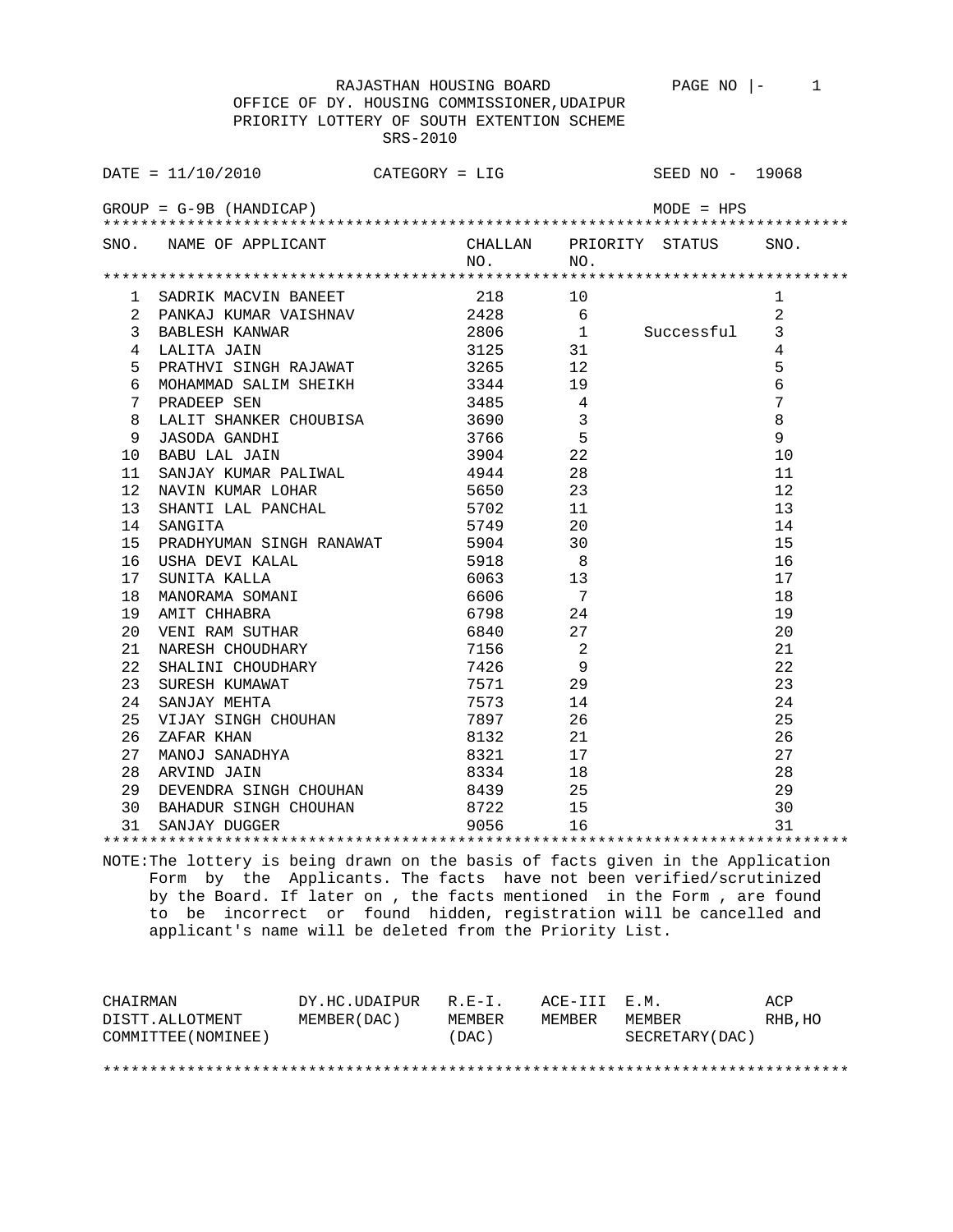RAJASTHAN HOUSING BOARD

OFFICE OF DY. HOUSING COMMISSIONER,UDAIPUR

PRIORITY LOTTERY OF SOUTH EXTENTION SCHEME

SRS-2010

DATE = 11/10/2010 CATEGORY = LIG SEED NO - 19068

GROUP = G-9B (HANDICAP) MODE = HPS

| SNO. | NAME OF APPLICANT | CHALLAN NO. | PRIORITY NO. | STATUS | SNO. |
|---|---|---|---|---|---|
| 1 | SADRIK MACVIN BANEET | 218 | 10 | | 1 |
| 2 | PANKAJ KUMAR VAISHNAV | 2428 | 6 | | 2 |
| 3 | BABLESH KANWAR | 2806 | 1 | Successful | 3 |
| 4 | LALITA JAIN | 3125 | 31 | | 4 |
| 5 | PRATHVI SINGH RAJAWAT | 3265 | 12 | | 5 |
| 6 | MOHAMMAD SALIM SHEIKH | 3344 | 19 | | 6 |
| 7 | PRADEEP SEN | 3485 | 4 | | 7 |
| 8 | LALIT SHANKER CHOUBISA | 3690 | 3 | | 8 |
| 9 | JASODA GANDHI | 3766 | 5 | | 9 |
| 10 | BABU LAL JAIN | 3904 | 22 | | 10 |
| 11 | SANJAY KUMAR PALIWAL | 4944 | 28 | | 11 |
| 12 | NAVIN KUMAR LOHAR | 5650 | 23 | | 12 |
| 13 | SHANTI LAL PANCHAL | 5702 | 11 | | 13 |
| 14 | SANGITA | 5749 | 20 | | 14 |
| 15 | PRADHYUMAN SINGH RANAWAT | 5904 | 30 | | 15 |
| 16 | USHA DEVI KALAL | 5918 | 8 | | 16 |
| 17 | SUNITA KALLA | 6063 | 13 | | 17 |
| 18 | MANORAMA SOMANI | 6606 | 7 | | 18 |
| 19 | AMIT CHHABRA | 6798 | 24 | | 19 |
| 20 | VENI RAM SUTHAR | 6840 | 27 | | 20 |
| 21 | NARESH CHOUDHARY | 7156 | 2 | | 21 |
| 22 | SHALINI CHOUDHARY | 7426 | 9 | | 22 |
| 23 | SURESH KUMAWAT | 7571 | 29 | | 23 |
| 24 | SANJAY MEHTA | 7573 | 14 | | 24 |
| 25 | VIJAY SINGH CHOUHAN | 7897 | 26 | | 25 |
| 26 | ZAFAR KHAN | 8132 | 21 | | 26 |
| 27 | MANOJ SANADHYA | 8321 | 17 | | 27 |
| 28 | ARVIND JAIN | 8334 | 18 | | 28 |
| 29 | DEVENDRA SINGH CHOUHAN | 8439 | 25 | | 29 |
| 30 | BAHADUR SINGH CHOUHAN | 8722 | 15 | | 30 |
| 31 | SANJAY DUGGER | 9056 | 16 | | 31 |

NOTE:The lottery is being drawn on the basis of facts given in the Application Form by the Applicants. The facts have not been verified/scrutinized by the Board. If later on , the facts mentioned in the Form , are found to be incorrect or found hidden, registration will be cancelled and applicant's name will be deleted from the Priority List.

| CHAIRMAN DISTT.ALLOTMENT COMMITTEE(NOMINEE) | DY.HC.UDAIPUR MEMBER(DAC) | R.E-I. MEMBER (DAC) | ACE-III MEMBER | E.M. MEMBER SECRETARY(DAC) | ACP RHB,HO |
|---|---|---|---|---|---|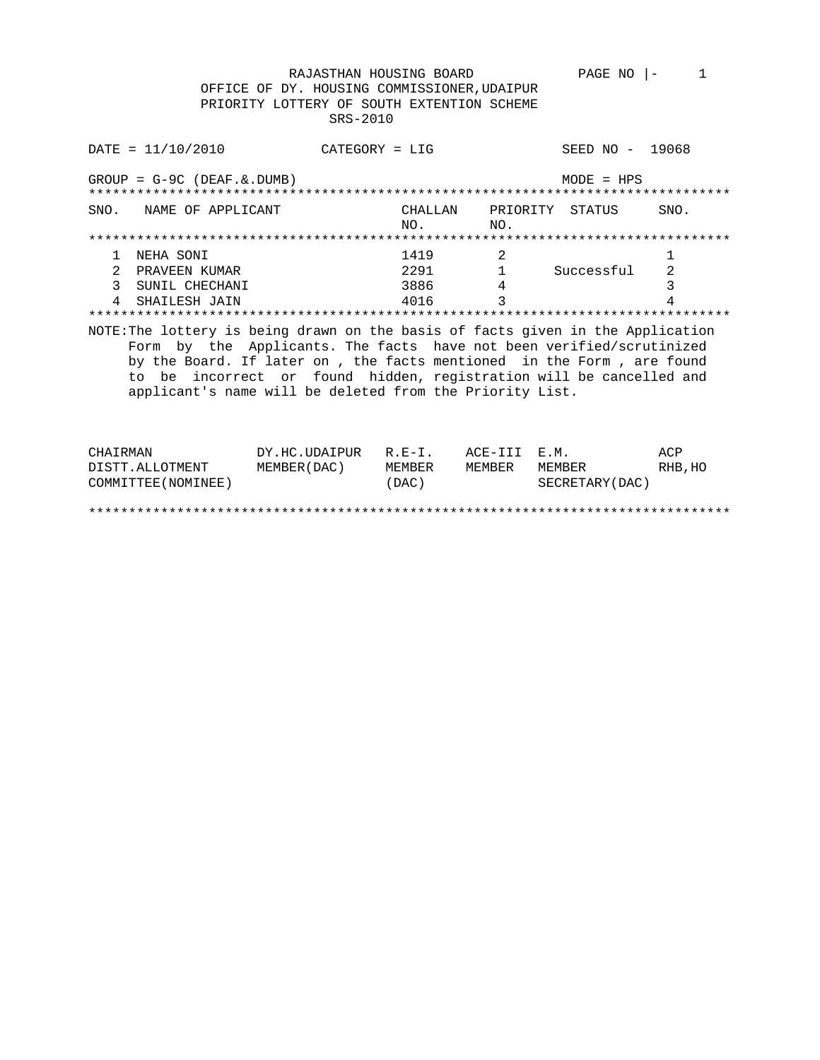RAJASTHAN HOUSING BOARD

OFFICE OF DY. HOUSING COMMISSIONER,UDAIPUR

PRIORITY LOTTERY OF SOUTH EXTENTION SCHEME

SRS-2010

DATE = 11/10/2010 CATEGORY = LIG SEED NO - 19068

GROUP = G-9C (DEAF.&.DUMB) MODE = HPS

| SNO. | NAME OF APPLICANT | CHALLAN NO. | PRIORITY NO. | STATUS | SNO. |
|---|---|---|---|---|---|
| 1 | NEHA SONI | 1419 | 2 | | 1 |
| 2 | PRAVEEN KUMAR | 2291 | 1 | Successful | 2 |
| 3 | SUNIL CHECHANI | 3886 | 4 | | 3 |
| 4 | SHAILESH JAIN | 4016 | 3 | | 4 |

NOTE:The lottery is being drawn on the basis of facts given in the Application Form by the Applicants. The facts have not been verified/scrutinized by the Board. If later on , the facts mentioned in the Form , are found to be incorrect or found hidden, registration will be cancelled and applicant's name will be deleted from the Priority List.

| CHAIRMAN DISTT.ALLOTMENT COMMITTEE(NOMINEE) | DY.HC.UDAIPUR MEMBER(DAC) | R.E-I. MEMBER (DAC) | ACE-III MEMBER | E.M. MEMBER SECRETARY(DAC) | ACP RHB,HO |
|---|---|---|---|---|---|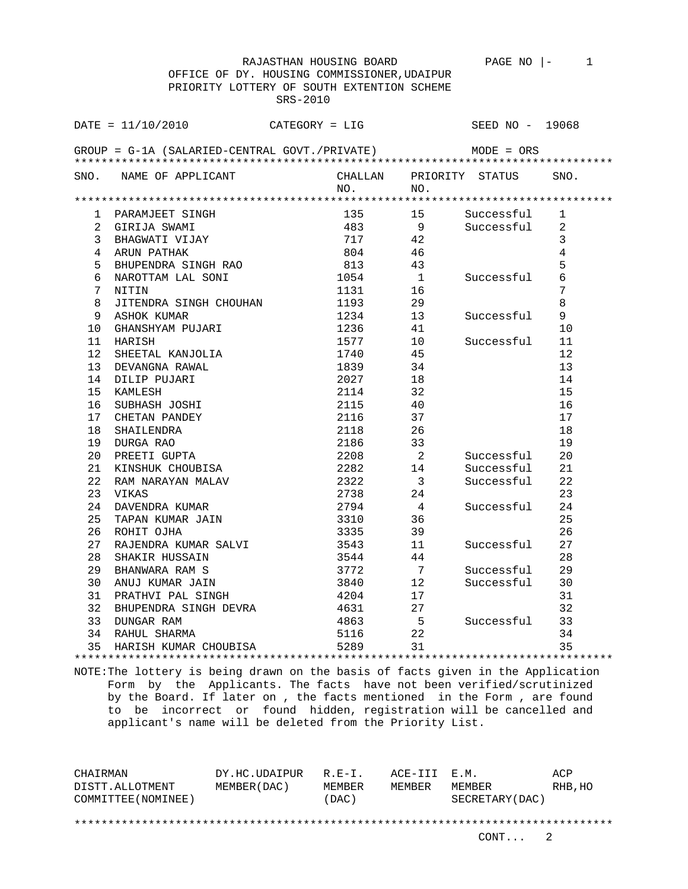RAJASTHAN HOUSING BOARD

OFFICE OF DY. HOUSING COMMISSIONER,UDAIPUR

PRIORITY LOTTERY OF SOUTH EXTENTION SCHEME

SRS-2010

DATE = 11/10/2010 CATEGORY = LIG SEED NO - 19068

GROUP = G-1A (SALARIED-CENTRAL GOVT./PRIVATE) MODE = ORS

| SNO. | NAME OF APPLICANT | CHALLAN NO. | PRIORITY NO. | STATUS | SNO. |
|---|---|---|---|---|---|
| 1 | PARAMJEET SINGH | 135 | 15 | Successful | 1 |
| 2 | GIRIJA SWAMI | 483 | 9 | Successful | 2 |
| 3 | BHAGWATI VIJAY | 717 | 42 | | 3 |
| 4 | ARUN PATHAK | 804 | 46 | | 4 |
| 5 | BHUPENDRA SINGH RAO | 813 | 43 | | 5 |
| 6 | NAROTTAM LAL SONI | 1054 | 1 | Successful | 6 |
| 7 | NITIN | 1131 | 16 | | 7 |
| 8 | JITENDRA SINGH CHOUHAN | 1193 | 29 | | 8 |
| 9 | ASHOK KUMAR | 1234 | 13 | Successful | 9 |
| 10 | GHANSHYAM PUJARI | 1236 | 41 | | 10 |
| 11 | HARISH | 1577 | 10 | Successful | 11 |
| 12 | SHEETAL KANJOLIA | 1740 | 45 | | 12 |
| 13 | DEVANGNA RAWAL | 1839 | 34 | | 13 |
| 14 | DILIP PUJARI | 2027 | 18 | | 14 |
| 15 | KAMLESH | 2114 | 32 | | 15 |
| 16 | SUBHASH JOSHI | 2115 | 40 | | 16 |
| 17 | CHETAN PANDEY | 2116 | 37 | | 17 |
| 18 | SHAILENDRA | 2118 | 26 | | 18 |
| 19 | DURGA RAO | 2186 | 33 | | 19 |
| 20 | PREETI GUPTA | 2208 | 2 | Successful | 20 |
| 21 | KINSHUK CHOUBISA | 2282 | 14 | Successful | 21 |
| 22 | RAM NARAYAN MALAV | 2322 | 3 | Successful | 22 |
| 23 | VIKAS | 2738 | 24 | | 23 |
| 24 | DAVENDRA KUMAR | 2794 | 4 | Successful | 24 |
| 25 | TAPAN KUMAR JAIN | 3310 | 36 | | 25 |
| 26 | ROHIT OJHA | 3335 | 39 | | 26 |
| 27 | RAJENDRA KUMAR SALVI | 3543 | 11 | Successful | 27 |
| 28 | SHAKIR HUSSAIN | 3544 | 44 | | 28 |
| 29 | BHANWARA RAM S | 3772 | 7 | Successful | 29 |
| 30 | ANUJ KUMAR JAIN | 3840 | 12 | Successful | 30 |
| 31 | PRATHVI PAL SINGH | 4204 | 17 | | 31 |
| 32 | BHUPENDRA SINGH DEVRA | 4631 | 27 | | 32 |
| 33 | DUNGAR RAM | 4863 | 5 | Successful | 33 |
| 34 | RAHUL SHARMA | 5116 | 22 | | 34 |
| 35 | HARISH KUMAR CHOUBISA | 5289 | 31 | | 35 |

NOTE:The lottery is being drawn on the basis of facts given in the Application Form by the Applicants. The facts have not been verified/scrutinized by the Board. If later on , the facts mentioned in the Form , are found to be incorrect or found hidden, registration will be cancelled and applicant's name will be deleted from the Priority List.

| CHAIRMAN DISTT.ALLOTMENT COMMITTEE(NOMINEE) | DY.HC.UDAIPUR MEMBER(DAC) | R.E-I. MEMBER (DAC) | ACE-III MEMBER | E.M. MEMBER SECRETARY(DAC) | ACP RHB,HO |
|---|---|---|---|---|---|

CONT... 2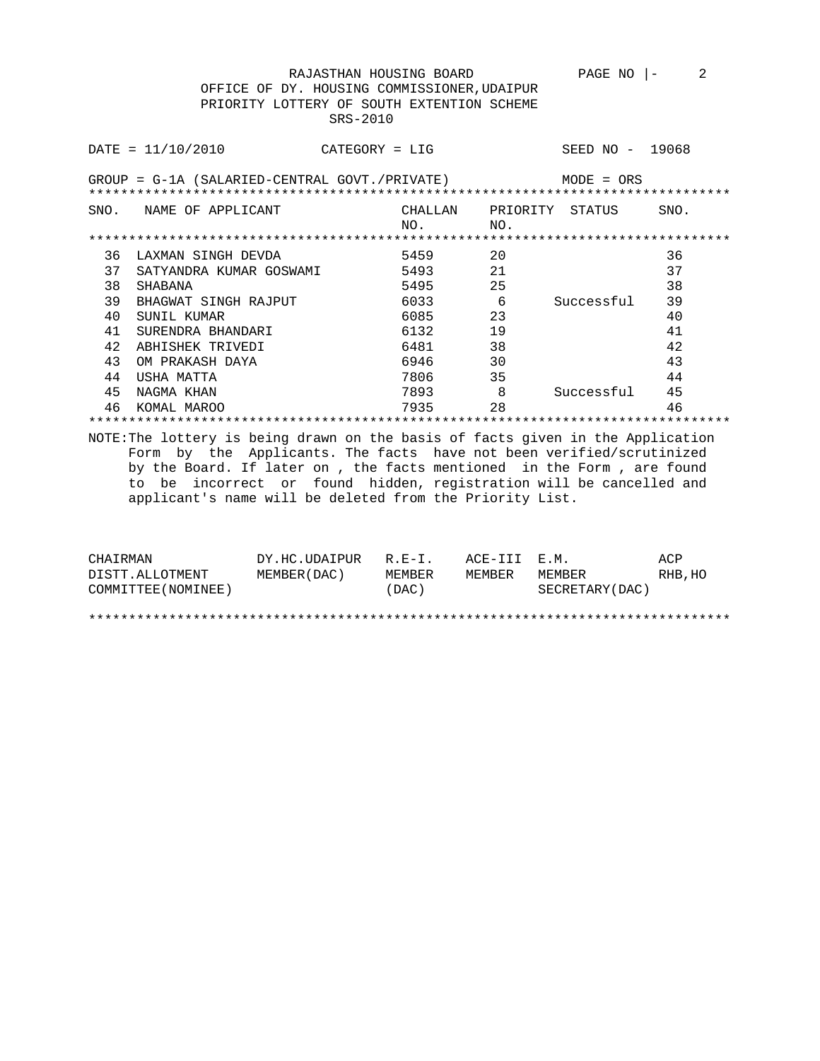RAJASTHAN HOUSING BOARD

OFFICE OF DY. HOUSING COMMISSIONER,UDAIPUR

PRIORITY LOTTERY OF SOUTH EXTENTION SCHEME

SRS-2010

DATE = 11/10/2010 CATEGORY = LIG SEED NO - 19068

GROUP = G-1A (SALARIED-CENTRAL GOVT./PRIVATE) MODE = ORS

| SNO. | NAME OF APPLICANT | CHALLAN NO. | PRIORITY NO. | STATUS | SNO. |
|---|---|---|---|---|---|
| 36 | LAXMAN SINGH DEVDA | 5459 | 20 | | 36 |
| 37 | SATYANDRA KUMAR GOSWAMI | 5493 | 21 | | 37 |
| 38 | SHABANA | 5495 | 25 | | 38 |
| 39 | BHAGWAT SINGH RAJPUT | 6033 | 6 | Successful | 39 |
| 40 | SUNIL KUMAR | 6085 | 23 | | 40 |
| 41 | SURENDRA BHANDARI | 6132 | 19 | | 41 |
| 42 | ABHISHEK TRIVEDI | 6481 | 38 | | 42 |
| 43 | OM PRAKASH DAYA | 6946 | 30 | | 43 |
| 44 | USHA MATTA | 7806 | 35 | | 44 |
| 45 | NAGMA KHAN | 7893 | 8 | Successful | 45 |
| 46 | KOMAL MAROO | 7935 | 28 | | 46 |

NOTE:The lottery is being drawn on the basis of facts given in the Application Form by the Applicants. The facts have not been verified/scrutinized by the Board. If later on , the facts mentioned in the Form , are found to be incorrect or found hidden, registration will be cancelled and applicant's name will be deleted from the Priority List.

| CHAIRMAN DISTT.ALLOTMENT COMMITTEE(NOMINEE) | DY.HC.UDAIPUR MEMBER(DAC) | R.E-I. MEMBER (DAC) | ACE-III MEMBER | E.M. MEMBER SECRETARY(DAC) | ACP RHB,HO |
|---|---|---|---|---|---|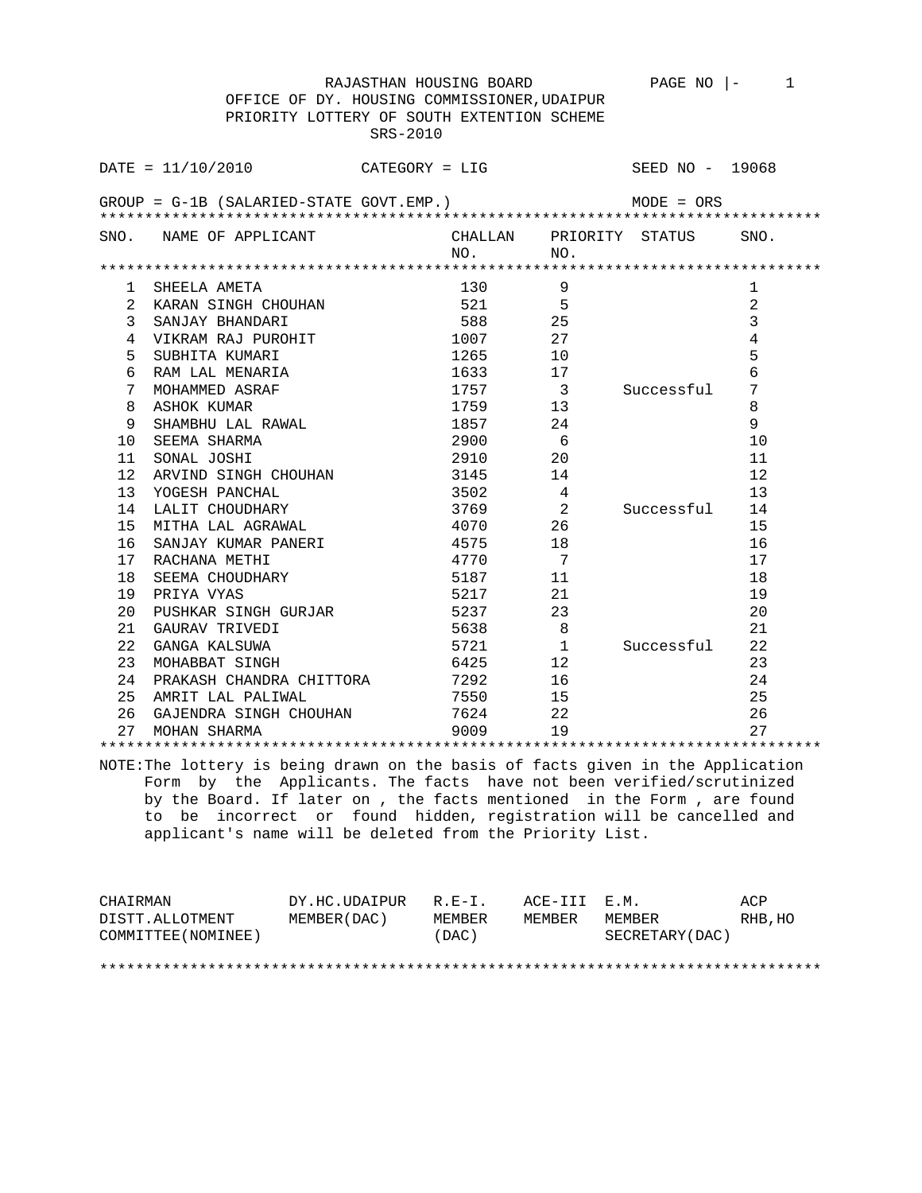RAJASTHAN HOUSING BOARD

OFFICE OF DY. HOUSING COMMISSIONER,UDAIPUR

PRIORITY LOTTERY OF SOUTH EXTENTION SCHEME

SRS-2010

DATE = 11/10/2010 CATEGORY = LIG SEED NO - 19068

GROUP = G-1B (SALARIED-STATE GOVT.EMP.) MODE = ORS

| SNO. | NAME OF APPLICANT | CHALLAN NO. | PRIORITY NO. | STATUS | SNO. |
|---|---|---|---|---|---|
| 1 | SHEELA AMETA | 130 | 9 | | 1 |
| 2 | KARAN SINGH CHOUHAN | 521 | 5 | | 2 |
| 3 | SANJAY BHANDARI | 588 | 25 | | 3 |
| 4 | VIKRAM RAJ PUROHIT | 1007 | 27 | | 4 |
| 5 | SUBHITA KUMARI | 1265 | 10 | | 5 |
| 6 | RAM LAL MENARIA | 1633 | 17 | | 6 |
| 7 | MOHAMMED ASRAF | 1757 | 3 | Successful | 7 |
| 8 | ASHOK KUMAR | 1759 | 13 | | 8 |
| 9 | SHAMBHU LAL RAWAL | 1857 | 24 | | 9 |
| 10 | SEEMA SHARMA | 2900 | 6 | | 10 |
| 11 | SONAL JOSHI | 2910 | 20 | | 11 |
| 12 | ARVIND SINGH CHOUHAN | 3145 | 14 | | 12 |
| 13 | YOGESH PANCHAL | 3502 | 4 | | 13 |
| 14 | LALIT CHOUDHARY | 3769 | 2 | Successful | 14 |
| 15 | MITHA LAL AGRAWAL | 4070 | 26 | | 15 |
| 16 | SANJAY KUMAR PANERI | 4575 | 18 | | 16 |
| 17 | RACHANA METHI | 4770 | 7 | | 17 |
| 18 | SEEMA CHOUDHARY | 5187 | 11 | | 18 |
| 19 | PRIYA VYAS | 5217 | 21 | | 19 |
| 20 | PUSHKAR SINGH GURJAR | 5237 | 23 | | 20 |
| 21 | GAURAV TRIVEDI | 5638 | 8 | | 21 |
| 22 | GANGA KALSUWA | 5721 | 1 | Successful | 22 |
| 23 | MOHABBAT SINGH | 6425 | 12 | | 23 |
| 24 | PRAKASH CHANDRA CHITTORA | 7292 | 16 | | 24 |
| 25 | AMRIT LAL PALIWAL | 7550 | 15 | | 25 |
| 26 | GAJENDRA SINGH CHOUHAN | 7624 | 22 | | 26 |
| 27 | MOHAN SHARMA | 9009 | 19 | | 27 |

NOTE:The lottery is being drawn on the basis of facts given in the Application Form by the Applicants. The facts have not been verified/scrutinized by the Board. If later on , the facts mentioned in the Form , are found to be incorrect or found hidden, registration will be cancelled and applicant's name will be deleted from the Priority List.

| CHAIRMAN DISTT.ALLOTMENT COMMITTEE(NOMINEE) | DY.HC.UDAIPUR MEMBER(DAC) | R.E-I. MEMBER (DAC) | ACE-III MEMBER | E.M. MEMBER SECRETARY(DAC) | ACP RHB,HO |
|---|---|---|---|---|---|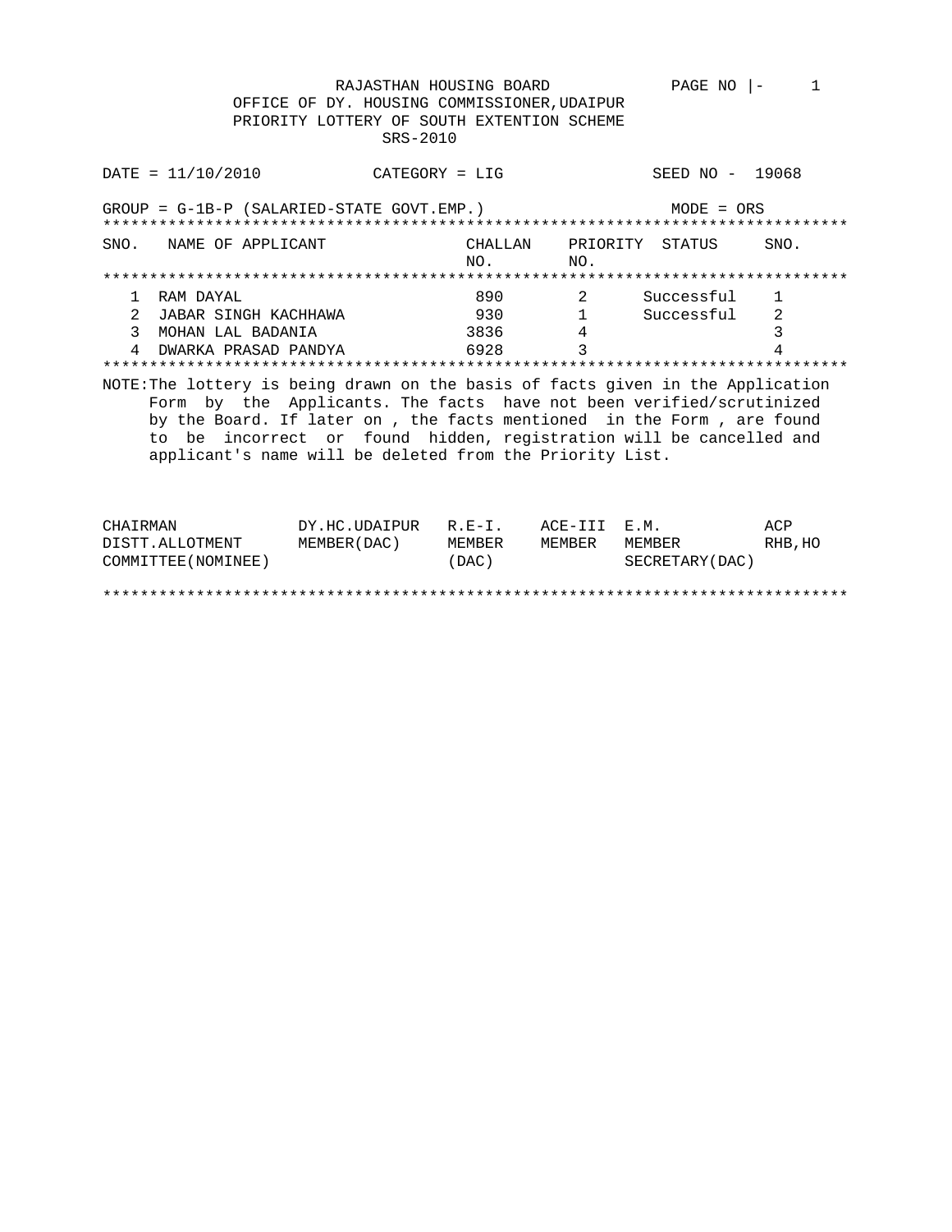RAJASTHAN HOUSING BOARD

OFFICE OF DY. HOUSING COMMISSIONER,UDAIPUR

PRIORITY LOTTERY OF SOUTH EXTENTION SCHEME

SRS-2010

DATE = 11/10/2010 CATEGORY = LIG SEED NO - 19068

GROUP = G-1B-P (SALARIED-STATE GOVT.EMP.) MODE = ORS

| SNO. | NAME OF APPLICANT | CHALLAN NO. | PRIORITY NO. | STATUS | SNO. |
|---|---|---|---|---|---|
| 1 | RAM DAYAL | 890 | 2 | Successful | 1 |
| 2 | JABAR SINGH KACHHAWA | 930 | 1 | Successful | 2 |
| 3 | MOHAN LAL BADANIA | 3836 | 4 | | 3 |
| 4 | DWARKA PRASAD PANDYA | 6928 | 3 | | 4 |

NOTE:The lottery is being drawn on the basis of facts given in the Application Form by the Applicants. The facts have not been verified/scrutinized by the Board. If later on , the facts mentioned in the Form , are found to be incorrect or found hidden, registration will be cancelled and applicant's name will be deleted from the Priority List.

| CHAIRMAN DISTT.ALLOTMENT COMMITTEE(NOMINEE) | DY.HC.UDAIPUR MEMBER(DAC) | R.E-I. MEMBER (DAC) | ACE-III MEMBER | E.M. MEMBER SECRETARY(DAC) | ACP RHB,HO |
|---|---|---|---|---|---|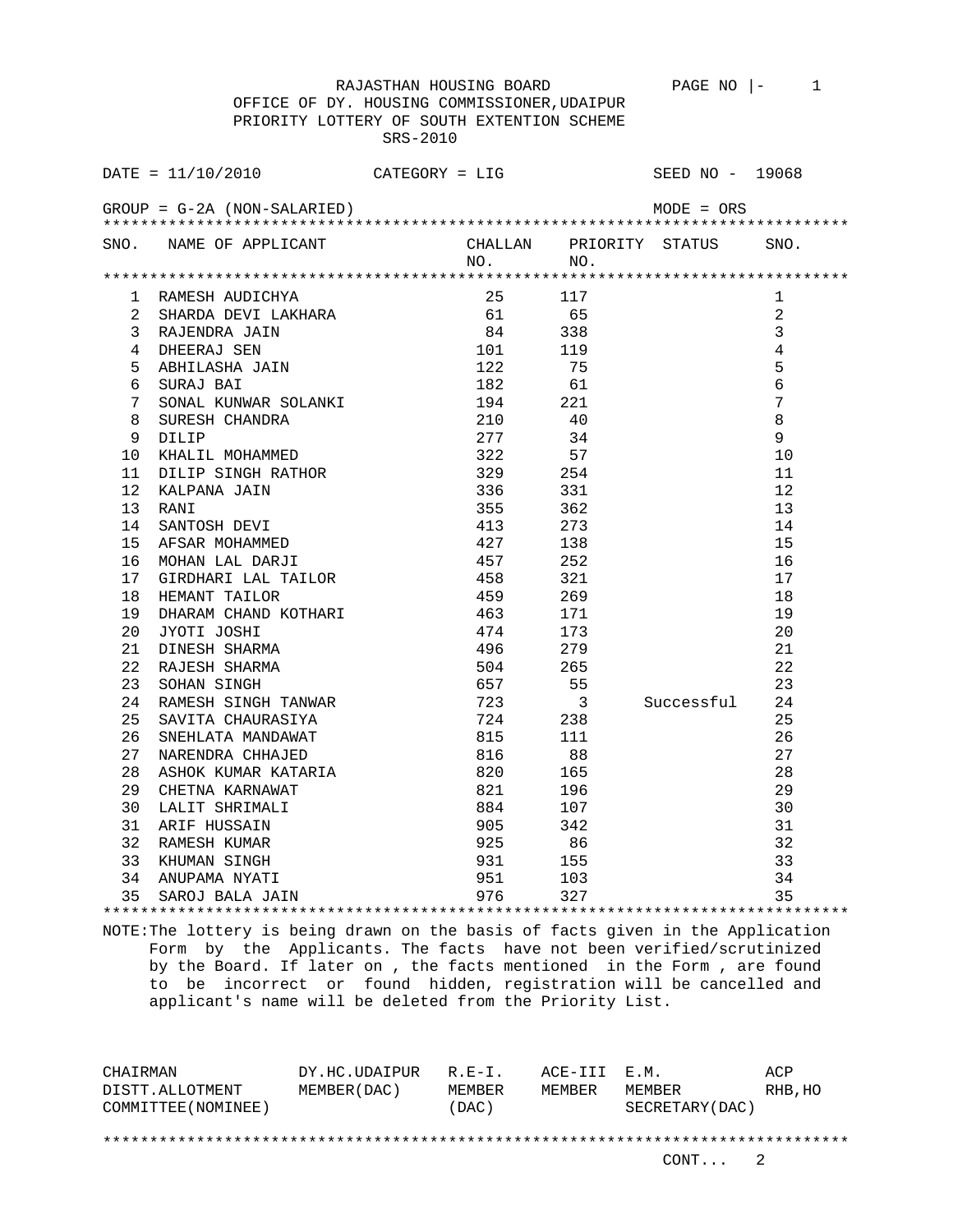RAJASTHAN HOUSING BOARD

OFFICE OF DY. HOUSING COMMISSIONER,UDAIPUR

PRIORITY LOTTERY OF SOUTH EXTENTION SCHEME

SRS-2010

DATE = 11/10/2010 CATEGORY = LIG SEED NO - 19068

GROUP = G-2A (NON-SALARIED) MODE = ORS

| SNO. | NAME OF APPLICANT | CHALLAN NO. | PRIORITY NO. | STATUS | SNO. |
|---|---|---|---|---|---|
| 1 | RAMESH AUDICHYA | 25 | 117 | | 1 |
| 2 | SHARDA DEVI LAKHARA | 61 | 65 | | 2 |
| 3 | RAJENDRA JAIN | 84 | 338 | | 3 |
| 4 | DHEERAJ SEN | 101 | 119 | | 4 |
| 5 | ABHILASHA JAIN | 122 | 75 | | 5 |
| 6 | SURAJ BAI | 182 | 61 | | 6 |
| 7 | SONAL KUNWAR SOLANKI | 194 | 221 | | 7 |
| 8 | SURESH CHANDRA | 210 | 40 | | 8 |
| 9 | DILIP | 277 | 34 | | 9 |
| 10 | KHALIL MOHAMMED | 322 | 57 | | 10 |
| 11 | DILIP SINGH RATHOR | 329 | 254 | | 11 |
| 12 | KALPANA JAIN | 336 | 331 | | 12 |
| 13 | RANI | 355 | 362 | | 13 |
| 14 | SANTOSH DEVI | 413 | 273 | | 14 |
| 15 | AFSAR MOHAMMED | 427 | 138 | | 15 |
| 16 | MOHAN LAL DARJI | 457 | 252 | | 16 |
| 17 | GIRDHARI LAL TAILOR | 458 | 321 | | 17 |
| 18 | HEMANT TAILOR | 459 | 269 | | 18 |
| 19 | DHARAM CHAND KOTHARI | 463 | 171 | | 19 |
| 20 | JYOTI JOSHI | 474 | 173 | | 20 |
| 21 | DINESH SHARMA | 496 | 279 | | 21 |
| 22 | RAJESH SHARMA | 504 | 265 | | 22 |
| 23 | SOHAN SINGH | 657 | 55 | | 23 |
| 24 | RAMESH SINGH TANWAR | 723 | 3 | Successful | 24 |
| 25 | SAVITA CHAURASIYA | 724 | 238 | | 25 |
| 26 | SNEHLATA MANDAWAT | 815 | 111 | | 26 |
| 27 | NARENDRA CHHAJED | 816 | 88 | | 27 |
| 28 | ASHOK KUMAR KATARIA | 820 | 165 | | 28 |
| 29 | CHETNA KARNAWAT | 821 | 196 | | 29 |
| 30 | LALIT SHRIMALI | 884 | 107 | | 30 |
| 31 | ARIF HUSSAIN | 905 | 342 | | 31 |
| 32 | RAMESH KUMAR | 925 | 86 | | 32 |
| 33 | KHUMAN SINGH | 931 | 155 | | 33 |
| 34 | ANUPAMA NYATI | 951 | 103 | | 34 |
| 35 | SAROJ BALA JAIN | 976 | 327 | | 35 |

NOTE:The lottery is being drawn on the basis of facts given in the Application Form by the Applicants. The facts have not been verified/scrutinized by the Board. If later on , the facts mentioned in the Form , are found to be incorrect or found hidden, registration will be cancelled and applicant's name will be deleted from the Priority List.

| CHAIRMAN DISTT.ALLOTMENT COMMITTEE(NOMINEE) | DY.HC.UDAIPUR MEMBER(DAC) | R.E-I. MEMBER (DAC) | ACE-III MEMBER | E.M. MEMBER SECRETARY(DAC) | ACP RHB,HO |
|---|---|---|---|---|---|

CONT... 2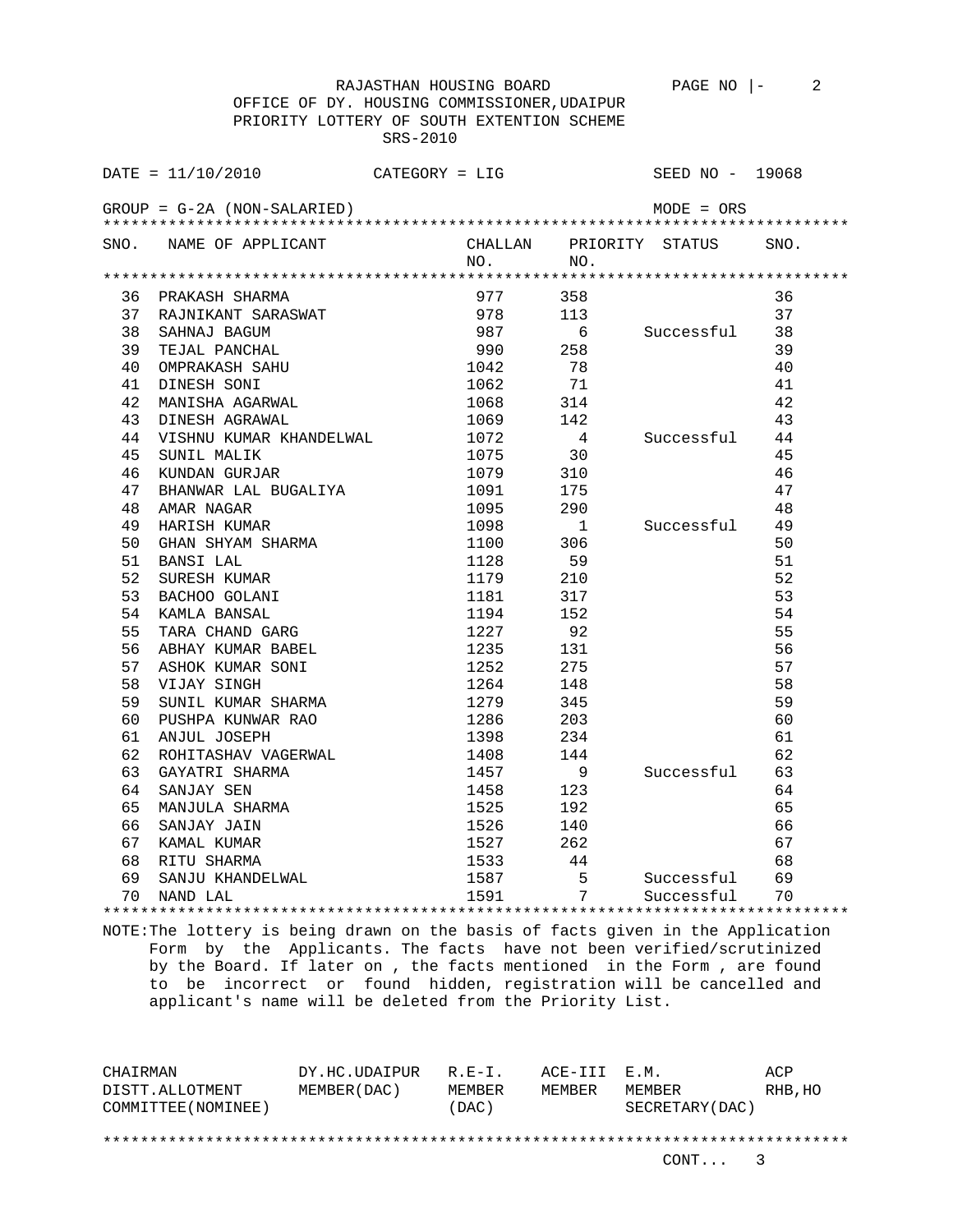RAJASTHAN HOUSING BOARD

OFFICE OF DY. HOUSING COMMISSIONER,UDAIPUR

PRIORITY LOTTERY OF SOUTH EXTENTION SCHEME

SRS-2010

DATE = 11/10/2010 CATEGORY = LIG SEED NO - 19068

GROUP = G-2A (NON-SALARIED) MODE = ORS

| SNO. | NAME OF APPLICANT | CHALLAN NO. | PRIORITY NO. | STATUS | SNO. |
|---|---|---|---|---|---|
| 36 | PRAKASH SHARMA | 977 | 358 | | 36 |
| 37 | RAJNIKANT SARASWAT | 978 | 113 | | 37 |
| 38 | SAHNAJ BAGUM | 987 | 6 | Successful | 38 |
| 39 | TEJAL PANCHAL | 990 | 258 | | 39 |
| 40 | OMPRAKASH SAHU | 1042 | 78 | | 40 |
| 41 | DINESH SONI | 1062 | 71 | | 41 |
| 42 | MANISHA AGARWAL | 1068 | 314 | | 42 |
| 43 | DINESH AGRAWAL | 1069 | 142 | | 43 |
| 44 | VISHNU KUMAR KHANDELWAL | 1072 | 4 | Successful | 44 |
| 45 | SUNIL MALIK | 1075 | 30 | | 45 |
| 46 | KUNDAN GURJAR | 1079 | 310 | | 46 |
| 47 | BHANWAR LAL BUGALIYA | 1091 | 175 | | 47 |
| 48 | AMAR NAGAR | 1095 | 290 | | 48 |
| 49 | HARISH KUMAR | 1098 | 1 | Successful | 49 |
| 50 | GHAN SHYAM SHARMA | 1100 | 306 | | 50 |
| 51 | BANSI LAL | 1128 | 59 | | 51 |
| 52 | SURESH KUMAR | 1179 | 210 | | 52 |
| 53 | BACHOO GOLANI | 1181 | 317 | | 53 |
| 54 | KAMLA BANSAL | 1194 | 152 | | 54 |
| 55 | TARA CHAND GARG | 1227 | 92 | | 55 |
| 56 | ABHAY KUMAR BABEL | 1235 | 131 | | 56 |
| 57 | ASHOK KUMAR SONI | 1252 | 275 | | 57 |
| 58 | VIJAY SINGH | 1264 | 148 | | 58 |
| 59 | SUNIL KUMAR SHARMA | 1279 | 345 | | 59 |
| 60 | PUSHPA KUNWAR RAO | 1286 | 203 | | 60 |
| 61 | ANJUL JOSEPH | 1398 | 234 | | 61 |
| 62 | ROHITASHAV VAGERWAL | 1408 | 144 | | 62 |
| 63 | GAYATRI SHARMA | 1457 | 9 | Successful | 63 |
| 64 | SANJAY SEN | 1458 | 123 | | 64 |
| 65 | MANJULA SHARMA | 1525 | 192 | | 65 |
| 66 | SANJAY JAIN | 1526 | 140 | | 66 |
| 67 | KAMAL KUMAR | 1527 | 262 | | 67 |
| 68 | RITU SHARMA | 1533 | 44 | | 68 |
| 69 | SANJU KHANDELWAL | 1587 | 5 | Successful | 69 |
| 70 | NAND LAL | 1591 | 7 | Successful | 70 |

NOTE:The lottery is being drawn on the basis of facts given in the Application Form by the Applicants. The facts have not been verified/scrutinized by the Board. If later on , the facts mentioned in the Form , are found to be incorrect or found hidden, registration will be cancelled and applicant's name will be deleted from the Priority List.

| CHAIRMAN DISTT.ALLOTMENT COMMITTEE(NOMINEE) | DY.HC.UDAIPUR MEMBER(DAC) | R.E-I. MEMBER (DAC) | ACE-III MEMBER | E.M. MEMBER SECRETARY(DAC) | ACP RHB,HO |
|---|---|---|---|---|---|

CONT... 3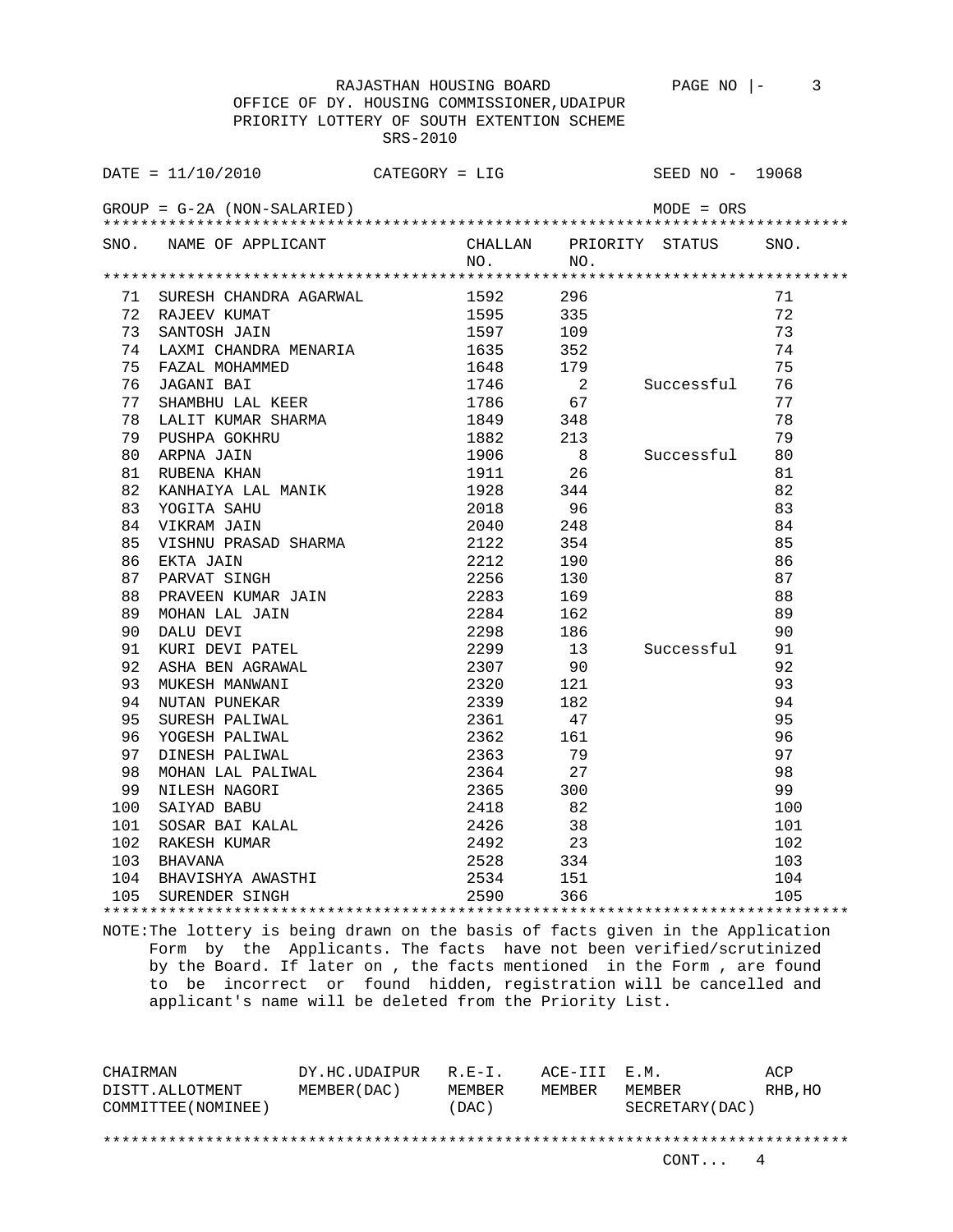RAJASTHAN HOUSING BOARD

OFFICE OF DY. HOUSING COMMISSIONER,UDAIPUR

PRIORITY LOTTERY OF SOUTH EXTENTION SCHEME

SRS-2010

DATE = 11/10/2010 CATEGORY = LIG SEED NO - 19068

GROUP = G-2A (NON-SALARIED) MODE = ORS

| SNO. | NAME OF APPLICANT | CHALLAN NO. | PRIORITY NO. | STATUS | SNO. |
|---|---|---|---|---|---|
| 71 | SURESH CHANDRA AGARWAL | 1592 | 296 | | 71 |
| 72 | RAJEEV KUMAT | 1595 | 335 | | 72 |
| 73 | SANTOSH JAIN | 1597 | 109 | | 73 |
| 74 | LAXMI CHANDRA MENARIA | 1635 | 352 | | 74 |
| 75 | FAZAL MOHAMMED | 1648 | 179 | | 75 |
| 76 | JAGANI BAI | 1746 | 2 | Successful | 76 |
| 77 | SHAMBHU LAL KEER | 1786 | 67 | | 77 |
| 78 | LALIT KUMAR SHARMA | 1849 | 348 | | 78 |
| 79 | PUSHPA GOKHRU | 1882 | 213 | | 79 |
| 80 | ARPNA JAIN | 1906 | 8 | Successful | 80 |
| 81 | RUBENA KHAN | 1911 | 26 | | 81 |
| 82 | KANHAIYA LAL MANIK | 1928 | 344 | | 82 |
| 83 | YOGITA SAHU | 2018 | 96 | | 83 |
| 84 | VIKRAM JAIN | 2040 | 248 | | 84 |
| 85 | VISHNU PRASAD SHARMA | 2122 | 354 | | 85 |
| 86 | EKTA JAIN | 2212 | 190 | | 86 |
| 87 | PARVAT SINGH | 2256 | 130 | | 87 |
| 88 | PRAVEEN KUMAR JAIN | 2283 | 169 | | 88 |
| 89 | MOHAN LAL JAIN | 2284 | 162 | | 89 |
| 90 | DALU DEVI | 2298 | 186 | | 90 |
| 91 | KURI DEVI PATEL | 2299 | 13 | Successful | 91 |
| 92 | ASHA BEN AGRAWAL | 2307 | 90 | | 92 |
| 93 | MUKESH MANWANI | 2320 | 121 | | 93 |
| 94 | NUTAN PUNEKAR | 2339 | 182 | | 94 |
| 95 | SURESH PALIWAL | 2361 | 47 | | 95 |
| 96 | YOGESH PALIWAL | 2362 | 161 | | 96 |
| 97 | DINESH PALIWAL | 2363 | 79 | | 97 |
| 98 | MOHAN LAL PALIWAL | 2364 | 27 | | 98 |
| 99 | NILESH NAGORI | 2365 | 300 | | 99 |
| 100 | SAIYAD BABU | 2418 | 82 | | 100 |
| 101 | SOSAR BAI KALAL | 2426 | 38 | | 101 |
| 102 | RAKESH KUMAR | 2492 | 23 | | 102 |
| 103 | BHAVANA | 2528 | 334 | | 103 |
| 104 | BHAVISHYA AWASTHI | 2534 | 151 | | 104 |
| 105 | SURENDER SINGH | 2590 | 366 | | 105 |

NOTE:The lottery is being drawn on the basis of facts given in the Application Form by the Applicants. The facts have not been verified/scrutinized by the Board. If later on , the facts mentioned in the Form , are found to be incorrect or found hidden, registration will be cancelled and applicant's name will be deleted from the Priority List.

| CHAIRMAN DISTT.ALLOTMENT COMMITTEE(NOMINEE) | DY.HC.UDAIPUR MEMBER(DAC) | R.E-I. MEMBER (DAC) | ACE-III MEMBER | E.M. MEMBER SECRETARY(DAC) | ACP RHB,HO |
|---|---|---|---|---|---|

CONT... 4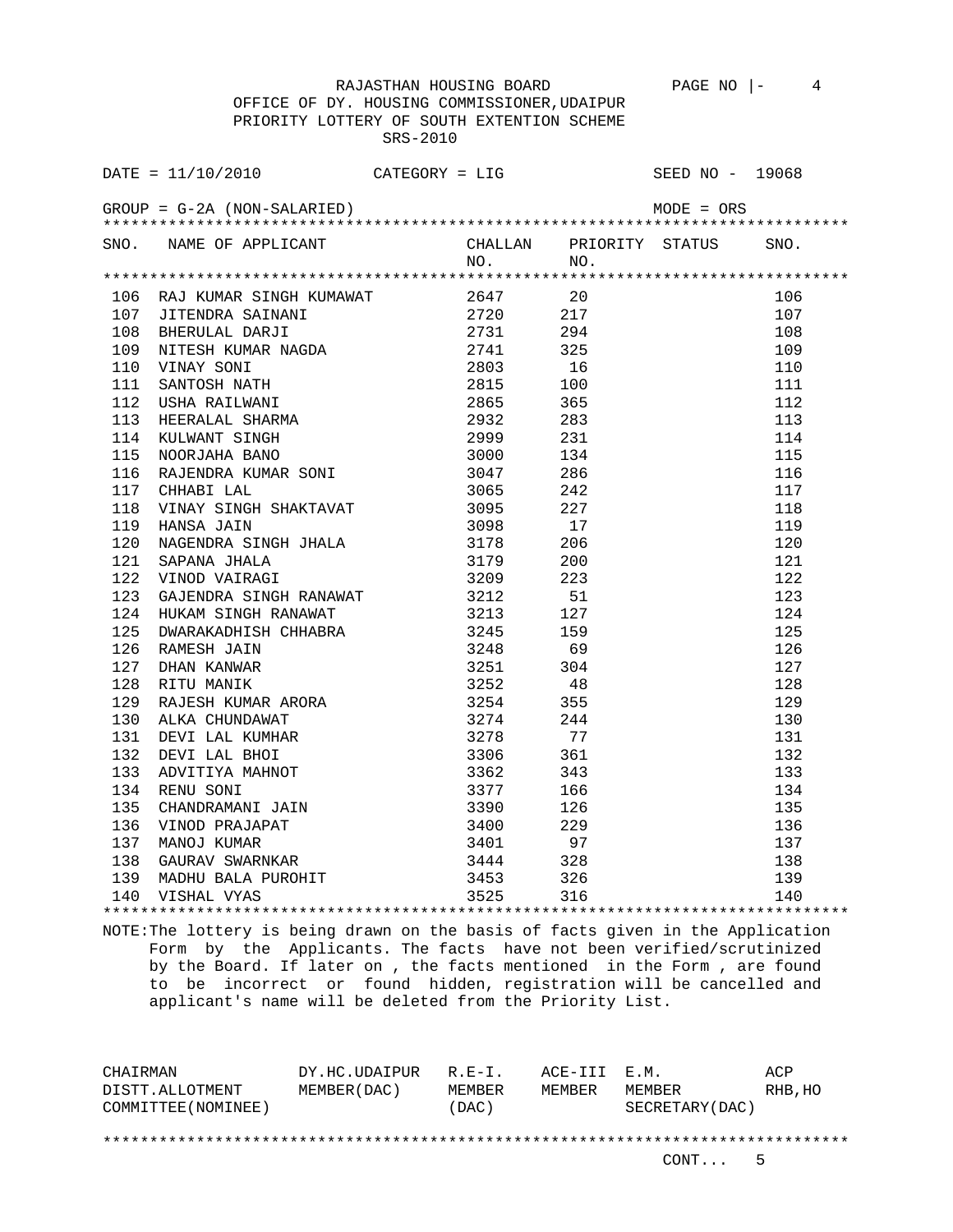RAJASTHAN HOUSING BOARD

OFFICE OF DY. HOUSING COMMISSIONER,UDAIPUR

PRIORITY LOTTERY OF SOUTH EXTENTION SCHEME

SRS-2010

DATE = 11/10/2010 CATEGORY = LIG SEED NO - 19068

GROUP = G-2A (NON-SALARIED) MODE = ORS

| SNO. | NAME OF APPLICANT | CHALLAN NO. | PRIORITY NO. | STATUS | SNO. |
|---|---|---|---|---|---|
| 106 | RAJ KUMAR SINGH KUMAWAT | 2647 | 20 | | 106 |
| 107 | JITENDRA SAINANI | 2720 | 217 | | 107 |
| 108 | BHERULAL DARJI | 2731 | 294 | | 108 |
| 109 | NITESH KUMAR NAGDA | 2741 | 325 | | 109 |
| 110 | VINAY SONI | 2803 | 16 | | 110 |
| 111 | SANTOSH NATH | 2815 | 100 | | 111 |
| 112 | USHA RAILWANI | 2865 | 365 | | 112 |
| 113 | HEERALAL SHARMA | 2932 | 283 | | 113 |
| 114 | KULWANT SINGH | 2999 | 231 | | 114 |
| 115 | NOORJAHA BANO | 3000 | 134 | | 115 |
| 116 | RAJENDRA KUMAR SONI | 3047 | 286 | | 116 |
| 117 | CHHABI LAL | 3065 | 242 | | 117 |
| 118 | VINAY SINGH SHAKTAVAT | 3095 | 227 | | 118 |
| 119 | HANSA JAIN | 3098 | 17 | | 119 |
| 120 | NAGENDRA SINGH JHALA | 3178 | 206 | | 120 |
| 121 | SAPANA JHALA | 3179 | 200 | | 121 |
| 122 | VINOD VAIRAGI | 3209 | 223 | | 122 |
| 123 | GAJENDRA SINGH RANAWAT | 3212 | 51 | | 123 |
| 124 | HUKAM SINGH RANAWAT | 3213 | 127 | | 124 |
| 125 | DWARAKADHISH CHHABRA | 3245 | 159 | | 125 |
| 126 | RAMESH JAIN | 3248 | 69 | | 126 |
| 127 | DHAN KANWAR | 3251 | 304 | | 127 |
| 128 | RITU MANIK | 3252 | 48 | | 128 |
| 129 | RAJESH KUMAR ARORA | 3254 | 355 | | 129 |
| 130 | ALKA CHUNDAWAT | 3274 | 244 | | 130 |
| 131 | DEVI LAL KUMHAR | 3278 | 77 | | 131 |
| 132 | DEVI LAL BHOI | 3306 | 361 | | 132 |
| 133 | ADVITIYA MAHNOT | 3362 | 343 | | 133 |
| 134 | RENU SONI | 3377 | 166 | | 134 |
| 135 | CHANDRAMANI JAIN | 3390 | 126 | | 135 |
| 136 | VINOD PRAJAPAT | 3400 | 229 | | 136 |
| 137 | MANOJ KUMAR | 3401 | 97 | | 137 |
| 138 | GAURAV SWARNKAR | 3444 | 328 | | 138 |
| 139 | MADHU BALA PUROHIT | 3453 | 326 | | 139 |
| 140 | VISHAL VYAS | 3525 | 316 | | 140 |

NOTE:The lottery is being drawn on the basis of facts given in the Application Form by the Applicants. The facts have not been verified/scrutinized by the Board. If later on , the facts mentioned in the Form , are found to be incorrect or found hidden, registration will be cancelled and applicant's name will be deleted from the Priority List.

| CHAIRMAN DISTT.ALLOTMENT COMMITTEE(NOMINEE) | DY.HC.UDAIPUR MEMBER(DAC) | R.E-I. MEMBER (DAC) | ACE-III MEMBER | E.M. MEMBER SECRETARY(DAC) | ACP RHB,HO |
|---|---|---|---|---|---|

CONT... 5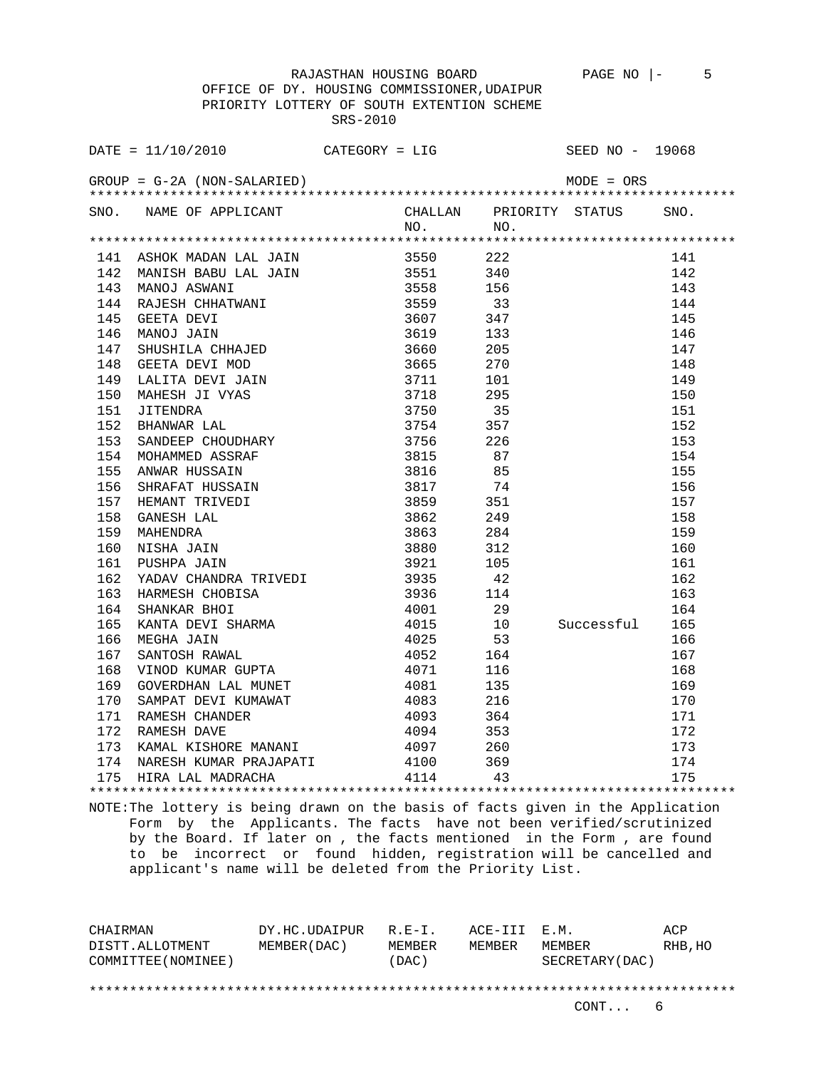RAJASTHAN HOUSING BOARD

OFFICE OF DY. HOUSING COMMISSIONER,UDAIPUR

PRIORITY LOTTERY OF SOUTH EXTENTION SCHEME

SRS-2010

DATE = 11/10/2010 CATEGORY = LIG SEED NO - 19068

GROUP = G-2A (NON-SALARIED) MODE = ORS

| SNO. | NAME OF APPLICANT | CHALLAN NO. | PRIORITY NO. | STATUS | SNO. |
|---|---|---|---|---|---|
| 141 | ASHOK MADAN LAL JAIN | 3550 | 222 | | 141 |
| 142 | MANISH BABU LAL JAIN | 3551 | 340 | | 142 |
| 143 | MANOJ ASWANI | 3558 | 156 | | 143 |
| 144 | RAJESH CHHATWANI | 3559 | 33 | | 144 |
| 145 | GEETA DEVI | 3607 | 347 | | 145 |
| 146 | MANOJ JAIN | 3619 | 133 | | 146 |
| 147 | SHUSHILA CHHAJED | 3660 | 205 | | 147 |
| 148 | GEETA DEVI MOD | 3665 | 270 | | 148 |
| 149 | LALITA DEVI JAIN | 3711 | 101 | | 149 |
| 150 | MAHESH JI VYAS | 3718 | 295 | | 150 |
| 151 | JITENDRA | 3750 | 35 | | 151 |
| 152 | BHANWAR LAL | 3754 | 357 | | 152 |
| 153 | SANDEEP CHOUDHARY | 3756 | 226 | | 153 |
| 154 | MOHAMMED ASSRAF | 3815 | 87 | | 154 |
| 155 | ANWAR HUSSAIN | 3816 | 85 | | 155 |
| 156 | SHRAFAT HUSSAIN | 3817 | 74 | | 156 |
| 157 | HEMANT TRIVEDI | 3859 | 351 | | 157 |
| 158 | GANESH LAL | 3862 | 249 | | 158 |
| 159 | MAHENDRA | 3863 | 284 | | 159 |
| 160 | NISHA JAIN | 3880 | 312 | | 160 |
| 161 | PUSHPA JAIN | 3921 | 105 | | 161 |
| 162 | YADAV CHANDRA TRIVEDI | 3935 | 42 | | 162 |
| 163 | HARMESH CHOBISA | 3936 | 114 | | 163 |
| 164 | SHANKAR BHOI | 4001 | 29 | | 164 |
| 165 | KANTA DEVI SHARMA | 4015 | 10 | Successful | 165 |
| 166 | MEGHA JAIN | 4025 | 53 | | 166 |
| 167 | SANTOSH RAWAL | 4052 | 164 | | 167 |
| 168 | VINOD KUMAR GUPTA | 4071 | 116 | | 168 |
| 169 | GOVERDHAN LAL MUNET | 4081 | 135 | | 169 |
| 170 | SAMPAT DEVI KUMAWAT | 4083 | 216 | | 170 |
| 171 | RAMESH CHANDER | 4093 | 364 | | 171 |
| 172 | RAMESH DAVE | 4094 | 353 | | 172 |
| 173 | KAMAL KISHORE MANANI | 4097 | 260 | | 173 |
| 174 | NARESH KUMAR PRAJAPATI | 4100 | 369 | | 174 |
| 175 | HIRA LAL MADRACHA | 4114 | 43 | | 175 |

NOTE:The lottery is being drawn on the basis of facts given in the Application Form by the Applicants. The facts have not been verified/scrutinized by the Board. If later on , the facts mentioned in the Form , are found to be incorrect or found hidden, registration will be cancelled and applicant's name will be deleted from the Priority List.

| CHAIRMAN DISTT.ALLOTMENT COMMITTEE(NOMINEE) | DY.HC.UDAIPUR MEMBER(DAC) | R.E-I. MEMBER (DAC) | ACE-III MEMBER | E.M. MEMBER SECRETARY(DAC) | ACP RHB,HO |
|---|---|---|---|---|---|

CONT... 6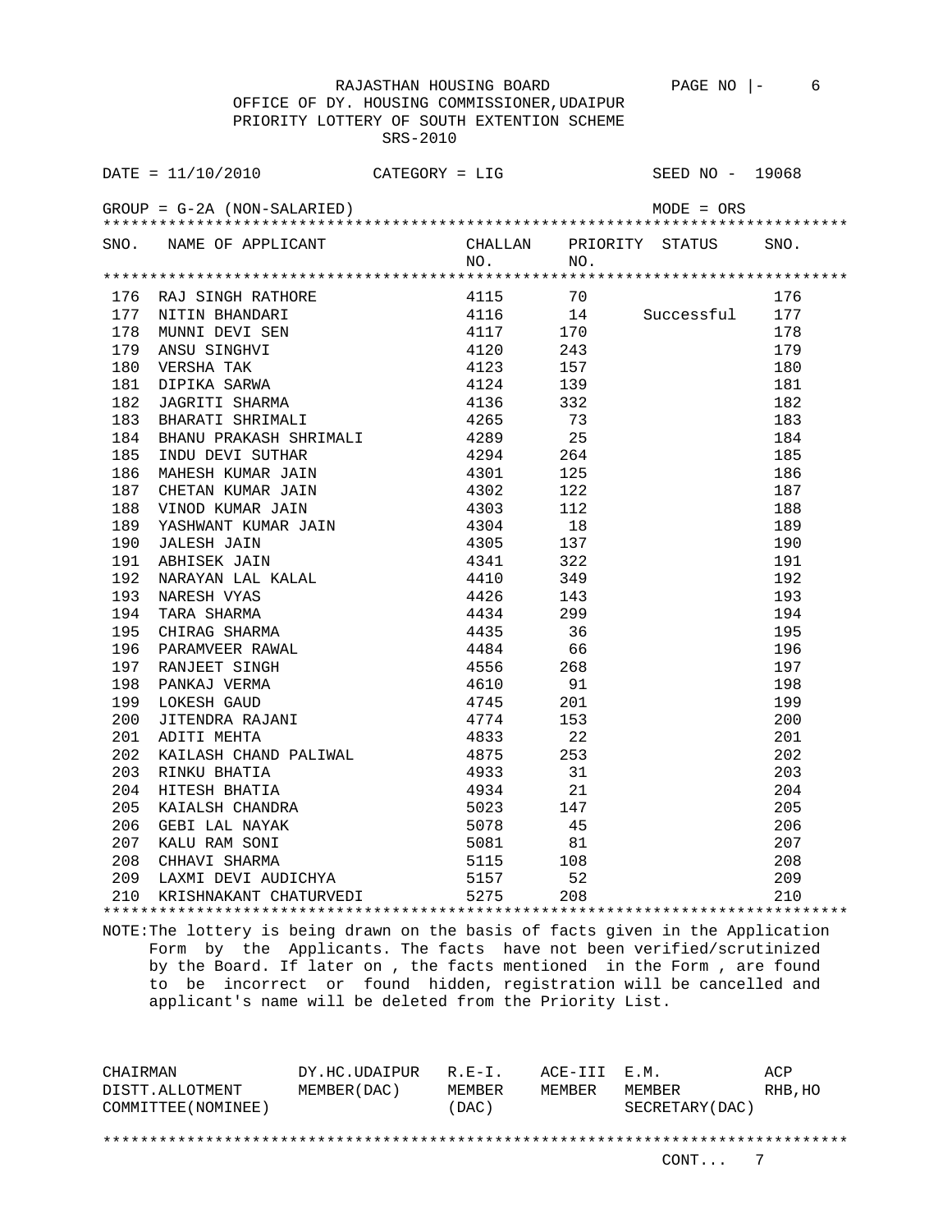RAJASTHAN HOUSING BOARD

OFFICE OF DY. HOUSING COMMISSIONER,UDAIPUR

PRIORITY LOTTERY OF SOUTH EXTENTION SCHEME

SRS-2010

DATE = 11/10/2010 CATEGORY = LIG SEED NO - 19068

GROUP = G-2A (NON-SALARIED) MODE = ORS

| SNO. | NAME OF APPLICANT | CHALLAN NO. | PRIORITY NO. | STATUS | SNO. |
|---|---|---|---|---|---|
| 176 | RAJ SINGH RATHORE | 4115 | 70 | | 176 |
| 177 | NITIN BHANDARI | 4116 | 14 | Successful | 177 |
| 178 | MUNNI DEVI SEN | 4117 | 170 | | 178 |
| 179 | ANSU SINGHVI | 4120 | 243 | | 179 |
| 180 | VERSHA TAK | 4123 | 157 | | 180 |
| 181 | DIPIKA SARWA | 4124 | 139 | | 181 |
| 182 | JAGRITI SHARMA | 4136 | 332 | | 182 |
| 183 | BHARATI SHRIMALI | 4265 | 73 | | 183 |
| 184 | BHANU PRAKASH SHRIMALI | 4289 | 25 | | 184 |
| 185 | INDU DEVI SUTHAR | 4294 | 264 | | 185 |
| 186 | MAHESH KUMAR JAIN | 4301 | 125 | | 186 |
| 187 | CHETAN KUMAR JAIN | 4302 | 122 | | 187 |
| 188 | VINOD KUMAR JAIN | 4303 | 112 | | 188 |
| 189 | YASHWANT KUMAR JAIN | 4304 | 18 | | 189 |
| 190 | JALESH JAIN | 4305 | 137 | | 190 |
| 191 | ABHISEK JAIN | 4341 | 322 | | 191 |
| 192 | NARAYAN LAL KALAL | 4410 | 349 | | 192 |
| 193 | NARESH VYAS | 4426 | 143 | | 193 |
| 194 | TARA SHARMA | 4434 | 299 | | 194 |
| 195 | CHIRAG SHARMA | 4435 | 36 | | 195 |
| 196 | PARAMVEER RAWAL | 4484 | 66 | | 196 |
| 197 | RANJEET SINGH | 4556 | 268 | | 197 |
| 198 | PANKAJ VERMA | 4610 | 91 | | 198 |
| 199 | LOKESH GAUD | 4745 | 201 | | 199 |
| 200 | JITENDRA RAJANI | 4774 | 153 | | 200 |
| 201 | ADITI MEHTA | 4833 | 22 | | 201 |
| 202 | KAILASH CHAND PALIWAL | 4875 | 253 | | 202 |
| 203 | RINKU BHATIA | 4933 | 31 | | 203 |
| 204 | HITESH BHATIA | 4934 | 21 | | 204 |
| 205 | KAIALSH CHANDRA | 5023 | 147 | | 205 |
| 206 | GEBI LAL NAYAK | 5078 | 45 | | 206 |
| 207 | KALU RAM SONI | 5081 | 81 | | 207 |
| 208 | CHHAVI SHARMA | 5115 | 108 | | 208 |
| 209 | LAXMI DEVI AUDICHYA | 5157 | 52 | | 209 |
| 210 | KRISHNAKANT CHATURVEDI | 5275 | 208 | | 210 |

NOTE:The lottery is being drawn on the basis of facts given in the Application Form by the Applicants. The facts have not been verified/scrutinized by the Board. If later on , the facts mentioned in the Form , are found to be incorrect or found hidden, registration will be cancelled and applicant's name will be deleted from the Priority List.

| CHAIRMAN DISTT.ALLOTMENT COMMITTEE(NOMINEE) | DY.HC.UDAIPUR MEMBER(DAC) | R.E-I. MEMBER (DAC) | ACE-III MEMBER | E.M. MEMBER SECRETARY(DAC) | ACP RHB,HO |
|---|---|---|---|---|---|

CONT... 7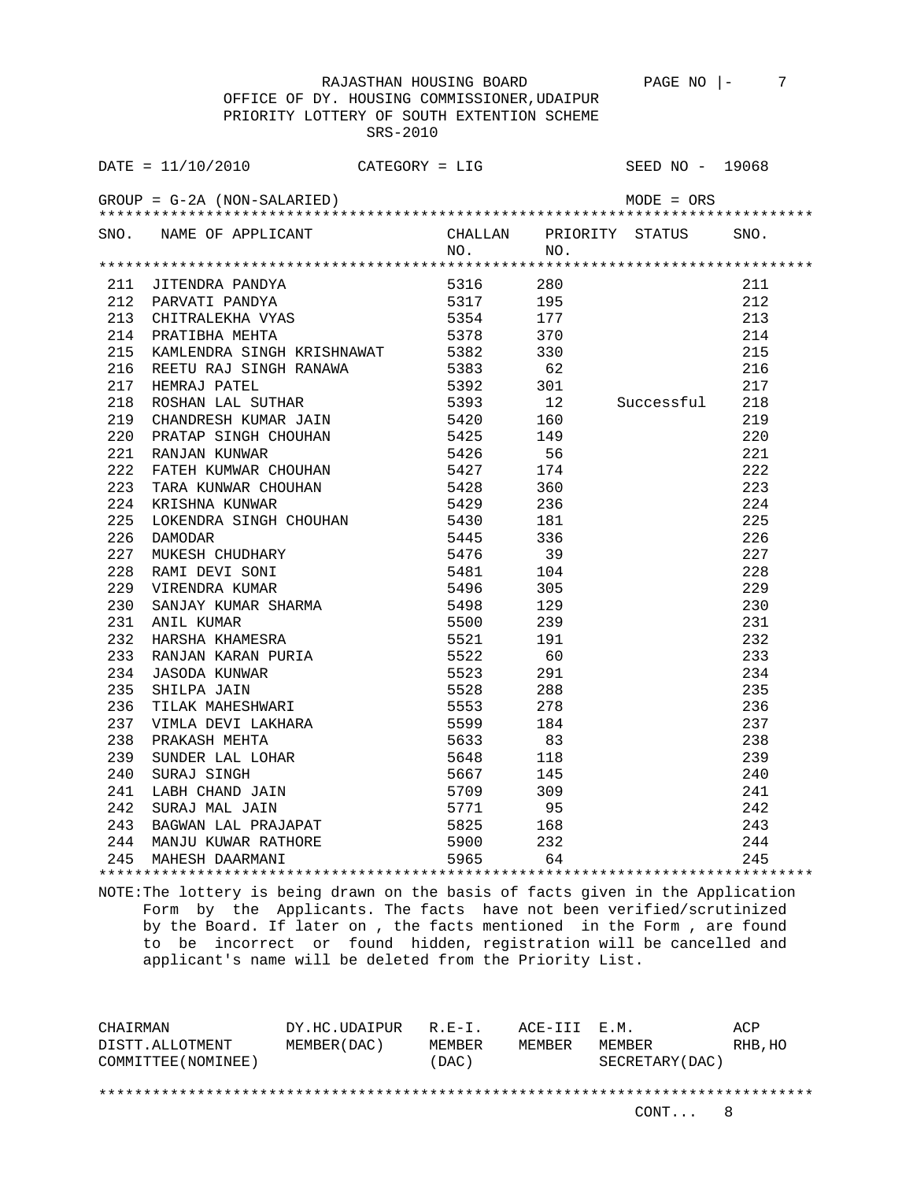RAJASTHAN HOUSING BOARD

OFFICE OF DY. HOUSING COMMISSIONER,UDAIPUR

PRIORITY LOTTERY OF SOUTH EXTENTION SCHEME

SRS-2010

DATE = 11/10/2010 CATEGORY = LIG SEED NO - 19068

GROUP = G-2A (NON-SALARIED) MODE = ORS

| SNO. | NAME OF APPLICANT | CHALLAN NO. | PRIORITY NO. | STATUS | SNO. |
|---|---|---|---|---|---|
| 211 | JITENDRA PANDYA | 5316 | 280 | | 211 |
| 212 | PARVATI PANDYA | 5317 | 195 | | 212 |
| 213 | CHITRALEKHA VYAS | 5354 | 177 | | 213 |
| 214 | PRATIBHA MEHTA | 5378 | 370 | | 214 |
| 215 | KAMLENDRA SINGH KRISHNAWAT | 5382 | 330 | | 215 |
| 216 | REETU RAJ SINGH RANAWA | 5383 | 62 | | 216 |
| 217 | HEMRAJ PATEL | 5392 | 301 | | 217 |
| 218 | ROSHAN LAL SUTHAR | 5393 | 12 | Successful | 218 |
| 219 | CHANDRESH KUMAR JAIN | 5420 | 160 | | 219 |
| 220 | PRATAP SINGH CHOUHAN | 5425 | 149 | | 220 |
| 221 | RANJAN KUNWAR | 5426 | 56 | | 221 |
| 222 | FATEH KUMWAR CHOUHAN | 5427 | 174 | | 222 |
| 223 | TARA KUNWAR CHOUHAN | 5428 | 360 | | 223 |
| 224 | KRISHNA KUNWAR | 5429 | 236 | | 224 |
| 225 | LOKENDRA SINGH CHOUHAN | 5430 | 181 | | 225 |
| 226 | DAMODAR | 5445 | 336 | | 226 |
| 227 | MUKESH CHUDHARY | 5476 | 39 | | 227 |
| 228 | RAMI DEVI SONI | 5481 | 104 | | 228 |
| 229 | VIRENDRA KUMAR | 5496 | 305 | | 229 |
| 230 | SANJAY KUMAR SHARMA | 5498 | 129 | | 230 |
| 231 | ANIL KUMAR | 5500 | 239 | | 231 |
| 232 | HARSHA KHAMESRA | 5521 | 191 | | 232 |
| 233 | RANJAN KARAN PURIA | 5522 | 60 | | 233 |
| 234 | JASODA KUNWAR | 5523 | 291 | | 234 |
| 235 | SHILPA JAIN | 5528 | 288 | | 235 |
| 236 | TILAK MAHESHWARI | 5553 | 278 | | 236 |
| 237 | VIMLA DEVI LAKHARA | 5599 | 184 | | 237 |
| 238 | PRAKASH MEHTA | 5633 | 83 | | 238 |
| 239 | SUNDER LAL LOHAR | 5648 | 118 | | 239 |
| 240 | SURAJ SINGH | 5667 | 145 | | 240 |
| 241 | LABH CHAND JAIN | 5709 | 309 | | 241 |
| 242 | SURAJ MAL JAIN | 5771 | 95 | | 242 |
| 243 | BAGWAN LAL PRAJAPAT | 5825 | 168 | | 243 |
| 244 | MANJU KUWAR RATHORE | 5900 | 232 | | 244 |
| 245 | MAHESH DAARMANI | 5965 | 64 | | 245 |

NOTE:The lottery is being drawn on the basis of facts given in the Application Form by the Applicants. The facts have not been verified/scrutinized by the Board. If later on , the facts mentioned in the Form , are found to be incorrect or found hidden, registration will be cancelled and applicant's name will be deleted from the Priority List.

| CHAIRMAN DISTT.ALLOTMENT COMMITTEE(NOMINEE) | DY.HC.UDAIPUR MEMBER(DAC) | R.E-I. MEMBER (DAC) | ACE-III MEMBER | E.M. MEMBER SECRETARY(DAC) | ACP RHB,HO |
|---|---|---|---|---|---|

CONT... 8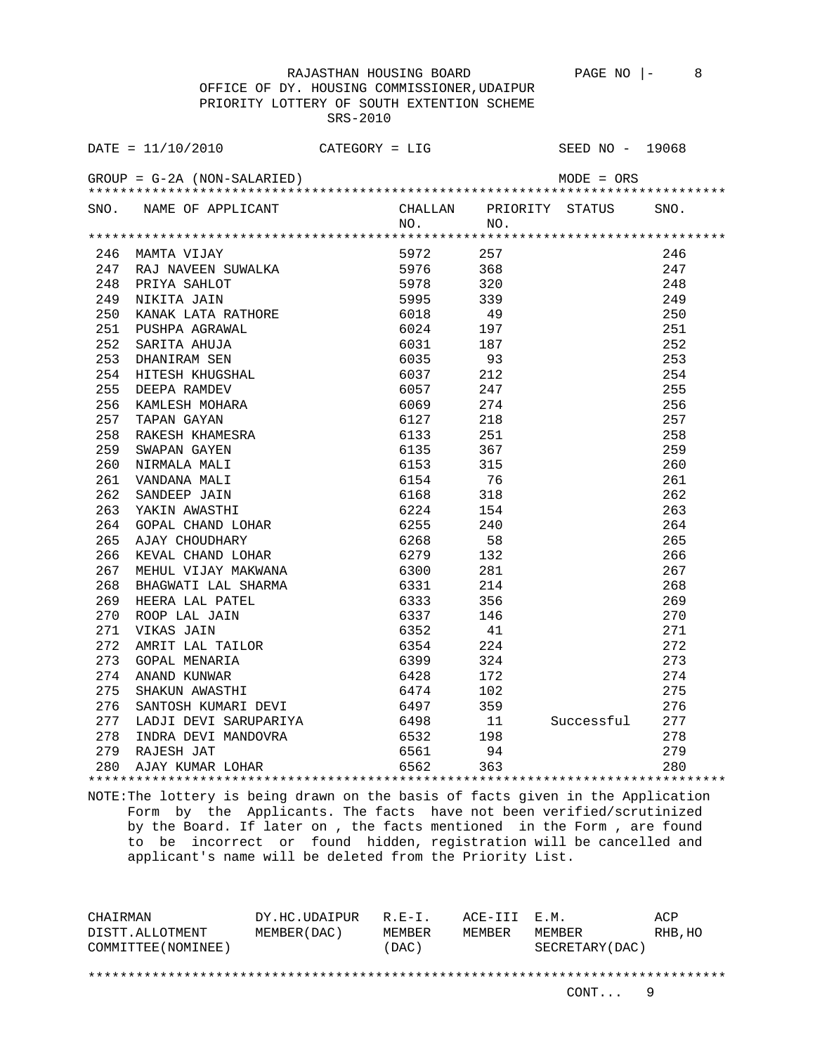RAJASTHAN HOUSING BOARD

OFFICE OF DY. HOUSING COMMISSIONER,UDAIPUR

PRIORITY LOTTERY OF SOUTH EXTENTION SCHEME

SRS-2010

DATE = 11/10/2010 CATEGORY = LIG SEED NO - 19068

GROUP = G-2A (NON-SALARIED) MODE = ORS

| SNO. | NAME OF APPLICANT | CHALLAN NO. | PRIORITY NO. | STATUS | SNO. |
|---|---|---|---|---|---|
| 246 | MAMTA VIJAY | 5972 | 257 | | 246 |
| 247 | RAJ NAVEEN SUWALKA | 5976 | 368 | | 247 |
| 248 | PRIYA SAHLOT | 5978 | 320 | | 248 |
| 249 | NIKITA JAIN | 5995 | 339 | | 249 |
| 250 | KANAK LATA RATHORE | 6018 | 49 | | 250 |
| 251 | PUSHPA AGRAWAL | 6024 | 197 | | 251 |
| 252 | SARITA AHUJA | 6031 | 187 | | 252 |
| 253 | DHANIRAM SEN | 6035 | 93 | | 253 |
| 254 | HITESH KHUGSHAL | 6037 | 212 | | 254 |
| 255 | DEEPA RAMDEV | 6057 | 247 | | 255 |
| 256 | KAMLESH MOHARA | 6069 | 274 | | 256 |
| 257 | TAPAN GAYAN | 6127 | 218 | | 257 |
| 258 | RAKESH KHAMESRA | 6133 | 251 | | 258 |
| 259 | SWAPAN GAYEN | 6135 | 367 | | 259 |
| 260 | NIRMALA MALI | 6153 | 315 | | 260 |
| 261 | VANDANA MALI | 6154 | 76 | | 261 |
| 262 | SANDEEP JAIN | 6168 | 318 | | 262 |
| 263 | YAKIN AWASTHI | 6224 | 154 | | 263 |
| 264 | GOPAL CHAND LOHAR | 6255 | 240 | | 264 |
| 265 | AJAY CHOUDHARY | 6268 | 58 | | 265 |
| 266 | KEVAL CHAND LOHAR | 6279 | 132 | | 266 |
| 267 | MEHUL VIJAY MAKWANA | 6300 | 281 | | 267 |
| 268 | BHAGWATI LAL SHARMA | 6331 | 214 | | 268 |
| 269 | HEERA LAL PATEL | 6333 | 356 | | 269 |
| 270 | ROOP LAL JAIN | 6337 | 146 | | 270 |
| 271 | VIKAS JAIN | 6352 | 41 | | 271 |
| 272 | AMRIT LAL TAILOR | 6354 | 224 | | 272 |
| 273 | GOPAL MENARIA | 6399 | 324 | | 273 |
| 274 | ANAND KUNWAR | 6428 | 172 | | 274 |
| 275 | SHAKUN AWASTHI | 6474 | 102 | | 275 |
| 276 | SANTOSH KUMARI DEVI | 6497 | 359 | | 276 |
| 277 | LADJI DEVI SARUPARIYA | 6498 | 11 | Successful | 277 |
| 278 | INDRA DEVI MANDOVRA | 6532 | 198 | | 278 |
| 279 | RAJESH JAT | 6561 | 94 | | 279 |
| 280 | AJAY KUMAR LOHAR | 6562 | 363 | | 280 |

NOTE:The lottery is being drawn on the basis of facts given in the Application Form by the Applicants. The facts have not been verified/scrutinized by the Board. If later on , the facts mentioned in the Form , are found to be incorrect or found hidden, registration will be cancelled and applicant's name will be deleted from the Priority List.

| CHAIRMAN DISTT.ALLOTMENT COMMITTEE(NOMINEE) | DY.HC.UDAIPUR MEMBER(DAC) | R.E-I. MEMBER (DAC) | ACE-III MEMBER | E.M. MEMBER SECRETARY(DAC) | ACP RHB,HO |
|---|---|---|---|---|---|

CONT... 9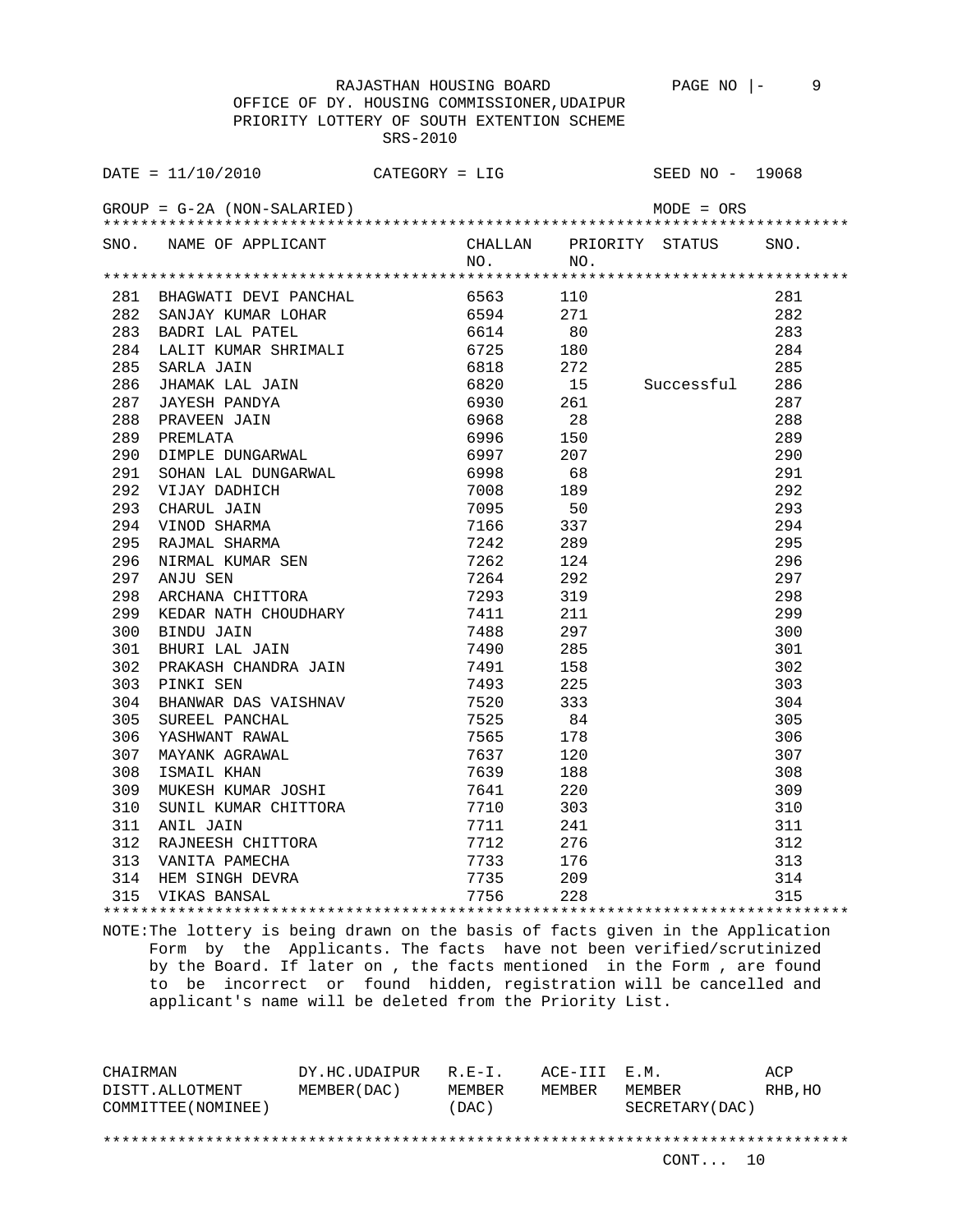RAJASTHAN HOUSING BOARD

OFFICE OF DY. HOUSING COMMISSIONER,UDAIPUR

PRIORITY LOTTERY OF SOUTH EXTENTION SCHEME

SRS-2010

DATE = 11/10/2010 CATEGORY = LIG SEED NO - 19068

GROUP = G-2A (NON-SALARIED) MODE = ORS

| SNO. | NAME OF APPLICANT | CHALLAN NO. | PRIORITY NO. | STATUS | SNO. |
|---|---|---|---|---|---|
| 281 | BHAGWATI DEVI PANCHAL | 6563 | 110 | | 281 |
| 282 | SANJAY KUMAR LOHAR | 6594 | 271 | | 282 |
| 283 | BADRI LAL PATEL | 6614 | 80 | | 283 |
| 284 | LALIT KUMAR SHRIMALI | 6725 | 180 | | 284 |
| 285 | SARLA JAIN | 6818 | 272 | | 285 |
| 286 | JHAMAK LAL JAIN | 6820 | 15 | Successful | 286 |
| 287 | JAYESH PANDYA | 6930 | 261 | | 287 |
| 288 | PRAVEEN JAIN | 6968 | 28 | | 288 |
| 289 | PREMLATA | 6996 | 150 | | 289 |
| 290 | DIMPLE DUNGARWAL | 6997 | 207 | | 290 |
| 291 | SOHAN LAL DUNGARWAL | 6998 | 68 | | 291 |
| 292 | VIJAY DADHICH | 7008 | 189 | | 292 |
| 293 | CHARUL JAIN | 7095 | 50 | | 293 |
| 294 | VINOD SHARMA | 7166 | 337 | | 294 |
| 295 | RAJMAL SHARMA | 7242 | 289 | | 295 |
| 296 | NIRMAL KUMAR SEN | 7262 | 124 | | 296 |
| 297 | ANJU SEN | 7264 | 292 | | 297 |
| 298 | ARCHANA CHITTORA | 7293 | 319 | | 298 |
| 299 | KEDAR NATH CHOUDHARY | 7411 | 211 | | 299 |
| 300 | BINDU JAIN | 7488 | 297 | | 300 |
| 301 | BHURI LAL JAIN | 7490 | 285 | | 301 |
| 302 | PRAKASH CHANDRA JAIN | 7491 | 158 | | 302 |
| 303 | PINKI SEN | 7493 | 225 | | 303 |
| 304 | BHANWAR DAS VAISHNAV | 7520 | 333 | | 304 |
| 305 | SUREEL PANCHAL | 7525 | 84 | | 305 |
| 306 | YASHWANT RAWAL | 7565 | 178 | | 306 |
| 307 | MAYANK AGRAWAL | 7637 | 120 | | 307 |
| 308 | ISMAIL KHAN | 7639 | 188 | | 308 |
| 309 | MUKESH KUMAR JOSHI | 7641 | 220 | | 309 |
| 310 | SUNIL KUMAR CHITTORA | 7710 | 303 | | 310 |
| 311 | ANIL JAIN | 7711 | 241 | | 311 |
| 312 | RAJNEESH CHITTORA | 7712 | 276 | | 312 |
| 313 | VANITA PAMECHA | 7733 | 176 | | 313 |
| 314 | HEM SINGH DEVRA | 7735 | 209 | | 314 |
| 315 | VIKAS BANSAL | 7756 | 228 | | 315 |

NOTE:The lottery is being drawn on the basis of facts given in the Application Form by the Applicants. The facts have not been verified/scrutinized by the Board. If later on , the facts mentioned in the Form , are found to be incorrect or found hidden, registration will be cancelled and applicant's name will be deleted from the Priority List.

| CHAIRMAN DISTT.ALLOTMENT COMMITTEE(NOMINEE) | DY.HC.UDAIPUR MEMBER(DAC) | R.E-I. MEMBER (DAC) | ACE-III MEMBER | E.M. MEMBER SECRETARY(DAC) | ACP RHB,HO |
|---|---|---|---|---|---|

CONT... 10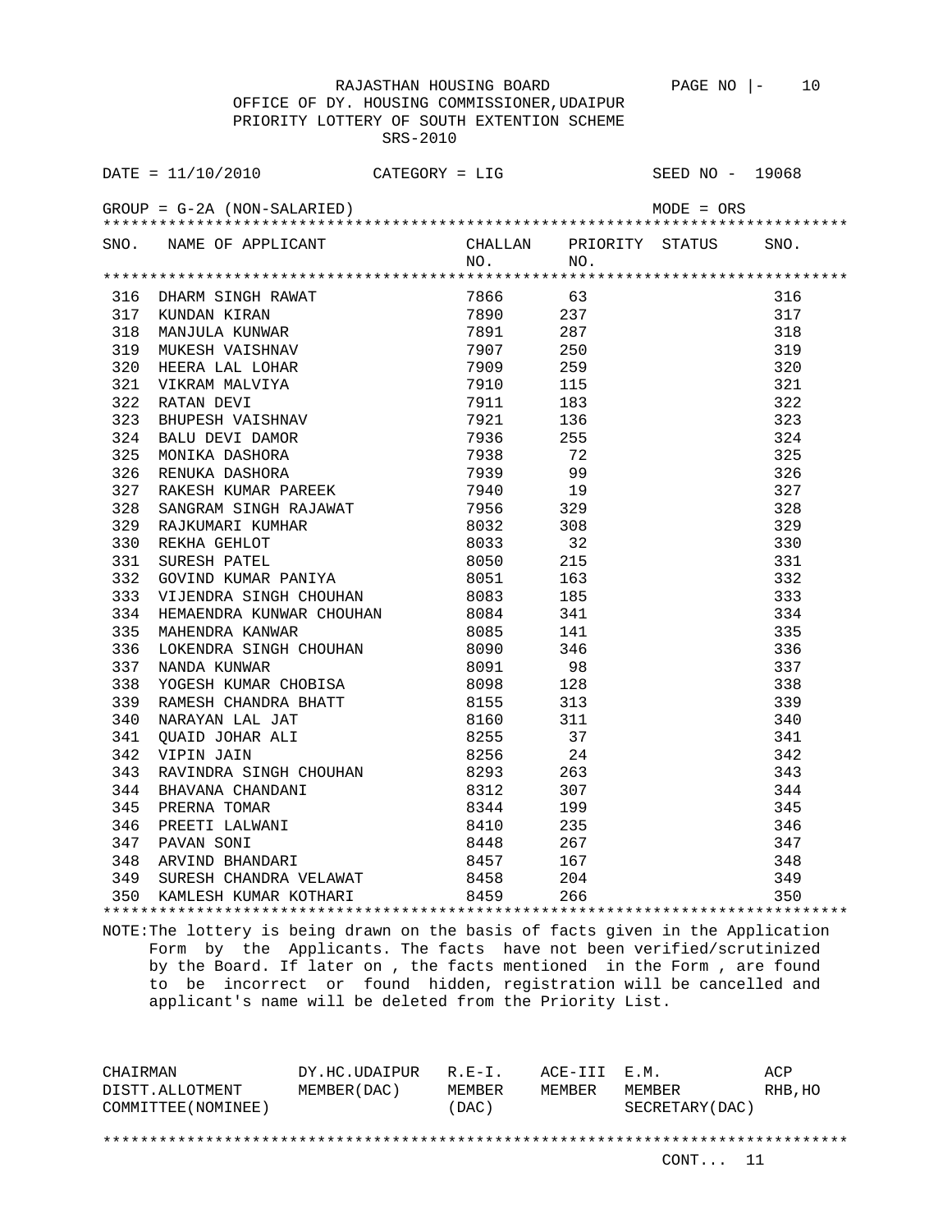RAJASTHAN HOUSING BOARD PAGE NO |- 10

OFFICE OF DY. HOUSING COMMISSIONER,UDAIPUR

PRIORITY LOTTERY OF SOUTH EXTENTION SCHEME

SRS-2010

DATE = 11/10/2010 CATEGORY = LIG SEED NO - 19068

GROUP = G-2A (NON-SALARIED) MODE = ORS

| SNO. | NAME OF APPLICANT | CHALLAN NO. | PRIORITY NO. | STATUS | SNO. |
|---|---|---|---|---|---|
| 316 | DHARM SINGH RAWAT | 7866 | 63 | | 316 |
| 317 | KUNDAN KIRAN | 7890 | 237 | | 317 |
| 318 | MANJULA KUNWAR | 7891 | 287 | | 318 |
| 319 | MUKESH VAISHNAV | 7907 | 250 | | 319 |
| 320 | HEERA LAL LOHAR | 7909 | 259 | | 320 |
| 321 | VIKRAM MALVIYA | 7910 | 115 | | 321 |
| 322 | RATAN DEVI | 7911 | 183 | | 322 |
| 323 | BHUPESH VAISHNAV | 7921 | 136 | | 323 |
| 324 | BALU DEVI DAMOR | 7936 | 255 | | 324 |
| 325 | MONIKA DASHORA | 7938 | 72 | | 325 |
| 326 | RENUKA DASHORA | 7939 | 99 | | 326 |
| 327 | RAKESH KUMAR PAREEK | 7940 | 19 | | 327 |
| 328 | SANGRAM SINGH RAJAWAT | 7956 | 329 | | 328 |
| 329 | RAJKUMARI KUMHAR | 8032 | 308 | | 329 |
| 330 | REKHA GEHLOT | 8033 | 32 | | 330 |
| 331 | SURESH PATEL | 8050 | 215 | | 331 |
| 332 | GOVIND KUMAR PANIYA | 8051 | 163 | | 332 |
| 333 | VIJENDRA SINGH CHOUHAN | 8083 | 185 | | 333 |
| 334 | HEMAENDRA KUNWAR CHOUHAN | 8084 | 341 | | 334 |
| 335 | MAHENDRA KANWAR | 8085 | 141 | | 335 |
| 336 | LOKENDRA SINGH CHOUHAN | 8090 | 346 | | 336 |
| 337 | NANDA KUNWAR | 8091 | 98 | | 337 |
| 338 | YOGESH KUMAR CHOBISA | 8098 | 128 | | 338 |
| 339 | RAMESH CHANDRA BHATT | 8155 | 313 | | 339 |
| 340 | NARAYAN LAL JAT | 8160 | 311 | | 340 |
| 341 | QUAID JOHAR ALI | 8255 | 37 | | 341 |
| 342 | VIPIN JAIN | 8256 | 24 | | 342 |
| 343 | RAVINDRA SINGH CHOUHAN | 8293 | 263 | | 343 |
| 344 | BHAVANA CHANDANI | 8312 | 307 | | 344 |
| 345 | PRERNA TOMAR | 8344 | 199 | | 345 |
| 346 | PREETI LALWANI | 8410 | 235 | | 346 |
| 347 | PAVAN SONI | 8448 | 267 | | 347 |
| 348 | ARVIND BHANDARI | 8457 | 167 | | 348 |
| 349 | SURESH CHANDRA VELAWAT | 8458 | 204 | | 349 |
| 350 | KAMLESH KUMAR KOTHARI | 8459 | 266 | | 350 |

NOTE:The lottery is being drawn on the basis of facts given in the Application Form by the Applicants. The facts have not been verified/scrutinized by the Board. If later on , the facts mentioned in the Form , are found to be incorrect or found hidden, registration will be cancelled and applicant's name will be deleted from the Priority List.

| CHAIRMAN DISTT.ALLOTMENT COMMITTEE(NOMINEE) | DY.HC.UDAIPUR MEMBER(DAC) | R.E-I. MEMBER (DAC) | ACE-III MEMBER | E.M. MEMBER SECRETARY(DAC) | ACP RHB,HO |
|---|---|---|---|---|---|

CONT... 11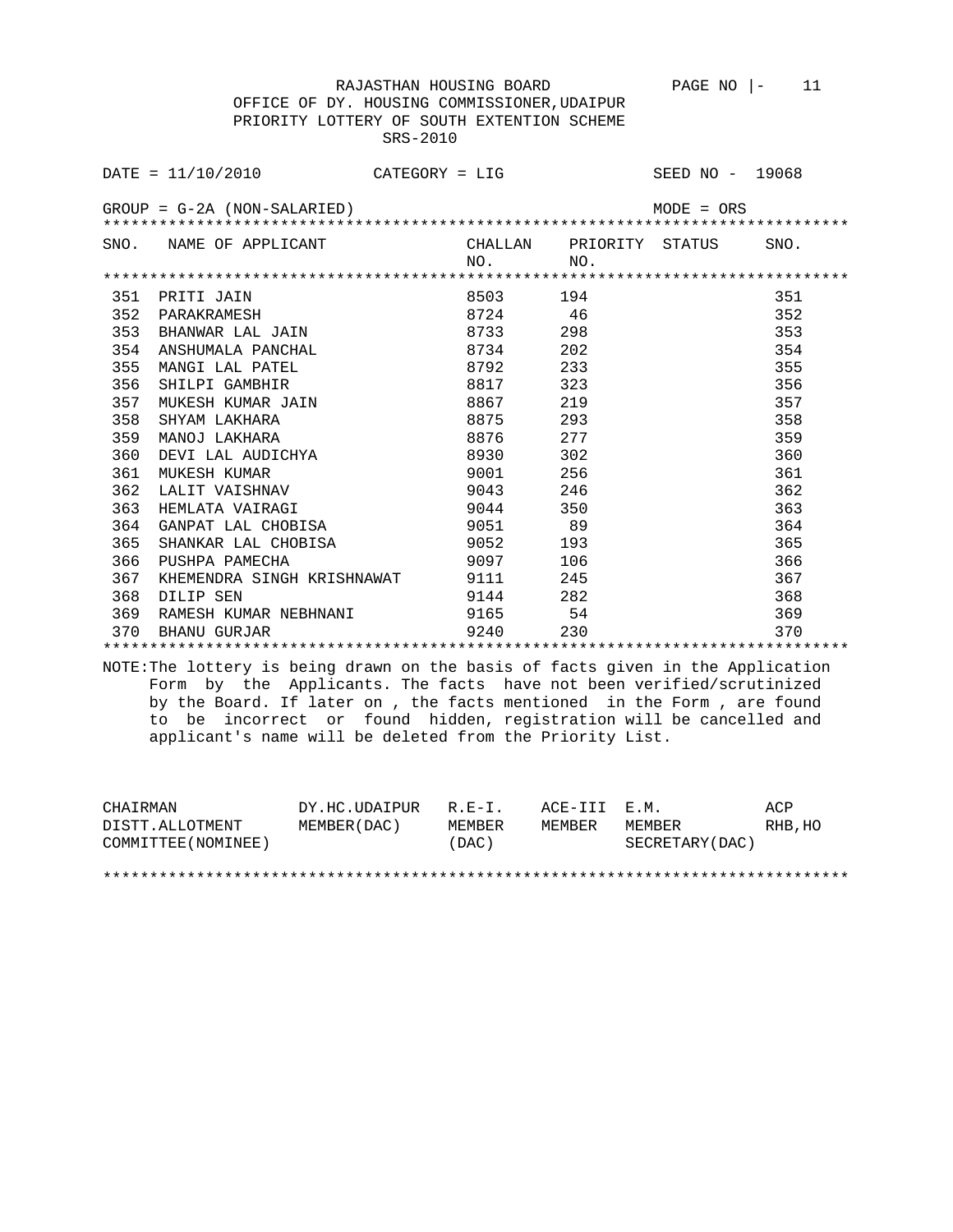RAJASTHAN HOUSING BOARD

OFFICE OF DY. HOUSING COMMISSIONER,UDAIPUR

PRIORITY LOTTERY OF SOUTH EXTENTION SCHEME

SRS-2010

DATE = 11/10/2010 CATEGORY = LIG SEED NO - 19068

GROUP = G-2A (NON-SALARIED) MODE = ORS

| SNO. | NAME OF APPLICANT | CHALLAN NO. | PRIORITY NO. | STATUS | SNO. |
|---|---|---|---|---|---|
| 351 | PRITI JAIN | 8503 | 194 | | 351 |
| 352 | PARAKRAMESH | 8724 | 46 | | 352 |
| 353 | BHANWAR LAL JAIN | 8733 | 298 | | 353 |
| 354 | ANSHUMALA PANCHAL | 8734 | 202 | | 354 |
| 355 | MANGI LAL PATEL | 8792 | 233 | | 355 |
| 356 | SHILPI GAMBHIR | 8817 | 323 | | 356 |
| 357 | MUKESH KUMAR JAIN | 8867 | 219 | | 357 |
| 358 | SHYAM LAKHARA | 8875 | 293 | | 358 |
| 359 | MANOJ LAKHARA | 8876 | 277 | | 359 |
| 360 | DEVI LAL AUDICHYA | 8930 | 302 | | 360 |
| 361 | MUKESH KUMAR | 9001 | 256 | | 361 |
| 362 | LALIT VAISHNAV | 9043 | 246 | | 362 |
| 363 | HEMLATA VAIRAGI | 9044 | 350 | | 363 |
| 364 | GANPAT LAL CHOBISA | 9051 | 89 | | 364 |
| 365 | SHANKAR LAL CHOBISA | 9052 | 193 | | 365 |
| 366 | PUSHPA PAMECHA | 9097 | 106 | | 366 |
| 367 | KHEMENDRA SINGH KRISHNAWAT | 9111 | 245 | | 367 |
| 368 | DILIP SEN | 9144 | 282 | | 368 |
| 369 | RAMESH KUMAR NEBHNANI | 9165 | 54 | | 369 |
| 370 | BHANU GURJAR | 9240 | 230 | | 370 |

NOTE:The lottery is being drawn on the basis of facts given in the Application Form by the Applicants. The facts have not been verified/scrutinized by the Board. If later on , the facts mentioned in the Form , are found to be incorrect or found hidden, registration will be cancelled and applicant's name will be deleted from the Priority List.

| CHAIRMAN DISTT.ALLOTMENT COMMITTEE(NOMINEE) | DY.HC.UDAIPUR MEMBER(DAC) | R.E-I. MEMBER (DAC) | ACE-III MEMBER | E.M. MEMBER SECRETARY(DAC) | ACP RHB,HO |
|---|---|---|---|---|---|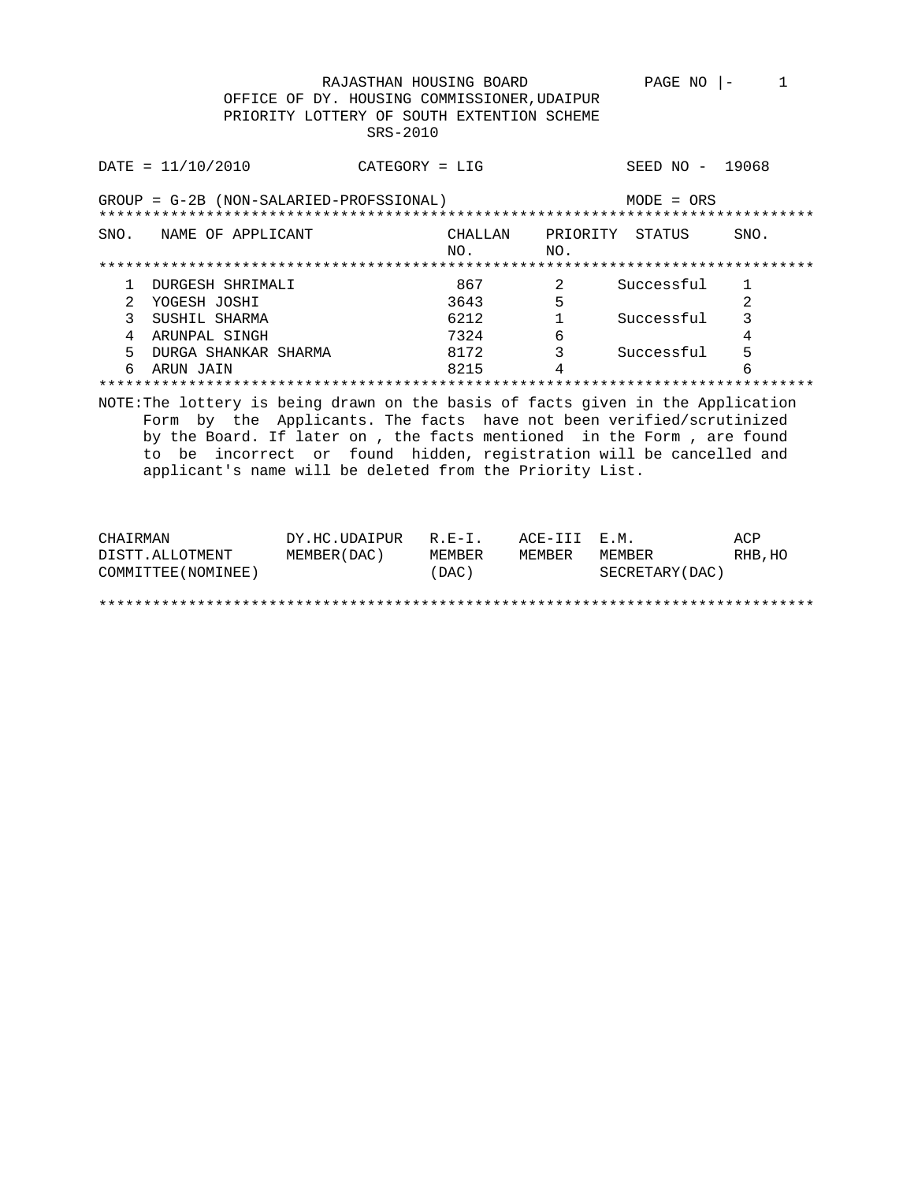RAJASTHAN HOUSING BOARD

OFFICE OF DY. HOUSING COMMISSIONER,UDAIPUR

PRIORITY LOTTERY OF SOUTH EXTENTION SCHEME

SRS-2010

DATE = 11/10/2010 CATEGORY = LIG SEED NO - 19068

GROUP = G-2B (NON-SALARIED-PROFSSIONAL) MODE = ORS

| SNO. | NAME OF APPLICANT | CHALLAN NO. | PRIORITY NO. | STATUS | SNO. |
|---|---|---|---|---|---|
| 1 | DURGESH SHRIMALI | 867 | 2 | Successful | 1 |
| 2 | YOGESH JOSHI | 3643 | 5 | | 2 |
| 3 | SUSHIL SHARMA | 6212 | 1 | Successful | 3 |
| 4 | ARUNPAL SINGH | 7324 | 6 | | 4 |
| 5 | DURGA SHANKAR SHARMA | 8172 | 3 | Successful | 5 |
| 6 | ARUN JAIN | 8215 | 4 | | 6 |

NOTE:The lottery is being drawn on the basis of facts given in the Application Form by the Applicants. The facts have not been verified/scrutinized by the Board. If later on , the facts mentioned in the Form , are found to be incorrect or found hidden, registration will be cancelled and applicant's name will be deleted from the Priority List.

| CHAIRMAN DISTT.ALLOTMENT COMMITTEE(NOMINEE) | DY.HC.UDAIPUR MEMBER(DAC) | R.E-I. MEMBER (DAC) | ACE-III MEMBER | E.M. MEMBER SECRETARY(DAC) | ACP RHB,HO |
|---|---|---|---|---|---|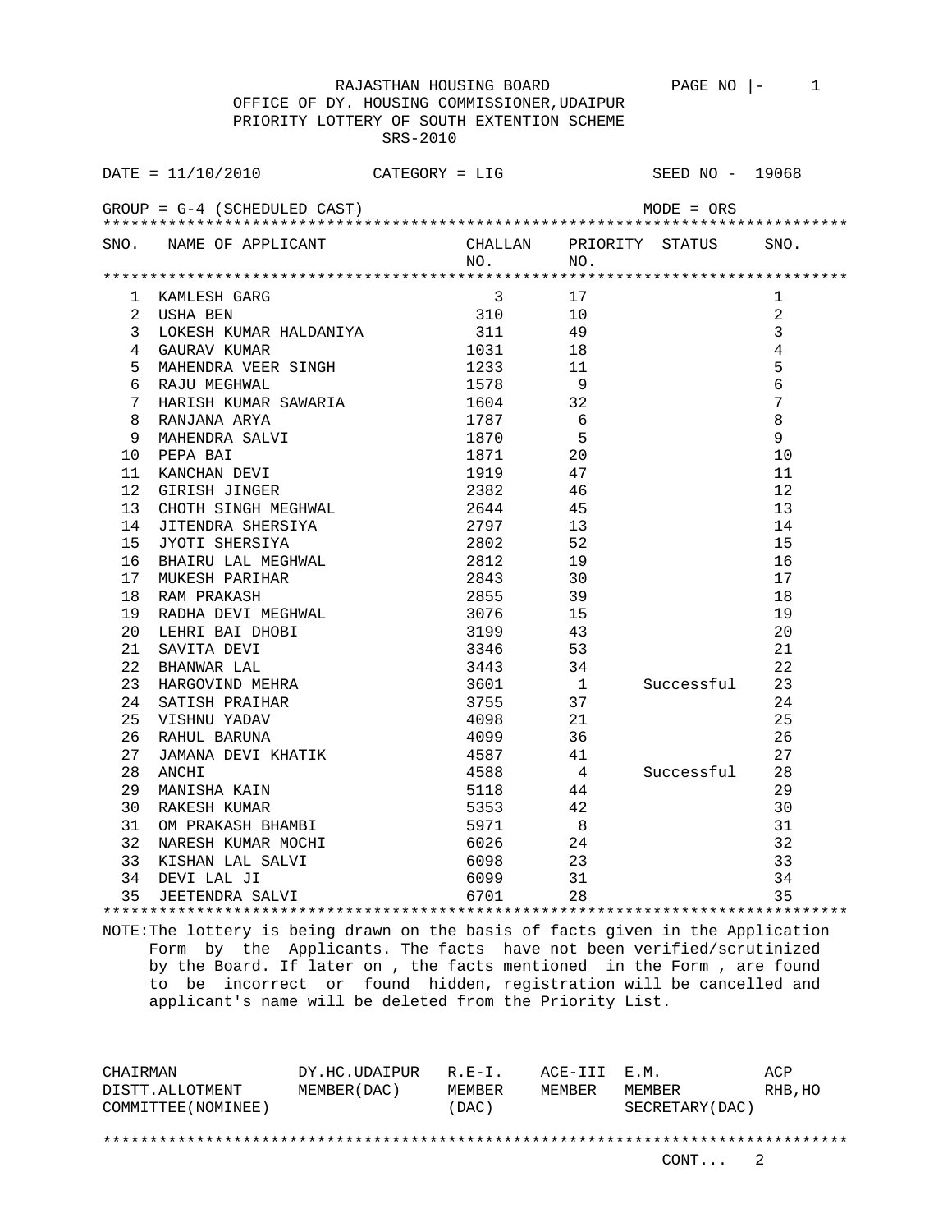RAJASTHAN HOUSING BOARD

OFFICE OF DY. HOUSING COMMISSIONER,UDAIPUR

PRIORITY LOTTERY OF SOUTH EXTENTION SCHEME

SRS-2010

DATE = 11/10/2010 CATEGORY = LIG SEED NO - 19068

GROUP = G-4 (SCHEDULED CAST) MODE = ORS

| SNO. | NAME OF APPLICANT | CHALLAN NO. | PRIORITY NO. | STATUS | SNO. |
|---|---|---|---|---|---|
| 1 | KAMLESH GARG | 3 | 17 | | 1 |
| 2 | USHA BEN | 310 | 10 | | 2 |
| 3 | LOKESH KUMAR HALDANIYA | 311 | 49 | | 3 |
| 4 | GAURAV KUMAR | 1031 | 18 | | 4 |
| 5 | MAHENDRA VEER SINGH | 1233 | 11 | | 5 |
| 6 | RAJU MEGHWAL | 1578 | 9 | | 6 |
| 7 | HARISH KUMAR SAWARIA | 1604 | 32 | | 7 |
| 8 | RANJANA ARYA | 1787 | 6 | | 8 |
| 9 | MAHENDRA SALVI | 1870 | 5 | | 9 |
| 10 | PEPA BAI | 1871 | 20 | | 10 |
| 11 | KANCHAN DEVI | 1919 | 47 | | 11 |
| 12 | GIRISH JINGER | 2382 | 46 | | 12 |
| 13 | CHOTH SINGH MEGHWAL | 2644 | 45 | | 13 |
| 14 | JITENDRA SHERSIYA | 2797 | 13 | | 14 |
| 15 | JYOTI SHERSIYA | 2802 | 52 | | 15 |
| 16 | BHAIRU LAL MEGHWAL | 2812 | 19 | | 16 |
| 17 | MUKESH PARIHAR | 2843 | 30 | | 17 |
| 18 | RAM PRAKASH | 2855 | 39 | | 18 |
| 19 | RADHA DEVI MEGHWAL | 3076 | 15 | | 19 |
| 20 | LEHRI BAI DHOBI | 3199 | 43 | | 20 |
| 21 | SAVITA DEVI | 3346 | 53 | | 21 |
| 22 | BHANWAR LAL | 3443 | 34 | | 22 |
| 23 | HARGOVIND MEHRA | 3601 | 1 | Successful | 23 |
| 24 | SATISH PRAIHAR | 3755 | 37 | | 24 |
| 25 | VISHNU YADAV | 4098 | 21 | | 25 |
| 26 | RAHUL BARUNA | 4099 | 36 | | 26 |
| 27 | JAMANA DEVI KHATIK | 4587 | 41 | | 27 |
| 28 | ANCHI | 4588 | 4 | Successful | 28 |
| 29 | MANISHA KAIN | 5118 | 44 | | 29 |
| 30 | RAKESH KUMAR | 5353 | 42 | | 30 |
| 31 | OM PRAKASH BHAMBI | 5971 | 8 | | 31 |
| 32 | NARESH KUMAR MOCHI | 6026 | 24 | | 32 |
| 33 | KISHAN LAL SALVI | 6098 | 23 | | 33 |
| 34 | DEVI LAL JI | 6099 | 31 | | 34 |
| 35 | JEETENDRA SALVI | 6701 | 28 | | 35 |

NOTE:The lottery is being drawn on the basis of facts given in the Application Form by the Applicants. The facts have not been verified/scrutinized by the Board. If later on , the facts mentioned in the Form , are found to be incorrect or found hidden, registration will be cancelled and applicant's name will be deleted from the Priority List.

| CHAIRMAN DISTT.ALLOTMENT COMMITTEE(NOMINEE) | DY.HC.UDAIPUR MEMBER(DAC) | R.E-I. MEMBER (DAC) | ACE-III MEMBER | E.M. MEMBER SECRETARY(DAC) | ACP RHB,HO |
|---|---|---|---|---|---|

CONT... 2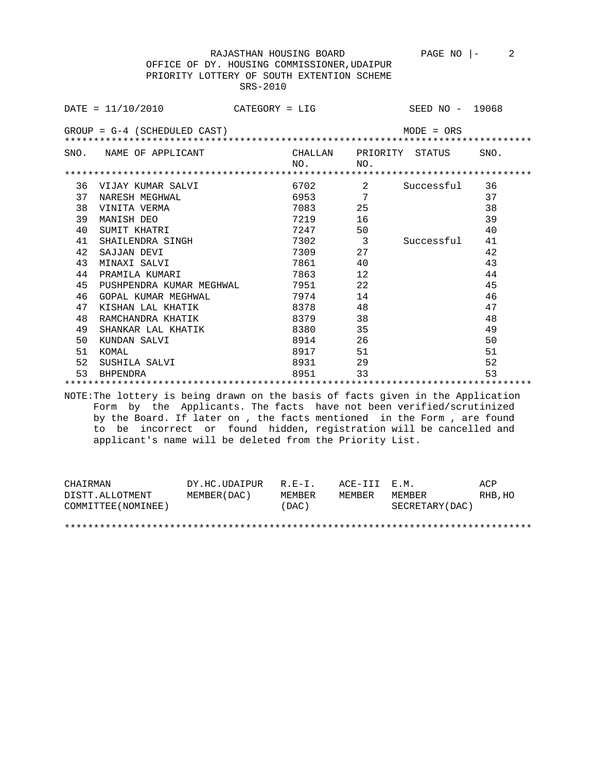RAJASTHAN HOUSING BOARD

OFFICE OF DY. HOUSING COMMISSIONER,UDAIPUR

PRIORITY LOTTERY OF SOUTH EXTENTION SCHEME

SRS-2010

DATE = 11/10/2010 CATEGORY = LIG SEED NO - 19068

GROUP = G-4 (SCHEDULED CAST) MODE = ORS

| SNO. | NAME OF APPLICANT | CHALLAN NO. | PRIORITY NO. | STATUS | SNO. |
|---|---|---|---|---|---|
| 36 | VIJAY KUMAR SALVI | 6702 | 2 | Successful | 36 |
| 37 | NARESH MEGHWAL | 6953 | 7 | | 37 |
| 38 | VINITA VERMA | 7083 | 25 | | 38 |
| 39 | MANISH DEO | 7219 | 16 | | 39 |
| 40 | SUMIT KHATRI | 7247 | 50 | | 40 |
| 41 | SHAILENDRA SINGH | 7302 | 3 | Successful | 41 |
| 42 | SAJJAN DEVI | 7309 | 27 | | 42 |
| 43 | MINAXI SALVI | 7861 | 40 | | 43 |
| 44 | PRAMILA KUMARI | 7863 | 12 | | 44 |
| 45 | PUSHPENDRA KUMAR MEGHWAL | 7951 | 22 | | 45 |
| 46 | GOPAL KUMAR MEGHWAL | 7974 | 14 | | 46 |
| 47 | KISHAN LAL KHATIK | 8378 | 48 | | 47 |
| 48 | RAMCHANDRA KHATIK | 8379 | 38 | | 48 |
| 49 | SHANKAR LAL KHATIK | 8380 | 35 | | 49 |
| 50 | KUNDAN SALVI | 8914 | 26 | | 50 |
| 51 | KOMAL | 8917 | 51 | | 51 |
| 52 | SUSHILA SALVI | 8931 | 29 | | 52 |
| 53 | BHPENDRA | 8951 | 33 | | 53 |

NOTE:The lottery is being drawn on the basis of facts given in the Application Form by the Applicants. The facts have not been verified/scrutinized by the Board. If later on , the facts mentioned in the Form , are found to be incorrect or found hidden, registration will be cancelled and applicant's name will be deleted from the Priority List.

| CHAIRMAN DISTT.ALLOTMENT COMMITTEE(NOMINEE) | DY.HC.UDAIPUR MEMBER(DAC) | R.E-I. MEMBER (DAC) | ACE-III MEMBER | E.M. MEMBER SECRETARY(DAC) | ACP RHB,HO |
|---|---|---|---|---|---|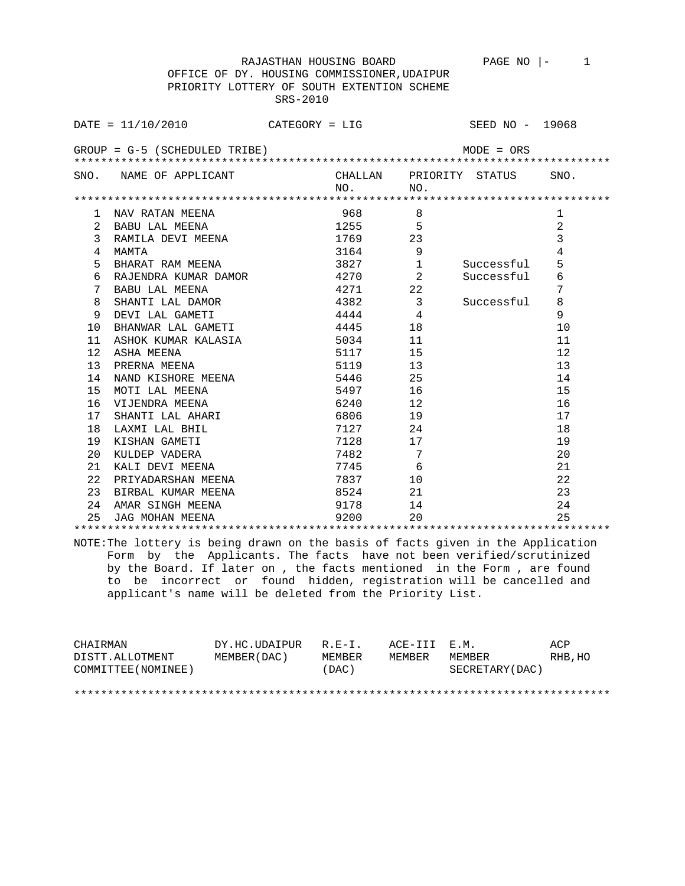RAJASTHAN HOUSING BOARD

OFFICE OF DY. HOUSING COMMISSIONER,UDAIPUR

PRIORITY LOTTERY OF SOUTH EXTENTION SCHEME

SRS-2010

DATE = 11/10/2010 CATEGORY = LIG SEED NO - 19068

GROUP = G-5 (SCHEDULED TRIBE) MODE = ORS

| SNO. | NAME OF APPLICANT | CHALLAN NO. | PRIORITY NO. | STATUS | SNO. |
|---|---|---|---|---|---|
| 1 | NAV RATAN MEENA | 968 | 8 | | 1 |
| 2 | BABU LAL MEENA | 1255 | 5 | | 2 |
| 3 | RAMILA DEVI MEENA | 1769 | 23 | | 3 |
| 4 | MAMTA | 3164 | 9 | | 4 |
| 5 | BHARAT RAM MEENA | 3827 | 1 | Successful | 5 |
| 6 | RAJENDRA KUMAR DAMOR | 4270 | 2 | Successful | 6 |
| 7 | BABU LAL MEENA | 4271 | 22 | | 7 |
| 8 | SHANTI LAL DAMOR | 4382 | 3 | Successful | 8 |
| 9 | DEVI LAL GAMETI | 4444 | 4 | | 9 |
| 10 | BHANWAR LAL GAMETI | 4445 | 18 | | 10 |
| 11 | ASHOK KUMAR KALASIA | 5034 | 11 | | 11 |
| 12 | ASHA MEENA | 5117 | 15 | | 12 |
| 13 | PRERNA MEENA | 5119 | 13 | | 13 |
| 14 | NAND KISHORE MEENA | 5446 | 25 | | 14 |
| 15 | MOTI LAL MEENA | 5497 | 16 | | 15 |
| 16 | VIJENDRA MEENA | 6240 | 12 | | 16 |
| 17 | SHANTI LAL AHARI | 6806 | 19 | | 17 |
| 18 | LAXMI LAL BHIL | 7127 | 24 | | 18 |
| 19 | KISHAN GAMETI | 7128 | 17 | | 19 |
| 20 | KULDEP VADERA | 7482 | 7 | | 20 |
| 21 | KALI DEVI MEENA | 7745 | 6 | | 21 |
| 22 | PRIYADARSHAN MEENA | 7837 | 10 | | 22 |
| 23 | BIRBAL KUMAR MEENA | 8524 | 21 | | 23 |
| 24 | AMAR SINGH MEENA | 9178 | 14 | | 24 |
| 25 | JAG MOHAN MEENA | 9200 | 20 | | 25 |

NOTE:The lottery is being drawn on the basis of facts given in the Application Form by the Applicants. The facts have not been verified/scrutinized by the Board. If later on , the facts mentioned in the Form , are found to be incorrect or found hidden, registration will be cancelled and applicant's name will be deleted from the Priority List.

| CHAIRMAN DISTT.ALLOTMENT COMMITTEE(NOMINEE) | DY.HC.UDAIPUR MEMBER(DAC) | R.E-I. MEMBER (DAC) | ACE-III MEMBER | E.M. MEMBER SECRETARY(DAC) | ACP RHB,HO |
|---|---|---|---|---|---|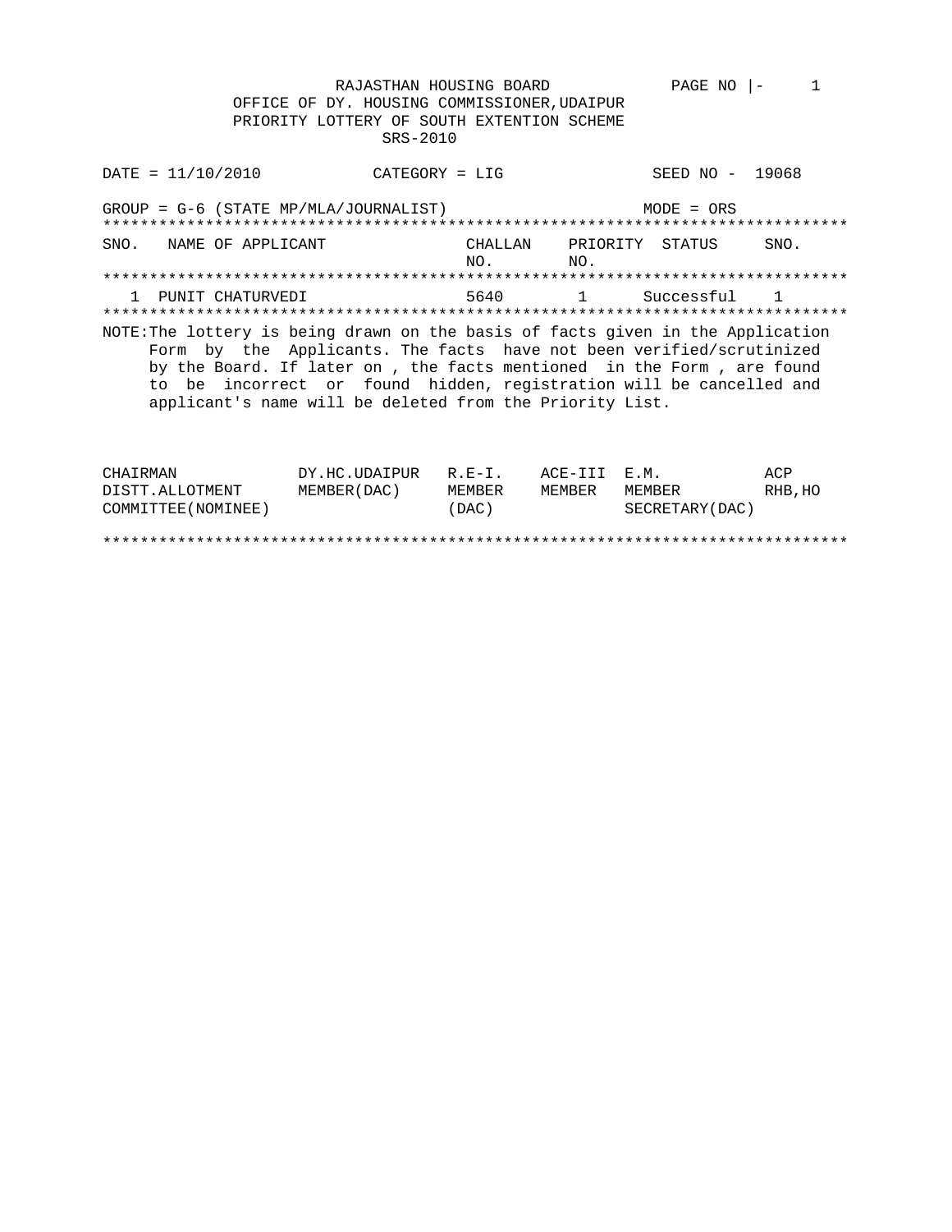RAJASTHAN HOUSING BOARD

OFFICE OF DY. HOUSING COMMISSIONER,UDAIPUR

PRIORITY LOTTERY OF SOUTH EXTENTION SCHEME

SRS-2010

DATE = 11/10/2010 CATEGORY = LIG SEED NO - 19068

GROUP = G-6 (STATE MP/MLA/JOURNALIST) MODE = ORS

| SNO. | NAME OF APPLICANT | CHALLAN NO. | PRIORITY NO. | STATUS | SNO. |
|---|---|---|---|---|---|
| 1 | PUNIT CHATURVEDI | 5640 | 1 | Successful | 1 |

NOTE:The lottery is being drawn on the basis of facts given in the Application Form by the Applicants. The facts have not been verified/scrutinized by the Board. If later on , the facts mentioned in the Form , are found to be incorrect or found hidden, registration will be cancelled and applicant's name will be deleted from the Priority List.

| CHAIRMAN DISTT.ALLOTMENT COMMITTEE(NOMINEE) | DY.HC.UDAIPUR MEMBER(DAC) | R.E-I. MEMBER (DAC) | ACE-III MEMBER | E.M. MEMBER SECRETARY(DAC) | ACP RHB,HO |
|---|---|---|---|---|---|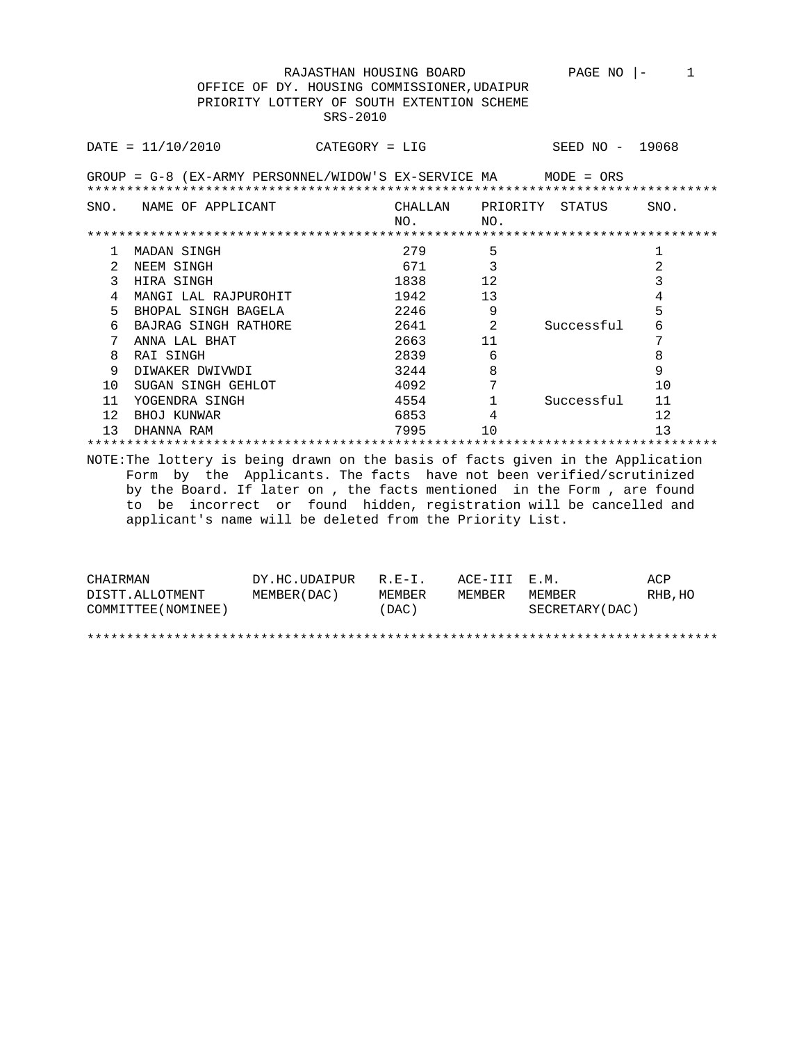RAJASTHAN HOUSING BOARD

OFFICE OF DY. HOUSING COMMISSIONER,UDAIPUR

PRIORITY LOTTERY OF SOUTH EXTENTION SCHEME

SRS-2010

DATE = 11/10/2010 CATEGORY = LIG SEED NO - 19068

GROUP = G-8 (EX-ARMY PERSONNEL/WIDOW'S EX-SERVICE MA MODE = ORS

| SNO. | NAME OF APPLICANT | CHALLAN NO. | PRIORITY NO. | STATUS | SNO. |
|---|---|---|---|---|---|
| 1 | MADAN SINGH | 279 | 5 | | 1 |
| 2 | NEEM SINGH | 671 | 3 | | 2 |
| 3 | HIRA SINGH | 1838 | 12 | | 3 |
| 4 | MANGI LAL RAJPUROHIT | 1942 | 13 | | 4 |
| 5 | BHOPAL SINGH BAGELA | 2246 | 9 | | 5 |
| 6 | BAJRAG SINGH RATHORE | 2641 | 2 | Successful | 6 |
| 7 | ANNA LAL BHAT | 2663 | 11 | | 7 |
| 8 | RAI SINGH | 2839 | 6 | | 8 |
| 9 | DIWAKER DWIVWDI | 3244 | 8 | | 9 |
| 10 | SUGAN SINGH GEHLOT | 4092 | 7 | | 10 |
| 11 | YOGENDRA SINGH | 4554 | 1 | Successful | 11 |
| 12 | BHOJ KUNWAR | 6853 | 4 | | 12 |
| 13 | DHANNA RAM | 7995 | 10 | | 13 |

NOTE:The lottery is being drawn on the basis of facts given in the Application Form by the Applicants. The facts have not been verified/scrutinized by the Board. If later on , the facts mentioned in the Form , are found to be incorrect or found hidden, registration will be cancelled and applicant's name will be deleted from the Priority List.

| CHAIRMAN DISTT.ALLOTMENT COMMITTEE(NOMINEE) | DY.HC.UDAIPUR MEMBER(DAC) | R.E-I. MEMBER (DAC) | ACE-III MEMBER | E.M. MEMBER SECRETARY(DAC) | ACP RHB,HO |
|---|---|---|---|---|---|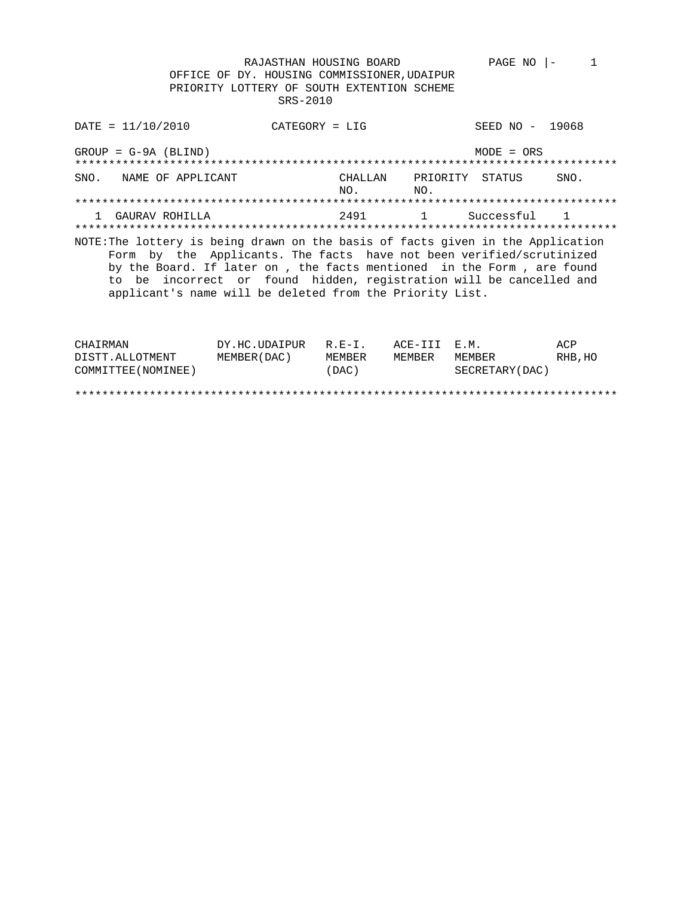RAJASTHAN HOUSING BOARD

OFFICE OF DY. HOUSING COMMISSIONER,UDAIPUR

PRIORITY LOTTERY OF SOUTH EXTENTION SCHEME

SRS-2010

DATE = 11/10/2010 CATEGORY = LIG SEED NO - 19068

GROUP = G-9A (BLIND) MODE = ORS

| SNO. | NAME OF APPLICANT | CHALLAN NO. | PRIORITY NO. | STATUS | SNO. |
|---|---|---|---|---|---|
| 1 | GAURAV ROHILLA | 2491 | 1 | Successful | 1 |

NOTE:The lottery is being drawn on the basis of facts given in the Application Form by the Applicants. The facts have not been verified/scrutinized by the Board. If later on , the facts mentioned in the Form , are found to be incorrect or found hidden, registration will be cancelled and applicant's name will be deleted from the Priority List.

| CHAIRMAN DISTT.ALLOTMENT COMMITTEE(NOMINEE) | DY.HC.UDAIPUR MEMBER(DAC) | R.E-I. MEMBER (DAC) | ACE-III MEMBER | E.M. MEMBER SECRETARY(DAC) | ACP RHB,HO |
|---|---|---|---|---|---|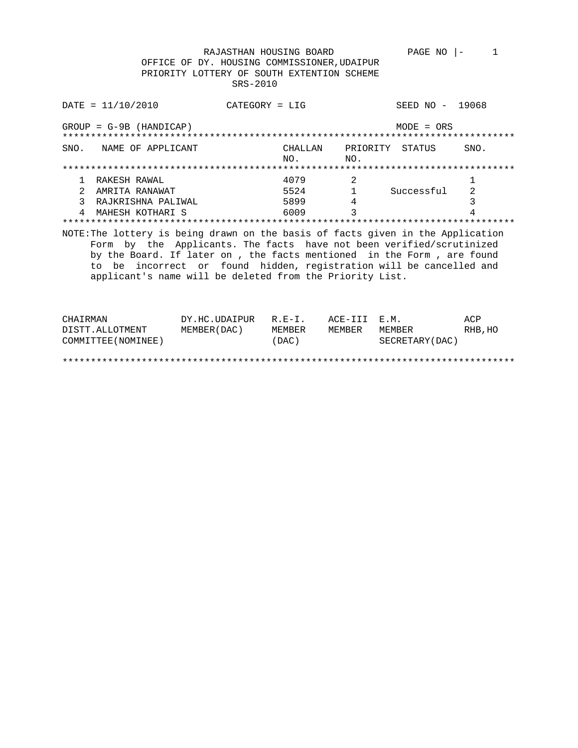RAJASTHAN HOUSING BOARD

OFFICE OF DY. HOUSING COMMISSIONER,UDAIPUR

PRIORITY LOTTERY OF SOUTH EXTENTION SCHEME

SRS-2010

DATE = 11/10/2010 CATEGORY = LIG SEED NO - 19068

GROUP = G-9B (HANDICAP) MODE = ORS

| SNO. | NAME OF APPLICANT | CHALLAN NO. | PRIORITY NO. | STATUS | SNO. |
|---|---|---|---|---|---|
| 1 | RAKESH RAWAL | 4079 | 2 | | 1 |
| 2 | AMRITA RANAWAT | 5524 | 1 | Successful | 2 |
| 3 | RAJKRISHNA PALIWAL | 5899 | 4 | | 3 |
| 4 | MAHESH KOTHARI S | 6009 | 3 | | 4 |

NOTE:The lottery is being drawn on the basis of facts given in the Application Form by the Applicants. The facts have not been verified/scrutinized by the Board. If later on , the facts mentioned in the Form , are found to be incorrect or found hidden, registration will be cancelled and applicant's name will be deleted from the Priority List.

| | | | | | |
|---|---|---|---|---|---|
| CHAIRMAN DISTT.ALLOTMENT COMMITTEE(NOMINEE) | DY.HC.UDAIPUR MEMBER(DAC) | R.E-I. MEMBER (DAC) | ACE-III MEMBER | E.M. MEMBER SECRETARY(DAC) | ACP RHB,HO |